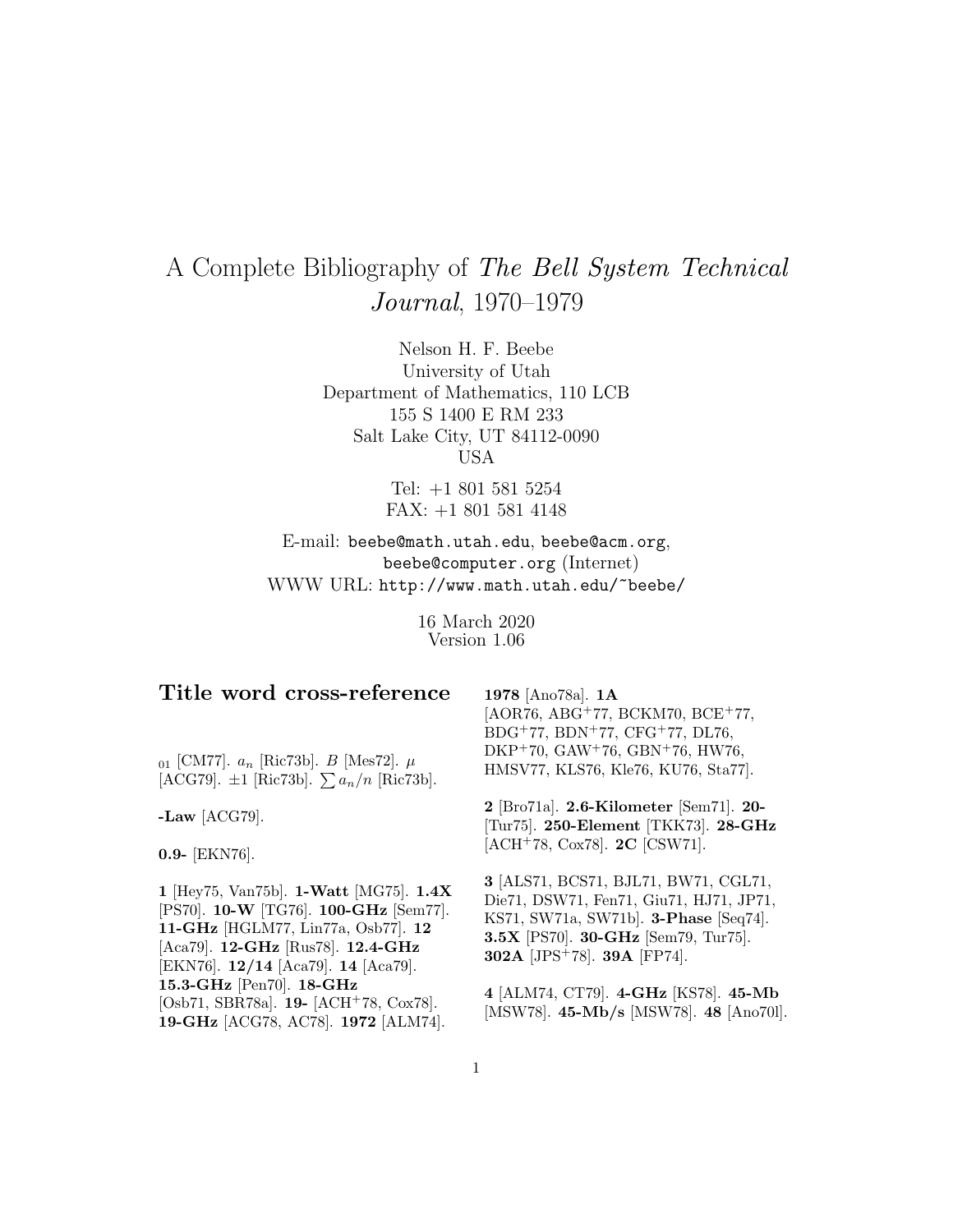# A Complete Bibliography of *The Bell System Technical Journal*, 1970–1979

Nelson H. F. Beebe
University of Utah
Department of Mathematics, 110 LCB
155 S 1400 E RM 233
Salt Lake City, UT 84112-0090
USA

Tel: +1 801 581 5254
FAX: +1 801 581 4148

E-mail: beebe@math.utah.edu, beebe@acm.org, beebe@computer.org (Internet)
WWW URL: http://www.math.utah.edu/~beebe/

16 March 2020
Version 1.06

## Title word cross-reference

$_{01}$ [CM77]. $a_n$ [Ric73b]. $B$ [Mes72]. $\mu$ [ACG79]. $\pm 1$ [Ric73b]. $\sum a_n/n$ [Ric73b].

**-Law** [ACG79].

**0.9-** [EKN76].

**1** [Hey75, Van75b]. **1-Watt** [MG75]. **1.4X** [PS70]. **10-W** [TG76]. **100-GHz** [Sem77]. **11-GHz** [HGLM77, Lin77a, Osb77]. **12** [Aca79]. **12-GHz** [Rus78]. **12.4-GHz** [EKN76]. **12/14** [Aca79]. **14** [Aca79]. **15.3-GHz** [Pen70]. **18-GHz** [Osb71, SBR78a]. **19-** [ACH+78, Cox78]. **19-GHz** [ACG78, AC78]. **1972** [ALM74]. **1978** [Ano78a]. **1A** [AOR76, ABG+77, BCKM70, BCE+77, BDG+77, BDN+77, CFG+77, DL76, DKP+70, GAW+76, GBN+76, HW76, HMSV77, KLS76, Kle76, KU76, Sta77].

**2** [Bro71a]. **2.6-Kilometer** [Sem71]. **20-** [Tur75]. **250-Element** [TKK73]. **28-GHz** [ACH+78, Cox78]. **2C** [CSW71].

**3** [ALS71, BCS71, BJL71, BW71, CGL71, Die71, DSW71, Fen71, Giu71, HJ71, JP71, KS71, SW71a, SW71b]. **3-Phase** [Seq74]. **3.5X** [PS70]. **30-GHz** [Sem79, Tur75]. **302A** [JPS+78]. **39A** [FP74].

**4** [ALM74, CT79]. **4-GHz** [KS78]. **45-Mb** [MSW78]. **45-Mb/s** [MSW78]. **48** [Ano70l].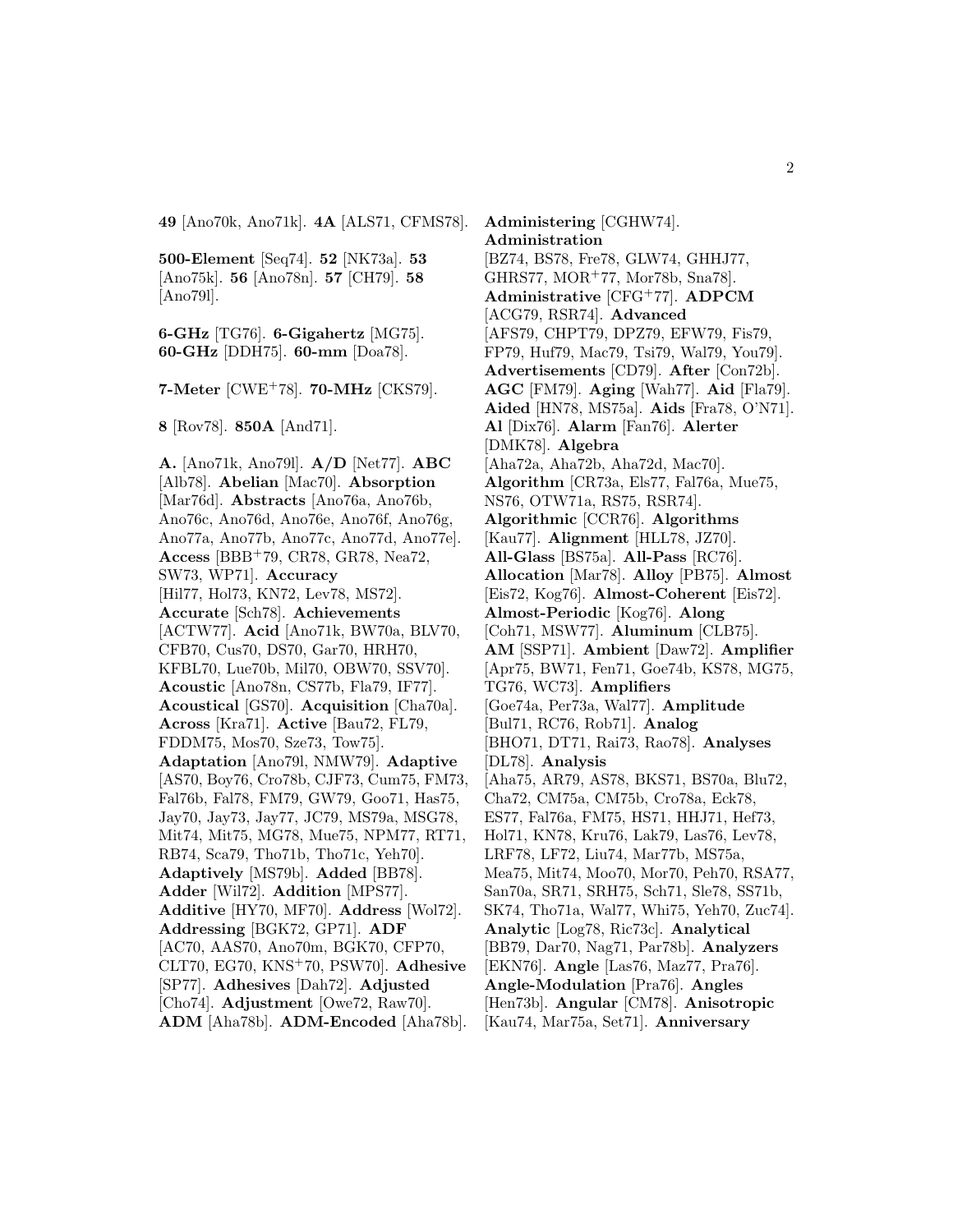**49** [Ano70k, Ano71k]. **4A** [ALS71, CFMS78].

**500-Element** [Seq74]. **52** [NK73a]. **53** [Ano75k]. **56** [Ano78n]. **57** [CH79]. **58** [Ano79l].

**6-GHz** [TG76]. **6-Gigahertz** [MG75]. **60-GHz** [DDH75]. **60-mm** [Doa78].

**7-Meter** [CWE+78]. **70-MHz** [CKS79].

**8** [Rov78]. **850A** [And71].

**A.** [Ano71k, Ano79l]. **A/D** [Net77]. **ABC** [Alb78]. **Abelian** [Mac70]. **Absorption** [Mar76d]. **Abstracts** [Ano76a, Ano76b, Ano76c, Ano76d, Ano76e, Ano76f, Ano76g, Ano77a, Ano77b, Ano77c, Ano77d, Ano77e]. **Access** [BBB+79, CR78, GR78, Nea72, SW73, WP71]. **Accuracy** [Hil77, Hol73, KN72, Lev78, MS72]. **Accurate** [Sch78]. **Achievements** [ACTW77]. **Acid** [Ano71k, BW70a, BLV70, CFB70, Cus70, DS70, Gar70, HRH70, KFBL70, Lue70b, Mil70, OBW70, SSV70]. **Acoustic** [Ano78n, CS77b, Fla79, IF77]. **Acoustical** [GS70]. **Acquisition** [Cha70a]. **Across** [Kra71]. **Active** [Bau72, FL79, FDDM75, Mos70, Sze73, Tow75]. **Adaptation** [Ano79l, NMW79]. **Adaptive** [AS70, Boy76, Cro78b, CJF73, Cum75, FM73, Fal76b, Fal78, FM79, GW79, Goo71, Has75, Jay70, Jay73, Jay77, JC79, MS79a, MSG78, Mit74, Mit75, MG78, Mue75, NPM77, RT71, RB74, Sca79, Tho71b, Tho71c, Yeh70]. **Adaptively** [MS79b]. **Added** [BB78]. **Adder** [Wil72]. **Addition** [MPS77]. **Additive** [HY70, MF70]. **Address** [Wol72]. **Addressing** [BGK72, GP71]. **ADF** [AC70, AAS70, Ano70m, BGK70, CFP70, CLT70, EG70, KNS+70, PSW70]. **Adhesive** [SP77]. **Adhesives** [Dah72]. **Adjusted** [Cho74]. **Adjustment** [Owe72, Raw70]. **ADM** [Aha78b]. **ADM-Encoded** [Aha78b].

**Administering** [CGHW74]. **Administration** [BZ74, BS78, Fre78, GLW74, GHHJ77, GHRS77, MOR+77, Mor78b, Sna78]. **Administrative** [CFG+77]. **ADPCM** [ACG79, RSR74]. **Advanced** [AFS79, CHPT79, DPZ79, EFW79, Fis79, FP79, Huf79, Mac79, Tsi79, Wal79, You79]. **Advertisements** [CD79]. **After** [Con72b]. **AGC** [FM79]. **Aging** [Wah77]. **Aid** [Fla79]. **Aided** [HN78, MS75a]. **Aids** [Fra78, O'N71]. **Al** [Dix76]. **Alarm** [Fan76]. **Alerter** [DMK78]. **Algebra** [Aha72a, Aha72b, Aha72d, Mac70]. **Algorithm** [CR73a, Els77, Fal76a, Mue75, NS76, OTW71a, RS75, RSR74]. **Algorithmic** [CCR76]. **Algorithms** [Kau77]. **Alignment** [HLL78, JZ70]. **All-Glass** [BS75a]. **All-Pass** [RC76]. **Allocation** [Mar78]. **Alloy** [PB75]. **Almost** [Eis72, Kog76]. **Almost-Coherent** [Eis72]. **Almost-Periodic** [Kog76]. **Along** [Coh71, MSW77]. **Aluminum** [CLB75]. **AM** [SSP71]. **Ambient** [Daw72]. **Amplifier** [Apr75, BW71, Fen71, Goe74b, KS78, MG75, TG76, WC73]. **Amplifiers** [Goe74a, Per73a, Wal77]. **Amplitude** [Bul71, RC76, Rob71]. **Analog** [BHO71, DT71, Rai73, Rao78]. **Analyses** [DL78]. **Analysis** [Aha75, AR79, AS78, BKS71, BS70a, Blu72, Cha72, CM75a, CM75b, Cro78a, Eck78, ES77, Fal76a, FM75, HS71, HHJ71, Hef73, Hol71, KN78, Kru76, Lak79, Las76, Lev78, LRF78, LF72, Liu74, Mar77b, MS75a, Mea75, Mit74, Moo70, Mor70, Peh70, RSA77, San70a, SR71, SRH75, Sch71, Sle78, SS71b, SK74, Tho71a, Wal77, Whi75, Yeh70, Zuc74]. **Analytic** [Log78, Ric73c]. **Analytical** [BB79, Dar70, Nag71, Par78b]. **Analyzers** [EKN76]. **Angle** [Las76, Maz77, Pra76]. **Angle-Modulation** [Pra76]. **Angles** [Hen73b]. **Angular** [CM78]. **Anisotropic** [Kau74, Mar75a, Set71]. **Anniversary**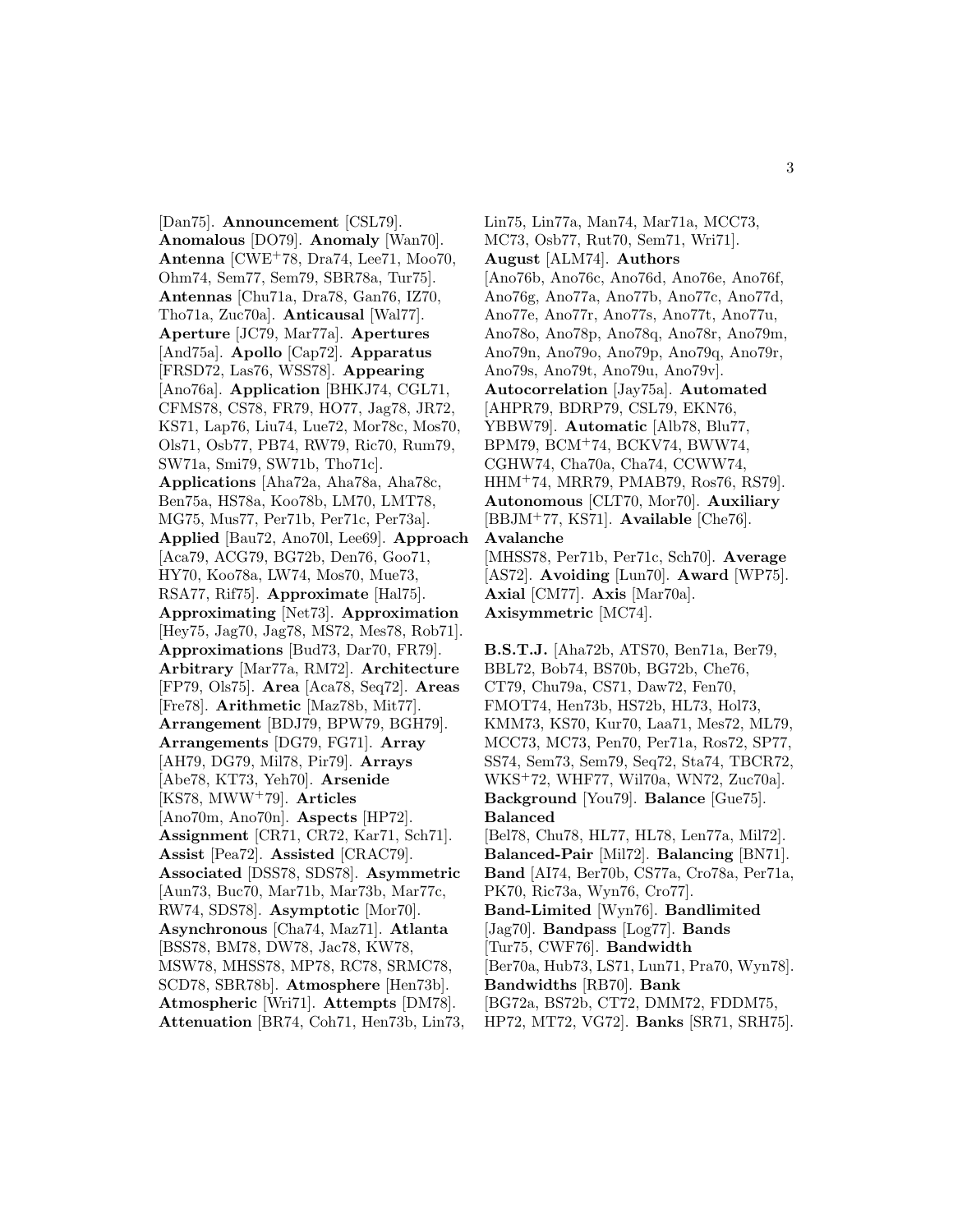[Dan75]. **Announcement** [CSL79]. **Anomalous** [DO79]. **Anomaly** [Wan70]. **Antenna** [CWE[+]78, Dra74, Lee71, Moo70, Ohm74, Sem77, Sem79, SBR78a, Tur75]. **Antennas** [Chu71a, Dra78, Gan76, IZ70, Tho71a, Zuc70a]. **Anticausal** [Wal77]. **Aperture** [JC79, Mar77a]. **Apertures** [And75a]. **Apollo** [Cap72]. **Apparatus** [FRSD72, Las76, WSS78]. **Appearing** [Ano76a]. **Application** [BHKJ74, CGL71, CFMS78, CS78, FR79, HO77, Jag78, JR72, KS71, Lap76, Liu74, Lue72, Mor78c, Mos70, Ols71, Osb77, PB74, RW79, Ric70, Rum79, SW71a, Smi79, SW71b, Tho71c]. **Applications** [Aha72a, Aha78a, Aha78c, Ben75a, HS78a, Koo78b, LM70, LMT78, MG75, Mus77, Per71b, Per71c, Per73a]. **Applied** [Bau72, Ano70l, Lee69]. **Approach** [Aca79, ACG79, BG72b, Den76, Goo71, HY70, Koo78a, LW74, Mos70, Mue73, RSA77, Rif75]. **Approximate** [Hal75]. **Approximating** [Net73]. **Approximation** [Hey75, Jag70, Jag78, MS72, Mes78, Rob71]. **Approximations** [Bud73, Dar70, FR79]. **Arbitrary** [Mar77a, RM72]. **Architecture** [FP79, Ols75]. **Area** [Aca78, Seq72]. **Areas** [Fre78]. **Arithmetic** [Maz78b, Mit77]. **Arrangement** [BDJ79, BPW79, BGH79]. **Arrangements** [DG79, FG71]. **Array** [AH79, DG79, Mil78, Pir79]. **Arrays** [Abe78, KT73, Yeh70]. **Arsenide** [KS78, MWW[+]79]. **Articles** [Ano70m, Ano70n]. **Aspects** [HP72]. **Assignment** [CR71, CR72, Kar71, Sch71]. **Assist** [Pea72]. **Assisted** [CRAC79]. **Associated** [DSS78, SDS78]. **Asymmetric** [Aun73, Buc70, Mar71b, Mar73b, Mar77c, RW74, SDS78]. **Asymptotic** [Mor70]. **Asynchronous** [Cha74, Maz71]. **Atlanta** [BSS78, BM78, DW78, Jac78, KW78, MSW78, MHSS78, MP78, RC78, SRMC78, SCD78, SBR78b]. **Atmosphere** [Hen73b]. **Atmospheric** [Wri71]. **Attempts** [DM78]. **Attenuation** [BR74, Coh71, Hen73b, Lin73, Lin75, Lin77a, Man74, Mar71a, MCC73, MC73, Osb77, Rut70, Sem71, Wri71]. **August** [ALM74]. **Authors** [Ano76b, Ano76c, Ano76d, Ano76e, Ano76f, Ano76g, Ano77a, Ano77b, Ano77c, Ano77d, Ano77e, Ano77r, Ano77s, Ano77t, Ano77u, Ano78o, Ano78p, Ano78q, Ano78r, Ano79m, Ano79n, Ano79o, Ano79p, Ano79q, Ano79r, Ano79s, Ano79t, Ano79u, Ano79v]. **Autocorrelation** [Jay75a]. **Automated** [AHPR79, BDRP79, CSL79, EKN76, YBBW79]. **Automatic** [Alb78, Blu77, BPM79, BCM[+]74, BCKV74, BWW74, CGHW74, Cha70a, Cha74, CCWW74, HHM[+]74, MRR79, PMAB79, Ros76, RS79]. **Autonomous** [CLT70, Mor70]. **Auxiliary** [BBJM[+]77, KS71]. **Available** [Che76]. **Avalanche** [MHSS78, Per71b, Per71c, Sch70]. **Average** [AS72]. **Avoiding** [Lun70]. **Award** [WP75]. **Axial** [CM77]. **Axis** [Mar70a]. **Axisymmetric** [MC74].

**B.S.T.J.** [Aha72b, ATS70, Ben71a, Ber79, BBL72, Bob74, BS70b, BG72b, Che76, CT79, Chu79a, CS71, Daw72, Fen70, FMOT74, Hen73b, HS72b, HL73, Hol73, KMM73, KS70, Kur70, Laa71, Mes72, ML79, MCC73, MC73, Pen70, Per71a, Ros72, SP77, SS74, Sem73, Sem79, Seq72, Sta74, TBCR72, WKS[+]72, WHF77, Wil70a, WN72, Zuc70a]. **Background** [You79]. **Balance** [Gue75]. **Balanced** [Bel78, Chu78, HL77, HL78, Len77a, Mil72]. **Balanced-Pair** [Mil72]. **Balancing** [BN71]. **Band** [AI74, Ber70b, CS77a, Cro78a, Per71a, PK70, Ric73a, Wyn76, Cro77]. **Band-Limited** [Wyn76]. **Bandlimited** [Jag70]. **Bandpass** [Log77]. **Bands** [Tur75, CWF76]. **Bandwidth** [Ber70a, Hub73, LS71, Lun71, Pra70, Wyn78]. **Bandwidths** [RB70]. **Bank** [BG72a, BS72b, CT72, DMM72, FDDM75, HP72, MT72, VG72]. **Banks** [SR71, SRH75].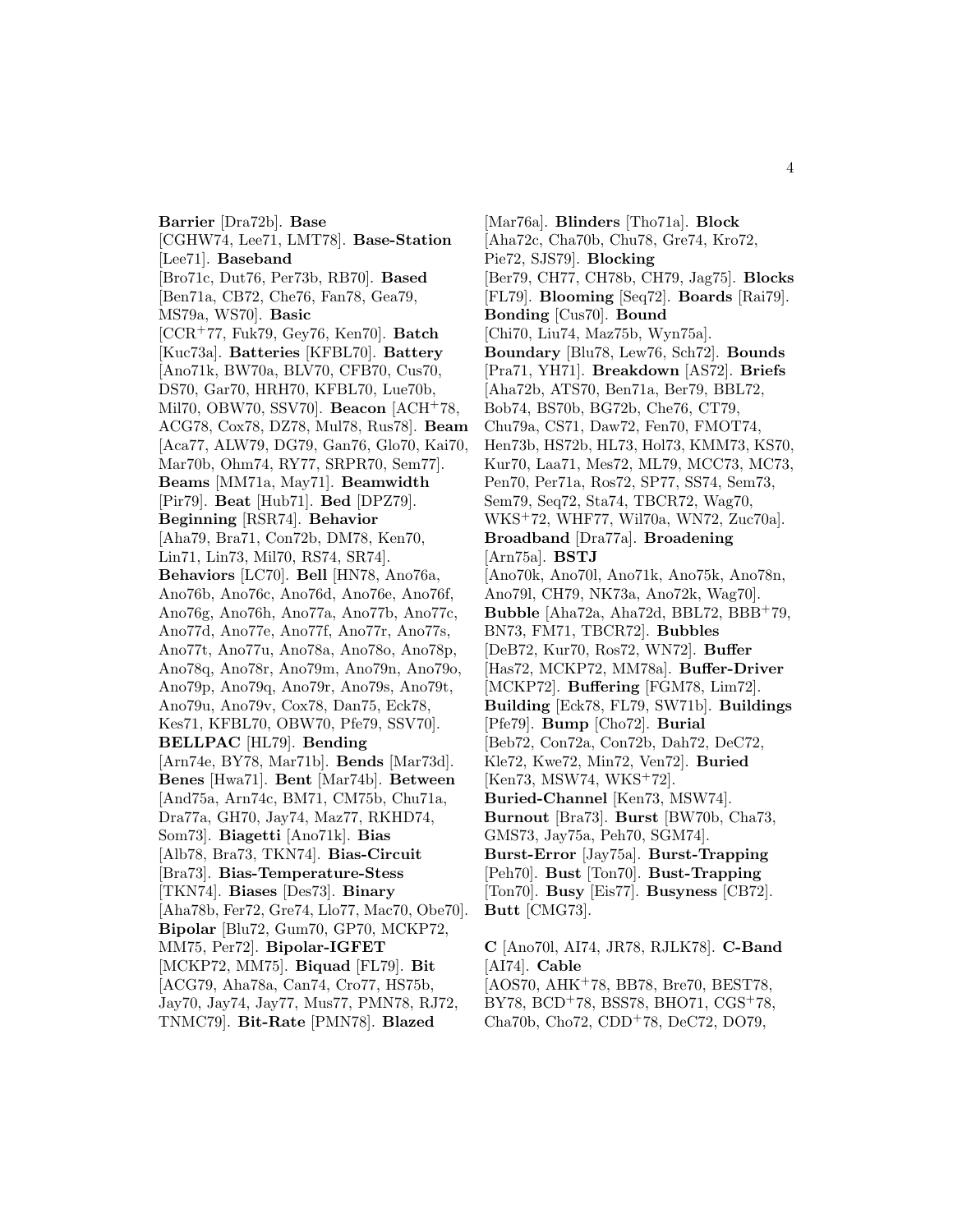**Barrier** [Dra72b]. **Base** [CGHW74, Lee71, LMT78]. **Base-Station** [Lee71]. **Baseband** [Bro71c, Dut76, Per73b, RB70]. **Based** [Ben71a, CB72, Che76, Fan78, Gea79, MS79a, WS70]. **Basic** [CCR+77, Fuk79, Gey76, Ken70]. **Batch** [Kuc73a]. **Batteries** [KFBL70]. **Battery** [Ano71k, BW70a, BLV70, CFB70, Cus70, DS70, Gar70, HRH70, KFBL70, Lue70b, Mil70, OBW70, SSV70]. **Beacon** [ACH+78, ACG78, Cox78, DZ78, Mul78, Rus78]. **Beam** [Aca77, ALW79, DG79, Gan76, Glo70, Kai70, Mar70b, Ohm74, RY77, SRPR70, Sem77]. **Beams** [MM71a, May71]. **Beamwidth** [Pir79]. **Beat** [Hub71]. **Bed** [DPZ79]. **Beginning** [RSR74]. **Behavior** [Aha79, Bra71, Con72b, DM78, Ken70, Lin71, Lin73, Mil70, RS74, SR74]. **Behaviors** [LC70]. **Bell** [HN78, Ano76a, Ano76b, Ano76c, Ano76d, Ano76e, Ano76f, Ano76g, Ano76h, Ano77a, Ano77b, Ano77c, Ano77d, Ano77e, Ano77f, Ano77r, Ano77s, Ano77t, Ano77u, Ano78a, Ano78o, Ano78p, Ano78q, Ano78r, Ano79m, Ano79n, Ano79o, Ano79p, Ano79q, Ano79r, Ano79s, Ano79t, Ano79u, Ano79v, Cox78, Dan75, Eck78, Kes71, KFBL70, OBW70, Pfe79, SSV70]. **BELLPAC** [HL79]. **Bending** [Arn74e, BY78, Mar71b]. **Bends** [Mar73d]. **Benes** [Hwa71]. **Bent** [Mar74b]. **Between** [And75a, Arn74c, BM71, CM75b, Chu71a, Dra77a, GH70, Jay74, Maz77, RKHD74, Som73]. **Biagetti** [Ano71k]. **Bias** [Alb78, Bra73, TKN74]. **Bias-Circuit** [Bra73]. **Bias-Temperature-Stess** [TKN74]. **Biases** [Des73]. **Binary** [Aha78b, Fer72, Gre74, Llo77, Mac70, Obe70]. **Bipolar** [Blu72, Gum70, GP70, MCKP72, MM75, Per72]. **Bipolar-IGFET** [MCKP72, MM75]. **Biquad** [FL79]. **Bit** [ACG79, Aha78a, Can74, Cro77, HS75b, Jay70, Jay74, Jay77, Mus77, PMN78, RJ72, TNMC79]. **Bit-Rate** [PMN78]. **Blazed** [Mar76a]. **Blinders** [Tho71a]. **Block** [Aha72c, Cha70b, Chu78, Gre74, Kro72, Pie72, SJS79]. **Blocking** [Ber79, CH77, CH78b, CH79, Jag75]. **Blocks** [FL79]. **Blooming** [Seq72]. **Boards** [Rai79]. **Bonding** [Cus70]. **Bound** [Chi70, Liu74, Maz75b, Wyn75a]. **Boundary** [Blu78, Lew76, Sch72]. **Bounds** [Pra71, YH71]. **Breakdown** [AS72]. **Briefs** [Aha72b, ATS70, Ben71a, Ber79, BBL72, Bob74, BS70b, BG72b, Che76, CT79, Chu79a, CS71, Daw72, Fen70, FMOT74, Hen73b, HS72b, HL73, Hol73, KMM73, KS70, Kur70, Laa71, Mes72, ML79, MCC73, MC73, Pen70, Per71a, Ros72, SP77, SS74, Sem73, Sem79, Seq72, Sta74, TBCR72, Wag70, WKS+72, WHF77, Wil70a, WN72, Zuc70a]. **Broadband** [Dra77a]. **Broadening** [Arn75a]. **BSTJ** [Ano70k, Ano70l, Ano71k, Ano75k, Ano78n, Ano79l, CH79, NK73a, Ano72k, Wag70]. **Bubble** [Aha72a, Aha72d, BBL72, BBB+79, BN73, FM71, TBCR72]. **Bubbles** [DeB72, Kur70, Ros72, WN72]. **Buffer** [Has72, MCKP72, MM78a]. **Buffer-Driver** [MCKP72]. **Buffering** [FGM78, Lim72]. **Building** [Eck78, FL79, SW71b]. **Buildings** [Pfe79]. **Bump** [Cho72]. **Burial** [Beb72, Con72a, Con72b, Dah72, DeC72, Kle72, Kwe72, Min72, Ven72]. **Buried** [Ken73, MSW74, WKS+72]. **Buried-Channel** [Ken73, MSW74]. **Burnout** [Bra73]. **Burst** [BW70b, Cha73, GMS73, Jay75a, Peh70, SGM74]. **Burst-Error** [Jay75a]. **Burst-Trapping** [Peh70]. **Bust** [Ton70]. **Bust-Trapping** [Ton70]. **Busy** [Eis77]. **Busyness** [CB72]. **Butt** [CMG73].

**C** [Ano70l, AI74, JR78, RJLK78]. **C-Band** [AI74]. **Cable** [AOS70, AHK+78, BB78, Bre70, BEST78, BY78, BCD+78, BSS78, BHO71, CGS+78, Cha70b, Cho72, CDD+78, DeC72, DO79,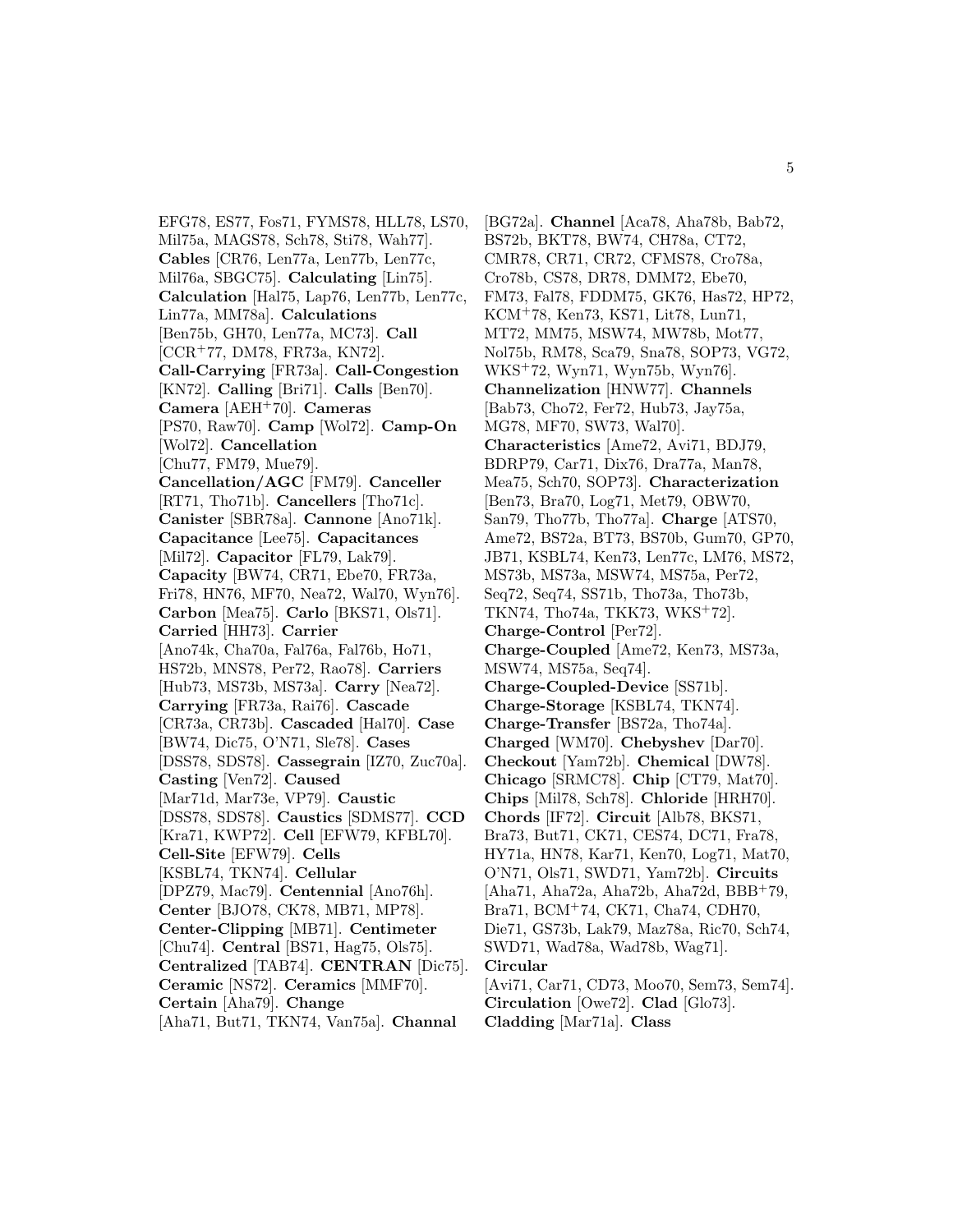EFG78, ES77, Fos71, FYMS78, HLL78, LS70, Mil75a, MAGS78, Sch78, Sti78, Wah77]. **Cables** [CR76, Len77a, Len77b, Len77c, Mil76a, SBGC75]. **Calculating** [Lin75]. **Calculation** [Hal75, Lap76, Len77b, Len77c, Lin77a, MM78a]. **Calculations** [Ben75b, GH70, Len77a, MC73]. **Call** [CCR+77, DM78, FR73a, KN72]. **Call-Carrying** [FR73a]. **Call-Congestion** [KN72]. **Calling** [Bri71]. **Calls** [Ben70]. **Camera** [AEH+70]. **Cameras** [PS70, Raw70]. **Camp** [Wol72]. **Camp-On** [Wol72]. **Cancellation** [Chu77, FM79, Mue79]. **Cancellation/AGC** [FM79]. **Canceller** [RT71, Tho71b]. **Cancellers** [Tho71c]. **Canister** [SBR78a]. **Cannone** [Ano71k]. **Capacitance** [Lee75]. **Capacitances** [Mil72]. **Capacitor** [FL79, Lak79]. **Capacity** [BW74, CR71, Ebe70, FR73a, Fri78, HN76, MF70, Nea72, Wal70, Wyn76]. **Carbon** [Mea75]. **Carlo** [BKS71, Ols71]. **Carried** [HH73]. **Carrier** [Ano74k, Cha70a, Fal76a, Fal76b, Ho71, HS72b, MNS78, Per72, Rao78]. **Carriers** [Hub73, MS73b, MS73a]. **Carry** [Nea72]. **Carrying** [FR73a, Rai76]. **Cascade** [CR73a, CR73b]. **Cascaded** [Hal70]. **Case** [BW74, Dic75, O'N71, Sle78]. **Cases** [DSS78, SDS78]. **Cassegrain** [IZ70, Zuc70a]. **Casting** [Ven72]. **Caused** [Mar71d, Mar73e, VP79]. **Caustic** [DSS78, SDS78]. **Caustics** [SDMS77]. **CCD** [Kra71, KWP72]. **Cell** [EFW79, KFBL70]. **Cell-Site** [EFW79]. **Cells** [KSBL74, TKN74]. **Cellular** [DPZ79, Mac79]. **Centennial** [Ano76h]. **Center** [BJO78, CK78, MB71, MP78]. **Center-Clipping** [MB71]. **Centimeter** [Chu74]. **Central** [BS71, Hag75, Ols75]. **Centralized** [TAB74]. **CENTRAN** [Dic75]. **Ceramic** [NS72]. **Ceramics** [MMF70]. **Certain** [Aha79]. **Change** [Aha71, But71, TKN74, Van75a]. **Channal** [BG72a]. **Channel** [Aca78, Aha78b, Bab72, BS72b, BKT78, BW74, CH78a, CT72, CMR78, CR71, CR72, CFMS78, Cro78a, Cro78b, CS78, DR78, DMM72, Ebe70, FM73, Fal78, FDDM75, GK76, Has72, HP72, KCM+78, Ken73, KS71, Lit78, Lun71, MT72, MM75, MSW74, MW78b, Mot77, Nol75b, RM78, Sca79, Sna78, SOP73, VG72, WKS+72, Wyn71, Wyn75b, Wyn76]. **Channelization** [HNW77]. **Channels** [Bab73, Cho72, Fer72, Hub73, Jay75a, MG78, MF70, SW73, Wal70]. **Characteristics** [Ame72, Avi71, BDJ79, BDRP79, Car71, Dix76, Dra77a, Man78, Mea75, Sch70, SOP73]. **Characterization** [Ben73, Bra70, Log71, Met79, OBW70, San79, Tho77b, Tho77a]. **Charge** [ATS70, Ame72, BS72a, BT73, BS70b, Gum70, GP70, JB71, KSBL74, Ken73, Len77c, LM76, MS72, MS73b, MS73a, MSW74, MS75a, Per72, Seq72, Seq74, SS71b, Tho73a, Tho73b, TKN74, Tho74a, TKK73, WKS+72]. **Charge-Control** [Per72]. **Charge-Coupled** [Ame72, Ken73, MS73a, MSW74, MS75a, Seq74]. **Charge-Coupled-Device** [SS71b]. **Charge-Storage** [KSBL74, TKN74]. **Charge-Transfer** [BS72a, Tho74a]. **Charged** [WM70]. **Chebyshev** [Dar70]. **Checkout** [Yam72b]. **Chemical** [DW78]. **Chicago** [SRMC78]. **Chip** [CT79, Mat70]. **Chips** [Mil78, Sch78]. **Chloride** [HRH70]. **Chords** [IF72]. **Circuit** [Alb78, BKS71, Bra73, But71, CK71, CES74, DC71, Fra78, HY71a, HN78, Kar71, Ken70, Log71, Mat70, O'N71, Ols71, SWD71, Yam72b]. **Circuits** [Aha71, Aha72a, Aha72b, Aha72d, BBB+79, Bra71, BCM+74, CK71, Cha74, CDH70, Die71, GS73b, Lak79, Maz78a, Ric70, Sch74, SWD71, Wad78a, Wad78b, Wag71]. **Circular** [Avi71, Car71, CD73, Moo70, Sem73, Sem74]. **Circulation** [Owe72]. **Clad** [Glo73]. **Cladding** [Mar71a]. **Class**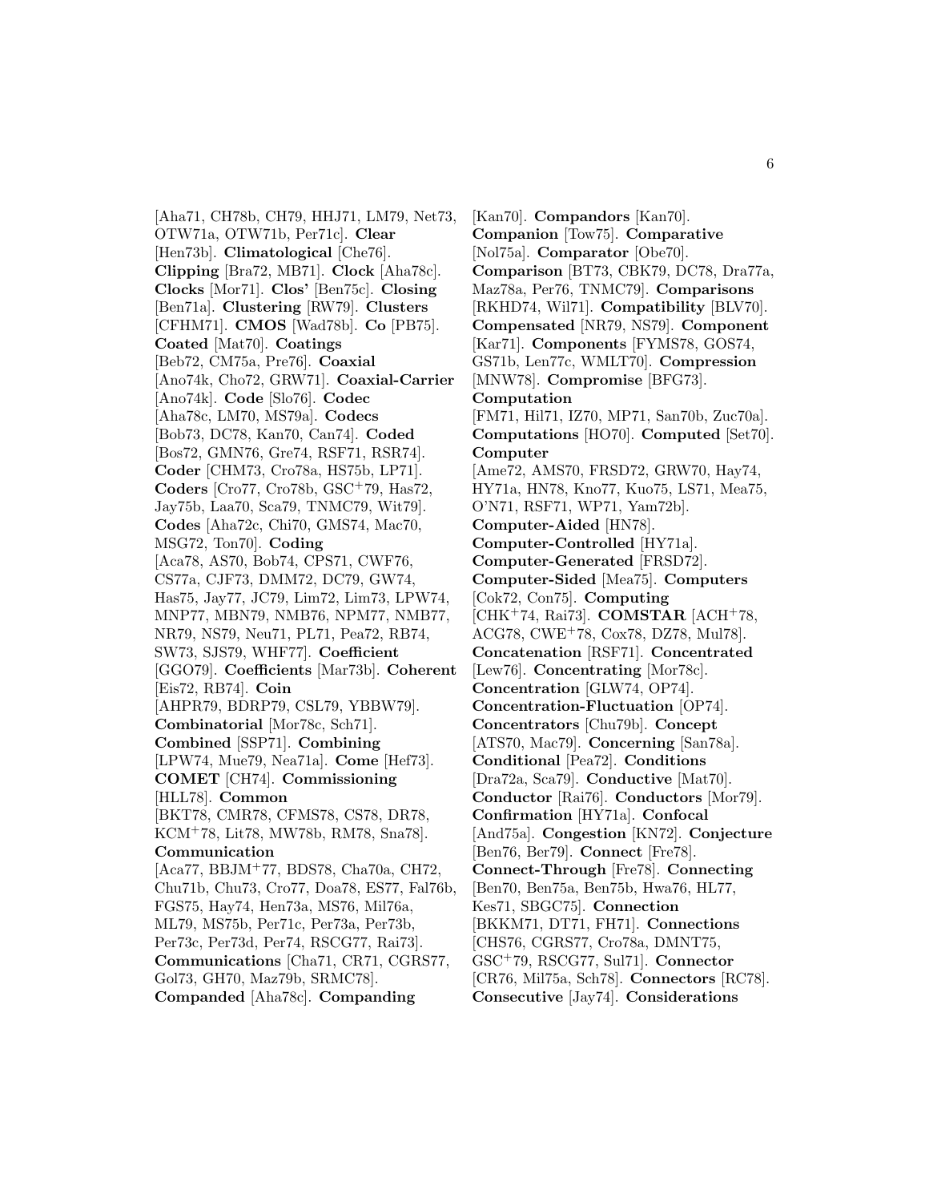[Aha71, CH78b, CH79, HHJ71, LM79, Net73, OTW71a, OTW71b, Per71c]. **Clear** [Hen73b]. **Climatological** [Che76]. **Clipping** [Bra72, MB71]. **Clock** [Aha78c]. **Clocks** [Mor71]. **Clos'** [Ben75c]. **Closing** [Ben71a]. **Clustering** [RW79]. **Clusters** [CFHM71]. **CMOS** [Wad78b]. **Co** [PB75]. **Coated** [Mat70]. **Coatings** [Beb72, CM75a, Pre76]. **Coaxial** [Ano74k, Cho72, GRW71]. **Coaxial-Carrier** [Ano74k]. **Code** [Slo76]. **Codec** [Aha78c, LM70, MS79a]. **Codecs** [Bob73, DC78, Kan70, Can74]. **Coded** [Bos72, GMN76, Gre74, RSF71, RSR74]. **Coder** [CHM73, Cro78a, HS75b, LP71]. **Coders** [Cro77, Cro78b, GSC+79, Has72, Jay75b, Laa70, Sca79, TNMC79, Wit79]. **Codes** [Aha72c, Chi70, GMS74, Mac70, MSG72, Ton70]. **Coding** [Aca78, AS70, Bob74, CPS71, CWF76, CS77a, CJF73, DMM72, DC79, GW74, Has75, Jay77, JC79, Lim72, Lim73, LPW74, MNP77, MBN79, NMB76, NPM77, NMB77, NR79, NS79, Neu71, PL71, Pea72, RB74, SW73, SJS79, WHF77]. **Coefficient** [GGO79]. **Coefficients** [Mar73b]. **Coherent** [Eis72, RB74]. **Coin** [AHPR79, BDRP79, CSL79, YBBW79]. **Combinatorial** [Mor78c, Sch71]. **Combined** [SSP71]. **Combining** [LPW74, Mue79, Nea71a]. **Come** [Hef73]. **COMET** [CH74]. **Commissioning** [HLL78]. **Common** [BKT78, CMR78, CFMS78, CS78, DR78, KCM+78, Lit78, MW78b, RM78, Sna78]. **Communication** [Aca77, BBJM+77, BDS78, Cha70a, CH72, Chu71b, Chu73, Cro77, Doa78, ES77, Fal76b, FGS75, Hay74, Hen73a, MS76, Mil76a, ML79, MS75b, Per71c, Per73a, Per73b, Per73c, Per73d, Per74, RSCG77, Rai73]. **Communications** [Cha71, CR71, CGRS77, Gol73, GH70, Maz79b, SRMC78]. **Companded** [Aha78c]. **Companding** [Kan70]. **Compandors** [Kan70]. **Companion** [Tow75]. **Comparative** [Nol75a]. **Comparator** [Obe70]. **Comparison** [BT73, CBK79, DC78, Dra77a, Maz78a, Per76, TNMC79]. **Comparisons** [RKHD74, Wil71]. **Compatibility** [BLV70]. **Compensated** [NR79, NS79]. **Component** [Kar71]. **Components** [FYMS78, GOS74, GS71b, Len77c, WMLT70]. **Compression** [MNW78]. **Compromise** [BFG73]. **Computation** [FM71, Hil71, IZ70, MP71, San70b, Zuc70a]. **Computations** [HO70]. **Computed** [Set70]. **Computer** [Ame72, AMS70, FRSD72, GRW70, Hay74, HY71a, HN78, Kno77, Kuo75, LS71, Mea75, O'N71, RSF71, WP71, Yam72b]. **Computer-Aided** [HN78]. **Computer-Controlled** [HY71a]. **Computer-Generated** [FRSD72]. **Computer-Sided** [Mea75]. **Computers** [Cok72, Con75]. **Computing** [CHK+74, Rai73]. **COMSTAR** [ACH+78, ACG78, CWE+78, Cox78, DZ78, Mul78]. **Concatenation** [RSF71]. **Concentrated** [Lew76]. **Concentrating** [Mor78c]. **Concentration** [GLW74, OP74]. **Concentration-Fluctuation** [OP74]. **Concentrators** [Chu79b]. **Concept** [ATS70, Mac79]. **Concerning** [San78a]. **Conditional** [Pea72]. **Conditions** [Dra72a, Sca79]. **Conductive** [Mat70]. **Conductor** [Rai76]. **Conductors** [Mor79]. **Confirmation** [HY71a]. **Confocal** [And75a]. **Congestion** [KN72]. **Conjecture** [Ben76, Ber79]. **Connect** [Fre78]. **Connect-Through** [Fre78]. **Connecting** [Ben70, Ben75a, Ben75b, Hwa76, HL77, Kes71, SBGC75]. **Connection** [BKKM71, DT71, FH71]. **Connections** [CHS76, CGRS77, Cro78a, DMNT75, GSC+79, RSCG77, Sul71]. **Connector** [CR76, Mil75a, Sch78]. **Connectors** [RC78]. **Consecutive** [Jay74]. **Considerations**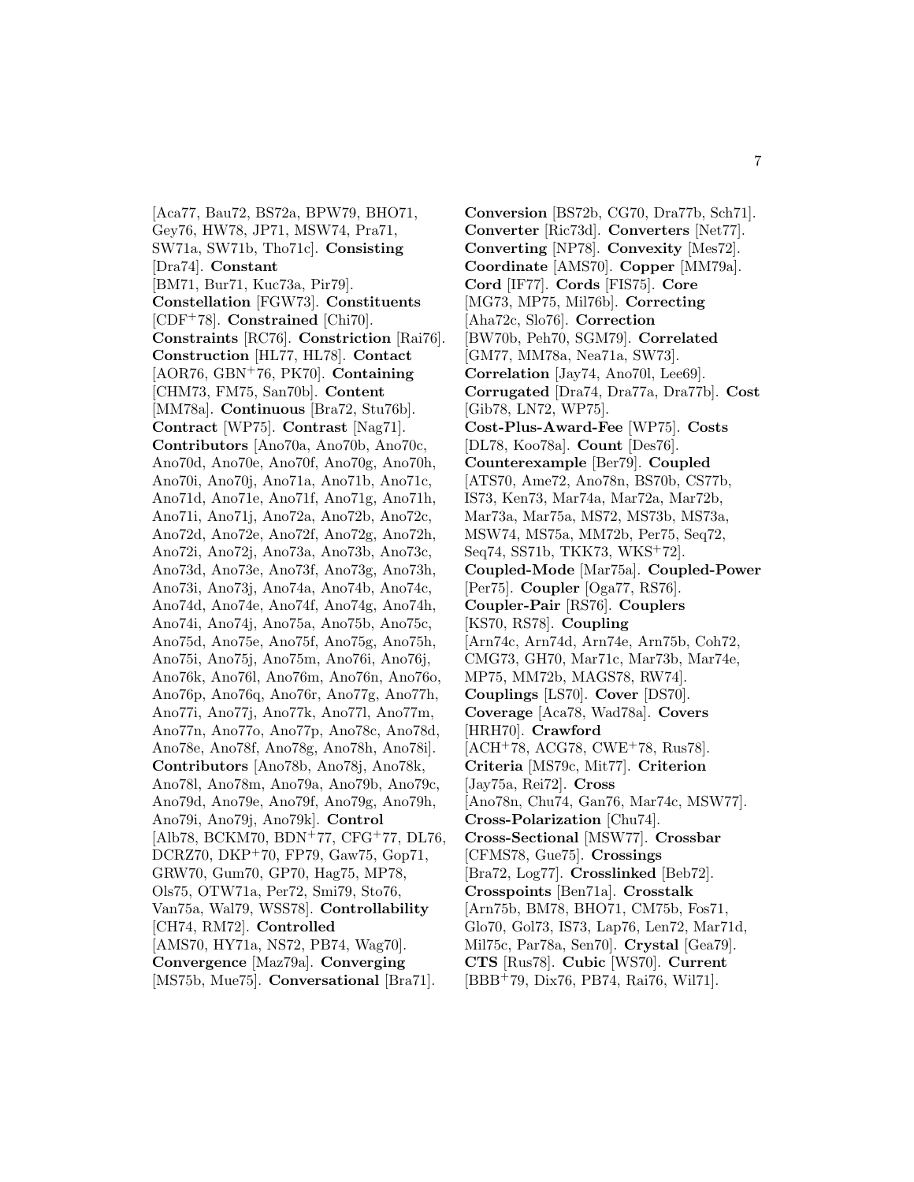[Aca77, Bau72, BS72a, BPW79, BHO71, Gey76, HW78, JP71, MSW74, Pra71, SW71a, SW71b, Tho71c]. **Consisting** [Dra74]. **Constant** [BM71, Bur71, Kuc73a, Pir79]. **Constellation** [FGW73]. **Constituents** [CDF+78]. **Constrained** [Chi70]. **Constraints** [RC76]. **Constriction** [Rai76]. **Construction** [HL77, HL78]. **Contact** [AOR76, GBN+76, PK70]. **Containing** [CHM73, FM75, San70b]. **Content** [MM78a]. **Continuous** [Bra72, Stu76b]. **Contract** [WP75]. **Contrast** [Nag71]. **Contributors** [Ano70a, Ano70b, Ano70c, Ano70d, Ano70e, Ano70f, Ano70g, Ano70h, Ano70i, Ano70j, Ano71a, Ano71b, Ano71c, Ano71d, Ano71e, Ano71f, Ano71g, Ano71h, Ano71i, Ano71j, Ano72a, Ano72b, Ano72c, Ano72d, Ano72e, Ano72f, Ano72g, Ano72h, Ano72i, Ano72j, Ano73a, Ano73b, Ano73c, Ano73d, Ano73e, Ano73f, Ano73g, Ano73h, Ano73i, Ano73j, Ano74a, Ano74b, Ano74c, Ano74d, Ano74e, Ano74f, Ano74g, Ano74h, Ano74i, Ano74j, Ano75a, Ano75b, Ano75c, Ano75d, Ano75e, Ano75f, Ano75g, Ano75h, Ano75i, Ano75j, Ano75m, Ano76i, Ano76j, Ano76k, Ano76l, Ano76m, Ano76n, Ano76o, Ano76p, Ano76q, Ano76r, Ano77g, Ano77h, Ano77i, Ano77j, Ano77k, Ano77l, Ano77m, Ano77n, Ano77o, Ano77p, Ano78c, Ano78d, Ano78e, Ano78f, Ano78g, Ano78h, Ano78i]. **Contributors** [Ano78b, Ano78j, Ano78k, Ano78l, Ano78m, Ano79a, Ano79b, Ano79c, Ano79d, Ano79e, Ano79f, Ano79g, Ano79h, Ano79i, Ano79j, Ano79k]. **Control** [Alb78, BCKM70, BDN+77, CFG+77, DL76, DCRZ70, DKP+70, FP79, Gaw75, Gop71, GRW70, Gum70, GP70, Hag75, MP78, Ols75, OTW71a, Per72, Smi79, Sto76, Van75a, Wal79, WSS78]. **Controllability** [CH74, RM72]. **Controlled** [AMS70, HY71a, NS72, PB74, Wag70]. **Convergence** [Maz79a]. **Converging** [MS75b, Mue75]. **Conversational** [Bra71]. **Conversion** [BS72b, CG70, Dra77b, Sch71]. **Converter** [Ric73d]. **Converters** [Net77]. **Converting** [NP78]. **Convexity** [Mes72]. **Coordinate** [AMS70]. **Copper** [MM79a]. **Cord** [IF77]. **Cords** [FIS75]. **Core** [MG73, MP75, Mil76b]. **Correcting** [Aha72c, Slo76]. **Correction** [BW70b, Peh70, SGM79]. **Correlated** [GM77, MM78a, Nea71a, SW73]. **Correlation** [Jay74, Ano70l, Lee69]. **Corrugated** [Dra74, Dra77a, Dra77b]. **Cost** [Gib78, LN72, WP75]. **Cost-Plus-Award-Fee** [WP75]. **Costs** [DL78, Koo78a]. **Count** [Des76]. **Counterexample** [Ber79]. **Coupled** [ATS70, Ame72, Ano78n, BS70b, CS77b, IS73, Ken73, Mar74a, Mar72a, Mar72b, Mar73a, Mar75a, MS72, MS73b, MS73a, MSW74, MS75a, MM72b, Per75, Seq72, Seq74, SS71b, TKK73, WKS+72]. **Coupled-Mode** [Mar75a]. **Coupled-Power** [Per75]. **Coupler** [Oga77, RS76]. **Coupler-Pair** [RS76]. **Couplers** [KS70, RS78]. **Coupling** [Arn74c, Arn74d, Arn74e, Arn75b, Coh72, CMG73, GH70, Mar71c, Mar73b, Mar74e, MP75, MM72b, MAGS78, RW74]. **Couplings** [LS70]. **Cover** [DS70]. **Coverage** [Aca78, Wad78a]. **Covers** [HRH70]. **Crawford** [ACH+78, ACG78, CWE+78, Rus78]. **Criteria** [MS79c, Mit77]. **Criterion** [Jay75a, Rei72]. **Cross** [Ano78n, Chu74, Gan76, Mar74c, MSW77]. **Cross-Polarization** [Chu74]. **Cross-Sectional** [MSW77]. **Crossbar** [CFMS78, Gue75]. **Crossings** [Bra72, Log77]. **Crosslinked** [Beb72]. **Crosspoints** [Ben71a]. **Crosstalk** [Arn75b, BM78, BHO71, CM75b, Fos71, Glo70, Gol73, IS73, Lap76, Len72, Mar71d, Mil75c, Par78a, Sen70]. **Crystal** [Gea79]. **CTS** [Rus78]. **Cubic** [WS70]. **Current** [BBB+79, Dix76, PB74, Rai76, Wil71].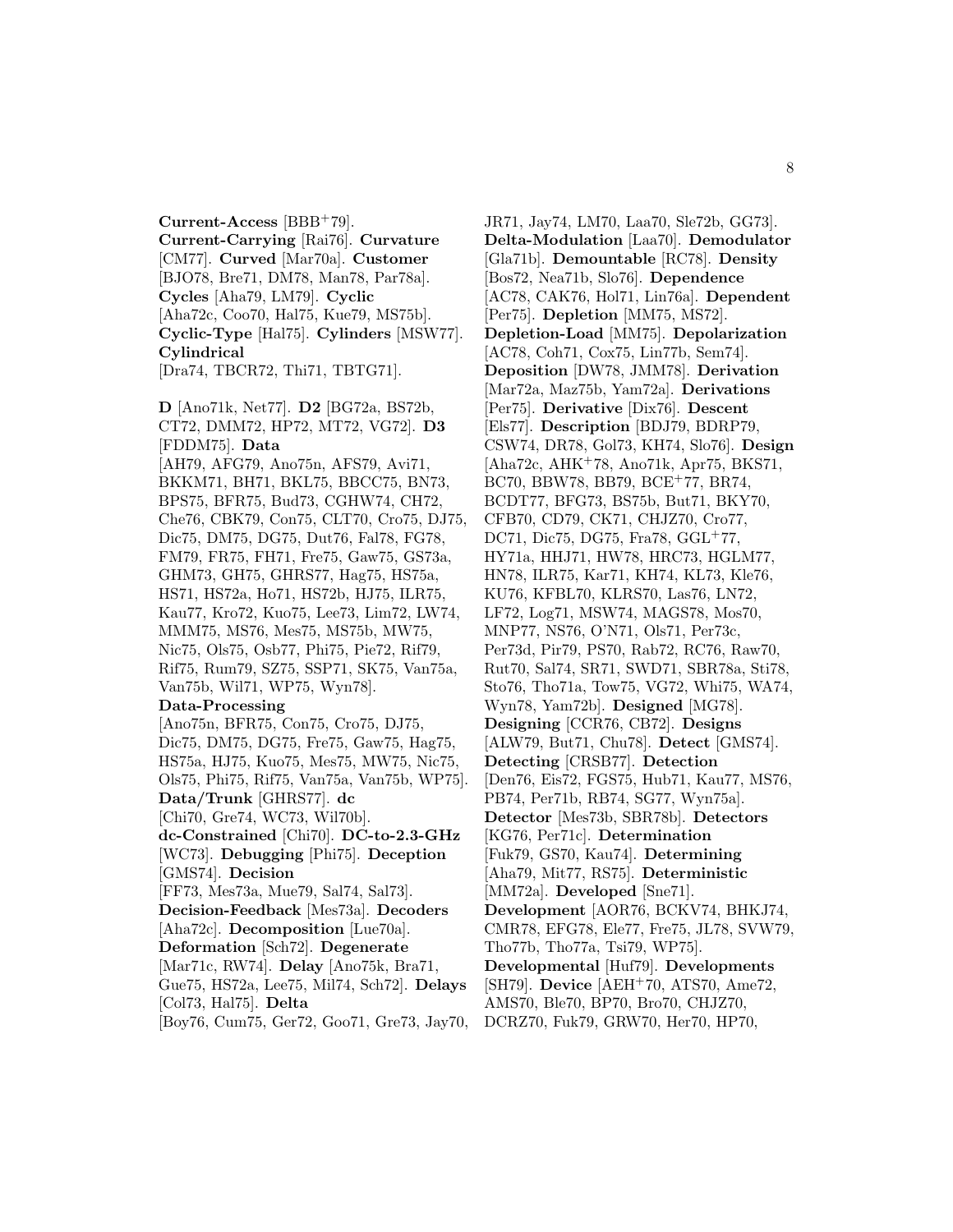**Current-Access** [BBB+79]. **Current-Carrying** [Rai76]. **Curvature** [CM77]. **Curved** [Mar70a]. **Customer** [BJO78, Bre71, DM78, Man78, Par78a]. **Cycles** [Aha79, LM79]. **Cyclic** [Aha72c, Coo70, Hal75, Kue79, MS75b]. **Cyclic-Type** [Hal75]. **Cylinders** [MSW77]. **Cylindrical** [Dra74, TBCR72, Thi71, TBTG71].

**D** [Ano71k, Net77]. **D2** [BG72a, BS72b, CT72, DMM72, HP72, MT72, VG72]. **D3** [FDDM75]. **Data** [AH79, AFG79, Ano75n, AFS79, Avi71, BKKM71, BH71, BKL75, BBCC75, BN73, BPS75, BFR75, Bud73, CGHW74, CH72, Che76, CBK79, Con75, CLT70, Cro75, DJ75, Dic75, DM75, DG75, Dut76, Fal78, FG78, FM79, FR75, FH71, Fre75, Gaw75, GS73a, GHM73, GH75, GHRS77, Hag75, HS75a, HS71, HS72a, Ho71, HS72b, HJ75, ILR75, Kau77, Kro72, Kuo75, Lee73, Lim72, LW74, MMM75, MS76, Mes75, MS75b, MW75, Nic75, Ols75, Osb77, Phi75, Pie72, Rif79, Rif75, Rum79, SZ75, SSP71, SK75, Van75a, Van75b, Wil71, WP75, Wyn78]. **Data-Processing** [Ano75n, BFR75, Con75, Cro75, DJ75, Dic75, DM75, DG75, Fre75, Gaw75, Hag75, HS75a, HJ75, Kuo75, Mes75, MW75, Nic75, Ols75, Phi75, Rif75, Van75a, Van75b, WP75]. **Data/Trunk** [GHRS77]. **dc** [Chi70, Gre74, WC73, Wil70b]. **dc-Constrained** [Chi70]. **DC-to-2.3-GHz** [WC73]. **Debugging** [Phi75]. **Deception** [GMS74]. **Decision** [FF73, Mes73a, Mue79, Sal74, Sal73]. **Decision-Feedback** [Mes73a]. **Decoders** [Aha72c]. **Decomposition** [Lue70a]. **Deformation** [Sch72]. **Degenerate** [Mar71c, RW74]. **Delay** [Ano75k, Bra71, Gue75, HS72a, Lee75, Mil74, Sch72]. **Delays** [Col73, Hal75]. **Delta** [Boy76, Cum75, Ger72, Goo71, Gre73, Jay70, JR71, Jay74, LM70, Laa70, Sle72b, GG73]. **Delta-Modulation** [Laa70]. **Demodulator** [Gla71b]. **Demountable** [RC78]. **Density** [Bos72, Nea71b, Slo76]. **Dependence** [AC78, CAK76, Hol71, Lin76a]. **Dependent** [Per75]. **Depletion** [MM75, MS72]. **Depletion-Load** [MM75]. **Depolarization** [AC78, Coh71, Cox75, Lin77b, Sem74]. **Deposition** [DW78, JMM78]. **Derivation** [Mar72a, Maz75b, Yam72a]. **Derivations** [Per75]. **Derivative** [Dix76]. **Descent** [Els77]. **Description** [BDJ79, BDRP79, CSW74, DR78, Gol73, KH74, Slo76]. **Design** [Aha72c, AHK+78, Ano71k, Apr75, BKS71, BC70, BBW78, BB79, BCE+77, BR74, BCDT77, BFG73, BS75b, But71, BKY70, CFB70, CD79, CK71, CHJZ70, Cro77, DC71, Dic75, DG75, Fra78, GGL+77, HY71a, HHJ71, HW78, HRC73, HGLM77, HN78, ILR75, Kar71, KH74, KL73, Kle76, KU76, KFBL70, KLRS70, Las76, LN72, LF72, Log71, MSW74, MAGS78, Mos70, MNP77, NS76, O'N71, Ols71, Per73c, Per73d, Pir79, PS70, Rab72, RC76, Raw70, Rut70, Sal74, SR71, SWD71, SBR78a, Sti78, Sto76, Tho71a, Tow75, VG72, Whi75, WA74, Wyn78, Yam72b]. **Designed** [MG78]. **Designing** [CCR76, CB72]. **Designs** [ALW79, But71, Chu78]. **Detect** [GMS74]. **Detecting** [CRSB77]. **Detection** [Den76, Eis72, FGS75, Hub71, Kau77, MS76, PB74, Per71b, RB74, SG77, Wyn75a]. **Detector** [Mes73b, SBR78b]. **Detectors** [KG76, Per71c]. **Determination** [Fuk79, GS70, Kau74]. **Determining** [Aha79, Mit77, RS75]. **Deterministic** [MM72a]. **Developed** [Sne71]. **Development** [AOR76, BCKV74, BHKJ74, CMR78, EFG78, Ele77, Fre75, JL78, SVW79, Tho77b, Tho77a, Tsi79, WP75]. **Developmental** [Huf79]. **Developments** [SH79]. **Device** [AEH+70, ATS70, Ame72, AMS70, Ble70, BP70, Bro70, CHJZ70, DCRZ70, Fuk79, GRW70, Her70, HP70,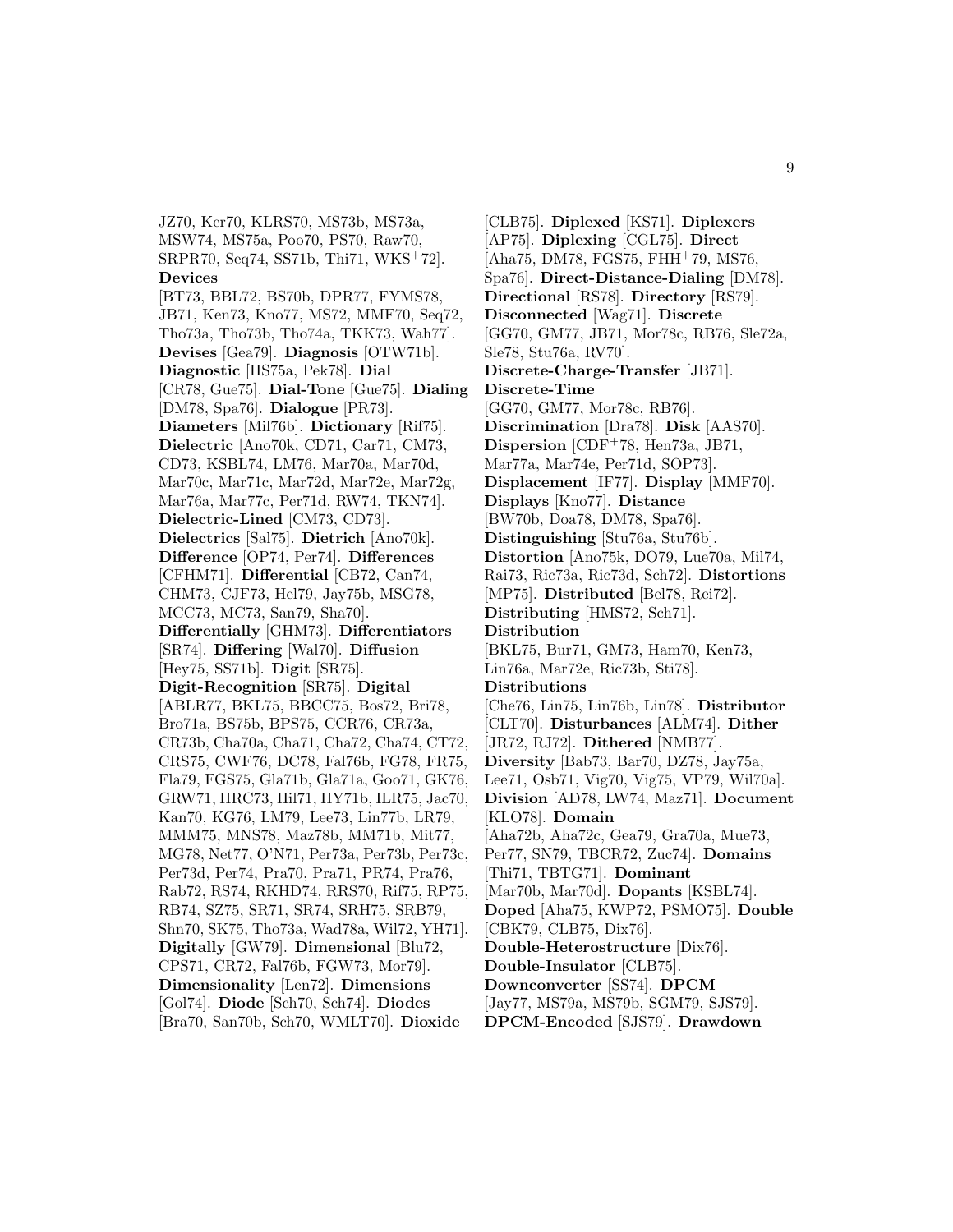JZ70, Ker70, KLRS70, MS73b, MS73a, MSW74, MS75a, Poo70, PS70, Raw70, SRPR70, Seq74, SS71b, Thi71, WKS[+]72]. **Devices** [BT73, BBL72, BS70b, DPR77, FYMS78, JB71, Ken73, Kno77, MS72, MMF70, Seq72, Tho73a, Tho73b, Tho74a, TKK73, Wah77]. **Devises** [Gea79]. **Diagnosis** [OTW71b]. **Diagnostic** [HS75a, Pek78]. **Dial** [CR78, Gue75]. **Dial-Tone** [Gue75]. **Dialing** [DM78, Spa76]. **Dialogue** [PR73]. **Diameters** [Mil76b]. **Dictionary** [Rif75]. **Dielectric** [Ano70k, CD71, Car71, CM73, CD73, KSBL74, LM76, Mar70a, Mar70d, Mar70c, Mar71c, Mar72d, Mar72e, Mar72g, Mar76a, Mar77c, Per71d, RW74, TKN74]. **Dielectric-Lined** [CM73, CD73]. **Dielectrics** [Sal75]. **Dietrich** [Ano70k]. **Difference** [OP74, Per74]. **Differences** [CFHM71]. **Differential** [CB72, Can74, CHM73, CJF73, Hel79, Jay75b, MSG78, MCC73, MC73, San79, Sha70]. **Differentially** [GHM73]. **Differentiators** [SR74]. **Differing** [Wal70]. **Diffusion** [Hey75, SS71b]. **Digit** [SR75]. **Digit-Recognition** [SR75]. **Digital** [ABLR77, BKL75, BBCC75, Bos72, Bri78, Bro71a, BS75b, BPS75, CCR76, CR73a, CR73b, Cha70a, Cha71, Cha72, Cha74, CT72, CRS75, CWF76, DC78, Fal76b, FG78, FR75, Fla79, FGS75, Gla71b, Gla71a, Goo71, GK76, GRW71, HRC73, Hil71, HY71b, ILR75, Jac70, Kan70, KG76, LM79, Lee73, Lin77b, LR79, MMM75, MNS78, Maz78b, MM71b, Mit77, MG78, Net77, O'N71, Per73a, Per73b, Per73c, Per73d, Per74, Pra70, Pra71, PR74, Pra76, Rab72, RS74, RKHD74, RRS70, Rif75, RP75, RB74, SZ75, SR71, SR74, SRH75, SRB79, Shn70, SK75, Tho73a, Wad78a, Wil72, YH71]. **Digitally** [GW79]. **Dimensional** [Blu72, CPS71, CR72, Fal76b, FGW73, Mor79]. **Dimensionality** [Len72]. **Dimensions** [Gol74]. **Diode** [Sch70, Sch74]. **Diodes** [Bra70, San70b, Sch70, WMLT70]. **Dioxide** [CLB75]. **Diplexed** [KS71]. **Diplexers** [AP75]. **Diplexing** [CGL75]. **Direct** [Aha75, DM78, FGS75, FHH[+]79, MS76, Spa76]. **Direct-Distance-Dialing** [DM78]. **Directional** [RS78]. **Directory** [RS79]. **Disconnected** [Wag71]. **Discrete** [GG70, GM77, JB71, Mor78c, RB76, Sle72a, Sle78, Stu76a, RV70]. **Discrete-Charge-Transfer** [JB71]. **Discrete-Time** [GG70, GM77, Mor78c, RB76]. **Discrimination** [Dra78]. **Disk** [AAS70]. **Dispersion** [CDF[+]78, Hen73a, JB71, Mar77a, Mar74e, Per71d, SOP73]. **Displacement** [IF77]. **Display** [MMF70]. **Displays** [Kno77]. **Distance** [BW70b, Doa78, DM78, Spa76]. **Distinguishing** [Stu76a, Stu76b]. **Distortion** [Ano75k, DO79, Lue70a, Mil74, Rai73, Ric73a, Ric73d, Sch72]. **Distortions** [MP75]. **Distributed** [Bel78, Rei72]. **Distributing** [HMS72, Sch71]. **Distribution** [BKL75, Bur71, GM73, Ham70, Ken73, Lin76a, Mar72e, Ric73b, Sti78]. **Distributions** [Che76, Lin75, Lin76b, Lin78]. **Distributor** [CLT70]. **Disturbances** [ALM74]. **Dither** [JR72, RJ72]. **Dithered** [NMB77]. **Diversity** [Bab73, Bar70, DZ78, Jay75a, Lee71, Osb71, Vig70, Vig75, VP79, Wil70a]. **Division** [AD78, LW74, Maz71]. **Document** [KLO78]. **Domain** [Aha72b, Aha72c, Gea79, Gra70a, Mue73, Per77, SN79, TBCR72, Zuc74]. **Domains** [Thi71, TBTG71]. **Dominant** [Mar70b, Mar70d]. **Dopants** [KSBL74]. **Doped** [Aha75, KWP72, PSMO75]. **Double** [CBK79, CLB75, Dix76]. **Double-Heterostructure** [Dix76]. **Double-Insulator** [CLB75]. **Downconverter** [SS74]. **DPCM** [Jay77, MS79a, MS79b, SGM79, SJS79]. **DPCM-Encoded** [SJS79]. **Drawdown**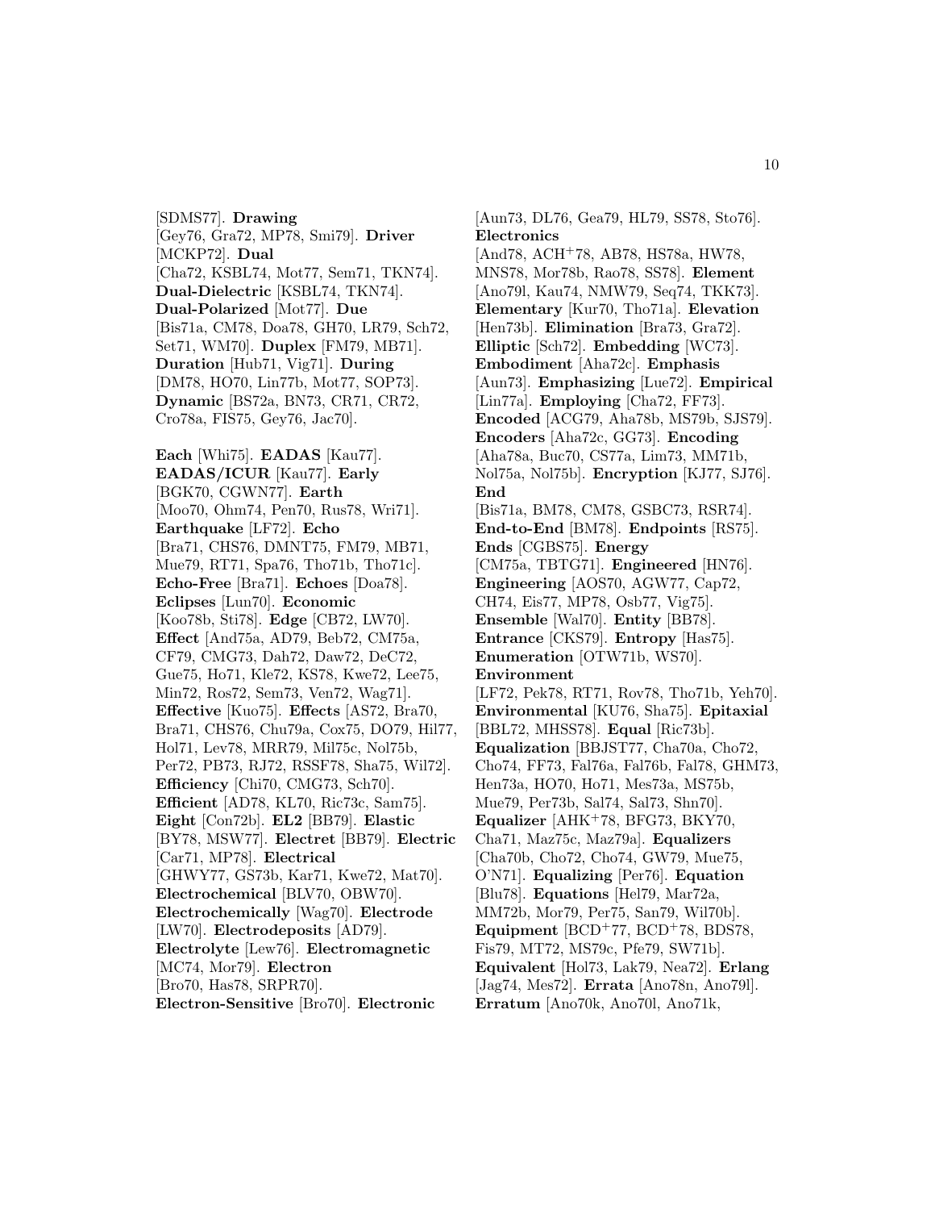[SDMS77]. **Drawing** [Gey76, Gra72, MP78, Smi79]. **Driver** [MCKP72]. **Dual** [Cha72, KSBL74, Mot77, Sem71, TKN74]. **Dual-Dielectric** [KSBL74, TKN74]. **Dual-Polarized** [Mot77]. **Due** [Bis71a, CM78, Doa78, GH70, LR79, Sch72, Set71, WM70]. **Duplex** [FM79, MB71]. **Duration** [Hub71, Vig71]. **During** [DM78, HO70, Lin77b, Mot77, SOP73]. **Dynamic** [BS72a, BN73, CR71, CR72, Cro78a, FIS75, Gey76, Jac70].

**Each** [Whi75]. **EADAS** [Kau77]. **EADAS/ICUR** [Kau77]. **Early** [BGK70, CGWN77]. **Earth** [Moo70, Ohm74, Pen70, Rus78, Wri71]. **Earthquake** [LF72]. **Echo** [Bra71, CHS76, DMNT75, FM79, MB71, Mue79, RT71, Spa76, Tho71b, Tho71c]. **Echo-Free** [Bra71]. **Echoes** [Doa78]. **Eclipses** [Lun70]. **Economic** [Koo78b, Sti78]. **Edge** [CB72, LW70]. **Effect** [And75a, AD79, Beb72, CM75a, CF79, CMG73, Dah72, Daw72, DeC72, Gue75, Ho71, Kle72, KS78, Kwe72, Lee75, Min72, Ros72, Sem73, Ven72, Wag71]. **Effective** [Kuo75]. **Effects** [AS72, Bra70, Bra71, CHS76, Chu79a, Cox75, DO79, Hil77, Hol71, Lev78, MRR79, Mil75c, Nol75b, Per72, PB73, RJ72, RSSF78, Sha75, Wil72]. **Efficiency** [Chi70, CMG73, Sch70]. **Efficient** [AD78, KL70, Ric73c, Sam75]. **Eight** [Con72b]. **EL2** [BB79]. **Elastic** [BY78, MSW77]. **Electret** [BB79]. **Electric** [Car71, MP78]. **Electrical** [GHWY77, GS73b, Kar71, Kwe72, Mat70]. **Electrochemical** [BLV70, OBW70]. **Electrochemically** [Wag70]. **Electrode** [LW70]. **Electrodeposits** [AD79]. **Electrolyte** [Lew76]. **Electromagnetic** [MC74, Mor79]. **Electron** [Bro70, Has78, SRPR70]. **Electron-Sensitive** [Bro70]. **Electronic** [Aun73, DL76, Gea79, HL79, SS78, Sto76]. **Electronics** [And78, ACH+78, AB78, HS78a, HW78, MNS78, Mor78b, Rao78, SS78]. **Element** [Ano79l, Kau74, NMW79, Seq74, TKK73]. **Elementary** [Kur70, Tho71a]. **Elevation** [Hen73b]. **Elimination** [Bra73, Gra72]. **Elliptic** [Sch72]. **Embedding** [WC73]. **Embodiment** [Aha72c]. **Emphasis** [Aun73]. **Emphasizing** [Lue72]. **Empirical** [Lin77a]. **Employing** [Cha72, FF73]. **Encoded** [ACG79, Aha78b, MS79b, SJS79]. **Encoders** [Aha72c, GG73]. **Encoding** [Aha78a, Buc70, CS77a, Lim73, MM71b, Nol75a, Nol75b]. **Encryption** [KJ77, SJ76]. **End** [Bis71a, BM78, CM78, GSBC73, RSR74]. **End-to-End** [BM78]. **Endpoints** [RS75]. **Ends** [CGBS75]. **Energy** [CM75a, TBTG71]. **Engineered** [HN76]. **Engineering** [AOS70, AGW77, Cap72, CH74, Eis77, MP78, Osb77, Vig75]. **Ensemble** [Wal70]. **Entity** [BB78]. **Entrance** [CKS79]. **Entropy** [Has75]. **Enumeration** [OTW71b, WS70]. **Environment** [LF72, Pek78, RT71, Rov78, Tho71b, Yeh70]. **Environmental** [KU76, Sha75]. **Epitaxial** [BBL72, MHSS78]. **Equal** [Ric73b]. **Equalization** [BBJST77, Cha70a, Cho72, Cho74, FF73, Fal76a, Fal76b, Fal78, GHM73, Hen73a, HO70, Ho71, Mes73a, MS75b, Mue79, Per73b, Sal74, Sal73, Shn70]. **Equalizer** [AHK+78, BFG73, BKY70, Cha71, Maz75c, Maz79a]. **Equalizers** [Cha70b, Cho72, Cho74, GW79, Mue75, O'N71]. **Equalizing** [Per76]. **Equation** [Blu78]. **Equations** [Hel79, Mar72a, MM72b, Mor79, Per75, San79, Wil70b]. **Equipment** [BCD+77, BCD+78, BDS78, Fis79, MT72, MS79c, Pfe79, SW71b]. **Equivalent** [Hol73, Lak79, Nea72]. **Erlang** [Jag74, Mes72]. **Errata** [Ano78n, Ano79l]. **Erratum** [Ano70k, Ano70l, Ano71k,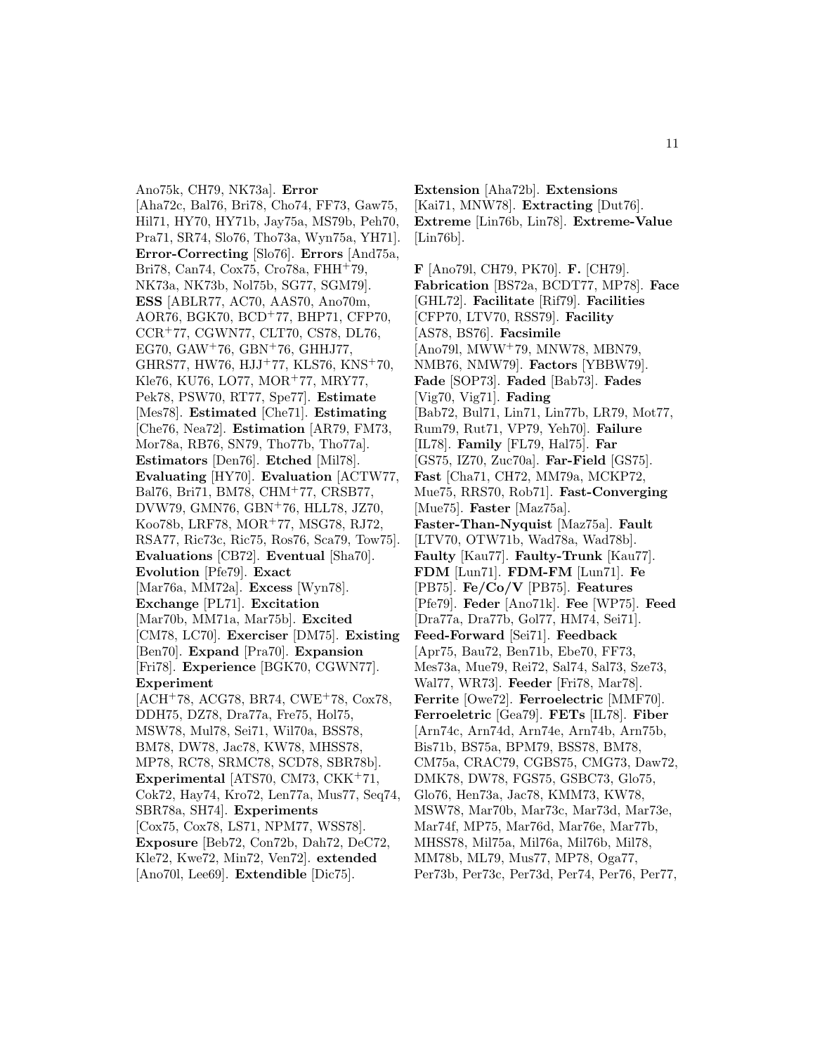Ano75k, CH79, NK73a]. **Error** [Aha72c, Bal76, Bri78, Cho74, FF73, Gaw75, Hil71, HY70, HY71b, Jay75a, MS79b, Peh70, Pra71, SR74, Slo76, Tho73a, Wyn75a, YH71]. **Error-Correcting** [Slo76]. **Errors** [And75a, Bri78, Can74, Cox75, Cro78a, FHH+79, NK73a, NK73b, Nol75b, SG77, SGM79]. **ESS** [ABLR77, AC70, AAS70, Ano70m, AOR76, BGK70, BCD+77, BHP71, CFP70, CCR+77, CGWN77, CLT70, CS78, DL76, EG70, GAW+76, GBN+76, GHHJ77, GHRS77, HW76, HJJ+77, KLS76, KNS+70, Kle76, KU76, LO77, MOR+77, MRY77, Pek78, PSW70, RT77, Spe77]. **Estimate** [Mes78]. **Estimated** [Che71]. **Estimating** [Che76, Nea72]. **Estimation** [AR79, FM73, Mor78a, RB76, SN79, Tho77b, Tho77a]. **Estimators** [Den76]. **Etched** [Mil78]. **Evaluating** [HY70]. **Evaluation** [ACTW77, Bal76, Bri71, BM78, CHM+77, CRSB77, DVW79, GMN76, GBN+76, HLL78, JZ70, Koo78b, LRF78, MOR+77, MSG78, RJ72, RSA77, Ric73c, Ric75, Ros76, Sca79, Tow75]. **Evaluations** [CB72]. **Eventual** [Sha70]. **Evolution** [Pfe79]. **Exact** [Mar76a, MM72a]. **Excess** [Wyn78]. **Exchange** [PL71]. **Excitation** [Mar70b, MM71a, Mar75b]. **Excited** [CM78, LC70]. **Exerciser** [DM75]. **Existing** [Ben70]. **Expand** [Pra70]. **Expansion** [Fri78]. **Experience** [BGK70, CGWN77]. **Experiment** [ACH+78, ACG78, BR74, CWE+78, Cox78, DDH75, DZ78, Dra77a, Fre75, Hol75, MSW78, Mul78, Sei71, Wil70a, BSS78, BM78, DW78, Jac78, KW78, MHSS78, MP78, RC78, SRMC78, SCD78, SBR78b]. **Experimental** [ATS70, CM73, CKK+71, Cok72, Hay74, Kro72, Len77a, Mus77, Seq74, SBR78a, SH74]. **Experiments** [Cox75, Cox78, LS71, NPM77, WSS78]. **Exposure** [Beb72, Con72b, Dah72, DeC72, Kle72, Kwe72, Min72, Ven72]. **extended** [Ano70l, Lee69]. **Extendible** [Dic75]. **Extension** [Aha72b]. **Extensions** [Kai71, MNW78]. **Extracting** [Dut76]. **Extreme** [Lin76b, Lin78]. **Extreme-Value** [Lin76b].

**F** [Ano79l, CH79, PK70]. **F.** [CH79]. **Fabrication** [BS72a, BCDT77, MP78]. **Face** [GHL72]. **Facilitate** [Rif79]. **Facilities** [CFP70, LTV70, RSS79]. **Facility** [AS78, BS76]. **Facsimile** [Ano79l, MWW+79, MNW78, MBN79, NMB76, NMW79]. **Factors** [YBBW79]. **Fade** [SOP73]. **Faded** [Bab73]. **Fades** [Vig70, Vig71]. **Fading** [Bab72, Bul71, Lin71, Lin77b, LR79, Mot77, Rum79, Rut71, VP79, Yeh70]. **Failure** [IL78]. **Family** [FL79, Hal75]. **Far** [GS75, IZ70, Zuc70a]. **Far-Field** [GS75]. **Fast** [Cha71, CH72, MM79a, MCKP72, Mue75, RRS70, Rob71]. **Fast-Converging** [Mue75]. **Faster** [Maz75a]. **Faster-Than-Nyquist** [Maz75a]. **Fault** [LTV70, OTW71b, Wad78a, Wad78b]. **Faulty** [Kau77]. **Faulty-Trunk** [Kau77]. **FDM** [Lun71]. **FDM-FM** [Lun71]. **Fe** [PB75]. **Fe/Co/V** [PB75]. **Features** [Pfe79]. **Feder** [Ano71k]. **Fee** [WP75]. **Feed** [Dra77a, Dra77b, Gol77, HM74, Sei71]. **Feed-Forward** [Sei71]. **Feedback** [Apr75, Bau72, Ben71b, Ebe70, FF73, Mes73a, Mue79, Rei72, Sal74, Sal73, Sze73, Wal77, WR73]. **Feeder** [Fri78, Mar78]. **Ferrite** [Owe72]. **Ferroelectric** [MMF70]. **Ferroeletric** [Gea79]. **FETs** [IL78]. **Fiber** [Arn74c, Arn74d, Arn74e, Arn74b, Arn75b, Bis71b, BS75a, BPM79, BSS78, BM78, CM75a, CRAC79, CGBS75, CMG73, Daw72, DMK78, DW78, FGS75, GSBC73, Glo75, Glo76, Hen73a, Jac78, KMM73, KW78, MSW78, Mar70b, Mar73c, Mar73d, Mar73e, Mar74f, MP75, Mar76d, Mar76e, Mar77b, MHSS78, Mil75a, Mil76a, Mil76b, Mil78, MM78b, ML79, Mus77, MP78, Oga77, Per73b, Per73c, Per73d, Per74, Per76, Per77,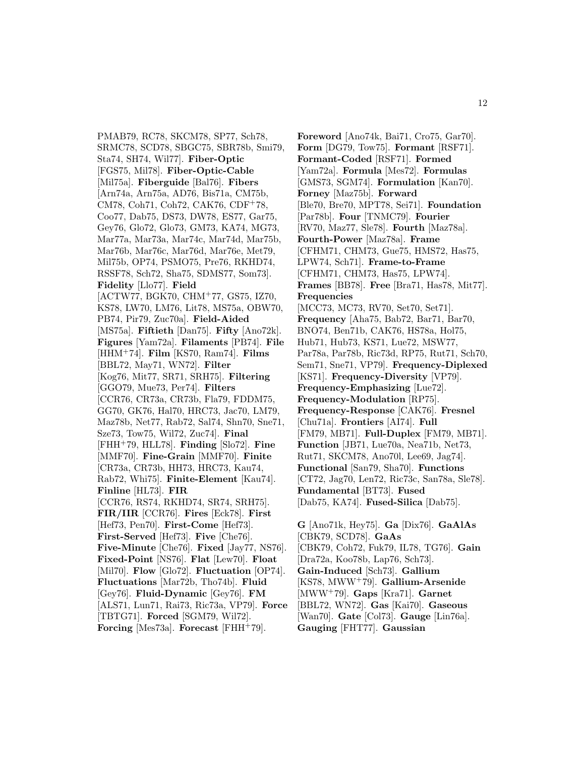PMAB79, RC78, SKCM78, SP77, Sch78, SRMC78, SCD78, SBGC75, SBR78b, Smi79, Sta74, SH74, Wil77]. **Fiber-Optic** [FGS75, Mil78]. **Fiber-Optic-Cable** [Mil75a]. **Fiberguide** [Bal76]. **Fibers** [Arn74a, Arn75a, AD76, Bis71a, CM75b, CM78, Coh71, Coh72, CAK76, CDF+78, Coo77, Dab75, DS73, DW78, ES77, Gar75, Gey76, Glo72, Glo73, GM73, KA74, MG73, Mar77a, Mar73a, Mar74c, Mar74d, Mar75b, Mar76b, Mar76c, Mar76d, Mar76e, Met79, Mil75b, OP74, PSMO75, Pre76, RKHD74, RSSF78, Sch72, Sha75, SDMS77, Som73]. **Fidelity** [Llo77]. **Field** [ACTW77, BGK70, CHM+77, GS75, IZ70, KS78, LW70, LM76, Lit78, MS75a, OBW70, PB74, Pir79, Zuc70a]. **Field-Aided** [MS75a]. **Fiftieth** [Dan75]. **Fifty** [Ano72k]. **Figures** [Yam72a]. **Filaments** [PB74]. **File** [HHM+74]. **Film** [KS70, Ram74]. **Films** [BBL72, May71, WN72]. **Filter** [Kog76, Mit77, SR71, SRH75]. **Filtering** [GGO79, Mue73, Per74]. **Filters** [CCR76, CR73a, CR73b, Fla79, FDDM75, GG70, GK76, Hal70, HRC73, Jac70, LM79, Maz78b, Net77, Rab72, Sal74, Shn70, Sne71, Sze73, Tow75, Wil72, Zuc74]. **Final** [FHH+79, HLL78]. **Finding** [Slo72]. **Fine** [MMF70]. **Fine-Grain** [MMF70]. **Finite** [CR73a, CR73b, HH73, HRC73, Kau74, Rab72, Whi75]. **Finite-Element** [Kau74]. **Finline** [HL73]. **FIR** [CCR76, RS74, RKHD74, SR74, SRH75]. **FIR/IIR** [CCR76]. **Fires** [Eck78]. **First** [Hef73, Pen70]. **First-Come** [Hef73]. **First-Served** [Hef73]. **Five** [Che76]. **Five-Minute** [Che76]. **Fixed** [Jay77, NS76]. **Fixed-Point** [NS76]. **Flat** [Lew70]. **Float** [Mil70]. **Flow** [Glo72]. **Fluctuation** [OP74]. **Fluctuations** [Mar72b, Tho74b]. **Fluid** [Gey76]. **Fluid-Dynamic** [Gey76]. **FM** [ALS71, Lun71, Rai73, Ric73a, VP79]. **Force** [TBTG71]. **Forced** [SGM79, Wil72]. **Forcing** [Mes73a]. **Forecast** [FHH+79].

**Foreword** [Ano74k, Bai71, Cro75, Gar70]. **Form** [DG79, Tow75]. **Formant** [RSF71]. **Formant-Coded** [RSF71]. **Formed** [Yam72a]. **Formula** [Mes72]. **Formulas** [GMS73, SGM74]. **Formulation** [Kan70]. **Forney** [Maz75b]. **Forward** [Ble70, Bre70, MPT78, Sei71]. **Foundation** [Par78b]. **Four** [TNMC79]. **Fourier** [RV70, Maz77, Sle78]. **Fourth** [Maz78a]. **Fourth-Power** [Maz78a]. **Frame** [CFHM71, CHM73, Gue75, HMS72, Has75, LPW74, Sch71]. **Frame-to-Frame** [CFHM71, CHM73, Has75, LPW74]. **Frames** [BB78]. **Free** [Bra71, Has78, Mit77]. **Frequencies** [MCC73, MC73, RV70, Set70, Set71]. **Frequency** [Aha75, Bab72, Bar71, Bar70, BNO74, Ben71b, CAK76, HS78a, Hol75, Hub71, Hub73, KS71, Lue72, MSW77, Par78a, Par78b, Ric73d, RP75, Rut71, Sch70, Sem71, Sne71, VP79]. **Frequency-Diplexed** [KS71]. **Frequency-Diversity** [VP79]. **Frequency-Emphasizing** [Lue72]. **Frequency-Modulation** [RP75]. **Frequency-Response** [CAK76]. **Fresnel** [Chu71a]. **Frontiers** [AI74]. **Full** [FM79, MB71]. **Full-Duplex** [FM79, MB71]. **Function** [JB71, Lue70a, Nea71b, Net73, Rut71, SKCM78, Ano70l, Lee69, Jag74]. **Functional** [San79, Sha70]. **Functions** [CT72, Jag70, Len72, Ric73c, San78a, Sle78]. **Fundamental** [BT73]. **Fused** [Dab75, KA74]. **Fused-Silica** [Dab75].

**G** [Ano71k, Hey75]. **Ga** [Dix76]. **GaAlAs** [CBK79, SCD78]. **GaAs** [CBK79, Coh72, Fuk79, IL78, TG76]. **Gain** [Dra72a, Koo78b, Lap76, Sch73]. **Gain-Induced** [Sch73]. **Gallium** [KS78, MWW+79]. **Gallium-Arsenide** [MWW+79]. **Gaps** [Kra71]. **Garnet** [BBL72, WN72]. **Gas** [Kai70]. **Gaseous** [Wan70]. **Gate** [Col73]. **Gauge** [Lin76a]. **Gauging** [FHT77]. **Gaussian**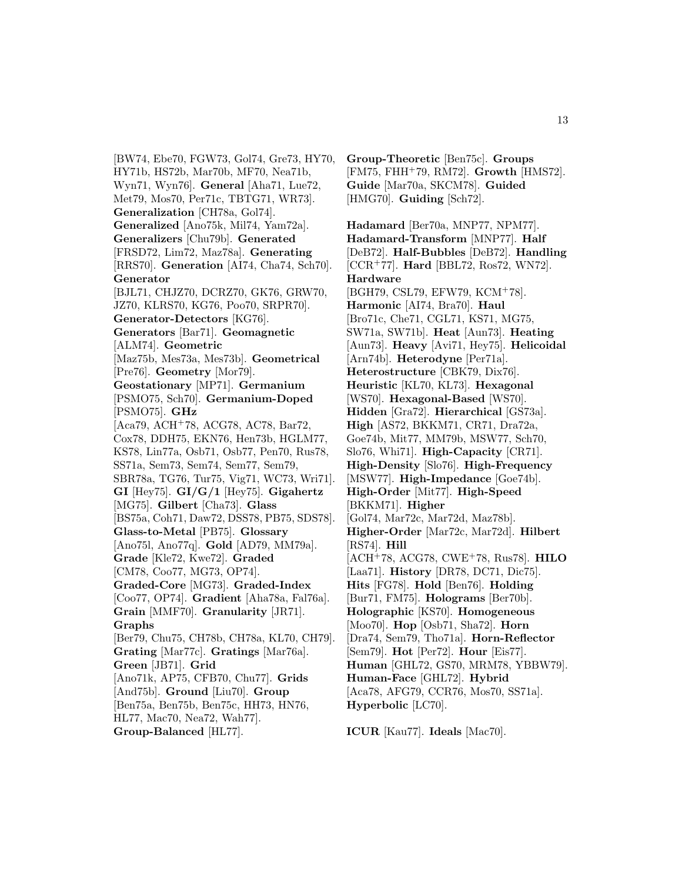[BW74, Ebe70, FGW73, Gol74, Gre73, HY70, HY71b, HS72b, Mar70b, MF70, Nea71b, Wyn71, Wyn76]. **General** [Aha71, Lue72, Met79, Mos70, Per71c, TBTG71, WR73]. **Generalization** [CH78a, Gol74]. **Generalized** [Ano75k, Mil74, Yam72a]. **Generalizers** [Chu79b]. **Generated** [FRSD72, Lim72, Maz78a]. **Generating** [RRS70]. **Generation** [AI74, Cha74, Sch70]. **Generator** [BJL71, CHJZ70, DCRZ70, GK76, GRW70, JZ70, KLRS70, KG76, Poo70, SRPR70]. **Generator-Detectors** [KG76]. **Generators** [Bar71]. **Geomagnetic** [ALM74]. **Geometric** [Maz75b, Mes73a, Mes73b]. **Geometrical** [Pre76]. **Geometry** [Mor79]. **Geostationary** [MP71]. **Germanium** [PSMO75, Sch70]. **Germanium-Doped** [PSMO75]. **GHz** [Aca79, ACH$^{+}$78, ACG78, AC78, Bar72, Cox78, DDH75, EKN76, Hen73b, HGLM77, KS78, Lin77a, Osb71, Osb77, Pen70, Rus78, SS71a, Sem73, Sem74, Sem77, Sem79, SBR78a, TG76, Tur75, Vig71, WC73, Wri71]. **GI** [Hey75]. **GI/G/1** [Hey75]. **Gigahertz** [MG75]. **Gilbert** [Cha73]. **Glass** [BS75a, Coh71, Daw72, DSS78, PB75, SDS78]. **Glass-to-Metal** [PB75]. **Glossary** [Ano75l, Ano77q]. **Gold** [AD79, MM79a]. **Grade** [Kle72, Kwe72]. **Graded** [CM78, Coo77, MG73, OP74]. **Graded-Core** [MG73]. **Graded-Index** [Coo77, OP74]. **Gradient** [Aha78a, Fal76a]. **Grain** [MMF70]. **Granularity** [JR71]. **Graphs** [Ber79, Chu75, CH78b, CH78a, KL70, CH79]. **Grating** [Mar77c]. **Gratings** [Mar76a]. **Green** [JB71]. **Grid** [Ano71k, AP75, CFB70, Chu77]. **Grids** [And75b]. **Ground** [Liu70]. **Group** [Ben75a, Ben75b, Ben75c, HH73, HN76, HL77, Mac70, Nea72, Wah77]. **Group-Balanced** [HL77]. **Group-Theoretic** [Ben75c]. **Groups** [FM75, FHH$^{+}$79, RM72]. **Growth** [HMS72]. **Guide** [Mar70a, SKCM78]. **Guided** [HMG70]. **Guiding** [Sch72].

**Hadamard** [Ber70a, MNP77, NPM77]. **Hadamard-Transform** [MNP77]. **Half** [DeB72]. **Half-Bubbles** [DeB72]. **Handling** [CCR$^{+}$77]. **Hard** [BBL72, Ros72, WN72]. **Hardware** [BGH79, CSL79, EFW79, KCM$^{+}$78]. **Harmonic** [AI74, Bra70]. **Haul** [Bro71c, Che71, CGL71, KS71, MG75, SW71a, SW71b]. **Heat** [Aun73]. **Heating** [Aun73]. **Heavy** [Avi71, Hey75]. **Helicoidal** [Arn74b]. **Heterodyne** [Per71a]. **Heterostructure** [CBK79, Dix76]. **Heuristic** [KL70, KL73]. **Hexagonal** [WS70]. **Hexagonal-Based** [WS70]. **Hidden** [Gra72]. **Hierarchical** [GS73a]. **High** [AS72, BKKM71, CR71, Dra72a, Goe74b, Mit77, MM79b, MSW77, Sch70, Slo76, Whi71]. **High-Capacity** [CR71]. **High-Density** [Slo76]. **High-Frequency** [MSW77]. **High-Impedance** [Goe74b]. **High-Order** [Mit77]. **High-Speed** [BKKM71]. **Higher** [Gol74, Mar72c, Mar72d, Maz78b]. **Higher-Order** [Mar72c, Mar72d]. **Hilbert** [RS74]. **Hill** [ACH$^{+}$78, ACG78, CWE$^{+}$78, Rus78]. **HILO** [Laa71]. **History** [DR78, DC71, Dic75]. **Hits** [FG78]. **Hold** [Ben76]. **Holding** [Bur71, FM75]. **Holograms** [Ber70b]. **Holographic** [KS70]. **Homogeneous** [Moo70]. **Hop** [Osb71, Sha72]. **Horn** [Dra74, Sem79, Tho71a]. **Horn-Reflector** [Sem79]. **Hot** [Per72]. **Hour** [Eis77]. **Human** [GHL72, GS70, MRM78, YBBW79]. **Human-Face** [GHL72]. **Hybrid** [Aca78, AFG79, CCR76, Mos70, SS71a]. **Hyperbolic** [LC70].

**ICUR** [Kau77]. **Ideals** [Mac70].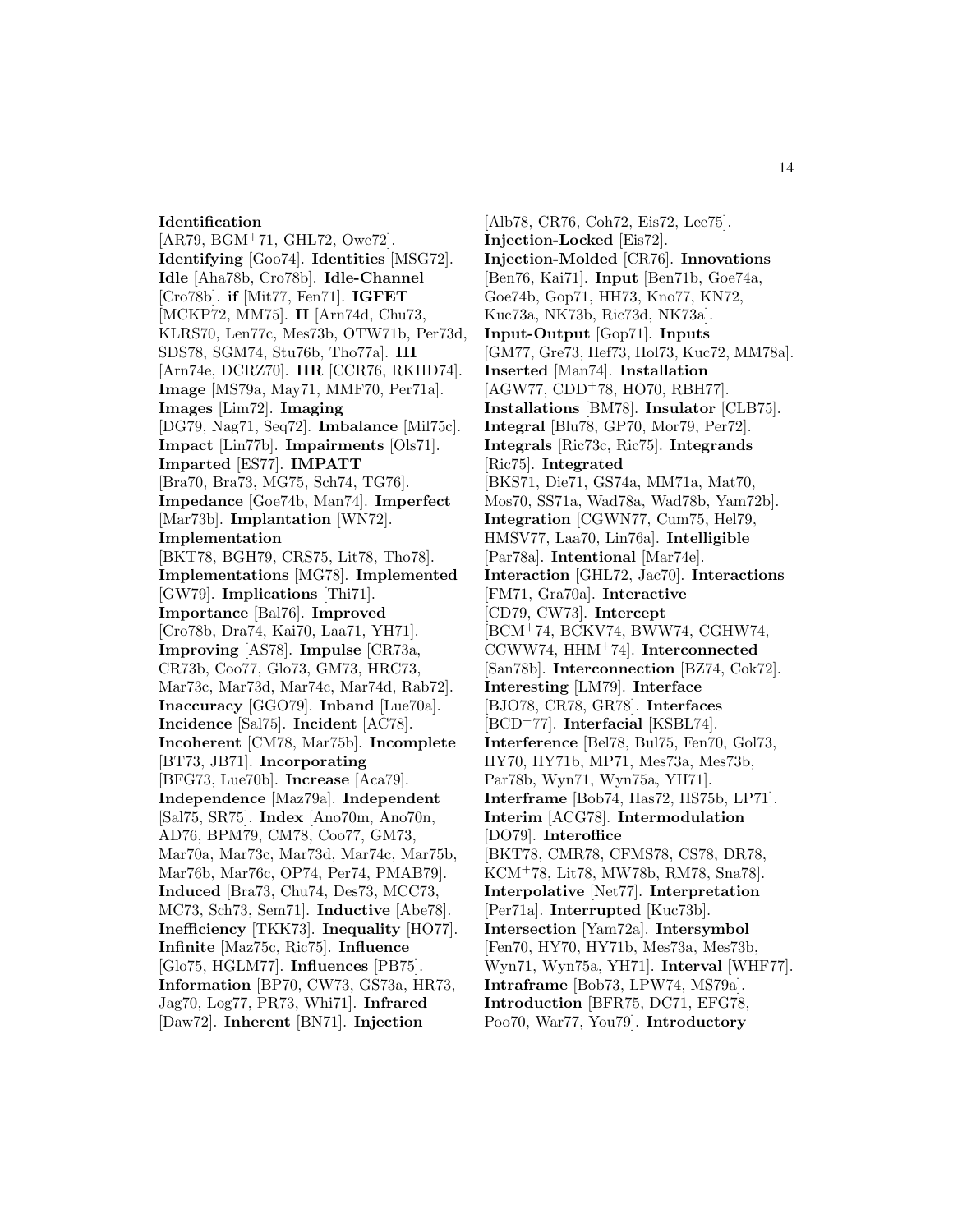**Identification** [AR79, BGM+71, GHL72, Owe72]. **Identifying** [Goo74]. **Identities** [MSG72]. **Idle** [Aha78b, Cro78b]. **Idle-Channel** [Cro78b]. **if** [Mit77, Fen71]. **IGFET** [MCKP72, MM75]. **II** [Arn74d, Chu73, KLRS70, Len77c, Mes73b, OTW71b, Per73d, SDS78, SGM74, Stu76b, Tho77a]. **III** [Arn74e, DCRZ70]. **IIR** [CCR76, RKHD74]. **Image** [MS79a, May71, MMF70, Per71a]. **Images** [Lim72]. **Imaging** [DG79, Nag71, Seq72]. **Imbalance** [Mil75c]. **Impact** [Lin77b]. **Impairments** [Ols71]. **Imparted** [ES77]. **IMPATT** [Bra70, Bra73, MG75, Sch74, TG76]. **Impedance** [Goe74b, Man74]. **Imperfect** [Mar73b]. **Implantation** [WN72]. **Implementation** [BKT78, BGH79, CRS75, Lit78, Tho78]. **Implementations** [MG78]. **Implemented** [GW79]. **Implications** [Thi71]. **Importance** [Bal76]. **Improved** [Cro78b, Dra74, Kai70, Laa71, YH71]. **Improving** [AS78]. **Impulse** [CR73a, CR73b, Coo77, Glo73, GM73, HRC73, Mar73c, Mar73d, Mar74c, Mar74d, Rab72]. **Inaccuracy** [GGO79]. **Inband** [Lue70a]. **Incidence** [Sal75]. **Incident** [AC78]. **Incoherent** [CM78, Mar75b]. **Incomplete** [BT73, JB71]. **Incorporating** [BFG73, Lue70b]. **Increase** [Aca79]. **Independence** [Maz79a]. **Independent** [Sal75, SR75]. **Index** [Ano70m, Ano70n, AD76, BPM79, CM78, Coo77, GM73, Mar70a, Mar73c, Mar73d, Mar74c, Mar75b, Mar76b, Mar76c, OP74, Per74, PMAB79]. **Induced** [Bra73, Chu74, Des73, MCC73, MC73, Sch73, Sem71]. **Inductive** [Abe78]. **Inefficiency** [TKK73]. **Inequality** [HO77]. **Infinite** [Maz75c, Ric75]. **Influence** [Glo75, HGLM77]. **Influences** [PB75]. **Information** [BP70, CW73, GS73a, HR73, Jag70, Log77, PR73, Whi71]. **Infrared** [Daw72]. **Inherent** [BN71]. **Injection** [Alb78, CR76, Coh72, Eis72, Lee75]. **Injection-Locked** [Eis72]. **Injection-Molded** [CR76]. **Innovations** [Ben76, Kai71]. **Input** [Ben71b, Goe74a, Goe74b, Gop71, HH73, Kno77, KN72, Kuc73a, NK73b, Ric73d, NK73a]. **Input-Output** [Gop71]. **Inputs** [GM77, Gre73, Hef73, Hol73, Kuc72, MM78a]. **Inserted** [Man74]. **Installation** [AGW77, CDD+78, HO70, RBH77]. **Installations** [BM78]. **Insulator** [CLB75]. **Integral** [Blu78, GP70, Mor79, Per72]. **Integrals** [Ric73c, Ric75]. **Integrands** [Ric75]. **Integrated** [BKS71, Die71, GS74a, MM71a, Mat70, Mos70, SS71a, Wad78a, Wad78b, Yam72b]. **Integration** [CGWN77, Cum75, Hel79, HMSV77, Laa70, Lin76a]. **Intelligible** [Par78a]. **Intentional** [Mar74e]. **Interaction** [GHL72, Jac70]. **Interactions** [FM71, Gra70a]. **Interactive** [CD79, CW73]. **Intercept** [BCM+74, BCKV74, BWW74, CGHW74, CCWW74, HHM+74]. **Interconnected** [San78b]. **Interconnection** [BZ74, Cok72]. **Interesting** [LM79]. **Interface** [BJO78, CR78, GR78]. **Interfaces** [BCD+77]. **Interfacial** [KSBL74]. **Interference** [Bel78, Bul75, Fen70, Gol73, HY70, HY71b, MP71, Mes73a, Mes73b, Par78b, Wyn71, Wyn75a, YH71]. **Interframe** [Bob74, Has72, HS75b, LP71]. **Interim** [ACG78]. **Intermodulation** [DO79]. **Interoffice** [BKT78, CMR78, CFMS78, CS78, DR78, KCM+78, Lit78, MW78b, RM78, Sna78]. **Interpolative** [Net77]. **Interpretation** [Per71a]. **Interrupted** [Kuc73b]. **Intersection** [Yam72a]. **Intersymbol** [Fen70, HY70, HY71b, Mes73a, Mes73b, Wyn71, Wyn75a, YH71]. **Interval** [WHF77]. **Intraframe** [Bob73, LPW74, MS79a]. **Introduction** [BFR75, DC71, EFG78, Poo70, War77, You79]. **Introductory**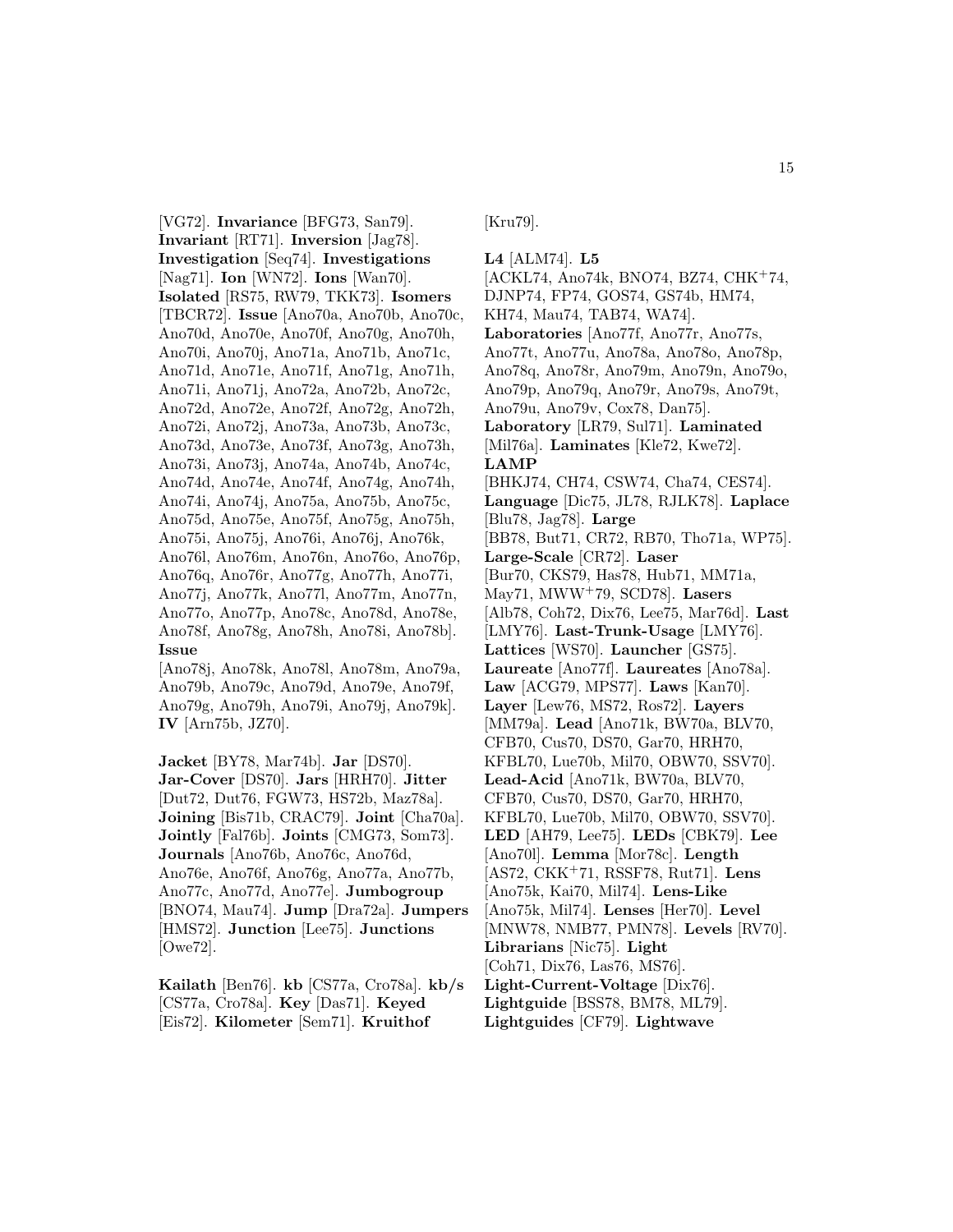[VG72]. **Invariance** [BFG73, San79]. **Invariant** [RT71]. **Inversion** [Jag78]. **Investigation** [Seq74]. **Investigations** [Nag71]. **Ion** [WN72]. **Ions** [Wan70]. **Isolated** [RS75, RW79, TKK73]. **Isomers** [TBCR72]. **Issue** [Ano70a, Ano70b, Ano70c, Ano70d, Ano70e, Ano70f, Ano70g, Ano70h, Ano70i, Ano70j, Ano71a, Ano71b, Ano71c, Ano71d, Ano71e, Ano71f, Ano71g, Ano71h, Ano71i, Ano71j, Ano72a, Ano72b, Ano72c, Ano72d, Ano72e, Ano72f, Ano72g, Ano72h, Ano72i, Ano72j, Ano73a, Ano73b, Ano73c, Ano73d, Ano73e, Ano73f, Ano73g, Ano73h, Ano73i, Ano73j, Ano74a, Ano74b, Ano74c, Ano74d, Ano74e, Ano74f, Ano74g, Ano74h, Ano74i, Ano74j, Ano75a, Ano75b, Ano75c, Ano75d, Ano75e, Ano75f, Ano75g, Ano75h, Ano75i, Ano75j, Ano76i, Ano76j, Ano76k, Ano76l, Ano76m, Ano76n, Ano76o, Ano76p, Ano76q, Ano76r, Ano77g, Ano77h, Ano77i, Ano77j, Ano77k, Ano77l, Ano77m, Ano77n, Ano77o, Ano77p, Ano78c, Ano78d, Ano78e, Ano78f, Ano78g, Ano78h, Ano78i, Ano78b]. **Issue** [Ano78j, Ano78k, Ano78l, Ano78m, Ano79a, Ano79b, Ano79c, Ano79d, Ano79e, Ano79f, Ano79g, Ano79h, Ano79i, Ano79j, Ano79k]. **IV** [Arn75b, JZ70].

**Jacket** [BY78, Mar74b]. **Jar** [DS70]. **Jar-Cover** [DS70]. **Jars** [HRH70]. **Jitter** [Dut72, Dut76, FGW73, HS72b, Maz78a]. **Joining** [Bis71b, CRAC79]. **Joint** [Cha70a]. **Jointly** [Fal76b]. **Joints** [CMG73, Som73]. **Journals** [Ano76b, Ano76c, Ano76d, Ano76e, Ano76f, Ano76g, Ano77a, Ano77b, Ano77c, Ano77d, Ano77e]. **Jumbogroup** [BNO74, Mau74]. **Jump** [Dra72a]. **Jumpers** [HMS72]. **Junction** [Lee75]. **Junctions** [Owe72].

**Kailath** [Ben76]. **kb** [CS77a, Cro78a]. **kb/s** [CS77a, Cro78a]. **Key** [Das71]. **Keyed** [Eis72]. **Kilometer** [Sem71]. **Kruithof** [Kru79].

**L4** [ALM74]. **L5** [ACKL74, Ano74k, BNO74, BZ74, CHK+74, DJNP74, FP74, GOS74, GS74b, HM74, KH74, Mau74, TAB74, WA74]. **Laboratories** [Ano77f, Ano77r, Ano77s, Ano77t, Ano77u, Ano78a, Ano78o, Ano78p, Ano78q, Ano78r, Ano79m, Ano79n, Ano79o, Ano79p, Ano79q, Ano79r, Ano79s, Ano79t, Ano79u, Ano79v, Cox78, Dan75]. **Laboratory** [LR79, Sul71]. **Laminated** [Mil76a]. **Laminates** [Kle72, Kwe72]. **LAMP** [BHKJ74, CH74, CSW74, Cha74, CES74]. **Language** [Dic75, JL78, RJLK78]. **Laplace** [Blu78, Jag78]. **Large** [BB78, But71, CR72, RB70, Tho71a, WP75]. **Large-Scale** [CR72]. **Laser** [Bur70, CKS79, Has78, Hub71, MM71a, May71, MWW+79, SCD78]. **Lasers** [Alb78, Coh72, Dix76, Lee75, Mar76d]. **Last** [LMY76]. **Last-Trunk-Usage** [LMY76]. **Lattices** [WS70]. **Launcher** [GS75]. **Laureate** [Ano77f]. **Laureates** [Ano78a]. **Law** [ACG79, MPS77]. **Laws** [Kan70]. **Layer** [Lew76, MS72, Ros72]. **Layers** [MM79a]. **Lead** [Ano71k, BW70a, BLV70, CFB70, Cus70, DS70, Gar70, HRH70, KFBL70, Lue70b, Mil70, OBW70, SSV70]. **Lead-Acid** [Ano71k, BW70a, BLV70, CFB70, Cus70, DS70, Gar70, HRH70, KFBL70, Lue70b, Mil70, OBW70, SSV70]. **LED** [AH79, Lee75]. **LEDs** [CBK79]. **Lee** [Ano70l]. **Lemma** [Mor78c]. **Length** [AS72, CKK+71, RSSF78, Rut71]. **Lens** [Ano75k, Kai70, Mil74]. **Lens-Like** [Ano75k, Mil74]. **Lenses** [Her70]. **Level** [MNW78, NMB77, PMN78]. **Levels** [RV70]. **Librarians** [Nic75]. **Light** [Coh71, Dix76, Las76, MS76]. **Light-Current-Voltage** [Dix76]. **Lightguide** [BSS78, BM78, ML79]. **Lightguides** [CF79]. **Lightwave**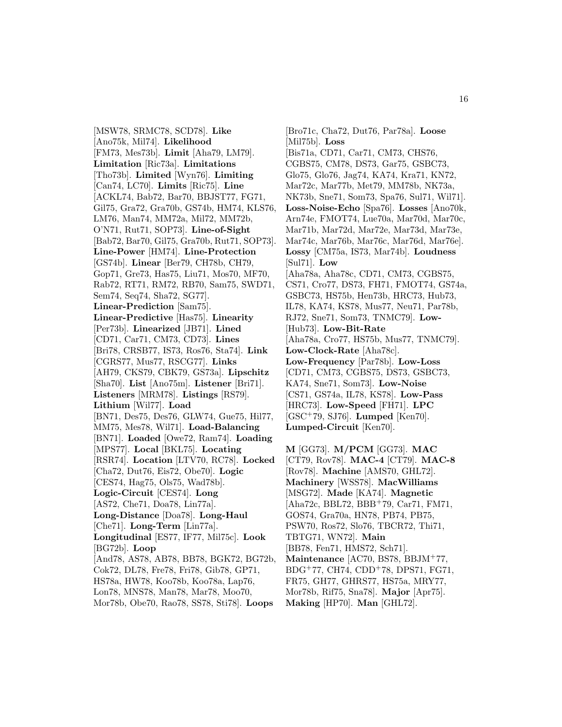[MSW78, SRMC78, SCD78]. **Like** [Ano75k, Mil74]. **Likelihood** [FM73, Mes73b]. **Limit** [Aha79, LM79]. **Limitation** [Ric73a]. **Limitations** [Tho73b]. **Limited** [Wyn76]. **Limiting** [Can74, LC70]. **Limits** [Ric75]. **Line** [ACKL74, Bab72, Bar70, BBJST77, FG71, Gil75, Gra72, Gra70b, GS74b, HM74, KLS76, LM76, Man74, MM72a, Mil72, MM72b, O'N71, Rut71, SOP73]. **Line-of-Sight** [Bab72, Bar70, Gil75, Gra70b, Rut71, SOP73]. **Line-Power** [HM74]. **Line-Protection** [GS74b]. **Linear** [Ber79, CH78b, CH79, Gop71, Gre73, Has75, Liu71, Mos70, MF70, Rab72, RT71, RM72, RB70, Sam75, SWD71, Sem74, Seq74, Sha72, SG77]. **Linear-Prediction** [Sam75]. **Linear-Predictive** [Has75]. **Linearity** [Per73b]. **Linearized** [JB71]. **Lined** [CD71, Car71, CM73, CD73]. **Lines** [Bri78, CRSB77, IS73, Ros76, Sta74]. **Link** [CGRS77, Mus77, RSCG77]. **Links** [AH79, CKS79, CBK79, GS73a]. **Lipschitz** [Sha70]. **List** [Ano75m]. **Listener** [Bri71]. **Listeners** [MRM78]. **Listings** [RS79]. **Lithium** [Wil77]. **Load** [BN71, Des75, Des76, GLW74, Gue75, Hil77, MM75, Mes78, Wil71]. **Load-Balancing** [BN71]. **Loaded** [Owe72, Ram74]. **Loading** [MPS77]. **Local** [BKL75]. **Locating** [RSR74]. **Location** [LTV70, RC78]. **Locked** [Cha72, Dut76, Eis72, Obe70]. **Logic** [CES74, Hag75, Ols75, Wad78b]. **Logic-Circuit** [CES74]. **Long** [AS72, Che71, Doa78, Lin77a]. **Long-Distance** [Doa78]. **Long-Haul** [Che71]. **Long-Term** [Lin77a]. **Longitudinal** [ES77, IF77, Mil75c]. **Look** [BG72b]. **Loop** [And78, AS78, AB78, BB78, BGK72, BG72b, Cok72, DL78, Fre78, Fri78, Gib78, GP71, HS78a, HW78, Koo78b, Koo78a, Lap76, Lon78, MNS78, Man78, Mar78, Moo70, Mor78b, Obe70, Rao78, SS78, Sti78]. **Loops** [Bro71c, Cha72, Dut76, Par78a]. **Loose** [Mil75b]. **Loss** [Bis71a, CD71, Car71, CM73, CHS76, CGBS75, CM78, DS73, Gar75, GSBC73, Glo75, Glo76, Jag74, KA74, Kra71, KN72, Mar72c, Mar77b, Met79, MM78b, NK73a, NK73b, Sne71, Som73, Spa76, Sul71, Wil71]. **Loss-Noise-Echo** [Spa76]. **Losses** [Ano70k, Arn74e, FMOT74, Lue70a, Mar70d, Mar70c, Mar71b, Mar72d, Mar72e, Mar73d, Mar73e, Mar74c, Mar76b, Mar76c, Mar76d, Mar76e]. **Lossy** [CM75a, IS73, Mar74b]. **Loudness** [Sul71]. **Low** [Aha78a, Aha78c, CD71, CM73, CGBS75, CS71, Cro77, DS73, FH71, FMOT74, GS74a, GSBC73, HS75b, Hen73b, HRC73, Hub73, IL78, KA74, KS78, Mus77, Neu71, Par78b, RJ72, Sne71, Som73, TNMC79]. **Low-** [Hub73]. **Low-Bit-Rate** [Aha78a, Cro77, HS75b, Mus77, TNMC79]. **Low-Clock-Rate** [Aha78c]. **Low-Frequency** [Par78b]. **Low-Loss** [CD71, CM73, CGBS75, DS73, GSBC73, KA74, Sne71, Som73]. **Low-Noise** [CS71, GS74a, IL78, KS78]. **Low-Pass** [HRC73]. **Low-Speed** [FH71]. **LPC** [GSC+79, SJ76]. **Lumped** [Ken70]. **Lumped-Circuit** [Ken70].

**M** [GG73]. **M/PCM** [GG73]. **MAC** [CT79, Rov78]. **MAC-4** [CT79]. **MAC-8** [Rov78]. **Machine** [AMS70, GHL72]. **Machinery** [WSS78]. **MacWilliams** [MSG72]. **Made** [KA74]. **Magnetic** [Aha72c, BBL72, BBB+79, Car71, FM71, GOS74, Gra70a, HN78, PB74, PB75, PSW70, Ros72, Slo76, TBCR72, Thi71, TBTG71, WN72]. **Main** [BB78, Fen71, HMS72, Sch71]. **Maintenance** [AC70, BS78, BBJM+77, BDG+77, CH74, CDD+78, DPS71, FG71, FR75, GH77, GHRS77, HS75a, MRY77, Mor78b, Rif75, Sna78]. **Major** [Apr75]. **Making** [HP70]. **Man** [GHL72].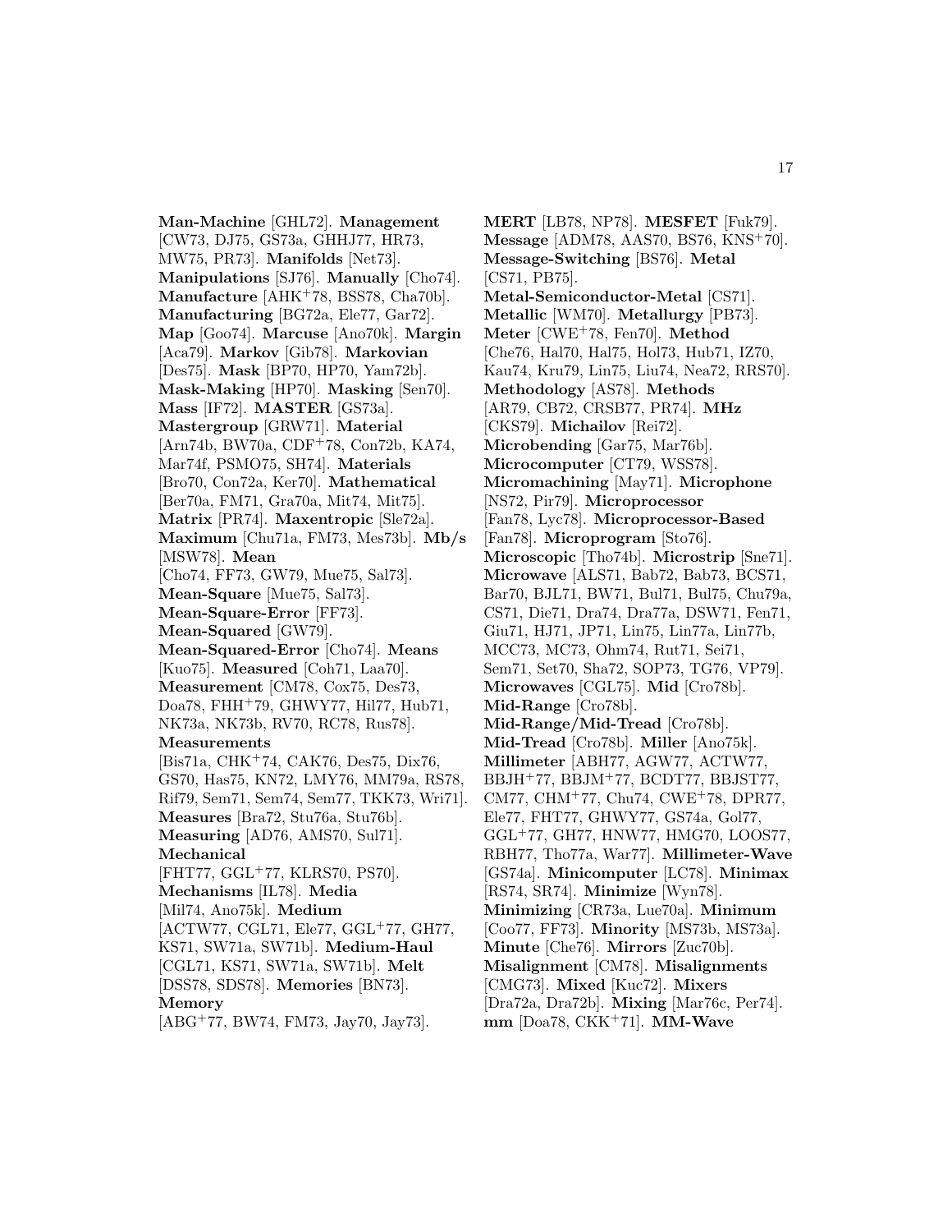**Man-Machine** [GHL72]. **Management** [CW73, DJ75, GS73a, GHHJ77, HR73, MW75, PR73]. **Manifolds** [Net73]. **Manipulations** [SJ76]. **Manually** [Cho74]. **Manufacture** [AHK+78, BSS78, Cha70b]. **Manufacturing** [BG72a, Ele77, Gar72]. **Map** [Goo74]. **Marcuse** [Ano70k]. **Margin** [Aca79]. **Markov** [Gib78]. **Markovian** [Des75]. **Mask** [BP70, HP70, Yam72b]. **Mask-Making** [HP70]. **Masking** [Sen70]. **Mass** [IF72]. **MASTER** [GS73a]. **Mastergroup** [GRW71]. **Material** [Arn74b, BW70a, CDF+78, Con72b, KA74, Mar74f, PSMO75, SH74]. **Materials** [Bro70, Con72a, Ker70]. **Mathematical** [Ber70a, FM71, Gra70a, Mit74, Mit75]. **Matrix** [PR74]. **Maxentropic** [Sle72a]. **Maximum** [Chu71a, FM73, Mes73b]. **Mb/s** [MSW78]. **Mean** [Cho74, FF73, GW79, Mue75, Sal73]. **Mean-Square** [Mue75, Sal73]. **Mean-Square-Error** [FF73]. **Mean-Squared** [GW79]. **Mean-Squared-Error** [Cho74]. **Means** [Kuo75]. **Measured** [Coh71, Laa70]. **Measurement** [CM78, Cox75, Des73, Doa78, FHH+79, GHWY77, Hil77, Hub71, NK73a, NK73b, RV70, RC78, Rus78]. **Measurements** [Bis71a, CHK+74, CAK76, Des75, Dix76, GS70, Has75, KN72, LMY76, MM79a, RS78, Rif79, Sem71, Sem74, Sem77, TKK73, Wri71]. **Measures** [Bra72, Stu76a, Stu76b]. **Measuring** [AD76, AMS70, Sul71]. **Mechanical** [FHT77, GGL+77, KLRS70, PS70]. **Mechanisms** [IL78]. **Media** [Mil74, Ano75k]. **Medium** [ACTW77, CGL71, Ele77, GGL+77, GH77, KS71, SW71a, SW71b]. **Medium-Haul** [CGL71, KS71, SW71a, SW71b]. **Melt** [DSS78, SDS78]. **Memories** [BN73]. **Memory** [ABG+77, BW74, FM73, Jay70, Jay73].

**MERT** [LB78, NP78]. **MESFET** [Fuk79]. **Message** [ADM78, AAS70, BS76, KNS+70]. **Message-Switching** [BS76]. **Metal** [CS71, PB75]. **Metal-Semiconductor-Metal** [CS71]. **Metallic** [WM70]. **Metallurgy** [PB73]. **Meter** [CWE+78, Fen70]. **Method** [Che76, Hal70, Hal75, Hol73, Hub71, IZ70, Kau74, Kru79, Lin75, Liu74, Nea72, RRS70]. **Methodology** [AS78]. **Methods** [AR79, CB72, CRSB77, PR74]. **MHz** [CKS79]. **Michailov** [Rei72]. **Microbending** [Gar75, Mar76b]. **Microcomputer** [CT79, WSS78]. **Micromachining** [May71]. **Microphone** [NS72, Pir79]. **Microprocessor** [Fan78, Lyc78]. **Microprocessor-Based** [Fan78]. **Microprogram** [Sto76]. **Microscopic** [Tho74b]. **Microstrip** [Sne71]. **Microwave** [ALS71, Bab72, Bab73, BCS71, Bar70, BJL71, BW71, Bul71, Bul75, Chu79a, CS71, Die71, Dra74, Dra77a, DSW71, Fen71, Giu71, HJ71, JP71, Lin75, Lin77a, Lin77b, MCC73, MC73, Ohm74, Rut71, Sei71, Sem71, Set70, Sha72, SOP73, TG76, VP79]. **Microwaves** [CGL75]. **Mid** [Cro78b]. **Mid-Range** [Cro78b]. **Mid-Range/Mid-Tread** [Cro78b]. **Mid-Tread** [Cro78b]. **Miller** [Ano75k]. **Millimeter** [ABH77, AGW77, ACTW77, BBJH+77, BBJM+77, BCDT77, BBJST77, CM77, CHM+77, Chu74, CWE+78, DPR77, Ele77, FHT77, GHWY77, GS74a, Gol77, GGL+77, GH77, HNW77, HMG70, LOOS77, RBH77, Tho77a, War77]. **Millimeter-Wave** [GS74a]. **Minicomputer** [LC78]. **Minimax** [RS74, SR74]. **Minimize** [Wyn78]. **Minimizing** [CR73a, Lue70a]. **Minimum** [Coo77, FF73]. **Minority** [MS73b, MS73a]. **Minute** [Che76]. **Mirrors** [Zuc70b]. **Misalignment** [CM78]. **Misalignments** [CMG73]. **Mixed** [Kuc72]. **Mixers** [Dra72a, Dra72b]. **Mixing** [Mar76c, Per74]. **mm** [Doa78, CKK+71]. **MM-Wave**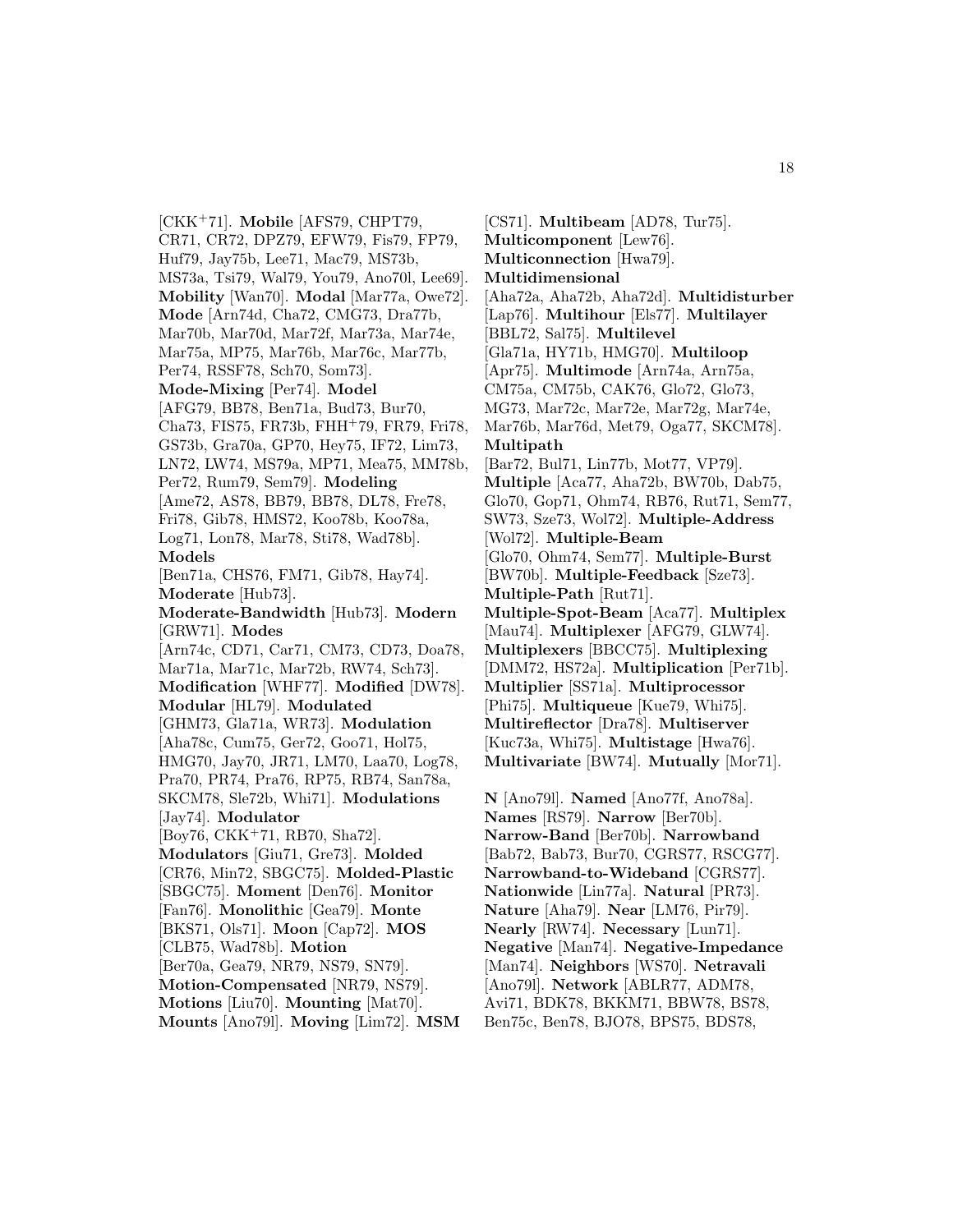[CKK+71]. **Mobile** [AFS79, CHPT79, CR71, CR72, DPZ79, EFW79, Fis79, FP79, Huf79, Jay75b, Lee71, Mac79, MS73b, MS73a, Tsi79, Wal79, You79, Ano70l, Lee69]. **Mobility** [Wan70]. **Modal** [Mar77a, Owe72]. **Mode** [Arn74d, Cha72, CMG73, Dra77b, Mar70b, Mar70d, Mar72f, Mar73a, Mar74e, Mar75a, MP75, Mar76b, Mar76c, Mar77b, Per74, RSSF78, Sch70, Som73]. **Mode-Mixing** [Per74]. **Model** [AFG79, BB78, Ben71a, Bud73, Bur70, Cha73, FIS75, FR73b, FHH+79, FR79, Fri78, GS73b, Gra70a, GP70, Hey75, IF72, Lim73, LN72, LW74, MS79a, MP71, Mea75, MM78b, Per72, Rum79, Sem79]. **Modeling** [Ame72, AS78, BB79, BB78, DL78, Fre78, Fri78, Gib78, HMS72, Koo78b, Koo78a, Log71, Lon78, Mar78, Sti78, Wad78b]. **Models** [Ben71a, CHS76, FM71, Gib78, Hay74]. **Moderate** [Hub73]. **Moderate-Bandwidth** [Hub73]. **Modern** [GRW71]. **Modes** [Arn74c, CD71, Car71, CM73, CD73, Doa78, Mar71a, Mar71c, Mar72b, RW74, Sch73]. **Modification** [WHF77]. **Modified** [DW78]. **Modular** [HL79]. **Modulated** [GHM73, Gla71a, WR73]. **Modulation** [Aha78c, Cum75, Ger72, Goo71, Hol75, HMG70, Jay70, JR71, LM70, Laa70, Log78, Pra70, PR74, Pra76, RP75, RB74, San78a, SKCM78, Sle72b, Whi71]. **Modulations** [Jay74]. **Modulator** [Boy76, CKK+71, RB70, Sha72]. **Modulators** [Giu71, Gre73]. **Molded** [CR76, Min72, SBGC75]. **Molded-Plastic** [SBGC75]. **Moment** [Den76]. **Monitor** [Fan76]. **Monolithic** [Gea79]. **Monte** [BKS71, Ols71]. **Moon** [Cap72]. **MOS** [CLB75, Wad78b]. **Motion** [Ber70a, Gea79, NR79, NS79, SN79]. **Motion-Compensated** [NR79, NS79]. **Motions** [Liu70]. **Mounting** [Mat70]. **Mounts** [Ano79l]. **Moving** [Lim72]. **MSM** [CS71]. **Multibeam** [AD78, Tur75]. **Multicomponent** [Lew76]. **Multiconnection** [Hwa79]. **Multidimensional** [Aha72a, Aha72b, Aha72d]. **Multidisturber** [Lap76]. **Multihour** [Els77]. **Multilayer** [BBL72, Sal75]. **Multilevel** [Gla71a, HY71b, HMG70]. **Multiloop** [Apr75]. **Multimode** [Arn74a, Arn75a, CM75a, CM75b, CAK76, Glo72, Glo73, MG73, Mar72c, Mar72e, Mar72g, Mar74e, Mar76b, Mar76d, Met79, Oga77, SKCM78]. **Multipath** [Bar72, Bul71, Lin77b, Mot77, VP79]. **Multiple** [Aca77, Aha72b, BW70b, Dab75, Glo70, Gop71, Ohm74, RB76, Rut71, Sem77, SW73, Sze73, Wol72]. **Multiple-Address** [Wol72]. **Multiple-Beam** [Glo70, Ohm74, Sem77]. **Multiple-Burst** [BW70b]. **Multiple-Feedback** [Sze73]. **Multiple-Path** [Rut71]. **Multiple-Spot-Beam** [Aca77]. **Multiplex** [Mau74]. **Multiplexer** [AFG79, GLW74]. **Multiplexers** [BBCC75]. **Multiplexing** [DMM72, HS72a]. **Multiplication** [Per71b]. **Multiplier** [SS71a]. **Multiprocessor** [Phi75]. **Multiqueue** [Kue79, Whi75]. **Multireflector** [Dra78]. **Multiserver** [Kuc73a, Whi75]. **Multistage** [Hwa79]. **Multivariate** [BW74]. **Mutually** [Mor71].

**N** [Ano79l]. **Named** [Ano77f, Ano78a]. **Names** [RS79]. **Narrow** [Ber70b]. **Narrow-Band** [Ber70b]. **Narrowband** [Bab72, Bab73, Bur70, CGRS77, RSCG77]. **Narrowband-to-Wideband** [CGRS77]. **Nationwide** [Lin77a]. **Natural** [PR73]. **Nature** [Aha79]. **Near** [LM76, Pir79]. **Nearly** [RW74]. **Necessary** [Lun71]. **Negative** [Man74]. **Negative-Impedance** [Man74]. **Neighbors** [WS70]. **Netravali** [Ano79l]. **Network** [ABLR77, ADM78, Avi71, BDK78, BKKM71, BBW78, BS78, Ben75c, Ben78, BJO78, BPS75, BDS78,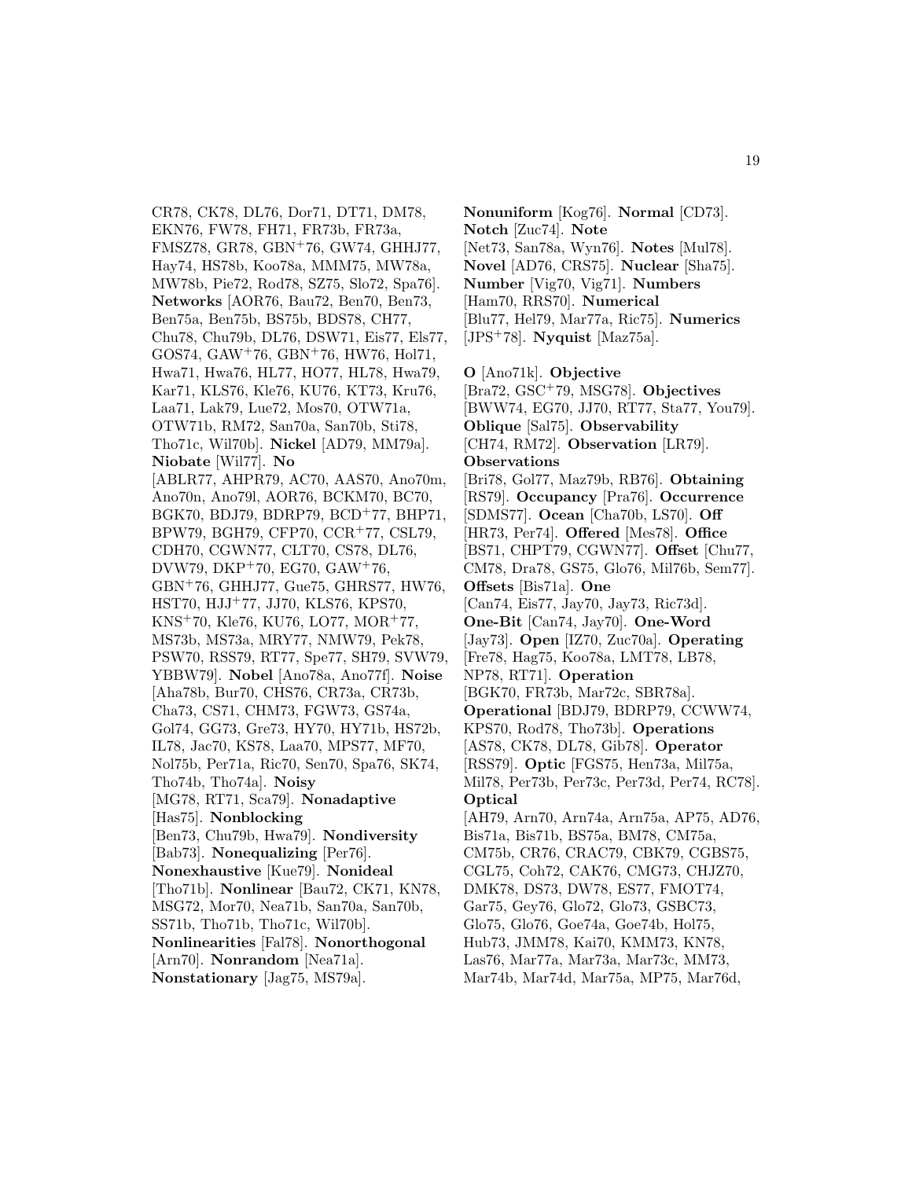CR78, CK78, DL76, Dor71, DT71, DM78, EKN76, FW78, FH71, FR73b, FR73a, FMSZ78, GR78, GBN+76, GW74, GHHJ77, Hay74, HS78b, Koo78a, MMM75, MW78a, MW78b, Pie72, Rod78, SZ75, Slo72, Spa76]. **Networks** [AOR76, Bau72, Ben70, Ben73, Ben75a, Ben75b, BS75b, BDS78, CH77, Chu78, Chu79b, DL76, DSW71, Eis77, Els77, GOS74, GAW+76, GBN+76, HW76, Hol71, Hwa71, Hwa76, HL77, HO77, HL78, Hwa79, Kar71, KLS76, Kle76, KU76, KT73, Kru76, Laa71, Lak79, Lue72, Mos70, OTW71a, OTW71b, RM72, San70a, San70b, Sti78, Tho71c, Wil70b]. **Nickel** [AD79, MM79a]. **Niobate** [Wil77]. **No** [ABLR77, AHPR79, AC70, AAS70, Ano70m, Ano70n, Ano79l, AOR76, BCKM70, BC70, BGK70, BDJ79, BDRP79, BCD+77, BHP71, BPW79, BGH79, CFP70, CCR+77, CSL79, CDH70, CGWN77, CLT70, CS78, DL76, DVW79, DKP+70, EG70, GAW+76, GBN+76, GHHJ77, Gue75, GHRS77, HW76, HST70, HJJ+77, JJ70, KLS76, KPS70, KNS+70, Kle76, KU76, LO77, MOR+77, MS73b, MS73a, MRY77, NMW79, Pek78, PSW70, RSS79, RT77, Spe77, SH79, SVW79, YBBW79]. **Nobel** [Ano78a, Ano77f]. **Noise** [Aha78b, Bur70, CHS76, CR73a, CR73b, Cha73, CS71, CHM73, FGW73, GS74a, Gol74, GG73, Gre73, HY70, HY71b, HS72b, IL78, Jac70, KS78, Laa70, MPS77, MF70, Nol75b, Per71a, Ric70, Sen70, Spa76, SK74, Tho74b, Tho74a]. **Noisy** [MG78, RT71, Sca79]. **Nonadaptive** [Has75]. **Nonblocking** [Ben73, Chu79b, Hwa79]. **Nondiversity** [Bab73]. **Nonequalizing** [Per76]. **Nonexhaustive** [Kue79]. **Nonideal** [Tho71b]. **Nonlinear** [Bau72, CK71, KN78, MSG72, Mor70, Nea71b, San70a, San70b, SS71b, Tho71b, Tho71c, Wil70b]. **Nonlinearities** [Fal78]. **Nonorthogonal** [Arn70]. **Nonrandom** [Nea71a]. **Nonstationary** [Jag75, MS79a].

**Nonuniform** [Kog76]. **Normal** [CD73]. **Notch** [Zuc74]. **Note** [Net73, San78a, Wyn76]. **Notes** [Mul78]. **Novel** [AD76, CRS75]. **Nuclear** [Sha75]. **Number** [Vig70, Vig71]. **Numbers** [Ham70, RRS70]. **Numerical** [Blu77, Hel79, Mar77a, Ric75]. **Numerics** [JPS+78]. **Nyquist** [Maz75a].

**O** [Ano71k]. **Objective** [Bra72, GSC+79, MSG78]. **Objectives** [BWW74, EG70, JJ70, RT77, Sta77, You79]. **Oblique** [Sal75]. **Observability** [CH74, RM72]. **Observation** [LR79]. **Observations** [Bri78, Gol77, Maz79b, RB76]. **Obtaining** [RS79]. **Occupancy** [Pra76]. **Occurrence** [SDMS77]. **Ocean** [Cha70b, LS70]. **Off** [HR73, Per74]. **Offered** [Mes78]. **Office** [BS71, CHPT79, CGWN77]. **Offset** [Chu77, CM78, Dra78, GS75, Glo76, Mil76b, Sem77]. **Offsets** [Bis71a]. **One** [Can74, Eis77, Jay70, Jay73, Ric73d]. **One-Bit** [Can74, Jay70]. **One-Word** [Jay73]. **Open** [IZ70, Zuc70a]. **Operating** [Fre78, Hag75, Koo78a, LMT78, LB78, NP78, RT71]. **Operation** [BGK70, FR73b, Mar72c, SBR78a]. **Operational** [BDJ79, BDRP79, CCWW74, KPS70, Rod78, Tho73b]. **Operations** [AS78, CK78, DL78, Gib78]. **Operator** [RSS79]. **Optic** [FGS75, Hen73a, Mil75a, Mil78, Per73b, Per73c, Per73d, Per74, RC78]. **Optical** [AH79, Arn70, Arn74a, Arn75a, AP75, AD76, Bis71a, Bis71b, BS75a, BM78, CM75a, CM75b, CR76, CRAC79, CBK79, CGBS75, CGL75, Coh72, CAK76, CMG73, CHJZ70, DMK78, DS73, DW78, ES77, FMOT74, Gar75, Gey76, Glo72, Glo73, GSBC73, Glo75, Glo76, Goe74a, Goe74b, Hol75, Hub73, JMM78, Kai70, KMM73, KN78, Las76, Mar77a, Mar73a, Mar73c, MM73, Mar74b, Mar74d, Mar75a, MP75, Mar76d,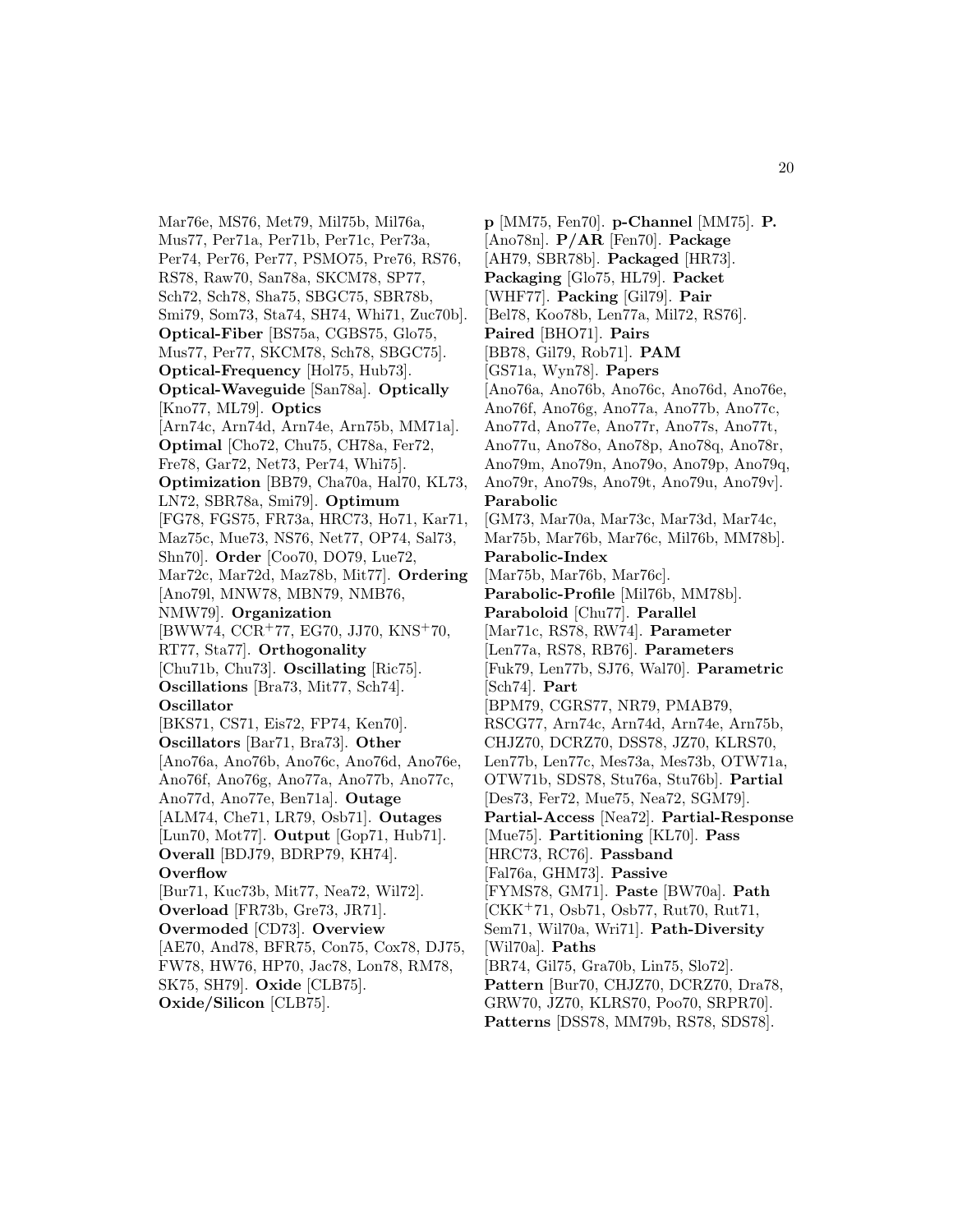Mar76e, MS76, Met79, Mil75b, Mil76a, Mus77, Per71a, Per71b, Per71c, Per73a, Per74, Per76, Per77, PSMO75, Pre76, RS76, RS78, Raw70, San78a, SKCM78, SP77, Sch72, Sch78, Sha75, SBGC75, SBR78b, Smi79, Som73, Sta74, SH74, Whi71, Zuc70b]. **Optical-Fiber** [BS75a, CGBS75, Glo75, Mus77, Per77, SKCM78, Sch78, SBGC75]. **Optical-Frequency** [Hol75, Hub73]. **Optical-Waveguide** [San78a]. **Optically** [Kno77, ML79]. **Optics** [Arn74c, Arn74d, Arn74e, Arn75b, MM71a]. **Optimal** [Cho72, Chu75, CH78a, Fer72, Fre78, Gar72, Net73, Per74, Whi75]. **Optimization** [BB79, Cha70a, Hal70, KL73, LN72, SBR78a, Smi79]. **Optimum** [FG78, FGS75, FR73a, HRC73, Ho71, Kar71, Maz75c, Mue73, NS76, Net77, OP74, Sal73, Shn70]. **Order** [Coo70, DO79, Lue72, Mar72c, Mar72d, Maz78b, Mit77]. **Ordering** [Ano79l, MNW78, MBN79, NMB76, NMW79]. **Organization** [BWW74, CCR+77, EG70, JJ70, KNS+70, RT77, Sta77]. **Orthogonality** [Chu71b, Chu73]. **Oscillating** [Ric75]. **Oscillations** [Bra73, Mit77, Sch74]. **Oscillator** [BKS71, CS71, Eis72, FP74, Ken70]. **Oscillators** [Bar71, Bra73]. **Other** [Ano76a, Ano76b, Ano76c, Ano76d, Ano76e, Ano76f, Ano76g, Ano77a, Ano77b, Ano77c, Ano77d, Ano77e, Ben71a]. **Outage** [ALM74, Che71, LR79, Osb71]. **Outages** [Lun70, Mot77]. **Output** [Gop71, Hub71]. **Overall** [BDJ79, BDRP79, KH74]. **Overflow** [Bur71, Kuc73b, Mit77, Nea72, Wil72]. **Overload** [FR73b, Gre73, JR71]. **Overmoded** [CD73]. **Overview** [AE70, And78, BFR75, Con75, Cox78, DJ75, FW78, HW76, HP70, Jac78, Lon78, RM78, SK75, SH79]. **Oxide** [CLB75]. **Oxide/Silicon** [CLB75].

**p** [MM75, Fen70]. **p-Channel** [MM75]. **P.** [Ano78n]. **P/AR** [Fen70]. **Package** [AH79, SBR78b]. **Packaged** [HR73]. **Packaging** [Glo75, HL79]. **Packet** [WHF77]. **Packing** [Gil79]. **Pair** [Bel78, Koo78b, Len77a, Mil72, RS76]. **Paired** [BHO71]. **Pairs** [BB78, Gil79, Rob71]. **PAM** [GS71a, Wyn78]. **Papers** [Ano76a, Ano76b, Ano76c, Ano76d, Ano76e, Ano76f, Ano76g, Ano77a, Ano77b, Ano77c, Ano77d, Ano77e, Ano77r, Ano77s, Ano77t, Ano77u, Ano78o, Ano78p, Ano78q, Ano78r, Ano79m, Ano79n, Ano79o, Ano79p, Ano79q, Ano79r, Ano79s, Ano79t, Ano79u, Ano79v]. **Parabolic** [GM73, Mar70a, Mar73c, Mar73d, Mar74c, Mar75b, Mar76b, Mar76c, Mil76b, MM78b]. **Parabolic-Index** [Mar75b, Mar76b, Mar76c]. **Parabolic-Profile** [Mil76b, MM78b]. **Paraboloid** [Chu77]. **Parallel** [Mar71c, RS78, RW74]. **Parameter** [Len77a, RS78, RB76]. **Parameters** [Fuk79, Len77b, SJ76, Wal70]. **Parametric** [Sch74]. **Part** [BPM79, CGRS77, NR79, PMAB79, RSCG77, Arn74c, Arn74d, Arn74e, Arn75b, CHJZ70, DCRZ70, DSS78, JZ70, KLRS70, Len77b, Len77c, Mes73a, Mes73b, OTW71a, OTW71b, SDS78, Stu76a, Stu76b]. **Partial** [Des73, Fer72, Mue75, Nea72, SGM79]. **Partial-Access** [Nea72]. **Partial-Response** [Mue75]. **Partitioning** [KL70]. **Pass** [HRC73, RC76]. **Passband** [Fal76a, GHM73]. **Passive** [FYMS78, GM71]. **Paste** [BW70a]. **Path** [CKK+71, Osb71, Osb77, Rut70, Rut71, Sem71, Wil70a, Wri71]. **Path-Diversity** [Wil70a]. **Paths** [BR74, Gil75, Gra70b, Lin75, Slo72]. **Pattern** [Bur70, CHJZ70, DCRZ70, Dra78, GRW70, JZ70, KLRS70, Poo70, SRPR70]. **Patterns** [DSS78, MM79b, RS78, SDS78].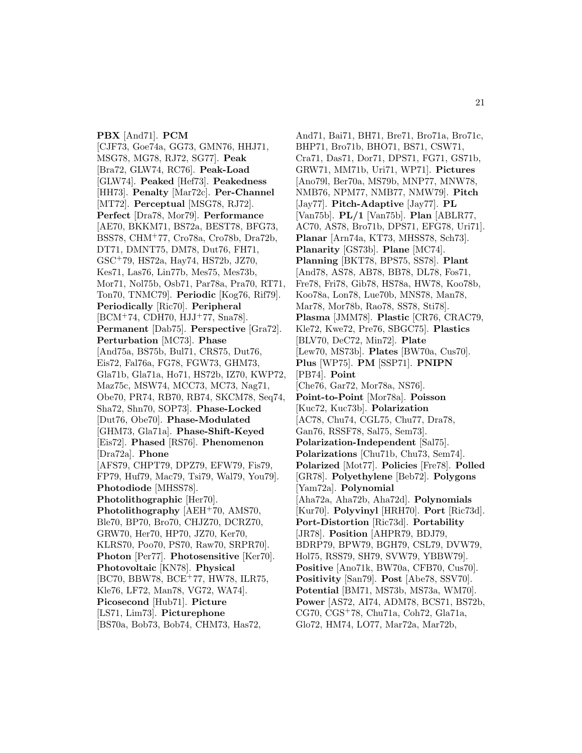**PBX** [And71]. **PCM** [CJF73, Goe74a, GG73, GMN76, HHJ71, MSG78, MG78, RJ72, SG77]. **Peak** [Bra72, GLW74, RC76]. **Peak-Load** [GLW74]. **Peaked** [Hef73]. **Peakedness** [HH73]. **Penalty** [Mar72c]. **Per-Channel** [MT72]. **Perceptual** [MSG78, RJ72]. **Perfect** [Dra78, Mor79]. **Performance** [AE70, BKKM71, BS72a, BEST78, BFG73, BSS78, CHM+77, Cro78a, Cro78b, Dra72b, DT71, DMNT75, DM78, Dut76, FH71, GSC+79, HS72a, Hay74, HS72b, JZ70, Kes71, Las76, Lin77b, Mes75, Mes73b, Mor71, Nol75b, Osb71, Par78a, Pra70, RT71, Ton70, TNMC79]. **Periodic** [Kog76, Rif79]. **Periodically** [Ric70]. **Peripheral** [BCM+74, CDH70, HJJ+77, Sna78]. **Permanent** [Dab75]. **Perspective** [Gra72]. **Perturbation** [MC73]. **Phase** [And75a, BS75b, Bul71, CRS75, Dut76, Eis72, Fal76a, FG78, FGW73, GHM73, Gla71b, Gla71a, Ho71, HS72b, IZ70, KWP72, Maz75c, MSW74, MCC73, MC73, Nag71, Obe70, PR74, RB70, RB74, SKCM78, Seq74, Sha72, Shn70, SOP73]. **Phase-Locked** [Dut76, Obe70]. **Phase-Modulated** [GHM73, Gla71a]. **Phase-Shift-Keyed** [Eis72]. **Phased** [RS76]. **Phenomenon** [Dra72a]. **Phone** [AFS79, CHPT79, DPZ79, EFW79, Fis79, FP79, Huf79, Mac79, Tsi79, Wal79, You79]. **Photodiode** [MHSS78]. **Photolithographic** [Her70]. **Photolithography** [AEH+70, AMS70, Ble70, BP70, Bro70, CHJZ70, DCRZ70, GRW70, Her70, HP70, JZ70, Ker70, KLRS70, Poo70, PS70, Raw70, SRPR70]. **Photon** [Per77]. **Photosensitive** [Ker70]. **Photovoltaic** [KN78]. **Physical** [BC70, BBW78, BCE+77, HW78, ILR75, Kle76, LF72, Man78, VG72, WA74]. **Picosecond** [Hub71]. **Picture** [LS71, Lim73]. **Picturephone** [BS70a, Bob73, Bob74, CHM73, Has72, And71, Bai71, BH71, Bre71, Bro71a, Bro71c, BHP71, Bro71b, BHO71, BS71, CSW71, Cra71, Das71, Dor71, DPS71, FG71, GS71b, GRW71, MM71b, Uri71, WP71]. **Pictures** [Ano79l, Ber70a, MS79b, MNP77, MNW78, NMB76, NPM77, NMB77, NMW79]. **Pitch** [Jay77]. **Pitch-Adaptive** [Jay77]. **PL** [Van75b]. **PL/1** [Van75b]. **Plan** [ABLR77, AC70, AS78, Bro71b, DPS71, EFG78, Uri71]. **Planar** [Arn74a, KT73, MHSS78, Sch73]. **Planarity** [GS73b]. **Plane** [MC74]. **Planning** [BKT78, BPS75, SS78]. **Plant** [And78, AS78, AB78, BB78, DL78, Fos71, Fre78, Fri78, Gib78, HS78a, HW78, Koo78b, Koo78a, Lon78, Lue70b, MNS78, Man78, Mar78, Mor78b, Rao78, SS78, Sti78]. **Plasma** [JMM78]. **Plastic** [CR76, CRAC79, Kle72, Kwe72, Pre76, SBGC75]. **Plastics** [BLV70, DeC72, Min72]. **Plate** [Lew70, MS73b]. **Plates** [BW70a, Cus70]. **Plus** [WP75]. **PM** [SSP71]. **PNIPN** [PB74]. **Point** [Che76, Gar72, Mor78a, NS76]. **Point-to-Point** [Mor78a]. **Poisson** [Kuc72, Kuc73b]. **Polarization** [AC78, Chu74, CGL75, Chu77, Dra78, Gan76, RSSF78, Sal75, Sem73]. **Polarization-Independent** [Sal75]. **Polarizations** [Chu71b, Chu73, Sem74]. **Polarized** [Mot77]. **Policies** [Fre78]. **Polled** [GR78]. **Polyethylene** [Beb72]. **Polygons** [Yam72a]. **Polynomial** [Aha72a, Aha72b, Aha72d]. **Polynomials** [Kur70]. **Polyvinyl** [HRH70]. **Port** [Ric73d]. **Port-Distortion** [Ric73d]. **Portability** [JR78]. **Position** [AHPR79, BDJ79, BDRP79, BPW79, BGH79, CSL79, DVW79, Hol75, RSS79, SH79, SVW79, YBBW79]. **Positive** [Ano71k, BW70a, CFB70, Cus70]. **Positivity** [San79]. **Post** [Abe78, SSV70]. **Potential** [BM71, MS73b, MS73a, WM70]. **Power** [AS72, AI74, ADM78, BCS71, BS72b, CG70, CGS+78, Chu71a, Coh72, Gla71a, Glo72, HM74, LO77, Mar72a, Mar72b,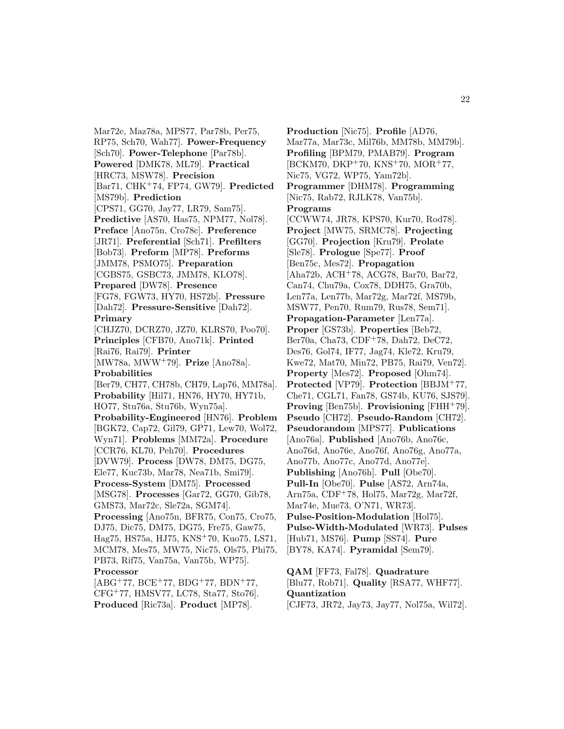Mar72e, Maz78a, MPS77, Par78b, Per75, RP75, Sch70, Wah77]. **Power-Frequency** [Sch70]. **Power-Telephone** [Par78b]. **Powered** [DMK78, ML79]. **Practical** [HRC73, MSW78]. **Precision** [Bar71, CHK[+]74, FP74, GW79]. **Predicted** [MS79b]. **Prediction** [CPS71, GG70, Jay77, LR79, Sam75]. **Predictive** [AS70, Has75, NPM77, Nol78]. **Preface** [Ano75n, Cro78c]. **Preference** [JR71]. **Preferential** [Sch71]. **Prefilters** [Bob73]. **Preform** [MP78]. **Preforms** [JMM78, PSMO75]. **Preparation** [CGBS75, GSBC73, JMM78, KLO78]. **Prepared** [DW78]. **Presence** [FG78, FGW73, HY70, HS72b]. **Pressure** [Dah72]. **Pressure-Sensitive** [Dah72]. **Primary** [CHJZ70, DCRZ70, JZ70, KLRS70, Poo70]. **Principles** [CFB70, Ano71k]. **Printed** [Rai76, Rai79]. **Printer** [MW78a, MWW[+]79]. **Prize** [Ano78a]. **Probabilities** [Ber79, CH77, CH78b, CH79, Lap76, MM78a]. **Probability** [Hil71, HN76, HY70, HY71b, HO77, Stu76a, Stu76b, Wyn75a]. **Probability-Engineered** [HN76]. **Problem** [BGK72, Cap72, Gil79, GP71, Lew70, Wol72, Wyn71]. **Problems** [MM72a]. **Procedure** [CCR76, KL70, Peh70]. **Procedures** [DVW79]. **Process** [DW78, DM75, DG75, Ele77, Kuc73b, Mar78, Nea71b, Smi79]. **Process-System** [DM75]. **Processed** [MSG78]. **Processes** [Gar72, GG70, Gib78, GMS73, Mar72c, Sle72a, SGM74]. **Processing** [Ano75n, BFR75, Con75, Cro75, DJ75, Dic75, DM75, DG75, Fre75, Gaw75, Hag75, HS75a, HJ75, KNS[+]70, Kuo75, LS71, MCM78, Mes75, MW75, Nic75, Ols75, Phi75, PB73, Rif75, Van75a, Van75b, WP75]. **Processor** [ABG[+]77, BCE[+]77, BDG[+]77, BDN[+]77, CFG[+]77, HMSV77, LC78, Sta77, Sto76]. **Produced** [Ric73a]. **Product** [MP78].

**Production** [Nic75]. **Profile** [AD76, Mar77a, Mar73c, Mil76b, MM78b, MM79b]. **Profiling** [BPM79, PMAB79]. **Program** [BCKM70, DKP[+]70, KNS[+]70, MOR[+]77, Nic75, VG72, WP75, Yam72b]. **Programmer** [DHM78]. **Programming** [Nic75, Rab72, RJLK78, Van75b]. **Programs** [CCWW74, JR78, KPS70, Kur70, Rod78]. **Project** [MW75, SRMC78]. **Projecting** [GG70]. **Projection** [Kru79]. **Prolate** [Sle78]. **Prologue** [Spe77]. **Proof** [Ben75c, Mes72]. **Propagation** [Aha72b, ACH[+]78, ACG78, Bar70, Bar72, Can74, Chu79a, Cox78, DDH75, Gra70b, Len77a, Len77b, Mar72g, Mar72f, MS79b, MSW77, Pen70, Rum79, Rus78, Sem71]. **Propagation-Parameter** [Len77a]. **Proper** [GS73b]. **Properties** [Beb72, Ber70a, Cha73, CDF[+]78, Dah72, DeC72, Des76, Gol74, IF77, Jag74, Kle72, Kru79, Kwe72, Mat70, Min72, PB75, Rai79, Ven72]. **Property** [Mes72]. **Proposed** [Ohm74]. **Protected** [VP79]. **Protection** [BBJM[+]77, Che71, CGL71, Fan78, GS74b, KU76, SJS79]. **Proving** [Ben75b]. **Provisioning** [FHH[+]79]. **Pseudo** [CH72]. **Pseudo-Random** [CH72]. **Pseudorandom** [MPS77]. **Publications** [Ano76a]. **Published** [Ano76b, Ano76c, Ano76d, Ano76e, Ano76f, Ano76g, Ano77a, Ano77b, Ano77c, Ano77d, Ano77e]. **Publishing** [Ano76h]. **Pull** [Obe70]. **Pull-In** [Obe70]. **Pulse** [AS72, Arn74a, Arn75a, CDF[+]78, Hol75, Mar72g, Mar72f, Mar74e, Mue73, O'N71, WR73]. **Pulse-Position-Modulation** [Hol75]. **Pulse-Width-Modulated** [WR73]. **Pulses** [Hub71, MS76]. **Pump** [SS74]. **Pure** [BY78, KA74]. **Pyramidal** [Sem79].

**QAM** [FF73, Fal78]. **Quadrature** [Blu77, Rob71]. **Quality** [RSA77, WHF77]. **Quantization** [CJF73, JR72, Jay73, Jay77, Nol75a, Wil72].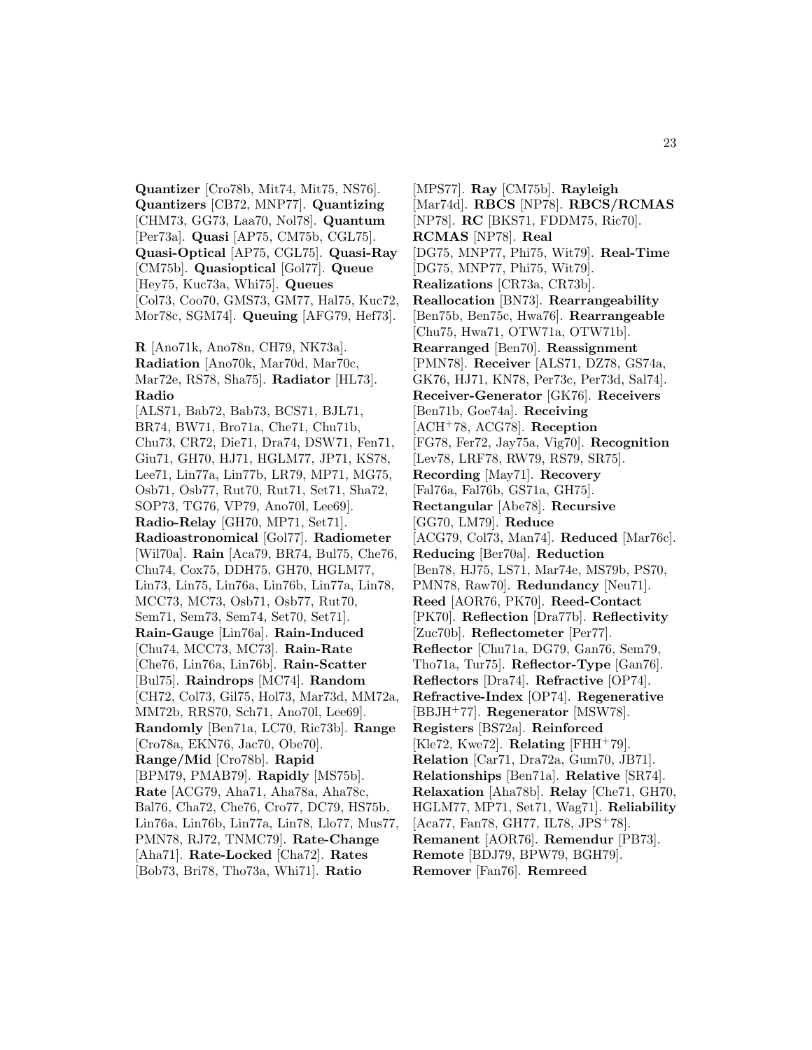**Quantizer** [Cro78b, Mit74, Mit75, NS76]. **Quantizers** [CB72, MNP77]. **Quantizing** [CHM73, GG73, Laa70, Nol78]. **Quantum** [Per73a]. **Quasi** [AP75, CM75b, CGL75]. **Quasi-Optical** [AP75, CGL75]. **Quasi-Ray** [CM75b]. **Quasioptical** [Gol77]. **Queue** [Hey75, Kuc73a, Whi75]. **Queues** [Col73, Coo70, GMS73, GM77, Hal75, Kuc72, Mor78c, SGM74]. **Queuing** [AFG79, Hef73].

**R** [Ano71k, Ano78n, CH79, NK73a]. **Radiation** [Ano70k, Mar70d, Mar70c, Mar72e, RS78, Sha75]. **Radiator** [HL73]. **Radio** [ALS71, Bab72, Bab73, BCS71, BJL71, BR74, BW71, Bro71a, Che71, Chu71b, Chu73, CR72, Die71, Dra74, DSW71, Fen71, Giu71, GH70, HJ71, HGLM77, JP71, KS78, Lee71, Lin77a, Lin77b, LR79, MP71, MG75, Osb71, Osb77, Rut70, Rut71, Set71, Sha72, SOP73, TG76, VP79, Ano70l, Lee69]. **Radio-Relay** [GH70, MP71, Set71]. **Radioastronomical** [Gol77]. **Radiometer** [Wil70a]. **Rain** [Aca79, BR74, Bul75, Che76, Chu74, Cox75, DDH75, GH70, HGLM77, Lin73, Lin75, Lin76a, Lin76b, Lin77a, Lin78, MCC73, MC73, Osb71, Osb77, Rut70, Sem71, Sem73, Sem74, Set70, Set71]. **Rain-Gauge** [Lin76a]. **Rain-Induced** [Chu74, MCC73, MC73]. **Rain-Rate** [Che76, Lin76a, Lin76b]. **Rain-Scatter** [Bul75]. **Raindrops** [MC74]. **Random** [CH72, Col73, Gil75, Hol73, Mar73d, MM72a, MM72b, RRS70, Sch71, Ano70l, Lee69]. **Randomly** [Ben71a, LC70, Ric73b]. **Range** [Cro78a, EKN76, Jac70, Obe70]. **Range/Mid** [Cro78b]. **Rapid** [BPM79, PMAB79]. **Rapidly** [MS75b]. **Rate** [ACG79, Aha71, Aha78a, Aha78c, Bal76, Cha72, Che76, Cro77, DC79, HS75b, Lin76a, Lin76b, Lin77a, Lin78, Llo77, Mus77, PMN78, RJ72, TNMC79]. **Rate-Change** [Aha71]. **Rate-Locked** [Cha72]. **Rates** [Bob73, Bri78, Tho73a, Whi71]. **Ratio** [MPS77]. **Ray** [CM75b]. **Rayleigh** [Mar74d]. **RBCS** [NP78]. **RBCS/RCMAS** [NP78]. **RC** [BKS71, FDDM75, Ric70]. **RCMAS** [NP78]. **Real** [DG75, MNP77, Phi75, Wit79]. **Real-Time** [DG75, MNP77, Phi75, Wit79]. **Realizations** [CR73a, CR73b]. **Reallocation** [BN73]. **Rearrangeability** [Ben75b, Ben75c, Hwa76]. **Rearrangeable** [Chu75, Hwa71, OTW71a, OTW71b]. **Rearranged** [Ben70]. **Reassignment** [PMN78]. **Receiver** [ALS71, DZ78, GS74a, GK76, HJ71, KN78, Per73c, Per73d, Sal74]. **Receiver-Generator** [GK76]. **Receivers** [Ben71b, Goe74a]. **Receiving** [ACH+78, ACG78]. **Reception** [FG78, Fer72, Jay75a, Vig70]. **Recognition** [Lev78, LRF78, RW79, RS79, SR75]. **Recording** [May71]. **Recovery** [Fal76a, Fal76b, GS71a, GH75]. **Rectangular** [Abe78]. **Recursive** [GG70, LM79]. **Reduce** [ACG79, Col73, Man74]. **Reduced** [Mar76c]. **Reducing** [Ber70a]. **Reduction** [Ben78, HJ75, LS71, Mar74e, MS79b, PS70, PMN78, Raw70]. **Redundancy** [Neu71]. **Reed** [AOR76, PK70]. **Reed-Contact** [PK70]. **Reflection** [Dra77b]. **Reflectivity** [Zuc70b]. **Reflectometer** [Per77]. **Reflector** [Chu71a, DG79, Gan76, Sem79, Tho71a, Tur75]. **Reflector-Type** [Gan76]. **Reflectors** [Dra74]. **Refractive** [OP74]. **Refractive-Index** [OP74]. **Regenerative** [BBJH+77]. **Regenerator** [MSW78]. **Registers** [BS72a]. **Reinforced** [Kle72, Kwe72]. **Relating** [FHH+79]. **Relation** [Car71, Dra72a, Gum70, JB71]. **Relationships** [Ben71a]. **Relative** [SR74]. **Relaxation** [Aha78b]. **Relay** [Che71, GH70, HGLM77, MP71, Set71, Wag71]. **Reliability** [Aca77, Fan78, GH77, IL78, JPS+78]. **Remanent** [AOR76]. **Remendur** [PB73]. **Remote** [BDJ79, BPW79, BGH79]. **Remover** [Fan76]. **Remreed**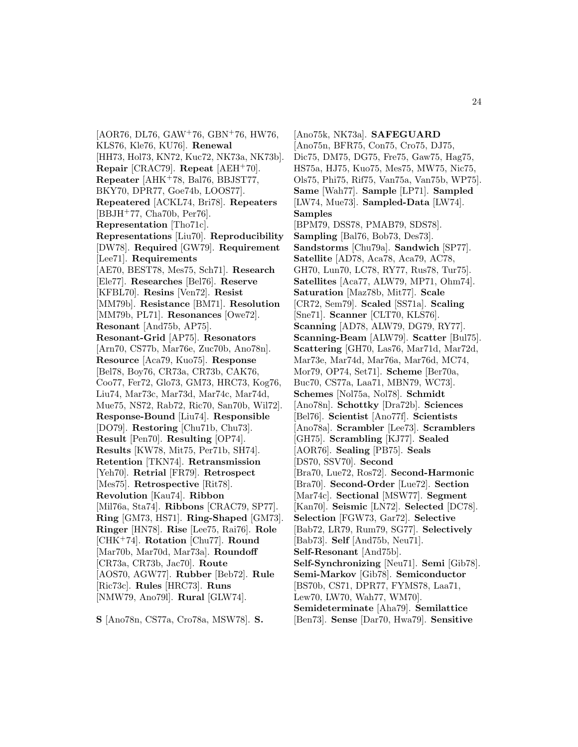[AOR76, DL76, GAW+76, GBN+76, HW76, KLS76, Kle76, KU76]. **Renewal** [HH73, Hol73, KN72, Kuc72, NK73a, NK73b]. **Repair** [CRAC79]. **Repeat** [AEH+70]. **Repeater** [AHK+78, Bal76, BBJST77, BKY70, DPR77, Goe74b, LOOS77]. **Repeatered** [ACKL74, Bri78]. **Repeaters** [BBJH+77, Cha70b, Per76]. **Representation** [Tho71c]. **Representations** [Liu70]. **Reproducibility** [DW78]. **Required** [GW79]. **Requirement** [Lee71]. **Requirements** [AE70, BEST78, Mes75, Sch71]. **Research** [Ele77]. **Researches** [Bel76]. **Reserve** [KFBL70]. **Resins** [Ven72]. **Resist** [MM79b]. **Resistance** [BM71]. **Resolution** [MM79b, PL71]. **Resonances** [Owe72]. **Resonant** [And75b, AP75]. **Resonant-Grid** [AP75]. **Resonators** [Arn70, CS77b, Mar76e, Zuc70b, Ano78n]. **Resource** [Aca79, Kuo75]. **Response** [Bel78, Boy76, CR73a, CR73b, CAK76, Coo77, Fer72, Glo73, GM73, HRC73, Kog76, Liu74, Mar73c, Mar73d, Mar74c, Mar74d, Mue75, NS72, Rab72, Ric70, San70b, Wil72]. **Response-Bound** [Liu74]. **Responsible** [DO79]. **Restoring** [Chu71b, Chu73]. **Result** [Pen70]. **Resulting** [OP74]. **Results** [KW78, Mit75, Per71b, SH74]. **Retention** [TKN74]. **Retransmission** [Yeh70]. **Retrial** [FR79]. **Retrospect** [Mes75]. **Retrospective** [Rit78]. **Revolution** [Kau74]. **Ribbon** [Mil76a, Sta74]. **Ribbons** [CRAC79, SP77]. **Ring** [GM73, HS71]. **Ring-Shaped** [GM73]. **Ringer** [HN78]. **Rise** [Lee75, Rai76]. **Role** [CHK+74]. **Rotation** [Chu77]. **Round** [Mar70b, Mar70d, Mar73a]. **Roundoff** [CR73a, CR73b, Jac70]. **Route** [AOS70, AGW77]. **Rubber** [Beb72]. **Rule** [Ric73c]. **Rules** [HRC73]. **Runs** [NMW79, Ano79l]. **Rural** [GLW74].

**S** [Ano78n, CS77a, Cro78a, MSW78]. **S.** [Ano75k, NK73a]. **SAFEGUARD** [Ano75n, BFR75, Con75, Cro75, DJ75, Dic75, DM75, DG75, Fre75, Gaw75, Hag75, HS75a, HJ75, Kuo75, Mes75, MW75, Nic75, Ols75, Phi75, Rif75, Van75a, Van75b, WP75]. **Same** [Wah77]. **Sample** [LP71]. **Sampled** [LW74, Mue73]. **Sampled-Data** [LW74]. **Samples** [BPM79, DSS78, PMAB79, SDS78]. **Sampling** [Bal76, Bob73, Des73]. **Sandstorms** [Chu79a]. **Sandwich** [SP77]. **Satellite** [AD78, Aca78, Aca79, AC78, GH70, Lun70, LC78, RY77, Rus78, Tur75]. **Satellites** [Aca77, ALW79, MP71, Ohm74]. **Saturation** [Maz78b, Mit77]. **Scale** [CR72, Sem79]. **Scaled** [SS71a]. **Scaling** [Sne71]. **Scanner** [CLT70, KLS76]. **Scanning** [AD78, ALW79, DG79, RY77]. **Scanning-Beam** [ALW79]. **Scatter** [Bul75]. **Scattering** [GH70, Las76, Mar71d, Mar72d, Mar73e, Mar74d, Mar76a, Mar76d, MC74, Mor79, OP74, Set71]. **Scheme** [Ber70a, Buc70, CS77a, Laa71, MBN79, WC73]. **Schemes** [Nol75a, Nol78]. **Schmidt** [Ano78n]. **Schottky** [Dra72b]. **Sciences** [Bel76]. **Scientist** [Ano77f]. **Scientists** [Ano78a]. **Scrambler** [Lee73]. **Scramblers** [GH75]. **Scrambling** [KJ77]. **Sealed** [AOR76]. **Sealing** [PB75]. **Seals** [DS70, SSV70]. **Second** [Bra70, Lue72, Ros72]. **Second-Harmonic** [Bra70]. **Second-Order** [Lue72]. **Section** [Mar74c]. **Sectional** [MSW77]. **Segment** [Kan70]. **Seismic** [LN72]. **Selected** [DC78]. **Selection** [FGW73, Gar72]. **Selective** [Bab72, LR79, Rum79, SG77]. **Selectively** [Bab73]. **Self** [And75b, Neu71]. **Self-Resonant** [And75b]. **Self-Synchronizing** [Neu71]. **Semi** [Gib78]. **Semi-Markov** [Gib78]. **Semiconductor** [BS70b, CS71, DPR77, FYMS78, Laa71, Lew70, LW70, Wah77, WM70]. **Semideterminate** [Aha79]. **Semilattice** [Ben73]. **Sense** [Dar70, Hwa79]. **Sensitive**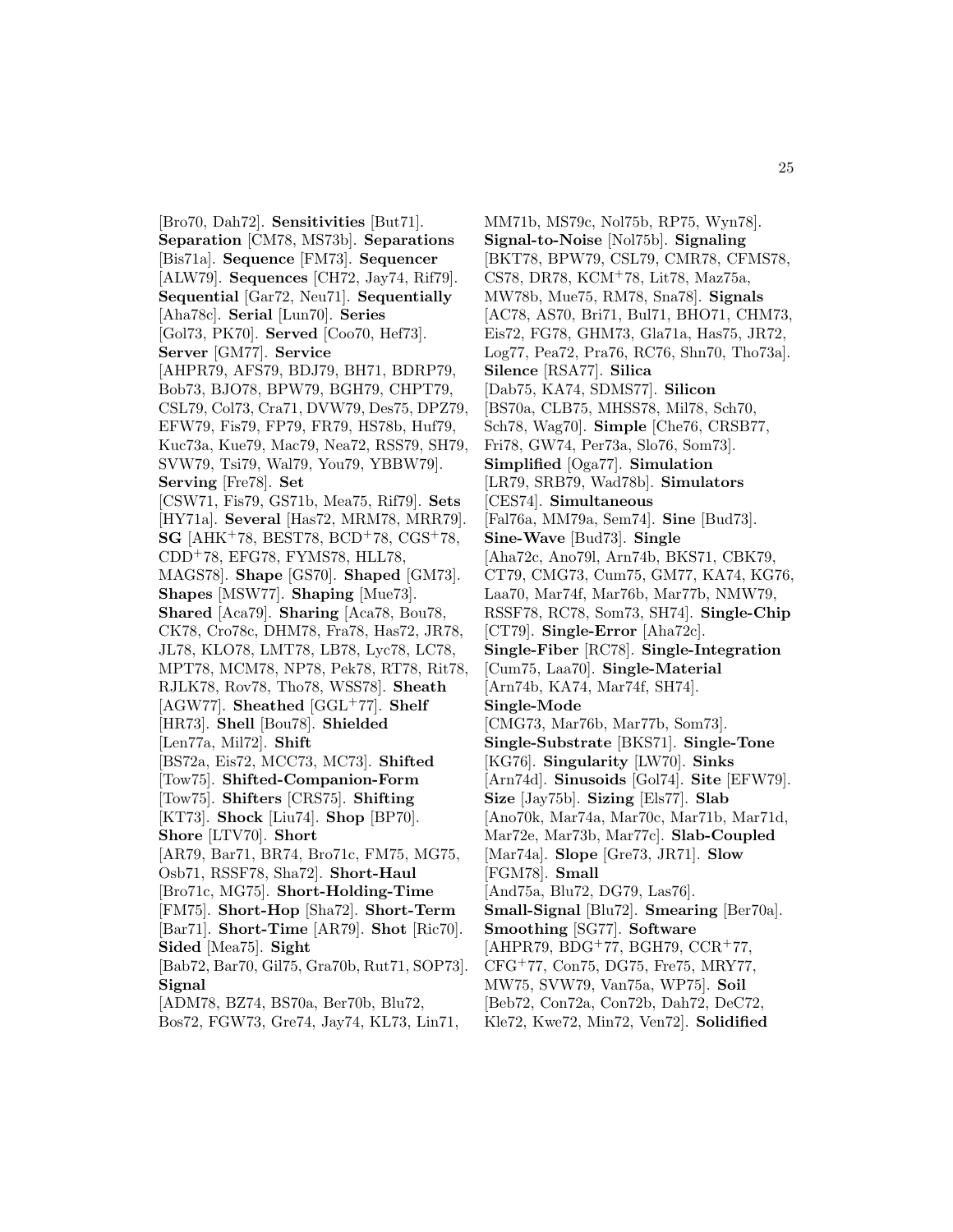[Bro70, Dah72]. **Sensitivities** [But71]. **Separation** [CM78, MS73b]. **Separations** [Bis71a]. **Sequence** [FM73]. **Sequencer** [ALW79]. **Sequences** [CH72, Jay74, Rif79]. **Sequential** [Gar72, Neu71]. **Sequentially** [Aha78c]. **Serial** [Lun70]. **Series** [Gol73, PK70]. **Served** [Coo70, Hef73]. **Server** [GM77]. **Service** [AHPR79, AFS79, BDJ79, BH71, BDRP79, Bob73, BJO78, BPW79, BGH79, CHPT79, CSL79, Col73, Cra71, DVW79, Des75, DPZ79, EFW79, Fis79, FP79, FR79, HS78b, Huf79, Kuc73a, Kue79, Mac79, Nea72, RSS79, SH79, SVW79, Tsi79, Wal79, You79, YBBW79]. **Serving** [Fre78]. **Set** [CSW71, Fis79, GS71b, Mea75, Rif79]. **Sets** [HY71a]. **Several** [Has72, MRM78, MRR79]. **SG** [AHK+78, BEST78, BCD+78, CGS+78, CDD+78, EFG78, FYMS78, HLL78, MAGS78]. **Shape** [GS70]. **Shaped** [GM73]. **Shapes** [MSW77]. **Shaping** [Mue73]. **Shared** [Aca79]. **Sharing** [Aca78, Bou78, CK78, Cro78c, DHM78, Fra78, Has72, JR78, JL78, KLO78, LMT78, LB78, Lyc78, LC78, MPT78, MCM78, NP78, Pek78, RT78, Rit78, RJLK78, Rov78, Tho78, WSS78]. **Sheath** [AGW77]. **Sheathed** [GGL+77]. **Shelf** [HR73]. **Shell** [Bou78]. **Shielded** [Len77a, Mil72]. **Shift** [BS72a, Eis72, MCC73, MC73]. **Shifted** [Tow75]. **Shifted-Companion-Form** [Tow75]. **Shifters** [CRS75]. **Shifting** [KT73]. **Shock** [Liu74]. **Shop** [BP70]. **Shore** [LTV70]. **Short** [AR79, Bar71, BR74, Bro71c, FM75, MG75, Osb71, RSSF78, Sha72]. **Short-Haul** [Bro71c, MG75]. **Short-Holding-Time** [FM75]. **Short-Hop** [Sha72]. **Short-Term** [Bar71]. **Short-Time** [AR79]. **Shot** [Ric70]. **Sided** [Mea75]. **Sight** [Bab72, Bar70, Gil75, Gra70b, Rut71, SOP73]. **Signal** [ADM78, BZ74, BS70a, Ber70b, Blu72, Bos72, FGW73, Gre74, Jay74, KL73, Lin71, MM71b, MS79c, Nol75b, RP75, Wyn78]. **Signal-to-Noise** [Nol75b]. **Signaling** [BKT78, BPW79, CSL79, CMR78, CFMS78, CS78, DR78, KCM+78, Lit78, Maz75a, MW78b, Mue75, RM78, Sna78]. **Signals** [AC78, AS70, Bri71, Bul71, BHO71, CHM73, Eis72, FG78, GHM73, Gla71a, Has75, JR72, Log77, Pea72, Pra76, RC76, Shn70, Tho73a]. **Silence** [RSA77]. **Silica** [Dab75, KA74, SDMS77]. **Silicon** [BS70a, CLB75, MHSS78, Mil78, Sch70, Sch78, Wag70]. **Simple** [Che76, CRSB77, Fri78, GW74, Per73a, Slo76, Som73]. **Simplified** [Oga77]. **Simulation** [LR79, SRB79, Wad78b]. **Simulators** [CES74]. **Simultaneous** [Fal76a, MM79a, Sem74]. **Sine** [Bud73]. **Sine-Wave** [Bud73]. **Single** [Aha72c, Ano79l, Arn74b, BKS71, CBK79, CT79, CMG73, Cum75, GM77, KA74, KG76, Laa70, Mar74f, Mar76b, Mar77b, NMW79, RSSF78, RC78, Som73, SH74]. **Single-Chip** [CT79]. **Single-Error** [Aha72c]. **Single-Fiber** [RC78]. **Single-Integration** [Cum75, Laa70]. **Single-Material** [Arn74b, KA74, Mar74f, SH74]. **Single-Mode** [CMG73, Mar76b, Mar77b, Som73]. **Single-Substrate** [BKS71]. **Single-Tone** [KG76]. **Singularity** [LW70]. **Sinks** [Arn74d]. **Sinusoids** [Gol74]. **Site** [EFW79]. **Size** [Jay75b]. **Sizing** [Els77]. **Slab** [Ano70k, Mar74a, Mar70c, Mar71b, Mar71d, Mar72e, Mar73b, Mar77c]. **Slab-Coupled** [Mar74a]. **Slope** [Gre73, JR71]. **Slow** [FGM78]. **Small** [And75a, Blu72, DG79, Las76]. **Small-Signal** [Blu72]. **Smearing** [Ber70a]. **Smoothing** [SG77]. **Software** [AHPR79, BDG+77, BGH79, CCR+77, CFG+77, Con75, DG75, Fre75, MRY77, MW75, SVW79, Van75a, WP75]. **Soil** [Beb72, Con72a, Con72b, Dah72, DeC72, Kle72, Kwe72, Min72, Ven72]. **Solidified**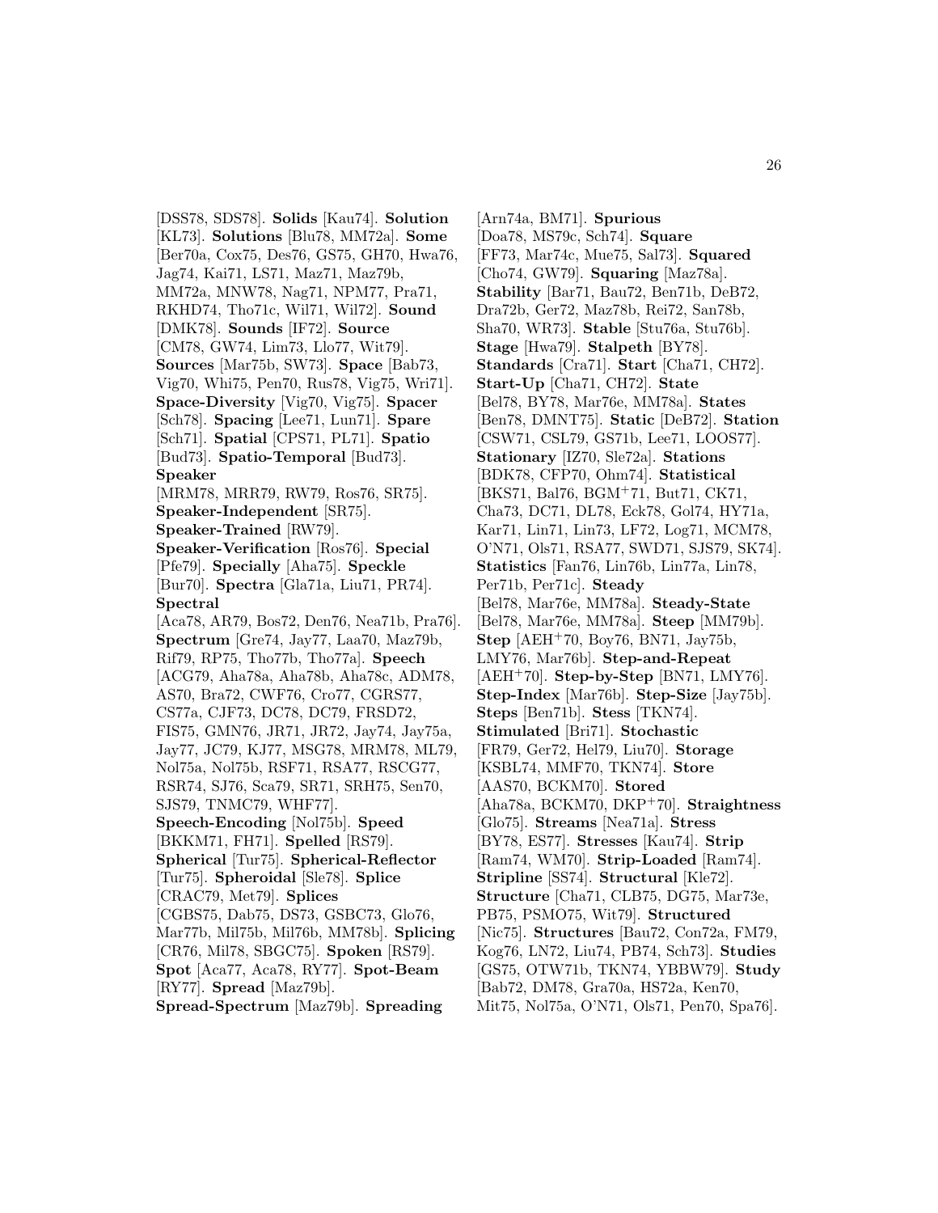[DSS78, SDS78]. **Solids** [Kau74]. **Solution** [KL73]. **Solutions** [Blu78, MM72a]. **Some** [Ber70a, Cox75, Des76, GS75, GH70, Hwa76, Jag74, Kai71, LS71, Maz71, Maz79b, MM72a, MNW78, Nag71, NPM77, Pra71, RKHD74, Tho71c, Wil71, Wil72]. **Sound** [DMK78]. **Sounds** [IF72]. **Source** [CM78, GW74, Lim73, Llo77, Wit79]. **Sources** [Mar75b, SW73]. **Space** [Bab73, Vig70, Whi75, Pen70, Rus78, Vig75, Wri71]. **Space-Diversity** [Vig70, Vig75]. **Spacer** [Sch78]. **Spacing** [Lee71, Lun71]. **Spare** [Sch71]. **Spatial** [CPS71, PL71]. **Spatio** [Bud73]. **Spatio-Temporal** [Bud73]. **Speaker** [MRM78, MRR79, RW79, Ros76, SR75]. **Speaker-Independent** [SR75]. **Speaker-Trained** [RW79]. **Speaker-Verification** [Ros76]. **Special** [Pfe79]. **Specially** [Aha75]. **Speckle** [Bur70]. **Spectra** [Gla71a, Liu71, PR74]. **Spectral** [Aca78, AR79, Bos72, Den76, Nea71b, Pra76]. **Spectrum** [Gre74, Jay77, Laa70, Maz79b, Rif79, RP75, Tho77b, Tho77a]. **Speech** [ACG79, Aha78a, Aha78b, Aha78c, ADM78, AS70, Bra72, CWF76, Cro77, CGRS77, CS77a, CJF73, DC78, DC79, FRSD72, FIS75, GMN76, JR71, JR72, Jay74, Jay75a, Jay77, JC79, KJ77, MSG78, MRM78, ML79, Nol75a, Nol75b, RSF71, RSA77, RSCG77, RSR74, SJ76, Sca79, SR71, SRH75, Sen70, SJS79, TNMC79, WHF77]. **Speech-Encoding** [Nol75b]. **Speed** [BKKM71, FH71]. **Spelled** [RS79]. **Spherical** [Tur75]. **Spherical-Reflector** [Tur75]. **Spheroidal** [Sle78]. **Splice** [CRAC79, Met79]. **Splices** [CGBS75, Dab75, DS73, GSBC73, Glo76, Mar77b, Mil75b, Mil76b, MM78b]. **Splicing** [CR76, Mil78, SBGC75]. **Spoken** [RS79]. **Spot** [Aca77, Aca78, RY77]. **Spot-Beam** [RY77]. **Spread** [Maz79b]. **Spread-Spectrum** [Maz79b]. **Spreading** [Arn74a, BM71]. **Spurious** [Doa78, MS79c, Sch74]. **Square** [FF73, Mar74c, Mue75, Sal73]. **Squared** [Cho74, GW79]. **Squaring** [Maz78a]. **Stability** [Bar71, Bau72, Ben71b, DeB72, Dra72b, Ger72, Maz78b, Rei72, San78b, Sha70, WR73]. **Stable** [Stu76a, Stu76b]. **Stage** [Hwa79]. **Stalpeth** [BY78]. **Standards** [Cra71]. **Start** [Cha71, CH72]. **Start-Up** [Cha71, CH72]. **State** [Bel78, BY78, Mar76e, MM78a]. **States** [Ben78, DMNT75]. **Static** [DeB72]. **Station** [CSW71, CSL79, GS71b, Lee71, LOOS77]. **Stationary** [IZ70, Sle72a]. **Stations** [BDK78, CFP70, Ohm74]. **Statistical** [BKS71, Bal76, BGM+71, But71, CK71, Cha73, DC71, DL78, Eck78, Gol74, HY71a, Kar71, Lin71, Lin73, LF72, Log71, MCM78, O'N71, Ols71, RSA77, SWD71, SJS79, SK74]. **Statistics** [Fan76, Lin76b, Lin77a, Lin78, Per71b, Per71c]. **Steady** [Bel78, Mar76e, MM78a]. **Steady-State** [Bel78, Mar76e, MM78a]. **Steep** [MM79b]. **Step** [AEH+70, Boy76, BN71, Jay75b, LMY76, Mar76b]. **Step-and-Repeat** [AEH+70]. **Step-by-Step** [BN71, LMY76]. **Step-Index** [Mar76b]. **Step-Size** [Jay75b]. **Steps** [Ben71b]. **Stess** [TKN74]. **Stimulated** [Bri71]. **Stochastic** [FR79, Ger72, Hel79, Liu70]. **Storage** [KSBL74, MMF70, TKN74]. **Store** [AAS70, BCKM70]. **Stored** [Aha78a, BCKM70, DKP+70]. **Straightness** [Glo75]. **Streams** [Nea71a]. **Stress** [BY78, ES77]. **Stresses** [Kau74]. **Strip** [Ram74, WM70]. **Strip-Loaded** [Ram74]. **Stripline** [SS74]. **Structural** [Kle72]. **Structure** [Cha71, CLB75, DG75, Mar73e, PB75, PSMO75, Wit79]. **Structured** [Nic75]. **Structures** [Bau72, Con72a, FM79, Kog76, LN72, Liu74, PB74, Sch73]. **Studies** [GS75, OTW71b, TKN74, YBBW79]. **Study** [Bab72, DM78, Gra70a, HS72a, Ken70, Mit75, Nol75a, O'N71, Ols71, Pen70, Spa76].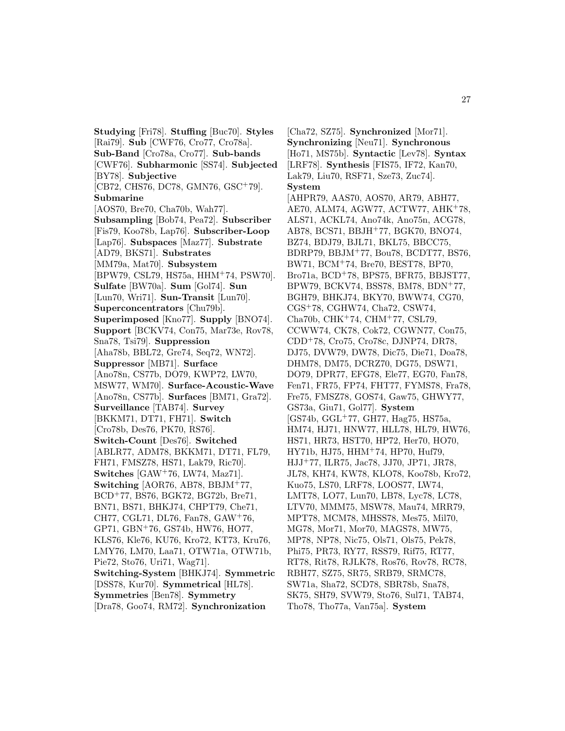**Studying** [Fri78]. **Stuffing** [Buc70]. **Styles** [Rai79]. **Sub** [CWF76, Cro77, Cro78a]. **Sub-Band** [Cro78a, Cro77]. **Sub-bands** [CWF76]. **Subharmonic** [SS74]. **Subjected** [BY78]. **Subjective** [CB72, CHS76, DC78, GMN76, GSC+79]. **Submarine** [AOS70, Bre70, Cha70b, Wah77]. **Subsampling** [Bob74, Pea72]. **Subscriber** [Fis79, Koo78b, Lap76]. **Subscriber-Loop** [Lap76]. **Subspaces** [Maz77]. **Substrate** [AD79, BKS71]. **Substrates** [MM79a, Mat70]. **Subsystem** [BPW79, CSL79, HS75a, HHM+74, PSW70]. **Sulfate** [BW70a]. **Sum** [Gol74]. **Sun** [Lun70, Wri71]. **Sun-Transit** [Lun70]. **Superconcentrators** [Chu79b]. **Superimposed** [Kno77]. **Supply** [BNO74]. **Support** [BCKV74, Con75, Mar73e, Rov78, Sna78, Tsi79]. **Suppression** [Aha78b, BBL72, Gre74, Seq72, WN72]. **Suppressor** [MB71]. **Surface** [Ano78n, CS77b, DO79, KWP72, LW70, MSW77, WM70]. **Surface-Acoustic-Wave** [Ano78n, CS77b]. **Surfaces** [BM71, Gra72]. **Surveillance** [TAB74]. **Survey** [BKKM71, DT71, FH71]. **Switch** [Cro78b, Des76, PK70, RS76]. **Switch-Count** [Des76]. **Switched** [ABLR77, ADM78, BKKM71, DT71, FL79, FH71, FMSZ78, HS71, Lak79, Ric70]. **Switches** [GAW+76, LW74, Maz71]. **Switching** [AOR76, AB78, BBJM+77, BCD+77, BS76, BGK72, BG72b, Bre71, BN71, BS71, BHKJ74, CHPT79, Che71, CH77, CGL71, DL76, Fan78, GAW+76, GP71, GBN+76, GS74b, HW76, HO77, KLS76, Kle76, KU76, Kro72, KT73, Kru76, LMY76, LM70, Laa71, OTW71a, OTW71b, Pie72, Sto76, Uri71, Wag71]. **Switching-System** [BHKJ74]. **Symmetric** [DSS78, Kur70]. **Symmetrical** [HL78]. **Symmetries** [Ben78]. **Symmetry** [Dra78, Goo74, RM72]. **Synchronization** [Cha72, SZ75]. **Synchronized** [Mor71]. **Synchronizing** [Neu71]. **Synchronous** [Ho71, MS75b]. **Syntactic** [Lev78]. **Syntax** [LRF78]. **Synthesis** [FIS75, IF72, Kan70, Lak79, Liu70, RSF71, Sze73, Zuc74]. **System** [AHPR79, AAS70, AOS70, AR79, ABH77, AE70, ALM74, AGW77, ACTW77, AHK+78, ALS71, ACKL74, Ano74k, Ano75n, ACG78, AB78, BCS71, BBJH+77, BGK70, BNO74, BZ74, BDJ79, BJL71, BKL75, BBCC75, BDRP79, BBJM+77, Bou78, BCDT77, BS76, BW71, BCM+74, Bre70, BEST78, BP70, Bro71a, BCD+78, BPS75, BFR75, BBJST77, BPW79, BCKV74, BSS78, BM78, BDN+77, BGH79, BHKJ74, BKY70, BWW74, CG70, CGS+78, CGHW74, Cha72, CSW74, Cha70b, CHK+74, CHM+77, CSL79, CCWW74, CK78, Cok72, CGWN77, Con75, CDD+78, Cro75, Cro78c, DJNP74, DR78, DJ75, DVW79, DW78, Dic75, Die71, Doa78, DHM78, DM75, DCRZ70, DG75, DSW71, DO79, DPR77, EFG78, Ele77, EG70, Fan78, Fen71, FR75, FP74, FHT77, FYMS78, Fra78, Fre75, FMSZ78, GOS74, Gaw75, GHWY77, GS73a, Giu71, Gol77]. **System** [GS74b, GGL+77, GH77, Hag75, HS75a, HM74, HJ71, HNW77, HLL78, HL79, HW76, HS71, HR73, HST70, HP72, Her70, HO70, HY71b, HJ75, HHM+74, HP70, Huf79, HJJ+77, ILR75, Jac78, JJ70, JP71, JR78, JL78, KH74, KW78, KLO78, Koo78b, Kro72, Kuo75, LS70, LRF78, LOOS77, LW74, LMT78, LO77, Lun70, LB78, Lyc78, LC78, LTV70, MMM75, MSW78, Mau74, MRR79, MPT78, MCM78, MHSS78, Mes75, Mil70, MG78, Mor71, Mor70, MAGS78, MW75, MP78, NP78, Nic75, Ols71, Ols75, Pek78, Phi75, PR73, RY77, RSS79, Rif75, RT77, RT78, Rit78, RJLK78, Ros76, Rov78, RC78, RBH77, SZ75, SR75, SRB79, SRMC78, SW71a, Sha72, SCD78, SBR78b, Sna78, SK75, SH79, SVW79, Sto76, Sul71, TAB74, Tho78, Tho77a, Van75a]. **System**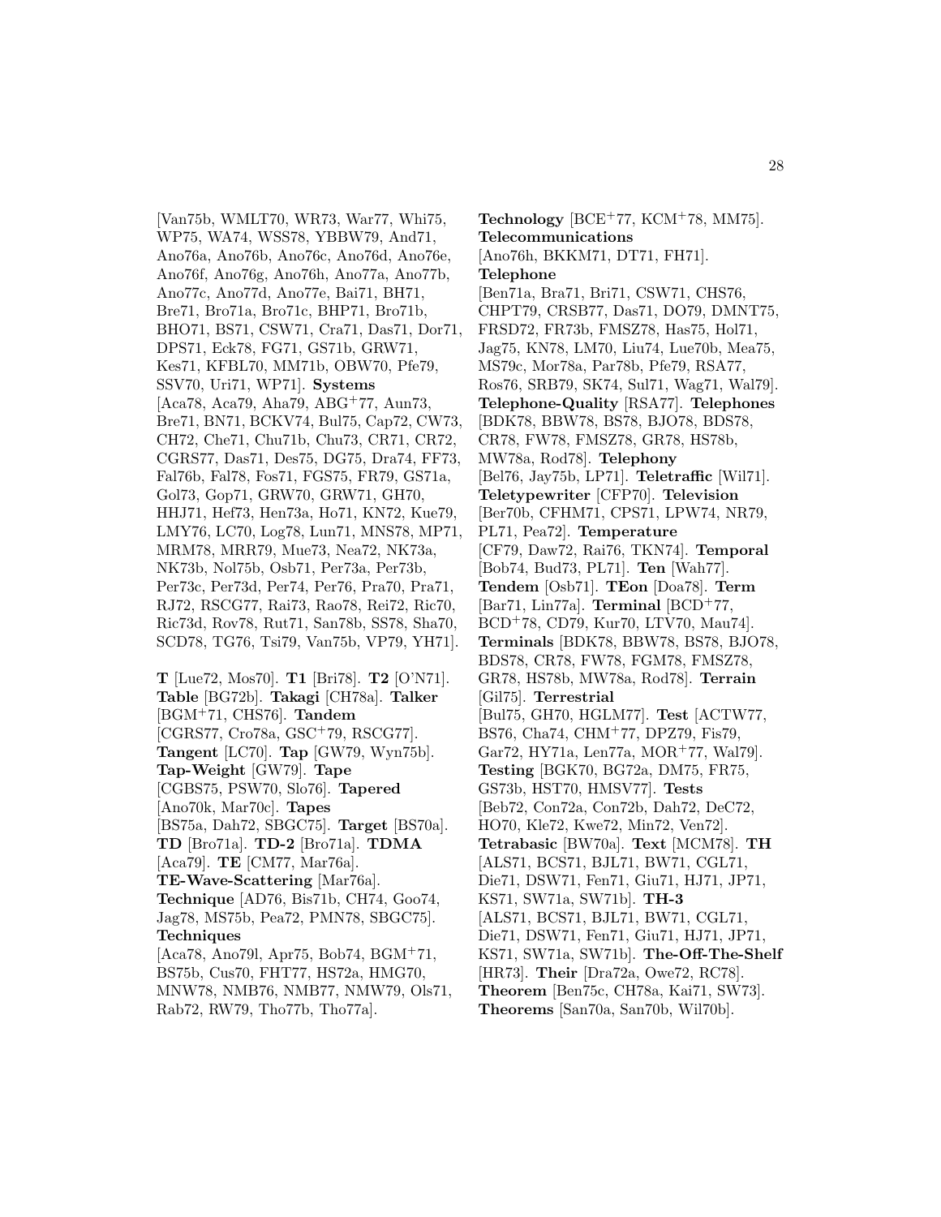[Van75b, WMLT70, WR73, War77, Whi75, WP75, WA74, WSS78, YBBW79, And71, Ano76a, Ano76b, Ano76c, Ano76d, Ano76e, Ano76f, Ano76g, Ano76h, Ano77a, Ano77b, Ano77c, Ano77d, Ano77e, Bai71, BH71, Bre71, Bro71a, Bro71c, BHP71, Bro71b, BHO71, BS71, CSW71, Cra71, Das71, Dor71, DPS71, Eck78, FG71, GS71b, GRW71, Kes71, KFBL70, MM71b, OBW70, Pfe79, SSV70, Uri71, WP71]. **Systems** [Aca78, Aca79, Aha79, ABG+77, Aun73, Bre71, BN71, BCKV74, Bul75, Cap72, CW73, CH72, Che71, Chu71b, Chu73, CR71, CR72, CGRS77, Das71, Des75, DG75, Dra74, FF73, Fal76b, Fal78, Fos71, FGS75, FR79, GS71a, Gol73, Gop71, GRW70, GRW71, GH70, HHJ71, Hef73, Hen73a, Ho71, KN72, Kue79, LMY76, LC70, Log78, Lun71, MNS78, MP71, MRM78, MRR79, Mue73, Nea72, NK73a, NK73b, Nol75b, Osb71, Per73a, Per73b, Per73c, Per73d, Per74, Per76, Pra70, Pra71, RJ72, RSCG77, Rai73, Rao78, Rei72, Ric70, Ric73d, Rov78, Rut71, San78b, SS78, Sha70, SCD78, TG76, Tsi79, Van75b, VP79, YH71].

**T** [Lue72, Mos70]. **T1** [Bri78]. **T2** [O'N71]. **Table** [BG72b]. **Takagi** [CH78a]. **Talker** [BGM+71, CHS76]. **Tandem** [CGRS77, Cro78a, GSC+79, RSCG77]. **Tangent** [LC70]. **Tap** [GW79, Wyn75b]. **Tap-Weight** [GW79]. **Tape** [CGBS75, PSW70, Slo76]. **Tapered** [Ano70k, Mar70c]. **Tapes** [BS75a, Dah72, SBGC75]. **Target** [BS70a]. **TD** [Bro71a]. **TD-2** [Bro71a]. **TDMA** [Aca79]. **TE** [CM77, Mar76a]. **TE-Wave-Scattering** [Mar76a]. **Technique** [AD76, Bis71b, CH74, Goo74, Jag78, MS75b, Pea72, PMN78, SBGC75]. **Techniques** [Aca78, Ano79l, Apr75, Bob74, BGM+71, BS75b, Cus70, FHT77, HS72a, HMG70, MNW78, NMB76, NMB77, NMW79, Ols71, Rab72, RW79, Tho77b, Tho77a].

**Technology** [BCE+77, KCM+78, MM75]. **Telecommunications** [Ano76h, BKKM71, DT71, FH71]. **Telephone** [Ben71a, Bra71, Bri71, CSW71, CHS76, CHPT79, CRSB77, Das71, DO79, DMNT75, FRSD72, FR73b, FMSZ78, Has75, Hol71, Jag75, KN78, LM70, Liu74, Lue70b, Mea75, MS79c, Mor78a, Par78b, Pfe79, RSA77, Ros76, SRB79, SK74, Sul71, Wag71, Wal79]. **Telephone-Quality** [RSA77]. **Telephones** [BDK78, BBW78, BS78, BJO78, BDS78, CR78, FW78, FMSZ78, GR78, HS78b, MW78a, Rod78]. **Telephony** [Bel76, Jay75b, LP71]. **Teletraffic** [Wil71]. **Teletypewriter** [CFP70]. **Television** [Ber70b, CFHM71, CPS71, LPW74, NR79, PL71, Pea72]. **Temperature** [CF79, Daw72, Rai76, TKN74]. **Temporal** [Bob74, Bud73, PL71]. **Ten** [Wah77]. **Tendem** [Osb71]. **TEon** [Doa78]. **Term** [Bar71, Lin77a]. **Terminal** [BCD+77, BCD+78, CD79, Kur70, LTV70, Mau74]. **Terminals** [BDK78, BBW78, BS78, BJO78, BDS78, CR78, FW78, FGM78, FMSZ78, GR78, HS78b, MW78a, Rod78]. **Terrain** [Gil75]. **Terrestrial** [Bul75, GH70, HGLM77]. **Test** [ACTW77, BS76, Cha74, CHM+77, DPZ79, Fis79, Gar72, HY71a, Len77a, MOR+77, Wal79]. **Testing** [BGK70, BG72a, DM75, FR75, GS73b, HST70, HMSV77]. **Tests** [Beb72, Con72a, Con72b, Dah72, DeC72, HO70, Kle72, Kwe72, Min72, Ven72]. **Tetrabasic** [BW70a]. **Text** [MCM78]. **TH** [ALS71, BCS71, BJL71, BW71, CGL71, Die71, DSW71, Fen71, Giu71, HJ71, JP71, KS71, SW71a, SW71b]. **TH-3** [ALS71, BCS71, BJL71, BW71, CGL71, Die71, DSW71, Fen71, Giu71, HJ71, JP71, KS71, SW71a, SW71b]. **The-Off-The-Shelf** [HR73]. **Their** [Dra72a, Owe72, RC78]. **Theorem** [Ben75c, CH78a, Kai71, SW73]. **Theorems** [San70a, San70b, Wil70b].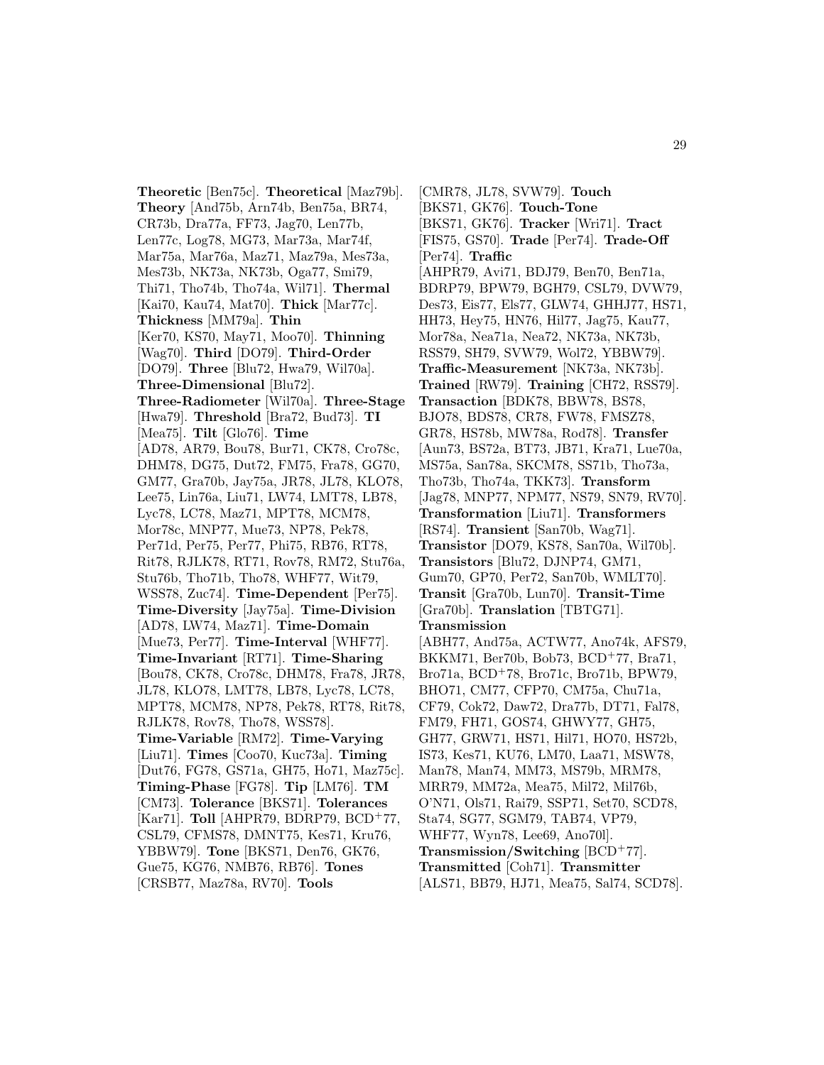**Theoretic** [Ben75c]. **Theoretical** [Maz79b]. **Theory** [And75b, Arn74b, Ben75a, BR74, CR73b, Dra77a, FF73, Jag70, Len77b, Len77c, Log78, MG73, Mar73a, Mar74f, Mar75a, Mar76a, Maz71, Maz79a, Mes73a, Mes73b, NK73a, NK73b, Oga77, Smi79, Thi71, Tho74b, Tho74a, Wil71]. **Thermal** [Kai70, Kau74, Mat70]. **Thick** [Mar77c]. **Thickness** [MM79a]. **Thin** [Ker70, KS70, May71, Moo70]. **Thinning** [Wag70]. **Third** [DO79]. **Third-Order** [DO79]. **Three** [Blu72, Hwa79, Wil70a]. **Three-Dimensional** [Blu72]. **Three-Radiometer** [Wil70a]. **Three-Stage** [Hwa79]. **Threshold** [Bra72, Bud73]. **TI** [Mea75]. **Tilt** [Glo76]. **Time** [AD78, AR79, Bou78, Bur71, CK78, Cro78c, DHM78, DG75, Dut72, FM75, Fra78, GG70, GM77, Gra70b, Jay75a, JR78, JL78, KLO78, Lee75, Lin76a, Liu71, LW74, LMT78, LB78, Lyc78, LC78, Maz71, MPT78, MCM78, Mor78c, MNP77, Mue73, NP78, Pek78, Per71d, Per75, Per77, Phi75, RB76, RT78, Rit78, RJLK78, RT71, Rov78, RM72, Stu76a, Stu76b, Tho71b, Tho78, WHF77, Wit79, WSS78, Zuc74]. **Time-Dependent** [Per75]. **Time-Diversity** [Jay75a]. **Time-Division** [AD78, LW74, Maz71]. **Time-Domain** [Mue73, Per77]. **Time-Interval** [WHF77]. **Time-Invariant** [RT71]. **Time-Sharing** [Bou78, CK78, Cro78c, DHM78, Fra78, JR78, JL78, KLO78, LMT78, LB78, Lyc78, LC78, MPT78, MCM78, NP78, Pek78, RT78, Rit78, RJLK78, Rov78, Tho78, WSS78]. **Time-Variable** [RM72]. **Time-Varying** [Liu71]. **Times** [Coo70, Kuc73a]. **Timing** [Dut76, FG78, GS71a, GH75, Ho71, Maz75c]. **Timing-Phase** [FG78]. **Tip** [LM76]. **TM** [CM73]. **Tolerance** [BKS71]. **Tolerances** [Kar71]. **Toll** [AHPR79, BDRP79, BCD$^+$77, CSL79, CFMS78, DMNT75, Kes71, Kru76, YBBW79]. **Tone** [BKS71, Den76, GK76, Gue75, KG76, NMB76, RB76]. **Tones** [CRSB77, Maz78a, RV70]. **Tools** [CMR78, JL78, SVW79]. **Touch** [BKS71, GK76]. **Touch-Tone** [BKS71, GK76]. **Tracker** [Wri71]. **Tract** [FIS75, GS70]. **Trade** [Per74]. **Trade-Off** [Per74]. **Traffic** [AHPR79, Avi71, BDJ79, Ben70, Ben71a, BDRP79, BPW79, BGH79, CSL79, DVW79, Des73, Eis77, Els77, GLW74, GHHJ77, HS71, HH73, Hey75, HN76, Hil77, Jag75, Kau77, Mor78a, Nea71a, Nea72, NK73a, NK73b, RSS79, SH79, SVW79, Wol72, YBBW79]. **Traffic-Measurement** [NK73a, NK73b]. **Trained** [RW79]. **Training** [CH72, RSS79]. **Transaction** [BDK78, BBW78, BS78, BJO78, BDS78, CR78, FW78, FMSZ78, GR78, HS78b, MW78a, Rod78]. **Transfer** [Aun73, BS72a, BT73, JB71, Kra71, Lue70a, MS75a, San78a, SKCM78, SS71b, Tho73a, Tho73b, Tho74a, TKK73]. **Transform** [Jag78, MNP77, NPM77, NS79, SN79, RV70]. **Transformation** [Liu71]. **Transformers** [RS74]. **Transient** [San70b, Wag71]. **Transistor** [DO79, KS78, San70a, Wil70b]. **Transistors** [Blu72, DJNP74, GM71, Gum70, GP70, Per72, San70b, WMLT70]. **Transit** [Gra70b, Lun70]. **Transit-Time** [Gra70b]. **Translation** [TBTG71]. **Transmission** [ABH77, And75a, ACTW77, Ano74k, AFS79, BKKM71, Ber70b, Bob73, BCD$^+$77, Bra71, Bro71a, BCD$^+$78, Bro71c, Bro71b, BPW79, BHO71, CM77, CFP70, CM75a, Chu71a, CF79, Cok72, Daw72, Dra77b, DT71, Fal78, FM79, FH71, GOS74, GHWY77, GH75, GH77, GRW71, HS71, Hil71, HO70, HS72b, IS73, Kes71, KU76, LM70, Laa71, MSW78, Man78, Man74, MM73, MS79b, MRM78, MRR79, MM72a, Mea75, Mil72, Mil76b, O'N71, Ols71, Rai79, SSP71, Set70, SCD78, Sta74, SG77, SGM79, TAB74, VP79, WHF77, Wyn78, Lee69, Ano70l]. **Transmission/Switching** [BCD$^+$77]. **Transmitted** [Coh71]. **Transmitter** [ALS71, BB79, HJ71, Mea75, Sal74, SCD78].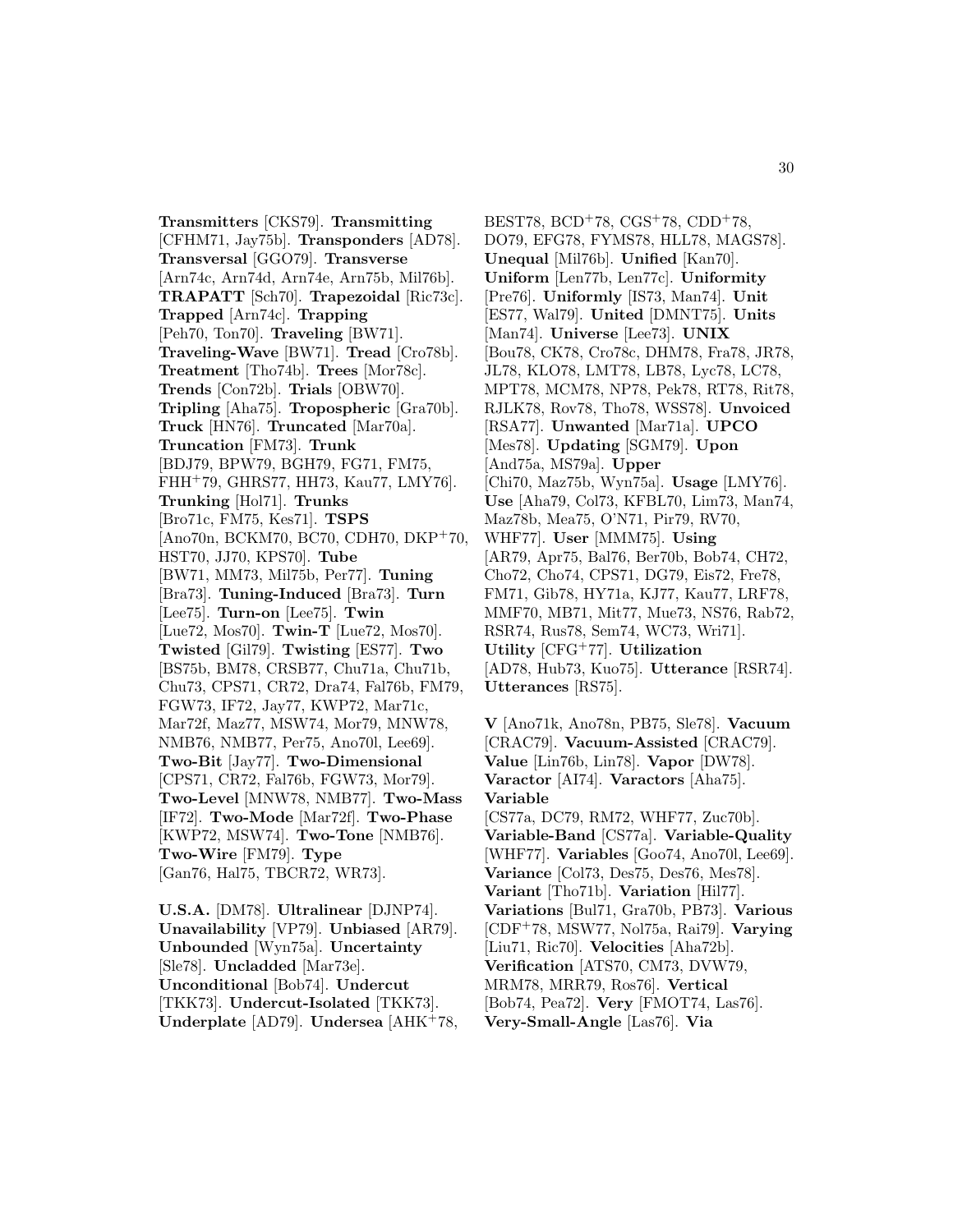**Transmitters** [CKS79]. **Transmitting** [CFHM71, Jay75b]. **Transponders** [AD78]. **Transversal** [GGO79]. **Transverse** [Arn74c, Arn74d, Arn74e, Arn75b, Mil76b]. **TRAPATT** [Sch70]. **Trapezoidal** [Ric73c]. **Trapped** [Arn74c]. **Trapping** [Peh70, Ton70]. **Traveling** [BW71]. **Traveling-Wave** [BW71]. **Tread** [Cro78b]. **Treatment** [Tho74b]. **Trees** [Mor78c]. **Trends** [Con72b]. **Trials** [OBW70]. **Tripling** [Aha75]. **Tropospheric** [Gra70b]. **Truck** [HN76]. **Truncated** [Mar70a]. **Truncation** [FM73]. **Trunk** [BDJ79, BPW79, BGH79, FG71, FM75, FHH$^+$79, GHRS77, HH73, Kau77, LMY76]. **Trunking** [Hol71]. **Trunks** [Bro71c, FM75, Kes71]. **TSPS** [Ano70n, BCKM70, BC70, CDH70, DKP$^+$70, HST70, JJ70, KPS70]. **Tube** [BW71, MM73, Mil75b, Per77]. **Tuning** [Bra73]. **Tuning-Induced** [Bra73]. **Turn** [Lee75]. **Turn-on** [Lee75]. **Twin** [Lue72, Mos70]. **Twin-T** [Lue72, Mos70]. **Twisted** [Gil79]. **Twisting** [ES77]. **Two** [BS75b, BM78, CRSB77, Chu71a, Chu71b, Chu73, CPS71, CR72, Dra74, Fal76b, FM79, FGW73, IF72, Jay77, KWP72, Mar71c, Mar72f, Maz77, MSW74, Mor79, MNW78, NMB76, NMB77, Per75, Ano70l, Lee69]. **Two-Bit** [Jay77]. **Two-Dimensional** [CPS71, CR72, Fal76b, FGW73, Mor79]. **Two-Level** [MNW78, NMB77]. **Two-Mass** [IF72]. **Two-Mode** [Mar72f]. **Two-Phase** [KWP72, MSW74]. **Two-Tone** [NMB76]. **Two-Wire** [FM79]. **Type** [Gan76, Hal75, TBCR72, WR73].

**U.S.A.** [DM78]. **Ultralinear** [DJNP74]. **Unavailability** [VP79]. **Unbiased** [AR79]. **Unbounded** [Wyn75a]. **Uncertainty** [Sle78]. **Uncladded** [Mar73e]. **Unconditional** [Bob74]. **Undercut** [TKK73]. **Undercut-Isolated** [TKK73]. **Underplate** [AD79]. **Undersea** [AHK$^+$78, BEST78, BCD$^+$78, CGS$^+$78, CDD$^+$78, DO79, EFG78, FYMS78, HLL78, MAGS78]. **Unequal** [Mil76b]. **Unified** [Kan70]. **Uniform** [Len77b, Len77c]. **Uniformity** [Pre76]. **Uniformly** [IS73, Man74]. **Unit** [ES77, Wal79]. **United** [DMNT75]. **Units** [Man74]. **Universe** [Lee73]. **UNIX** [Bou78, CK78, Cro78c, DHM78, Fra78, JR78, JL78, KLO78, LMT78, LB78, Lyc78, LC78, MPT78, MCM78, NP78, Pek78, RT78, Rit78, RJLK78, Rov78, Tho78, WSS78]. **Unvoiced** [RSA77]. **Unwanted** [Mar71a]. **UPCO** [Mes78]. **Updating** [SGM79]. **Upon** [And75a, MS79a]. **Upper** [Chi70, Maz75b, Wyn75a]. **Usage** [LMY76]. **Use** [Aha79, Col73, KFBL70, Lim73, Man74, Maz78b, Mea75, O'N71, Pir79, RV70, WHF77]. **User** [MMM75]. **Using** [AR79, Apr75, Bal76, Ber70b, Bob74, CH72, Cho72, Cho74, CPS71, DG79, Eis72, Fre78, FM71, Gib78, HY71a, KJ77, Kau77, LRF78, MMF70, MB71, Mit77, Mue73, NS76, Rab72, RSR74, Rus78, Sem74, WC73, Wri71]. **Utility** [CFG$^+$77]. **Utilization** [AD78, Hub73, Kuo75]. **Utterance** [RSR74]. **Utterances** [RS75].

**V** [Ano71k, Ano78n, PB75, Sle78]. **Vacuum** [CRAC79]. **Vacuum-Assisted** [CRAC79]. **Value** [Lin76b, Lin78]. **Vapor** [DW78]. **Varactor** [AI74]. **Varactors** [Aha75]. **Variable** [CS77a, DC79, RM72, WHF77, Zuc70b]. **Variable-Band** [CS77a]. **Variable-Quality** [WHF77]. **Variables** [Goo74, Ano70l, Lee69]. **Variance** [Col73, Des75, Des76, Mes78]. **Variant** [Tho71b]. **Variation** [Hil77]. **Variations** [Bul71, Gra70b, PB73]. **Various** [CDF$^+$78, MSW77, Nol75a, Rai79]. **Varying** [Liu71, Ric70]. **Velocities** [Aha72b]. **Verification** [ATS70, CM73, DVW79, MRM78, MRR79, Ros76]. **Vertical** [Bob74, Pea72]. **Very** [FMOT74, Las76]. **Very-Small-Angle** [Las76]. **Via**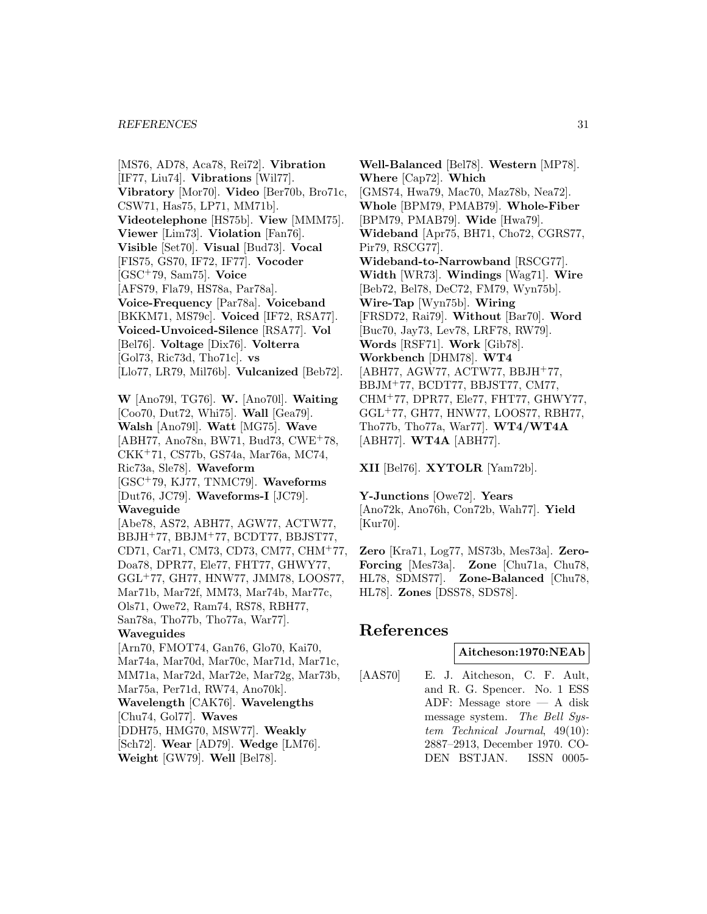[MS76, AD78, Aca78, Rei72]. **Vibration** [IF77, Liu74]. **Vibrations** [Wil77]. **Vibratory** [Mor70]. **Video** [Ber70b, Bro71c, CSW71, Has75, LP71, MM71b]. **Videotelephone** [HS75b]. **View** [MMM75]. **Viewer** [Lim73]. **Violation** [Fan76]. **Visible** [Set70]. **Visual** [Bud73]. **Vocal** [FIS75, GS70, IF72, IF77]. **Vocoder** [GSC+79, Sam75]. **Voice** [AFS79, Fla79, HS78a, Par78a]. **Voice-Frequency** [Par78a]. **Voiceband** [BKKM71, MS79c]. **Voiced** [IF72, RSA77]. **Voiced-Unvoiced-Silence** [RSA77]. **Vol** [Bel76]. **Voltage** [Dix76]. **Volterra** [Gol73, Ric73d, Tho71c]. **vs** [Llo77, LR79, Mil76b]. **Vulcanized** [Beb72].

**W** [Ano79l, TG76]. **W.** [Ano70l]. **Waiting** [Coo70, Dut72, Whi75]. **Wall** [Gea79]. **Walsh** [Ano79l]. **Watt** [MG75]. **Wave** [ABH77, Ano78n, BW71, Bud73, CWE+78, CKK+71, CS77b, GS74a, Mar76a, MC74, Ric73a, Sle78]. **Waveform** [GSC+79, KJ77, TNMC79]. **Waveforms** [Dut76, JC79]. **Waveforms-I** [JC79]. **Waveguide** [Abe78, AS72, ABH77, AGW77, ACTW77, BBJH+77, BBJM+77, BCDT77, BBJST77, CD71, Car71, CM73, CD73, CM77, CHM+77, Doa78, DPR77, Ele77, FHT77, GHWY77, GGL+77, GH77, HNW77, JMM78, LOOS77, Mar71b, Mar72f, MM73, Mar74b, Mar77c, Ols71, Owe72, Ram74, RS78, RBH77, San78a, Tho77b, Tho77a, War77]. **Waveguides** [Arn70, FMOT74, Gan76, Glo70, Kai70, Mar74a, Mar70d, Mar70c, Mar71d, Mar71c, MM71a, Mar72d, Mar72e, Mar72g, Mar73b, Mar75a, Per71d, RW74, Ano70k]. **Wavelength** [CAK76]. **Wavelengths** [Chu74, Gol77]. **Waves** [DDH75, HMG70, MSW77]. **Weakly** [Sch72]. **Wear** [AD79]. **Wedge** [LM76]. **Weight** [GW79]. **Well** [Bel78]. **Well-Balanced** [Bel78]. **Western** [MP78]. **Where** [Cap72]. **Which** [GMS74, Hwa79, Mac70, Maz78b, Nea72]. **Whole** [BPM79, PMAB79]. **Whole-Fiber** [BPM79, PMAB79]. **Wide** [Hwa79]. **Wideband** [Apr75, BH71, Cho72, CGRS77, Pir79, RSCG77]. **Wideband-to-Narrowband** [RSCG77]. **Width** [WR73]. **Windings** [Wag71]. **Wire** [Beb72, Bel78, DeC72, FM79, Wyn75b]. **Wire-Tap** [Wyn75b]. **Wiring** [FRSD72, Rai79]. **Without** [Bar70]. **Word** [Buc70, Jay73, Lev78, LRF78, RW79]. **Words** [RSF71]. **Work** [Gib78]. **Workbench** [DHM78]. **WT4** [ABH77, AGW77, ACTW77, BBJH+77, BBJM+77, BCDT77, BBJST77, CM77, CHM+77, DPR77, Ele77, FHT77, GHWY77, GGL+77, GH77, HNW77, LOOS77, RBH77, Tho77b, Tho77a, War77]. **WT4/WT4A** [ABH77]. **WT4A** [ABH77].

**XII** [Bel76]. **XYTOLR** [Yam72b].

**Y-Junctions** [Owe72]. **Years** [Ano72k, Ano76h, Con72b, Wah77]. **Yield** [Kur70].

**Zero** [Kra71, Log77, MS73b, Mes73a]. **Zero-Forcing** [Mes73a]. **Zone** [Chu71a, Chu78, HL78, SDMS77]. **Zone-Balanced** [Chu78, HL78]. **Zones** [DSS78, SDS78].

# References

**Aitcheson:1970:NEAb**

[AAS70] E. J. Aitcheson, C. F. Ault, and R. G. Spencer. No. 1 ESS ADF: Message store — A disk message system. *The Bell System Technical Journal*, 49(10): 2887–2913, December 1970. CODEN BSTJAN. ISSN 0005-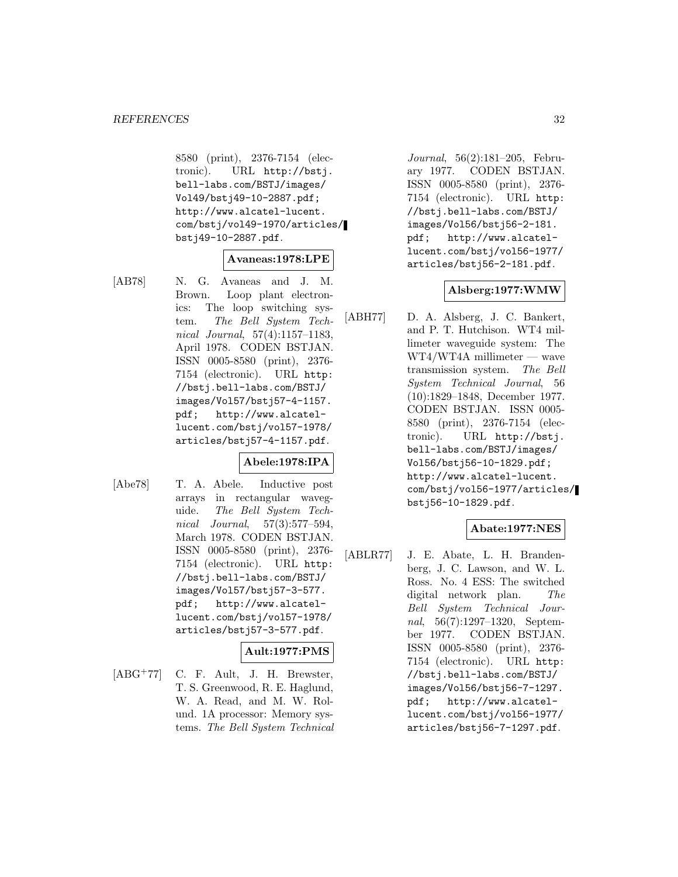8580 (print), 2376-7154 (electronic). URL http://bstj.bell-labs.com/BSTJ/images/Vol49/bstj49-10-2887.pdf; http://www.alcatel-lucent.com/bstj/vol49-1970/articles/bstj49-10-2887.pdf.

**Avaneas:1978:LPE**

[AB78] N. G. Avaneas and J. M. Brown. Loop plant electronics: The loop switching system. *The Bell System Technical Journal*, 57(4):1157–1183, April 1978. CODEN BSTJAN. ISSN 0005-8580 (print), 2376-7154 (electronic). URL http://bstj.bell-labs.com/BSTJ/images/Vol57/bstj57-4-1157.pdf; http://www.alcatel-lucent.com/bstj/vol57-1978/articles/bstj57-4-1157.pdf.

**Abele:1978:IPA**

[Abe78] T. A. Abele. Inductive post arrays in rectangular waveguide. *The Bell System Technical Journal*, 57(3):577–594, March 1978. CODEN BSTJAN. ISSN 0005-8580 (print), 2376-7154 (electronic). URL http://bstj.bell-labs.com/BSTJ/images/Vol57/bstj57-3-577.pdf; http://www.alcatel-lucent.com/bstj/vol57-1978/articles/bstj57-3-577.pdf.

**Ault:1977:PMS**

[ABG+77] C. F. Ault, J. H. Brewster, T. S. Greenwood, R. E. Haglund, W. A. Read, and M. W. Rolund. 1A processor: Memory systems. *The Bell System Technical Journal*, 56(2):181–205, February 1977. CODEN BSTJAN. ISSN 0005-8580 (print), 2376-7154 (electronic). URL http://bstj.bell-labs.com/BSTJ/images/Vol56/bstj56-2-181.pdf; http://www.alcatel-lucent.com/bstj/vol56-1977/articles/bstj56-2-181.pdf.

**Alsberg:1977:WMW**

[ABH77] D. A. Alsberg, J. C. Bankert, and P. T. Hutchison. WT4 millimeter waveguide system: The WT4/WT4A millimeter — wave transmission system. *The Bell System Technical Journal*, 56 (10):1829–1848, December 1977. CODEN BSTJAN. ISSN 0005-8580 (print), 2376-7154 (electronic). URL http://bstj.bell-labs.com/BSTJ/images/Vol56/bstj56-10-1829.pdf; http://www.alcatel-lucent.com/bstj/vol56-1977/articles/bstj56-10-1829.pdf.

**Abate:1977:NES**

[ABLR77] J. E. Abate, L. H. Brandenberg, J. C. Lawson, and W. L. Ross. No. 4 ESS: The switched digital network plan. *The Bell System Technical Journal*, 56(7):1297–1320, September 1977. CODEN BSTJAN. ISSN 0005-8580 (print), 2376-7154 (electronic). URL http://bstj.bell-labs.com/BSTJ/images/Vol56/bstj56-7-1297.pdf; http://www.alcatel-lucent.com/bstj/vol56-1977/articles/bstj56-7-1297.pdf.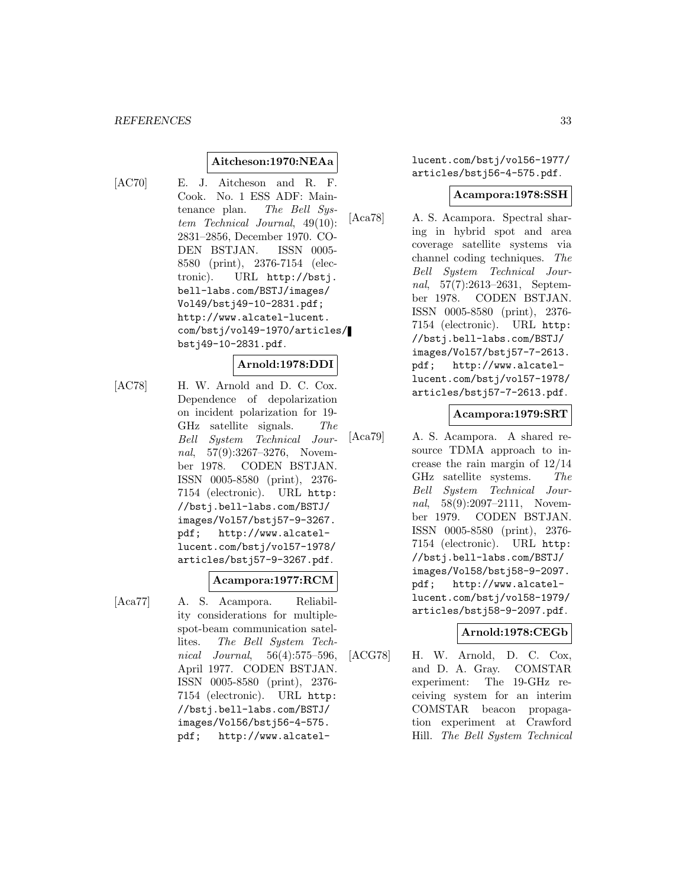**Aitcheson:1970:NEAa**

[AC70] E. J. Aitcheson and R. F. Cook. No. 1 ESS ADF: Maintenance plan. *The Bell System Technical Journal*, 49(10): 2831–2856, December 1970. CODEN BSTJAN. ISSN 0005-8580 (print), 2376-7154 (electronic). URL http://bstj.bell-labs.com/BSTJ/images/Vol49/bstj49-10-2831.pdf; http://www.alcatel-lucent.com/bstj/vol49-1970/articles/bstj49-10-2831.pdf.

**Arnold:1978:DDI**

[AC78] H. W. Arnold and D. C. Cox. Dependence of depolarization on incident polarization for 19-GHz satellite signals. *The Bell System Technical Journal*, 57(9):3267–3276, November 1978. CODEN BSTJAN. ISSN 0005-8580 (print), 2376-7154 (electronic). URL http://bstj.bell-labs.com/BSTJ/images/Vol57/bstj57-9-3267.pdf; http://www.alcatel-lucent.com/bstj/vol57-1978/articles/bstj57-9-3267.pdf.

**Acampora:1977:RCM**

[Aca77] A. S. Acampora. Reliability considerations for multiple-spot-beam communication satellites. *The Bell System Technical Journal*, 56(4):575–596, April 1977. CODEN BSTJAN. ISSN 0005-8580 (print), 2376-7154 (electronic). URL http://bstj.bell-labs.com/BSTJ/images/Vol56/bstj56-4-575.pdf; http://www.alcatel-lucent.com/bstj/vol56-1977/articles/bstj56-4-575.pdf.

**Acampora:1978:SSH**

[Aca78] A. S. Acampora. Spectral sharing in hybrid spot and area coverage satellite systems via channel coding techniques. *The Bell System Technical Journal*, 57(7):2613–2631, September 1978. CODEN BSTJAN. ISSN 0005-8580 (print), 2376-7154 (electronic). URL http://bstj.bell-labs.com/BSTJ/images/Vol57/bstj57-7-2613.pdf; http://www.alcatel-lucent.com/bstj/vol57-1978/articles/bstj57-7-2613.pdf.

**Acampora:1979:SRT**

[Aca79] A. S. Acampora. A shared resource TDMA approach to increase the rain margin of 12/14 GHz satellite systems. *The Bell System Technical Journal*, 58(9):2097–2111, November 1979. CODEN BSTJAN. ISSN 0005-8580 (print), 2376-7154 (electronic). URL http://bstj.bell-labs.com/BSTJ/images/Vol58/bstj58-9-2097.pdf; http://www.alcatel-lucent.com/bstj/vol58-1979/articles/bstj58-9-2097.pdf.

**Arnold:1978:CEGb**

[ACG78] H. W. Arnold, D. C. Cox, and D. A. Gray. COMSTAR experiment: The 19-GHz receiving system for an interim COMSTAR beacon propagation experiment at Crawford Hill. *The Bell System Technical*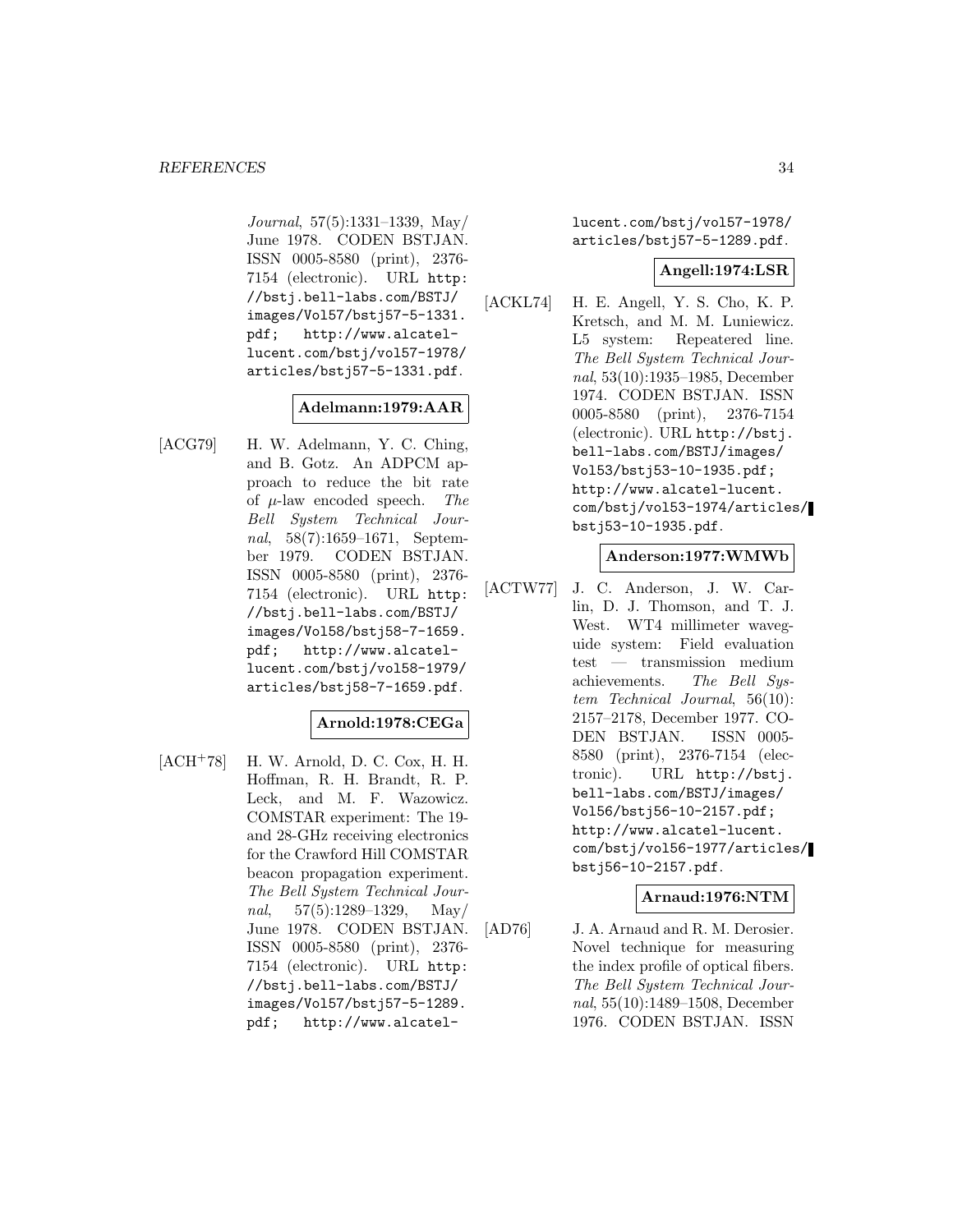*Journal*, 57(5):1331–1339, May/June 1978. CODEN BSTJAN. ISSN 0005-8580 (print), 2376-7154 (electronic). URL http://bstj.bell-labs.com/BSTJ/images/Vol57/bstj57-5-1331.pdf; http://www.alcatel-lucent.com/bstj/vol57-1978/articles/bstj57-5-1331.pdf.

**Adelmann:1979:AAR**

[ACG79] H. W. Adelmann, Y. C. Ching, and B. Gotz. An ADPCM approach to reduce the bit rate of $\mu$-law encoded speech. *The Bell System Technical Journal*, 58(7):1659–1671, September 1979. CODEN BSTJAN. ISSN 0005-8580 (print), 2376-7154 (electronic). URL http://bstj.bell-labs.com/BSTJ/images/Vol58/bstj58-7-1659.pdf; http://www.alcatel-lucent.com/bstj/vol58-1979/articles/bstj58-7-1659.pdf.

**Arnold:1978:CEGa**

[ACH+78] H. W. Arnold, D. C. Cox, H. H. Hoffman, R. H. Brandt, R. P. Leck, and M. F. Wazowicz. COMSTAR experiment: The 19- and 28-GHz receiving electronics for the Crawford Hill COMSTAR beacon propagation experiment. *The Bell System Technical Journal*, 57(5):1289–1329, May/June 1978. CODEN BSTJAN. ISSN 0005-8580 (print), 2376-7154 (electronic). URL http://bstj.bell-labs.com/BSTJ/images/Vol57/bstj57-5-1289.pdf; http://www.alcatel-lucent.com/bstj/vol57-1978/articles/bstj57-5-1289.pdf.

**Angell:1974:LSR**

[ACKL74] H. E. Angell, Y. S. Cho, K. P. Kretsch, and M. M. Luniewicz. L5 system: Repeatered line. *The Bell System Technical Journal*, 53(10):1935–1985, December 1974. CODEN BSTJAN. ISSN 0005-8580 (print), 2376-7154 (electronic). URL http://bstj.bell-labs.com/BSTJ/images/Vol53/bstj53-10-1935.pdf; http://www.alcatel-lucent.com/bstj/vol53-1974/articles/bstj53-10-1935.pdf.

**Anderson:1977:WMWb**

[ACTW77] J. C. Anderson, J. W. Carlin, D. J. Thomson, and T. J. West. WT4 millimeter waveguide system: Field evaluation test — transmission medium achievements. *The Bell System Technical Journal*, 56(10):2157–2178, December 1977. CODEN BSTJAN. ISSN 0005-8580 (print), 2376-7154 (electronic). URL http://bstj.bell-labs.com/BSTJ/images/Vol56/bstj56-10-2157.pdf; http://www.alcatel-lucent.com/bstj/vol56-1977/articles/bstj56-10-2157.pdf.

**Arnaud:1976:NTM**

[AD76] J. A. Arnaud and R. M. Derosier. Novel technique for measuring the index profile of optical fibers. *The Bell System Technical Journal*, 55(10):1489–1508, December 1976. CODEN BSTJAN. ISSN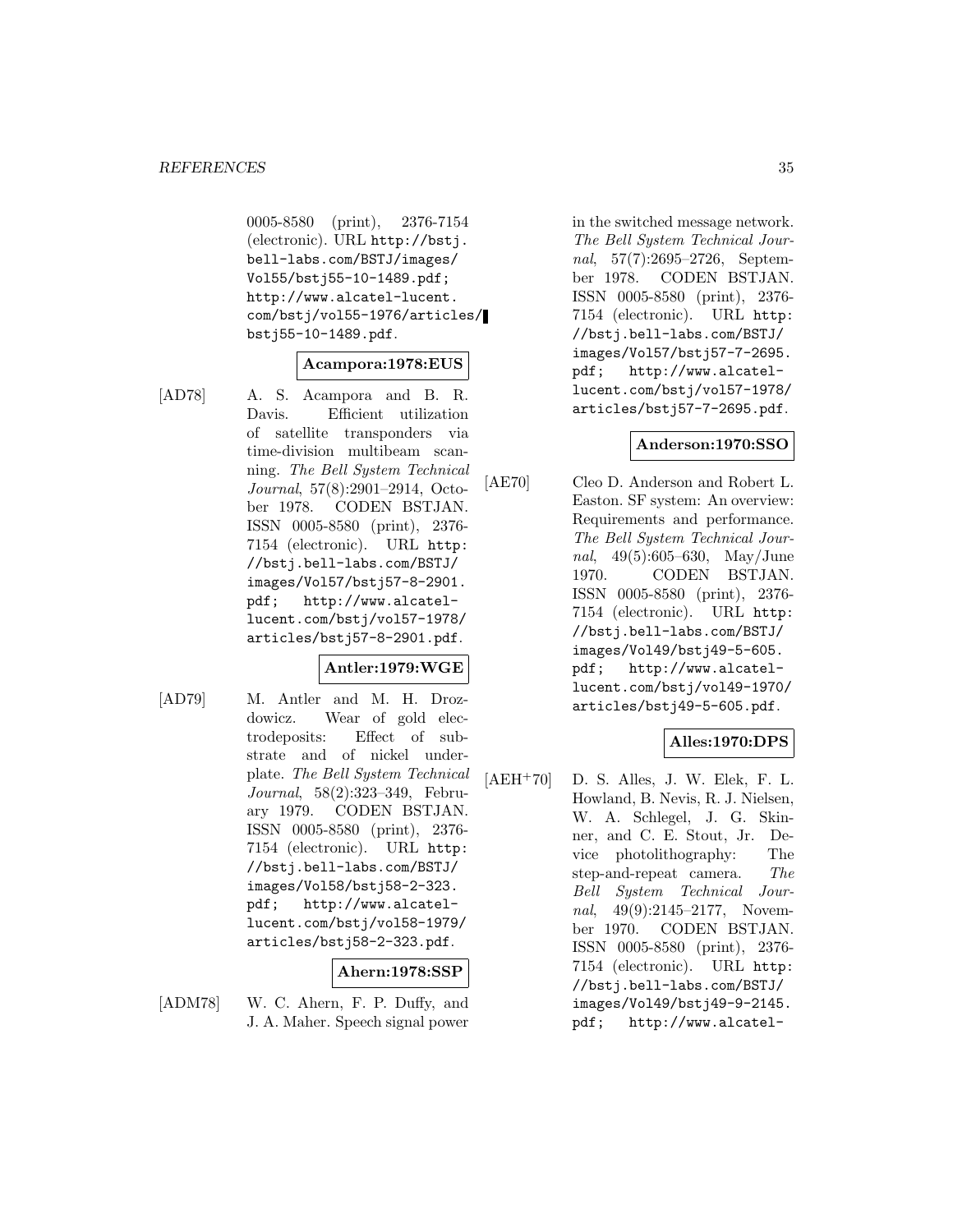0005-8580 (print), 2376-7154 (electronic). URL http://bstj.bell-labs.com/BSTJ/images/Vol55/bstj55-10-1489.pdf; http://www.alcatel-lucent.com/bstj/vol55-1976/articles/bstj55-10-1489.pdf.

**Acampora:1978:EUS**

[AD78] A. S. Acampora and B. R. Davis. Efficient utilization of satellite transponders via time-division multibeam scanning. *The Bell System Technical Journal*, 57(8):2901–2914, October 1978. CODEN BSTJAN. ISSN 0005-8580 (print), 2376-7154 (electronic). URL http://bstj.bell-labs.com/BSTJ/images/Vol57/bstj57-8-2901.pdf; http://www.alcatel-lucent.com/bstj/vol57-1978/articles/bstj57-8-2901.pdf.

**Antler:1979:WGE**

[AD79] M. Antler and M. H. Drozdowicz. Wear of gold electrodeposits: Effect of substrate and of nickel underplate. *The Bell System Technical Journal*, 58(2):323–349, February 1979. CODEN BSTJAN. ISSN 0005-8580 (print), 2376-7154 (electronic). URL http://bstj.bell-labs.com/BSTJ/images/Vol58/bstj58-2-323.pdf; http://www.alcatel-lucent.com/bstj/vol58-1979/articles/bstj58-2-323.pdf.

**Ahern:1978:SSP**

[ADM78] W. C. Ahern, F. P. Duffy, and J. A. Maher. Speech signal power in the switched message network. *The Bell System Technical Journal*, 57(7):2695–2726, September 1978. CODEN BSTJAN. ISSN 0005-8580 (print), 2376-7154 (electronic). URL http://bstj.bell-labs.com/BSTJ/images/Vol57/bstj57-7-2695.pdf; http://www.alcatel-lucent.com/bstj/vol57-1978/articles/bstj57-7-2695.pdf.

**Anderson:1970:SSO**

[AE70] Cleo D. Anderson and Robert L. Easton. SF system: An overview: Requirements and performance. *The Bell System Technical Journal*, 49(5):605–630, May/June 1970. CODEN BSTJAN. ISSN 0005-8580 (print), 2376-7154 (electronic). URL http://bstj.bell-labs.com/BSTJ/images/Vol49/bstj49-5-605.pdf; http://www.alcatel-lucent.com/bstj/vol49-1970/articles/bstj49-5-605.pdf.

**Alles:1970:DPS**

[AEH+70] D. S. Alles, J. W. Elek, F. L. Howland, B. Nevis, R. J. Nielsen, W. A. Schlegel, J. G. Skinner, and C. E. Stout, Jr. Device photolithography: The step-and-repeat camera. *The Bell System Technical Journal*, 49(9):2145–2177, November 1970. CODEN BSTJAN. ISSN 0005-8580 (print), 2376-7154 (electronic). URL http://bstj.bell-labs.com/BSTJ/images/Vol49/bstj49-9-2145.pdf; http://www.alcatel-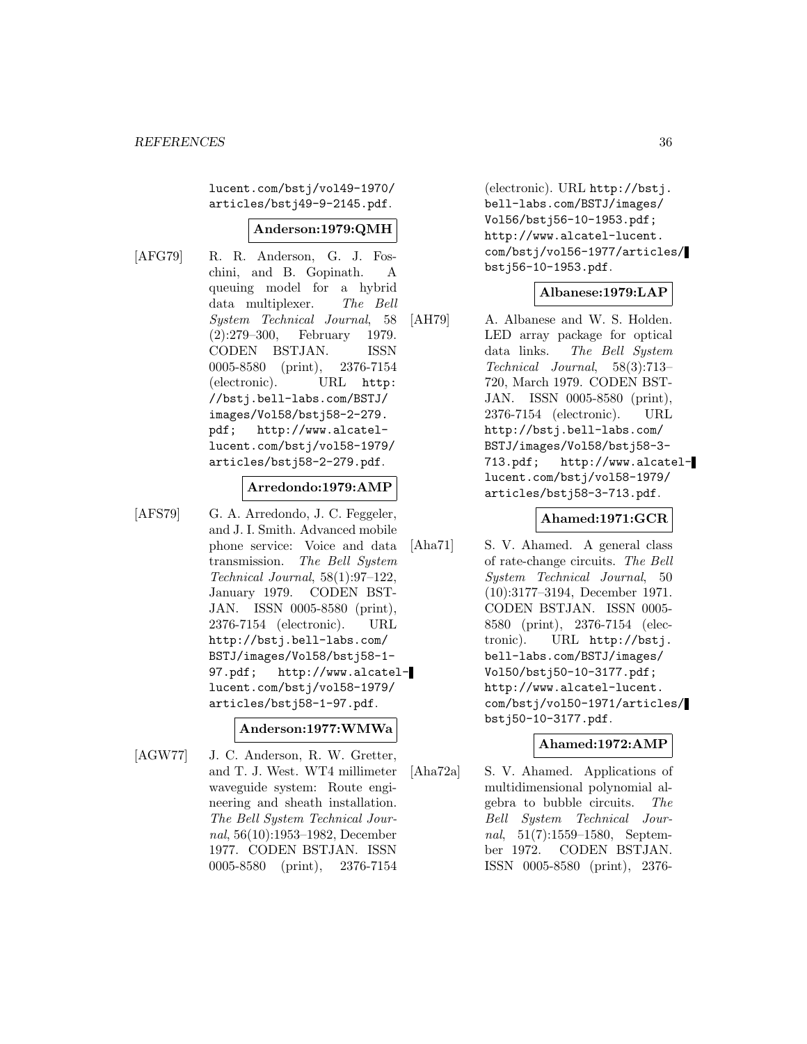lucent.com/bstj/vol49-1970/articles/bstj49-9-2145.pdf.

**Anderson:1979:QMH**

[AFG79] R. R. Anderson, G. J. Foschini, and B. Gopinath. A queuing model for a hybrid data multiplexer. *The Bell System Technical Journal*, 58 (2):279–300, February 1979. CODEN BSTJAN. ISSN 0005-8580 (print), 2376-7154 (electronic). URL http://bstj.bell-labs.com/BSTJ/images/Vol58/bstj58-2-279.pdf; http://www.alcatel-lucent.com/bstj/vol58-1979/articles/bstj58-2-279.pdf.

**Arredondo:1979:AMP**

[AFS79] G. A. Arredondo, J. C. Feggeler, and J. I. Smith. Advanced mobile phone service: Voice and data transmission. *The Bell System Technical Journal*, 58(1):97–122, January 1979. CODEN BSTJAN. ISSN 0005-8580 (print), 2376-7154 (electronic). URL http://bstj.bell-labs.com/BSTJ/images/Vol58/bstj58-1-97.pdf; http://www.alcatel-lucent.com/bstj/vol58-1979/articles/bstj58-1-97.pdf.

**Anderson:1977:WMWa**

[AGW77] J. C. Anderson, R. W. Gretter, and T. J. West. WT4 millimeter waveguide system: Route engineering and sheath installation. *The Bell System Technical Journal*, 56(10):1953–1982, December 1977. CODEN BSTJAN. ISSN 0005-8580 (print), 2376-7154 (electronic). URL http://bstj.bell-labs.com/BSTJ/images/Vol56/bstj56-10-1953.pdf; http://www.alcatel-lucent.com/bstj/vol56-1977/articles/bstj56-10-1953.pdf.

**Albanese:1979:LAP**

[AH79] A. Albanese and W. S. Holden. LED array package for optical data links. *The Bell System Technical Journal*, 58(3):713–720, March 1979. CODEN BSTJAN. ISSN 0005-8580 (print), 2376-7154 (electronic). URL http://bstj.bell-labs.com/BSTJ/images/Vol58/bstj58-3-713.pdf; http://www.alcatel-lucent.com/bstj/vol58-1979/articles/bstj58-3-713.pdf.

**Ahamed:1971:GCR**

[Aha71] S. V. Ahamed. A general class of rate-change circuits. *The Bell System Technical Journal*, 50 (10):3177–3194, December 1971. CODEN BSTJAN. ISSN 0005-8580 (print), 2376-7154 (electronic). URL http://bstj.bell-labs.com/BSTJ/images/Vol50/bstj50-10-3177.pdf; http://www.alcatel-lucent.com/bstj/vol50-1971/articles/bstj50-10-3177.pdf.

**Ahamed:1972:AMP**

[Aha72a] S. V. Ahamed. Applications of multidimensional polynomial algebra to bubble circuits. *The Bell System Technical Journal*, 51(7):1559–1580, September 1972. CODEN BSTJAN. ISSN 0005-8580 (print), 2376-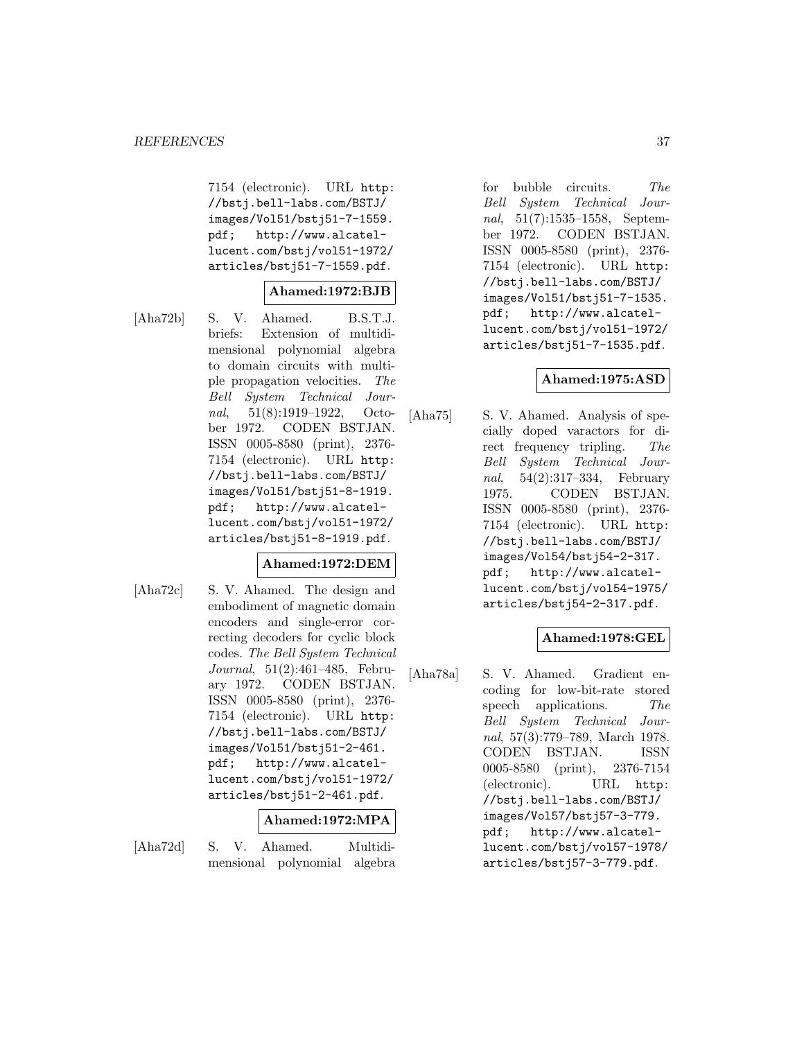7154 (electronic). URL http://bstj.bell-labs.com/BSTJ/images/Vol51/bstj51-7-1559.pdf; http://www.alcatel-lucent.com/bstj/vol51-1972/articles/bstj51-7-1559.pdf.

**Ahamed:1972:BJB**

[Aha72b] S. V. Ahamed. B.S.T.J. briefs: Extension of multidimensional polynomial algebra to domain circuits with multiple propagation velocities. *The Bell System Technical Journal*, 51(8):1919–1922, October 1972. CODEN BSTJAN. ISSN 0005-8580 (print), 2376-7154 (electronic). URL http://bstj.bell-labs.com/BSTJ/images/Vol51/bstj51-8-1919.pdf; http://www.alcatel-lucent.com/bstj/vol51-1972/articles/bstj51-8-1919.pdf.

**Ahamed:1972:DEM**

[Aha72c] S. V. Ahamed. The design and embodiment of magnetic domain encoders and single-error correcting decoders for cyclic block codes. *The Bell System Technical Journal*, 51(2):461–485, February 1972. CODEN BSTJAN. ISSN 0005-8580 (print), 2376-7154 (electronic). URL http://bstj.bell-labs.com/BSTJ/images/Vol51/bstj51-2-461.pdf; http://www.alcatel-lucent.com/bstj/vol51-1972/articles/bstj51-2-461.pdf.

**Ahamed:1972:MPA**

[Aha72d] S. V. Ahamed. Multidimensional polynomial algebra for bubble circuits. *The Bell System Technical Journal*, 51(7):1535–1558, September 1972. CODEN BSTJAN. ISSN 0005-8580 (print), 2376-7154 (electronic). URL http://bstj.bell-labs.com/BSTJ/images/Vol51/bstj51-7-1535.pdf; http://www.alcatel-lucent.com/bstj/vol51-1972/articles/bstj51-7-1535.pdf.

**Ahamed:1975:ASD**

[Aha75] S. V. Ahamed. Analysis of specially doped varactors for direct frequency tripling. *The Bell System Technical Journal*, 54(2):317–334, February 1975. CODEN BSTJAN. ISSN 0005-8580 (print), 2376-7154 (electronic). URL http://bstj.bell-labs.com/BSTJ/images/Vol54/bstj54-2-317.pdf; http://www.alcatel-lucent.com/bstj/vol54-1975/articles/bstj54-2-317.pdf.

**Ahamed:1978:GEL**

[Aha78a] S. V. Ahamed. Gradient encoding for low-bit-rate stored speech applications. *The Bell System Technical Journal*, 57(3):779–789, March 1978. CODEN BSTJAN. ISSN 0005-8580 (print), 2376-7154 (electronic). URL http://bstj.bell-labs.com/BSTJ/images/Vol57/bstj57-3-779.pdf; http://www.alcatel-lucent.com/bstj/vol57-1978/articles/bstj57-3-779.pdf.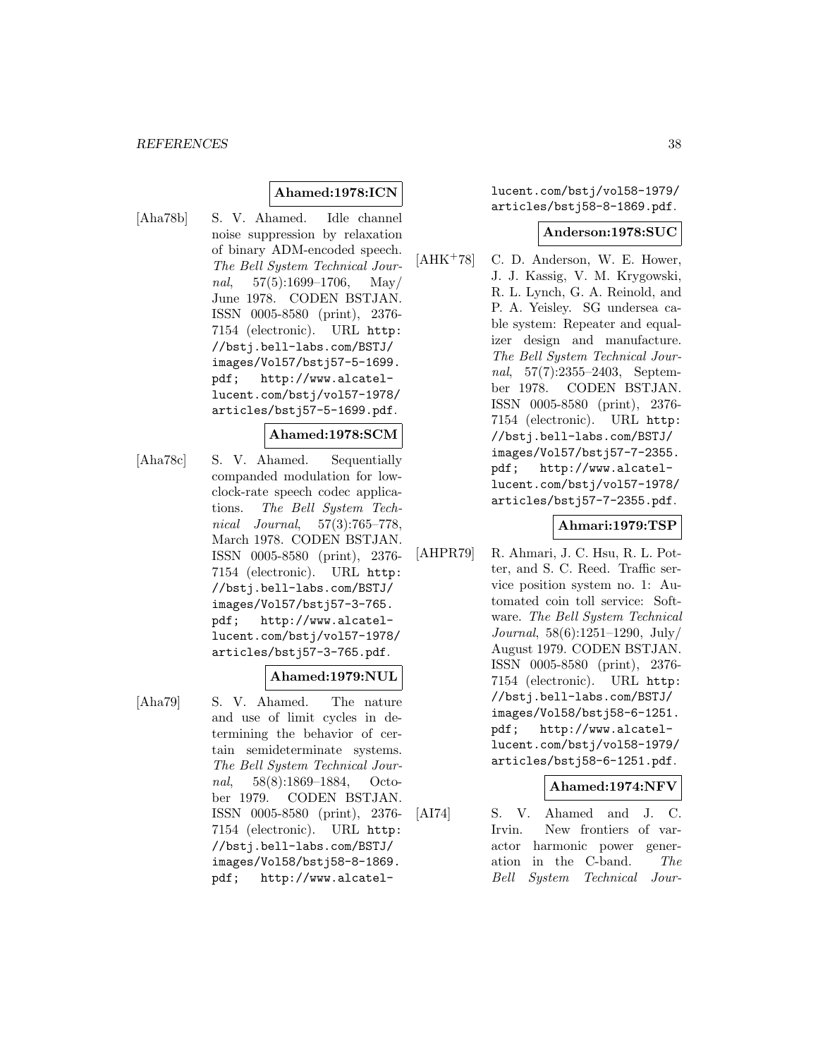**Ahamed:1978:ICN**

[Aha78b] S. V. Ahamed. Idle channel noise suppression by relaxation of binary ADM-encoded speech. *The Bell System Technical Journal*, 57(5):1699–1706, May/June 1978. CODEN BSTJAN. ISSN 0005-8580 (print), 2376-7154 (electronic). URL http://bstj.bell-labs.com/BSTJ/images/Vol57/bstj57-5-1699.pdf; http://www.alcatel-lucent.com/bstj/vol57-1978/articles/bstj57-5-1699.pdf.

**Ahamed:1978:SCM**

[Aha78c] S. V. Ahamed. Sequentially companded modulation for low-clock-rate speech codec applications. *The Bell System Technical Journal*, 57(3):765–778, March 1978. CODEN BSTJAN. ISSN 0005-8580 (print), 2376-7154 (electronic). URL http://bstj.bell-labs.com/BSTJ/images/Vol57/bstj57-3-765.pdf; http://www.alcatel-lucent.com/bstj/vol57-1978/articles/bstj57-3-765.pdf.

**Ahamed:1979:NUL**

[Aha79] S. V. Ahamed. The nature and use of limit cycles in determining the behavior of certain semideterminate systems. *The Bell System Technical Journal*, 58(8):1869–1884, October 1979. CODEN BSTJAN. ISSN 0005-8580 (print), 2376-7154 (electronic). URL http://bstj.bell-labs.com/BSTJ/images/Vol58/bstj58-8-1869.pdf; http://www.alcatel-lucent.com/bstj/vol58-1979/articles/bstj58-8-1869.pdf.

**Anderson:1978:SUC**

[AHK+78] C. D. Anderson, W. E. Hower, J. J. Kassig, V. M. Krygowski, R. L. Lynch, G. A. Reinold, and P. A. Yeisley. SG undersea cable system: Repeater and equalizer design and manufacture. *The Bell System Technical Journal*, 57(7):2355–2403, September 1978. CODEN BSTJAN. ISSN 0005-8580 (print), 2376-7154 (electronic). URL http://bstj.bell-labs.com/BSTJ/images/Vol57/bstj57-7-2355.pdf; http://www.alcatel-lucent.com/bstj/vol57-1978/articles/bstj57-7-2355.pdf.

**Ahmari:1979:TSP**

[AHPR79] R. Ahmari, J. C. Hsu, R. L. Potter, and S. C. Reed. Traffic service position system no. 1: Automated coin toll service: Software. *The Bell System Technical Journal*, 58(6):1251–1290, July/August 1979. CODEN BSTJAN. ISSN 0005-8580 (print), 2376-7154 (electronic). URL http://bstj.bell-labs.com/BSTJ/images/Vol58/bstj58-6-1251.pdf; http://www.alcatel-lucent.com/bstj/vol58-1979/articles/bstj58-6-1251.pdf.

**Ahamed:1974:NFV**

[AI74] S. V. Ahamed and J. C. Irvin. New frontiers of varactor harmonic power generation in the C-band. *The Bell System Technical Jour-*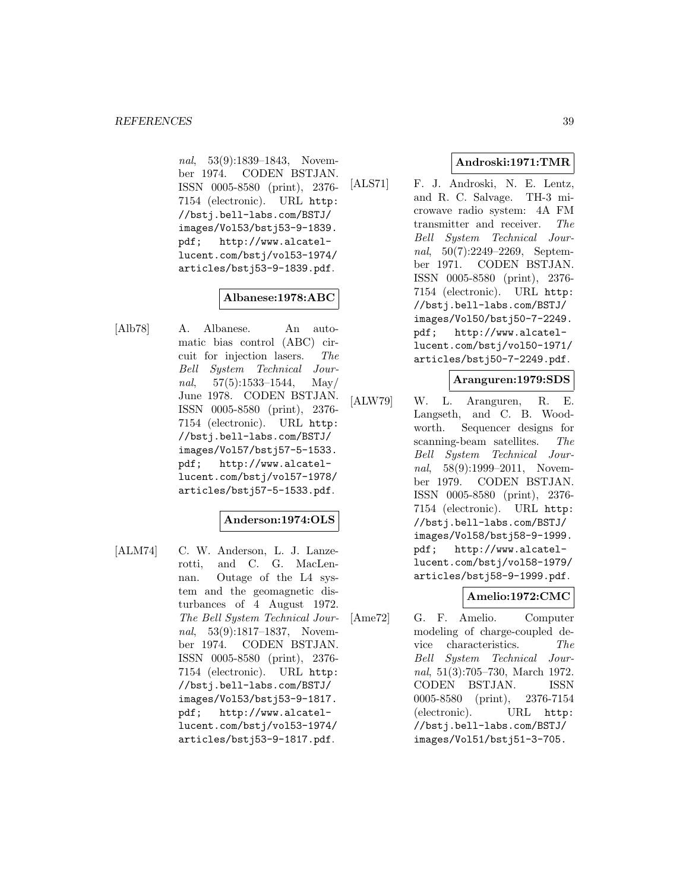*nal*, 53(9):1839–1843, November 1974. CODEN BSTJAN. ISSN 0005-8580 (print), 2376-7154 (electronic). URL http://bstj.bell-labs.com/BSTJ/images/Vol53/bstj53-9-1839.pdf; http://www.alcatel-lucent.com/bstj/vol53-1974/articles/bstj53-9-1839.pdf.

**Albanese:1978:ABC**

[Alb78] A. Albanese. An automatic bias control (ABC) circuit for injection lasers. *The Bell System Technical Journal*, 57(5):1533–1544, May/June 1978. CODEN BSTJAN. ISSN 0005-8580 (print), 2376-7154 (electronic). URL http://bstj.bell-labs.com/BSTJ/images/Vol57/bstj57-5-1533.pdf; http://www.alcatel-lucent.com/bstj/vol57-1978/articles/bstj57-5-1533.pdf.

**Anderson:1974:OLS**

[ALM74] C. W. Anderson, L. J. Lanzerotti, and C. G. MacLennan. Outage of the L4 system and the geomagnetic disturbances of 4 August 1972. *The Bell System Technical Journal*, 53(9):1817–1837, November 1974. CODEN BSTJAN. ISSN 0005-8580 (print), 2376-7154 (electronic). URL http://bstj.bell-labs.com/BSTJ/images/Vol53/bstj53-9-1817.pdf; http://www.alcatel-lucent.com/bstj/vol53-1974/articles/bstj53-9-1817.pdf.

**Androski:1971:TMR**

[ALS71] F. J. Androski, N. E. Lentz, and R. C. Salvage. TH-3 microwave radio system: 4A FM transmitter and receiver. *The Bell System Technical Journal*, 50(7):2249–2269, September 1971. CODEN BSTJAN. ISSN 0005-8580 (print), 2376-7154 (electronic). URL http://bstj.bell-labs.com/BSTJ/images/Vol50/bstj50-7-2249.pdf; http://www.alcatel-lucent.com/bstj/vol50-1971/articles/bstj50-7-2249.pdf.

**Aranguren:1979:SDS**

[ALW79] W. L. Aranguren, R. E. Langseth, and C. B. Woodworth. Sequencer designs for scanning-beam satellites. *The Bell System Technical Journal*, 58(9):1999–2011, November 1979. CODEN BSTJAN. ISSN 0005-8580 (print), 2376-7154 (electronic). URL http://bstj.bell-labs.com/BSTJ/images/Vol58/bstj58-9-1999.pdf; http://www.alcatel-lucent.com/bstj/vol58-1979/articles/bstj58-9-1999.pdf.

**Amelio:1972:CMC**

[Ame72] G. F. Amelio. Computer modeling of charge-coupled device characteristics. *The Bell System Technical Journal*, 51(3):705–730, March 1972. CODEN BSTJAN. ISSN 0005-8580 (print), 2376-7154 (electronic). URL http://bstj.bell-labs.com/BSTJ/images/Vol51/bstj51-3-705.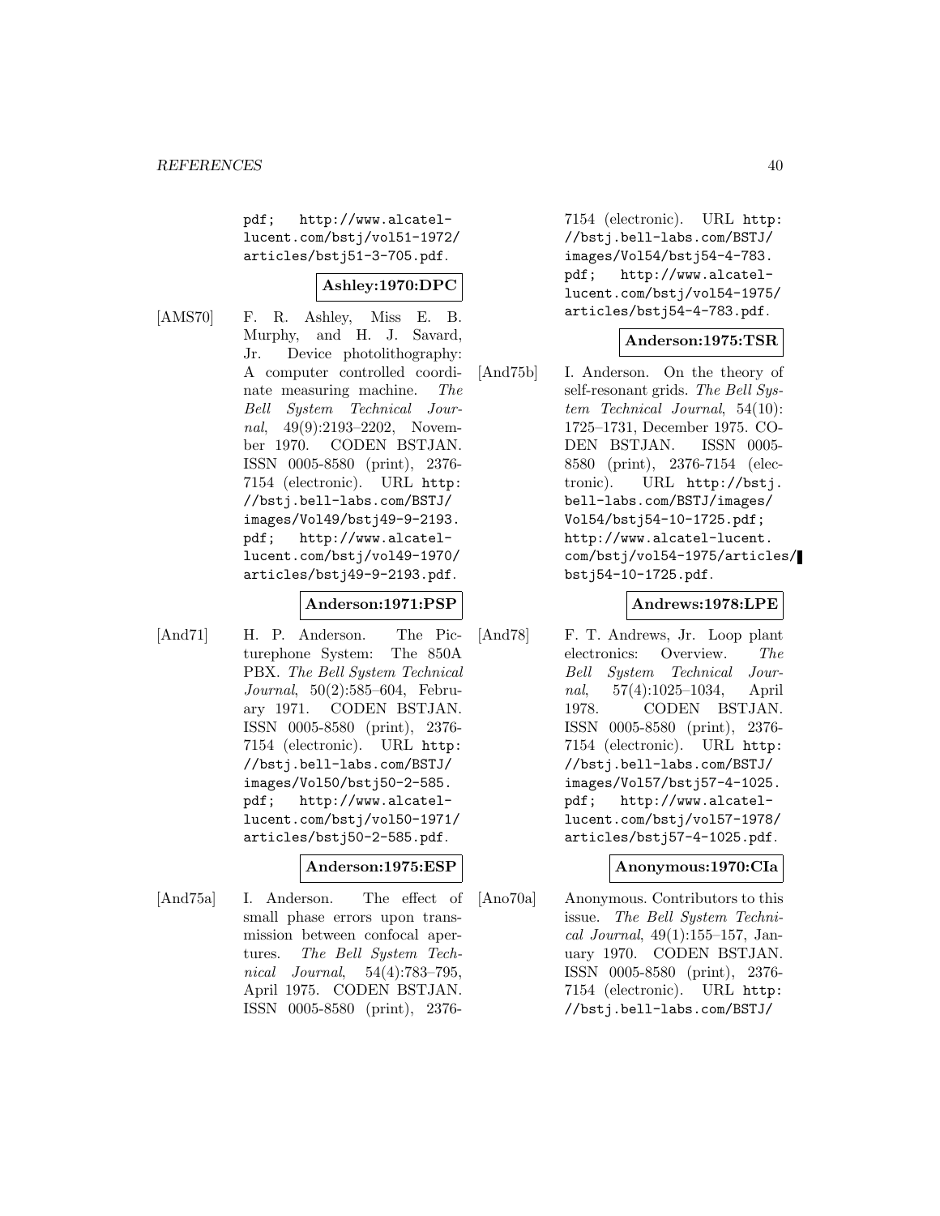pdf; http://www.alcatel-lucent.com/bstj/vol51-1972/articles/bstj51-3-705.pdf.

**Ashley:1970:DPC**

[AMS70] F. R. Ashley, Miss E. B. Murphy, and H. J. Savard, Jr. Device photolithography: A computer controlled coordinate measuring machine. *The Bell System Technical Journal*, 49(9):2193–2202, November 1970. CODEN BSTJAN. ISSN 0005-8580 (print), 2376-7154 (electronic). URL http://bstj.bell-labs.com/BSTJ/images/Vol49/bstj49-9-2193.pdf; http://www.alcatel-lucent.com/bstj/vol49-1970/articles/bstj49-9-2193.pdf.

**Anderson:1971:PSP**

[And71] H. P. Anderson. The Picturephone System: The 850A PBX. *The Bell System Technical Journal*, 50(2):585–604, February 1971. CODEN BSTJAN. ISSN 0005-8580 (print), 2376-7154 (electronic). URL http://bstj.bell-labs.com/BSTJ/images/Vol50/bstj50-2-585.pdf; http://www.alcatel-lucent.com/bstj/vol50-1971/articles/bstj50-2-585.pdf.

**Anderson:1975:ESP**

[And75a] I. Anderson. The effect of small phase errors upon transmission between confocal apertures. *The Bell System Technical Journal*, 54(4):783–795, April 1975. CODEN BSTJAN. ISSN 0005-8580 (print), 2376-7154 (electronic). URL http://bstj.bell-labs.com/BSTJ/images/Vol54/bstj54-4-783.pdf; http://www.alcatel-lucent.com/bstj/vol54-1975/articles/bstj54-4-783.pdf.

**Anderson:1975:TSR**

[And75b] I. Anderson. On the theory of self-resonant grids. *The Bell System Technical Journal*, 54(10):1725–1731, December 1975. CODEN BSTJAN. ISSN 0005-8580 (print), 2376-7154 (electronic). URL http://bstj.bell-labs.com/BSTJ/images/Vol54/bstj54-10-1725.pdf; http://www.alcatel-lucent.com/bstj/vol54-1975/articles/bstj54-10-1725.pdf.

**Andrews:1978:LPE**

[And78] F. T. Andrews, Jr. Loop plant electronics: Overview. *The Bell System Technical Journal*, 57(4):1025–1034, April 1978. CODEN BSTJAN. ISSN 0005-8580 (print), 2376-7154 (electronic). URL http://bstj.bell-labs.com/BSTJ/images/Vol57/bstj57-4-1025.pdf; http://www.alcatel-lucent.com/bstj/vol57-1978/articles/bstj57-4-1025.pdf.

**Anonymous:1970:CIa**

[Ano70a] Anonymous. Contributors to this issue. *The Bell System Technical Journal*, 49(1):155–157, January 1970. CODEN BSTJAN. ISSN 0005-8580 (print), 2376-7154 (electronic). URL http://bstj.bell-labs.com/BSTJ/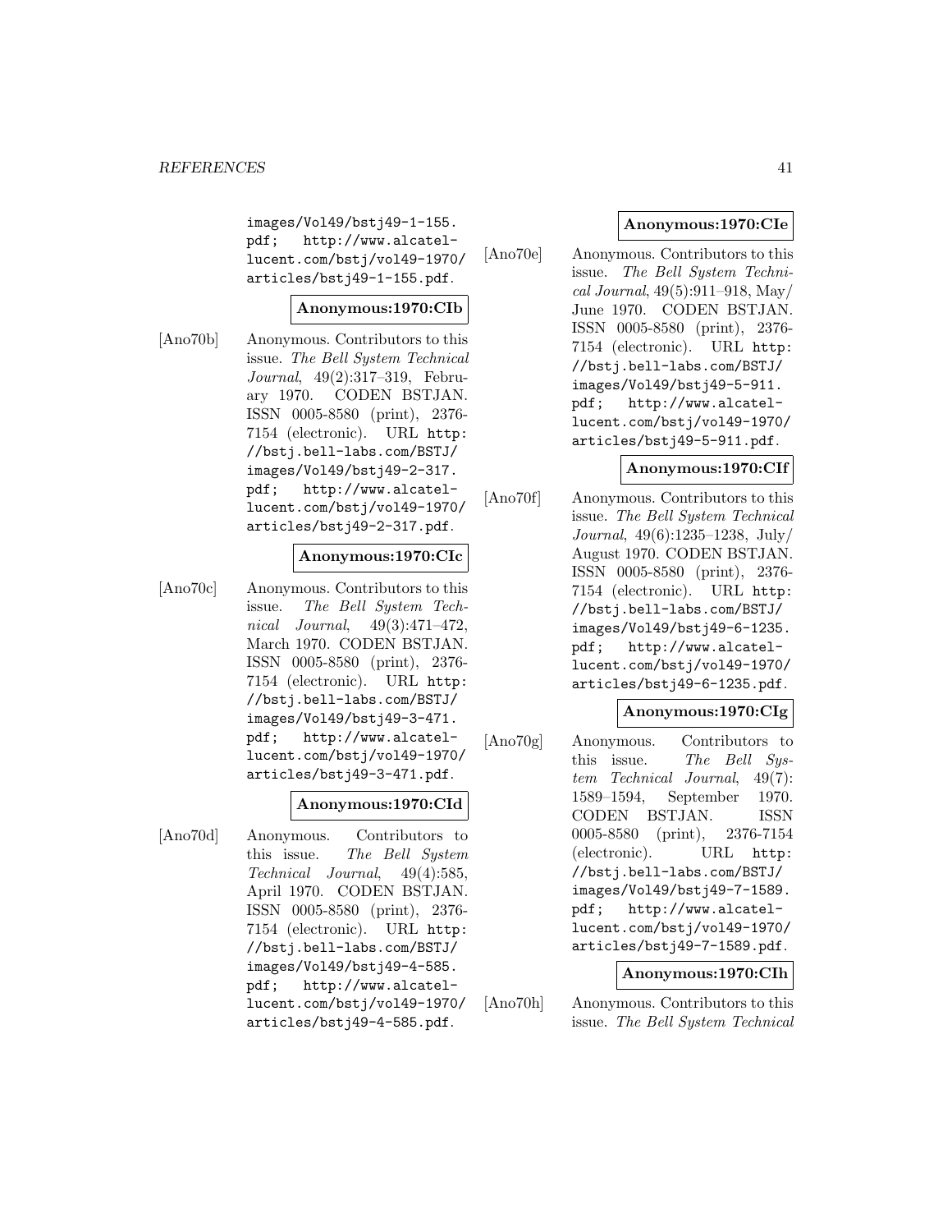images/Vol49/bstj49-1-155.pdf; http://www.alcatel-lucent.com/bstj/vol49-1970/articles/bstj49-1-155.pdf.

**Anonymous:1970:CIb**

[Ano70b] Anonymous. Contributors to this issue. *The Bell System Technical Journal*, 49(2):317–319, February 1970. CODEN BSTJAN. ISSN 0005-8580 (print), 2376-7154 (electronic). URL http://bstj.bell-labs.com/BSTJ/images/Vol49/bstj49-2-317.pdf; http://www.alcatel-lucent.com/bstj/vol49-1970/articles/bstj49-2-317.pdf.

**Anonymous:1970:CIc**

[Ano70c] Anonymous. Contributors to this issue. *The Bell System Technical Journal*, 49(3):471–472, March 1970. CODEN BSTJAN. ISSN 0005-8580 (print), 2376-7154 (electronic). URL http://bstj.bell-labs.com/BSTJ/images/Vol49/bstj49-3-471.pdf; http://www.alcatel-lucent.com/bstj/vol49-1970/articles/bstj49-3-471.pdf.

**Anonymous:1970:CId**

[Ano70d] Anonymous. Contributors to this issue. *The Bell System Technical Journal*, 49(4):585, April 1970. CODEN BSTJAN. ISSN 0005-8580 (print), 2376-7154 (electronic). URL http://bstj.bell-labs.com/BSTJ/images/Vol49/bstj49-4-585.pdf; http://www.alcatel-lucent.com/bstj/vol49-1970/articles/bstj49-4-585.pdf.

**Anonymous:1970:CIe**

[Ano70e] Anonymous. Contributors to this issue. *The Bell System Technical Journal*, 49(5):911–918, May/June 1970. CODEN BSTJAN. ISSN 0005-8580 (print), 2376-7154 (electronic). URL http://bstj.bell-labs.com/BSTJ/images/Vol49/bstj49-5-911.pdf; http://www.alcatel-lucent.com/bstj/vol49-1970/articles/bstj49-5-911.pdf.

**Anonymous:1970:CIf**

[Ano70f] Anonymous. Contributors to this issue. *The Bell System Technical Journal*, 49(6):1235–1238, July/August 1970. CODEN BSTJAN. ISSN 0005-8580 (print), 2376-7154 (electronic). URL http://bstj.bell-labs.com/BSTJ/images/Vol49/bstj49-6-1235.pdf; http://www.alcatel-lucent.com/bstj/vol49-1970/articles/bstj49-6-1235.pdf.

**Anonymous:1970:CIg**

[Ano70g] Anonymous. Contributors to this issue. *The Bell System Technical Journal*, 49(7):1589–1594, September 1970. CODEN BSTJAN. ISSN 0005-8580 (print), 2376-7154 (electronic). URL http://bstj.bell-labs.com/BSTJ/images/Vol49/bstj49-7-1589.pdf; http://www.alcatel-lucent.com/bstj/vol49-1970/articles/bstj49-7-1589.pdf.

**Anonymous:1970:CIh**

[Ano70h] Anonymous. Contributors to this issue. *The Bell System Technical*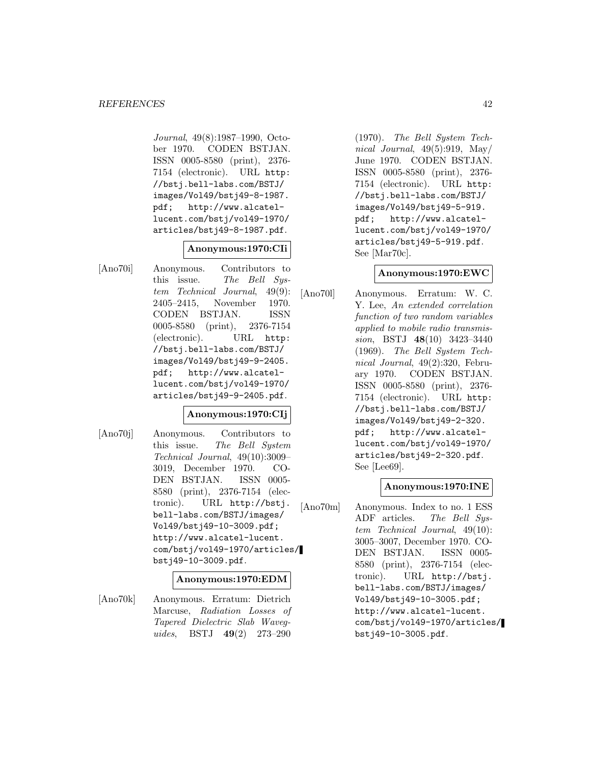*Journal*, 49(8):1987–1990, October 1970. CODEN BSTJAN. ISSN 0005-8580 (print), 2376-7154 (electronic). URL http://bstj.bell-labs.com/BSTJ/images/Vol49/bstj49-8-1987.pdf; http://www.alcatel-lucent.com/bstj/vol49-1970/articles/bstj49-8-1987.pdf.

**Anonymous:1970:CIi**

[Ano70i] Anonymous. Contributors to this issue. *The Bell System Technical Journal*, 49(9): 2405–2415, November 1970. CODEN BSTJAN. ISSN 0005-8580 (print), 2376-7154 (electronic). URL http://bstj.bell-labs.com/BSTJ/images/Vol49/bstj49-9-2405.pdf; http://www.alcatel-lucent.com/bstj/vol49-1970/articles/bstj49-9-2405.pdf.

**Anonymous:1970:CIj**

[Ano70j] Anonymous. Contributors to this issue. *The Bell System Technical Journal*, 49(10):3009–3019, December 1970. CODEN BSTJAN. ISSN 0005-8580 (print), 2376-7154 (electronic). URL http://bstj.bell-labs.com/BSTJ/images/Vol49/bstj49-10-3009.pdf; http://www.alcatel-lucent.com/bstj/vol49-1970/articles/bstj49-10-3009.pdf.

**Anonymous:1970:EDM**

[Ano70k] Anonymous. Erratum: Dietrich Marcuse, *Radiation Losses of Tapered Dielectric Slab Waveguides*, BSTJ **49**(2) 273–290 (1970). *The Bell System Technical Journal*, 49(5):919, May/June 1970. CODEN BSTJAN. ISSN 0005-8580 (print), 2376-7154 (electronic). URL http://bstj.bell-labs.com/BSTJ/images/Vol49/bstj49-5-919.pdf; http://www.alcatel-lucent.com/bstj/vol49-1970/articles/bstj49-5-919.pdf. See [Mar70c].

**Anonymous:1970:EWC**

[Ano70l] Anonymous. Erratum: W. C. Y. Lee, *An extended correlation function of two random variables applied to mobile radio transmission*, BSTJ **48**(10) 3423–3440 (1969). *The Bell System Technical Journal*, 49(2):320, February 1970. CODEN BSTJAN. ISSN 0005-8580 (print), 2376-7154 (electronic). URL http://bstj.bell-labs.com/BSTJ/images/Vol49/bstj49-2-320.pdf; http://www.alcatel-lucent.com/bstj/vol49-1970/articles/bstj49-2-320.pdf. See [Lee69].

**Anonymous:1970:INE**

[Ano70m] Anonymous. Index to no. 1 ESS ADF articles. *The Bell System Technical Journal*, 49(10): 3005–3007, December 1970. CODEN BSTJAN. ISSN 0005-8580 (print), 2376-7154 (electronic). URL http://bstj.bell-labs.com/BSTJ/images/Vol49/bstj49-10-3005.pdf; http://www.alcatel-lucent.com/bstj/vol49-1970/articles/bstj49-10-3005.pdf.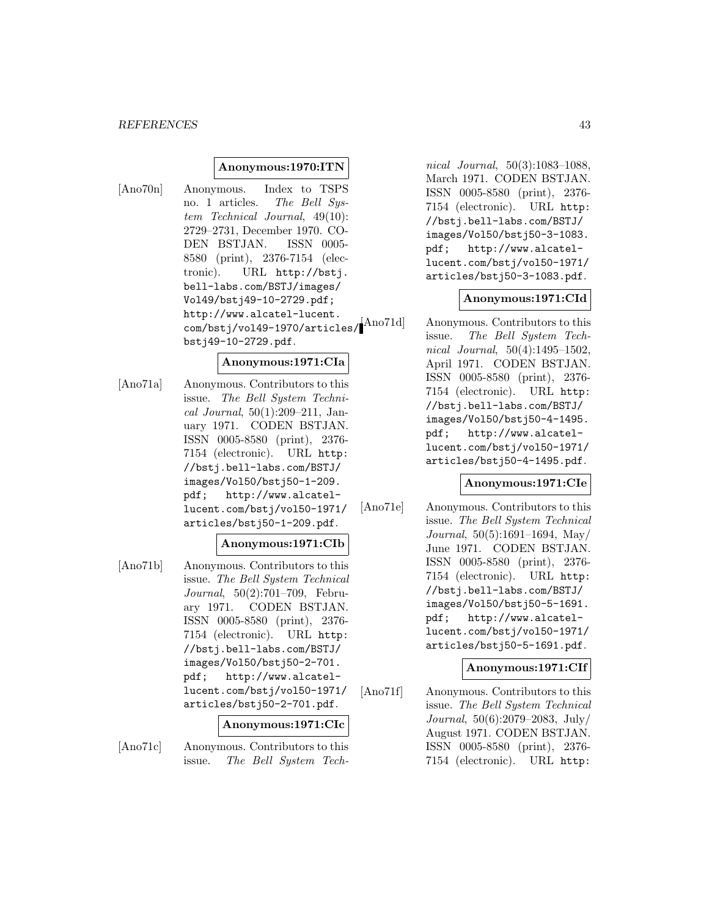**Anonymous:1970:ITN**

[Ano70n] Anonymous. Index to TSPS no. 1 articles. *The Bell System Technical Journal*, 49(10): 2729–2731, December 1970. CODEN BSTJAN. ISSN 0005-8580 (print), 2376-7154 (electronic). URL http://bstj.bell-labs.com/BSTJ/images/Vol49/bstj49-10-2729.pdf; http://www.alcatel-lucent.com/bstj/vol49-1970/articles/bstj49-10-2729.pdf.

**Anonymous:1971:CIa**

[Ano71a] Anonymous. Contributors to this issue. *The Bell System Technical Journal*, 50(1):209–211, January 1971. CODEN BSTJAN. ISSN 0005-8580 (print), 2376-7154 (electronic). URL http://bstj.bell-labs.com/BSTJ/images/Vol50/bstj50-1-209.pdf; http://www.alcatel-lucent.com/bstj/vol50-1971/articles/bstj50-1-209.pdf.

**Anonymous:1971:CIb**

[Ano71b] Anonymous. Contributors to this issue. *The Bell System Technical Journal*, 50(2):701–709, February 1971. CODEN BSTJAN. ISSN 0005-8580 (print), 2376-7154 (electronic). URL http://bstj.bell-labs.com/BSTJ/images/Vol50/bstj50-2-701.pdf; http://www.alcatel-lucent.com/bstj/vol50-1971/articles/bstj50-2-701.pdf.

**Anonymous:1971:CIc**

[Ano71c] Anonymous. Contributors to this issue. *The Bell System Technical Journal*, 50(3):1083–1088, March 1971. CODEN BSTJAN. ISSN 0005-8580 (print), 2376-7154 (electronic). URL http://bstj.bell-labs.com/BSTJ/images/Vol50/bstj50-3-1083.pdf; http://www.alcatel-lucent.com/bstj/vol50-1971/articles/bstj50-3-1083.pdf.

**Anonymous:1971:CId**

[Ano71d] Anonymous. Contributors to this issue. *The Bell System Technical Journal*, 50(4):1495–1502, April 1971. CODEN BSTJAN. ISSN 0005-8580 (print), 2376-7154 (electronic). URL http://bstj.bell-labs.com/BSTJ/images/Vol50/bstj50-4-1495.pdf; http://www.alcatel-lucent.com/bstj/vol50-1971/articles/bstj50-4-1495.pdf.

**Anonymous:1971:CIe**

[Ano71e] Anonymous. Contributors to this issue. *The Bell System Technical Journal*, 50(5):1691–1694, May/June 1971. CODEN BSTJAN. ISSN 0005-8580 (print), 2376-7154 (electronic). URL http://bstj.bell-labs.com/BSTJ/images/Vol50/bstj50-5-1691.pdf; http://www.alcatel-lucent.com/bstj/vol50-1971/articles/bstj50-5-1691.pdf.

**Anonymous:1971:CIf**

[Ano71f] Anonymous. Contributors to this issue. *The Bell System Technical Journal*, 50(6):2079–2083, July/August 1971. CODEN BSTJAN. ISSN 0005-8580 (print), 2376-7154 (electronic). URL http: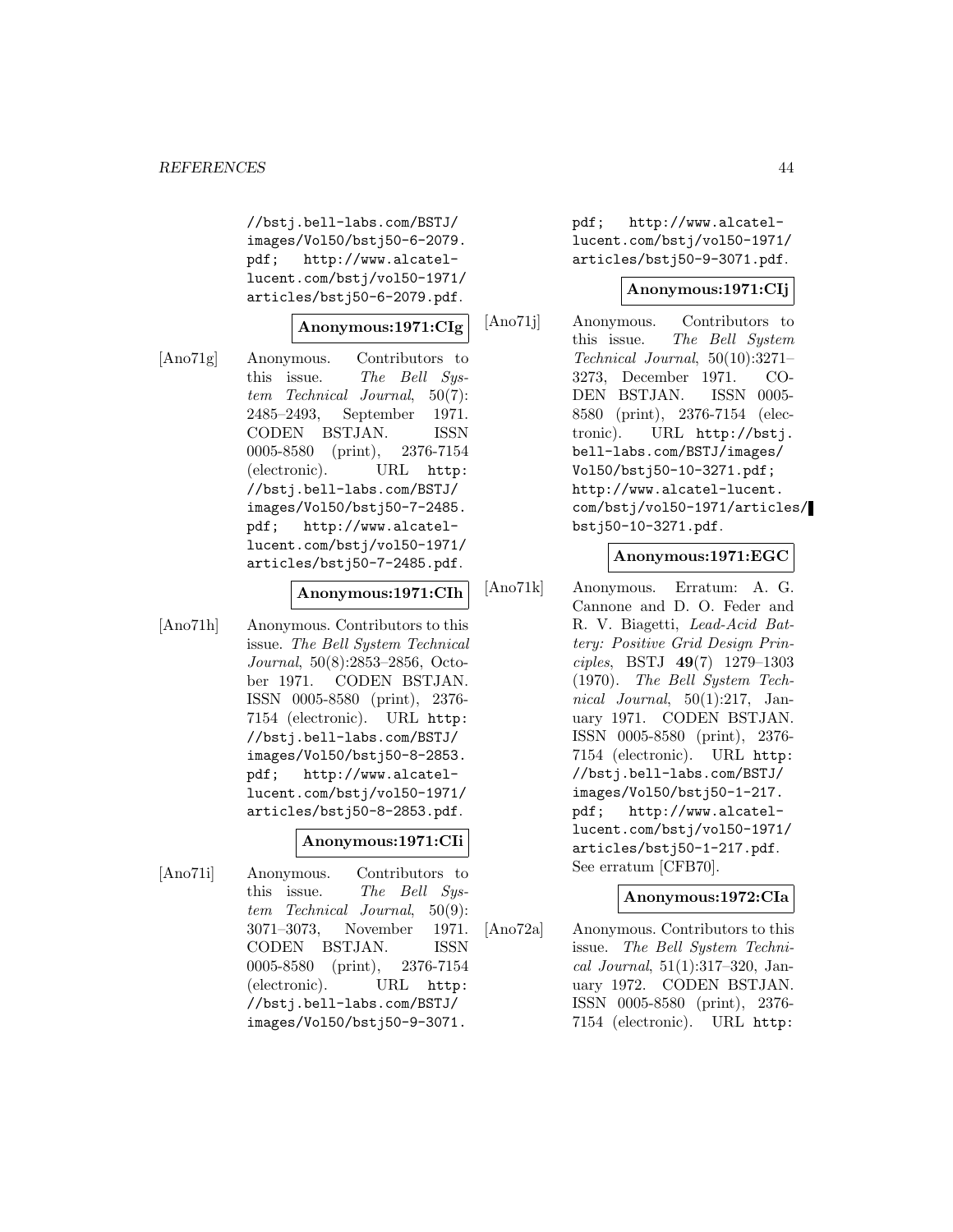//bstj.bell-labs.com/BSTJ/images/Vol50/bstj50-6-2079.pdf; http://www.alcatel-lucent.com/bstj/vol50-1971/articles/bstj50-6-2079.pdf.

**Anonymous:1971:CIg**

[Ano71g] Anonymous. Contributors to this issue. *The Bell System Technical Journal*, 50(7): 2485–2493, September 1971. CODEN BSTJAN. ISSN 0005-8580 (print), 2376-7154 (electronic). URL http://bstj.bell-labs.com/BSTJ/images/Vol50/bstj50-7-2485.pdf; http://www.alcatel-lucent.com/bstj/vol50-1971/articles/bstj50-7-2485.pdf.

**Anonymous:1971:CIh**

[Ano71h] Anonymous. Contributors to this issue. *The Bell System Technical Journal*, 50(8):2853–2856, October 1971. CODEN BSTJAN. ISSN 0005-8580 (print), 2376-7154 (electronic). URL http://bstj.bell-labs.com/BSTJ/images/Vol50/bstj50-8-2853.pdf; http://www.alcatel-lucent.com/bstj/vol50-1971/articles/bstj50-8-2853.pdf.

**Anonymous:1971:CIi**

[Ano71i] Anonymous. Contributors to this issue. *The Bell System Technical Journal*, 50(9): 3071–3073, November 1971. CODEN BSTJAN. ISSN 0005-8580 (print), 2376-7154 (electronic). URL http://bstj.bell-labs.com/BSTJ/images/Vol50/bstj50-9-3071.pdf; http://www.alcatel-lucent.com/bstj/vol50-1971/articles/bstj50-9-3071.pdf.

**Anonymous:1971:CIj**

[Ano71j] Anonymous. Contributors to this issue. *The Bell System Technical Journal*, 50(10):3271–3273, December 1971. CODEN BSTJAN. ISSN 0005-8580 (print), 2376-7154 (electronic). URL http://bstj.bell-labs.com/BSTJ/images/Vol50/bstj50-10-3271.pdf; http://www.alcatel-lucent.com/bstj/vol50-1971/articles/bstj50-10-3271.pdf.

**Anonymous:1971:EGC**

[Ano71k] Anonymous. Erratum: A. G. Cannone and D. O. Feder and R. V. Biagetti, *Lead-Acid Battery: Positive Grid Design Principles*, BSTJ **49**(7) 1279–1303 (1970). *The Bell System Technical Journal*, 50(1):217, January 1971. CODEN BSTJAN. ISSN 0005-8580 (print), 2376-7154 (electronic). URL http://bstj.bell-labs.com/BSTJ/images/Vol50/bstj50-1-217.pdf; http://www.alcatel-lucent.com/bstj/vol50-1971/articles/bstj50-1-217.pdf. See erratum [CFB70].

**Anonymous:1972:CIa**

[Ano72a] Anonymous. Contributors to this issue. *The Bell System Technical Journal*, 51(1):317–320, January 1972. CODEN BSTJAN. ISSN 0005-8580 (print), 2376-7154 (electronic). URL http: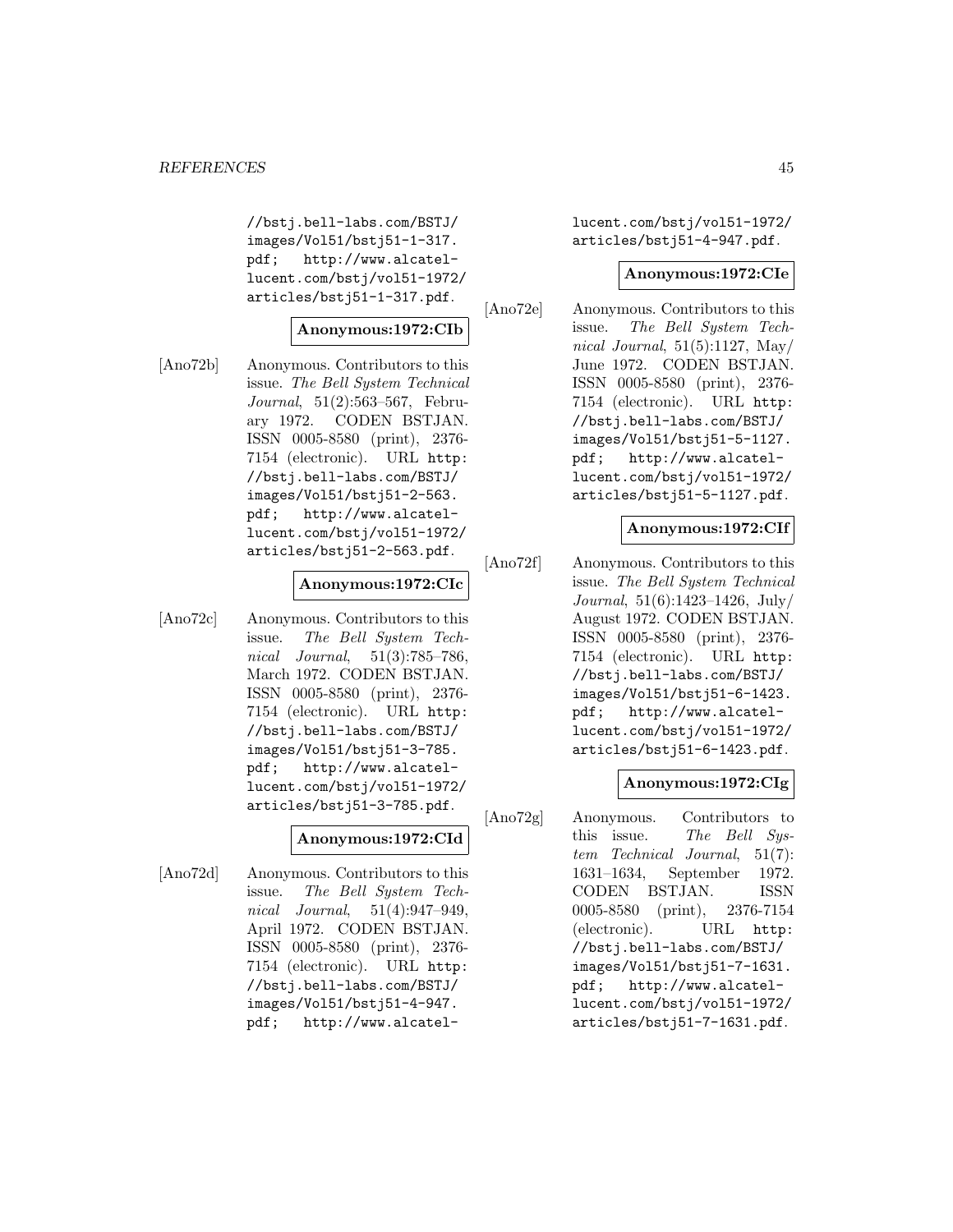//bstj.bell-labs.com/BSTJ/images/Vol51/bstj51-1-317.pdf; http://www.alcatel-lucent.com/bstj/vol51-1972/articles/bstj51-1-317.pdf.

**Anonymous:1972:CIb**

[Ano72b] Anonymous. Contributors to this issue. *The Bell System Technical Journal*, 51(2):563–567, February 1972. CODEN BSTJAN. ISSN 0005-8580 (print), 2376-7154 (electronic). URL http://bstj.bell-labs.com/BSTJ/images/Vol51/bstj51-2-563.pdf; http://www.alcatel-lucent.com/bstj/vol51-1972/articles/bstj51-2-563.pdf.

**Anonymous:1972:CIc**

[Ano72c] Anonymous. Contributors to this issue. *The Bell System Technical Journal*, 51(3):785–786, March 1972. CODEN BSTJAN. ISSN 0005-8580 (print), 2376-7154 (electronic). URL http://bstj.bell-labs.com/BSTJ/images/Vol51/bstj51-3-785.pdf; http://www.alcatel-lucent.com/bstj/vol51-1972/articles/bstj51-3-785.pdf.

**Anonymous:1972:CId**

[Ano72d] Anonymous. Contributors to this issue. *The Bell System Technical Journal*, 51(4):947–949, April 1972. CODEN BSTJAN. ISSN 0005-8580 (print), 2376-7154 (electronic). URL http://bstj.bell-labs.com/BSTJ/images/Vol51/bstj51-4-947.pdf; http://www.alcatel-lucent.com/bstj/vol51-1972/articles/bstj51-4-947.pdf.

**Anonymous:1972:CIe**

[Ano72e] Anonymous. Contributors to this issue. *The Bell System Technical Journal*, 51(5):1127, May/June 1972. CODEN BSTJAN. ISSN 0005-8580 (print), 2376-7154 (electronic). URL http://bstj.bell-labs.com/BSTJ/images/Vol51/bstj51-5-1127.pdf; http://www.alcatel-lucent.com/bstj/vol51-1972/articles/bstj51-5-1127.pdf.

**Anonymous:1972:CIf**

[Ano72f] Anonymous. Contributors to this issue. *The Bell System Technical Journal*, 51(6):1423–1426, July/August 1972. CODEN BSTJAN. ISSN 0005-8580 (print), 2376-7154 (electronic). URL http://bstj.bell-labs.com/BSTJ/images/Vol51/bstj51-6-1423.pdf; http://www.alcatel-lucent.com/bstj/vol51-1972/articles/bstj51-6-1423.pdf.

**Anonymous:1972:CIg**

[Ano72g] Anonymous. Contributors to this issue. *The Bell System Technical Journal*, 51(7):1631–1634, September 1972. CODEN BSTJAN. ISSN 0005-8580 (print), 2376-7154 (electronic). URL http://bstj.bell-labs.com/BSTJ/images/Vol51/bstj51-7-1631.pdf; http://www.alcatel-lucent.com/bstj/vol51-1972/articles/bstj51-7-1631.pdf.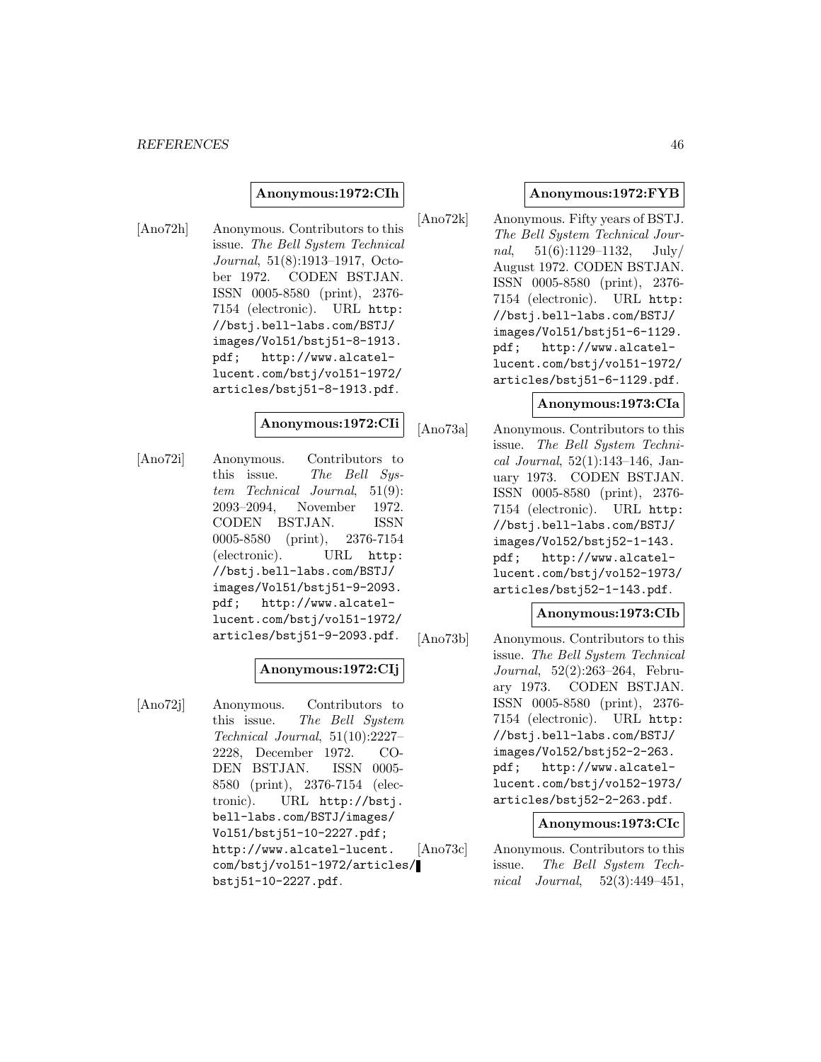**Anonymous:1972:CIh**

[Ano72h] Anonymous. Contributors to this issue. *The Bell System Technical Journal*, 51(8):1913–1917, October 1972. CODEN BSTJAN. ISSN 0005-8580 (print), 2376-7154 (electronic). URL http://bstj.bell-labs.com/BSTJ/images/Vol51/bstj51-8-1913.pdf; http://www.alcatel-lucent.com/bstj/vol51-1972/articles/bstj51-8-1913.pdf.

**Anonymous:1972:CIi**

[Ano72i] Anonymous. Contributors to this issue. *The Bell System Technical Journal*, 51(9):2093–2094, November 1972. CODEN BSTJAN. ISSN 0005-8580 (print), 2376-7154 (electronic). URL http://bstj.bell-labs.com/BSTJ/images/Vol51/bstj51-9-2093.pdf; http://www.alcatel-lucent.com/bstj/vol51-1972/articles/bstj51-9-2093.pdf.

**Anonymous:1972:CIj**

[Ano72j] Anonymous. Contributors to this issue. *The Bell System Technical Journal*, 51(10):2227–2228, December 1972. CODEN BSTJAN. ISSN 0005-8580 (print), 2376-7154 (electronic). URL http://bstj.bell-labs.com/BSTJ/images/Vol51/bstj51-10-2227.pdf; http://www.alcatel-lucent.com/bstj/vol51-1972/articles/bstj51-10-2227.pdf.

**Anonymous:1972:FYB**

[Ano72k] Anonymous. Fifty years of BSTJ. *The Bell System Technical Journal*, 51(6):1129–1132, July/August 1972. CODEN BSTJAN. ISSN 0005-8580 (print), 2376-7154 (electronic). URL http://bstj.bell-labs.com/BSTJ/images/Vol51/bstj51-6-1129.pdf; http://www.alcatel-lucent.com/bstj/vol51-1972/articles/bstj51-6-1129.pdf.

**Anonymous:1973:CIa**

[Ano73a] Anonymous. Contributors to this issue. *The Bell System Technical Journal*, 52(1):143–146, January 1973. CODEN BSTJAN. ISSN 0005-8580 (print), 2376-7154 (electronic). URL http://bstj.bell-labs.com/BSTJ/images/Vol52/bstj52-1-143.pdf; http://www.alcatel-lucent.com/bstj/vol52-1973/articles/bstj52-1-143.pdf.

**Anonymous:1973:CIb**

[Ano73b] Anonymous. Contributors to this issue. *The Bell System Technical Journal*, 52(2):263–264, February 1973. CODEN BSTJAN. ISSN 0005-8580 (print), 2376-7154 (electronic). URL http://bstj.bell-labs.com/BSTJ/images/Vol52/bstj52-2-263.pdf; http://www.alcatel-lucent.com/bstj/vol52-1973/articles/bstj52-2-263.pdf.

**Anonymous:1973:CIc**

[Ano73c] Anonymous. Contributors to this issue. *The Bell System Technical Journal*, 52(3):449–451,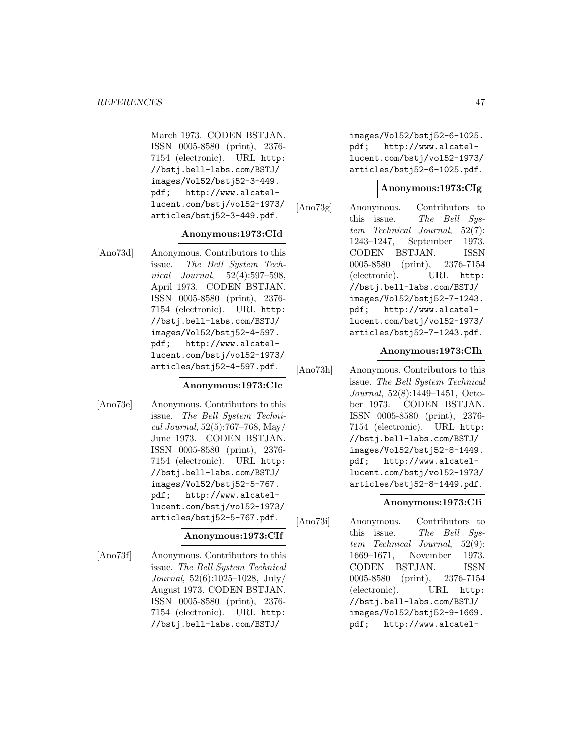March 1973. CODEN BSTJAN. ISSN 0005-8580 (print), 2376-7154 (electronic). URL http://bstj.bell-labs.com/BSTJ/images/Vol52/bstj52-3-449.pdf; http://www.alcatel-lucent.com/bstj/vol52-1973/articles/bstj52-3-449.pdf.

**Anonymous:1973:CId**

[Ano73d] Anonymous. Contributors to this issue. *The Bell System Technical Journal*, 52(4):597–598, April 1973. CODEN BSTJAN. ISSN 0005-8580 (print), 2376-7154 (electronic). URL http://bstj.bell-labs.com/BSTJ/images/Vol52/bstj52-4-597.pdf; http://www.alcatel-lucent.com/bstj/vol52-1973/articles/bstj52-4-597.pdf.

**Anonymous:1973:CIe**

[Ano73e] Anonymous. Contributors to this issue. *The Bell System Technical Journal*, 52(5):767–768, May/June 1973. CODEN BSTJAN. ISSN 0005-8580 (print), 2376-7154 (electronic). URL http://bstj.bell-labs.com/BSTJ/images/Vol52/bstj52-5-767.pdf; http://www.alcatel-lucent.com/bstj/vol52-1973/articles/bstj52-5-767.pdf.

**Anonymous:1973:CIf**

[Ano73f] Anonymous. Contributors to this issue. *The Bell System Technical Journal*, 52(6):1025–1028, July/August 1973. CODEN BSTJAN. ISSN 0005-8580 (print), 2376-7154 (electronic). URL http://bstj.bell-labs.com/BSTJ/images/Vol52/bstj52-6-1025.pdf; http://www.alcatel-lucent.com/bstj/vol52-1973/articles/bstj52-6-1025.pdf.

**Anonymous:1973:CIg**

[Ano73g] Anonymous. Contributors to this issue. *The Bell System Technical Journal*, 52(7):1243–1247, September 1973. CODEN BSTJAN. ISSN 0005-8580 (print), 2376-7154 (electronic). URL http://bstj.bell-labs.com/BSTJ/images/Vol52/bstj52-7-1243.pdf; http://www.alcatel-lucent.com/bstj/vol52-1973/articles/bstj52-7-1243.pdf.

**Anonymous:1973:CIh**

[Ano73h] Anonymous. Contributors to this issue. *The Bell System Technical Journal*, 52(8):1449–1451, October 1973. CODEN BSTJAN. ISSN 0005-8580 (print), 2376-7154 (electronic). URL http://bstj.bell-labs.com/BSTJ/images/Vol52/bstj52-8-1449.pdf; http://www.alcatel-lucent.com/bstj/vol52-1973/articles/bstj52-8-1449.pdf.

**Anonymous:1973:CIi**

[Ano73i] Anonymous. Contributors to this issue. *The Bell System Technical Journal*, 52(9):1669–1671, November 1973. CODEN BSTJAN. ISSN 0005-8580 (print), 2376-7154 (electronic). URL http://bstj.bell-labs.com/BSTJ/images/Vol52/bstj52-9-1669.pdf; http://www.alcatel-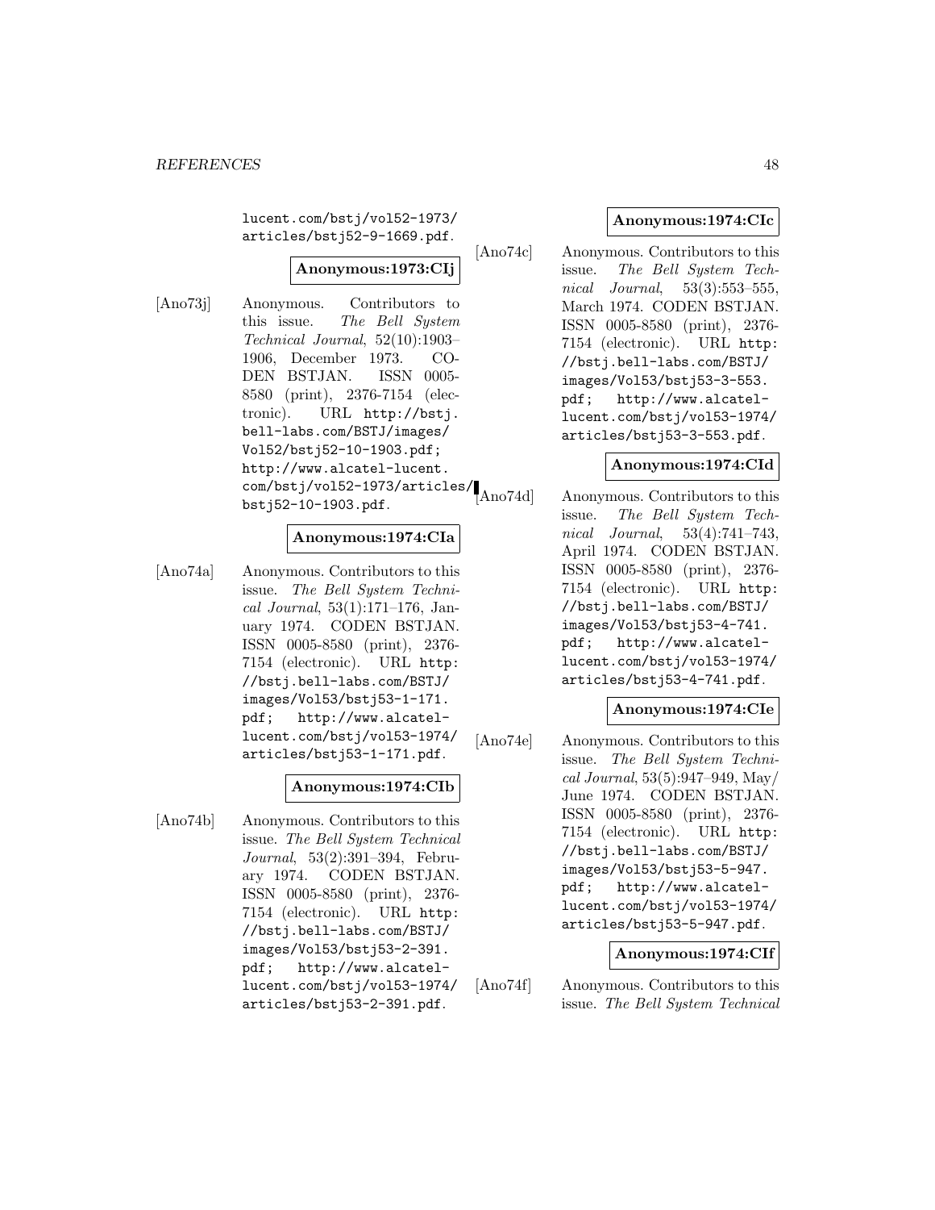lucent.com/bstj/vol52-1973/articles/bstj52-9-1669.pdf.

**Anonymous:1973:CIj**

[Ano73j] Anonymous. Contributors to this issue. *The Bell System Technical Journal*, 52(10):1903–1906, December 1973. CODEN BSTJAN. ISSN 0005-8580 (print), 2376-7154 (electronic). URL http://bstj.bell-labs.com/BSTJ/images/Vol52/bstj52-10-1903.pdf; http://www.alcatel-lucent.com/bstj/vol52-1973/articles/bstj52-10-1903.pdf.

**Anonymous:1974:CIa**

[Ano74a] Anonymous. Contributors to this issue. *The Bell System Technical Journal*, 53(1):171–176, January 1974. CODEN BSTJAN. ISSN 0005-8580 (print), 2376-7154 (electronic). URL http://bstj.bell-labs.com/BSTJ/images/Vol53/bstj53-1-171.pdf; http://www.alcatel-lucent.com/bstj/vol53-1974/articles/bstj53-1-171.pdf.

**Anonymous:1974:CIb**

[Ano74b] Anonymous. Contributors to this issue. *The Bell System Technical Journal*, 53(2):391–394, February 1974. CODEN BSTJAN. ISSN 0005-8580 (print), 2376-7154 (electronic). URL http://bstj.bell-labs.com/BSTJ/images/Vol53/bstj53-2-391.pdf; http://www.alcatel-lucent.com/bstj/vol53-1974/articles/bstj53-2-391.pdf.

**Anonymous:1974:CIc**

[Ano74c] Anonymous. Contributors to this issue. *The Bell System Technical Journal*, 53(3):553–555, March 1974. CODEN BSTJAN. ISSN 0005-8580 (print), 2376-7154 (electronic). URL http://bstj.bell-labs.com/BSTJ/images/Vol53/bstj53-3-553.pdf; http://www.alcatel-lucent.com/bstj/vol53-1974/articles/bstj53-3-553.pdf.

**Anonymous:1974:CId**

[Ano74d] Anonymous. Contributors to this issue. *The Bell System Technical Journal*, 53(4):741–743, April 1974. CODEN BSTJAN. ISSN 0005-8580 (print), 2376-7154 (electronic). URL http://bstj.bell-labs.com/BSTJ/images/Vol53/bstj53-4-741.pdf; http://www.alcatel-lucent.com/bstj/vol53-1974/articles/bstj53-4-741.pdf.

**Anonymous:1974:CIe**

[Ano74e] Anonymous. Contributors to this issue. *The Bell System Technical Journal*, 53(5):947–949, May/June 1974. CODEN BSTJAN. ISSN 0005-8580 (print), 2376-7154 (electronic). URL http://bstj.bell-labs.com/BSTJ/images/Vol53/bstj53-5-947.pdf; http://www.alcatel-lucent.com/bstj/vol53-1974/articles/bstj53-5-947.pdf.

**Anonymous:1974:CIf**

[Ano74f] Anonymous. Contributors to this issue. *The Bell System Technical*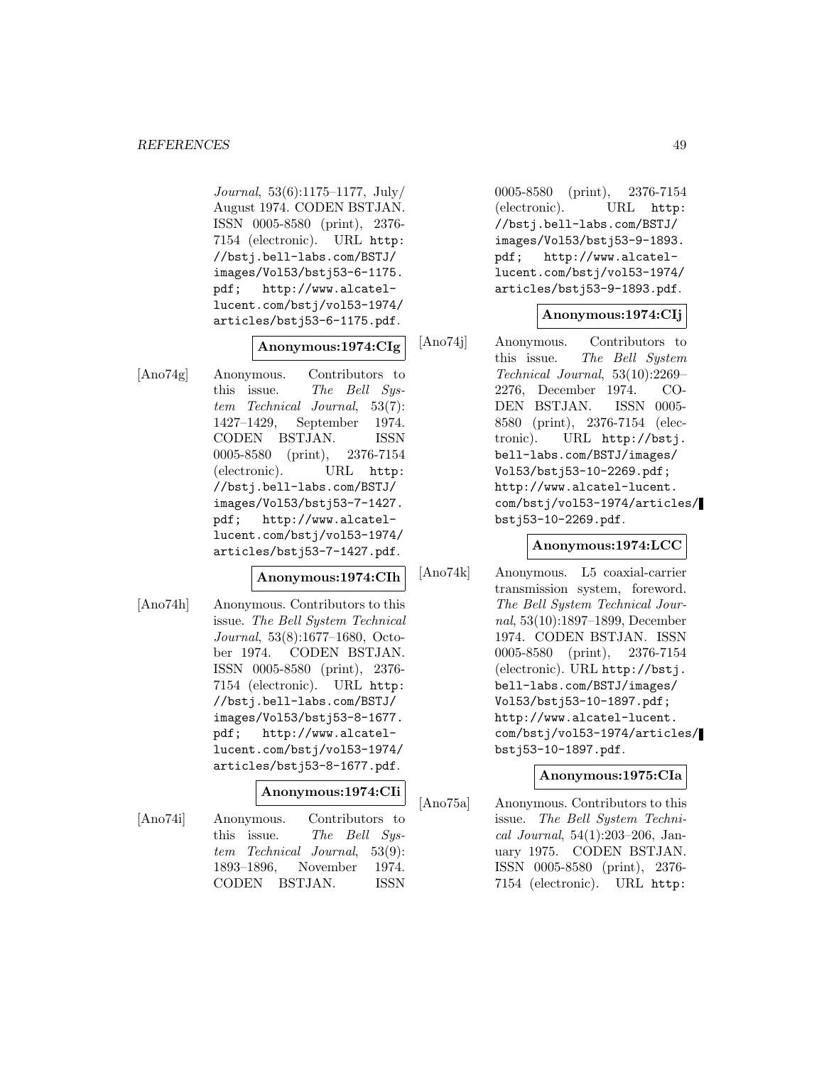*Journal*, 53(6):1175–1177, July/ August 1974. CODEN BSTJAN. ISSN 0005-8580 (print), 2376-7154 (electronic). URL http://bstj.bell-labs.com/BSTJ/images/Vol53/bstj53-6-1175.pdf; http://www.alcatel-lucent.com/bstj/vol53-1974/articles/bstj53-6-1175.pdf.

**Anonymous:1974:CIg**

[Ano74g] Anonymous. Contributors to this issue. *The Bell System Technical Journal*, 53(7): 1427–1429, September 1974. CODEN BSTJAN. ISSN 0005-8580 (print), 2376-7154 (electronic). URL http://bstj.bell-labs.com/BSTJ/images/Vol53/bstj53-7-1427.pdf; http://www.alcatel-lucent.com/bstj/vol53-1974/articles/bstj53-7-1427.pdf.

**Anonymous:1974:CIh**

[Ano74h] Anonymous. Contributors to this issue. *The Bell System Technical Journal*, 53(8):1677–1680, October 1974. CODEN BSTJAN. ISSN 0005-8580 (print), 2376-7154 (electronic). URL http://bstj.bell-labs.com/BSTJ/images/Vol53/bstj53-8-1677.pdf; http://www.alcatel-lucent.com/bstj/vol53-1974/articles/bstj53-8-1677.pdf.

**Anonymous:1974:CIi**

[Ano74i] Anonymous. Contributors to this issue. *The Bell System Technical Journal*, 53(9): 1893–1896, November 1974. CODEN BSTJAN. ISSN 0005-8580 (print), 2376-7154 (electronic). URL http://bstj.bell-labs.com/BSTJ/images/Vol53/bstj53-9-1893.pdf; http://www.alcatel-lucent.com/bstj/vol53-1974/articles/bstj53-9-1893.pdf.

**Anonymous:1974:CIj**

[Ano74j] Anonymous. Contributors to this issue. *The Bell System Technical Journal*, 53(10):2269–2276, December 1974. CODEN BSTJAN. ISSN 0005-8580 (print), 2376-7154 (electronic). URL http://bstj.bell-labs.com/BSTJ/images/Vol53/bstj53-10-2269.pdf; http://www.alcatel-lucent.com/bstj/vol53-1974/articles/bstj53-10-2269.pdf.

**Anonymous:1974:LCC**

[Ano74k] Anonymous. L5 coaxial-carrier transmission system, foreword. *The Bell System Technical Journal*, 53(10):1897–1899, December 1974. CODEN BSTJAN. ISSN 0005-8580 (print), 2376-7154 (electronic). URL http://bstj.bell-labs.com/BSTJ/images/Vol53/bstj53-10-1897.pdf; http://www.alcatel-lucent.com/bstj/vol53-1974/articles/bstj53-10-1897.pdf.

**Anonymous:1975:CIa**

[Ano75a] Anonymous. Contributors to this issue. *The Bell System Technical Journal*, 54(1):203–206, January 1975. CODEN BSTJAN. ISSN 0005-8580 (print), 2376-7154 (electronic). URL http: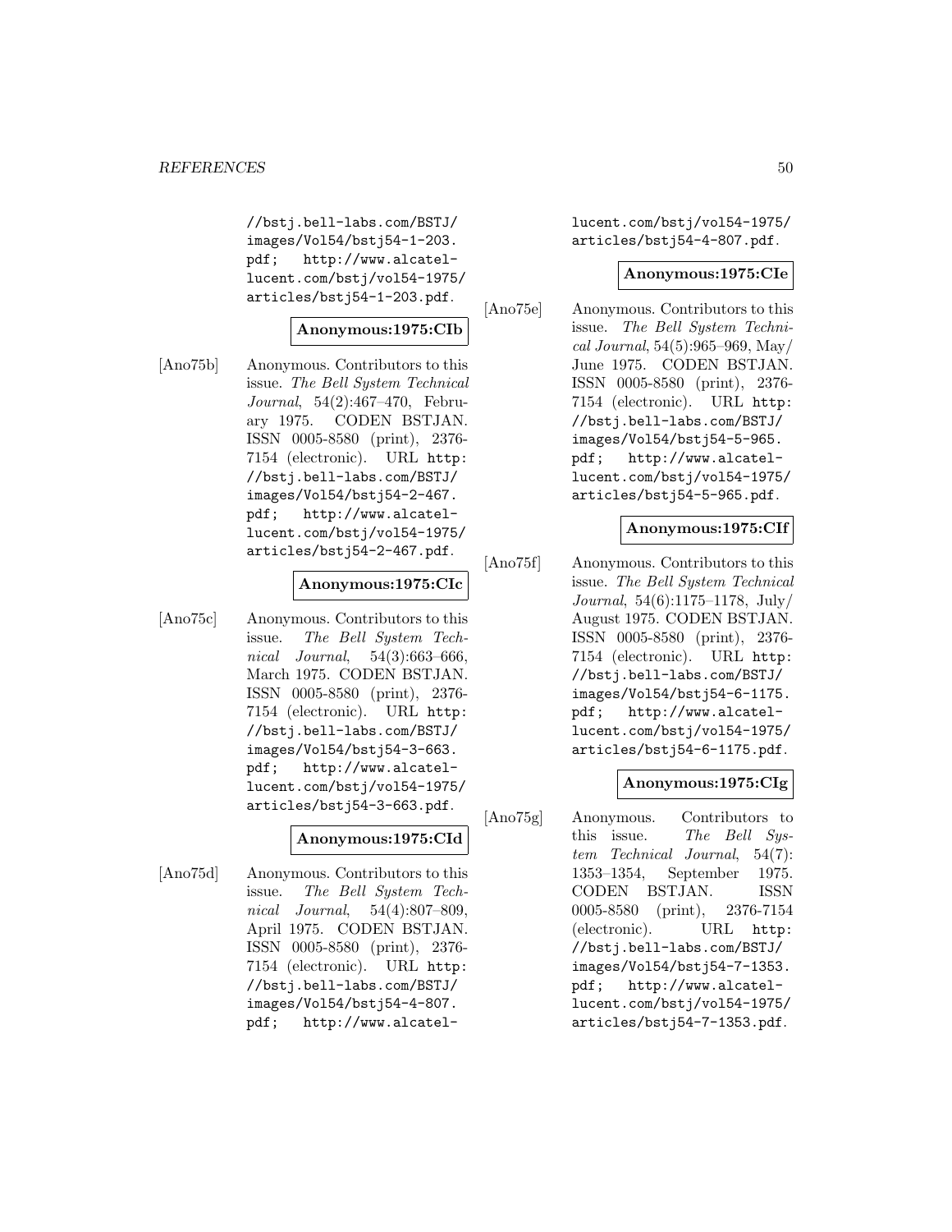//bstj.bell-labs.com/BSTJ/images/Vol54/bstj54-1-203.pdf; http://www.alcatel-lucent.com/bstj/vol54-1975/articles/bstj54-1-203.pdf.

**Anonymous:1975:CIb**

[Ano75b] Anonymous. Contributors to this issue. *The Bell System Technical Journal*, 54(2):467–470, February 1975. CODEN BSTJAN. ISSN 0005-8580 (print), 2376-7154 (electronic). URL http://bstj.bell-labs.com/BSTJ/images/Vol54/bstj54-2-467.pdf; http://www.alcatel-lucent.com/bstj/vol54-1975/articles/bstj54-2-467.pdf.

**Anonymous:1975:CIc**

[Ano75c] Anonymous. Contributors to this issue. *The Bell System Technical Journal*, 54(3):663–666, March 1975. CODEN BSTJAN. ISSN 0005-8580 (print), 2376-7154 (electronic). URL http://bstj.bell-labs.com/BSTJ/images/Vol54/bstj54-3-663.pdf; http://www.alcatel-lucent.com/bstj/vol54-1975/articles/bstj54-3-663.pdf.

**Anonymous:1975:CId**

[Ano75d] Anonymous. Contributors to this issue. *The Bell System Technical Journal*, 54(4):807–809, April 1975. CODEN BSTJAN. ISSN 0005-8580 (print), 2376-7154 (electronic). URL http://bstj.bell-labs.com/BSTJ/images/Vol54/bstj54-4-807.pdf; http://www.alcatel-lucent.com/bstj/vol54-1975/articles/bstj54-4-807.pdf.

**Anonymous:1975:CIe**

[Ano75e] Anonymous. Contributors to this issue. *The Bell System Technical Journal*, 54(5):965–969, May/June 1975. CODEN BSTJAN. ISSN 0005-8580 (print), 2376-7154 (electronic). URL http://bstj.bell-labs.com/BSTJ/images/Vol54/bstj54-5-965.pdf; http://www.alcatel-lucent.com/bstj/vol54-1975/articles/bstj54-5-965.pdf.

**Anonymous:1975:CIf**

[Ano75f] Anonymous. Contributors to this issue. *The Bell System Technical Journal*, 54(6):1175–1178, July/August 1975. CODEN BSTJAN. ISSN 0005-8580 (print), 2376-7154 (electronic). URL http://bstj.bell-labs.com/BSTJ/images/Vol54/bstj54-6-1175.pdf; http://www.alcatel-lucent.com/bstj/vol54-1975/articles/bstj54-6-1175.pdf.

**Anonymous:1975:CIg**

[Ano75g] Anonymous. Contributors to this issue. *The Bell System Technical Journal*, 54(7):1353–1354, September 1975. CODEN BSTJAN. ISSN 0005-8580 (print), 2376-7154 (electronic). URL http://bstj.bell-labs.com/BSTJ/images/Vol54/bstj54-7-1353.pdf; http://www.alcatel-lucent.com/bstj/vol54-1975/articles/bstj54-7-1353.pdf.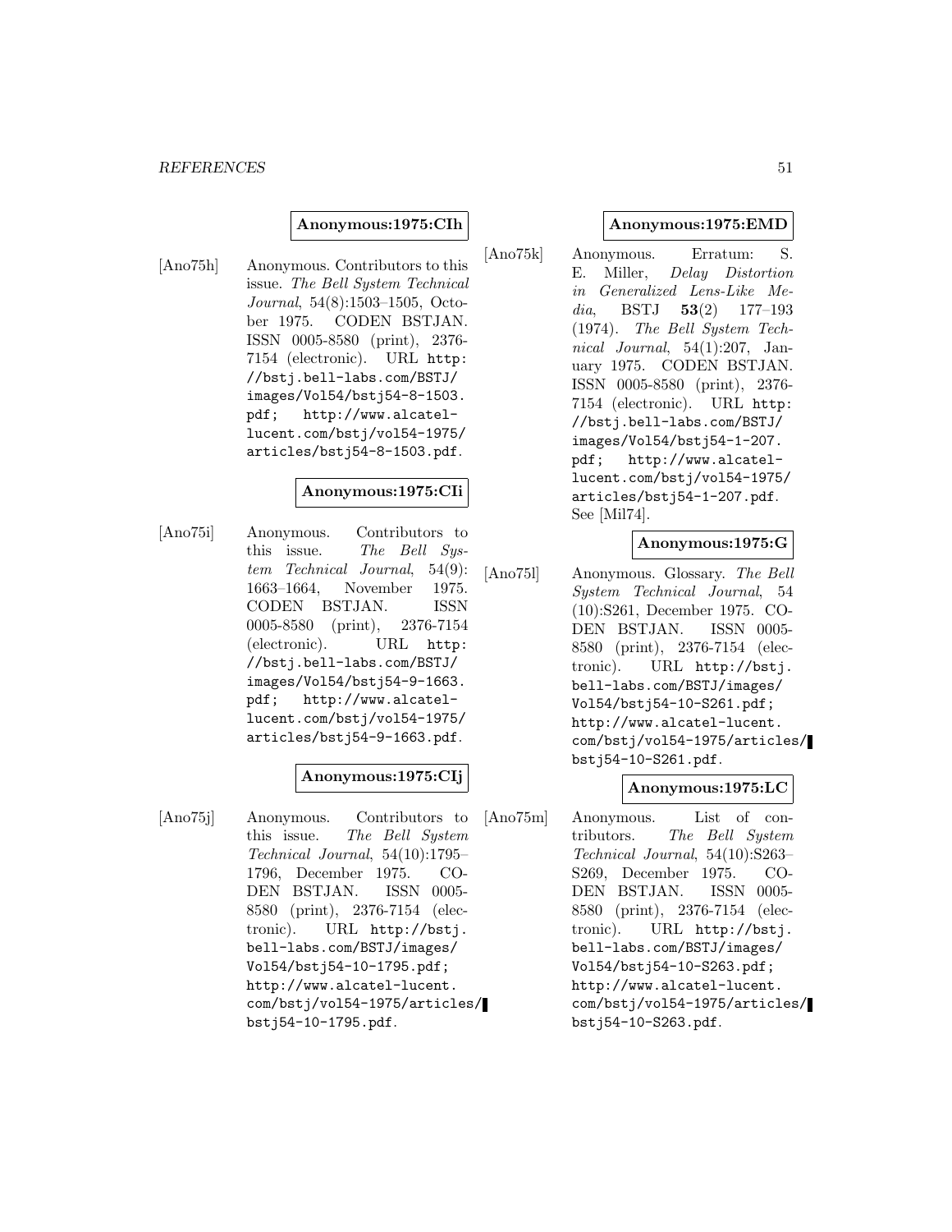**Anonymous:1975:CIh**

[Ano75h] Anonymous. Contributors to this issue. *The Bell System Technical Journal*, 54(8):1503–1505, October 1975. CODEN BSTJAN. ISSN 0005-8580 (print), 2376-7154 (electronic). URL http://bstj.bell-labs.com/BSTJ/images/Vol54/bstj54-8-1503.pdf; http://www.alcatel-lucent.com/bstj/vol54-1975/articles/bstj54-8-1503.pdf.

**Anonymous:1975:CIi**

[Ano75i] Anonymous. Contributors to this issue. *The Bell System Technical Journal*, 54(9):1663–1664, November 1975. CODEN BSTJAN. ISSN 0005-8580 (print), 2376-7154 (electronic). URL http://bstj.bell-labs.com/BSTJ/images/Vol54/bstj54-9-1663.pdf; http://www.alcatel-lucent.com/bstj/vol54-1975/articles/bstj54-9-1663.pdf.

**Anonymous:1975:CIj**

[Ano75j] Anonymous. Contributors to this issue. *The Bell System Technical Journal*, 54(10):1795–1796, December 1975. CODEN BSTJAN. ISSN 0005-8580 (print), 2376-7154 (electronic). URL http://bstj.bell-labs.com/BSTJ/images/Vol54/bstj54-10-1795.pdf; http://www.alcatel-lucent.com/bstj/vol54-1975/articles/bstj54-10-1795.pdf.

**Anonymous:1975:EMD**

[Ano75k] Anonymous. Erratum: S. E. Miller, *Delay Distortion in Generalized Lens-Like Media*, BSTJ **53**(2) 177–193 (1974). *The Bell System Technical Journal*, 54(1):207, January 1975. CODEN BSTJAN. ISSN 0005-8580 (print), 2376-7154 (electronic). URL http://bstj.bell-labs.com/BSTJ/images/Vol54/bstj54-1-207.pdf; http://www.alcatel-lucent.com/bstj/vol54-1975/articles/bstj54-1-207.pdf. See [Mil74].

**Anonymous:1975:G**

[Ano75l] Anonymous. Glossary. *The Bell System Technical Journal*, 54(10):S261, December 1975. CODEN BSTJAN. ISSN 0005-8580 (print), 2376-7154 (electronic). URL http://bstj.bell-labs.com/BSTJ/images/Vol54/bstj54-10-S261.pdf; http://www.alcatel-lucent.com/bstj/vol54-1975/articles/bstj54-10-S261.pdf.

**Anonymous:1975:LC**

[Ano75m] Anonymous. List of contributors. *The Bell System Technical Journal*, 54(10):S263–S269, December 1975. CODEN BSTJAN. ISSN 0005-8580 (print), 2376-7154 (electronic). URL http://bstj.bell-labs.com/BSTJ/images/Vol54/bstj54-10-S263.pdf; http://www.alcatel-lucent.com/bstj/vol54-1975/articles/bstj54-10-S263.pdf.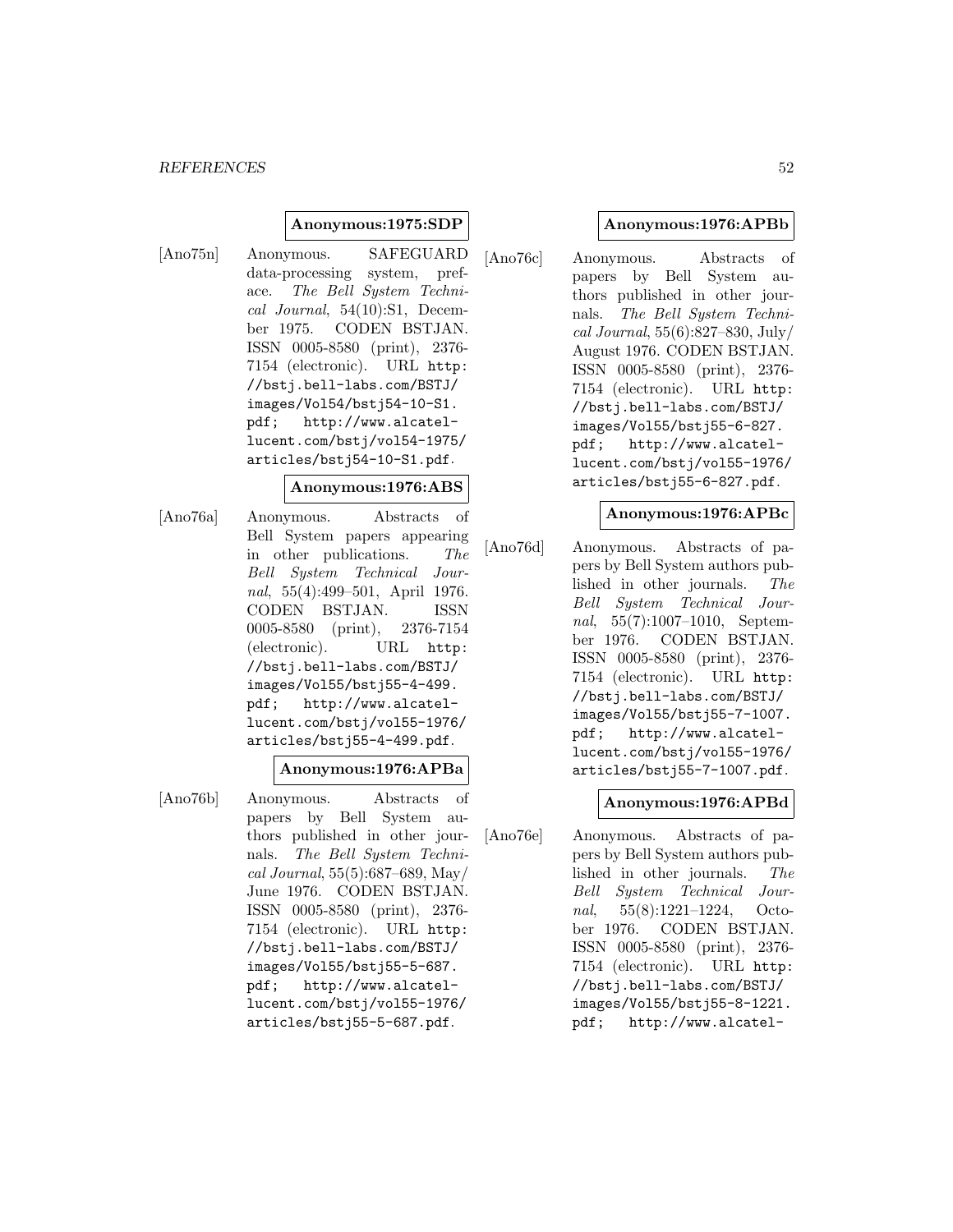**Anonymous:1975:SDP**

[Ano75n] Anonymous. SAFEGUARD data-processing system, preface. *The Bell System Technical Journal*, 54(10):S1, December 1975. CODEN BSTJAN. ISSN 0005-8580 (print), 2376-7154 (electronic). URL `http://bstj.bell-labs.com/BSTJ/images/Vol54/bstj54-10-S1.pdf`; `http://www.alcatel-lucent.com/bstj/vol54-1975/articles/bstj54-10-S1.pdf`.

**Anonymous:1976:ABS**

[Ano76a] Anonymous. Abstracts of Bell System papers appearing in other publications. *The Bell System Technical Journal*, 55(4):499–501, April 1976. CODEN BSTJAN. ISSN 0005-8580 (print), 2376-7154 (electronic). URL `http://bstj.bell-labs.com/BSTJ/images/Vol55/bstj55-4-499.pdf`; `http://www.alcatel-lucent.com/bstj/vol55-1976/articles/bstj55-4-499.pdf`.

**Anonymous:1976:APBa**

[Ano76b] Anonymous. Abstracts of papers by Bell System authors published in other journals. *The Bell System Technical Journal*, 55(5):687–689, May/June 1976. CODEN BSTJAN. ISSN 0005-8580 (print), 2376-7154 (electronic). URL `http://bstj.bell-labs.com/BSTJ/images/Vol55/bstj55-5-687.pdf`; `http://www.alcatel-lucent.com/bstj/vol55-1976/articles/bstj55-5-687.pdf`.

**Anonymous:1976:APBb**

[Ano76c] Anonymous. Abstracts of papers by Bell System authors published in other journals. *The Bell System Technical Journal*, 55(6):827–830, July/August 1976. CODEN BSTJAN. ISSN 0005-8580 (print), 2376-7154 (electronic). URL `http://bstj.bell-labs.com/BSTJ/images/Vol55/bstj55-6-827.pdf`; `http://www.alcatel-lucent.com/bstj/vol55-1976/articles/bstj55-6-827.pdf`.

**Anonymous:1976:APBc**

[Ano76d] Anonymous. Abstracts of papers by Bell System authors published in other journals. *The Bell System Technical Journal*, 55(7):1007–1010, September 1976. CODEN BSTJAN. ISSN 0005-8580 (print), 2376-7154 (electronic). URL `http://bstj.bell-labs.com/BSTJ/images/Vol55/bstj55-7-1007.pdf`; `http://www.alcatel-lucent.com/bstj/vol55-1976/articles/bstj55-7-1007.pdf`.

**Anonymous:1976:APBd**

[Ano76e] Anonymous. Abstracts of papers by Bell System authors published in other journals. *The Bell System Technical Journal*, 55(8):1221–1224, October 1976. CODEN BSTJAN. ISSN 0005-8580 (print), 2376-7154 (electronic). URL `http://bstj.bell-labs.com/BSTJ/images/Vol55/bstj55-8-1221.pdf`; `http://www.alcatel-`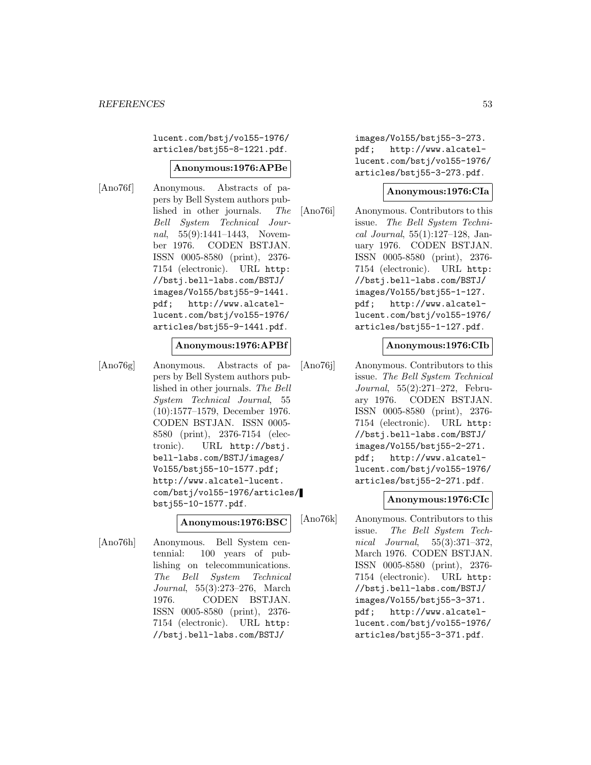lucent.com/bstj/vol55-1976/articles/bstj55-8-1221.pdf.

**Anonymous:1976:APBe**

[Ano76f] Anonymous. Abstracts of papers by Bell System authors published in other journals. *The Bell System Technical Journal*, 55(9):1441–1443, November 1976. CODEN BSTJAN. ISSN 0005-8580 (print), 2376-7154 (electronic). URL http://bstj.bell-labs.com/BSTJ/images/Vol55/bstj55-9-1441.pdf; http://www.alcatel-lucent.com/bstj/vol55-1976/articles/bstj55-9-1441.pdf.

**Anonymous:1976:APBf**

[Ano76g] Anonymous. Abstracts of papers by Bell System authors published in other journals. *The Bell System Technical Journal*, 55 (10):1577–1579, December 1976. CODEN BSTJAN. ISSN 0005-8580 (print), 2376-7154 (electronic). URL http://bstj.bell-labs.com/BSTJ/images/Vol55/bstj55-10-1577.pdf; http://www.alcatel-lucent.com/bstj/vol55-1976/articles/bstj55-10-1577.pdf.

**Anonymous:1976:BSC**

[Ano76h] Anonymous. Bell System centennial: 100 years of publishing on telecommunications. *The Bell System Technical Journal*, 55(3):273–276, March 1976. CODEN BSTJAN. ISSN 0005-8580 (print), 2376-7154 (electronic). URL http://bstj.bell-labs.com/BSTJ/images/Vol55/bstj55-3-273.pdf; http://www.alcatel-lucent.com/bstj/vol55-1976/articles/bstj55-3-273.pdf.

**Anonymous:1976:CIa**

[Ano76i] Anonymous. Contributors to this issue. *The Bell System Technical Journal*, 55(1):127–128, January 1976. CODEN BSTJAN. ISSN 0005-8580 (print), 2376-7154 (electronic). URL http://bstj.bell-labs.com/BSTJ/images/Vol55/bstj55-1-127.pdf; http://www.alcatel-lucent.com/bstj/vol55-1976/articles/bstj55-1-127.pdf.

**Anonymous:1976:CIb**

[Ano76j] Anonymous. Contributors to this issue. *The Bell System Technical Journal*, 55(2):271–272, February 1976. CODEN BSTJAN. ISSN 0005-8580 (print), 2376-7154 (electronic). URL http://bstj.bell-labs.com/BSTJ/images/Vol55/bstj55-2-271.pdf; http://www.alcatel-lucent.com/bstj/vol55-1976/articles/bstj55-2-271.pdf.

**Anonymous:1976:CIc**

[Ano76k] Anonymous. Contributors to this issue. *The Bell System Technical Journal*, 55(3):371–372, March 1976. CODEN BSTJAN. ISSN 0005-8580 (print), 2376-7154 (electronic). URL http://bstj.bell-labs.com/BSTJ/images/Vol55/bstj55-3-371.pdf; http://www.alcatel-lucent.com/bstj/vol55-1976/articles/bstj55-3-371.pdf.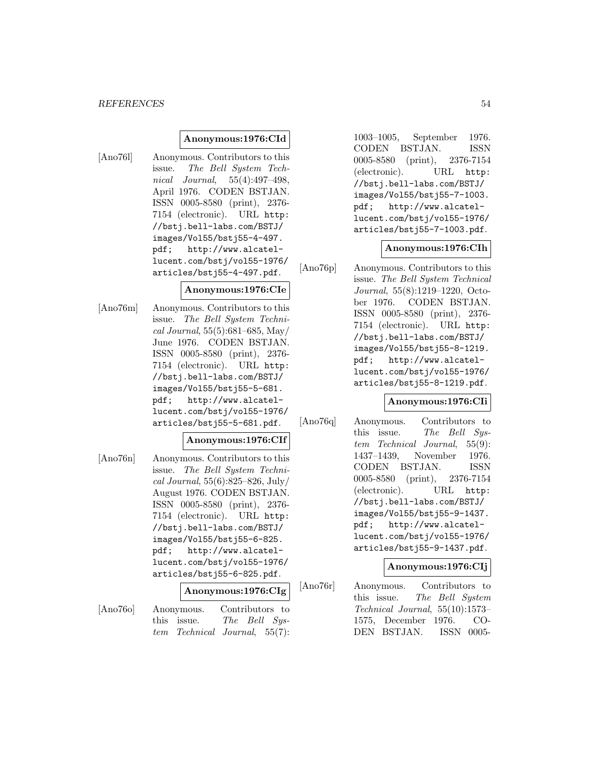**Anonymous:1976:CId**

[Ano76l] Anonymous. Contributors to this issue. *The Bell System Technical Journal*, 55(4):497–498, April 1976. CODEN BSTJAN. ISSN 0005-8580 (print), 2376-7154 (electronic). URL http://bstj.bell-labs.com/BSTJ/images/Vol55/bstj55-4-497.pdf; http://www.alcatel-lucent.com/bstj/vol55-1976/articles/bstj55-4-497.pdf.

**Anonymous:1976:CIe**

[Ano76m] Anonymous. Contributors to this issue. *The Bell System Technical Journal*, 55(5):681–685, May/June 1976. CODEN BSTJAN. ISSN 0005-8580 (print), 2376-7154 (electronic). URL http://bstj.bell-labs.com/BSTJ/images/Vol55/bstj55-5-681.pdf; http://www.alcatel-lucent.com/bstj/vol55-1976/articles/bstj55-5-681.pdf.

**Anonymous:1976:CIf**

[Ano76n] Anonymous. Contributors to this issue. *The Bell System Technical Journal*, 55(6):825–826, July/August 1976. CODEN BSTJAN. ISSN 0005-8580 (print), 2376-7154 (electronic). URL http://bstj.bell-labs.com/BSTJ/images/Vol55/bstj55-6-825.pdf; http://www.alcatel-lucent.com/bstj/vol55-1976/articles/bstj55-6-825.pdf.

**Anonymous:1976:CIg**

[Ano76o] Anonymous. Contributors to this issue. *The Bell System Technical Journal*, 55(7):1003–1005, September 1976. CODEN BSTJAN. ISSN 0005-8580 (print), 2376-7154 (electronic). URL http://bstj.bell-labs.com/BSTJ/images/Vol55/bstj55-7-1003.pdf; http://www.alcatel-lucent.com/bstj/vol55-1976/articles/bstj55-7-1003.pdf.

**Anonymous:1976:CIh**

[Ano76p] Anonymous. Contributors to this issue. *The Bell System Technical Journal*, 55(8):1219–1220, October 1976. CODEN BSTJAN. ISSN 0005-8580 (print), 2376-7154 (electronic). URL http://bstj.bell-labs.com/BSTJ/images/Vol55/bstj55-8-1219.pdf; http://www.alcatel-lucent.com/bstj/vol55-1976/articles/bstj55-8-1219.pdf.

**Anonymous:1976:CIi**

[Ano76q] Anonymous. Contributors to this issue. *The Bell System Technical Journal*, 55(9):1437–1439, November 1976. CODEN BSTJAN. ISSN 0005-8580 (print), 2376-7154 (electronic). URL http://bstj.bell-labs.com/BSTJ/images/Vol55/bstj55-9-1437.pdf; http://www.alcatel-lucent.com/bstj/vol55-1976/articles/bstj55-9-1437.pdf.

**Anonymous:1976:CIj**

[Ano76r] Anonymous. Contributors to this issue. *The Bell System Technical Journal*, 55(10):1573–1575, December 1976. CODEN BSTJAN. ISSN 0005-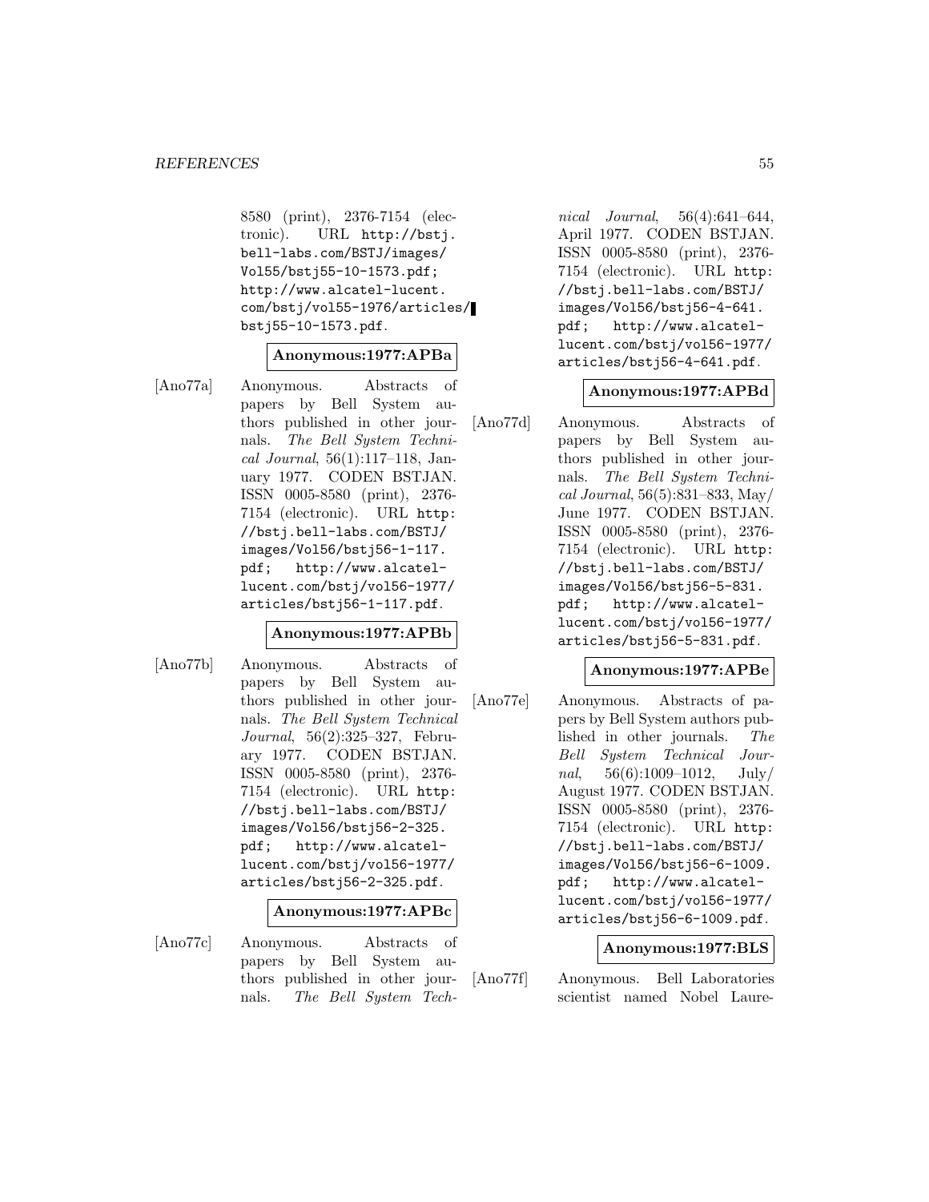8580 (print), 2376-7154 (electronic). URL http://bstj.bell-labs.com/BSTJ/images/Vol55/bstj55-10-1573.pdf; http://www.alcatel-lucent.com/bstj/vol55-1976/articles/bstj55-10-1573.pdf.

**Anonymous:1977:APBa**

[Ano77a] Anonymous. Abstracts of papers by Bell System authors published in other journals. *The Bell System Technical Journal*, 56(1):117–118, January 1977. CODEN BSTJAN. ISSN 0005-8580 (print), 2376-7154 (electronic). URL http://bstj.bell-labs.com/BSTJ/images/Vol56/bstj56-1-117.pdf; http://www.alcatel-lucent.com/bstj/vol56-1977/articles/bstj56-1-117.pdf.

**Anonymous:1977:APBb**

[Ano77b] Anonymous. Abstracts of papers by Bell System authors published in other journals. *The Bell System Technical Journal*, 56(2):325–327, February 1977. CODEN BSTJAN. ISSN 0005-8580 (print), 2376-7154 (electronic). URL http://bstj.bell-labs.com/BSTJ/images/Vol56/bstj56-2-325.pdf; http://www.alcatel-lucent.com/bstj/vol56-1977/articles/bstj56-2-325.pdf.

**Anonymous:1977:APBc**

[Ano77c] Anonymous. Abstracts of papers by Bell System authors published in other journals. *The Bell System Technical Journal*, 56(4):641–644, April 1977. CODEN BSTJAN. ISSN 0005-8580 (print), 2376-7154 (electronic). URL http://bstj.bell-labs.com/BSTJ/images/Vol56/bstj56-4-641.pdf; http://www.alcatel-lucent.com/bstj/vol56-1977/articles/bstj56-4-641.pdf.

**Anonymous:1977:APBd**

[Ano77d] Anonymous. Abstracts of papers by Bell System authors published in other journals. *The Bell System Technical Journal*, 56(5):831–833, May/June 1977. CODEN BSTJAN. ISSN 0005-8580 (print), 2376-7154 (electronic). URL http://bstj.bell-labs.com/BSTJ/images/Vol56/bstj56-5-831.pdf; http://www.alcatel-lucent.com/bstj/vol56-1977/articles/bstj56-5-831.pdf.

**Anonymous:1977:APBe**

[Ano77e] Anonymous. Abstracts of papers by Bell System authors published in other journals. *The Bell System Technical Journal*, 56(6):1009–1012, July/August 1977. CODEN BSTJAN. ISSN 0005-8580 (print), 2376-7154 (electronic). URL http://bstj.bell-labs.com/BSTJ/images/Vol56/bstj56-6-1009.pdf; http://www.alcatel-lucent.com/bstj/vol56-1977/articles/bstj56-6-1009.pdf.

**Anonymous:1977:BLS**

[Ano77f] Anonymous. Bell Laboratories scientist named Nobel Laure-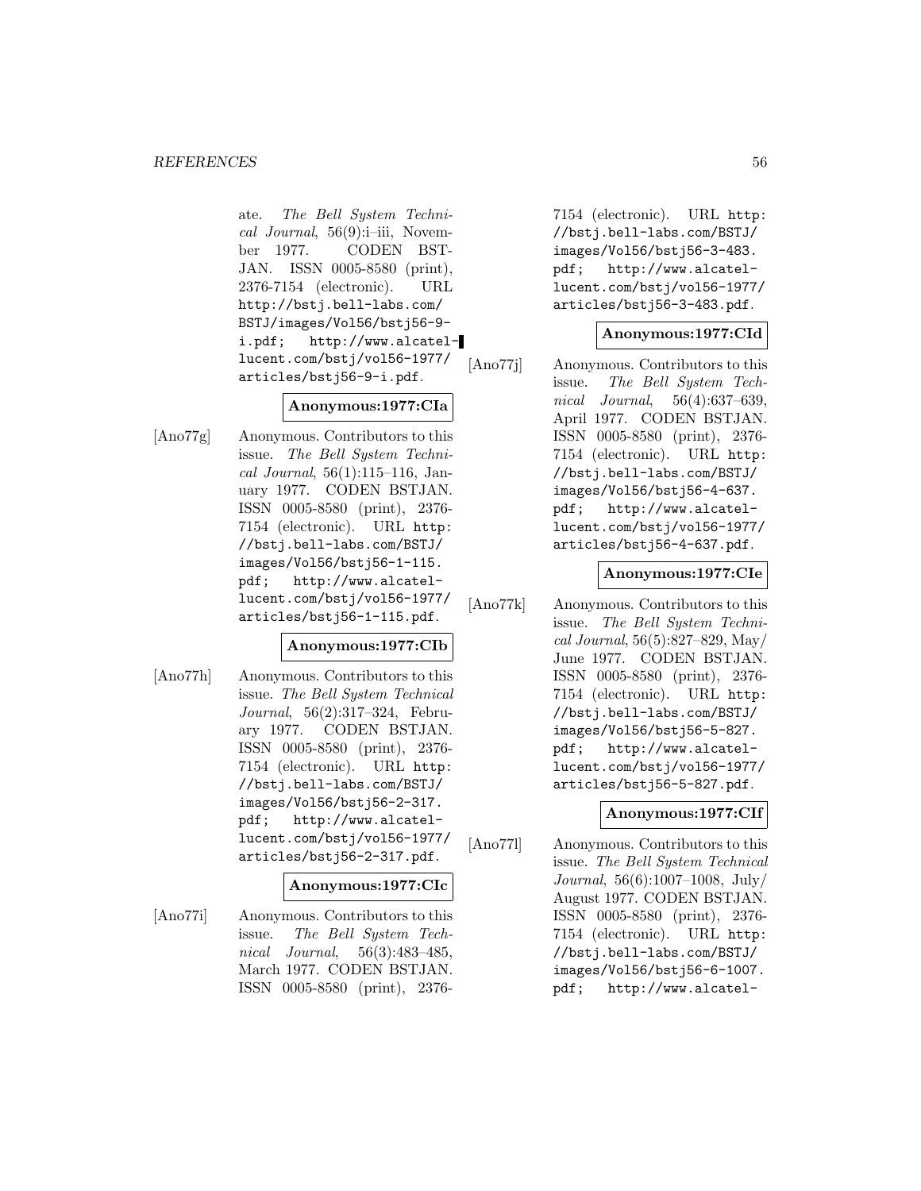ate. *The Bell System Technical Journal*, 56(9):i–iii, November 1977. CODEN BSTJAN. ISSN 0005-8580 (print), 2376-7154 (electronic). URL http://bstj.bell-labs.com/BSTJ/images/Vol56/bstj56-9-i.pdf; http://www.alcatel-lucent.com/bstj/vol56-1977/articles/bstj56-9-i.pdf.

**Anonymous:1977:CIa**

[Ano77g] Anonymous. Contributors to this issue. *The Bell System Technical Journal*, 56(1):115–116, January 1977. CODEN BSTJAN. ISSN 0005-8580 (print), 2376-7154 (electronic). URL http://bstj.bell-labs.com/BSTJ/images/Vol56/bstj56-1-115.pdf; http://www.alcatel-lucent.com/bstj/vol56-1977/articles/bstj56-1-115.pdf.

**Anonymous:1977:CIb**

[Ano77h] Anonymous. Contributors to this issue. *The Bell System Technical Journal*, 56(2):317–324, February 1977. CODEN BSTJAN. ISSN 0005-8580 (print), 2376-7154 (electronic). URL http://bstj.bell-labs.com/BSTJ/images/Vol56/bstj56-2-317.pdf; http://www.alcatel-lucent.com/bstj/vol56-1977/articles/bstj56-2-317.pdf.

**Anonymous:1977:CIc**

[Ano77i] Anonymous. Contributors to this issue. *The Bell System Technical Journal*, 56(3):483–485, March 1977. CODEN BSTJAN. ISSN 0005-8580 (print), 2376-7154 (electronic). URL http://bstj.bell-labs.com/BSTJ/images/Vol56/bstj56-3-483.pdf; http://www.alcatel-lucent.com/bstj/vol56-1977/articles/bstj56-3-483.pdf.

**Anonymous:1977:CId**

[Ano77j] Anonymous. Contributors to this issue. *The Bell System Technical Journal*, 56(4):637–639, April 1977. CODEN BSTJAN. ISSN 0005-8580 (print), 2376-7154 (electronic). URL http://bstj.bell-labs.com/BSTJ/images/Vol56/bstj56-4-637.pdf; http://www.alcatel-lucent.com/bstj/vol56-1977/articles/bstj56-4-637.pdf.

**Anonymous:1977:CIe**

[Ano77k] Anonymous. Contributors to this issue. *The Bell System Technical Journal*, 56(5):827–829, May/June 1977. CODEN BSTJAN. ISSN 0005-8580 (print), 2376-7154 (electronic). URL http://bstj.bell-labs.com/BSTJ/images/Vol56/bstj56-5-827.pdf; http://www.alcatel-lucent.com/bstj/vol56-1977/articles/bstj56-5-827.pdf.

**Anonymous:1977:CIf**

[Ano77l] Anonymous. Contributors to this issue. *The Bell System Technical Journal*, 56(6):1007–1008, July/August 1977. CODEN BSTJAN. ISSN 0005-8580 (print), 2376-7154 (electronic). URL http://bstj.bell-labs.com/BSTJ/images/Vol56/bstj56-6-1007.pdf; http://www.alcatel-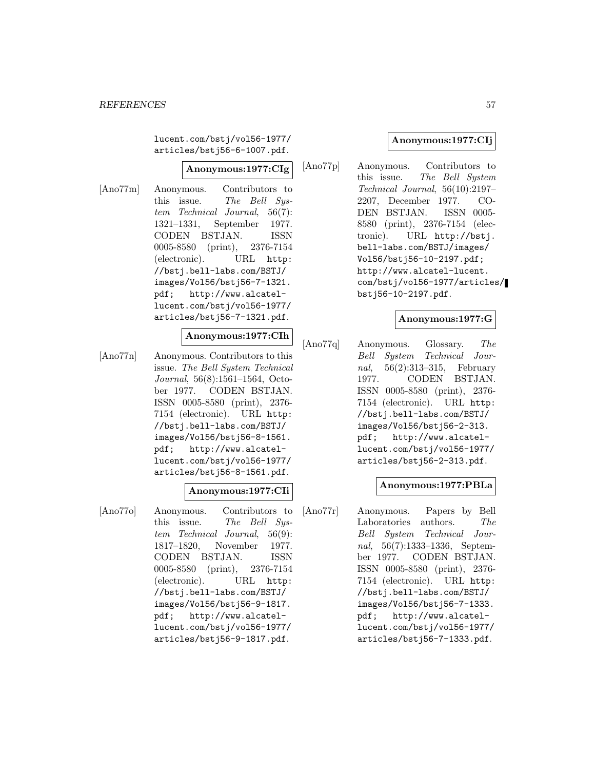lucent.com/bstj/vol56-1977/articles/bstj56-6-1007.pdf.

**Anonymous:1977:CIg**

[Ano77m] Anonymous. Contributors to this issue. *The Bell System Technical Journal*, 56(7): 1321–1331, September 1977. CODEN BSTJAN. ISSN 0005-8580 (print), 2376-7154 (electronic). URL http://bstj.bell-labs.com/BSTJ/images/Vol56/bstj56-7-1321.pdf; http://www.alcatel-lucent.com/bstj/vol56-1977/articles/bstj56-7-1321.pdf.

**Anonymous:1977:CIh**

[Ano77n] Anonymous. Contributors to this issue. *The Bell System Technical Journal*, 56(8):1561–1564, October 1977. CODEN BSTJAN. ISSN 0005-8580 (print), 2376-7154 (electronic). URL http://bstj.bell-labs.com/BSTJ/images/Vol56/bstj56-8-1561.pdf; http://www.alcatel-lucent.com/bstj/vol56-1977/articles/bstj56-8-1561.pdf.

**Anonymous:1977:CIi**

[Ano77o] Anonymous. Contributors to this issue. *The Bell System Technical Journal*, 56(9): 1817–1820, November 1977. CODEN BSTJAN. ISSN 0005-8580 (print), 2376-7154 (electronic). URL http://bstj.bell-labs.com/BSTJ/images/Vol56/bstj56-9-1817.pdf; http://www.alcatel-lucent.com/bstj/vol56-1977/articles/bstj56-9-1817.pdf.

**Anonymous:1977:CIj**

[Ano77p] Anonymous. Contributors to this issue. *The Bell System Technical Journal*, 56(10):2197–2207, December 1977. CODEN BSTJAN. ISSN 0005-8580 (print), 2376-7154 (electronic). URL http://bstj.bell-labs.com/BSTJ/images/Vol56/bstj56-10-2197.pdf; http://www.alcatel-lucent.com/bstj/vol56-1977/articles/bstj56-10-2197.pdf.

**Anonymous:1977:G**

[Ano77q] Anonymous. Glossary. *The Bell System Technical Journal*, 56(2):313–315, February 1977. CODEN BSTJAN. ISSN 0005-8580 (print), 2376-7154 (electronic). URL http://bstj.bell-labs.com/BSTJ/images/Vol56/bstj56-2-313.pdf; http://www.alcatel-lucent.com/bstj/vol56-1977/articles/bstj56-2-313.pdf.

**Anonymous:1977:PBLa**

[Ano77r] Anonymous. Papers by Bell Laboratories authors. *The Bell System Technical Journal*, 56(7):1333–1336, September 1977. CODEN BSTJAN. ISSN 0005-8580 (print), 2376-7154 (electronic). URL http://bstj.bell-labs.com/BSTJ/images/Vol56/bstj56-7-1333.pdf; http://www.alcatel-lucent.com/bstj/vol56-1977/articles/bstj56-7-1333.pdf.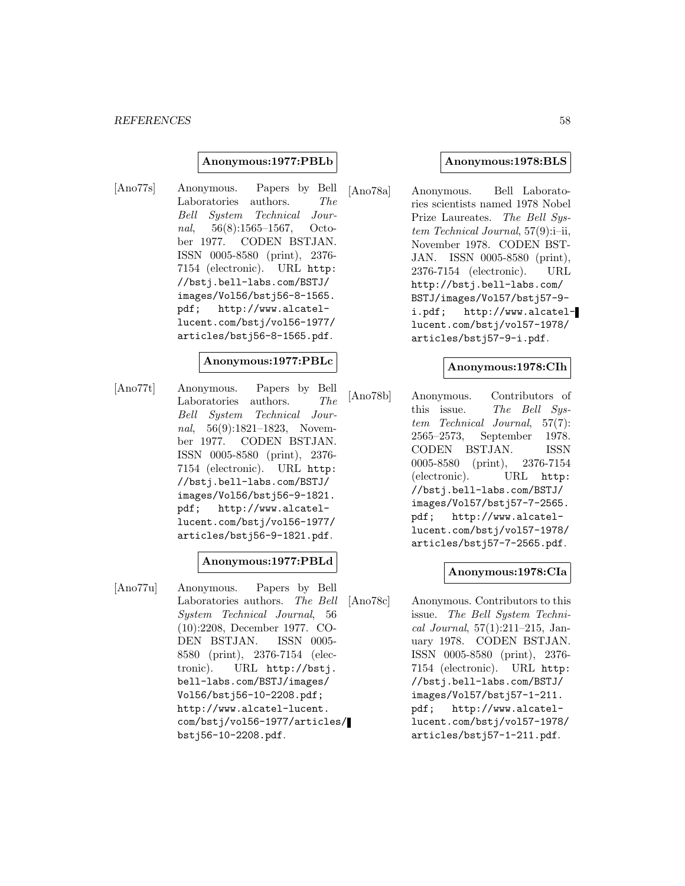**Anonymous:1977:PBLb**

[Ano77s] Anonymous. Papers by Bell Laboratories authors. *The Bell System Technical Journal*, 56(8):1565–1567, October 1977. CODEN BSTJAN. ISSN 0005-8580 (print), 2376-7154 (electronic). URL http://bstj.bell-labs.com/BSTJ/images/Vol56/bstj56-8-1565.pdf; http://www.alcatel-lucent.com/bstj/vol56-1977/articles/bstj56-8-1565.pdf.

**Anonymous:1977:PBLc**

[Ano77t] Anonymous. Papers by Bell Laboratories authors. *The Bell System Technical Journal*, 56(9):1821–1823, November 1977. CODEN BSTJAN. ISSN 0005-8580 (print), 2376-7154 (electronic). URL http://bstj.bell-labs.com/BSTJ/images/Vol56/bstj56-9-1821.pdf; http://www.alcatel-lucent.com/bstj/vol56-1977/articles/bstj56-9-1821.pdf.

**Anonymous:1977:PBLd**

[Ano77u] Anonymous. Papers by Bell Laboratories authors. *The Bell System Technical Journal*, 56 (10):2208, December 1977. CODEN BSTJAN. ISSN 0005-8580 (print), 2376-7154 (electronic). URL http://bstj.bell-labs.com/BSTJ/images/Vol56/bstj56-10-2208.pdf; http://www.alcatel-lucent.com/bstj/vol56-1977/articles/bstj56-10-2208.pdf.

**Anonymous:1978:BLS**

[Ano78a] Anonymous. Bell Laboratories scientists named 1978 Nobel Prize Laureates. *The Bell System Technical Journal*, 57(9):i–ii, November 1978. CODEN BSTJAN. ISSN 0005-8580 (print), 2376-7154 (electronic). URL http://bstj.bell-labs.com/BSTJ/images/Vol57/bstj57-9-i.pdf; http://www.alcatel-lucent.com/bstj/vol57-1978/articles/bstj57-9-i.pdf.

**Anonymous:1978:CIh**

[Ano78b] Anonymous. Contributors of this issue. *The Bell System Technical Journal*, 57(7): 2565–2573, September 1978. CODEN BSTJAN. ISSN 0005-8580 (print), 2376-7154 (electronic). URL http://bstj.bell-labs.com/BSTJ/images/Vol57/bstj57-7-2565.pdf; http://www.alcatel-lucent.com/bstj/vol57-1978/articles/bstj57-7-2565.pdf.

**Anonymous:1978:CIa**

[Ano78c] Anonymous. Contributors to this issue. *The Bell System Technical Journal*, 57(1):211–215, January 1978. CODEN BSTJAN. ISSN 0005-8580 (print), 2376-7154 (electronic). URL http://bstj.bell-labs.com/BSTJ/images/Vol57/bstj57-1-211.pdf; http://www.alcatel-lucent.com/bstj/vol57-1978/articles/bstj57-1-211.pdf.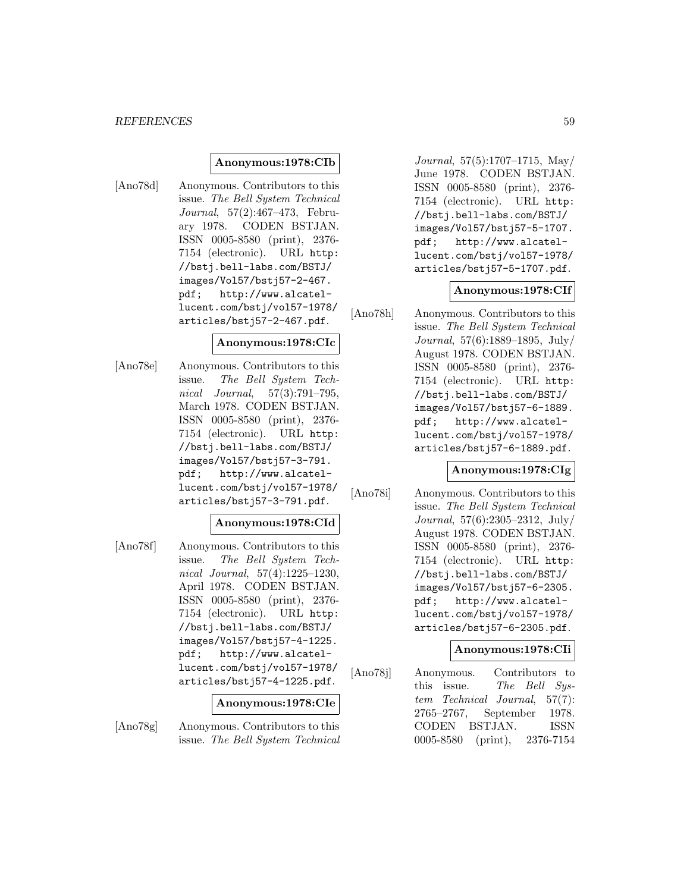**Anonymous:1978:CIb**

[Ano78d] Anonymous. Contributors to this issue. *The Bell System Technical Journal*, 57(2):467–473, February 1978. CODEN BSTJAN. ISSN 0005-8580 (print), 2376-7154 (electronic). URL http://bstj.bell-labs.com/BSTJ/images/Vol57/bstj57-2-467.pdf; http://www.alcatel-lucent.com/bstj/vol57-1978/articles/bstj57-2-467.pdf.

**Anonymous:1978:CIc**

[Ano78e] Anonymous. Contributors to this issue. *The Bell System Technical Journal*, 57(3):791–795, March 1978. CODEN BSTJAN. ISSN 0005-8580 (print), 2376-7154 (electronic). URL http://bstj.bell-labs.com/BSTJ/images/Vol57/bstj57-3-791.pdf; http://www.alcatel-lucent.com/bstj/vol57-1978/articles/bstj57-3-791.pdf.

**Anonymous:1978:CId**

[Ano78f] Anonymous. Contributors to this issue. *The Bell System Technical Journal*, 57(4):1225–1230, April 1978. CODEN BSTJAN. ISSN 0005-8580 (print), 2376-7154 (electronic). URL http://bstj.bell-labs.com/BSTJ/images/Vol57/bstj57-4-1225.pdf; http://www.alcatel-lucent.com/bstj/vol57-1978/articles/bstj57-4-1225.pdf.

**Anonymous:1978:CIe**

[Ano78g] Anonymous. Contributors to this issue. *The Bell System Technical Journal*, 57(5):1707–1715, May/June 1978. CODEN BSTJAN. ISSN 0005-8580 (print), 2376-7154 (electronic). URL http://bstj.bell-labs.com/BSTJ/images/Vol57/bstj57-5-1707.pdf; http://www.alcatel-lucent.com/bstj/vol57-1978/articles/bstj57-5-1707.pdf.

**Anonymous:1978:CIf**

[Ano78h] Anonymous. Contributors to this issue. *The Bell System Technical Journal*, 57(6):1889–1895, July/August 1978. CODEN BSTJAN. ISSN 0005-8580 (print), 2376-7154 (electronic). URL http://bstj.bell-labs.com/BSTJ/images/Vol57/bstj57-6-1889.pdf; http://www.alcatel-lucent.com/bstj/vol57-1978/articles/bstj57-6-1889.pdf.

**Anonymous:1978:CIg**

[Ano78i] Anonymous. Contributors to this issue. *The Bell System Technical Journal*, 57(6):2305–2312, July/August 1978. CODEN BSTJAN. ISSN 0005-8580 (print), 2376-7154 (electronic). URL http://bstj.bell-labs.com/BSTJ/images/Vol57/bstj57-6-2305.pdf; http://www.alcatel-lucent.com/bstj/vol57-1978/articles/bstj57-6-2305.pdf.

**Anonymous:1978:CIi**

[Ano78j] Anonymous. Contributors to this issue. *The Bell System Technical Journal*, 57(7):2765–2767, September 1978. CODEN BSTJAN. ISSN 0005-8580 (print), 2376-7154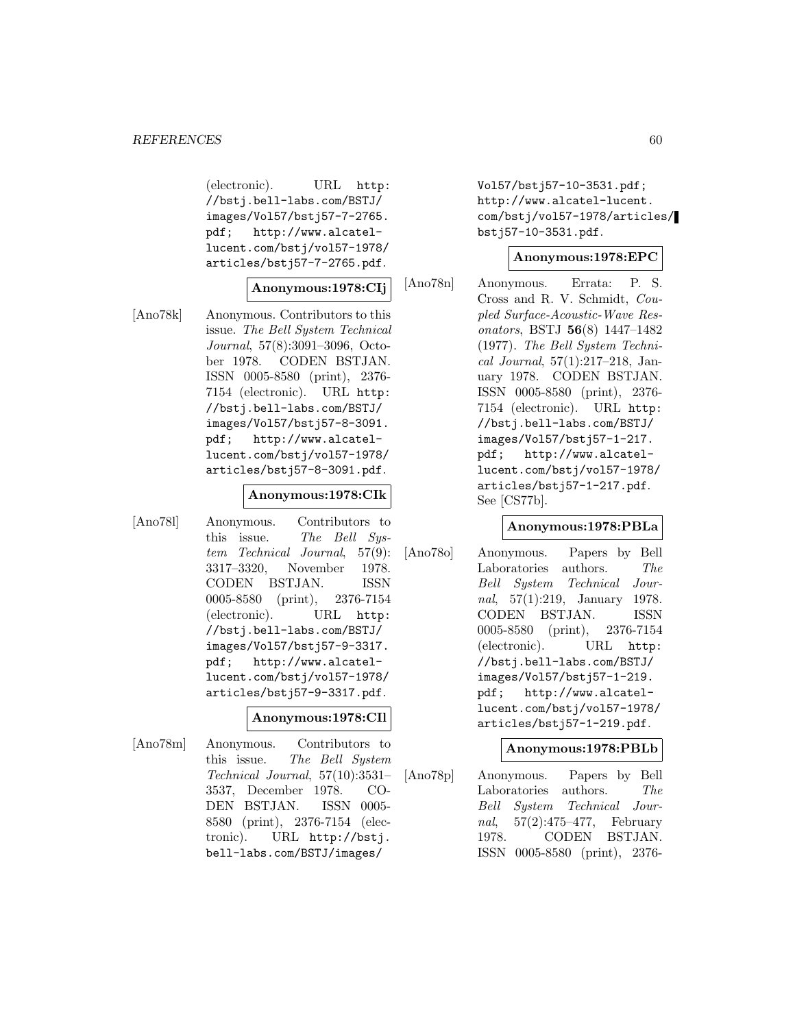(electronic). URL http://bstj.bell-labs.com/BSTJ/images/Vol57/bstj57-7-2765.pdf; http://www.alcatel-lucent.com/bstj/vol57-1978/articles/bstj57-7-2765.pdf.

**Anonymous:1978:CIj**

[Ano78k] Anonymous. Contributors to this issue. *The Bell System Technical Journal*, 57(8):3091–3096, October 1978. CODEN BSTJAN. ISSN 0005-8580 (print), 2376-7154 (electronic). URL http://bstj.bell-labs.com/BSTJ/images/Vol57/bstj57-8-3091.pdf; http://www.alcatel-lucent.com/bstj/vol57-1978/articles/bstj57-8-3091.pdf.

**Anonymous:1978:CIk**

[Ano78l] Anonymous. Contributors to this issue. *The Bell System Technical Journal*, 57(9):3317–3320, November 1978. CODEN BSTJAN. ISSN 0005-8580 (print), 2376-7154 (electronic). URL http://bstj.bell-labs.com/BSTJ/images/Vol57/bstj57-9-3317.pdf; http://www.alcatel-lucent.com/bstj/vol57-1978/articles/bstj57-9-3317.pdf.

**Anonymous:1978:CIl**

[Ano78m] Anonymous. Contributors to this issue. *The Bell System Technical Journal*, 57(10):3531–3537, December 1978. CODEN BSTJAN. ISSN 0005-8580 (print), 2376-7154 (electronic). URL http://bstj.bell-labs.com/BSTJ/images/Vol57/bstj57-10-3531.pdf; http://www.alcatel-lucent.com/bstj/vol57-1978/articles/bstj57-10-3531.pdf.

**Anonymous:1978:EPC**

[Ano78n] Anonymous. Errata: P. S. Cross and R. V. Schmidt, *Coupled Surface-Acoustic-Wave Resonators*, BSTJ **56**(8) 1447–1482 (1977). *The Bell System Technical Journal*, 57(1):217–218, January 1978. CODEN BSTJAN. ISSN 0005-8580 (print), 2376-7154 (electronic). URL http://bstj.bell-labs.com/BSTJ/images/Vol57/bstj57-1-217.pdf; http://www.alcatel-lucent.com/bstj/vol57-1978/articles/bstj57-1-217.pdf. See [CS77b].

**Anonymous:1978:PBLa**

[Ano78o] Anonymous. Papers by Bell Laboratories authors. *The Bell System Technical Journal*, 57(1):219, January 1978. CODEN BSTJAN. ISSN 0005-8580 (print), 2376-7154 (electronic). URL http://bstj.bell-labs.com/BSTJ/images/Vol57/bstj57-1-219.pdf; http://www.alcatel-lucent.com/bstj/vol57-1978/articles/bstj57-1-219.pdf.

**Anonymous:1978:PBLb**

[Ano78p] Anonymous. Papers by Bell Laboratories authors. *The Bell System Technical Journal*, 57(2):475–477, February 1978. CODEN BSTJAN. ISSN 0005-8580 (print), 2376-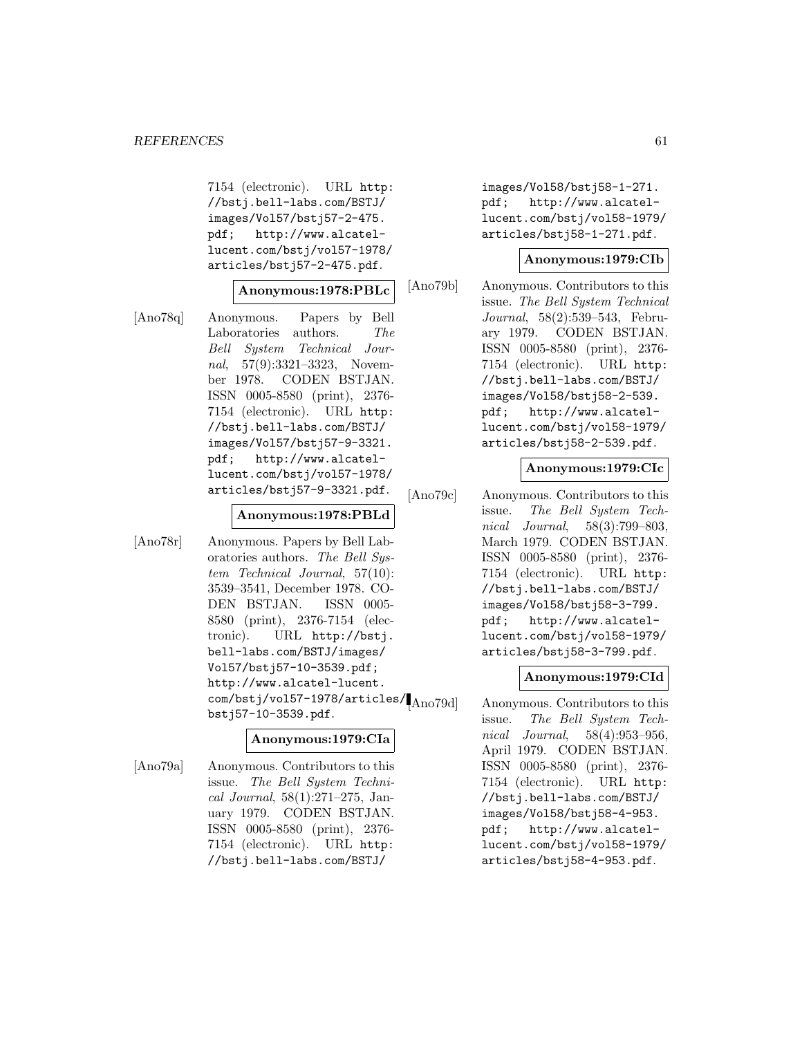7154 (electronic). URL http://bstj.bell-labs.com/BSTJ/images/Vol57/bstj57-2-475.pdf; http://www.alcatel-lucent.com/bstj/vol57-1978/articles/bstj57-2-475.pdf.

**Anonymous:1978:PBLc**

[Ano78q] Anonymous. Papers by Bell Laboratories authors. *The Bell System Technical Journal*, 57(9):3321–3323, November 1978. CODEN BSTJAN. ISSN 0005-8580 (print), 2376-7154 (electronic). URL http://bstj.bell-labs.com/BSTJ/images/Vol57/bstj57-9-3321.pdf; http://www.alcatel-lucent.com/bstj/vol57-1978/articles/bstj57-9-3321.pdf.

**Anonymous:1978:PBLd**

[Ano78r] Anonymous. Papers by Bell Laboratories authors. *The Bell System Technical Journal*, 57(10):3539–3541, December 1978. CODEN BSTJAN. ISSN 0005-8580 (print), 2376-7154 (electronic). URL http://bstj.bell-labs.com/BSTJ/images/Vol57/bstj57-10-3539.pdf; http://www.alcatel-lucent.com/bstj/vol57-1978/articles/bstj57-10-3539.pdf.

**Anonymous:1979:CIa**

[Ano79a] Anonymous. Contributors to this issue. *The Bell System Technical Journal*, 58(1):271–275, January 1979. CODEN BSTJAN. ISSN 0005-8580 (print), 2376-7154 (electronic). URL http://bstj.bell-labs.com/BSTJ/images/Vol58/bstj58-1-271.pdf; http://www.alcatel-lucent.com/bstj/vol58-1979/articles/bstj58-1-271.pdf.

**Anonymous:1979:CIb**

[Ano79b] Anonymous. Contributors to this issue. *The Bell System Technical Journal*, 58(2):539–543, February 1979. CODEN BSTJAN. ISSN 0005-8580 (print), 2376-7154 (electronic). URL http://bstj.bell-labs.com/BSTJ/images/Vol58/bstj58-2-539.pdf; http://www.alcatel-lucent.com/bstj/vol58-1979/articles/bstj58-2-539.pdf.

**Anonymous:1979:CIc**

[Ano79c] Anonymous. Contributors to this issue. *The Bell System Technical Journal*, 58(3):799–803, March 1979. CODEN BSTJAN. ISSN 0005-8580 (print), 2376-7154 (electronic). URL http://bstj.bell-labs.com/BSTJ/images/Vol58/bstj58-3-799.pdf; http://www.alcatel-lucent.com/bstj/vol58-1979/articles/bstj58-3-799.pdf.

**Anonymous:1979:CId**

[Ano79d] Anonymous. Contributors to this issue. *The Bell System Technical Journal*, 58(4):953–956, April 1979. CODEN BSTJAN. ISSN 0005-8580 (print), 2376-7154 (electronic). URL http://bstj.bell-labs.com/BSTJ/images/Vol58/bstj58-4-953.pdf; http://www.alcatel-lucent.com/bstj/vol58-1979/articles/bstj58-4-953.pdf.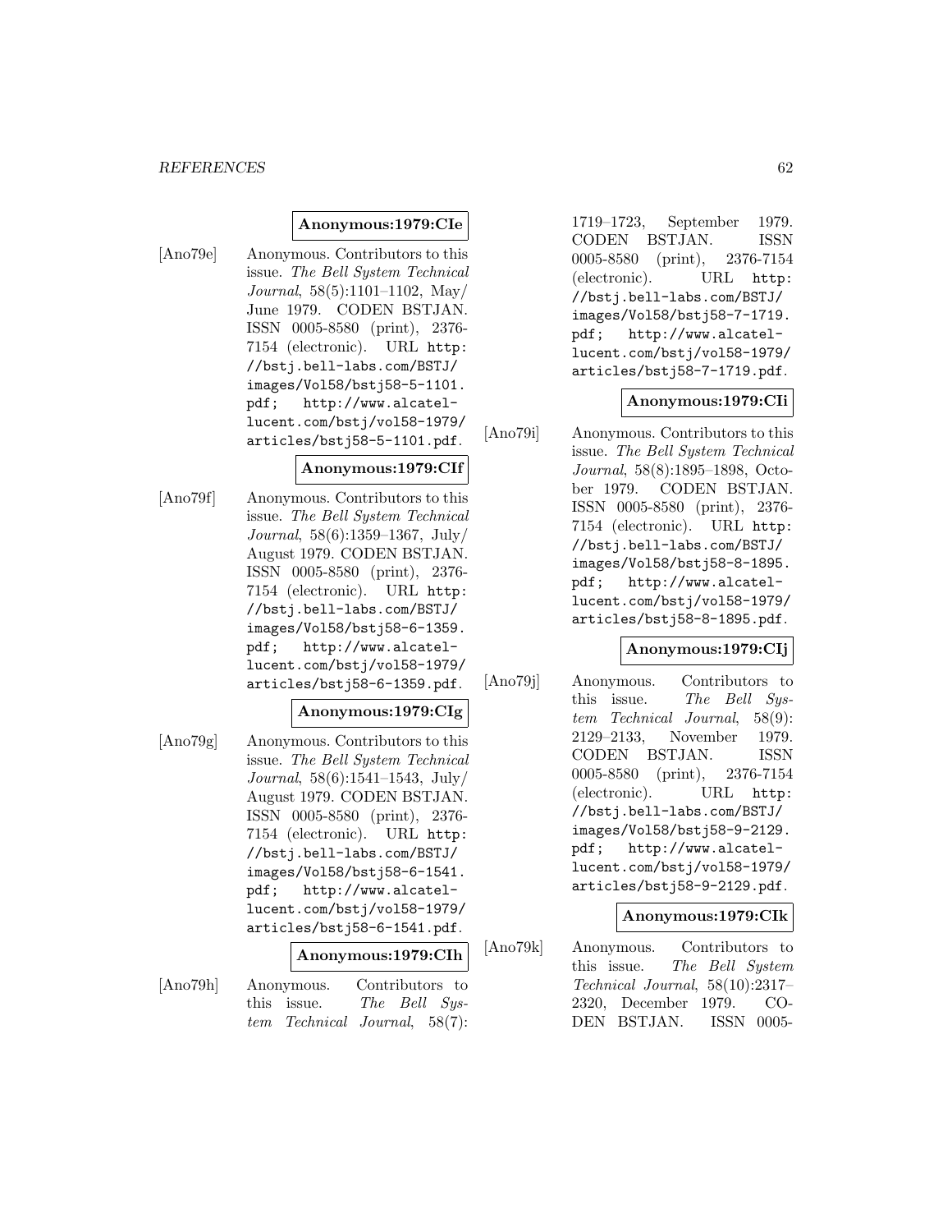**Anonymous:1979:CIe**

[Ano79e] Anonymous. Contributors to this issue. *The Bell System Technical Journal*, 58(5):1101–1102, May/June 1979. CODEN BSTJAN. ISSN 0005-8580 (print), 2376-7154 (electronic). URL http://bstj.bell-labs.com/BSTJ/images/Vol58/bstj58-5-1101.pdf; http://www.alcatel-lucent.com/bstj/vol58-1979/articles/bstj58-5-1101.pdf.

**Anonymous:1979:CIf**

[Ano79f] Anonymous. Contributors to this issue. *The Bell System Technical Journal*, 58(6):1359–1367, July/August 1979. CODEN BSTJAN. ISSN 0005-8580 (print), 2376-7154 (electronic). URL http://bstj.bell-labs.com/BSTJ/images/Vol58/bstj58-6-1359.pdf; http://www.alcatel-lucent.com/bstj/vol58-1979/articles/bstj58-6-1359.pdf.

**Anonymous:1979:CIg**

[Ano79g] Anonymous. Contributors to this issue. *The Bell System Technical Journal*, 58(6):1541–1543, July/August 1979. CODEN BSTJAN. ISSN 0005-8580 (print), 2376-7154 (electronic). URL http://bstj.bell-labs.com/BSTJ/images/Vol58/bstj58-6-1541.pdf; http://www.alcatel-lucent.com/bstj/vol58-1979/articles/bstj58-6-1541.pdf.

**Anonymous:1979:CIh**

[Ano79h] Anonymous. Contributors to this issue. *The Bell System Technical Journal*, 58(7):1719–1723, September 1979. CODEN BSTJAN. ISSN 0005-8580 (print), 2376-7154 (electronic). URL http://bstj.bell-labs.com/BSTJ/images/Vol58/bstj58-7-1719.pdf; http://www.alcatel-lucent.com/bstj/vol58-1979/articles/bstj58-7-1719.pdf.

**Anonymous:1979:CIi**

[Ano79i] Anonymous. Contributors to this issue. *The Bell System Technical Journal*, 58(8):1895–1898, October 1979. CODEN BSTJAN. ISSN 0005-8580 (print), 2376-7154 (electronic). URL http://bstj.bell-labs.com/BSTJ/images/Vol58/bstj58-8-1895.pdf; http://www.alcatel-lucent.com/bstj/vol58-1979/articles/bstj58-8-1895.pdf.

**Anonymous:1979:CIj**

[Ano79j] Anonymous. Contributors to this issue. *The Bell System Technical Journal*, 58(9):2129–2133, November 1979. CODEN BSTJAN. ISSN 0005-8580 (print), 2376-7154 (electronic). URL http://bstj.bell-labs.com/BSTJ/images/Vol58/bstj58-9-2129.pdf; http://www.alcatel-lucent.com/bstj/vol58-1979/articles/bstj58-9-2129.pdf.

**Anonymous:1979:CIk**

[Ano79k] Anonymous. Contributors to this issue. *The Bell System Technical Journal*, 58(10):2317–2320, December 1979. CODEN BSTJAN. ISSN 0005-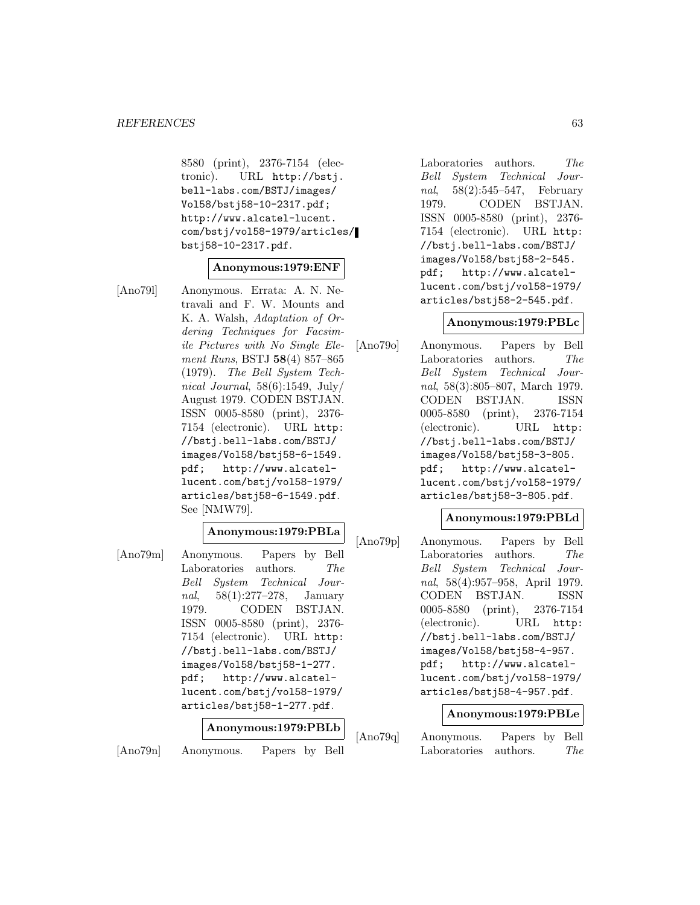8580 (print), 2376-7154 (electronic). URL http://bstj.bell-labs.com/BSTJ/images/Vol58/bstj58-10-2317.pdf; http://www.alcatel-lucent.com/bstj/vol58-1979/articles/bstj58-10-2317.pdf.

**Anonymous:1979:ENF**

[Ano79l] Anonymous. Errata: A. N. Netravali and F. W. Mounts and K. A. Walsh, *Adaptation of Ordering Techniques for Facsimile Pictures with No Single Element Runs*, BSTJ **58**(4) 857–865 (1979). *The Bell System Technical Journal*, 58(6):1549, July/August 1979. CODEN BSTJAN. ISSN 0005-8580 (print), 2376-7154 (electronic). URL http://bstj.bell-labs.com/BSTJ/images/Vol58/bstj58-6-1549.pdf; http://www.alcatel-lucent.com/bstj/vol58-1979/articles/bstj58-6-1549.pdf. See [NMW79].

**Anonymous:1979:PBLa**

[Ano79m] Anonymous. Papers by Bell Laboratories authors. *The Bell System Technical Journal*, 58(1):277–278, January 1979. CODEN BSTJAN. ISSN 0005-8580 (print), 2376-7154 (electronic). URL http://bstj.bell-labs.com/BSTJ/images/Vol58/bstj58-1-277.pdf; http://www.alcatel-lucent.com/bstj/vol58-1979/articles/bstj58-1-277.pdf.

**Anonymous:1979:PBLb**

[Ano79n] Anonymous. Papers by Bell Laboratories authors. *The Bell System Technical Journal*, 58(2):545–547, February 1979. CODEN BSTJAN. ISSN 0005-8580 (print), 2376-7154 (electronic). URL http://bstj.bell-labs.com/BSTJ/images/Vol58/bstj58-2-545.pdf; http://www.alcatel-lucent.com/bstj/vol58-1979/articles/bstj58-2-545.pdf.

**Anonymous:1979:PBLc**

[Ano79o] Anonymous. Papers by Bell Laboratories authors. *The Bell System Technical Journal*, 58(3):805–807, March 1979. CODEN BSTJAN. ISSN 0005-8580 (print), 2376-7154 (electronic). URL http://bstj.bell-labs.com/BSTJ/images/Vol58/bstj58-3-805.pdf; http://www.alcatel-lucent.com/bstj/vol58-1979/articles/bstj58-3-805.pdf.

**Anonymous:1979:PBLd**

[Ano79p] Anonymous. Papers by Bell Laboratories authors. *The Bell System Technical Journal*, 58(4):957–958, April 1979. CODEN BSTJAN. ISSN 0005-8580 (print), 2376-7154 (electronic). URL http://bstj.bell-labs.com/BSTJ/images/Vol58/bstj58-4-957.pdf; http://www.alcatel-lucent.com/bstj/vol58-1979/articles/bstj58-4-957.pdf.

**Anonymous:1979:PBLe**

[Ano79q] Anonymous. Papers by Bell Laboratories authors. *The*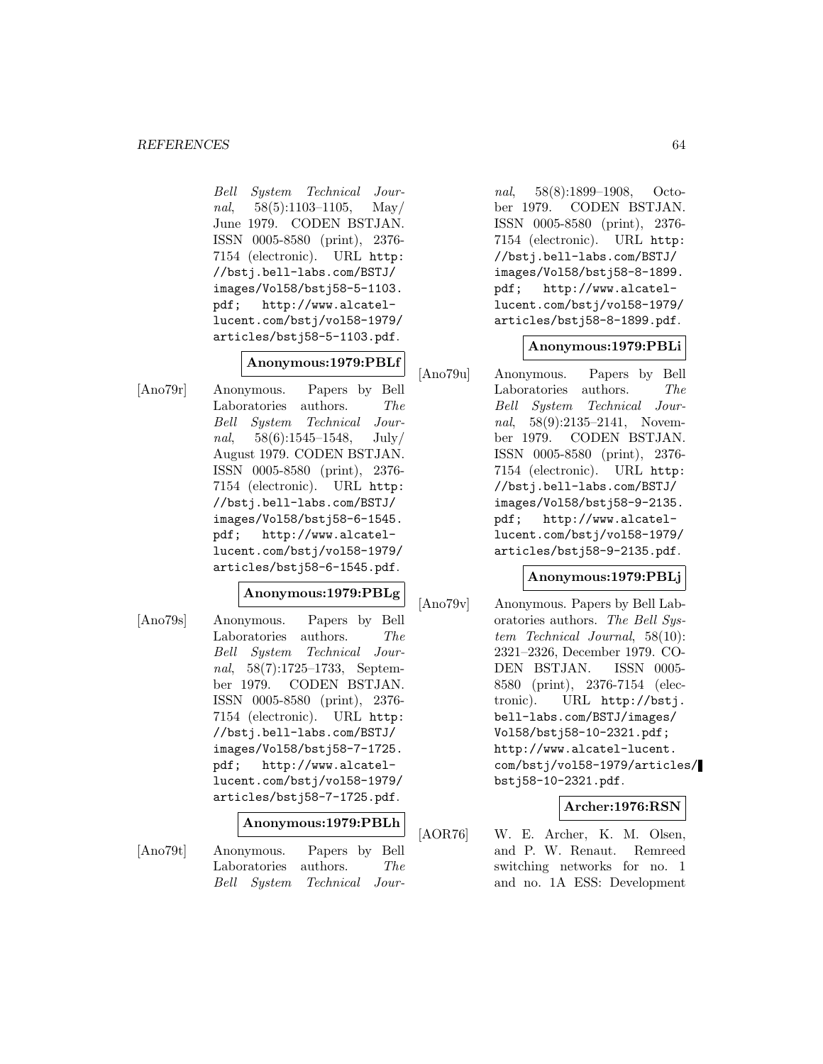*Bell System Technical Journal*, 58(5):1103–1105, May/June 1979. CODEN BSTJAN. ISSN 0005-8580 (print), 2376-7154 (electronic). URL http://bstj.bell-labs.com/BSTJ/images/Vol58/bstj58-5-1103.pdf; http://www.alcatel-lucent.com/bstj/vol58-1979/articles/bstj58-5-1103.pdf.

**Anonymous:1979:PBLf**

[Ano79r] Anonymous. Papers by Bell Laboratories authors. *The Bell System Technical Journal*, 58(6):1545–1548, July/August 1979. CODEN BSTJAN. ISSN 0005-8580 (print), 2376-7154 (electronic). URL http://bstj.bell-labs.com/BSTJ/images/Vol58/bstj58-6-1545.pdf; http://www.alcatel-lucent.com/bstj/vol58-1979/articles/bstj58-6-1545.pdf.

**Anonymous:1979:PBLg**

[Ano79s] Anonymous. Papers by Bell Laboratories authors. *The Bell System Technical Journal*, 58(7):1725–1733, September 1979. CODEN BSTJAN. ISSN 0005-8580 (print), 2376-7154 (electronic). URL http://bstj.bell-labs.com/BSTJ/images/Vol58/bstj58-7-1725.pdf; http://www.alcatel-lucent.com/bstj/vol58-1979/articles/bstj58-7-1725.pdf.

**Anonymous:1979:PBLh**

[Ano79t] Anonymous. Papers by Bell Laboratories authors. *The Bell System Technical Journal*, 58(8):1899–1908, October 1979. CODEN BSTJAN. ISSN 0005-8580 (print), 2376-7154 (electronic). URL http://bstj.bell-labs.com/BSTJ/images/Vol58/bstj58-8-1899.pdf; http://www.alcatel-lucent.com/bstj/vol58-1979/articles/bstj58-8-1899.pdf.

**Anonymous:1979:PBLi**

[Ano79u] Anonymous. Papers by Bell Laboratories authors. *The Bell System Technical Journal*, 58(9):2135–2141, November 1979. CODEN BSTJAN. ISSN 0005-8580 (print), 2376-7154 (electronic). URL http://bstj.bell-labs.com/BSTJ/images/Vol58/bstj58-9-2135.pdf; http://www.alcatel-lucent.com/bstj/vol58-1979/articles/bstj58-9-2135.pdf.

**Anonymous:1979:PBLj**

[Ano79v] Anonymous. Papers by Bell Laboratories authors. *The Bell System Technical Journal*, 58(10):2321–2326, December 1979. CODEN BSTJAN. ISSN 0005-8580 (print), 2376-7154 (electronic). URL http://bstj.bell-labs.com/BSTJ/images/Vol58/bstj58-10-2321.pdf; http://www.alcatel-lucent.com/bstj/vol58-1979/articles/bstj58-10-2321.pdf.

**Archer:1976:RSN**

[AOR76] W. E. Archer, K. M. Olsen, and P. W. Renaut. Remreed switching networks for no. 1 and no. 1A ESS: Development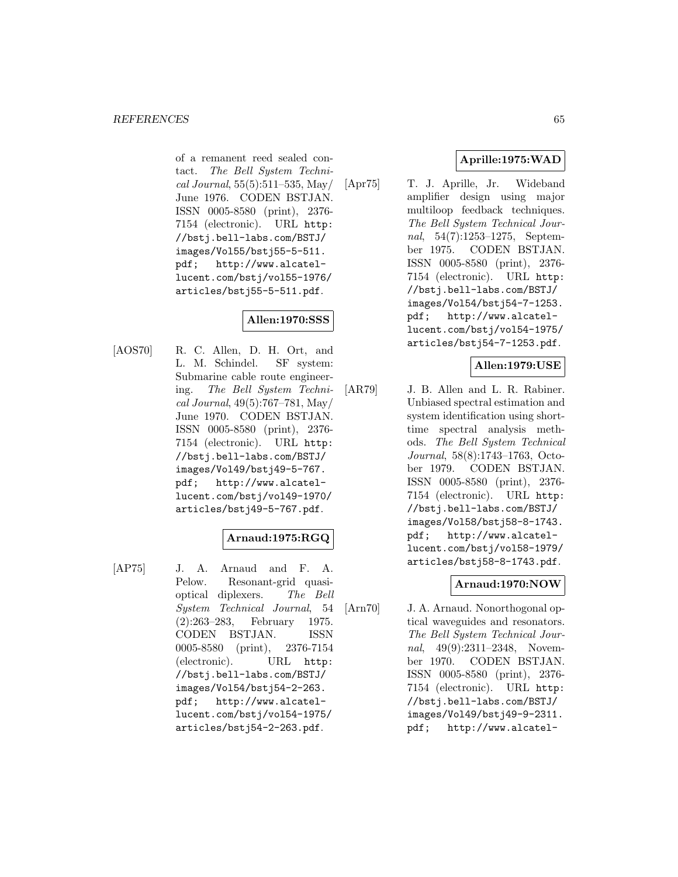of a remanent reed sealed contact. *The Bell System Technical Journal*, 55(5):511–535, May/June 1976. CODEN BSTJAN. ISSN 0005-8580 (print), 2376-7154 (electronic). URL http://bstj.bell-labs.com/BSTJ/images/Vol55/bstj55-5-511.pdf; http://www.alcatel-lucent.com/bstj/vol55-1976/articles/bstj55-5-511.pdf.

**Allen:1970:SSS**

[AOS70] R. C. Allen, D. H. Ort, and L. M. Schindel. SF system: Submarine cable route engineering. *The Bell System Technical Journal*, 49(5):767–781, May/June 1970. CODEN BSTJAN. ISSN 0005-8580 (print), 2376-7154 (electronic). URL http://bstj.bell-labs.com/BSTJ/images/Vol49/bstj49-5-767.pdf; http://www.alcatel-lucent.com/bstj/vol49-1970/articles/bstj49-5-767.pdf.

**Arnaud:1975:RGQ**

[AP75] J. A. Arnaud and F. A. Pelow. Resonant-grid quasi-optical diplexers. *The Bell System Technical Journal*, 54(2):263–283, February 1975. CODEN BSTJAN. ISSN 0005-8580 (print), 2376-7154 (electronic). URL http://bstj.bell-labs.com/BSTJ/images/Vol54/bstj54-2-263.pdf; http://www.alcatel-lucent.com/bstj/vol54-1975/articles/bstj54-2-263.pdf.

**Aprille:1975:WAD**

[Apr75] T. J. Aprille, Jr. Wideband amplifier design using major multiloop feedback techniques. *The Bell System Technical Journal*, 54(7):1253–1275, September 1975. CODEN BSTJAN. ISSN 0005-8580 (print), 2376-7154 (electronic). URL http://bstj.bell-labs.com/BSTJ/images/Vol54/bstj54-7-1253.pdf; http://www.alcatel-lucent.com/bstj/vol54-1975/articles/bstj54-7-1253.pdf.

**Allen:1979:USE**

[AR79] J. B. Allen and L. R. Rabiner. Unbiased spectral estimation and system identification using short-time spectral analysis methods. *The Bell System Technical Journal*, 58(8):1743–1763, October 1979. CODEN BSTJAN. ISSN 0005-8580 (print), 2376-7154 (electronic). URL http://bstj.bell-labs.com/BSTJ/images/Vol58/bstj58-8-1743.pdf; http://www.alcatel-lucent.com/bstj/vol58-1979/articles/bstj58-8-1743.pdf.

**Arnaud:1970:NOW**

[Arn70] J. A. Arnaud. Nonorthogonal optical waveguides and resonators. *The Bell System Technical Journal*, 49(9):2311–2348, November 1970. CODEN BSTJAN. ISSN 0005-8580 (print), 2376-7154 (electronic). URL http://bstj.bell-labs.com/BSTJ/images/Vol49/bstj49-9-2311.pdf; http://www.alcatel-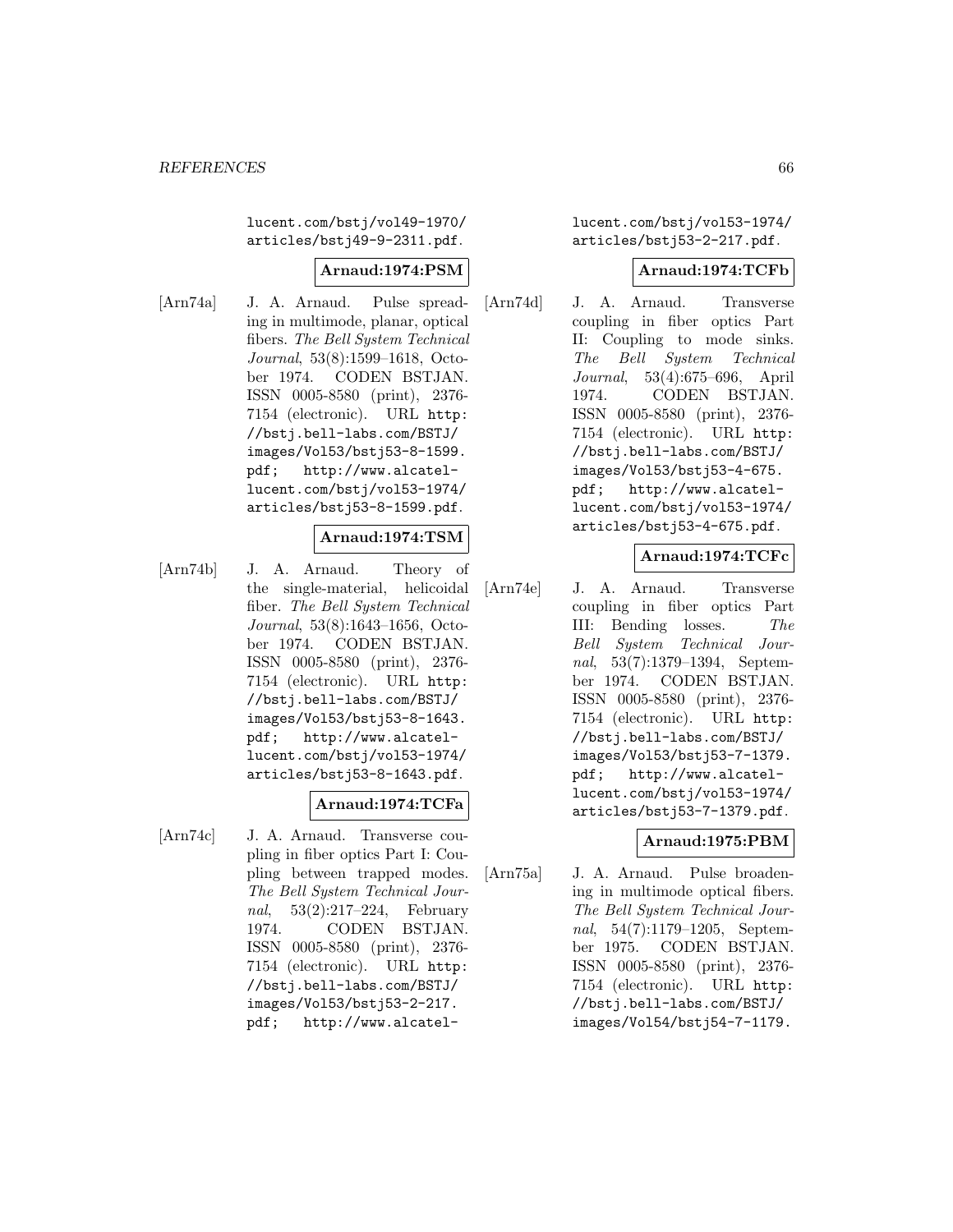lucent.com/bstj/vol49-1970/articles/bstj49-9-2311.pdf.

**Arnaud:1974:PSM**

[Arn74a] J. A. Arnaud. Pulse spreading in multimode, planar, optical fibers. *The Bell System Technical Journal*, 53(8):1599–1618, October 1974. CODEN BSTJAN. ISSN 0005-8580 (print), 2376-7154 (electronic). URL http://bstj.bell-labs.com/BSTJ/images/Vol53/bstj53-8-1599.pdf; http://www.alcatel-lucent.com/bstj/vol53-1974/articles/bstj53-8-1599.pdf.

**Arnaud:1974:TSM**

[Arn74b] J. A. Arnaud. Theory of the single-material, helicoidal fiber. *The Bell System Technical Journal*, 53(8):1643–1656, October 1974. CODEN BSTJAN. ISSN 0005-8580 (print), 2376-7154 (electronic). URL http://bstj.bell-labs.com/BSTJ/images/Vol53/bstj53-8-1643.pdf; http://www.alcatel-lucent.com/bstj/vol53-1974/articles/bstj53-8-1643.pdf.

**Arnaud:1974:TCFa**

[Arn74c] J. A. Arnaud. Transverse coupling in fiber optics Part I: Coupling between trapped modes. *The Bell System Technical Journal*, 53(2):217–224, February 1974. CODEN BSTJAN. ISSN 0005-8580 (print), 2376-7154 (electronic). URL http://bstj.bell-labs.com/BSTJ/images/Vol53/bstj53-2-217.pdf; http://www.alcatel-lucent.com/bstj/vol53-1974/articles/bstj53-2-217.pdf.

**Arnaud:1974:TCFb**

[Arn74d] J. A. Arnaud. Transverse coupling in fiber optics Part II: Coupling to mode sinks. *The Bell System Technical Journal*, 53(4):675–696, April 1974. CODEN BSTJAN. ISSN 0005-8580 (print), 2376-7154 (electronic). URL http://bstj.bell-labs.com/BSTJ/images/Vol53/bstj53-4-675.pdf; http://www.alcatel-lucent.com/bstj/vol53-1974/articles/bstj53-4-675.pdf.

**Arnaud:1974:TCFc**

[Arn74e] J. A. Arnaud. Transverse coupling in fiber optics Part III: Bending losses. *The Bell System Technical Journal*, 53(7):1379–1394, September 1974. CODEN BSTJAN. ISSN 0005-8580 (print), 2376-7154 (electronic). URL http://bstj.bell-labs.com/BSTJ/images/Vol53/bstj53-7-1379.pdf; http://www.alcatel-lucent.com/bstj/vol53-1974/articles/bstj53-7-1379.pdf.

**Arnaud:1975:PBM**

[Arn75a] J. A. Arnaud. Pulse broadening in multimode optical fibers. *The Bell System Technical Journal*, 54(7):1179–1205, September 1975. CODEN BSTJAN. ISSN 0005-8580 (print), 2376-7154 (electronic). URL http://bstj.bell-labs.com/BSTJ/images/Vol54/bstj54-7-1179.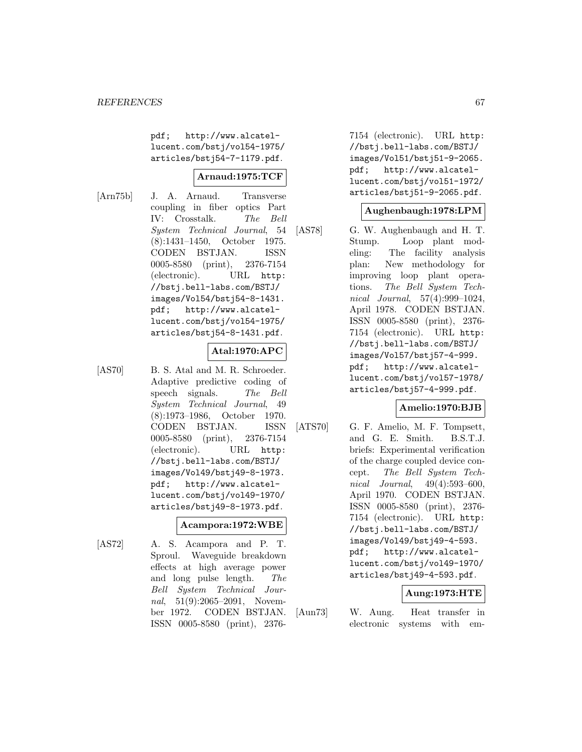pdf; http://www.alcatel-lucent.com/bstj/vol54-1975/articles/bstj54-7-1179.pdf.

**Arnaud:1975:TCF**

[Arn75b] J. A. Arnaud. Transverse coupling in fiber optics Part IV: Crosstalk. *The Bell System Technical Journal*, 54 (8):1431–1450, October 1975. CODEN BSTJAN. ISSN 0005-8580 (print), 2376-7154 (electronic). URL http://bstj.bell-labs.com/BSTJ/images/Vol54/bstj54-8-1431.pdf; http://www.alcatel-lucent.com/bstj/vol54-1975/articles/bstj54-8-1431.pdf.

**Atal:1970:APC**

[AS70] B. S. Atal and M. R. Schroeder. Adaptive predictive coding of speech signals. *The Bell System Technical Journal*, 49 (8):1973–1986, October 1970. CODEN BSTJAN. ISSN 0005-8580 (print), 2376-7154 (electronic). URL http://bstj.bell-labs.com/BSTJ/images/Vol49/bstj49-8-1973.pdf; http://www.alcatel-lucent.com/bstj/vol49-1970/articles/bstj49-8-1973.pdf.

**Acampora:1972:WBE**

[AS72] A. S. Acampora and P. T. Sproul. Waveguide breakdown effects at high average power and long pulse length. *The Bell System Technical Journal*, 51(9):2065–2091, November 1972. CODEN BSTJAN. ISSN 0005-8580 (print), 2376-7154 (electronic). URL http://bstj.bell-labs.com/BSTJ/images/Vol51/bstj51-9-2065.pdf; http://www.alcatel-lucent.com/bstj/vol51-1972/articles/bstj51-9-2065.pdf.

**Aughenbaugh:1978:LPM**

[AS78] G. W. Aughenbaugh and H. T. Stump. Loop plant modeling: The facility analysis plan: New methodology for improving loop plant operations. *The Bell System Technical Journal*, 57(4):999–1024, April 1978. CODEN BSTJAN. ISSN 0005-8580 (print), 2376-7154 (electronic). URL http://bstj.bell-labs.com/BSTJ/images/Vol57/bstj57-4-999.pdf; http://www.alcatel-lucent.com/bstj/vol57-1978/articles/bstj57-4-999.pdf.

**Amelio:1970:BJB**

[ATS70] G. F. Amelio, M. F. Tompsett, and G. E. Smith. B.S.T.J. briefs: Experimental verification of the charge coupled device concept. *The Bell System Technical Journal*, 49(4):593–600, April 1970. CODEN BSTJAN. ISSN 0005-8580 (print), 2376-7154 (electronic). URL http://bstj.bell-labs.com/BSTJ/images/Vol49/bstj49-4-593.pdf; http://www.alcatel-lucent.com/bstj/vol49-1970/articles/bstj49-4-593.pdf.

**Aung:1973:HTE**

[Aun73] W. Aung. Heat transfer in electronic systems with em-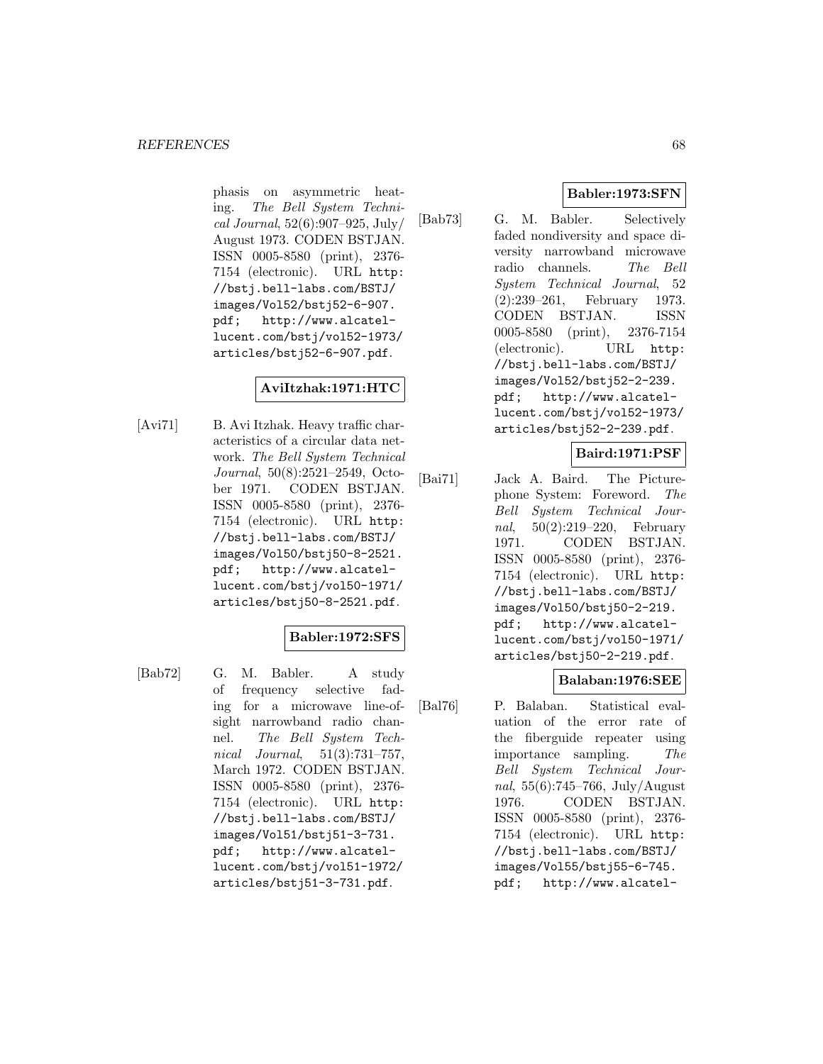phasis on asymmetric heating. *The Bell System Technical Journal*, 52(6):907–925, July/August 1973. CODEN BSTJAN. ISSN 0005-8580 (print), 2376-7154 (electronic). URL http://bstj.bell-labs.com/BSTJ/images/Vol52/bstj52-6-907.pdf; http://www.alcatel-lucent.com/bstj/vol52-1973/articles/bstj52-6-907.pdf.

**AviItzhak:1971:HTC**

[Avi71] B. Avi Itzhak. Heavy traffic characteristics of a circular data network. *The Bell System Technical Journal*, 50(8):2521–2549, October 1971. CODEN BSTJAN. ISSN 0005-8580 (print), 2376-7154 (electronic). URL http://bstj.bell-labs.com/BSTJ/images/Vol50/bstj50-8-2521.pdf; http://www.alcatel-lucent.com/bstj/vol50-1971/articles/bstj50-8-2521.pdf.

**Babler:1972:SFS**

[Bab72] G. M. Babler. A study of frequency selective fading for a microwave line-of-sight narrowband radio channel. *The Bell System Technical Journal*, 51(3):731–757, March 1972. CODEN BSTJAN. ISSN 0005-8580 (print), 2376-7154 (electronic). URL http://bstj.bell-labs.com/BSTJ/images/Vol51/bstj51-3-731.pdf; http://www.alcatel-lucent.com/bstj/vol51-1972/articles/bstj51-3-731.pdf.

**Babler:1973:SFN**

[Bab73] G. M. Babler. Selectively faded nondiversity and space diversity narrowband microwave radio channels. *The Bell System Technical Journal*, 52(2):239–261, February 1973. CODEN BSTJAN. ISSN 0005-8580 (print), 2376-7154 (electronic). URL http://bstj.bell-labs.com/BSTJ/images/Vol52/bstj52-2-239.pdf; http://www.alcatel-lucent.com/bstj/vol52-1973/articles/bstj52-2-239.pdf.

**Baird:1971:PSF**

[Bai71] Jack A. Baird. The Picturephone System: Foreword. *The Bell System Technical Journal*, 50(2):219–220, February 1971. CODEN BSTJAN. ISSN 0005-8580 (print), 2376-7154 (electronic). URL http://bstj.bell-labs.com/BSTJ/images/Vol50/bstj50-2-219.pdf; http://www.alcatel-lucent.com/bstj/vol50-1971/articles/bstj50-2-219.pdf.

**Balaban:1976:SEE**

[Bal76] P. Balaban. Statistical evaluation of the error rate of the fiberguide repeater using importance sampling. *The Bell System Technical Journal*, 55(6):745–766, July/August 1976. CODEN BSTJAN. ISSN 0005-8580 (print), 2376-7154 (electronic). URL http://bstj.bell-labs.com/BSTJ/images/Vol55/bstj55-6-745.pdf; http://www.alcatel-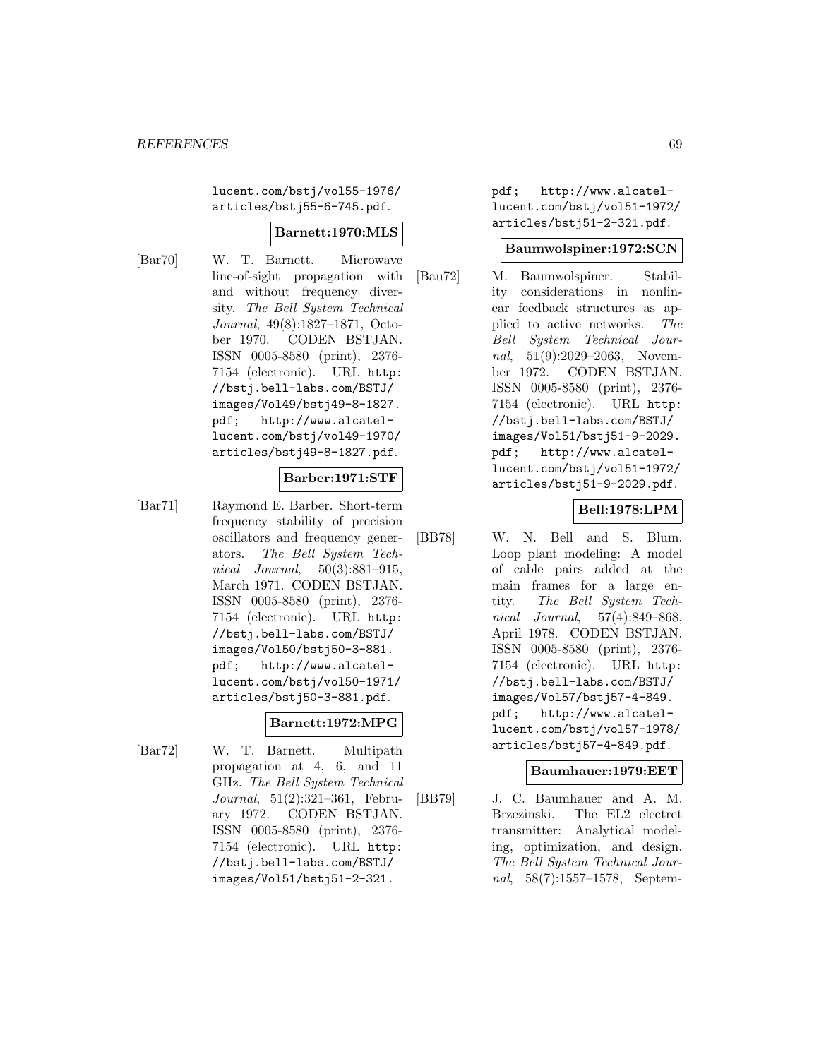lucent.com/bstj/vol55-1976/articles/bstj55-6-745.pdf.

**Barnett:1970:MLS**

[Bar70] W. T. Barnett. Microwave line-of-sight propagation with and without frequency diversity. *The Bell System Technical Journal*, 49(8):1827–1871, October 1970. CODEN BSTJAN. ISSN 0005-8580 (print), 2376-7154 (electronic). URL http://bstj.bell-labs.com/BSTJ/images/Vol49/bstj49-8-1827.pdf; http://www.alcatel-lucent.com/bstj/vol49-1970/articles/bstj49-8-1827.pdf.

**Barber:1971:STF**

[Bar71] Raymond E. Barber. Short-term frequency stability of precision oscillators and frequency generators. *The Bell System Technical Journal*, 50(3):881–915, March 1971. CODEN BSTJAN. ISSN 0005-8580 (print), 2376-7154 (electronic). URL http://bstj.bell-labs.com/BSTJ/images/Vol50/bstj50-3-881.pdf; http://www.alcatel-lucent.com/bstj/vol50-1971/articles/bstj50-3-881.pdf.

**Barnett:1972:MPG**

[Bar72] W. T. Barnett. Multipath propagation at 4, 6, and 11 GHz. *The Bell System Technical Journal*, 51(2):321–361, February 1972. CODEN BSTJAN. ISSN 0005-8580 (print), 2376-7154 (electronic). URL http://bstj.bell-labs.com/BSTJ/images/Vol51/bstj51-2-321.pdf; http://www.alcatel-lucent.com/bstj/vol51-1972/articles/bstj51-2-321.pdf.

**Baumwolspiner:1972:SCN**

[Bau72] M. Baumwolspiner. Stability considerations in nonlinear feedback structures as applied to active networks. *The Bell System Technical Journal*, 51(9):2029–2063, November 1972. CODEN BSTJAN. ISSN 0005-8580 (print), 2376-7154 (electronic). URL http://bstj.bell-labs.com/BSTJ/images/Vol51/bstj51-9-2029.pdf; http://www.alcatel-lucent.com/bstj/vol51-1972/articles/bstj51-9-2029.pdf.

**Bell:1978:LPM**

[BB78] W. N. Bell and S. Blum. Loop plant modeling: A model of cable pairs added at the main frames for a large entity. *The Bell System Technical Journal*, 57(4):849–868, April 1978. CODEN BSTJAN. ISSN 0005-8580 (print), 2376-7154 (electronic). URL http://bstj.bell-labs.com/BSTJ/images/Vol57/bstj57-4-849.pdf; http://www.alcatel-lucent.com/bstj/vol57-1978/articles/bstj57-4-849.pdf.

**Baumhauer:1979:EET**

[BB79] J. C. Baumhauer and A. M. Brzezinski. The EL2 electret transmitter: Analytical modeling, optimization, and design. *The Bell System Technical Journal*, 58(7):1557–1578, Septem-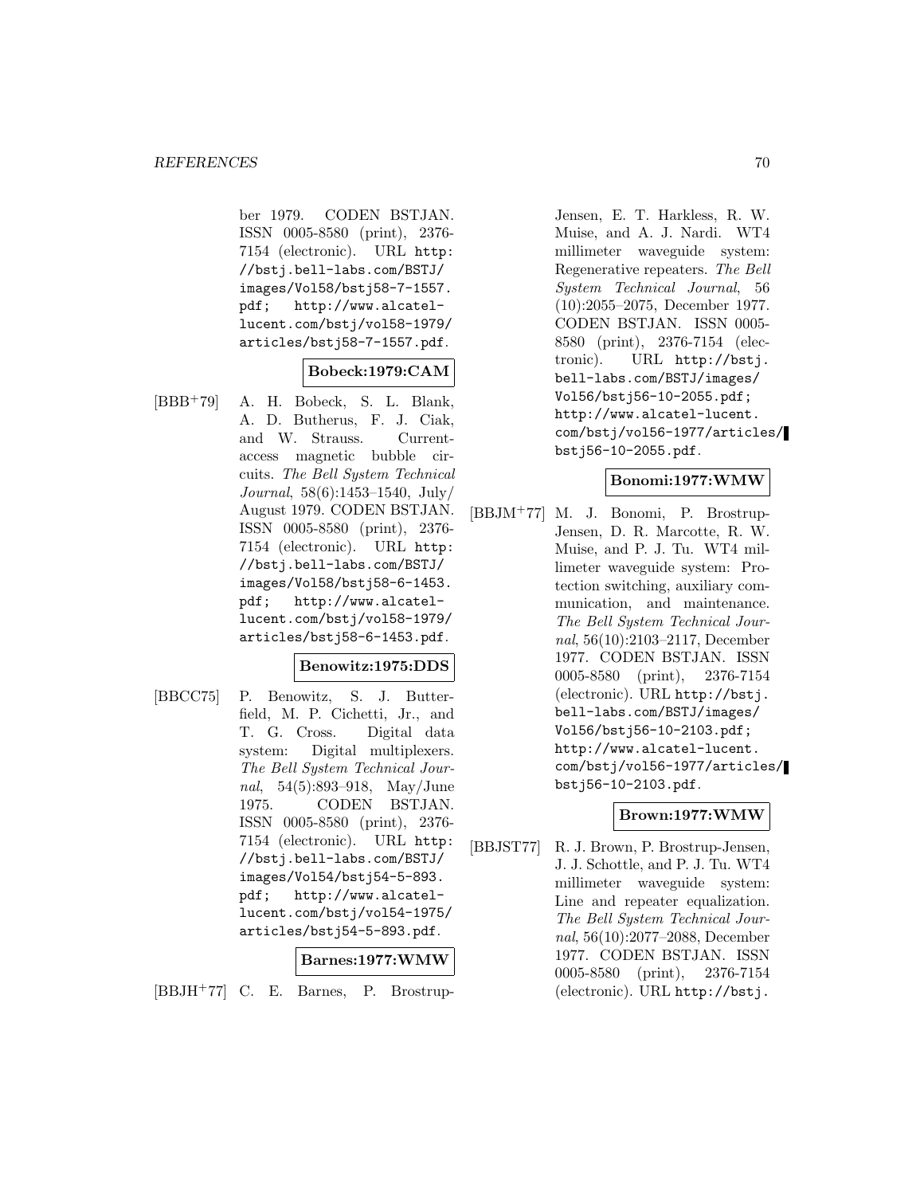ber 1979. CODEN BSTJAN. ISSN 0005-8580 (print), 2376-7154 (electronic). URL http://bstj.bell-labs.com/BSTJ/images/Vol58/bstj58-7-1557.pdf; http://www.alcatel-lucent.com/bstj/vol58-1979/articles/bstj58-7-1557.pdf.

**Bobeck:1979:CAM**

[BBB+79] A. H. Bobeck, S. L. Blank, A. D. Butherus, F. J. Ciak, and W. Strauss. Current-access magnetic bubble circuits. *The Bell System Technical Journal*, 58(6):1453–1540, July/August 1979. CODEN BSTJAN. ISSN 0005-8580 (print), 2376-7154 (electronic). URL http://bstj.bell-labs.com/BSTJ/images/Vol58/bstj58-6-1453.pdf; http://www.alcatel-lucent.com/bstj/vol58-1979/articles/bstj58-6-1453.pdf.

**Benowitz:1975:DDS**

[BBCC75] P. Benowitz, S. J. Butterfield, M. P. Cichetti, Jr., and T. G. Cross. Digital data system: Digital multiplexers. *The Bell System Technical Journal*, 54(5):893–918, May/June 1975. CODEN BSTJAN. ISSN 0005-8580 (print), 2376-7154 (electronic). URL http://bstj.bell-labs.com/BSTJ/images/Vol54/bstj54-5-893.pdf; http://www.alcatel-lucent.com/bstj/vol54-1975/articles/bstj54-5-893.pdf.

**Barnes:1977:WMW**

[BBJH+77] C. E. Barnes, P. Brostrup-Jensen, E. T. Harkless, R. W. Muise, and A. J. Nardi. WT4 millimeter waveguide system: Regenerative repeaters. *The Bell System Technical Journal*, 56(10):2055–2075, December 1977. CODEN BSTJAN. ISSN 0005-8580 (print), 2376-7154 (electronic). URL http://bstj.bell-labs.com/BSTJ/images/Vol56/bstj56-10-2055.pdf; http://www.alcatel-lucent.com/bstj/vol56-1977/articles/bstj56-10-2055.pdf.

**Bonomi:1977:WMW**

[BBJM+77] M. J. Bonomi, P. Brostrup-Jensen, D. R. Marcotte, R. W. Muise, and P. J. Tu. WT4 millimeter waveguide system: Protection switching, auxiliary communication, and maintenance. *The Bell System Technical Journal*, 56(10):2103–2117, December 1977. CODEN BSTJAN. ISSN 0005-8580 (print), 2376-7154 (electronic). URL http://bstj.bell-labs.com/BSTJ/images/Vol56/bstj56-10-2103.pdf; http://www.alcatel-lucent.com/bstj/vol56-1977/articles/bstj56-10-2103.pdf.

**Brown:1977:WMW**

[BBJST77] R. J. Brown, P. Brostrup-Jensen, J. J. Schottle, and P. J. Tu. WT4 millimeter waveguide system: Line and repeater equalization. *The Bell System Technical Journal*, 56(10):2077–2088, December 1977. CODEN BSTJAN. ISSN 0005-8580 (print), 2376-7154 (electronic). URL http://bstj.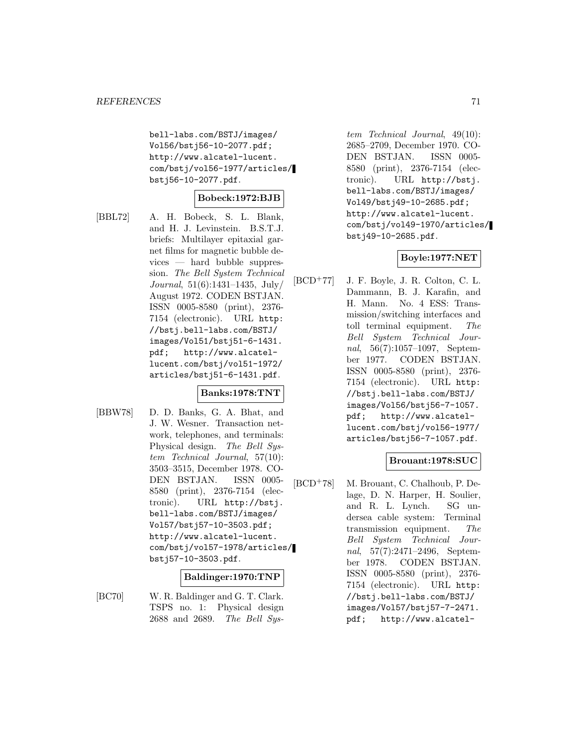bell-labs.com/BSTJ/images/Vol56/bstj56-10-2077.pdf; http://www.alcatel-lucent.com/bstj/vol56-1977/articles/bstj56-10-2077.pdf.

**Bobeck:1972:BJB**

[BBL72] A. H. Bobeck, S. L. Blank, and H. J. Levinstein. B.S.T.J. briefs: Multilayer epitaxial garnet films for magnetic bubble devices — hard bubble suppression. *The Bell System Technical Journal*, 51(6):1431–1435, July/August 1972. CODEN BSTJAN. ISSN 0005-8580 (print), 2376-7154 (electronic). URL http://bstj.bell-labs.com/BSTJ/images/Vol51/bstj51-6-1431.pdf; http://www.alcatel-lucent.com/bstj/vol51-1972/articles/bstj51-6-1431.pdf.

**Banks:1978:TNT**

[BBW78] D. D. Banks, G. A. Bhat, and J. W. Wesner. Transaction network, telephones, and terminals: Physical design. *The Bell System Technical Journal*, 57(10):3503–3515, December 1978. CODEN BSTJAN. ISSN 0005-8580 (print), 2376-7154 (electronic). URL http://bstj.bell-labs.com/BSTJ/images/Vol57/bstj57-10-3503.pdf; http://www.alcatel-lucent.com/bstj/vol57-1978/articles/bstj57-10-3503.pdf.

**Baldinger:1970:TNP**

[BC70] W. R. Baldinger and G. T. Clark. TSPS no. 1: Physical design 2688 and 2689. *The Bell System Technical Journal*, 49(10):2685–2709, December 1970. CODEN BSTJAN. ISSN 0005-8580 (print), 2376-7154 (electronic). URL http://bstj.bell-labs.com/BSTJ/images/Vol49/bstj49-10-2685.pdf; http://www.alcatel-lucent.com/bstj/vol49-1970/articles/bstj49-10-2685.pdf.

**Boyle:1977:NET**

[BCD+77] J. F. Boyle, J. R. Colton, C. L. Dammann, B. J. Karafin, and H. Mann. No. 4 ESS: Transmission/switching interfaces and toll terminal equipment. *The Bell System Technical Journal*, 56(7):1057–1097, September 1977. CODEN BSTJAN. ISSN 0005-8580 (print), 2376-7154 (electronic). URL http://bstj.bell-labs.com/BSTJ/images/Vol56/bstj56-7-1057.pdf; http://www.alcatel-lucent.com/bstj/vol56-1977/articles/bstj56-7-1057.pdf.

**Brouant:1978:SUC**

[BCD+78] M. Brouant, C. Chalhoub, P. Delage, D. N. Harper, H. Soulier, and R. L. Lynch. SG undersea cable system: Terminal transmission equipment. *The Bell System Technical Journal*, 57(7):2471–2496, September 1978. CODEN BSTJAN. ISSN 0005-8580 (print), 2376-7154 (electronic). URL http://bstj.bell-labs.com/BSTJ/images/Vol57/bstj57-7-2471.pdf; http://www.alcatel-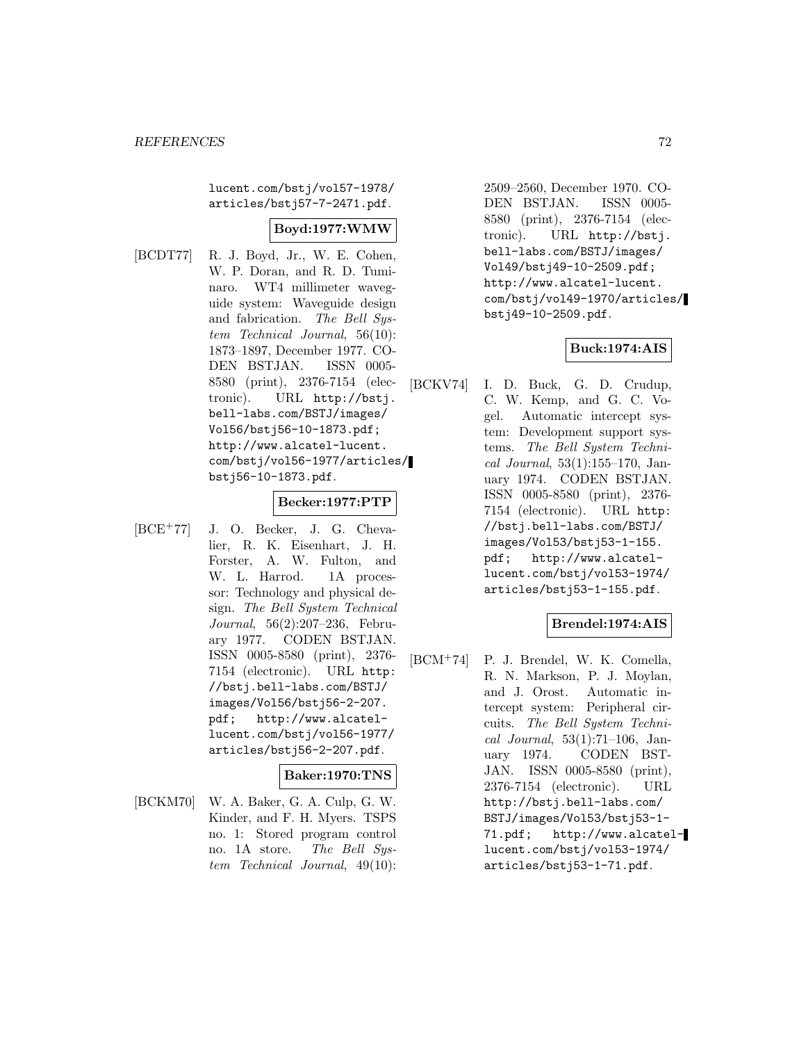lucent.com/bstj/vol57-1978/articles/bstj57-7-2471.pdf.

**Boyd:1977:WMW**

[BCDT77] R. J. Boyd, Jr., W. E. Cohen, W. P. Doran, and R. D. Tuminaro. WT4 millimeter waveguide system: Waveguide design and fabrication. *The Bell System Technical Journal*, 56(10): 1873–1897, December 1977. CODEN BSTJAN. ISSN 0005-8580 (print), 2376-7154 (electronic). URL http://bstj.bell-labs.com/BSTJ/images/Vol56/bstj56-10-1873.pdf; http://www.alcatel-lucent.com/bstj/vol56-1977/articles/bstj56-10-1873.pdf.

**Becker:1977:PTP**

[BCE+77] J. O. Becker, J. G. Chevalier, R. K. Eisenhart, J. H. Forster, A. W. Fulton, and W. L. Harrod. 1A processor: Technology and physical design. *The Bell System Technical Journal*, 56(2):207–236, February 1977. CODEN BSTJAN. ISSN 0005-8580 (print), 2376-7154 (electronic). URL http://bstj.bell-labs.com/BSTJ/images/Vol56/bstj56-2-207.pdf; http://www.alcatel-lucent.com/bstj/vol56-1977/articles/bstj56-2-207.pdf.

**Baker:1970:TNS**

[BCKM70] W. A. Baker, G. A. Culp, G. W. Kinder, and F. H. Myers. TSPS no. 1: Stored program control no. 1A store. *The Bell System Technical Journal*, 49(10): 2509–2560, December 1970. CODEN BSTJAN. ISSN 0005-8580 (print), 2376-7154 (electronic). URL http://bstj.bell-labs.com/BSTJ/images/Vol49/bstj49-10-2509.pdf; http://www.alcatel-lucent.com/bstj/vol49-1970/articles/bstj49-10-2509.pdf.

**Buck:1974:AIS**

[BCKV74] I. D. Buck, G. D. Crudup, C. W. Kemp, and G. C. Vogel. Automatic intercept system: Development support systems. *The Bell System Technical Journal*, 53(1):155–170, January 1974. CODEN BSTJAN. ISSN 0005-8580 (print), 2376-7154 (electronic). URL http://bstj.bell-labs.com/BSTJ/images/Vol53/bstj53-1-155.pdf; http://www.alcatel-lucent.com/bstj/vol53-1974/articles/bstj53-1-155.pdf.

**Brendel:1974:AIS**

[BCM+74] P. J. Brendel, W. K. Comella, R. N. Markson, P. J. Moylan, and J. Orost. Automatic intercept system: Peripheral circuits. *The Bell System Technical Journal*, 53(1):71–106, January 1974. CODEN BSTJAN. ISSN 0005-8580 (print), 2376-7154 (electronic). URL http://bstj.bell-labs.com/BSTJ/images/Vol53/bstj53-1-71.pdf; http://www.alcatel-lucent.com/bstj/vol53-1974/articles/bstj53-1-71.pdf.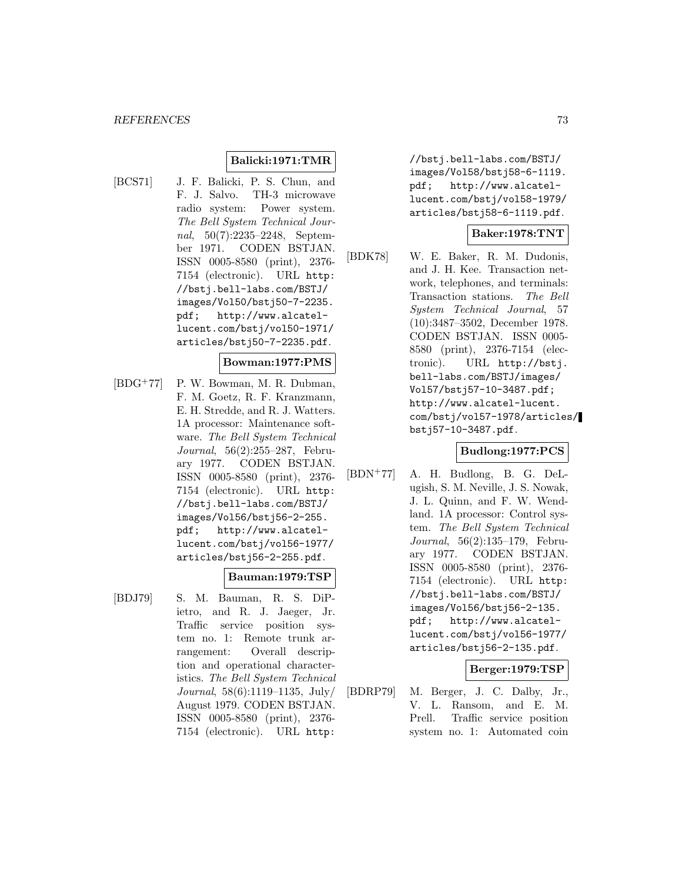**Balicki:1971:TMR**

[BCS71] J. F. Balicki, P. S. Chun, and F. J. Salvo. TH-3 microwave radio system: Power system. *The Bell System Technical Journal*, 50(7):2235–2248, September 1971. CODEN BSTJAN. ISSN 0005-8580 (print), 2376-7154 (electronic). URL `http://bstj.bell-labs.com/BSTJ/images/Vol50/bstj50-7-2235.pdf`; `http://www.alcatel-lucent.com/bstj/vol50-1971/articles/bstj50-7-2235.pdf`.

**Bowman:1977:PMS**

[BDG+77] P. W. Bowman, M. R. Dubman, F. M. Goetz, R. F. Kranzmann, E. H. Stredde, and R. J. Watters. 1A processor: Maintenance software. *The Bell System Technical Journal*, 56(2):255–287, February 1977. CODEN BSTJAN. ISSN 0005-8580 (print), 2376-7154 (electronic). URL `http://bstj.bell-labs.com/BSTJ/images/Vol56/bstj56-2-255.pdf`; `http://www.alcatel-lucent.com/bstj/vol56-1977/articles/bstj56-2-255.pdf`.

**Bauman:1979:TSP**

[BDJ79] S. M. Bauman, R. S. DiPietro, and R. J. Jaeger, Jr. Traffic service position system no. 1: Remote trunk arrangement: Overall description and operational characteristics. *The Bell System Technical Journal*, 58(6):1119–1135, July/August 1979. CODEN BSTJAN. ISSN 0005-8580 (print), 2376-7154 (electronic). URL `http://bstj.bell-labs.com/BSTJ/images/Vol58/bstj58-6-1119.pdf`; `http://www.alcatel-lucent.com/bstj/vol58-1979/articles/bstj58-6-1119.pdf`.

**Baker:1978:TNT**

[BDK78] W. E. Baker, R. M. Dudonis, and J. H. Kee. Transaction network, telephones, and terminals: Transaction stations. *The Bell System Technical Journal*, 57(10):3487–3502, December 1978. CODEN BSTJAN. ISSN 0005-8580 (print), 2376-7154 (electronic). URL `http://bstj.bell-labs.com/BSTJ/images/Vol57/bstj57-10-3487.pdf`; `http://www.alcatel-lucent.com/bstj/vol57-1978/articles/bstj57-10-3487.pdf`.

**Budlong:1977:PCS**

[BDN+77] A. H. Budlong, B. G. DeLugish, S. M. Neville, J. S. Nowak, J. L. Quinn, and F. W. Wendland. 1A processor: Control system. *The Bell System Technical Journal*, 56(2):135–179, February 1977. CODEN BSTJAN. ISSN 0005-8580 (print), 2376-7154 (electronic). URL `http://bstj.bell-labs.com/BSTJ/images/Vol56/bstj56-2-135.pdf`; `http://www.alcatel-lucent.com/bstj/vol56-1977/articles/bstj56-2-135.pdf`.

**Berger:1979:TSP**

[BDRP79] M. Berger, J. C. Dalby, Jr., V. L. Ransom, and E. M. Prell. Traffic service position system no. 1: Automated coin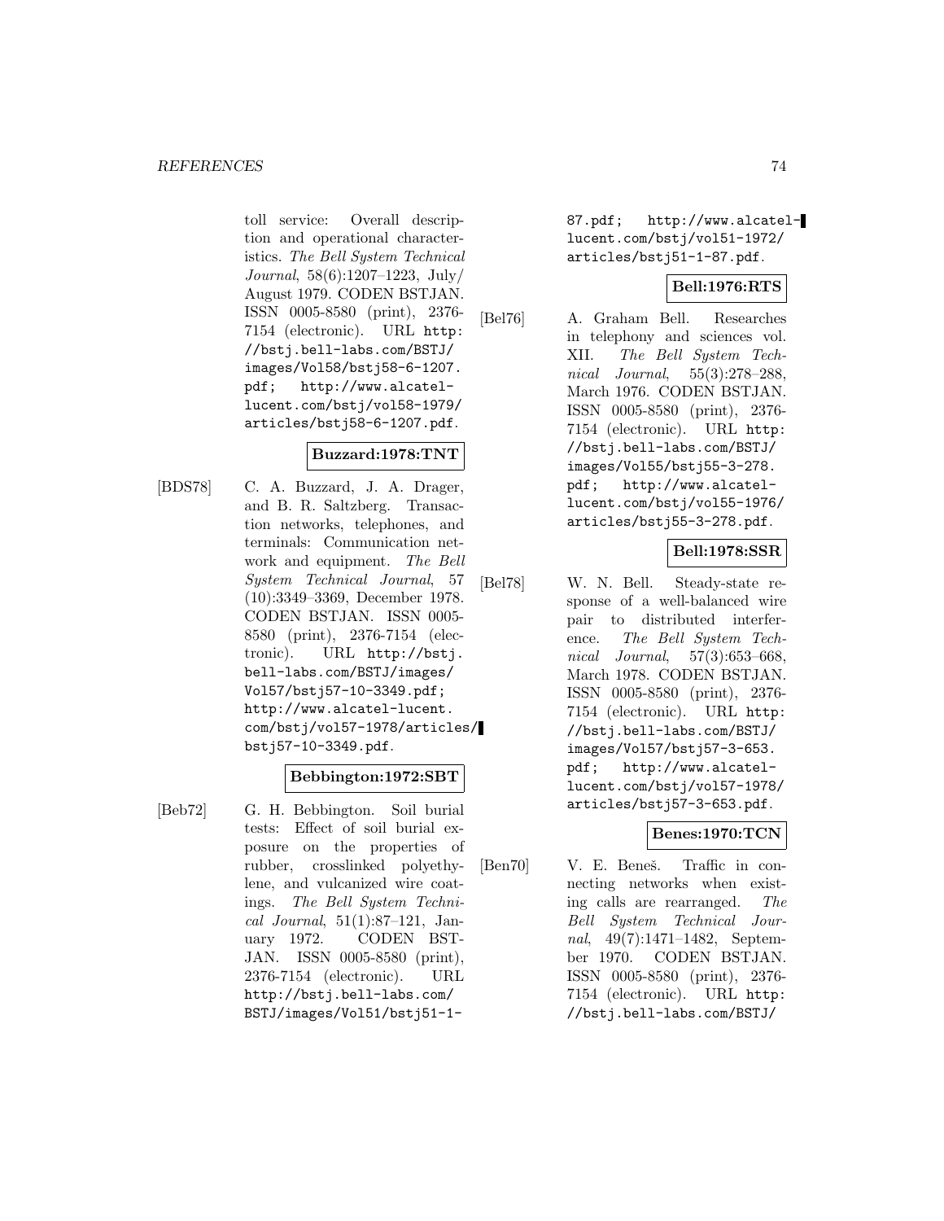toll service: Overall description and operational characteristics. *The Bell System Technical Journal*, 58(6):1207–1223, July/August 1979. CODEN BSTJAN. ISSN 0005-8580 (print), 2376-7154 (electronic). URL http://bstj.bell-labs.com/BSTJ/images/Vol58/bstj58-6-1207.pdf; http://www.alcatel-lucent.com/bstj/vol58-1979/articles/bstj58-6-1207.pdf.

**Buzzard:1978:TNT**

[BDS78] C. A. Buzzard, J. A. Drager, and B. R. Saltzberg. Transaction networks, telephones, and terminals: Communication network and equipment. *The Bell System Technical Journal*, 57 (10):3349–3369, December 1978. CODEN BSTJAN. ISSN 0005-8580 (print), 2376-7154 (electronic). URL http://bstj.bell-labs.com/BSTJ/images/Vol57/bstj57-10-3349.pdf; http://www.alcatel-lucent.com/bstj/vol57-1978/articles/bstj57-10-3349.pdf.

**Bebbington:1972:SBT**

[Beb72] G. H. Bebbington. Soil burial tests: Effect of soil burial exposure on the properties of rubber, crosslinked polyethylene, and vulcanized wire coatings. *The Bell System Technical Journal*, 51(1):87–121, January 1972. CODEN BSTJAN. ISSN 0005-8580 (print), 2376-7154 (electronic). URL http://bstj.bell-labs.com/BSTJ/images/Vol51/bstj51-1-87.pdf; http://www.alcatel-lucent.com/bstj/vol51-1972/articles/bstj51-1-87.pdf.

**Bell:1976:RTS**

[Bel76] A. Graham Bell. Researches in telephony and sciences vol. XII. *The Bell System Technical Journal*, 55(3):278–288, March 1976. CODEN BSTJAN. ISSN 0005-8580 (print), 2376-7154 (electronic). URL http://bstj.bell-labs.com/BSTJ/images/Vol55/bstj55-3-278.pdf; http://www.alcatel-lucent.com/bstj/vol55-1976/articles/bstj55-3-278.pdf.

**Bell:1978:SSR**

[Bel78] W. N. Bell. Steady-state response of a well-balanced wire pair to distributed interference. *The Bell System Technical Journal*, 57(3):653–668, March 1978. CODEN BSTJAN. ISSN 0005-8580 (print), 2376-7154 (electronic). URL http://bstj.bell-labs.com/BSTJ/images/Vol57/bstj57-3-653.pdf; http://www.alcatel-lucent.com/bstj/vol57-1978/articles/bstj57-3-653.pdf.

**Benes:1970:TCN**

[Ben70] V. E. Beneš. Traffic in connecting networks when existing calls are rearranged. *The Bell System Technical Journal*, 49(7):1471–1482, September 1970. CODEN BSTJAN. ISSN 0005-8580 (print), 2376-7154 (electronic). URL http://bstj.bell-labs.com/BSTJ/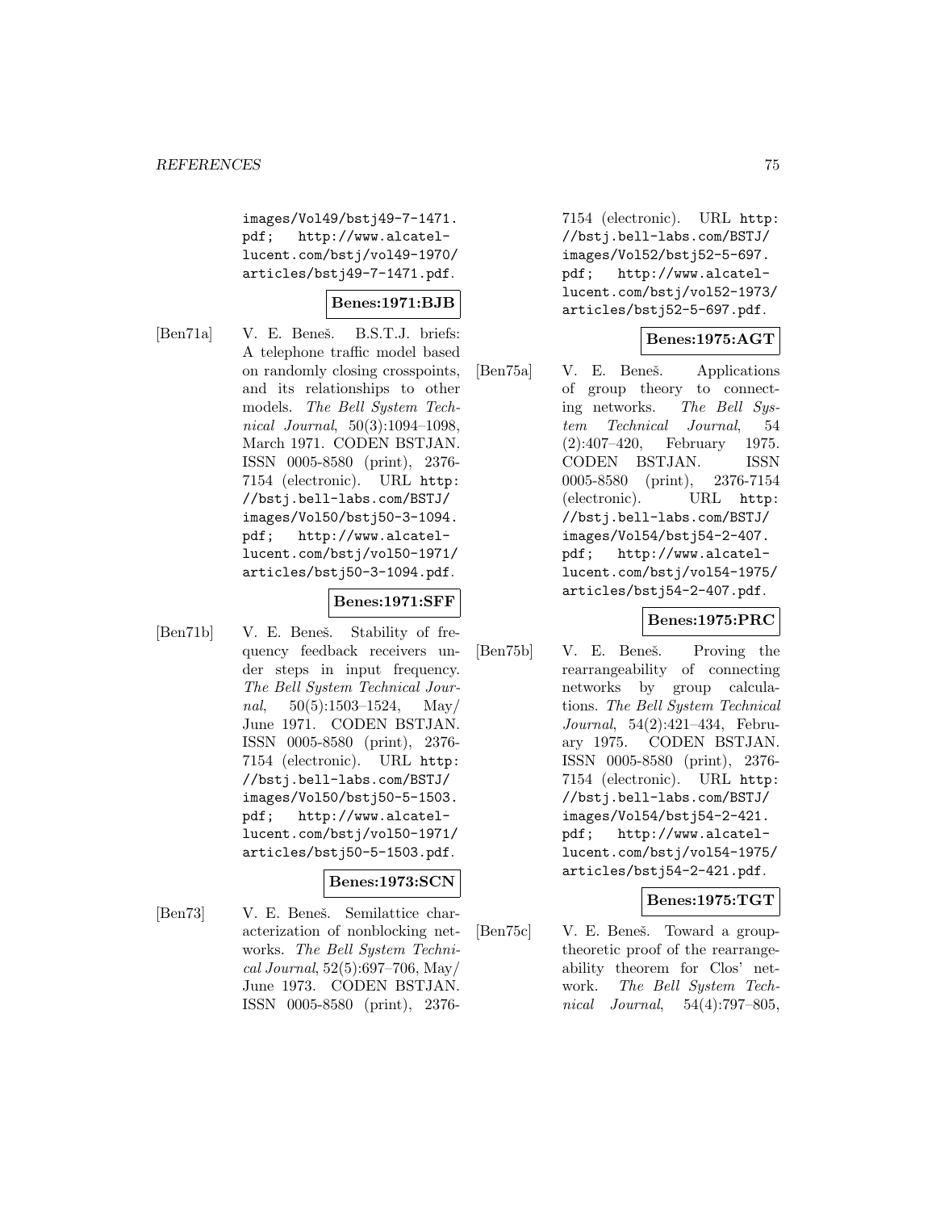images/Vol49/bstj49-7-1471.pdf; http://www.alcatel-lucent.com/bstj/vol49-1970/articles/bstj49-7-1471.pdf.

**Benes:1971:BJB**

[Ben71a] V. E. Beneš. B.S.T.J. briefs: A telephone traffic model based on randomly closing crosspoints, and its relationships to other models. *The Bell System Technical Journal*, 50(3):1094–1098, March 1971. CODEN BSTJAN. ISSN 0005-8580 (print), 2376-7154 (electronic). URL http://bstj.bell-labs.com/BSTJ/images/Vol50/bstj50-3-1094.pdf; http://www.alcatel-lucent.com/bstj/vol50-1971/articles/bstj50-3-1094.pdf.

**Benes:1971:SFF**

[Ben71b] V. E. Beneš. Stability of frequency feedback receivers under steps in input frequency. *The Bell System Technical Journal*, 50(5):1503–1524, May/June 1971. CODEN BSTJAN. ISSN 0005-8580 (print), 2376-7154 (electronic). URL http://bstj.bell-labs.com/BSTJ/images/Vol50/bstj50-5-1503.pdf; http://www.alcatel-lucent.com/bstj/vol50-1971/articles/bstj50-5-1503.pdf.

**Benes:1973:SCN**

[Ben73] V. E. Beneš. Semilattice characterization of nonblocking networks. *The Bell System Technical Journal*, 52(5):697–706, May/June 1973. CODEN BSTJAN. ISSN 0005-8580 (print), 2376-7154 (electronic). URL http://bstj.bell-labs.com/BSTJ/images/Vol52/bstj52-5-697.pdf; http://www.alcatel-lucent.com/bstj/vol52-1973/articles/bstj52-5-697.pdf.

**Benes:1975:AGT**

[Ben75a] V. E. Beneš. Applications of group theory to connecting networks. *The Bell System Technical Journal*, 54(2):407–420, February 1975. CODEN BSTJAN. ISSN 0005-8580 (print), 2376-7154 (electronic). URL http://bstj.bell-labs.com/BSTJ/images/Vol54/bstj54-2-407.pdf; http://www.alcatel-lucent.com/bstj/vol54-1975/articles/bstj54-2-407.pdf.

**Benes:1975:PRC**

[Ben75b] V. E. Beneš. Proving the rearrangeability of connecting networks by group calculations. *The Bell System Technical Journal*, 54(2):421–434, February 1975. CODEN BSTJAN. ISSN 0005-8580 (print), 2376-7154 (electronic). URL http://bstj.bell-labs.com/BSTJ/images/Vol54/bstj54-2-421.pdf; http://www.alcatel-lucent.com/bstj/vol54-1975/articles/bstj54-2-421.pdf.

**Benes:1975:TGT**

[Ben75c] V. E. Beneš. Toward a group-theoretic proof of the rearrangeability theorem for Clos' network. *The Bell System Technical Journal*, 54(4):797–805,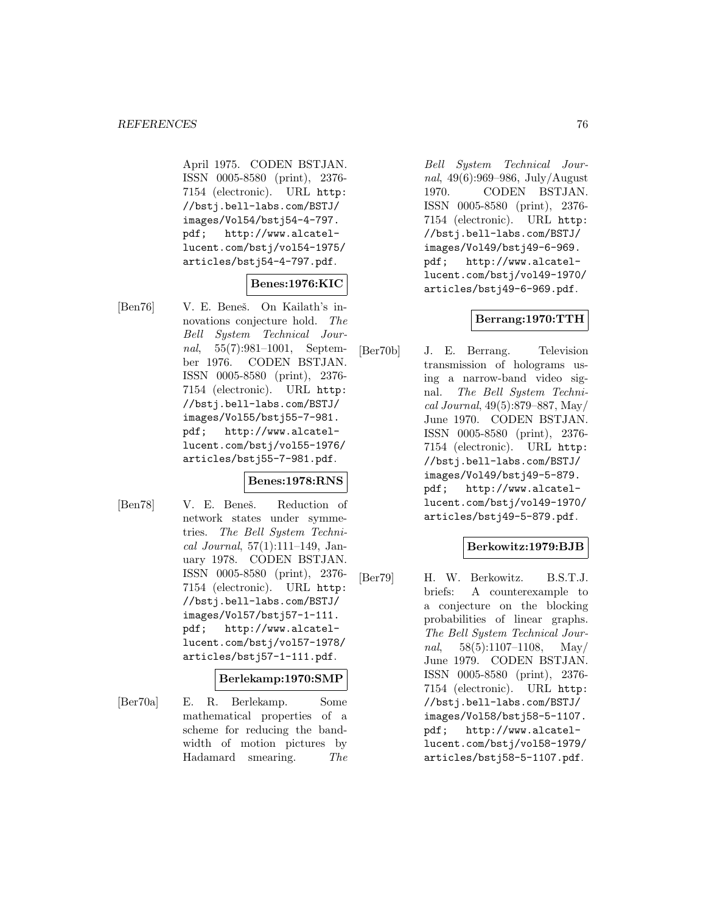April 1975. CODEN BSTJAN. ISSN 0005-8580 (print), 2376-7154 (electronic). URL http://bstj.bell-labs.com/BSTJ/images/Vol54/bstj54-4-797.pdf; http://www.alcatel-lucent.com/bstj/vol54-1975/articles/bstj54-4-797.pdf.

**Benes:1976:KIC**

[Ben76] V. E. Beneš. On Kailath's innovations conjecture hold. *The Bell System Technical Journal*, 55(7):981–1001, September 1976. CODEN BSTJAN. ISSN 0005-8580 (print), 2376-7154 (electronic). URL http://bstj.bell-labs.com/BSTJ/images/Vol55/bstj55-7-981.pdf; http://www.alcatel-lucent.com/bstj/vol55-1976/articles/bstj55-7-981.pdf.

**Benes:1978:RNS**

[Ben78] V. E. Beneš. Reduction of network states under symmetries. *The Bell System Technical Journal*, 57(1):111–149, January 1978. CODEN BSTJAN. ISSN 0005-8580 (print), 2376-7154 (electronic). URL http://bstj.bell-labs.com/BSTJ/images/Vol57/bstj57-1-111.pdf; http://www.alcatel-lucent.com/bstj/vol57-1978/articles/bstj57-1-111.pdf.

**Berlekamp:1970:SMP**

[Ber70a] E. R. Berlekamp. Some mathematical properties of a scheme for reducing the bandwidth of motion pictures by Hadamard smearing. *The Bell System Technical Journal*, 49(6):969–986, July/August 1970. CODEN BSTJAN. ISSN 0005-8580 (print), 2376-7154 (electronic). URL http://bstj.bell-labs.com/BSTJ/images/Vol49/bstj49-6-969.pdf; http://www.alcatel-lucent.com/bstj/vol49-1970/articles/bstj49-6-969.pdf.

**Berrang:1970:TTH**

[Ber70b] J. E. Berrang. Television transmission of holograms using a narrow-band video signal. *The Bell System Technical Journal*, 49(5):879–887, May/June 1970. CODEN BSTJAN. ISSN 0005-8580 (print), 2376-7154 (electronic). URL http://bstj.bell-labs.com/BSTJ/images/Vol49/bstj49-5-879.pdf; http://www.alcatel-lucent.com/bstj/vol49-1970/articles/bstj49-5-879.pdf.

**Berkowitz:1979:BJB**

[Ber79] H. W. Berkowitz. B.S.T.J. briefs: A counterexample to a conjecture on the blocking probabilities of linear graphs. *The Bell System Technical Journal*, 58(5):1107–1108, May/June 1979. CODEN BSTJAN. ISSN 0005-8580 (print), 2376-7154 (electronic). URL http://bstj.bell-labs.com/BSTJ/images/Vol58/bstj58-5-1107.pdf; http://www.alcatel-lucent.com/bstj/vol58-1979/articles/bstj58-5-1107.pdf.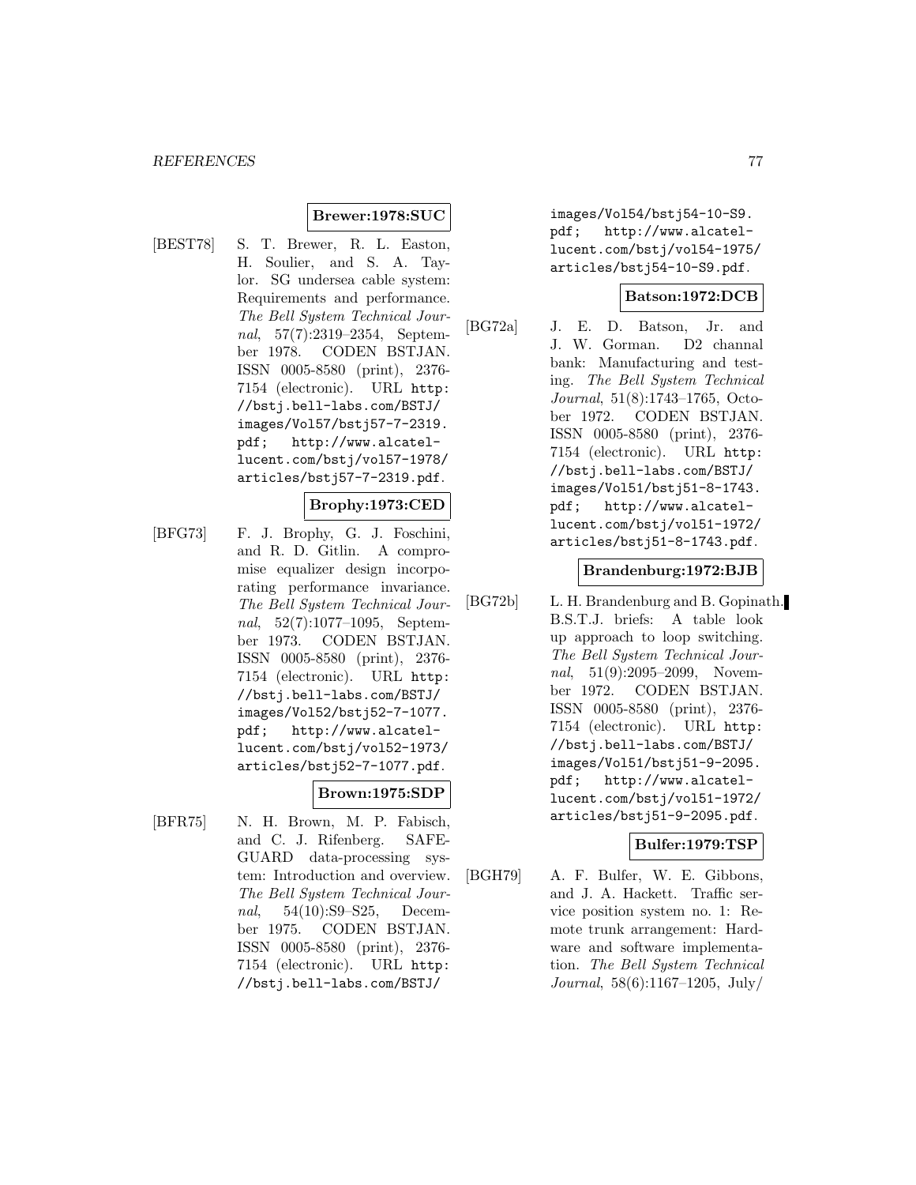**Brewer:1978:SUC**

[BEST78] S. T. Brewer, R. L. Easton, H. Soulier, and S. A. Taylor. SG undersea cable system: Requirements and performance. *The Bell System Technical Journal*, 57(7):2319–2354, September 1978. CODEN BSTJAN. ISSN 0005-8580 (print), 2376-7154 (electronic). URL `http://bstj.bell-labs.com/BSTJ/images/Vol57/bstj57-7-2319.pdf`; `http://www.alcatel-lucent.com/bstj/vol57-1978/articles/bstj57-7-2319.pdf`.

**Brophy:1973:CED**

[BFG73] F. J. Brophy, G. J. Foschini, and R. D. Gitlin. A compromise equalizer design incorporating performance invariance. *The Bell System Technical Journal*, 52(7):1077–1095, September 1973. CODEN BSTJAN. ISSN 0005-8580 (print), 2376-7154 (electronic). URL `http://bstj.bell-labs.com/BSTJ/images/Vol52/bstj52-7-1077.pdf`; `http://www.alcatel-lucent.com/bstj/vol52-1973/articles/bstj52-7-1077.pdf`.

**Brown:1975:SDP**

[BFR75] N. H. Brown, M. P. Fabisch, and C. J. Rifenberg. SAFEGUARD data-processing system: Introduction and overview. *The Bell System Technical Journal*, 54(10):S9–S25, December 1975. CODEN BSTJAN. ISSN 0005-8580 (print), 2376-7154 (electronic). URL `http://bstj.bell-labs.com/BSTJ/images/Vol54/bstj54-10-S9.pdf`; `http://www.alcatel-lucent.com/bstj/vol54-1975/articles/bstj54-10-S9.pdf`.

**Batson:1972:DCB**

[BG72a] J. E. D. Batson, Jr. and J. W. Gorman. D2 channal bank: Manufacturing and testing. *The Bell System Technical Journal*, 51(8):1743–1765, October 1972. CODEN BSTJAN. ISSN 0005-8580 (print), 2376-7154 (electronic). URL `http://bstj.bell-labs.com/BSTJ/images/Vol51/bstj51-8-1743.pdf`; `http://www.alcatel-lucent.com/bstj/vol51-1972/articles/bstj51-8-1743.pdf`.

**Brandenburg:1972:BJB**

[BG72b] L. H. Brandenburg and B. Gopinath. B.S.T.J. briefs: A table look up approach to loop switching. *The Bell System Technical Journal*, 51(9):2095–2099, November 1972. CODEN BSTJAN. ISSN 0005-8580 (print), 2376-7154 (electronic). URL `http://bstj.bell-labs.com/BSTJ/images/Vol51/bstj51-9-2095.pdf`; `http://www.alcatel-lucent.com/bstj/vol51-1972/articles/bstj51-9-2095.pdf`.

**Bulfer:1979:TSP**

[BGH79] A. F. Bulfer, W. E. Gibbons, and J. A. Hackett. Traffic service position system no. 1: Remote trunk arrangement: Hardware and software implementation. *The Bell System Technical Journal*, 58(6):1167–1205, July/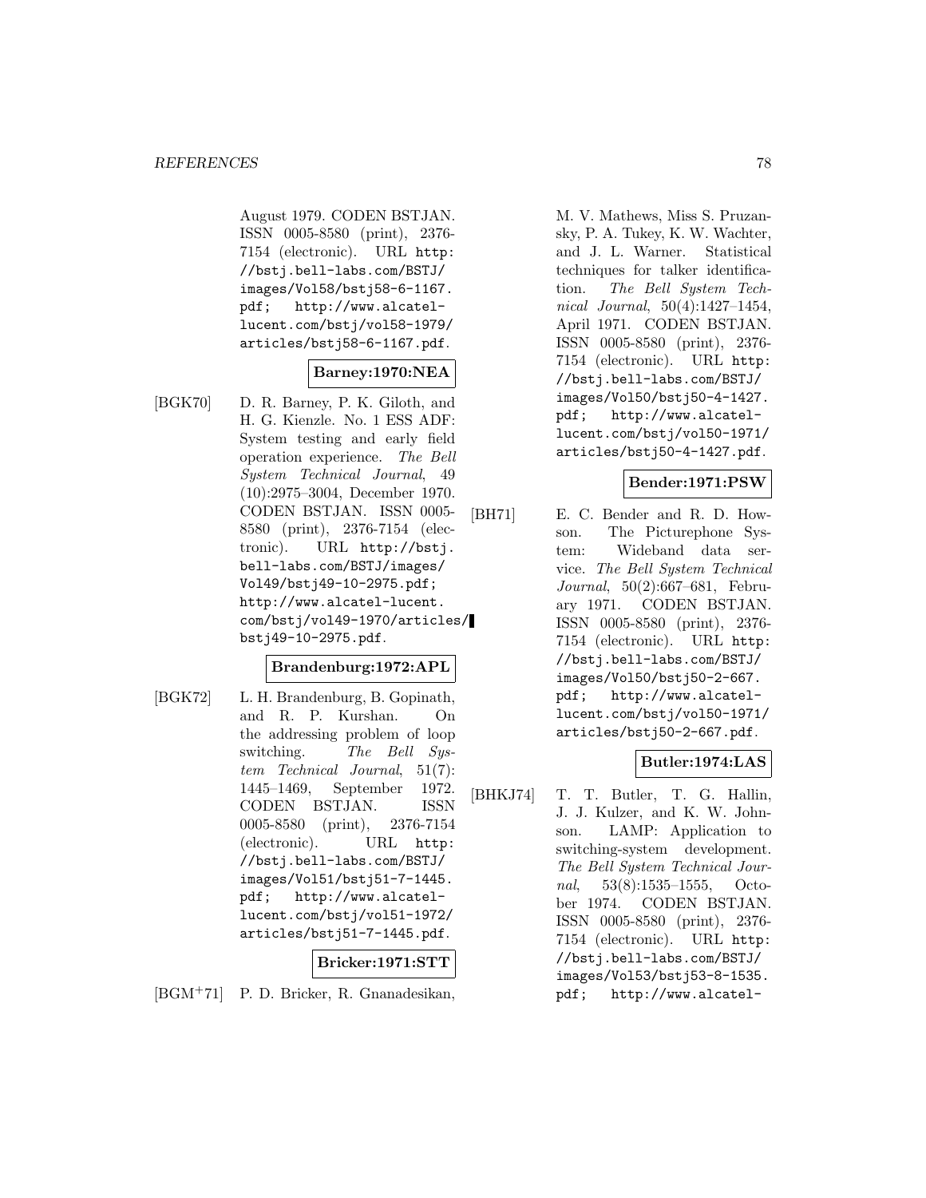August 1979. CODEN BSTJAN. ISSN 0005-8580 (print), 2376-7154 (electronic). URL http://bstj.bell-labs.com/BSTJ/images/Vol58/bstj58-6-1167.pdf; http://www.alcatel-lucent.com/bstj/vol58-1979/articles/bstj58-6-1167.pdf.

**Barney:1970:NEA**

[BGK70] D. R. Barney, P. K. Giloth, and H. G. Kienzle. No. 1 ESS ADF: System testing and early field operation experience. *The Bell System Technical Journal*, 49 (10):2975–3004, December 1970. CODEN BSTJAN. ISSN 0005-8580 (print), 2376-7154 (electronic). URL http://bstj.bell-labs.com/BSTJ/images/Vol49/bstj49-10-2975.pdf; http://www.alcatel-lucent.com/bstj/vol49-1970/articles/bstj49-10-2975.pdf.

**Brandenburg:1972:APL**

[BGK72] L. H. Brandenburg, B. Gopinath, and R. P. Kurshan. On the addressing problem of loop switching. *The Bell System Technical Journal*, 51(7): 1445–1469, September 1972. CODEN BSTJAN. ISSN 0005-8580 (print), 2376-7154 (electronic). URL http://bstj.bell-labs.com/BSTJ/images/Vol51/bstj51-7-1445.pdf; http://www.alcatel-lucent.com/bstj/vol51-1972/articles/bstj51-7-1445.pdf.

**Bricker:1971:STT**

[BGM+71] P. D. Bricker, R. Gnanadesikan, M. V. Mathews, Miss S. Pruzansky, P. A. Tukey, K. W. Wachter, and J. L. Warner. Statistical techniques for talker identification. *The Bell System Technical Journal*, 50(4):1427–1454, April 1971. CODEN BSTJAN. ISSN 0005-8580 (print), 2376-7154 (electronic). URL http://bstj.bell-labs.com/BSTJ/images/Vol50/bstj50-4-1427.pdf; http://www.alcatel-lucent.com/bstj/vol50-1971/articles/bstj50-4-1427.pdf.

**Bender:1971:PSW**

[BH71] E. C. Bender and R. D. Howson. The Picturephone System: Wideband data service. *The Bell System Technical Journal*, 50(2):667–681, February 1971. CODEN BSTJAN. ISSN 0005-8580 (print), 2376-7154 (electronic). URL http://bstj.bell-labs.com/BSTJ/images/Vol50/bstj50-2-667.pdf; http://www.alcatel-lucent.com/bstj/vol50-1971/articles/bstj50-2-667.pdf.

**Butler:1974:LAS**

[BHKJ74] T. T. Butler, T. G. Hallin, J. J. Kulzer, and K. W. Johnson. LAMP: Application to switching-system development. *The Bell System Technical Journal*, 53(8):1535–1555, October 1974. CODEN BSTJAN. ISSN 0005-8580 (print), 2376-7154 (electronic). URL http://bstj.bell-labs.com/BSTJ/images/Vol53/bstj53-8-1535.pdf; http://www.alcatel-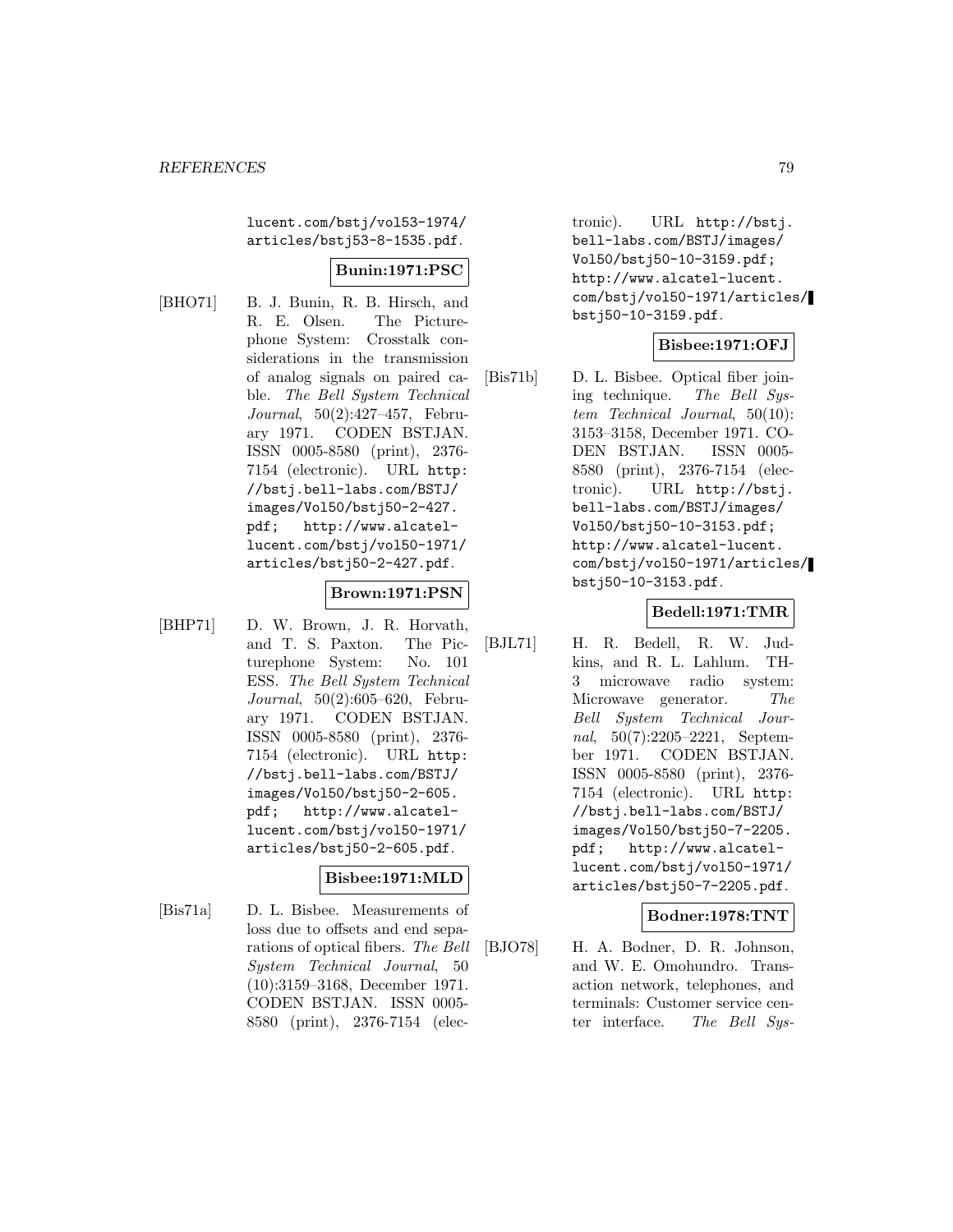lucent.com/bstj/vol53-1974/articles/bstj53-8-1535.pdf.

**Bunin:1971:PSC**

[BHO71] B. J. Bunin, R. B. Hirsch, and R. E. Olsen. The Picturephone System: Crosstalk considerations in the transmission of analog signals on paired cable. *The Bell System Technical Journal*, 50(2):427–457, February 1971. CODEN BSTJAN. ISSN 0005-8580 (print), 2376-7154 (electronic). URL http://bstj.bell-labs.com/BSTJ/images/Vol50/bstj50-2-427.pdf; http://www.alcatel-lucent.com/bstj/vol50-1971/articles/bstj50-2-427.pdf.

**Brown:1971:PSN**

[BHP71] D. W. Brown, J. R. Horvath, and T. S. Paxton. The Picturephone System: No. 101 ESS. *The Bell System Technical Journal*, 50(2):605–620, February 1971. CODEN BSTJAN. ISSN 0005-8580 (print), 2376-7154 (electronic). URL http://bstj.bell-labs.com/BSTJ/images/Vol50/bstj50-2-605.pdf; http://www.alcatel-lucent.com/bstj/vol50-1971/articles/bstj50-2-605.pdf.

**Bisbee:1971:MLD**

[Bis71a] D. L. Bisbee. Measurements of loss due to offsets and end separations of optical fibers. *The Bell System Technical Journal*, 50(10):3159–3168, December 1971. CODEN BSTJAN. ISSN 0005-8580 (print), 2376-7154 (electronic). URL http://bstj.bell-labs.com/BSTJ/images/Vol50/bstj50-10-3159.pdf; http://www.alcatel-lucent.com/bstj/vol50-1971/articles/bstj50-10-3159.pdf.

**Bisbee:1971:OFJ**

[Bis71b] D. L. Bisbee. Optical fiber joining technique. *The Bell System Technical Journal*, 50(10):3153–3158, December 1971. CODEN BSTJAN. ISSN 0005-8580 (print), 2376-7154 (electronic). URL http://bstj.bell-labs.com/BSTJ/images/Vol50/bstj50-10-3153.pdf; http://www.alcatel-lucent.com/bstj/vol50-1971/articles/bstj50-10-3153.pdf.

**Bedell:1971:TMR**

[BJL71] H. R. Bedell, R. W. Judkins, and R. L. Lahlum. TH-3 microwave radio system: Microwave generator. *The Bell System Technical Journal*, 50(7):2205–2221, September 1971. CODEN BSTJAN. ISSN 0005-8580 (print), 2376-7154 (electronic). URL http://bstj.bell-labs.com/BSTJ/images/Vol50/bstj50-7-2205.pdf; http://www.alcatel-lucent.com/bstj/vol50-1971/articles/bstj50-7-2205.pdf.

**Bodner:1978:TNT**

[BJO78] H. A. Bodner, D. R. Johnson, and W. E. Omohundro. Transaction network, telephones, and terminals: Customer service center interface. *The Bell Sys-*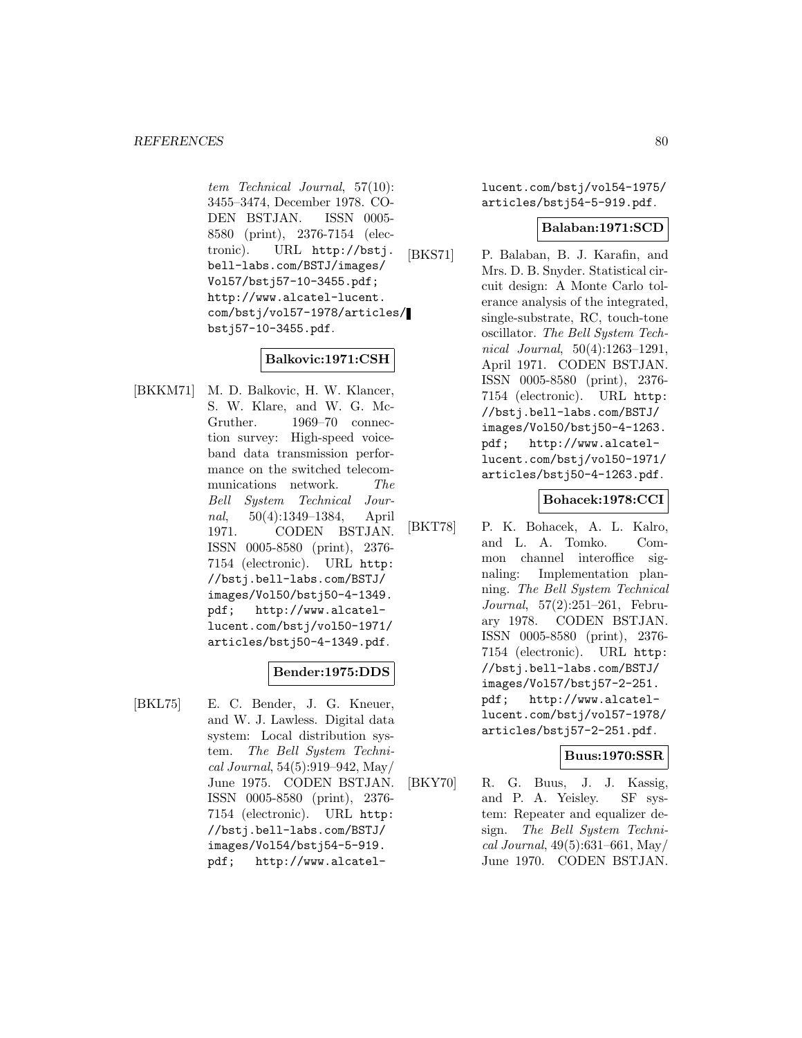tem Technical Journal, 57(10): 3455–3474, December 1978. CODEN BSTJAN. ISSN 0005-8580 (print), 2376-7154 (electronic). URL http://bstj.bell-labs.com/BSTJ/images/Vol57/bstj57-10-3455.pdf; http://www.alcatel-lucent.com/bstj/vol57-1978/articles/bstj57-10-3455.pdf.

**Balkovic:1971:CSH**

[BKKM71] M. D. Balkovic, H. W. Klancer, S. W. Klare, and W. G. McGruther. 1969–70 connection survey: High-speed voiceband data transmission performance on the switched telecommunications network. *The Bell System Technical Journal*, 50(4):1349–1384, April 1971. CODEN BSTJAN. ISSN 0005-8580 (print), 2376-7154 (electronic). URL http://bstj.bell-labs.com/BSTJ/images/Vol50/bstj50-4-1349.pdf; http://www.alcatel-lucent.com/bstj/vol50-1971/articles/bstj50-4-1349.pdf.

**Bender:1975:DDS**

[BKL75] E. C. Bender, J. G. Kneuer, and W. J. Lawless. Digital data system: Local distribution system. *The Bell System Technical Journal*, 54(5):919–942, May/June 1975. CODEN BSTJAN. ISSN 0005-8580 (print), 2376-7154 (electronic). URL http://bstj.bell-labs.com/BSTJ/images/Vol54/bstj54-5-919.pdf; http://www.alcatel-lucent.com/bstj/vol54-1975/articles/bstj54-5-919.pdf.

**Balaban:1971:SCD**

[BKS71] P. Balaban, B. J. Karafin, and Mrs. D. B. Snyder. Statistical circuit design: A Monte Carlo tolerance analysis of the integrated, single-substrate, RC, touch-tone oscillator. *The Bell System Technical Journal*, 50(4):1263–1291, April 1971. CODEN BSTJAN. ISSN 0005-8580 (print), 2376-7154 (electronic). URL http://bstj.bell-labs.com/BSTJ/images/Vol50/bstj50-4-1263.pdf; http://www.alcatel-lucent.com/bstj/vol50-1971/articles/bstj50-4-1263.pdf.

**Bohacek:1978:CCI**

[BKT78] P. K. Bohacek, A. L. Kalro, and L. A. Tomko. Common channel interoffice signaling: Implementation planning. *The Bell System Technical Journal*, 57(2):251–261, February 1978. CODEN BSTJAN. ISSN 0005-8580 (print), 2376-7154 (electronic). URL http://bstj.bell-labs.com/BSTJ/images/Vol57/bstj57-2-251.pdf; http://www.alcatel-lucent.com/bstj/vol57-1978/articles/bstj57-2-251.pdf.

**Buus:1970:SSR**

[BKY70] R. G. Buus, J. J. Kassig, and P. A. Yeisley. SF system: Repeater and equalizer design. *The Bell System Technical Journal*, 49(5):631–661, May/June 1970. CODEN BSTJAN.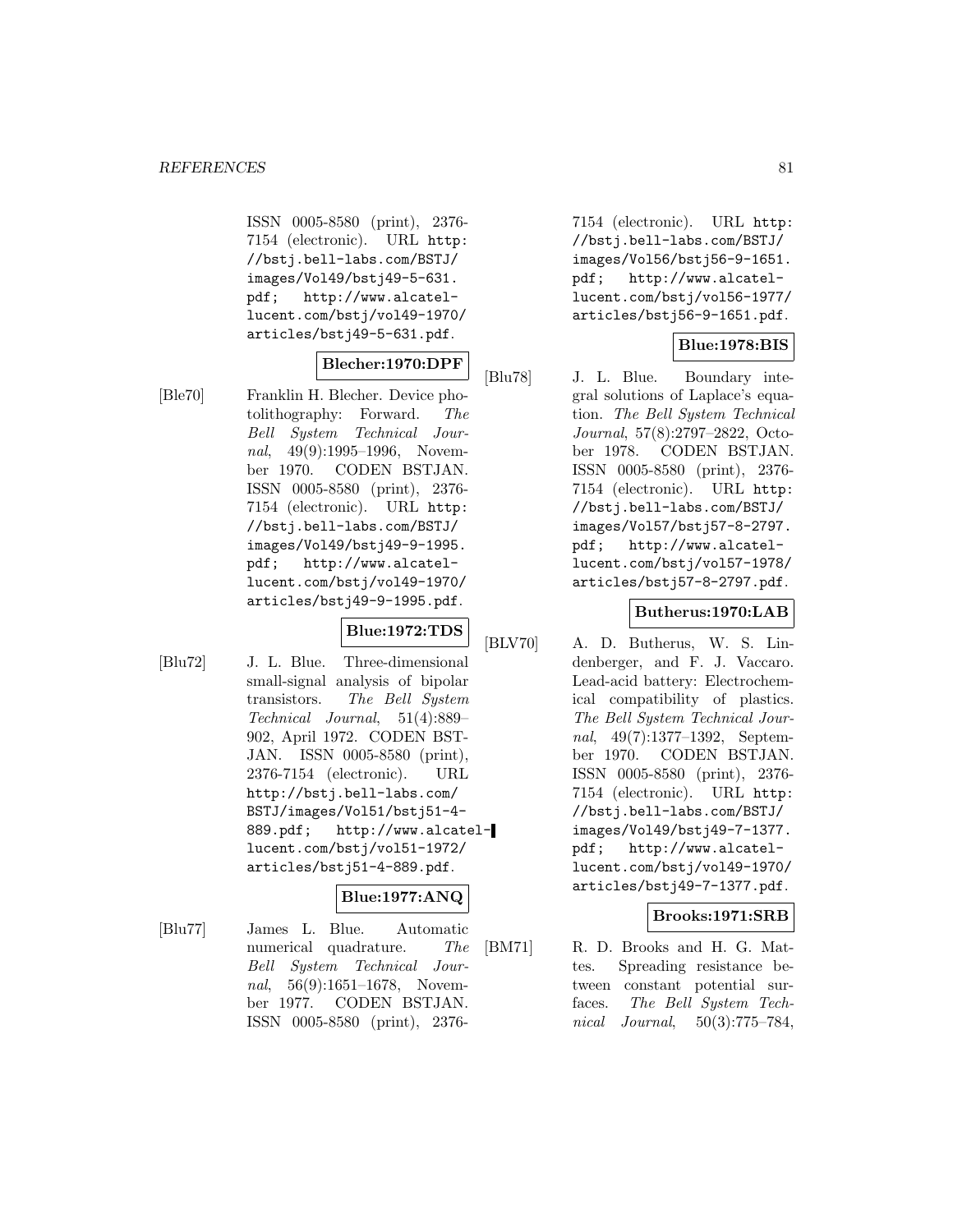ISSN 0005-8580 (print), 2376-7154 (electronic). URL http://bstj.bell-labs.com/BSTJ/images/Vol49/bstj49-5-631.pdf; http://www.alcatel-lucent.com/bstj/vol49-1970/articles/bstj49-5-631.pdf.

**Blecher:1970:DPF**

[Ble70] Franklin H. Blecher. Device photolithography: Forward. *The Bell System Technical Journal*, 49(9):1995–1996, November 1970. CODEN BSTJAN. ISSN 0005-8580 (print), 2376-7154 (electronic). URL http://bstj.bell-labs.com/BSTJ/images/Vol49/bstj49-9-1995.pdf; http://www.alcatel-lucent.com/bstj/vol49-1970/articles/bstj49-9-1995.pdf.

**Blue:1972:TDS**

[Blu72] J. L. Blue. Three-dimensional small-signal analysis of bipolar transistors. *The Bell System Technical Journal*, 51(4):889–902, April 1972. CODEN BSTJAN. ISSN 0005-8580 (print), 2376-7154 (electronic). URL http://bstj.bell-labs.com/BSTJ/images/Vol51/bstj51-4-889.pdf; http://www.alcatel-lucent.com/bstj/vol51-1972/articles/bstj51-4-889.pdf.

**Blue:1977:ANQ**

[Blu77] James L. Blue. Automatic numerical quadrature. *The Bell System Technical Journal*, 56(9):1651–1678, November 1977. CODEN BSTJAN. ISSN 0005-8580 (print), 2376-7154 (electronic). URL http://bstj.bell-labs.com/BSTJ/images/Vol56/bstj56-9-1651.pdf; http://www.alcatel-lucent.com/bstj/vol56-1977/articles/bstj56-9-1651.pdf.

**Blue:1978:BIS**

[Blu78] J. L. Blue. Boundary integral solutions of Laplace's equation. *The Bell System Technical Journal*, 57(8):2797–2822, October 1978. CODEN BSTJAN. ISSN 0005-8580 (print), 2376-7154 (electronic). URL http://bstj.bell-labs.com/BSTJ/images/Vol57/bstj57-8-2797.pdf; http://www.alcatel-lucent.com/bstj/vol57-1978/articles/bstj57-8-2797.pdf.

**Butherus:1970:LAB**

[BLV70] A. D. Butherus, W. S. Lindenberger, and F. J. Vaccaro. Lead-acid battery: Electrochemical compatibility of plastics. *The Bell System Technical Journal*, 49(7):1377–1392, September 1970. CODEN BSTJAN. ISSN 0005-8580 (print), 2376-7154 (electronic). URL http://bstj.bell-labs.com/BSTJ/images/Vol49/bstj49-7-1377.pdf; http://www.alcatel-lucent.com/bstj/vol49-1970/articles/bstj49-7-1377.pdf.

**Brooks:1971:SRB**

[BM71] R. D. Brooks and H. G. Mattes. Spreading resistance between constant potential surfaces. *The Bell System Technical Journal*, 50(3):775–784,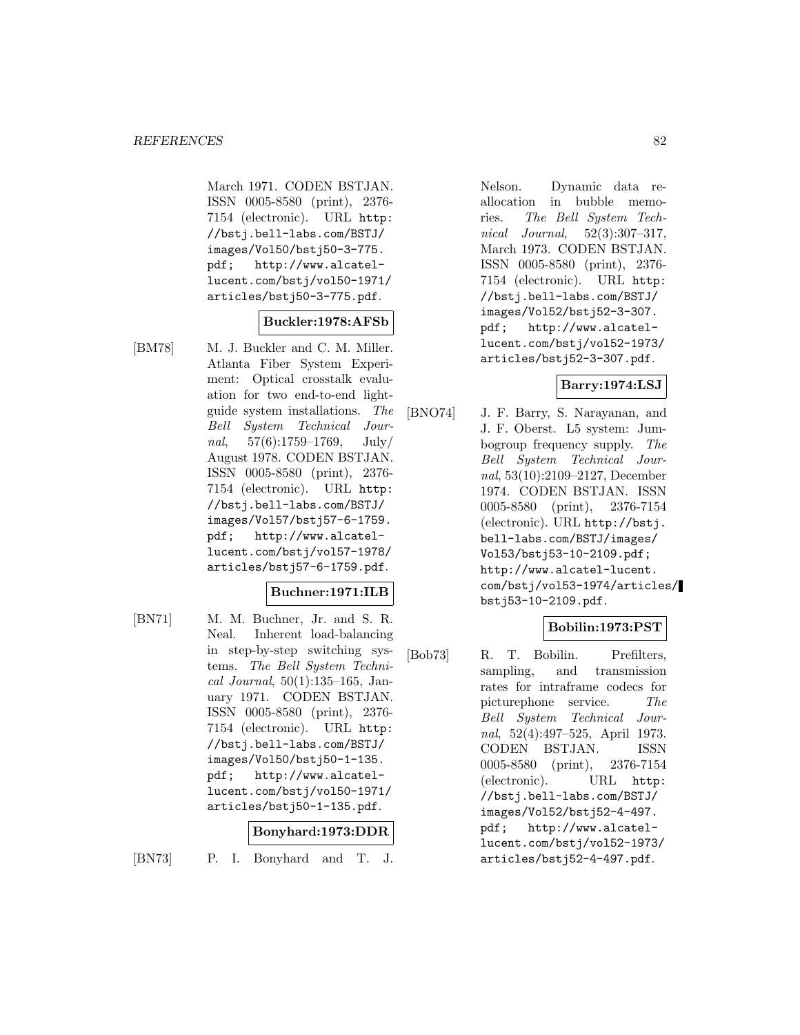March 1971. CODEN BSTJAN. ISSN 0005-8580 (print), 2376-7154 (electronic). URL http://bstj.bell-labs.com/BSTJ/images/Vol50/bstj50-3-775.pdf; http://www.alcatel-lucent.com/bstj/vol50-1971/articles/bstj50-3-775.pdf.

**Buckler:1978:AFSb**

[BM78] M. J. Buckler and C. M. Miller. Atlanta Fiber System Experiment: Optical crosstalk evaluation for two end-to-end lightguide system installations. *The Bell System Technical Journal*, 57(6):1759–1769, July/August 1978. CODEN BSTJAN. ISSN 0005-8580 (print), 2376-7154 (electronic). URL http://bstj.bell-labs.com/BSTJ/images/Vol57/bstj57-6-1759.pdf; http://www.alcatel-lucent.com/bstj/vol57-1978/articles/bstj57-6-1759.pdf.

**Buchner:1971:ILB**

[BN71] M. M. Buchner, Jr. and S. R. Neal. Inherent load-balancing in step-by-step switching systems. *The Bell System Technical Journal*, 50(1):135–165, January 1971. CODEN BSTJAN. ISSN 0005-8580 (print), 2376-7154 (electronic). URL http://bstj.bell-labs.com/BSTJ/images/Vol50/bstj50-1-135.pdf; http://www.alcatel-lucent.com/bstj/vol50-1971/articles/bstj50-1-135.pdf.

**Bonyhard:1973:DDR**

[BN73] P. I. Bonyhard and T. J. Nelson. Dynamic data reallocation in bubble memories. *The Bell System Technical Journal*, 52(3):307–317, March 1973. CODEN BSTJAN. ISSN 0005-8580 (print), 2376-7154 (electronic). URL http://bstj.bell-labs.com/BSTJ/images/Vol52/bstj52-3-307.pdf; http://www.alcatel-lucent.com/bstj/vol52-1973/articles/bstj52-3-307.pdf.

**Barry:1974:LSJ**

[BNO74] J. F. Barry, S. Narayanan, and J. F. Oberst. L5 system: Jumbogroup frequency supply. *The Bell System Technical Journal*, 53(10):2109–2127, December 1974. CODEN BSTJAN. ISSN 0005-8580 (print), 2376-7154 (electronic). URL http://bstj.bell-labs.com/BSTJ/images/Vol53/bstj53-10-2109.pdf; http://www.alcatel-lucent.com/bstj/vol53-1974/articles/bstj53-10-2109.pdf.

**Bobilin:1973:PST**

[Bob73] R. T. Bobilin. Prefilters, sampling, and transmission rates for intraframe codecs for picturephone service. *The Bell System Technical Journal*, 52(4):497–525, April 1973. CODEN BSTJAN. ISSN 0005-8580 (print), 2376-7154 (electronic). URL http://bstj.bell-labs.com/BSTJ/images/Vol52/bstj52-4-497.pdf; http://www.alcatel-lucent.com/bstj/vol52-1973/articles/bstj52-4-497.pdf.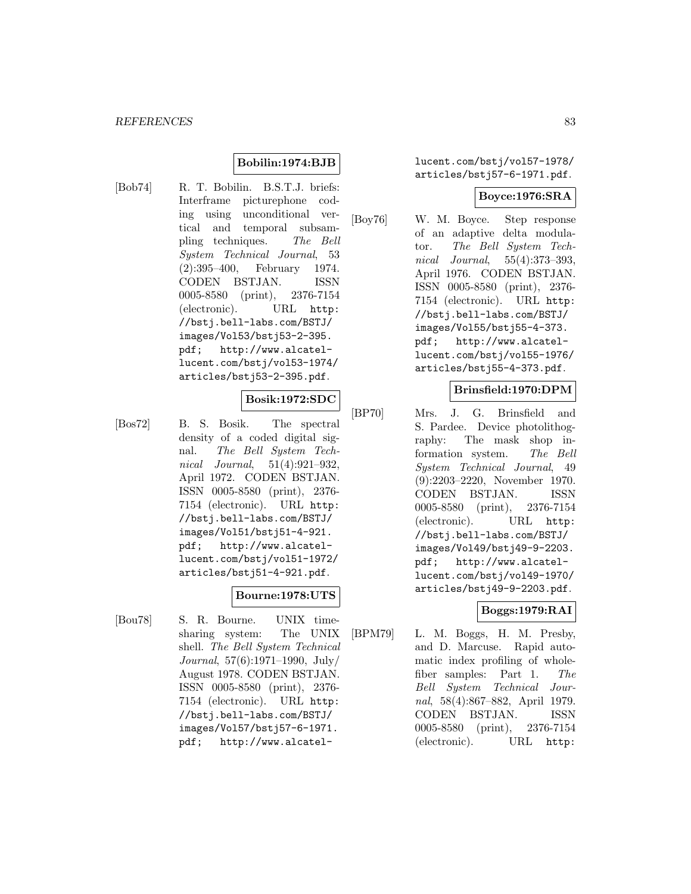**Bobilin:1974:BJB**

[Bob74] R. T. Bobilin. B.S.T.J. briefs: Interframe picturephone coding using unconditional vertical and temporal subsampling techniques. *The Bell System Technical Journal*, 53 (2):395–400, February 1974. CODEN BSTJAN. ISSN 0005-8580 (print), 2376-7154 (electronic). URL http://bstj.bell-labs.com/BSTJ/images/Vol53/bstj53-2-395.pdf; http://www.alcatel-lucent.com/bstj/vol53-1974/articles/bstj53-2-395.pdf.

**Bosik:1972:SDC**

[Bos72] B. S. Bosik. The spectral density of a coded digital signal. *The Bell System Technical Journal*, 51(4):921–932, April 1972. CODEN BSTJAN. ISSN 0005-8580 (print), 2376-7154 (electronic). URL http://bstj.bell-labs.com/BSTJ/images/Vol51/bstj51-4-921.pdf; http://www.alcatel-lucent.com/bstj/vol51-1972/articles/bstj51-4-921.pdf.

**Bourne:1978:UTS**

[Bou78] S. R. Bourne. UNIX timesharing system: The UNIX shell. *The Bell System Technical Journal*, 57(6):1971–1990, July/August 1978. CODEN BSTJAN. ISSN 0005-8580 (print), 2376-7154 (electronic). URL http://bstj.bell-labs.com/BSTJ/images/Vol57/bstj57-6-1971.pdf; http://www.alcatel-lucent.com/bstj/vol57-1978/articles/bstj57-6-1971.pdf.

**Boyce:1976:SRA**

[Boy76] W. M. Boyce. Step response of an adaptive delta modulator. *The Bell System Technical Journal*, 55(4):373–393, April 1976. CODEN BSTJAN. ISSN 0005-8580 (print), 2376-7154 (electronic). URL http://bstj.bell-labs.com/BSTJ/images/Vol55/bstj55-4-373.pdf; http://www.alcatel-lucent.com/bstj/vol55-1976/articles/bstj55-4-373.pdf.

**Brinsfield:1970:DPM**

[BP70] Mrs. J. G. Brinsfield and S. Pardee. Device photolithography: The mask shop information system. *The Bell System Technical Journal*, 49 (9):2203–2220, November 1970. CODEN BSTJAN. ISSN 0005-8580 (print), 2376-7154 (electronic). URL http://bstj.bell-labs.com/BSTJ/images/Vol49/bstj49-9-2203.pdf; http://www.alcatel-lucent.com/bstj/vol49-1970/articles/bstj49-9-2203.pdf.

**Boggs:1979:RAI**

[BPM79] L. M. Boggs, H. M. Presby, and D. Marcuse. Rapid automatic index profiling of whole-fiber samples: Part 1. *The Bell System Technical Journal*, 58(4):867–882, April 1979. CODEN BSTJAN. ISSN 0005-8580 (print), 2376-7154 (electronic). URL http: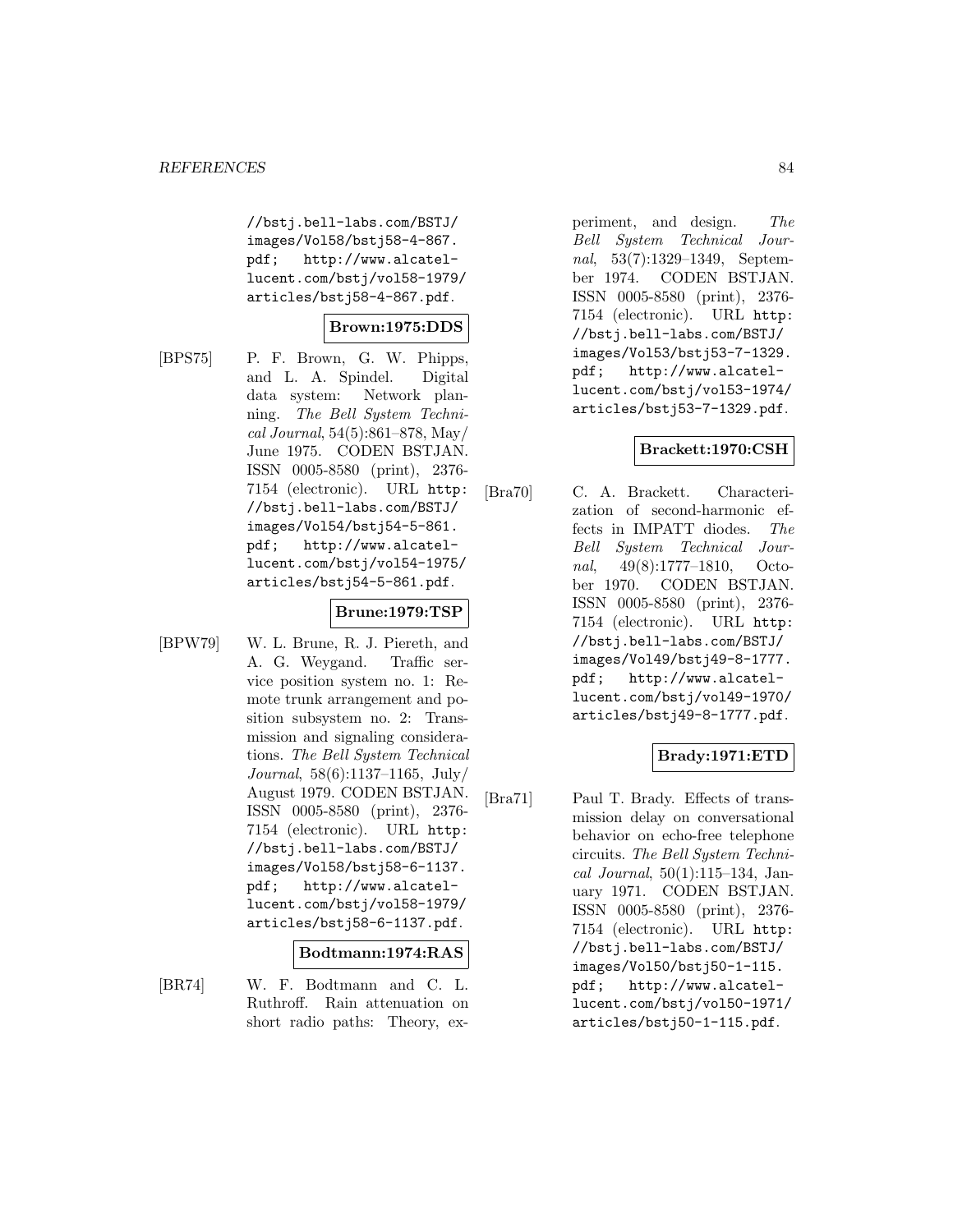//bstj.bell-labs.com/BSTJ/images/Vol58/bstj58-4-867.pdf; http://www.alcatel-lucent.com/bstj/vol58-1979/articles/bstj58-4-867.pdf.

**Brown:1975:DDS**

[BPS75] P. F. Brown, G. W. Phipps, and L. A. Spindel. Digital data system: Network planning. *The Bell System Technical Journal*, 54(5):861–878, May/June 1975. CODEN BSTJAN. ISSN 0005-8580 (print), 2376-7154 (electronic). URL http://bstj.bell-labs.com/BSTJ/images/Vol54/bstj54-5-861.pdf; http://www.alcatel-lucent.com/bstj/vol54-1975/articles/bstj54-5-861.pdf.

**Brune:1979:TSP**

[BPW79] W. L. Brune, R. J. Piereth, and A. G. Weygand. Traffic service position system no. 1: Remote trunk arrangement and position subsystem no. 2: Transmission and signaling considerations. *The Bell System Technical Journal*, 58(6):1137–1165, July/August 1979. CODEN BSTJAN. ISSN 0005-8580 (print), 2376-7154 (electronic). URL http://bstj.bell-labs.com/BSTJ/images/Vol58/bstj58-6-1137.pdf; http://www.alcatel-lucent.com/bstj/vol58-1979/articles/bstj58-6-1137.pdf.

**Bodtmann:1974:RAS**

[BR74] W. F. Bodtmann and C. L. Ruthroff. Rain attenuation on short radio paths: Theory, experiment, and design. *The Bell System Technical Journal*, 53(7):1329–1349, September 1974. CODEN BSTJAN. ISSN 0005-8580 (print), 2376-7154 (electronic). URL http://bstj.bell-labs.com/BSTJ/images/Vol53/bstj53-7-1329.pdf; http://www.alcatel-lucent.com/bstj/vol53-1974/articles/bstj53-7-1329.pdf.

**Brackett:1970:CSH**

[Bra70] C. A. Brackett. Characterization of second-harmonic effects in IMPATT diodes. *The Bell System Technical Journal*, 49(8):1777–1810, October 1970. CODEN BSTJAN. ISSN 0005-8580 (print), 2376-7154 (electronic). URL http://bstj.bell-labs.com/BSTJ/images/Vol49/bstj49-8-1777.pdf; http://www.alcatel-lucent.com/bstj/vol49-1970/articles/bstj49-8-1777.pdf.

**Brady:1971:ETD**

[Bra71] Paul T. Brady. Effects of transmission delay on conversational behavior on echo-free telephone circuits. *The Bell System Technical Journal*, 50(1):115–134, January 1971. CODEN BSTJAN. ISSN 0005-8580 (print), 2376-7154 (electronic). URL http://bstj.bell-labs.com/BSTJ/images/Vol50/bstj50-1-115.pdf; http://www.alcatel-lucent.com/bstj/vol50-1971/articles/bstj50-1-115.pdf.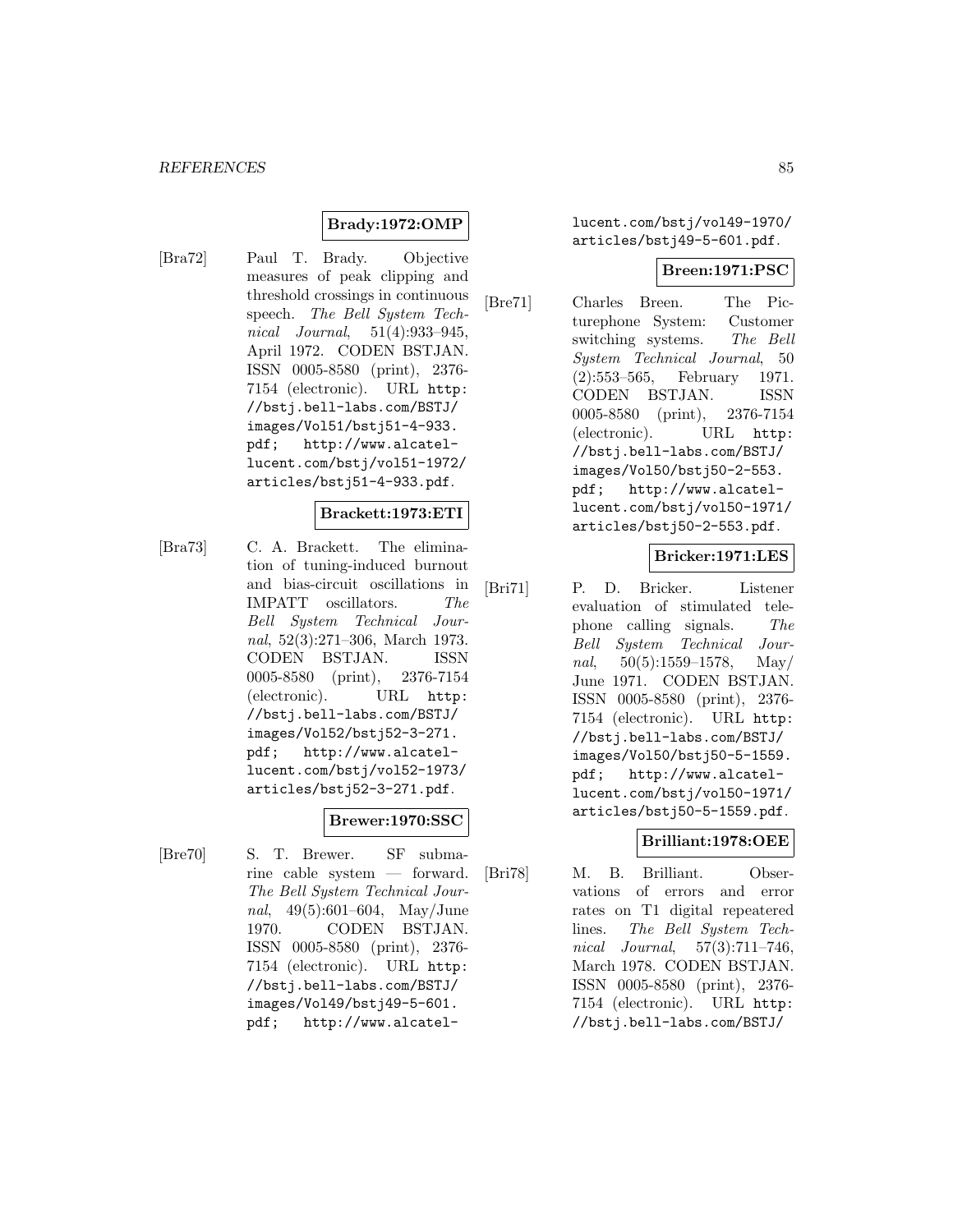**Brady:1972:OMP**

[Bra72] Paul T. Brady. Objective measures of peak clipping and threshold crossings in continuous speech. *The Bell System Technical Journal*, 51(4):933–945, April 1972. CODEN BSTJAN. ISSN 0005-8580 (print), 2376-7154 (electronic). URL http://bstj.bell-labs.com/BSTJ/images/Vol51/bstj51-4-933.pdf; http://www.alcatel-lucent.com/bstj/vol51-1972/articles/bstj51-4-933.pdf.

**Brackett:1973:ETI**

[Bra73] C. A. Brackett. The elimination of tuning-induced burnout and bias-circuit oscillations in IMPATT oscillators. *The Bell System Technical Journal*, 52(3):271–306, March 1973. CODEN BSTJAN. ISSN 0005-8580 (print), 2376-7154 (electronic). URL http://bstj.bell-labs.com/BSTJ/images/Vol52/bstj52-3-271.pdf; http://www.alcatel-lucent.com/bstj/vol52-1973/articles/bstj52-3-271.pdf.

**Brewer:1970:SSC**

[Bre70] S. T. Brewer. SF submarine cable system — forward. *The Bell System Technical Journal*, 49(5):601–604, May/June 1970. CODEN BSTJAN. ISSN 0005-8580 (print), 2376-7154 (electronic). URL http://bstj.bell-labs.com/BSTJ/images/Vol49/bstj49-5-601.pdf; http://www.alcatel-lucent.com/bstj/vol49-1970/articles/bstj49-5-601.pdf.

**Breen:1971:PSC**

[Bre71] Charles Breen. The Picturephone System: Customer switching systems. *The Bell System Technical Journal*, 50 (2):553–565, February 1971. CODEN BSTJAN. ISSN 0005-8580 (print), 2376-7154 (electronic). URL http://bstj.bell-labs.com/BSTJ/images/Vol50/bstj50-2-553.pdf; http://www.alcatel-lucent.com/bstj/vol50-1971/articles/bstj50-2-553.pdf.

**Bricker:1971:LES**

[Bri71] P. D. Bricker. Listener evaluation of stimulated telephone calling signals. *The Bell System Technical Journal*, 50(5):1559–1578, May/June 1971. CODEN BSTJAN. ISSN 0005-8580 (print), 2376-7154 (electronic). URL http://bstj.bell-labs.com/BSTJ/images/Vol50/bstj50-5-1559.pdf; http://www.alcatel-lucent.com/bstj/vol50-1971/articles/bstj50-5-1559.pdf.

**Brilliant:1978:OEE**

[Bri78] M. B. Brilliant. Observations of errors and error rates on T1 digital repeatered lines. *The Bell System Technical Journal*, 57(3):711–746, March 1978. CODEN BSTJAN. ISSN 0005-8580 (print), 2376-7154 (electronic). URL http://bstj.bell-labs.com/BSTJ/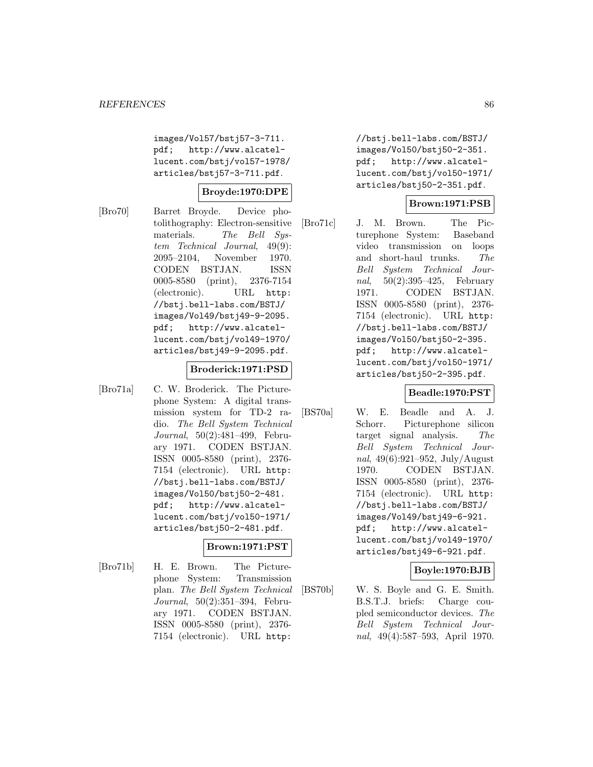images/Vol57/bstj57-3-711.pdf; http://www.alcatel-lucent.com/bstj/vol57-1978/articles/bstj57-3-711.pdf.

**Broyde:1970:DPE**

[Bro70] Barret Broyde. Device photolithography: Electron-sensitive materials. *The Bell System Technical Journal*, 49(9): 2095–2104, November 1970. CODEN BSTJAN. ISSN 0005-8580 (print), 2376-7154 (electronic). URL http://bstj.bell-labs.com/BSTJ/images/Vol49/bstj49-9-2095.pdf; http://www.alcatel-lucent.com/bstj/vol49-1970/articles/bstj49-9-2095.pdf.

**Broderick:1971:PSD**

[Bro71a] C. W. Broderick. The Picturephone System: A digital transmission system for TD-2 radio. *The Bell System Technical Journal*, 50(2):481–499, February 1971. CODEN BSTJAN. ISSN 0005-8580 (print), 2376-7154 (electronic). URL http://bstj.bell-labs.com/BSTJ/images/Vol50/bstj50-2-481.pdf; http://www.alcatel-lucent.com/bstj/vol50-1971/articles/bstj50-2-481.pdf.

**Brown:1971:PST**

[Bro71b] H. E. Brown. The Picturephone System: Transmission plan. *The Bell System Technical Journal*, 50(2):351–394, February 1971. CODEN BSTJAN. ISSN 0005-8580 (print), 2376-7154 (electronic). URL http://bstj.bell-labs.com/BSTJ/images/Vol50/bstj50-2-351.pdf; http://www.alcatel-lucent.com/bstj/vol50-1971/articles/bstj50-2-351.pdf.

**Brown:1971:PSB**

[Bro71c] J. M. Brown. The Picturephone System: Baseband video transmission on loops and short-haul trunks. *The Bell System Technical Journal*, 50(2):395–425, February 1971. CODEN BSTJAN. ISSN 0005-8580 (print), 2376-7154 (electronic). URL http://bstj.bell-labs.com/BSTJ/images/Vol50/bstj50-2-395.pdf; http://www.alcatel-lucent.com/bstj/vol50-1971/articles/bstj50-2-395.pdf.

**Beadle:1970:PST**

[BS70a] W. E. Beadle and A. J. Schorr. Picturephone silicon target signal analysis. *The Bell System Technical Journal*, 49(6):921–952, July/August 1970. CODEN BSTJAN. ISSN 0005-8580 (print), 2376-7154 (electronic). URL http://bstj.bell-labs.com/BSTJ/images/Vol49/bstj49-6-921.pdf; http://www.alcatel-lucent.com/bstj/vol49-1970/articles/bstj49-6-921.pdf.

**Boyle:1970:BJB**

[BS70b] W. S. Boyle and G. E. Smith. B.S.T.J. briefs: Charge coupled semiconductor devices. *The Bell System Technical Journal*, 49(4):587–593, April 1970.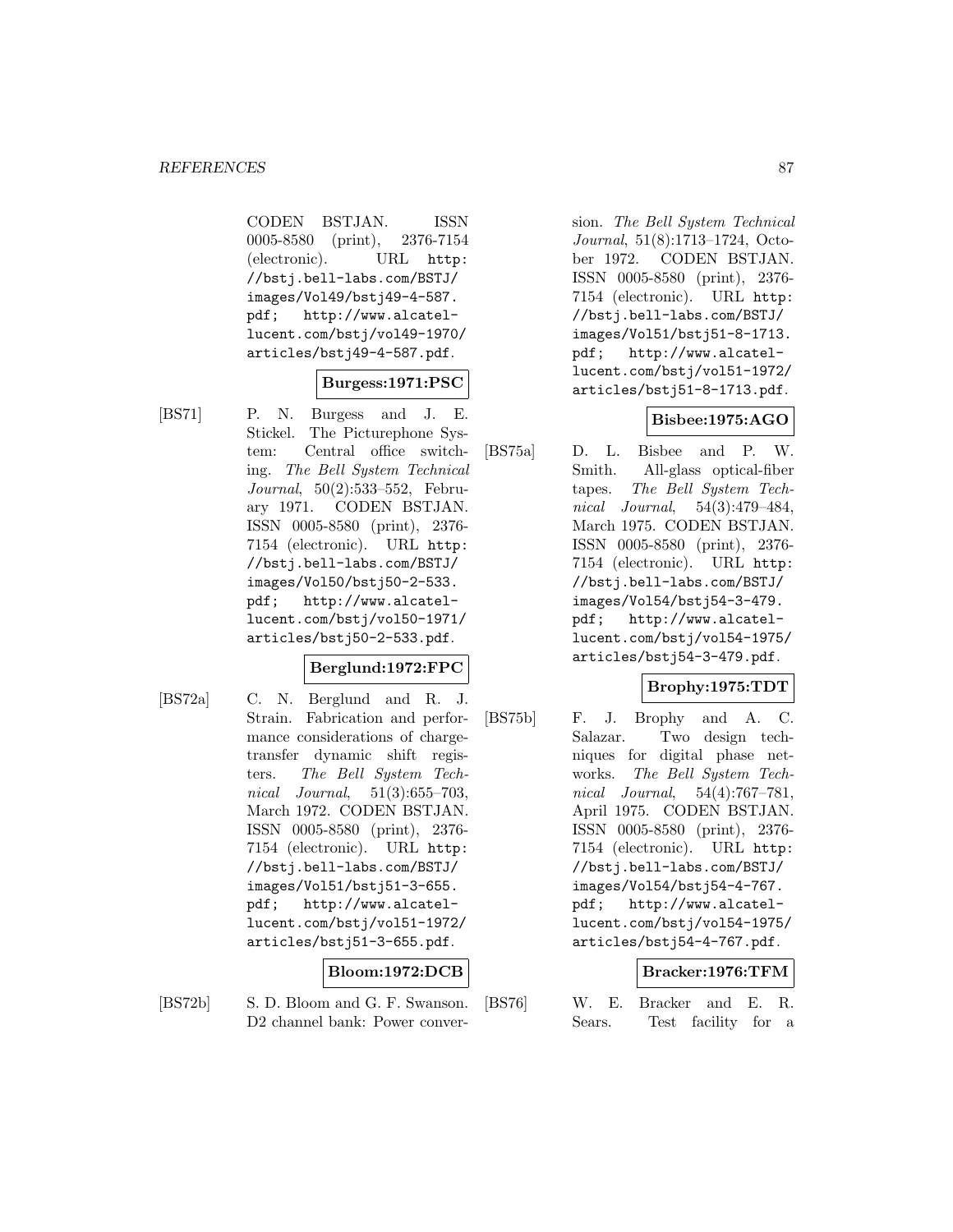CODEN BSTJAN. ISSN 0005-8580 (print), 2376-7154 (electronic). URL http://bstj.bell-labs.com/BSTJ/images/Vol49/bstj49-4-587.pdf; http://www.alcatel-lucent.com/bstj/vol49-1970/articles/bstj49-4-587.pdf.

**Burgess:1971:PSC**

[BS71] P. N. Burgess and J. E. Stickel. The Picturephone System: Central office switching. *The Bell System Technical Journal*, 50(2):533–552, February 1971. CODEN BSTJAN. ISSN 0005-8580 (print), 2376-7154 (electronic). URL http://bstj.bell-labs.com/BSTJ/images/Vol50/bstj50-2-533.pdf; http://www.alcatel-lucent.com/bstj/vol50-1971/articles/bstj50-2-533.pdf.

**Berglund:1972:FPC**

[BS72a] C. N. Berglund and R. J. Strain. Fabrication and performance considerations of charge-transfer dynamic shift registers. *The Bell System Technical Journal*, 51(3):655–703, March 1972. CODEN BSTJAN. ISSN 0005-8580 (print), 2376-7154 (electronic). URL http://bstj.bell-labs.com/BSTJ/images/Vol51/bstj51-3-655.pdf; http://www.alcatel-lucent.com/bstj/vol51-1972/articles/bstj51-3-655.pdf.

**Bloom:1972:DCB**

[BS72b] S. D. Bloom and G. F. Swanson. D2 channel bank: Power conversion. *The Bell System Technical Journal*, 51(8):1713–1724, October 1972. CODEN BSTJAN. ISSN 0005-8580 (print), 2376-7154 (electronic). URL http://bstj.bell-labs.com/BSTJ/images/Vol51/bstj51-8-1713.pdf; http://www.alcatel-lucent.com/bstj/vol51-1972/articles/bstj51-8-1713.pdf.

**Bisbee:1975:AGO**

[BS75a] D. L. Bisbee and P. W. Smith. All-glass optical-fiber tapes. *The Bell System Technical Journal*, 54(3):479–484, March 1975. CODEN BSTJAN. ISSN 0005-8580 (print), 2376-7154 (electronic). URL http://bstj.bell-labs.com/BSTJ/images/Vol54/bstj54-3-479.pdf; http://www.alcatel-lucent.com/bstj/vol54-1975/articles/bstj54-3-479.pdf.

**Brophy:1975:TDT**

[BS75b] F. J. Brophy and A. C. Salazar. Two design techniques for digital phase networks. *The Bell System Technical Journal*, 54(4):767–781, April 1975. CODEN BSTJAN. ISSN 0005-8580 (print), 2376-7154 (electronic). URL http://bstj.bell-labs.com/BSTJ/images/Vol54/bstj54-4-767.pdf; http://www.alcatel-lucent.com/bstj/vol54-1975/articles/bstj54-4-767.pdf.

**Bracker:1976:TFM**

[BS76] W. E. Bracker and E. R. Sears. Test facility for a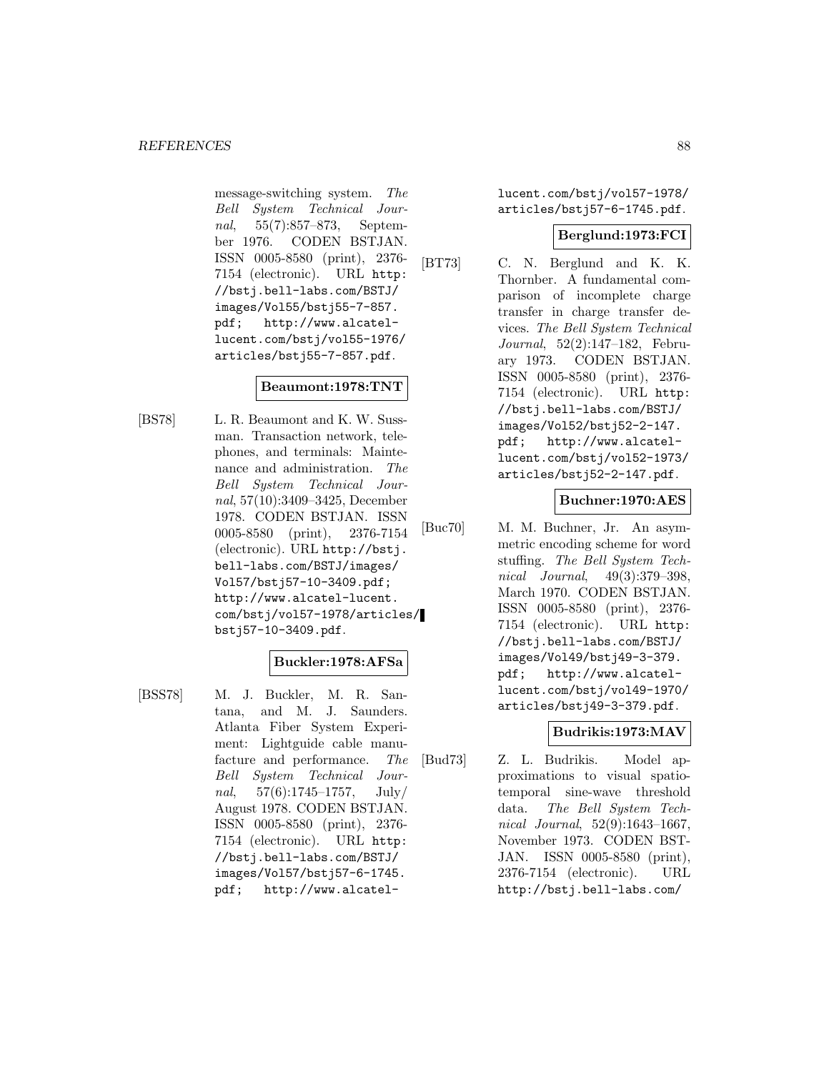message-switching system. *The Bell System Technical Journal*, 55(7):857–873, September 1976. CODEN BSTJAN. ISSN 0005-8580 (print), 2376-7154 (electronic). URL http://bstj.bell-labs.com/BSTJ/images/Vol55/bstj55-7-857.pdf; http://www.alcatel-lucent.com/bstj/vol55-1976/articles/bstj55-7-857.pdf.

**Beaumont:1978:TNT**

[BS78] L. R. Beaumont and K. W. Sussman. Transaction network, telephones, and terminals: Maintenance and administration. *The Bell System Technical Journal*, 57(10):3409–3425, December 1978. CODEN BSTJAN. ISSN 0005-8580 (print), 2376-7154 (electronic). URL http://bstj.bell-labs.com/BSTJ/images/Vol57/bstj57-10-3409.pdf; http://www.alcatel-lucent.com/bstj/vol57-1978/articles/bstj57-10-3409.pdf.

**Buckler:1978:AFSa**

[BSS78] M. J. Buckler, M. R. Santana, and M. J. Saunders. Atlanta Fiber System Experiment: Lightguide cable manufacture and performance. *The Bell System Technical Journal*, 57(6):1745–1757, July/August 1978. CODEN BSTJAN. ISSN 0005-8580 (print), 2376-7154 (electronic). URL http://bstj.bell-labs.com/BSTJ/images/Vol57/bstj57-6-1745.pdf; http://www.alcatel-lucent.com/bstj/vol57-1978/articles/bstj57-6-1745.pdf.

**Berglund:1973:FCI**

[BT73] C. N. Berglund and K. K. Thornber. A fundamental comparison of incomplete charge transfer in charge transfer devices. *The Bell System Technical Journal*, 52(2):147–182, February 1973. CODEN BSTJAN. ISSN 0005-8580 (print), 2376-7154 (electronic). URL http://bstj.bell-labs.com/BSTJ/images/Vol52/bstj52-2-147.pdf; http://www.alcatel-lucent.com/bstj/vol52-1973/articles/bstj52-2-147.pdf.

**Buchner:1970:AES**

[Buc70] M. M. Buchner, Jr. An asymmetric encoding scheme for word stuffing. *The Bell System Technical Journal*, 49(3):379–398, March 1970. CODEN BSTJAN. ISSN 0005-8580 (print), 2376-7154 (electronic). URL http://bstj.bell-labs.com/BSTJ/images/Vol49/bstj49-3-379.pdf; http://www.alcatel-lucent.com/bstj/vol49-1970/articles/bstj49-3-379.pdf.

**Budrikis:1973:MAV**

[Bud73] Z. L. Budrikis. Model approximations to visual spatio-temporal sine-wave threshold data. *The Bell System Technical Journal*, 52(9):1643–1667, November 1973. CODEN BSTJAN. ISSN 0005-8580 (print), 2376-7154 (electronic). URL http://bstj.bell-labs.com/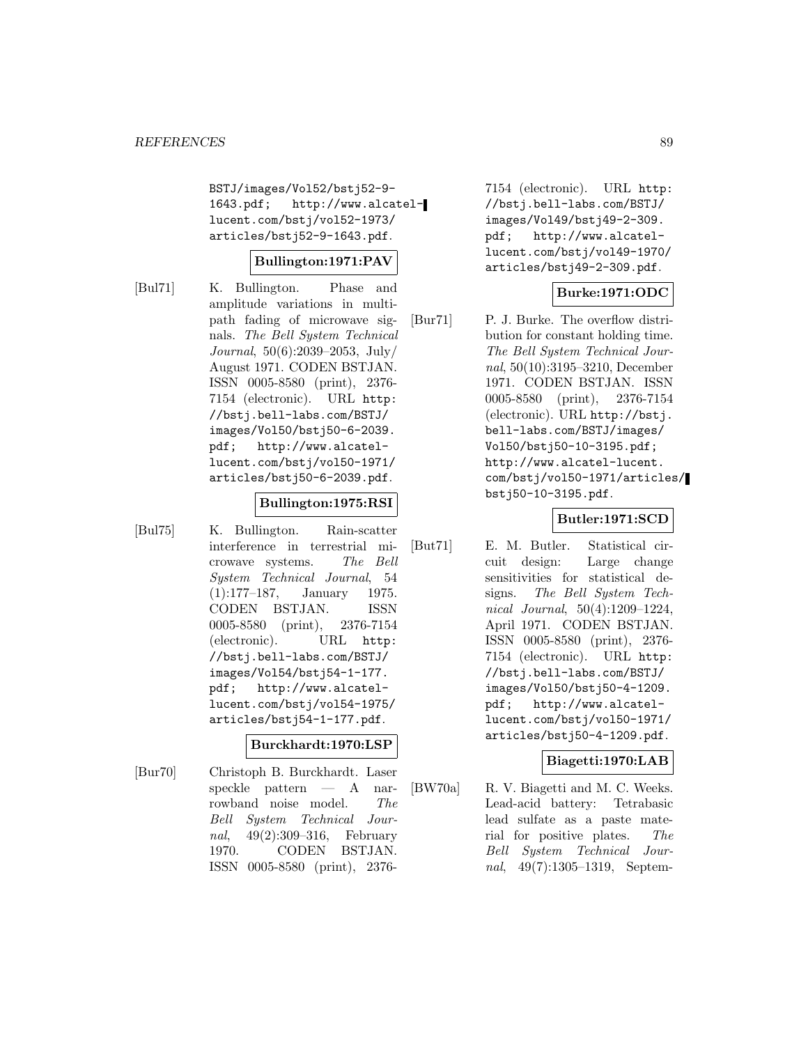BSTJ/images/Vol52/bstj52-9-1643.pdf; http://www.alcatel-lucent.com/bstj/vol52-1973/articles/bstj52-9-1643.pdf.

**Bullington:1971:PAV**

[Bul71] K. Bullington. Phase and amplitude variations in multipath fading of microwave signals. *The Bell System Technical Journal*, 50(6):2039–2053, July/August 1971. CODEN BSTJAN. ISSN 0005-8580 (print), 2376-7154 (electronic). URL http://bstj.bell-labs.com/BSTJ/images/Vol50/bstj50-6-2039.pdf; http://www.alcatel-lucent.com/bstj/vol50-1971/articles/bstj50-6-2039.pdf.

**Bullington:1975:RSI**

[Bul75] K. Bullington. Rain-scatter interference in terrestrial microwave systems. *The Bell System Technical Journal*, 54 (1):177–187, January 1975. CODEN BSTJAN. ISSN 0005-8580 (print), 2376-7154 (electronic). URL http://bstj.bell-labs.com/BSTJ/images/Vol54/bstj54-1-177.pdf; http://www.alcatel-lucent.com/bstj/vol54-1975/articles/bstj54-1-177.pdf.

**Burckhardt:1970:LSP**

[Bur70] Christoph B. Burckhardt. Laser speckle pattern — A narrowband noise model. *The Bell System Technical Journal*, 49(2):309–316, February 1970. CODEN BSTJAN. ISSN 0005-8580 (print), 2376-7154 (electronic). URL http://bstj.bell-labs.com/BSTJ/images/Vol49/bstj49-2-309.pdf; http://www.alcatel-lucent.com/bstj/vol49-1970/articles/bstj49-2-309.pdf.

**Burke:1971:ODC**

[Bur71] P. J. Burke. The overflow distribution for constant holding time. *The Bell System Technical Journal*, 50(10):3195–3210, December 1971. CODEN BSTJAN. ISSN 0005-8580 (print), 2376-7154 (electronic). URL http://bstj.bell-labs.com/BSTJ/images/Vol50/bstj50-10-3195.pdf; http://www.alcatel-lucent.com/bstj/vol50-1971/articles/bstj50-10-3195.pdf.

**Butler:1971:SCD**

[But71] E. M. Butler. Statistical circuit design: Large change sensitivities for statistical designs. *The Bell System Technical Journal*, 50(4):1209–1224, April 1971. CODEN BSTJAN. ISSN 0005-8580 (print), 2376-7154 (electronic). URL http://bstj.bell-labs.com/BSTJ/images/Vol50/bstj50-4-1209.pdf; http://www.alcatel-lucent.com/bstj/vol50-1971/articles/bstj50-4-1209.pdf.

**Biagetti:1970:LAB**

[BW70a] R. V. Biagetti and M. C. Weeks. Lead-acid battery: Tetrabasic lead sulfate as a paste material for positive plates. *The Bell System Technical Journal*, 49(7):1305–1319, Septem-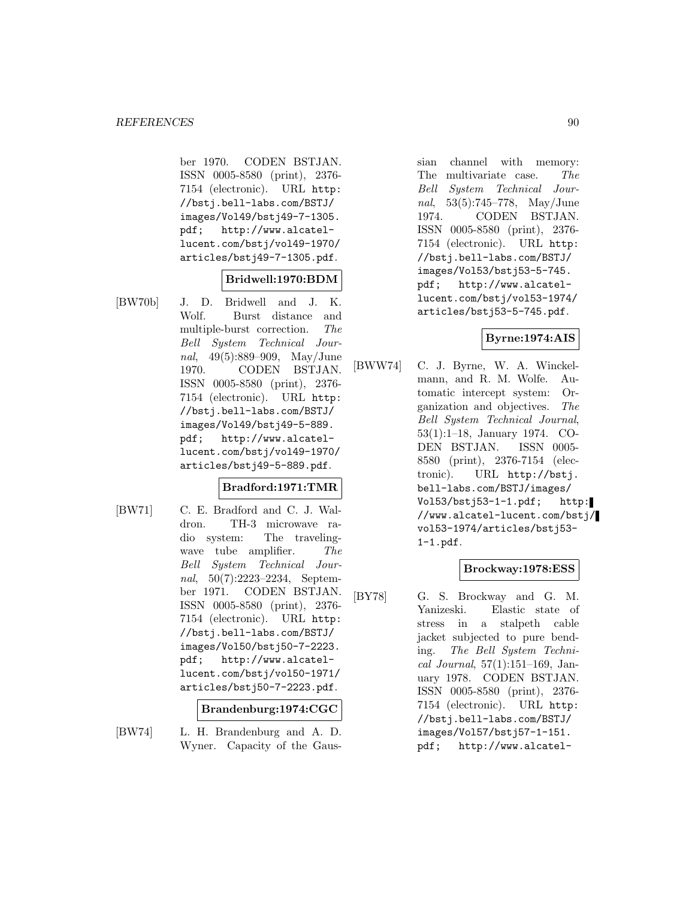ber 1970. CODEN BSTJAN. ISSN 0005-8580 (print), 2376-7154 (electronic). URL http://bstj.bell-labs.com/BSTJ/images/Vol49/bstj49-7-1305.pdf; http://www.alcatel-lucent.com/bstj/vol49-1970/articles/bstj49-7-1305.pdf.

**Bridwell:1970:BDM**

[BW70b] J. D. Bridwell and J. K. Wolf. Burst distance and multiple-burst correction. *The Bell System Technical Journal*, 49(5):889–909, May/June 1970. CODEN BSTJAN. ISSN 0005-8580 (print), 2376-7154 (electronic). URL http://bstj.bell-labs.com/BSTJ/images/Vol49/bstj49-5-889.pdf; http://www.alcatel-lucent.com/bstj/vol49-1970/articles/bstj49-5-889.pdf.

**Bradford:1971:TMR**

[BW71] C. E. Bradford and C. J. Waldron. TH-3 microwave radio system: The traveling-wave tube amplifier. *The Bell System Technical Journal*, 50(7):2223–2234, September 1971. CODEN BSTJAN. ISSN 0005-8580 (print), 2376-7154 (electronic). URL http://bstj.bell-labs.com/BSTJ/images/Vol50/bstj50-7-2223.pdf; http://www.alcatel-lucent.com/bstj/vol50-1971/articles/bstj50-7-2223.pdf.

**Brandenburg:1974:CGC**

[BW74] L. H. Brandenburg and A. D. Wyner. Capacity of the Gaussian channel with memory: The multivariate case. *The Bell System Technical Journal*, 53(5):745–778, May/June 1974. CODEN BSTJAN. ISSN 0005-8580 (print), 2376-7154 (electronic). URL http://bstj.bell-labs.com/BSTJ/images/Vol53/bstj53-5-745.pdf; http://www.alcatel-lucent.com/bstj/vol53-1974/articles/bstj53-5-745.pdf.

**Byrne:1974:AIS**

[BWW74] C. J. Byrne, W. A. Winckelmann, and R. M. Wolfe. Automatic intercept system: Organization and objectives. *The Bell System Technical Journal*, 53(1):1–18, January 1974. CODEN BSTJAN. ISSN 0005-8580 (print), 2376-7154 (electronic). URL http://bstj.bell-labs.com/BSTJ/images/Vol53/bstj53-1-1.pdf; http://www.alcatel-lucent.com/bstj/vol53-1974/articles/bstj53-1-1.pdf.

**Brockway:1978:ESS**

[BY78] G. S. Brockway and G. M. Yanizeski. Elastic state of stress in a stalpeth cable jacket subjected to pure bending. *The Bell System Technical Journal*, 57(1):151–169, January 1978. CODEN BSTJAN. ISSN 0005-8580 (print), 2376-7154 (electronic). URL http://bstj.bell-labs.com/BSTJ/images/Vol57/bstj57-1-151.pdf; http://www.alcatel-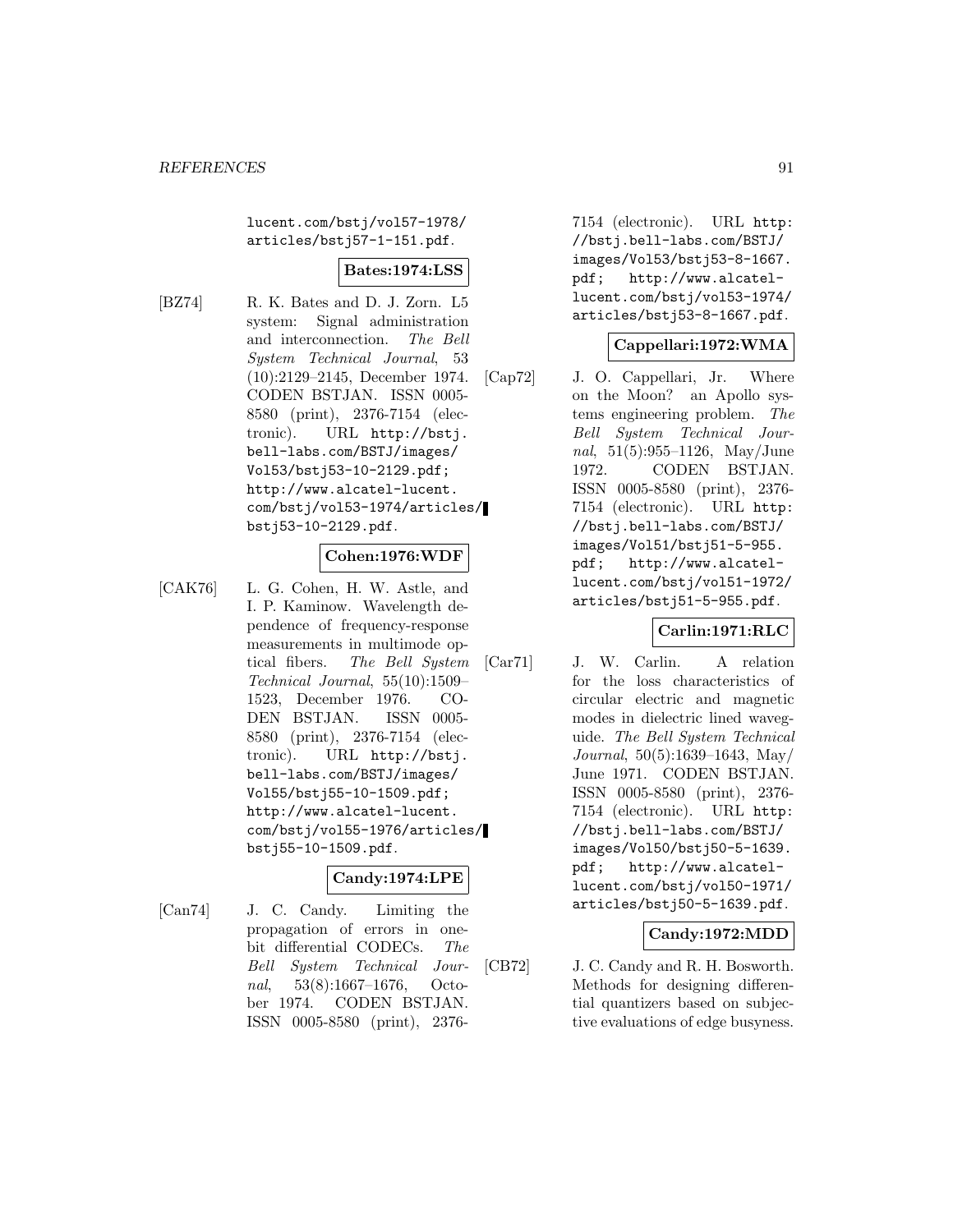lucent.com/bstj/vol57-1978/articles/bstj57-1-151.pdf.

**Bates:1974:LSS**

[BZ74] R. K. Bates and D. J. Zorn. L5 system: Signal administration and interconnection. *The Bell System Technical Journal*, 53 (10):2129–2145, December 1974. CODEN BSTJAN. ISSN 0005-8580 (print), 2376-7154 (electronic). URL http://bstj.bell-labs.com/BSTJ/images/Vol53/bstj53-10-2129.pdf; http://www.alcatel-lucent.com/bstj/vol53-1974/articles/bstj53-10-2129.pdf.

**Cohen:1976:WDF**

[CAK76] L. G. Cohen, H. W. Astle, and I. P. Kaminow. Wavelength dependence of frequency-response measurements in multimode optical fibers. *The Bell System Technical Journal*, 55(10):1509–1523, December 1976. CODEN BSTJAN. ISSN 0005-8580 (print), 2376-7154 (electronic). URL http://bstj.bell-labs.com/BSTJ/images/Vol55/bstj55-10-1509.pdf; http://www.alcatel-lucent.com/bstj/vol55-1976/articles/bstj55-10-1509.pdf.

**Candy:1974:LPE**

[Can74] J. C. Candy. Limiting the propagation of errors in one-bit differential CODECs. *The Bell System Technical Journal*, 53(8):1667–1676, October 1974. CODEN BSTJAN. ISSN 0005-8580 (print), 2376-7154 (electronic). URL http://bstj.bell-labs.com/BSTJ/images/Vol53/bstj53-8-1667.pdf; http://www.alcatel-lucent.com/bstj/vol53-1974/articles/bstj53-8-1667.pdf.

**Cappellari:1972:WMA**

[Cap72] J. O. Cappellari, Jr. Where on the Moon? an Apollo systems engineering problem. *The Bell System Technical Journal*, 51(5):955–1126, May/June 1972. CODEN BSTJAN. ISSN 0005-8580 (print), 2376-7154 (electronic). URL http://bstj.bell-labs.com/BSTJ/images/Vol51/bstj51-5-955.pdf; http://www.alcatel-lucent.com/bstj/vol51-1972/articles/bstj51-5-955.pdf.

**Carlin:1971:RLC**

[Car71] J. W. Carlin. A relation for the loss characteristics of circular electric and magnetic modes in dielectric lined waveguide. *The Bell System Technical Journal*, 50(5):1639–1643, May/June 1971. CODEN BSTJAN. ISSN 0005-8580 (print), 2376-7154 (electronic). URL http://bstj.bell-labs.com/BSTJ/images/Vol50/bstj50-5-1639.pdf; http://www.alcatel-lucent.com/bstj/vol50-1971/articles/bstj50-5-1639.pdf.

**Candy:1972:MDD**

[CB72] J. C. Candy and R. H. Bosworth. Methods for designing differential quantizers based on subjective evaluations of edge busyness.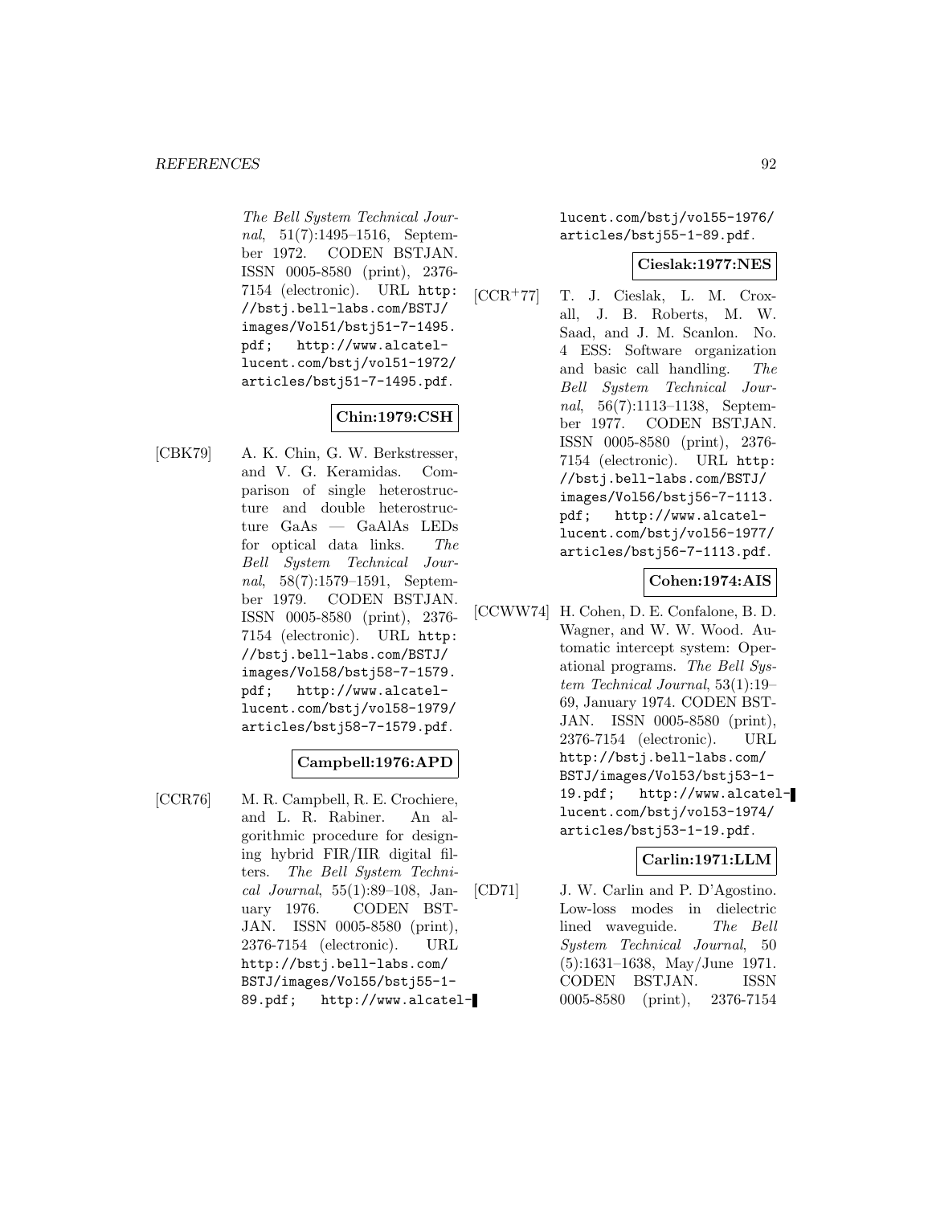*The Bell System Technical Journal*, 51(7):1495–1516, September 1972. CODEN BSTJAN. ISSN 0005-8580 (print), 2376-7154 (electronic). URL http://bstj.bell-labs.com/BSTJ/images/Vol51/bstj51-7-1495.pdf; http://www.alcatel-lucent.com/bstj/vol51-1972/articles/bstj51-7-1495.pdf.

**Chin:1979:CSH**

[CBK79] A. K. Chin, G. W. Berkstresser, and V. G. Keramidas. Comparison of single heterostructure and double heterostructure GaAs — GaAlAs LEDs for optical data links. *The Bell System Technical Journal*, 58(7):1579–1591, September 1979. CODEN BSTJAN. ISSN 0005-8580 (print), 2376-7154 (electronic). URL http://bstj.bell-labs.com/BSTJ/images/Vol58/bstj58-7-1579.pdf; http://www.alcatel-lucent.com/bstj/vol58-1979/articles/bstj58-7-1579.pdf.

**Campbell:1976:APD**

[CCR76] M. R. Campbell, R. E. Crochiere, and L. R. Rabiner. An algorithmic procedure for designing hybrid FIR/IIR digital filters. *The Bell System Technical Journal*, 55(1):89–108, January 1976. CODEN BSTJAN. ISSN 0005-8580 (print), 2376-7154 (electronic). URL http://bstj.bell-labs.com/BSTJ/images/Vol55/bstj55-1-89.pdf; http://www.alcatel-lucent.com/bstj/vol55-1976/articles/bstj55-1-89.pdf.

**Cieslak:1977:NES**

[CCR+77] T. J. Cieslak, L. M. Croxall, J. B. Roberts, M. W. Saad, and J. M. Scanlon. No. 4 ESS: Software organization and basic call handling. *The Bell System Technical Journal*, 56(7):1113–1138, September 1977. CODEN BSTJAN. ISSN 0005-8580 (print), 2376-7154 (electronic). URL http://bstj.bell-labs.com/BSTJ/images/Vol56/bstj56-7-1113.pdf; http://www.alcatel-lucent.com/bstj/vol56-1977/articles/bstj56-7-1113.pdf.

**Cohen:1974:AIS**

[CCWW74] H. Cohen, D. E. Confalone, B. D. Wagner, and W. W. Wood. Automatic intercept system: Operational programs. *The Bell System Technical Journal*, 53(1):19–69, January 1974. CODEN BSTJAN. ISSN 0005-8580 (print), 2376-7154 (electronic). URL http://bstj.bell-labs.com/BSTJ/images/Vol53/bstj53-1-19.pdf; http://www.alcatel-lucent.com/bstj/vol53-1974/articles/bstj53-1-19.pdf.

**Carlin:1971:LLM**

[CD71] J. W. Carlin and P. D'Agostino. Low-loss modes in dielectric lined waveguide. *The Bell System Technical Journal*, 50 (5):1631–1638, May/June 1971. CODEN BSTJAN. ISSN 0005-8580 (print), 2376-7154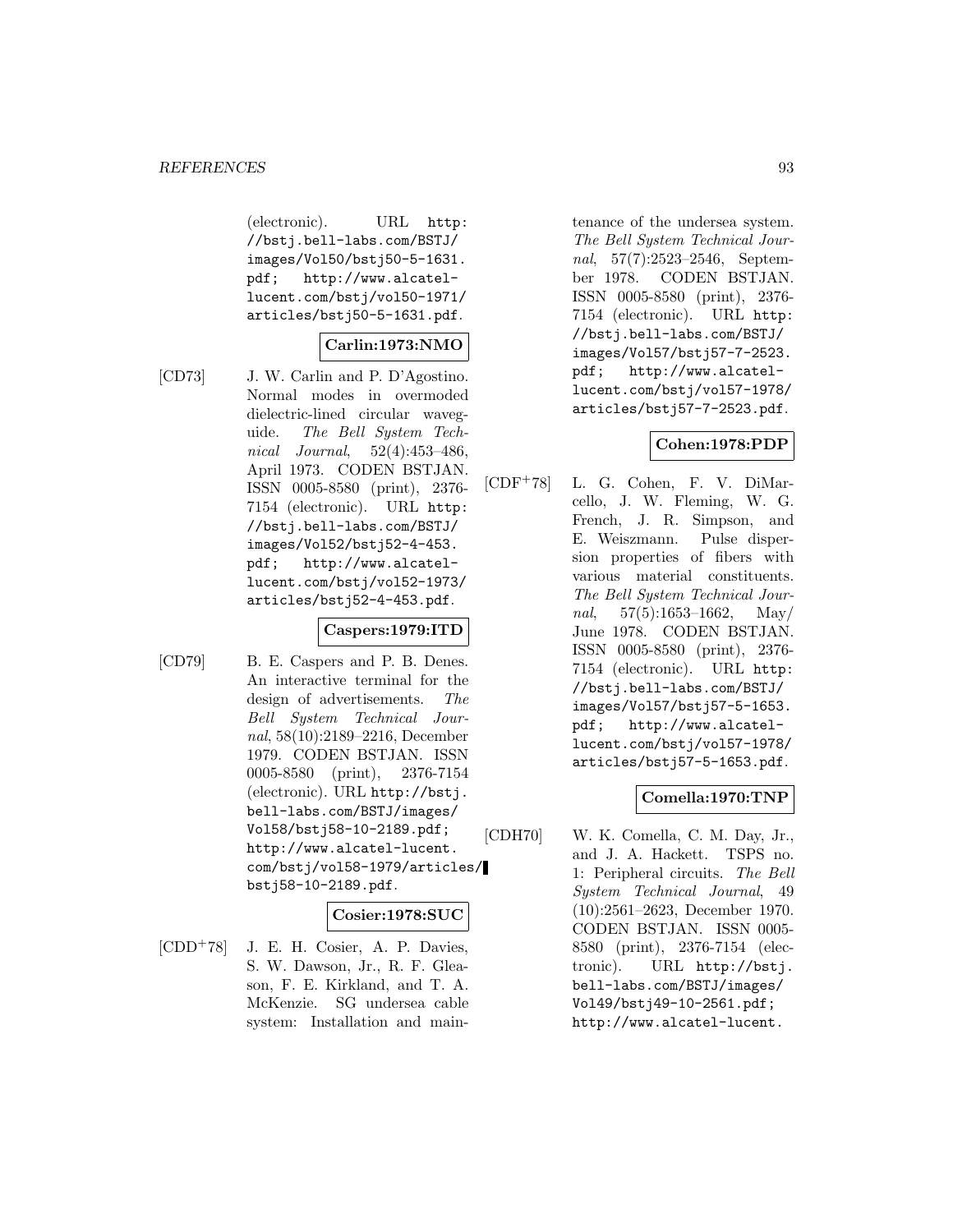(electronic). URL http://bstj.bell-labs.com/BSTJ/images/Vol50/bstj50-5-1631.pdf; http://www.alcatel-lucent.com/bstj/vol50-1971/articles/bstj50-5-1631.pdf.

**Carlin:1973:NMO**

[CD73] J. W. Carlin and P. D'Agostino. Normal modes in overmoded dielectric-lined circular waveguide. *The Bell System Technical Journal*, 52(4):453–486, April 1973. CODEN BSTJAN. ISSN 0005-8580 (print), 2376-7154 (electronic). URL http://bstj.bell-labs.com/BSTJ/images/Vol52/bstj52-4-453.pdf; http://www.alcatel-lucent.com/bstj/vol52-1973/articles/bstj52-4-453.pdf.

**Caspers:1979:ITD**

[CD79] B. E. Caspers and P. B. Denes. An interactive terminal for the design of advertisements. *The Bell System Technical Journal*, 58(10):2189–2216, December 1979. CODEN BSTJAN. ISSN 0005-8580 (print), 2376-7154 (electronic). URL http://bstj.bell-labs.com/BSTJ/images/Vol58/bstj58-10-2189.pdf; http://www.alcatel-lucent.com/bstj/vol58-1979/articles/bstj58-10-2189.pdf.

**Cosier:1978:SUC**

[CDD+78] J. E. H. Cosier, A. P. Davies, S. W. Dawson, Jr., R. F. Gleason, F. E. Kirkland, and T. A. McKenzie. SG undersea cable system: Installation and maintenance of the undersea system. *The Bell System Technical Journal*, 57(7):2523–2546, September 1978. CODEN BSTJAN. ISSN 0005-8580 (print), 2376-7154 (electronic). URL http://bstj.bell-labs.com/BSTJ/images/Vol57/bstj57-7-2523.pdf; http://www.alcatel-lucent.com/bstj/vol57-1978/articles/bstj57-7-2523.pdf.

**Cohen:1978:PDP**

[CDF+78] L. G. Cohen, F. V. DiMarcello, J. W. Fleming, W. G. French, J. R. Simpson, and E. Weiszmann. Pulse dispersion properties of fibers with various material constituents. *The Bell System Technical Journal*, 57(5):1653–1662, May/June 1978. CODEN BSTJAN. ISSN 0005-8580 (print), 2376-7154 (electronic). URL http://bstj.bell-labs.com/BSTJ/images/Vol57/bstj57-5-1653.pdf; http://www.alcatel-lucent.com/bstj/vol57-1978/articles/bstj57-5-1653.pdf.

**Comella:1970:TNP**

[CDH70] W. K. Comella, C. M. Day, Jr., and J. A. Hackett. TSPS no. 1: Peripheral circuits. *The Bell System Technical Journal*, 49(10):2561–2623, December 1970. CODEN BSTJAN. ISSN 0005-8580 (print), 2376-7154 (electronic). URL http://bstj.bell-labs.com/BSTJ/images/Vol49/bstj49-10-2561.pdf; http://www.alcatel-lucent.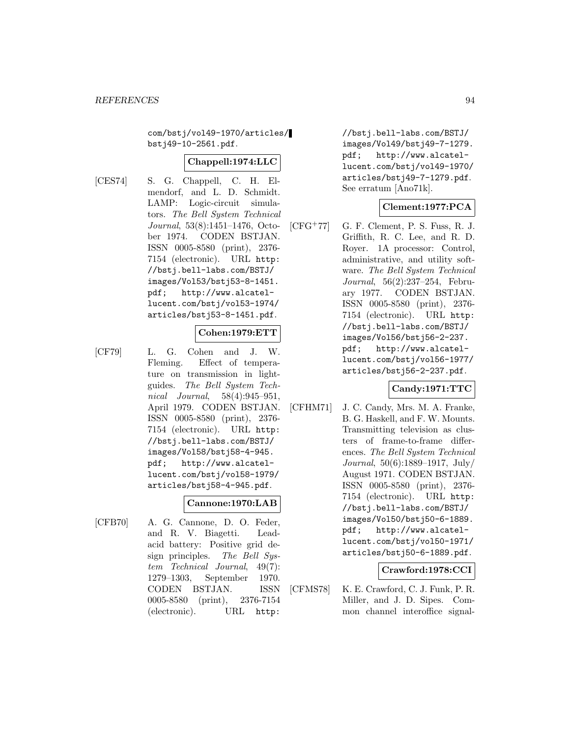com/bstj/vol49-1970/articles/bstj49-10-2561.pdf.

**Chappell:1974:LLC**

[CES74] S. G. Chappell, C. H. Elmendorf, and L. D. Schmidt. LAMP: Logic-circuit simulators. *The Bell System Technical Journal*, 53(8):1451–1476, October 1974. CODEN BSTJAN. ISSN 0005-8580 (print), 2376-7154 (electronic). URL http://bstj.bell-labs.com/BSTJ/images/Vol53/bstj53-8-1451.pdf; http://www.alcatel-lucent.com/bstj/vol53-1974/articles/bstj53-8-1451.pdf.

**Cohen:1979:ETT**

[CF79] L. G. Cohen and J. W. Fleming. Effect of temperature on transmission in lightguides. *The Bell System Technical Journal*, 58(4):945–951, April 1979. CODEN BSTJAN. ISSN 0005-8580 (print), 2376-7154 (electronic). URL http://bstj.bell-labs.com/BSTJ/images/Vol58/bstj58-4-945.pdf; http://www.alcatel-lucent.com/bstj/vol58-1979/articles/bstj58-4-945.pdf.

**Cannone:1970:LAB**

[CFB70] A. G. Cannone, D. O. Feder, and R. V. Biagetti. Lead-acid battery: Positive grid design principles. *The Bell System Technical Journal*, 49(7):1279–1303, September 1970. CODEN BSTJAN. ISSN 0005-8580 (print), 2376-7154 (electronic). URL http://bstj.bell-labs.com/BSTJ/images/Vol49/bstj49-7-1279.pdf; http://www.alcatel-lucent.com/bstj/vol49-1970/articles/bstj49-7-1279.pdf. See erratum [Ano71k].

**Clement:1977:PCA**

[CFG+77] G. F. Clement, P. S. Fuss, R. J. Griffith, R. C. Lee, and R. D. Royer. 1A processor: Control, administrative, and utility software. *The Bell System Technical Journal*, 56(2):237–254, February 1977. CODEN BSTJAN. ISSN 0005-8580 (print), 2376-7154 (electronic). URL http://bstj.bell-labs.com/BSTJ/images/Vol56/bstj56-2-237.pdf; http://www.alcatel-lucent.com/bstj/vol56-1977/articles/bstj56-2-237.pdf.

**Candy:1971:TTC**

[CFHM71] J. C. Candy, Mrs. M. A. Franke, B. G. Haskell, and F. W. Mounts. Transmitting television as clusters of frame-to-frame differences. *The Bell System Technical Journal*, 50(6):1889–1917, July/August 1971. CODEN BSTJAN. ISSN 0005-8580 (print), 2376-7154 (electronic). URL http://bstj.bell-labs.com/BSTJ/images/Vol50/bstj50-6-1889.pdf; http://www.alcatel-lucent.com/bstj/vol50-1971/articles/bstj50-6-1889.pdf.

**Crawford:1978:CCI**

[CFMS78] K. E. Crawford, C. J. Funk, P. R. Miller, and J. D. Sipes. Common channel interoffice signal-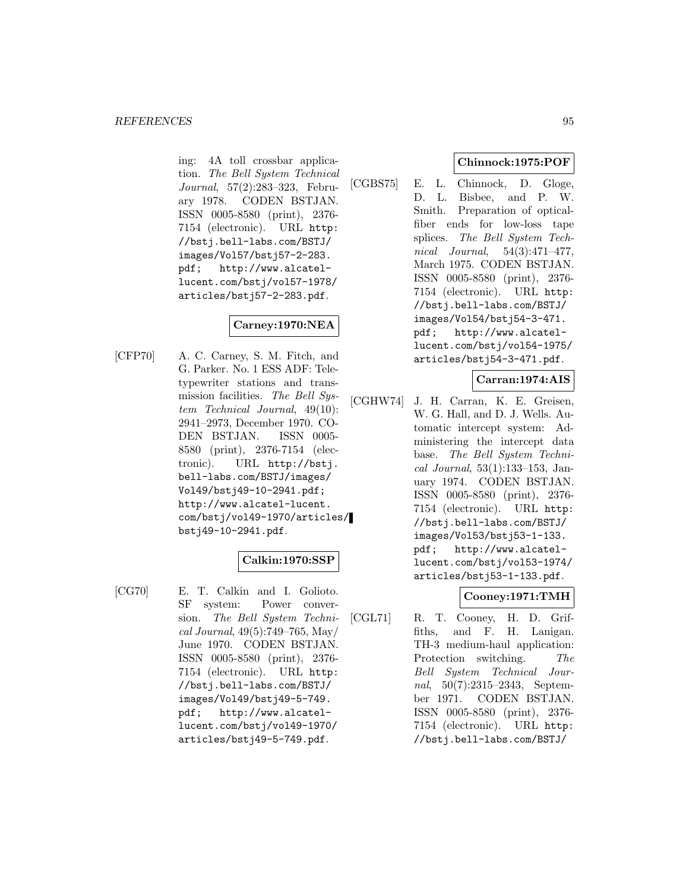ing: 4A toll crossbar application. *The Bell System Technical Journal*, 57(2):283–323, February 1978. CODEN BSTJAN. ISSN 0005-8580 (print), 2376-7154 (electronic). URL `http://bstj.bell-labs.com/BSTJ/images/Vol57/bstj57-2-283.pdf`; `http://www.alcatel-lucent.com/bstj/vol57-1978/articles/bstj57-2-283.pdf`.

**Carney:1970:NEA**

[CFP70] A. C. Carney, S. M. Fitch, and G. Parker. No. 1 ESS ADF: Teletypewriter stations and transmission facilities. *The Bell System Technical Journal*, 49(10): 2941–2973, December 1970. CODEN BSTJAN. ISSN 0005-8580 (print), 2376-7154 (electronic). URL `http://bstj.bell-labs.com/BSTJ/images/Vol49/bstj49-10-2941.pdf`; `http://www.alcatel-lucent.com/bstj/vol49-1970/articles/bstj49-10-2941.pdf`.

**Calkin:1970:SSP**

[CG70] E. T. Calkin and I. Golioto. SF system: Power conversion. *The Bell System Technical Journal*, 49(5):749–765, May/June 1970. CODEN BSTJAN. ISSN 0005-8580 (print), 2376-7154 (electronic). URL `http://bstj.bell-labs.com/BSTJ/images/Vol49/bstj49-5-749.pdf`; `http://www.alcatel-lucent.com/bstj/vol49-1970/articles/bstj49-5-749.pdf`.

**Chinnock:1975:POF**

[CGBS75] E. L. Chinnock, D. Gloge, D. L. Bisbee, and P. W. Smith. Preparation of optical-fiber ends for low-loss tape splices. *The Bell System Technical Journal*, 54(3):471–477, March 1975. CODEN BSTJAN. ISSN 0005-8580 (print), 2376-7154 (electronic). URL `http://bstj.bell-labs.com/BSTJ/images/Vol54/bstj54-3-471.pdf`; `http://www.alcatel-lucent.com/bstj/vol54-1975/articles/bstj54-3-471.pdf`.

**Carran:1974:AIS**

[CGHW74] J. H. Carran, K. E. Greisen, W. G. Hall, and D. J. Wells. Automatic intercept system: Administering the intercept data base. *The Bell System Technical Journal*, 53(1):133–153, January 1974. CODEN BSTJAN. ISSN 0005-8580 (print), 2376-7154 (electronic). URL `http://bstj.bell-labs.com/BSTJ/images/Vol53/bstj53-1-133.pdf`; `http://www.alcatel-lucent.com/bstj/vol53-1974/articles/bstj53-1-133.pdf`.

**Cooney:1971:TMH**

[CGL71] R. T. Cooney, H. D. Griffiths, and F. H. Lanigan. TH-3 medium-haul application: Protection switching. *The Bell System Technical Journal*, 50(7):2315–2343, September 1971. CODEN BSTJAN. ISSN 0005-8580 (print), 2376-7154 (electronic). URL `http://bstj.bell-labs.com/BSTJ/`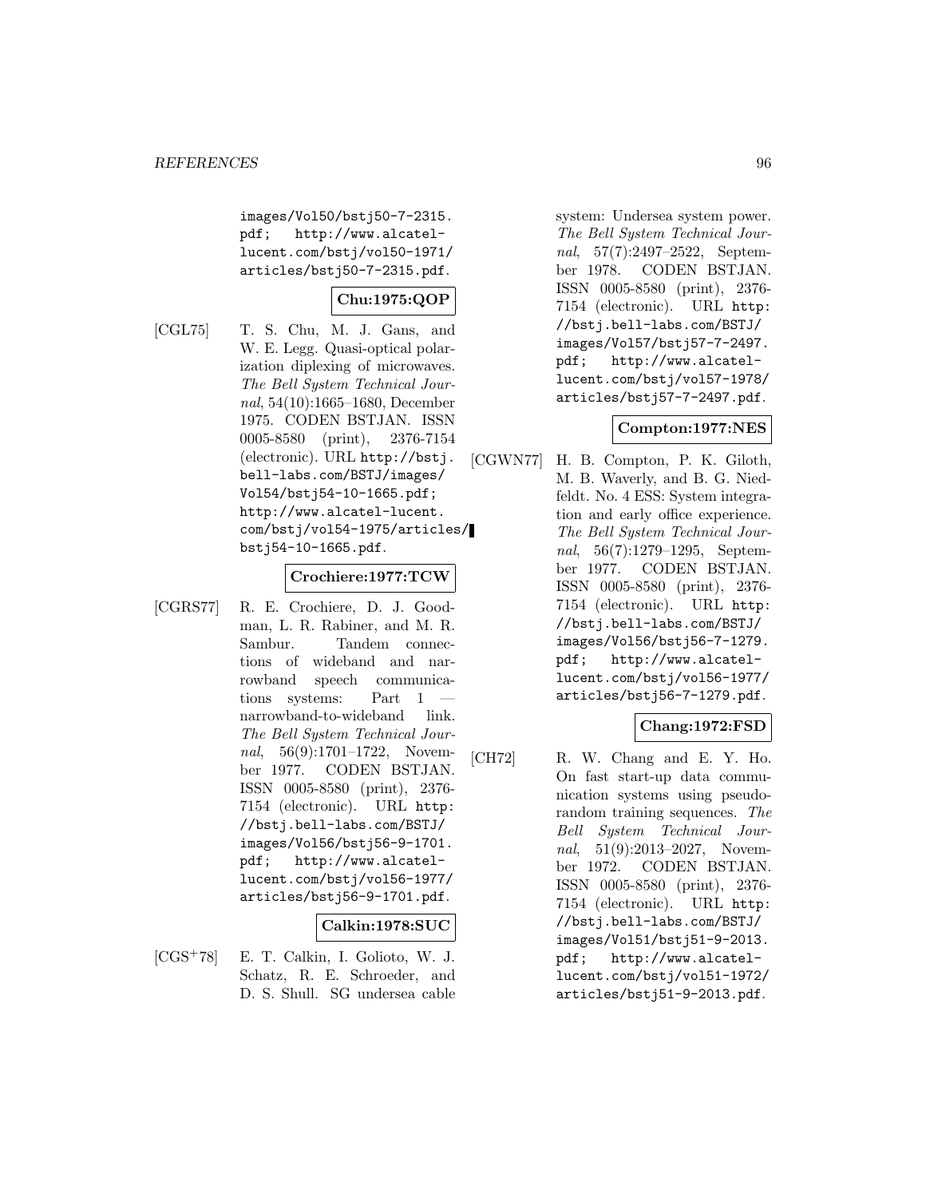images/Vol50/bstj50-7-2315.pdf; http://www.alcatel-lucent.com/bstj/vol50-1971/articles/bstj50-7-2315.pdf.

**Chu:1975:QOP**

[CGL75] T. S. Chu, M. J. Gans, and W. E. Legg. Quasi-optical polarization diplexing of microwaves. *The Bell System Technical Journal*, 54(10):1665–1680, December 1975. CODEN BSTJAN. ISSN 0005-8580 (print), 2376-7154 (electronic). URL http://bstj.bell-labs.com/BSTJ/images/Vol54/bstj54-10-1665.pdf; http://www.alcatel-lucent.com/bstj/vol54-1975/articles/bstj54-10-1665.pdf.

**Crochiere:1977:TCW**

[CGRS77] R. E. Crochiere, D. J. Goodman, L. R. Rabiner, and M. R. Sambur. Tandem connections of wideband and narrowband speech communications systems: Part 1 — narrowband-to-wideband link. *The Bell System Technical Journal*, 56(9):1701–1722, November 1977. CODEN BSTJAN. ISSN 0005-8580 (print), 2376-7154 (electronic). URL http://bstj.bell-labs.com/BSTJ/images/Vol56/bstj56-9-1701.pdf; http://www.alcatel-lucent.com/bstj/vol56-1977/articles/bstj56-9-1701.pdf.

**Calkin:1978:SUC**

[CGS+78] E. T. Calkin, I. Golioto, W. J. Schatz, R. E. Schroeder, and D. S. Shull. SG undersea cable system: Undersea system power. *The Bell System Technical Journal*, 57(7):2497–2522, September 1978. CODEN BSTJAN. ISSN 0005-8580 (print), 2376-7154 (electronic). URL http://bstj.bell-labs.com/BSTJ/images/Vol57/bstj57-7-2497.pdf; http://www.alcatel-lucent.com/bstj/vol57-1978/articles/bstj57-7-2497.pdf.

**Compton:1977:NES**

[CGWN77] H. B. Compton, P. K. Giloth, M. B. Waverly, and B. G. Niedfeldt. No. 4 ESS: System integration and early office experience. *The Bell System Technical Journal*, 56(7):1279–1295, September 1977. CODEN BSTJAN. ISSN 0005-8580 (print), 2376-7154 (electronic). URL http://bstj.bell-labs.com/BSTJ/images/Vol56/bstj56-7-1279.pdf; http://www.alcatel-lucent.com/bstj/vol56-1977/articles/bstj56-7-1279.pdf.

**Chang:1972:FSD**

[CH72] R. W. Chang and E. Y. Ho. On fast start-up data communication systems using pseudo-random training sequences. *The Bell System Technical Journal*, 51(9):2013–2027, November 1972. CODEN BSTJAN. ISSN 0005-8580 (print), 2376-7154 (electronic). URL http://bstj.bell-labs.com/BSTJ/images/Vol51/bstj51-9-2013.pdf; http://www.alcatel-lucent.com/bstj/vol51-1972/articles/bstj51-9-2013.pdf.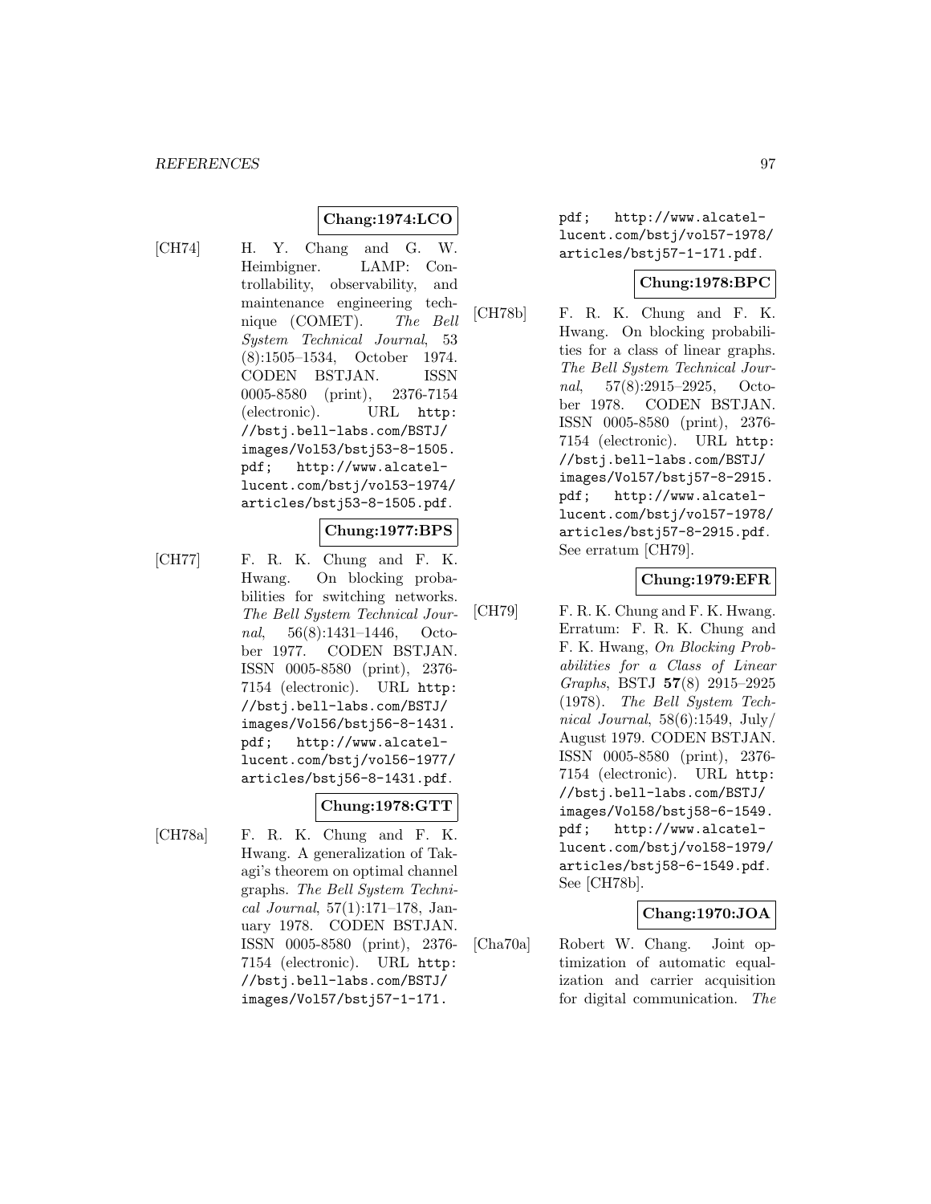**Chang:1974:LCO**

[CH74] H. Y. Chang and G. W. Heimbigner. LAMP: Controllability, observability, and maintenance engineering technique (COMET). *The Bell System Technical Journal*, 53 (8):1505–1534, October 1974. CODEN BSTJAN. ISSN 0005-8580 (print), 2376-7154 (electronic). URL `http://bstj.bell-labs.com/BSTJ/images/Vol53/bstj53-8-1505.pdf`; `http://www.alcatel-lucent.com/bstj/vol53-1974/articles/bstj53-8-1505.pdf`.

**Chung:1977:BPS**

[CH77] F. R. K. Chung and F. K. Hwang. On blocking probabilities for switching networks. *The Bell System Technical Journal*, 56(8):1431–1446, October 1977. CODEN BSTJAN. ISSN 0005-8580 (print), 2376-7154 (electronic). URL `http://bstj.bell-labs.com/BSTJ/images/Vol56/bstj56-8-1431.pdf`; `http://www.alcatel-lucent.com/bstj/vol56-1977/articles/bstj56-8-1431.pdf`.

**Chung:1978:GTT**

[CH78a] F. R. K. Chung and F. K. Hwang. A generalization of Takagi's theorem on optimal channel graphs. *The Bell System Technical Journal*, 57(1):171–178, January 1978. CODEN BSTJAN. ISSN 0005-8580 (print), 2376-7154 (electronic). URL `http://bstj.bell-labs.com/BSTJ/images/Vol57/bstj57-1-171.pdf`; `http://www.alcatel-lucent.com/bstj/vol57-1978/articles/bstj57-1-171.pdf`.

**Chung:1978:BPC**

[CH78b] F. R. K. Chung and F. K. Hwang. On blocking probabilities for a class of linear graphs. *The Bell System Technical Journal*, 57(8):2915–2925, October 1978. CODEN BSTJAN. ISSN 0005-8580 (print), 2376-7154 (electronic). URL `http://bstj.bell-labs.com/BSTJ/images/Vol57/bstj57-8-2915.pdf`; `http://www.alcatel-lucent.com/bstj/vol57-1978/articles/bstj57-8-2915.pdf`. See erratum [CH79].

**Chung:1979:EFR**

[CH79] F. R. K. Chung and F. K. Hwang. Erratum: F. R. K. Chung and F. K. Hwang, *On Blocking Probabilities for a Class of Linear Graphs*, BSTJ **57**(8) 2915–2925 (1978). *The Bell System Technical Journal*, 58(6):1549, July/August 1979. CODEN BSTJAN. ISSN 0005-8580 (print), 2376-7154 (electronic). URL `http://bstj.bell-labs.com/BSTJ/images/Vol58/bstj58-6-1549.pdf`; `http://www.alcatel-lucent.com/bstj/vol58-1979/articles/bstj58-6-1549.pdf`. See [CH78b].

**Chang:1970:JOA**

[Cha70a] Robert W. Chang. Joint optimization of automatic equalization and carrier acquisition for digital communication. *The*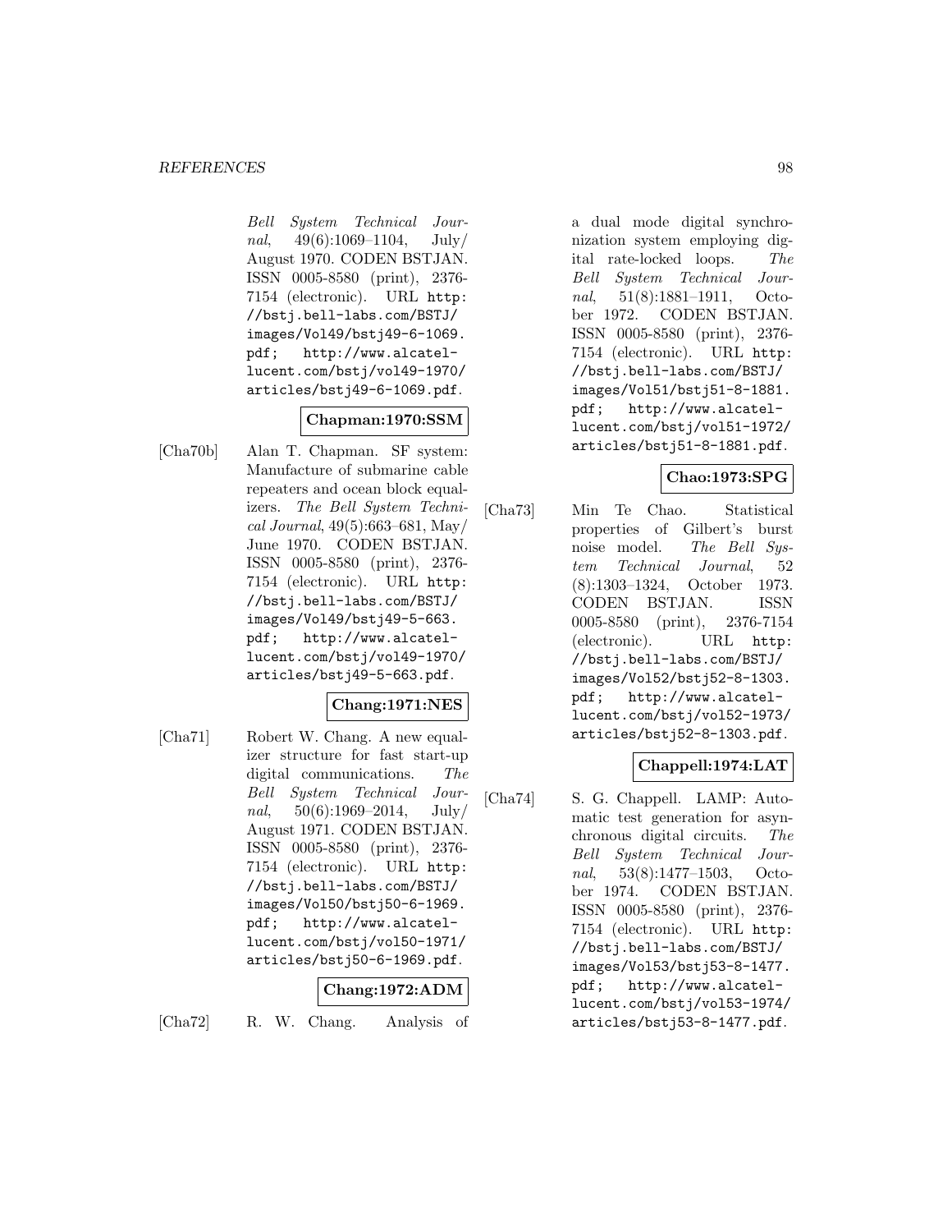*Bell System Technical Journal*, 49(6):1069–1104, July/August 1970. CODEN BSTJAN. ISSN 0005-8580 (print), 2376-7154 (electronic). URL http://bstj.bell-labs.com/BSTJ/images/Vol49/bstj49-6-1069.pdf; http://www.alcatel-lucent.com/bstj/vol49-1970/articles/bstj49-6-1069.pdf.

**Chapman:1970:SSM**

[Cha70b] Alan T. Chapman. SF system: Manufacture of submarine cable repeaters and ocean block equalizers. *The Bell System Technical Journal*, 49(5):663–681, May/June 1970. CODEN BSTJAN. ISSN 0005-8580 (print), 2376-7154 (electronic). URL http://bstj.bell-labs.com/BSTJ/images/Vol49/bstj49-5-663.pdf; http://www.alcatel-lucent.com/bstj/vol49-1970/articles/bstj49-5-663.pdf.

**Chang:1971:NES**

[Cha71] Robert W. Chang. A new equalizer structure for fast start-up digital communications. *The Bell System Technical Journal*, 50(6):1969–2014, July/August 1971. CODEN BSTJAN. ISSN 0005-8580 (print), 2376-7154 (electronic). URL http://bstj.bell-labs.com/BSTJ/images/Vol50/bstj50-6-1969.pdf; http://www.alcatel-lucent.com/bstj/vol50-1971/articles/bstj50-6-1969.pdf.

**Chang:1972:ADM**

[Cha72] R. W. Chang. Analysis of a dual mode digital synchronization system employing digital rate-locked loops. *The Bell System Technical Journal*, 51(8):1881–1911, October 1972. CODEN BSTJAN. ISSN 0005-8580 (print), 2376-7154 (electronic). URL http://bstj.bell-labs.com/BSTJ/images/Vol51/bstj51-8-1881.pdf; http://www.alcatel-lucent.com/bstj/vol51-1972/articles/bstj51-8-1881.pdf.

**Chao:1973:SPG**

[Cha73] Min Te Chao. Statistical properties of Gilbert's burst noise model. *The Bell System Technical Journal*, 52(8):1303–1324, October 1973. CODEN BSTJAN. ISSN 0005-8580 (print), 2376-7154 (electronic). URL http://bstj.bell-labs.com/BSTJ/images/Vol52/bstj52-8-1303.pdf; http://www.alcatel-lucent.com/bstj/vol52-1973/articles/bstj52-8-1303.pdf.

**Chappell:1974:LAT**

[Cha74] S. G. Chappell. LAMP: Automatic test generation for asynchronous digital circuits. *The Bell System Technical Journal*, 53(8):1477–1503, October 1974. CODEN BSTJAN. ISSN 0005-8580 (print), 2376-7154 (electronic). URL http://bstj.bell-labs.com/BSTJ/images/Vol53/bstj53-8-1477.pdf; http://www.alcatel-lucent.com/bstj/vol53-1974/articles/bstj53-8-1477.pdf.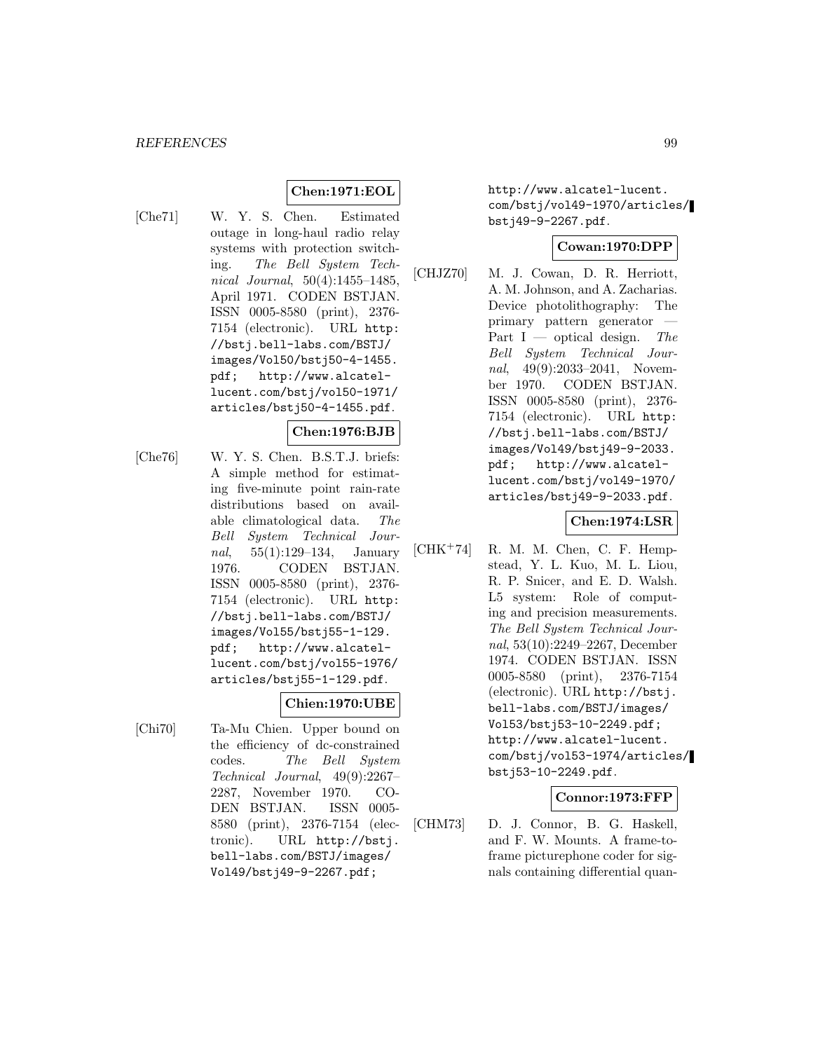**Chen:1971:EOL**

[Che71] W. Y. S. Chen. Estimated outage in long-haul radio relay systems with protection switching. *The Bell System Technical Journal*, 50(4):1455–1485, April 1971. CODEN BSTJAN. ISSN 0005-8580 (print), 2376-7154 (electronic). URL http://bstj.bell-labs.com/BSTJ/images/Vol50/bstj50-4-1455.pdf; http://www.alcatel-lucent.com/bstj/vol50-1971/articles/bstj50-4-1455.pdf.

**Chen:1976:BJB**

[Che76] W. Y. S. Chen. B.S.T.J. briefs: A simple method for estimating five-minute point rain-rate distributions based on available climatological data. *The Bell System Technical Journal*, 55(1):129–134, January 1976. CODEN BSTJAN. ISSN 0005-8580 (print), 2376-7154 (electronic). URL http://bstj.bell-labs.com/BSTJ/images/Vol55/bstj55-1-129.pdf; http://www.alcatel-lucent.com/bstj/vol55-1976/articles/bstj55-1-129.pdf.

**Chien:1970:UBE**

[Chi70] Ta-Mu Chien. Upper bound on the efficiency of dc-constrained codes. *The Bell System Technical Journal*, 49(9):2267–2287, November 1970. CODEN BSTJAN. ISSN 0005-8580 (print), 2376-7154 (electronic). URL http://bstj.bell-labs.com/BSTJ/images/Vol49/bstj49-9-2267.pdf; http://www.alcatel-lucent.com/bstj/vol49-1970/articles/bstj49-9-2267.pdf.

**Cowan:1970:DPP**

[CHJZ70] M. J. Cowan, D. R. Herriott, A. M. Johnson, and A. Zacharias. Device photolithography: The primary pattern generator — Part I — optical design. *The Bell System Technical Journal*, 49(9):2033–2041, November 1970. CODEN BSTJAN. ISSN 0005-8580 (print), 2376-7154 (electronic). URL http://bstj.bell-labs.com/BSTJ/images/Vol49/bstj49-9-2033.pdf; http://www.alcatel-lucent.com/bstj/vol49-1970/articles/bstj49-9-2033.pdf.

**Chen:1974:LSR**

[CHK+74] R. M. M. Chen, C. F. Hempstead, Y. L. Kuo, M. L. Liou, R. P. Snicer, and E. D. Walsh. L5 system: Role of computing and precision measurements. *The Bell System Technical Journal*, 53(10):2249–2267, December 1974. CODEN BSTJAN. ISSN 0005-8580 (print), 2376-7154 (electronic). URL http://bstj.bell-labs.com/BSTJ/images/Vol53/bstj53-10-2249.pdf; http://www.alcatel-lucent.com/bstj/vol53-1974/articles/bstj53-10-2249.pdf.

**Connor:1973:FFP**

[CHM73] D. J. Connor, B. G. Haskell, and F. W. Mounts. A frame-to-frame picturephone coder for signals containing differential quan-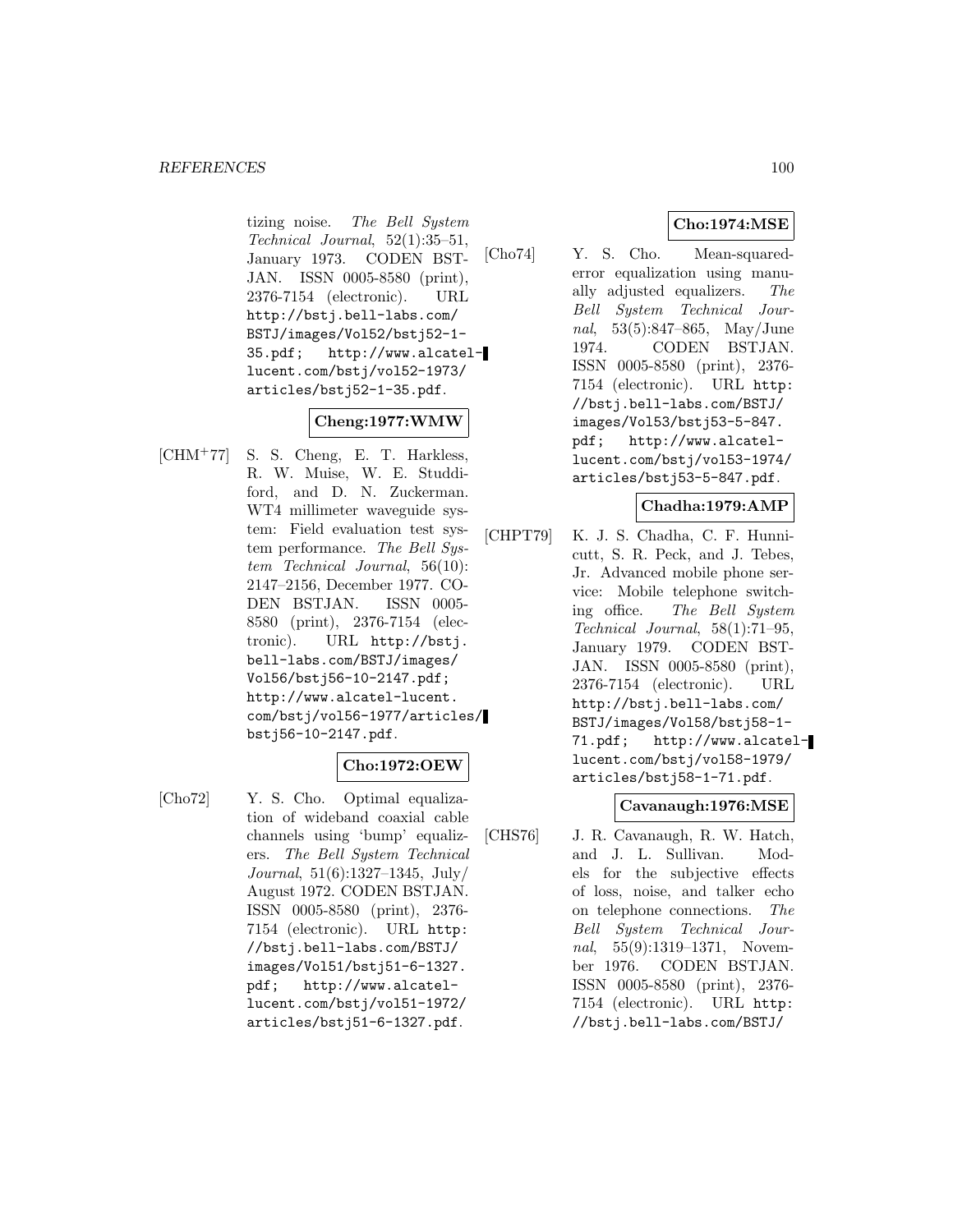tizing noise. *The Bell System Technical Journal*, 52(1):35–51, January 1973. CODEN BSTJAN. ISSN 0005-8580 (print), 2376-7154 (electronic). URL http://bstj.bell-labs.com/BSTJ/images/Vol52/bstj52-1-35.pdf; http://www.alcatel-lucent.com/bstj/vol52-1973/articles/bstj52-1-35.pdf.

**Cheng:1977:WMW**

[CHM+77] S. S. Cheng, E. T. Harkless, R. W. Muise, W. E. Studdiford, and D. N. Zuckerman. WT4 millimeter waveguide system: Field evaluation test system performance. *The Bell System Technical Journal*, 56(10): 2147–2156, December 1977. CODEN BSTJAN. ISSN 0005-8580 (print), 2376-7154 (electronic). URL http://bstj.bell-labs.com/BSTJ/images/Vol56/bstj56-10-2147.pdf; http://www.alcatel-lucent.com/bstj/vol56-1977/articles/bstj56-10-2147.pdf.

**Cho:1972:OEW**

[Cho72] Y. S. Cho. Optimal equalization of wideband coaxial cable channels using 'bump' equalizers. *The Bell System Technical Journal*, 51(6):1327–1345, July/August 1972. CODEN BSTJAN. ISSN 0005-8580 (print), 2376-7154 (electronic). URL http://bstj.bell-labs.com/BSTJ/images/Vol51/bstj51-6-1327.pdf; http://www.alcatel-lucent.com/bstj/vol51-1972/articles/bstj51-6-1327.pdf.

**Cho:1974:MSE**

[Cho74] Y. S. Cho. Mean-squared-error equalization using manually adjusted equalizers. *The Bell System Technical Journal*, 53(5):847–865, May/June 1974. CODEN BSTJAN. ISSN 0005-8580 (print), 2376-7154 (electronic). URL http://bstj.bell-labs.com/BSTJ/images/Vol53/bstj53-5-847.pdf; http://www.alcatel-lucent.com/bstj/vol53-1974/articles/bstj53-5-847.pdf.

**Chadha:1979:AMP**

[CHPT79] K. J. S. Chadha, C. F. Hunnicutt, S. R. Peck, and J. Tebes, Jr. Advanced mobile phone service: Mobile telephone switching office. *The Bell System Technical Journal*, 58(1):71–95, January 1979. CODEN BSTJAN. ISSN 0005-8580 (print), 2376-7154 (electronic). URL http://bstj.bell-labs.com/BSTJ/images/Vol58/bstj58-1-71.pdf; http://www.alcatel-lucent.com/bstj/vol58-1979/articles/bstj58-1-71.pdf.

**Cavanaugh:1976:MSE**

[CHS76] J. R. Cavanaugh, R. W. Hatch, and J. L. Sullivan. Models for the subjective effects of loss, noise, and talker echo on telephone connections. *The Bell System Technical Journal*, 55(9):1319–1371, November 1976. CODEN BSTJAN. ISSN 0005-8580 (print), 2376-7154 (electronic). URL http://bstj.bell-labs.com/BSTJ/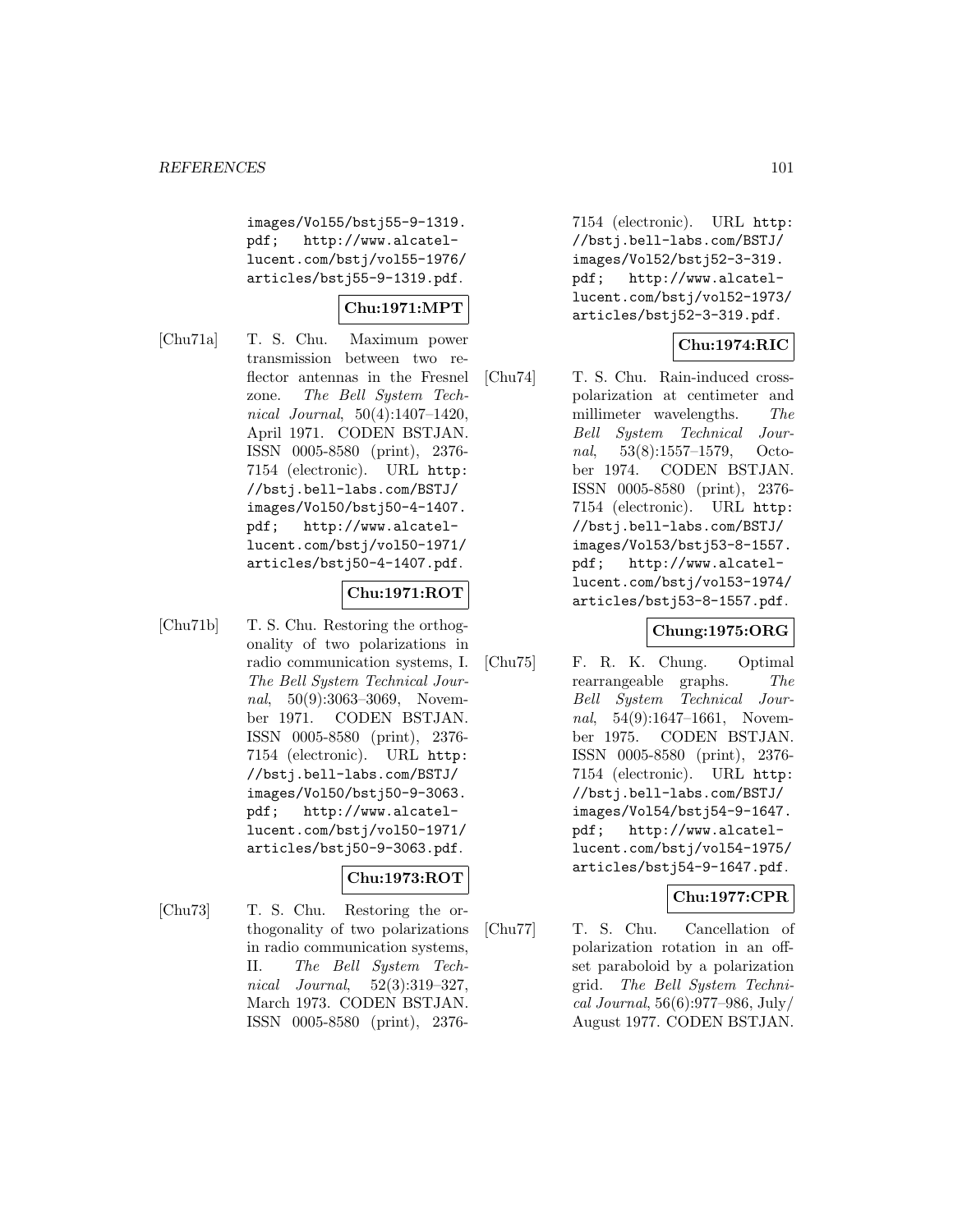images/Vol55/bstj55-9-1319.pdf; http://www.alcatel-lucent.com/bstj/vol55-1976/articles/bstj55-9-1319.pdf.

**Chu:1971:MPT**

[Chu71a] T. S. Chu. Maximum power transmission between two reflector antennas in the Fresnel zone. *The Bell System Technical Journal*, 50(4):1407–1420, April 1971. CODEN BSTJAN. ISSN 0005-8580 (print), 2376-7154 (electronic). URL http://bstj.bell-labs.com/BSTJ/images/Vol50/bstj50-4-1407.pdf; http://www.alcatel-lucent.com/bstj/vol50-1971/articles/bstj50-4-1407.pdf.

**Chu:1971:ROT**

[Chu71b] T. S. Chu. Restoring the orthogonality of two polarizations in radio communication systems, I. *The Bell System Technical Journal*, 50(9):3063–3069, November 1971. CODEN BSTJAN. ISSN 0005-8580 (print), 2376-7154 (electronic). URL http://bstj.bell-labs.com/BSTJ/images/Vol50/bstj50-9-3063.pdf; http://www.alcatel-lucent.com/bstj/vol50-1971/articles/bstj50-9-3063.pdf.

**Chu:1973:ROT**

[Chu73] T. S. Chu. Restoring the orthogonality of two polarizations in radio communication systems, II. *The Bell System Technical Journal*, 52(3):319–327, March 1973. CODEN BSTJAN. ISSN 0005-8580 (print), 2376-7154 (electronic). URL http://bstj.bell-labs.com/BSTJ/images/Vol52/bstj52-3-319.pdf; http://www.alcatel-lucent.com/bstj/vol52-1973/articles/bstj52-3-319.pdf.

**Chu:1974:RIC**

[Chu74] T. S. Chu. Rain-induced cross-polarization at centimeter and millimeter wavelengths. *The Bell System Technical Journal*, 53(8):1557–1579, October 1974. CODEN BSTJAN. ISSN 0005-8580 (print), 2376-7154 (electronic). URL http://bstj.bell-labs.com/BSTJ/images/Vol53/bstj53-8-1557.pdf; http://www.alcatel-lucent.com/bstj/vol53-1974/articles/bstj53-8-1557.pdf.

**Chung:1975:ORG**

[Chu75] F. R. K. Chung. Optimal rearrangeable graphs. *The Bell System Technical Journal*, 54(9):1647–1661, November 1975. CODEN BSTJAN. ISSN 0005-8580 (print), 2376-7154 (electronic). URL http://bstj.bell-labs.com/BSTJ/images/Vol54/bstj54-9-1647.pdf; http://www.alcatel-lucent.com/bstj/vol54-1975/articles/bstj54-9-1647.pdf.

**Chu:1977:CPR**

[Chu77] T. S. Chu. Cancellation of polarization rotation in an offset paraboloid by a polarization grid. *The Bell System Technical Journal*, 56(6):977–986, July/August 1977. CODEN BSTJAN.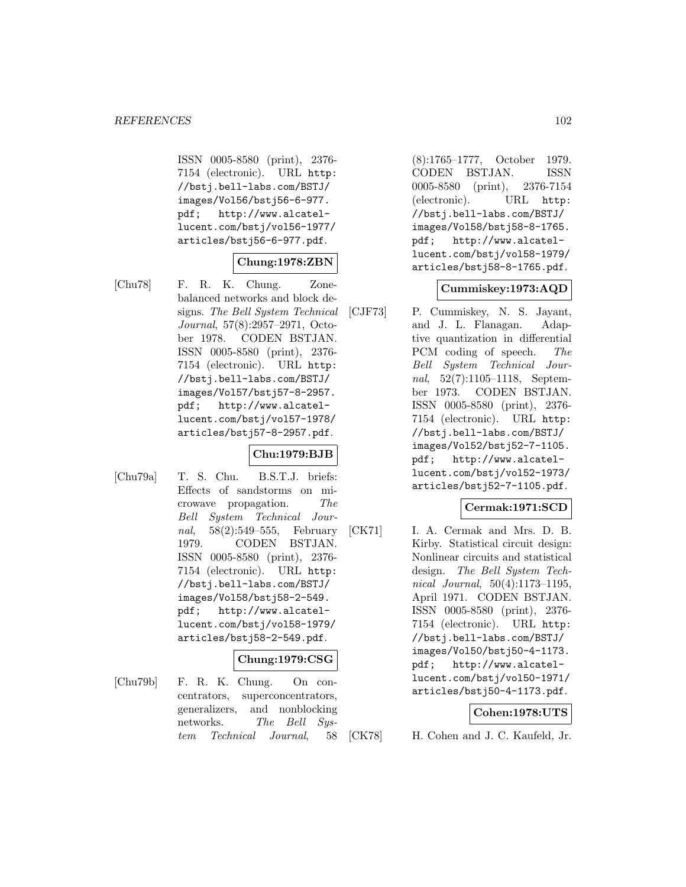ISSN 0005-8580 (print), 2376-7154 (electronic). URL http://bstj.bell-labs.com/BSTJ/images/Vol56/bstj56-6-977.pdf; http://www.alcatel-lucent.com/bstj/vol56-1977/articles/bstj56-6-977.pdf.

**Chung:1978:ZBN**

[Chu78] F. R. K. Chung. Zone-balanced networks and block designs. *The Bell System Technical Journal*, 57(8):2957–2971, October 1978. CODEN BSTJAN. ISSN 0005-8580 (print), 2376-7154 (electronic). URL http://bstj.bell-labs.com/BSTJ/images/Vol57/bstj57-8-2957.pdf; http://www.alcatel-lucent.com/bstj/vol57-1978/articles/bstj57-8-2957.pdf.

**Chu:1979:BJB**

[Chu79a] T. S. Chu. B.S.T.J. briefs: Effects of sandstorms on microwave propagation. *The Bell System Technical Journal*, 58(2):549–555, February 1979. CODEN BSTJAN. ISSN 0005-8580 (print), 2376-7154 (electronic). URL http://bstj.bell-labs.com/BSTJ/images/Vol58/bstj58-2-549.pdf; http://www.alcatel-lucent.com/bstj/vol58-1979/articles/bstj58-2-549.pdf.

**Chung:1979:CSG**

[Chu79b] F. R. K. Chung. On concentrators, superconcentrators, generalizers, and nonblocking networks. *The Bell System Technical Journal*, 58 (8):1765–1777, October 1979. CODEN BSTJAN. ISSN 0005-8580 (print), 2376-7154 (electronic). URL http://bstj.bell-labs.com/BSTJ/images/Vol58/bstj58-8-1765.pdf; http://www.alcatel-lucent.com/bstj/vol58-1979/articles/bstj58-8-1765.pdf.

**Cummiskey:1973:AQD**

[CJF73] P. Cummiskey, N. S. Jayant, and J. L. Flanagan. Adaptive quantization in differential PCM coding of speech. *The Bell System Technical Journal*, 52(7):1105–1118, September 1973. CODEN BSTJAN. ISSN 0005-8580 (print), 2376-7154 (electronic). URL http://bstj.bell-labs.com/BSTJ/images/Vol52/bstj52-7-1105.pdf; http://www.alcatel-lucent.com/bstj/vol52-1973/articles/bstj52-7-1105.pdf.

**Cermak:1971:SCD**

[CK71] I. A. Cermak and Mrs. D. B. Kirby. Statistical circuit design: Nonlinear circuits and statistical design. *The Bell System Technical Journal*, 50(4):1173–1195, April 1971. CODEN BSTJAN. ISSN 0005-8580 (print), 2376-7154 (electronic). URL http://bstj.bell-labs.com/BSTJ/images/Vol50/bstj50-4-1173.pdf; http://www.alcatel-lucent.com/bstj/vol50-1971/articles/bstj50-4-1173.pdf.

**Cohen:1978:UTS**

[CK78] H. Cohen and J. C. Kaufeld, Jr.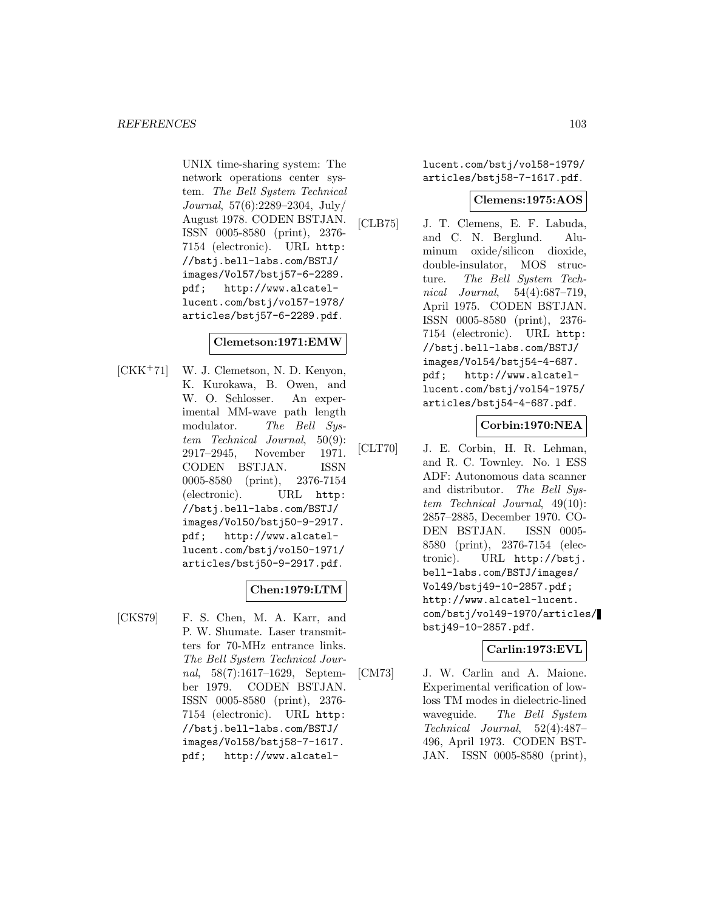UNIX time-sharing system: The network operations center system. *The Bell System Technical Journal*, 57(6):2289–2304, July/ August 1978. CODEN BSTJAN. ISSN 0005-8580 (print), 2376-7154 (electronic). URL http://bstj.bell-labs.com/BSTJ/images/Vol57/bstj57-6-2289.pdf; http://www.alcatel-lucent.com/bstj/vol57-1978/articles/bstj57-6-2289.pdf.

**Clemetson:1971:EMW**

[CKK+71] W. J. Clemetson, N. D. Kenyon, K. Kurokawa, B. Owen, and W. O. Schlosser. An experimental MM-wave path length modulator. *The Bell System Technical Journal*, 50(9): 2917–2945, November 1971. CODEN BSTJAN. ISSN 0005-8580 (print), 2376-7154 (electronic). URL http://bstj.bell-labs.com/BSTJ/images/Vol50/bstj50-9-2917.pdf; http://www.alcatel-lucent.com/bstj/vol50-1971/articles/bstj50-9-2917.pdf.

**Chen:1979:LTM**

[CKS79] F. S. Chen, M. A. Karr, and P. W. Shumate. Laser transmitters for 70-MHz entrance links. *The Bell System Technical Journal*, 58(7):1617–1629, September 1979. CODEN BSTJAN. ISSN 0005-8580 (print), 2376-7154 (electronic). URL http://bstj.bell-labs.com/BSTJ/images/Vol58/bstj58-7-1617.pdf; http://www.alcatel-lucent.com/bstj/vol58-1979/articles/bstj58-7-1617.pdf.

**Clemens:1975:AOS**

[CLB75] J. T. Clemens, E. F. Labuda, and C. N. Berglund. Aluminum oxide/silicon dioxide, double-insulator, MOS structure. *The Bell System Technical Journal*, 54(4):687–719, April 1975. CODEN BSTJAN. ISSN 0005-8580 (print), 2376-7154 (electronic). URL http://bstj.bell-labs.com/BSTJ/images/Vol54/bstj54-4-687.pdf; http://www.alcatel-lucent.com/bstj/vol54-1975/articles/bstj54-4-687.pdf.

**Corbin:1970:NEA**

[CLT70] J. E. Corbin, H. R. Lehman, and R. C. Townley. No. 1 ESS ADF: Autonomous data scanner and distributor. *The Bell System Technical Journal*, 49(10): 2857–2885, December 1970. CODEN BSTJAN. ISSN 0005-8580 (print), 2376-7154 (electronic). URL http://bstj.bell-labs.com/BSTJ/images/Vol49/bstj49-10-2857.pdf; http://www.alcatel-lucent.com/bstj/vol49-1970/articles/bstj49-10-2857.pdf.

**Carlin:1973:EVL**

[CM73] J. W. Carlin and A. Maione. Experimental verification of low-loss TM modes in dielectric-lined waveguide. *The Bell System Technical Journal*, 52(4):487–496, April 1973. CODEN BSTJAN. ISSN 0005-8580 (print),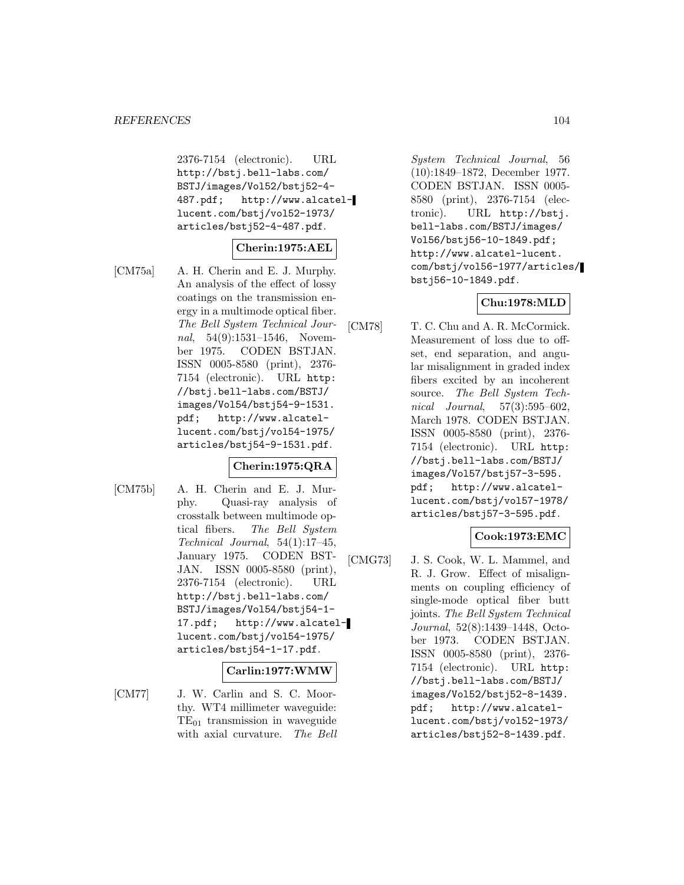2376-7154 (electronic). URL http://bstj.bell-labs.com/BSTJ/images/Vol52/bstj52-4-487.pdf; http://www.alcatel-lucent.com/bstj/vol52-1973/articles/bstj52-4-487.pdf.

**Cherin:1975:AEL**

[CM75a] A. H. Cherin and E. J. Murphy. An analysis of the effect of lossy coatings on the transmission energy in a multimode optical fiber. *The Bell System Technical Journal*, 54(9):1531–1546, November 1975. CODEN BSTJAN. ISSN 0005-8580 (print), 2376-7154 (electronic). URL http://bstj.bell-labs.com/BSTJ/images/Vol54/bstj54-9-1531.pdf; http://www.alcatel-lucent.com/bstj/vol54-1975/articles/bstj54-9-1531.pdf.

**Cherin:1975:QRA**

[CM75b] A. H. Cherin and E. J. Murphy. Quasi-ray analysis of crosstalk between multimode optical fibers. *The Bell System Technical Journal*, 54(1):17–45, January 1975. CODEN BSTJAN. ISSN 0005-8580 (print), 2376-7154 (electronic). URL http://bstj.bell-labs.com/BSTJ/images/Vol54/bstj54-1-17.pdf; http://www.alcatel-lucent.com/bstj/vol54-1975/articles/bstj54-1-17.pdf.

**Carlin:1977:WMW**

[CM77] J. W. Carlin and S. C. Moorthy. WT4 millimeter waveguide: $TE_{01}$ transmission in waveguide with axial curvature. *The Bell System Technical Journal*, 56(10):1849–1872, December 1977. CODEN BSTJAN. ISSN 0005-8580 (print), 2376-7154 (electronic). URL http://bstj.bell-labs.com/BSTJ/images/Vol56/bstj56-10-1849.pdf; http://www.alcatel-lucent.com/bstj/vol56-1977/articles/bstj56-10-1849.pdf.

**Chu:1978:MLD**

[CM78] T. C. Chu and A. R. McCormick. Measurement of loss due to offset, end separation, and angular misalignment in graded index fibers excited by an incoherent source. *The Bell System Technical Journal*, 57(3):595–602, March 1978. CODEN BSTJAN. ISSN 0005-8580 (print), 2376-7154 (electronic). URL http://bstj.bell-labs.com/BSTJ/images/Vol57/bstj57-3-595.pdf; http://www.alcatel-lucent.com/bstj/vol57-1978/articles/bstj57-3-595.pdf.

**Cook:1973:EMC**

[CMG73] J. S. Cook, W. L. Mammel, and R. J. Grow. Effect of misalignments on coupling efficiency of single-mode optical fiber butt joints. *The Bell System Technical Journal*, 52(8):1439–1448, October 1973. CODEN BSTJAN. ISSN 0005-8580 (print), 2376-7154 (electronic). URL http://bstj.bell-labs.com/BSTJ/images/Vol52/bstj52-8-1439.pdf; http://www.alcatel-lucent.com/bstj/vol52-1973/articles/bstj52-8-1439.pdf.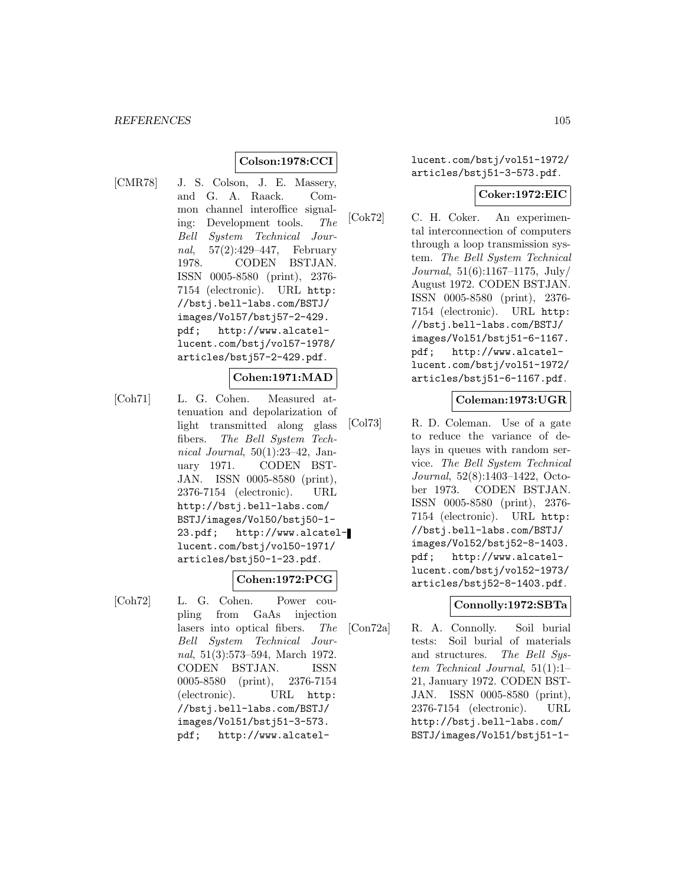**Colson:1978:CCI**

[CMR78] J. S. Colson, J. E. Massery, and G. A. Raack. Common channel interoffice signaling: Development tools. *The Bell System Technical Journal*, 57(2):429–447, February 1978. CODEN BSTJAN. ISSN 0005-8580 (print), 2376-7154 (electronic). URL http://bstj.bell-labs.com/BSTJ/images/Vol57/bstj57-2-429.pdf; http://www.alcatel-lucent.com/bstj/vol57-1978/articles/bstj57-2-429.pdf.

**Cohen:1971:MAD**

[Coh71] L. G. Cohen. Measured attenuation and depolarization of light transmitted along glass fibers. *The Bell System Technical Journal*, 50(1):23–42, January 1971. CODEN BSTJAN. ISSN 0005-8580 (print), 2376-7154 (electronic). URL http://bstj.bell-labs.com/BSTJ/images/Vol50/bstj50-1-23.pdf; http://www.alcatel-lucent.com/bstj/vol50-1971/articles/bstj50-1-23.pdf.

**Cohen:1972:PCG**

[Coh72] L. G. Cohen. Power coupling from GaAs injection lasers into optical fibers. *The Bell System Technical Journal*, 51(3):573–594, March 1972. CODEN BSTJAN. ISSN 0005-8580 (print), 2376-7154 (electronic). URL http://bstj.bell-labs.com/BSTJ/images/Vol51/bstj51-3-573.pdf; http://www.alcatel-lucent.com/bstj/vol51-1972/articles/bstj51-3-573.pdf.

**Coker:1972:EIC**

[Cok72] C. H. Coker. An experimental interconnection of computers through a loop transmission system. *The Bell System Technical Journal*, 51(6):1167–1175, July/August 1972. CODEN BSTJAN. ISSN 0005-8580 (print), 2376-7154 (electronic). URL http://bstj.bell-labs.com/BSTJ/images/Vol51/bstj51-6-1167.pdf; http://www.alcatel-lucent.com/bstj/vol51-1972/articles/bstj51-6-1167.pdf.

**Coleman:1973:UGR**

[Col73] R. D. Coleman. Use of a gate to reduce the variance of delays in queues with random service. *The Bell System Technical Journal*, 52(8):1403–1422, October 1973. CODEN BSTJAN. ISSN 0005-8580 (print), 2376-7154 (electronic). URL http://bstj.bell-labs.com/BSTJ/images/Vol52/bstj52-8-1403.pdf; http://www.alcatel-lucent.com/bstj/vol52-1973/articles/bstj52-8-1403.pdf.

**Connolly:1972:SBTa**

[Con72a] R. A. Connolly. Soil burial tests: Soil burial of materials and structures. *The Bell System Technical Journal*, 51(1):1–21, January 1972. CODEN BSTJAN. ISSN 0005-8580 (print), 2376-7154 (electronic). URL http://bstj.bell-labs.com/BSTJ/images/Vol51/bstj51-1-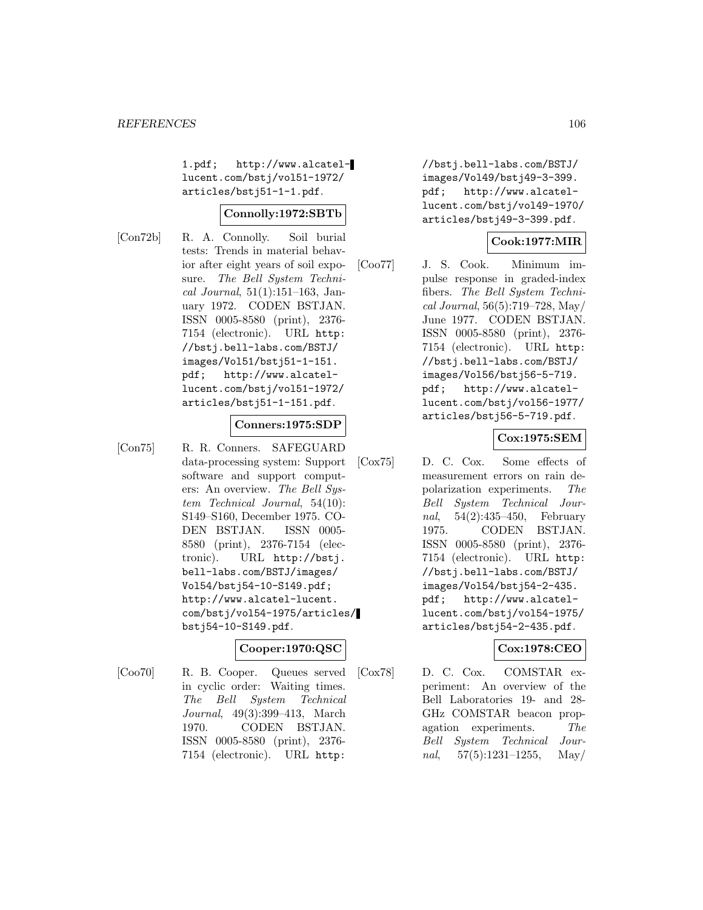1.pdf; http://www.alcatel-lucent.com/bstj/vol51-1972/articles/bstj51-1-1.pdf.

**Connolly:1972:SBTb**

[Con72b] R. A. Connolly. Soil burial tests: Trends in material behavior after eight years of soil exposure. *The Bell System Technical Journal*, 51(1):151–163, January 1972. CODEN BSTJAN. ISSN 0005-8580 (print), 2376-7154 (electronic). URL http://bstj.bell-labs.com/BSTJ/images/Vol51/bstj51-1-151.pdf; http://www.alcatel-lucent.com/bstj/vol51-1972/articles/bstj51-1-151.pdf.

**Conners:1975:SDP**

[Con75] R. R. Conners. SAFEGUARD data-processing system: Support software and support computers: An overview. *The Bell System Technical Journal*, 54(10): S149–S160, December 1975. CODEN BSTJAN. ISSN 0005-8580 (print), 2376-7154 (electronic). URL http://bstj.bell-labs.com/BSTJ/images/Vol54/bstj54-10-S149.pdf; http://www.alcatel-lucent.com/bstj/vol54-1975/articles/bstj54-10-S149.pdf.

**Cooper:1970:QSC**

[Coo70] R. B. Cooper. Queues served in cyclic order: Waiting times. *The Bell System Technical Journal*, 49(3):399–413, March 1970. CODEN BSTJAN. ISSN 0005-8580 (print), 2376-7154 (electronic). URL http://bstj.bell-labs.com/BSTJ/images/Vol49/bstj49-3-399.pdf; http://www.alcatel-lucent.com/bstj/vol49-1970/articles/bstj49-3-399.pdf.

**Cook:1977:MIR**

[Coo77] J. S. Cook. Minimum impulse response in graded-index fibers. *The Bell System Technical Journal*, 56(5):719–728, May/June 1977. CODEN BSTJAN. ISSN 0005-8580 (print), 2376-7154 (electronic). URL http://bstj.bell-labs.com/BSTJ/images/Vol56/bstj56-5-719.pdf; http://www.alcatel-lucent.com/bstj/vol56-1977/articles/bstj56-5-719.pdf.

**Cox:1975:SEM**

[Cox75] D. C. Cox. Some effects of measurement errors on rain depolarization experiments. *The Bell System Technical Journal*, 54(2):435–450, February 1975. CODEN BSTJAN. ISSN 0005-8580 (print), 2376-7154 (electronic). URL http://bstj.bell-labs.com/BSTJ/images/Vol54/bstj54-2-435.pdf; http://www.alcatel-lucent.com/bstj/vol54-1975/articles/bstj54-2-435.pdf.

**Cox:1978:CEO**

[Cox78] D. C. Cox. COMSTAR experiment: An overview of the Bell Laboratories 19- and 28-GHz COMSTAR beacon propagation experiments. *The Bell System Technical Journal*, 57(5):1231–1255, May/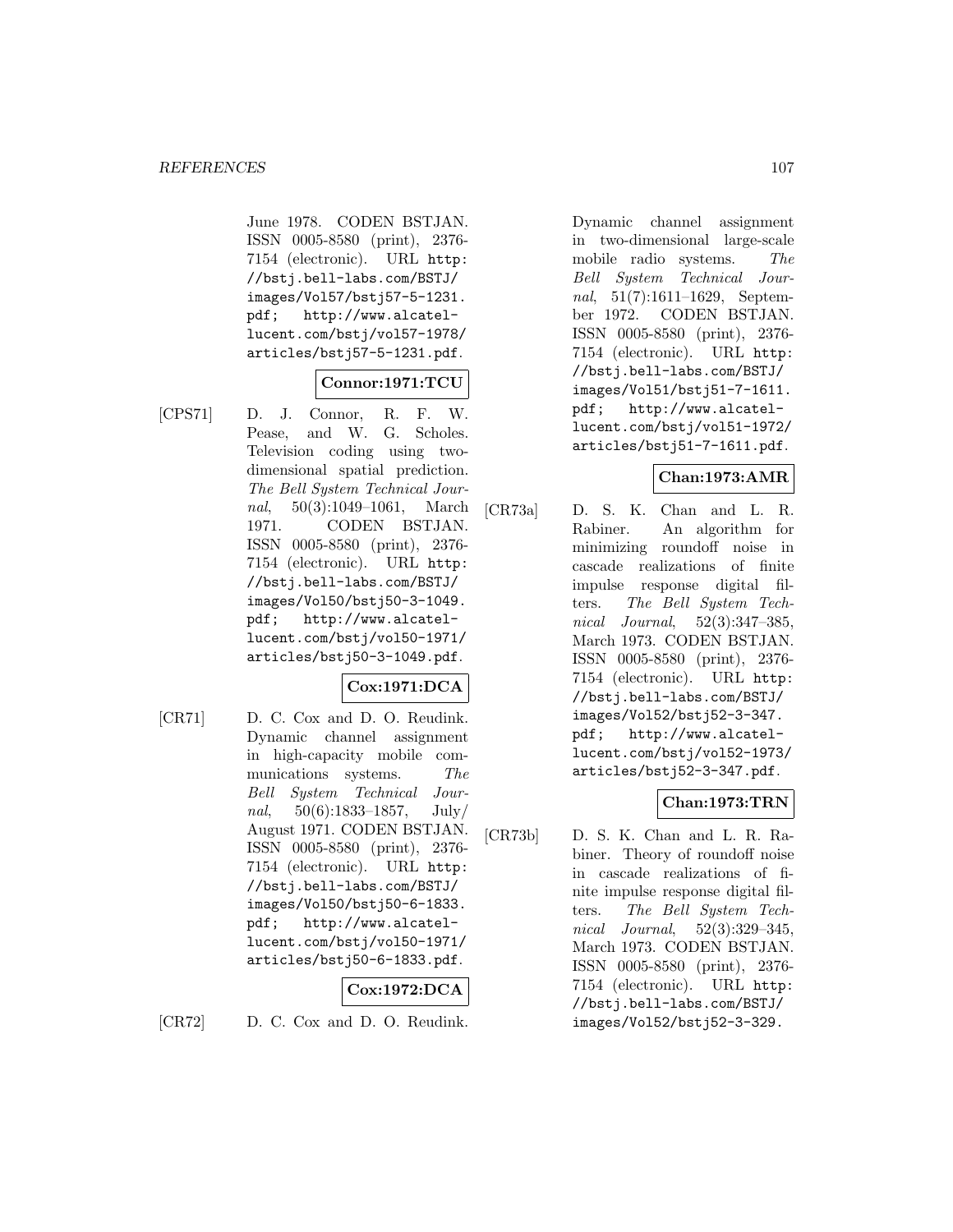June 1978. CODEN BSTJAN. ISSN 0005-8580 (print), 2376-7154 (electronic). URL http://bstj.bell-labs.com/BSTJ/images/Vol57/bstj57-5-1231.pdf; http://www.alcatel-lucent.com/bstj/vol57-1978/articles/bstj57-5-1231.pdf.

**Connor:1971:TCU**

[CPS71] D. J. Connor, R. F. W. Pease, and W. G. Scholes. Television coding using two-dimensional spatial prediction. *The Bell System Technical Journal*, 50(3):1049–1061, March 1971. CODEN BSTJAN. ISSN 0005-8580 (print), 2376-7154 (electronic). URL http://bstj.bell-labs.com/BSTJ/images/Vol50/bstj50-3-1049.pdf; http://www.alcatel-lucent.com/bstj/vol50-1971/articles/bstj50-3-1049.pdf.

**Cox:1971:DCA**

[CR71] D. C. Cox and D. O. Reudink. Dynamic channel assignment in high-capacity mobile communications systems. *The Bell System Technical Journal*, 50(6):1833–1857, July/August 1971. CODEN BSTJAN. ISSN 0005-8580 (print), 2376-7154 (electronic). URL http://bstj.bell-labs.com/BSTJ/images/Vol50/bstj50-6-1833.pdf; http://www.alcatel-lucent.com/bstj/vol50-1971/articles/bstj50-6-1833.pdf.

**Cox:1972:DCA**

[CR72] D. C. Cox and D. O. Reudink. Dynamic channel assignment in two-dimensional large-scale mobile radio systems. *The Bell System Technical Journal*, 51(7):1611–1629, September 1972. CODEN BSTJAN. ISSN 0005-8580 (print), 2376-7154 (electronic). URL http://bstj.bell-labs.com/BSTJ/images/Vol51/bstj51-7-1611.pdf; http://www.alcatel-lucent.com/bstj/vol51-1972/articles/bstj51-7-1611.pdf.

**Chan:1973:AMR**

[CR73a] D. S. K. Chan and L. R. Rabiner. An algorithm for minimizing roundoff noise in cascade realizations of finite impulse response digital filters. *The Bell System Technical Journal*, 52(3):347–385, March 1973. CODEN BSTJAN. ISSN 0005-8580 (print), 2376-7154 (electronic). URL http://bstj.bell-labs.com/BSTJ/images/Vol52/bstj52-3-347.pdf; http://www.alcatel-lucent.com/bstj/vol52-1973/articles/bstj52-3-347.pdf.

**Chan:1973:TRN**

[CR73b] D. S. K. Chan and L. R. Rabiner. Theory of roundoff noise in cascade realizations of finite impulse response digital filters. *The Bell System Technical Journal*, 52(3):329–345, March 1973. CODEN BSTJAN. ISSN 0005-8580 (print), 2376-7154 (electronic). URL http://bstj.bell-labs.com/BSTJ/images/Vol52/bstj52-3-329.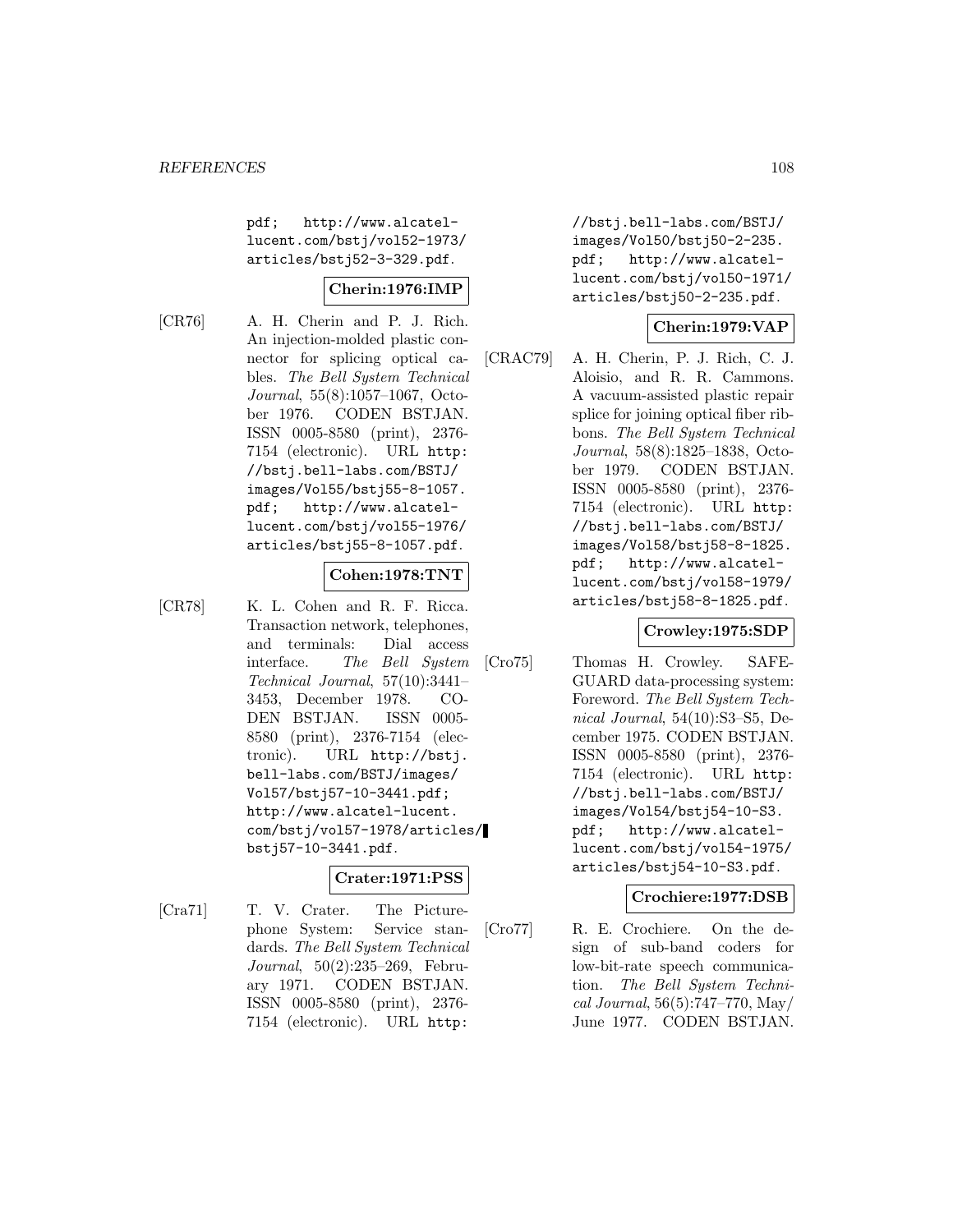pdf; http://www.alcatel-lucent.com/bstj/vol52-1973/articles/bstj52-3-329.pdf.

**Cherin:1976:IMP**

[CR76] A. H. Cherin and P. J. Rich. An injection-molded plastic connector for splicing optical cables. *The Bell System Technical Journal*, 55(8):1057–1067, October 1976. CODEN BSTJAN. ISSN 0005-8580 (print), 2376-7154 (electronic). URL http://bstj.bell-labs.com/BSTJ/images/Vol55/bstj55-8-1057.pdf; http://www.alcatel-lucent.com/bstj/vol55-1976/articles/bstj55-8-1057.pdf.

**Cohen:1978:TNT**

[CR78] K. L. Cohen and R. F. Ricca. Transaction network, telephones, and terminals: Dial access interface. *The Bell System Technical Journal*, 57(10):3441–3453, December 1978. CODEN BSTJAN. ISSN 0005-8580 (print), 2376-7154 (electronic). URL http://bstj.bell-labs.com/BSTJ/images/Vol57/bstj57-10-3441.pdf; http://www.alcatel-lucent.com/bstj/vol57-1978/articles/bstj57-10-3441.pdf.

**Crater:1971:PSS**

[Cra71] T. V. Crater. The Picturephone System: Service standards. *The Bell System Technical Journal*, 50(2):235–269, February 1971. CODEN BSTJAN. ISSN 0005-8580 (print), 2376-7154 (electronic). URL http://bstj.bell-labs.com/BSTJ/images/Vol50/bstj50-2-235.pdf; http://www.alcatel-lucent.com/bstj/vol50-1971/articles/bstj50-2-235.pdf.

**Cherin:1979:VAP**

[CRAC79] A. H. Cherin, P. J. Rich, C. J. Aloisio, and R. R. Cammons. A vacuum-assisted plastic repair splice for joining optical fiber ribbons. *The Bell System Technical Journal*, 58(8):1825–1838, October 1979. CODEN BSTJAN. ISSN 0005-8580 (print), 2376-7154 (electronic). URL http://bstj.bell-labs.com/BSTJ/images/Vol58/bstj58-8-1825.pdf; http://www.alcatel-lucent.com/bstj/vol58-1979/articles/bstj58-8-1825.pdf.

**Crowley:1975:SDP**

[Cro75] Thomas H. Crowley. SAFEGUARD data-processing system: Foreword. *The Bell System Technical Journal*, 54(10):S3–S5, December 1975. CODEN BSTJAN. ISSN 0005-8580 (print), 2376-7154 (electronic). URL http://bstj.bell-labs.com/BSTJ/images/Vol54/bstj54-10-S3.pdf; http://www.alcatel-lucent.com/bstj/vol54-1975/articles/bstj54-10-S3.pdf.

**Crochiere:1977:DSB**

[Cro77] R. E. Crochiere. On the design of sub-band coders for low-bit-rate speech communication. *The Bell System Technical Journal*, 56(5):747–770, May/June 1977. CODEN BSTJAN.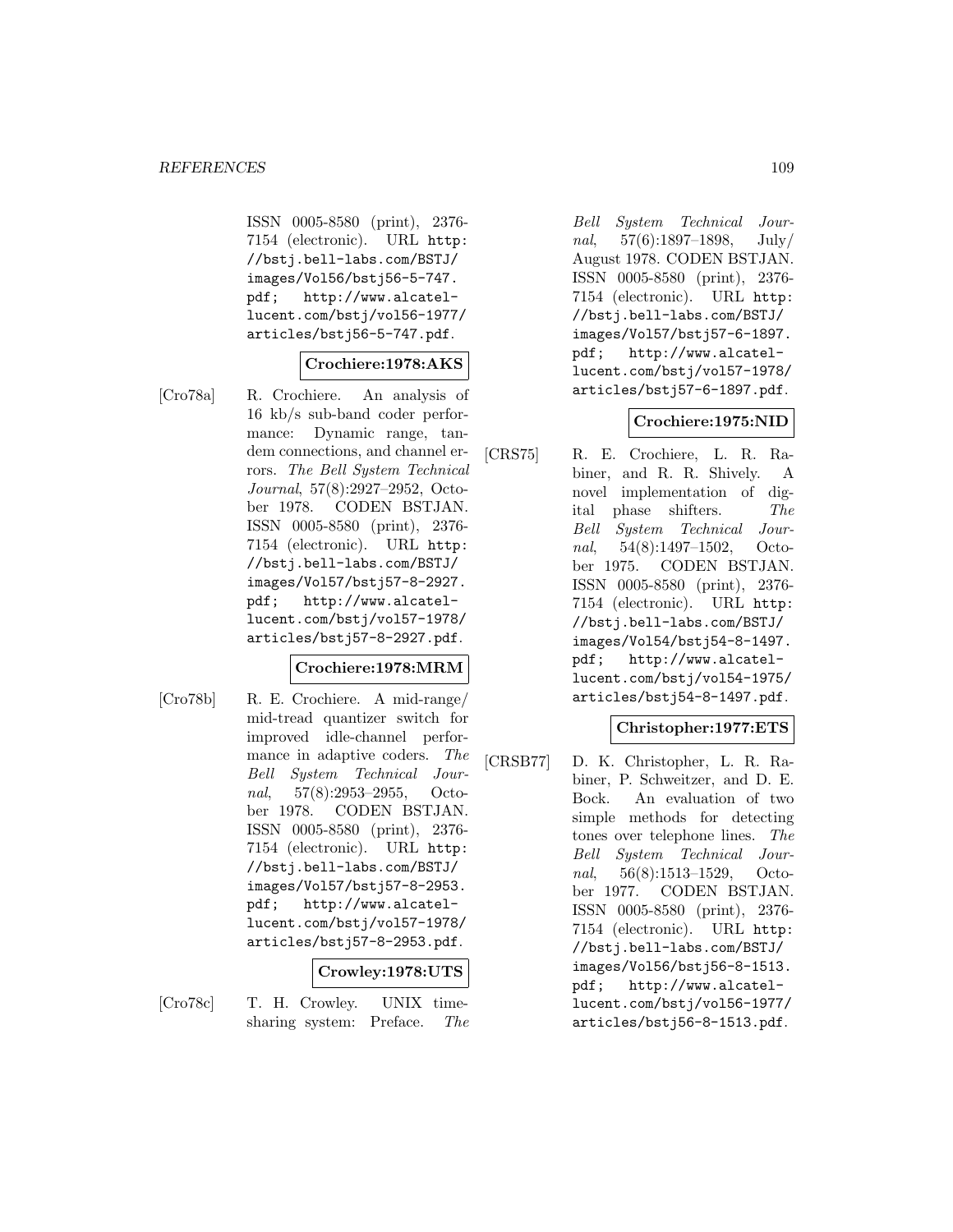ISSN 0005-8580 (print), 2376-7154 (electronic). URL http://bstj.bell-labs.com/BSTJ/images/Vol56/bstj56-5-747.pdf; http://www.alcatel-lucent.com/bstj/vol56-1977/articles/bstj56-5-747.pdf.

**Crochiere:1978:AKS**

[Cro78a] R. Crochiere. An analysis of 16 kb/s sub-band coder performance: Dynamic range, tandem connections, and channel errors. *The Bell System Technical Journal*, 57(8):2927–2952, October 1978. CODEN BSTJAN. ISSN 0005-8580 (print), 2376-7154 (electronic). URL http://bstj.bell-labs.com/BSTJ/images/Vol57/bstj57-8-2927.pdf; http://www.alcatel-lucent.com/bstj/vol57-1978/articles/bstj57-8-2927.pdf.

**Crochiere:1978:MRM**

[Cro78b] R. E. Crochiere. A mid-range/mid-tread quantizer switch for improved idle-channel performance in adaptive coders. *The Bell System Technical Journal*, 57(8):2953–2955, October 1978. CODEN BSTJAN. ISSN 0005-8580 (print), 2376-7154 (electronic). URL http://bstj.bell-labs.com/BSTJ/images/Vol57/bstj57-8-2953.pdf; http://www.alcatel-lucent.com/bstj/vol57-1978/articles/bstj57-8-2953.pdf.

**Crowley:1978:UTS**

[Cro78c] T. H. Crowley. UNIX time-sharing system: Preface. *The Bell System Technical Journal*, 57(6):1897–1898, July/August 1978. CODEN BSTJAN. ISSN 0005-8580 (print), 2376-7154 (electronic). URL http://bstj.bell-labs.com/BSTJ/images/Vol57/bstj57-6-1897.pdf; http://www.alcatel-lucent.com/bstj/vol57-1978/articles/bstj57-6-1897.pdf.

**Crochiere:1975:NID**

[CRS75] R. E. Crochiere, L. R. Rabiner, and R. R. Shively. A novel implementation of digital phase shifters. *The Bell System Technical Journal*, 54(8):1497–1502, October 1975. CODEN BSTJAN. ISSN 0005-8580 (print), 2376-7154 (electronic). URL http://bstj.bell-labs.com/BSTJ/images/Vol54/bstj54-8-1497.pdf; http://www.alcatel-lucent.com/bstj/vol54-1975/articles/bstj54-8-1497.pdf.

**Christopher:1977:ETS**

[CRSB77] D. K. Christopher, L. R. Rabiner, P. Schweitzer, and D. E. Bock. An evaluation of two simple methods for detecting tones over telephone lines. *The Bell System Technical Journal*, 56(8):1513–1529, October 1977. CODEN BSTJAN. ISSN 0005-8580 (print), 2376-7154 (electronic). URL http://bstj.bell-labs.com/BSTJ/images/Vol56/bstj56-8-1513.pdf; http://www.alcatel-lucent.com/bstj/vol56-1977/articles/bstj56-8-1513.pdf.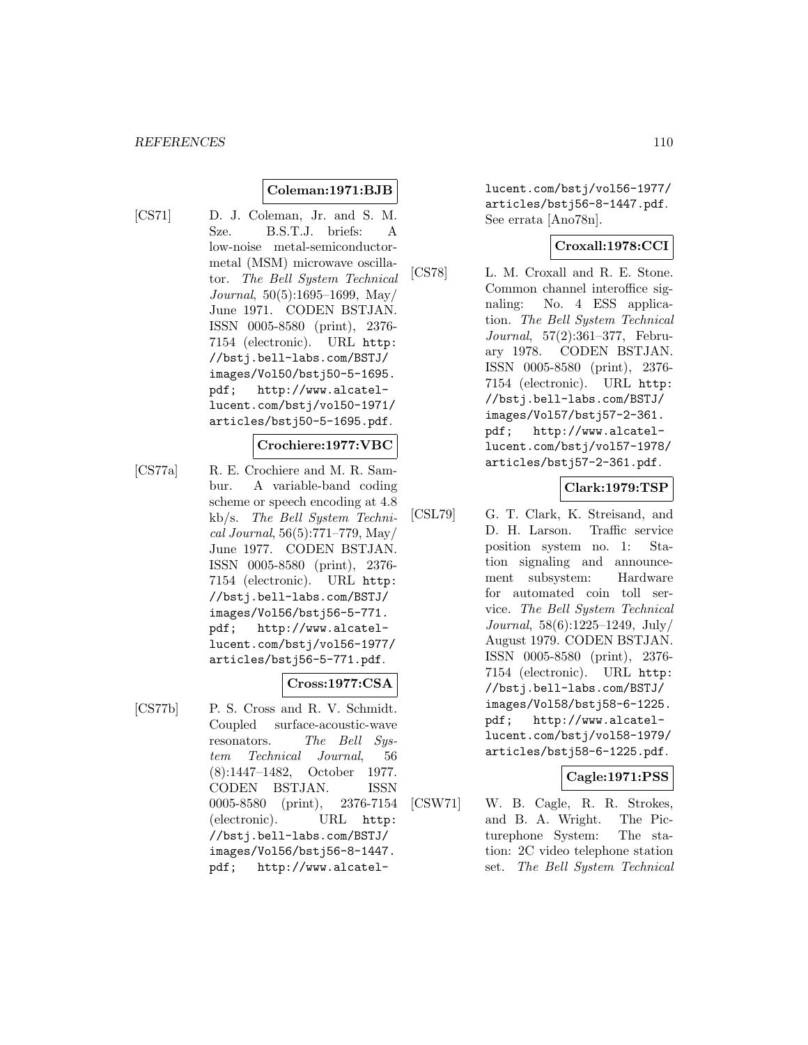**Coleman:1971:BJB**

[CS71] D. J. Coleman, Jr. and S. M. Sze. B.S.T.J. briefs: A low-noise metal-semiconductor-metal (MSM) microwave oscillator. *The Bell System Technical Journal*, 50(5):1695–1699, May/June 1971. CODEN BSTJAN. ISSN 0005-8580 (print), 2376-7154 (electronic). URL http://bstj.bell-labs.com/BSTJ/images/Vol50/bstj50-5-1695.pdf; http://www.alcatel-lucent.com/bstj/vol50-1971/articles/bstj50-5-1695.pdf.

**Crochiere:1977:VBC**

[CS77a] R. E. Crochiere and M. R. Sambur. A variable-band coding scheme or speech encoding at 4.8 kb/s. *The Bell System Technical Journal*, 56(5):771–779, May/June 1977. CODEN BSTJAN. ISSN 0005-8580 (print), 2376-7154 (electronic). URL http://bstj.bell-labs.com/BSTJ/images/Vol56/bstj56-5-771.pdf; http://www.alcatel-lucent.com/bstj/vol56-1977/articles/bstj56-5-771.pdf.

**Cross:1977:CSA**

[CS77b] P. S. Cross and R. V. Schmidt. Coupled surface-acoustic-wave resonators. *The Bell System Technical Journal*, 56 (8):1447–1482, October 1977. CODEN BSTJAN. ISSN 0005-8580 (print), 2376-7154 (electronic). URL http://bstj.bell-labs.com/BSTJ/images/Vol56/bstj56-8-1447.pdf; http://www.alcatel-lucent.com/bstj/vol56-1977/articles/bstj56-8-1447.pdf. See errata [Ano78n].

**Croxall:1978:CCI**

[CS78] L. M. Croxall and R. E. Stone. Common channel interoffice signaling: No. 4 ESS application. *The Bell System Technical Journal*, 57(2):361–377, February 1978. CODEN BSTJAN. ISSN 0005-8580 (print), 2376-7154 (electronic). URL http://bstj.bell-labs.com/BSTJ/images/Vol57/bstj57-2-361.pdf; http://www.alcatel-lucent.com/bstj/vol57-1978/articles/bstj57-2-361.pdf.

**Clark:1979:TSP**

[CSL79] G. T. Clark, K. Streisand, and D. H. Larson. Traffic service position system no. 1: Station signaling and announcement subsystem: Hardware for automated coin toll service. *The Bell System Technical Journal*, 58(6):1225–1249, July/August 1979. CODEN BSTJAN. ISSN 0005-8580 (print), 2376-7154 (electronic). URL http://bstj.bell-labs.com/BSTJ/images/Vol58/bstj58-6-1225.pdf; http://www.alcatel-lucent.com/bstj/vol58-1979/articles/bstj58-6-1225.pdf.

**Cagle:1971:PSS**

[CSW71] W. B. Cagle, R. R. Strokes, and B. A. Wright. The Picturephone System: The station: 2C video telephone station set. *The Bell System Technical*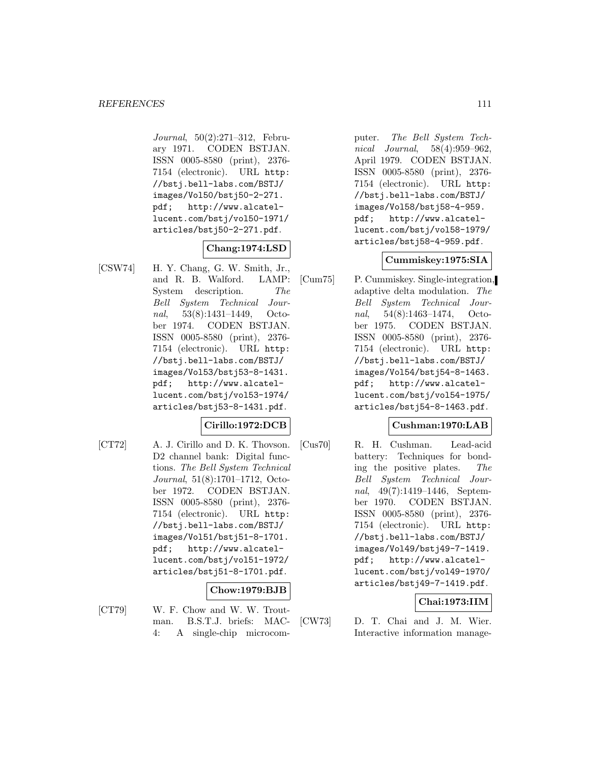*Journal*, 50(2):271–312, February 1971. CODEN BSTJAN. ISSN 0005-8580 (print), 2376-7154 (electronic). URL http://bstj.bell-labs.com/BSTJ/images/Vol50/bstj50-2-271.pdf; http://www.alcatel-lucent.com/bstj/vol50-1971/articles/bstj50-2-271.pdf.

**Chang:1974:LSD**

[CSW74] H. Y. Chang, G. W. Smith, Jr., and R. B. Walford. LAMP: System description. *The Bell System Technical Journal*, 53(8):1431–1449, October 1974. CODEN BSTJAN. ISSN 0005-8580 (print), 2376-7154 (electronic). URL http://bstj.bell-labs.com/BSTJ/images/Vol53/bstj53-8-1431.pdf; http://www.alcatel-lucent.com/bstj/vol53-1974/articles/bstj53-8-1431.pdf.

**Cirillo:1972:DCB**

[CT72] A. J. Cirillo and D. K. Thovson. D2 channel bank: Digital functions. *The Bell System Technical Journal*, 51(8):1701–1712, October 1972. CODEN BSTJAN. ISSN 0005-8580 (print), 2376-7154 (electronic). URL http://bstj.bell-labs.com/BSTJ/images/Vol51/bstj51-8-1701.pdf; http://www.alcatel-lucent.com/bstj/vol51-1972/articles/bstj51-8-1701.pdf.

**Chow:1979:BJB**

[CT79] W. F. Chow and W. W. Troutman. B.S.T.J. briefs: MAC-4: A single-chip microcomputer. *The Bell System Technical Journal*, 58(4):959–962, April 1979. CODEN BSTJAN. ISSN 0005-8580 (print), 2376-7154 (electronic). URL http://bstj.bell-labs.com/BSTJ/images/Vol58/bstj58-4-959.pdf; http://www.alcatel-lucent.com/bstj/vol58-1979/articles/bstj58-4-959.pdf.

**Cummiskey:1975:SIA**

[Cum75] P. Cummiskey. Single-integration, adaptive delta modulation. *The Bell System Technical Journal*, 54(8):1463–1474, October 1975. CODEN BSTJAN. ISSN 0005-8580 (print), 2376-7154 (electronic). URL http://bstj.bell-labs.com/BSTJ/images/Vol54/bstj54-8-1463.pdf; http://www.alcatel-lucent.com/bstj/vol54-1975/articles/bstj54-8-1463.pdf.

**Cushman:1970:LAB**

[Cus70] R. H. Cushman. Lead-acid battery: Techniques for bonding the positive plates. *The Bell System Technical Journal*, 49(7):1419–1446, September 1970. CODEN BSTJAN. ISSN 0005-8580 (print), 2376-7154 (electronic). URL http://bstj.bell-labs.com/BSTJ/images/Vol49/bstj49-7-1419.pdf; http://www.alcatel-lucent.com/bstj/vol49-1970/articles/bstj49-7-1419.pdf.

**Chai:1973:IIM**

[CW73] D. T. Chai and J. M. Wier. Interactive information manage-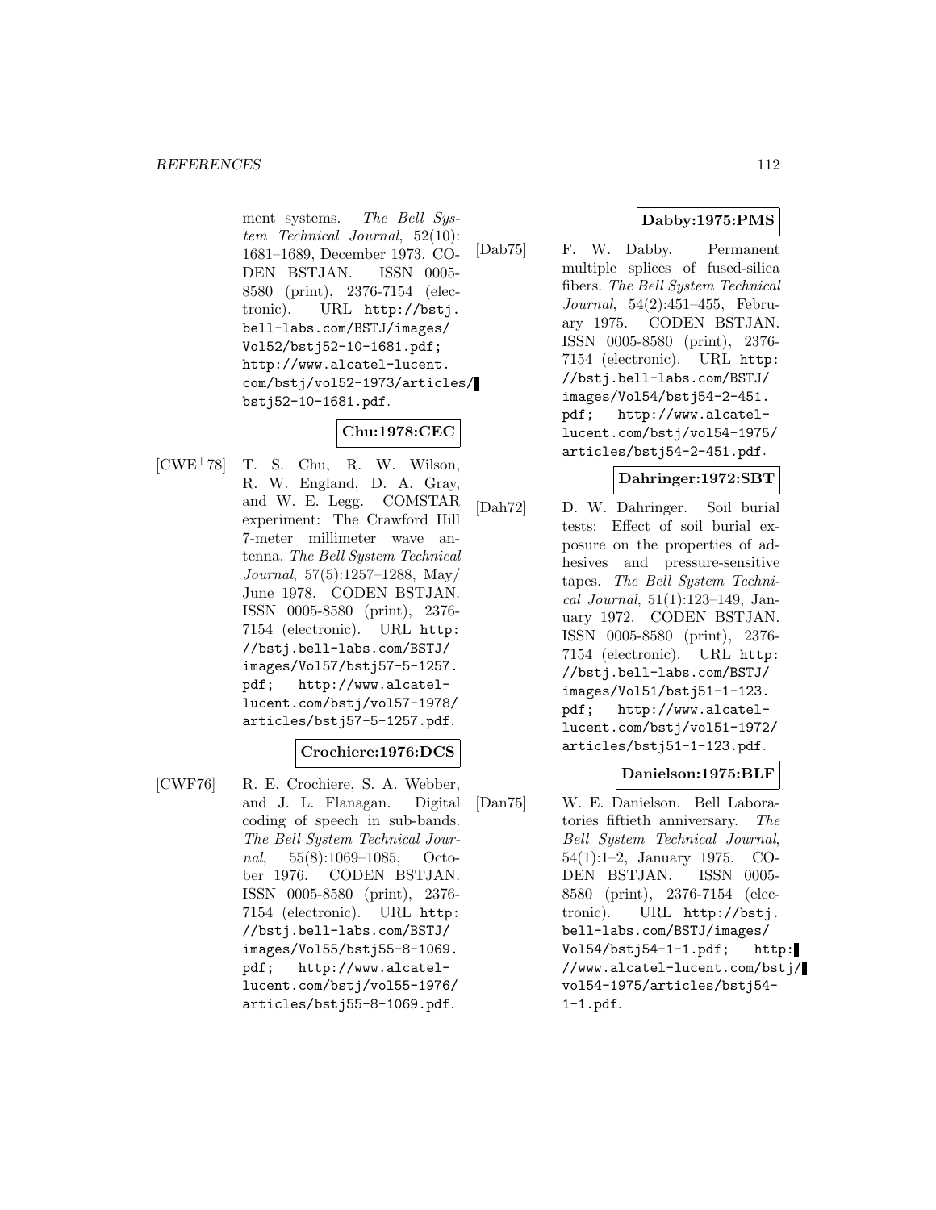ment systems. *The Bell System Technical Journal*, 52(10): 1681–1689, December 1973. CODEN BSTJAN. ISSN 0005-8580 (print), 2376-7154 (electronic). URL http://bstj.bell-labs.com/BSTJ/images/Vol52/bstj52-10-1681.pdf; http://www.alcatel-lucent.com/bstj/vol52-1973/articles/bstj52-10-1681.pdf.

**Chu:1978:CEC**

[CWE+78] T. S. Chu, R. W. Wilson, R. W. England, D. A. Gray, and W. E. Legg. COMSTAR experiment: The Crawford Hill 7-meter millimeter wave antenna. *The Bell System Technical Journal*, 57(5):1257–1288, May/June 1978. CODEN BSTJAN. ISSN 0005-8580 (print), 2376-7154 (electronic). URL http://bstj.bell-labs.com/BSTJ/images/Vol57/bstj57-5-1257.pdf; http://www.alcatel-lucent.com/bstj/vol57-1978/articles/bstj57-5-1257.pdf.

**Crochiere:1976:DCS**

[CWF76] R. E. Crochiere, S. A. Webber, and J. L. Flanagan. Digital coding of speech in sub-bands. *The Bell System Technical Journal*, 55(8):1069–1085, October 1976. CODEN BSTJAN. ISSN 0005-8580 (print), 2376-7154 (electronic). URL http://bstj.bell-labs.com/BSTJ/images/Vol55/bstj55-8-1069.pdf; http://www.alcatel-lucent.com/bstj/vol55-1976/articles/bstj55-8-1069.pdf.

**Dabby:1975:PMS**

[Dab75] F. W. Dabby. Permanent multiple splices of fused-silica fibers. *The Bell System Technical Journal*, 54(2):451–455, February 1975. CODEN BSTJAN. ISSN 0005-8580 (print), 2376-7154 (electronic). URL http://bstj.bell-labs.com/BSTJ/images/Vol54/bstj54-2-451.pdf; http://www.alcatel-lucent.com/bstj/vol54-1975/articles/bstj54-2-451.pdf.

**Dahringer:1972:SBT**

[Dah72] D. W. Dahringer. Soil burial tests: Effect of soil burial exposure on the properties of adhesives and pressure-sensitive tapes. *The Bell System Technical Journal*, 51(1):123–149, January 1972. CODEN BSTJAN. ISSN 0005-8580 (print), 2376-7154 (electronic). URL http://bstj.bell-labs.com/BSTJ/images/Vol51/bstj51-1-123.pdf; http://www.alcatel-lucent.com/bstj/vol51-1972/articles/bstj51-1-123.pdf.

**Danielson:1975:BLF**

[Dan75] W. E. Danielson. Bell Laboratories fiftieth anniversary. *The Bell System Technical Journal*, 54(1):1–2, January 1975. CODEN BSTJAN. ISSN 0005-8580 (print), 2376-7154 (electronic). URL http://bstj.bell-labs.com/BSTJ/images/Vol54/bstj54-1-1.pdf; http://www.alcatel-lucent.com/bstj/vol54-1975/articles/bstj54-1-1.pdf.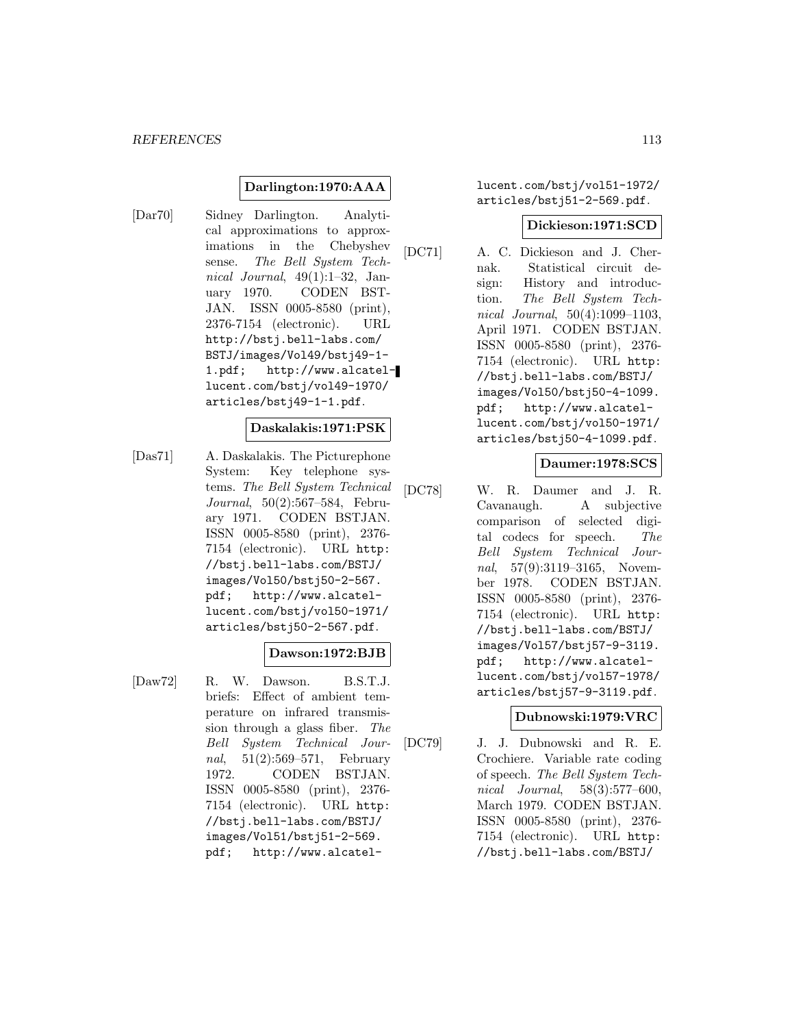**Darlington:1970:AAA**

[Dar70] Sidney Darlington. Analytical approximations to approximations in the Chebyshev sense. *The Bell System Technical Journal*, 49(1):1–32, January 1970. CODEN BSTJAN. ISSN 0005-8580 (print), 2376-7154 (electronic). URL http://bstj.bell-labs.com/BSTJ/images/Vol49/bstj49-1-1.pdf; http://www.alcatel-lucent.com/bstj/vol49-1970/articles/bstj49-1-1.pdf.

**Daskalakis:1971:PSK**

[Das71] A. Daskalakis. The Picturephone System: Key telephone systems. *The Bell System Technical Journal*, 50(2):567–584, February 1971. CODEN BSTJAN. ISSN 0005-8580 (print), 2376-7154 (electronic). URL http://bstj.bell-labs.com/BSTJ/images/Vol50/bstj50-2-567.pdf; http://www.alcatel-lucent.com/bstj/vol50-1971/articles/bstj50-2-567.pdf.

**Dawson:1972:BJB**

[Daw72] R. W. Dawson. B.S.T.J. briefs: Effect of ambient temperature on infrared transmission through a glass fiber. *The Bell System Technical Journal*, 51(2):569–571, February 1972. CODEN BSTJAN. ISSN 0005-8580 (print), 2376-7154 (electronic). URL http://bstj.bell-labs.com/BSTJ/images/Vol51/bstj51-2-569.pdf; http://www.alcatel-lucent.com/bstj/vol51-1972/articles/bstj51-2-569.pdf.

**Dickieson:1971:SCD**

[DC71] A. C. Dickieson and J. Chernak. Statistical circuit design: History and introduction. *The Bell System Technical Journal*, 50(4):1099–1103, April 1971. CODEN BSTJAN. ISSN 0005-8580 (print), 2376-7154 (electronic). URL http://bstj.bell-labs.com/BSTJ/images/Vol50/bstj50-4-1099.pdf; http://www.alcatel-lucent.com/bstj/vol50-1971/articles/bstj50-4-1099.pdf.

**Daumer:1978:SCS**

[DC78] W. R. Daumer and J. R. Cavanaugh. A subjective comparison of selected digital codecs for speech. *The Bell System Technical Journal*, 57(9):3119–3165, November 1978. CODEN BSTJAN. ISSN 0005-8580 (print), 2376-7154 (electronic). URL http://bstj.bell-labs.com/BSTJ/images/Vol57/bstj57-9-3119.pdf; http://www.alcatel-lucent.com/bstj/vol57-1978/articles/bstj57-9-3119.pdf.

**Dubnowski:1979:VRC**

[DC79] J. J. Dubnowski and R. E. Crochiere. Variable rate coding of speech. *The Bell System Technical Journal*, 58(3):577–600, March 1979. CODEN BSTJAN. ISSN 0005-8580 (print), 2376-7154 (electronic). URL http://bstj.bell-labs.com/BSTJ/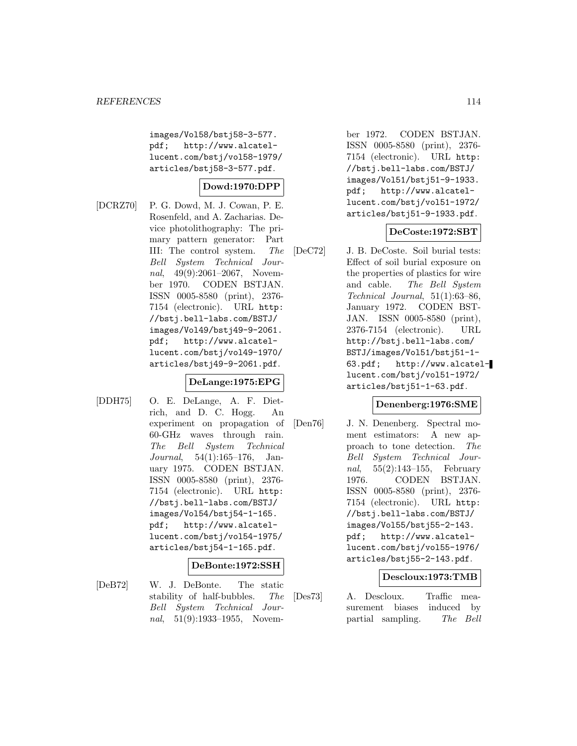images/Vol58/bstj58-3-577.pdf; http://www.alcatel-lucent.com/bstj/vol58-1979/articles/bstj58-3-577.pdf.

**Dowd:1970:DPP**

[DCRZ70] P. G. Dowd, M. J. Cowan, P. E. Rosenfeld, and A. Zacharias. Device photolithography: The primary pattern generator: Part III: The control system. *The Bell System Technical Journal*, 49(9):2061–2067, November 1970. CODEN BSTJAN. ISSN 0005-8580 (print), 2376-7154 (electronic). URL http://bstj.bell-labs.com/BSTJ/images/Vol49/bstj49-9-2061.pdf; http://www.alcatel-lucent.com/bstj/vol49-1970/articles/bstj49-9-2061.pdf.

**DeLange:1975:EPG**

[DDH75] O. E. DeLange, A. F. Dietrich, and D. C. Hogg. An experiment on propagation of 60-GHz waves through rain. *The Bell System Technical Journal*, 54(1):165–176, January 1975. CODEN BSTJAN. ISSN 0005-8580 (print), 2376-7154 (electronic). URL http://bstj.bell-labs.com/BSTJ/images/Vol54/bstj54-1-165.pdf; http://www.alcatel-lucent.com/bstj/vol54-1975/articles/bstj54-1-165.pdf.

**DeBonte:1972:SSH**

[DeB72] W. J. DeBonte. The static stability of half-bubbles. *The Bell System Technical Journal*, 51(9):1933–1955, November 1972. CODEN BSTJAN. ISSN 0005-8580 (print), 2376-7154 (electronic). URL http://bstj.bell-labs.com/BSTJ/images/Vol51/bstj51-9-1933.pdf; http://www.alcatel-lucent.com/bstj/vol51-1972/articles/bstj51-9-1933.pdf.

**DeCoste:1972:SBT**

[DeC72] J. B. DeCoste. Soil burial tests: Effect of soil burial exposure on the properties of plastics for wire and cable. *The Bell System Technical Journal*, 51(1):63–86, January 1972. CODEN BSTJAN. ISSN 0005-8580 (print), 2376-7154 (electronic). URL http://bstj.bell-labs.com/BSTJ/images/Vol51/bstj51-1-63.pdf; http://www.alcatel-lucent.com/bstj/vol51-1972/articles/bstj51-1-63.pdf.

**Denenberg:1976:SME**

[Den76] J. N. Denenberg. Spectral moment estimators: A new approach to tone detection. *The Bell System Technical Journal*, 55(2):143–155, February 1976. CODEN BSTJAN. ISSN 0005-8580 (print), 2376-7154 (electronic). URL http://bstj.bell-labs.com/BSTJ/images/Vol55/bstj55-2-143.pdf; http://www.alcatel-lucent.com/bstj/vol55-1976/articles/bstj55-2-143.pdf.

**Descloux:1973:TMB**

[Des73] A. Descloux. Traffic measurement biases induced by partial sampling. *The Bell*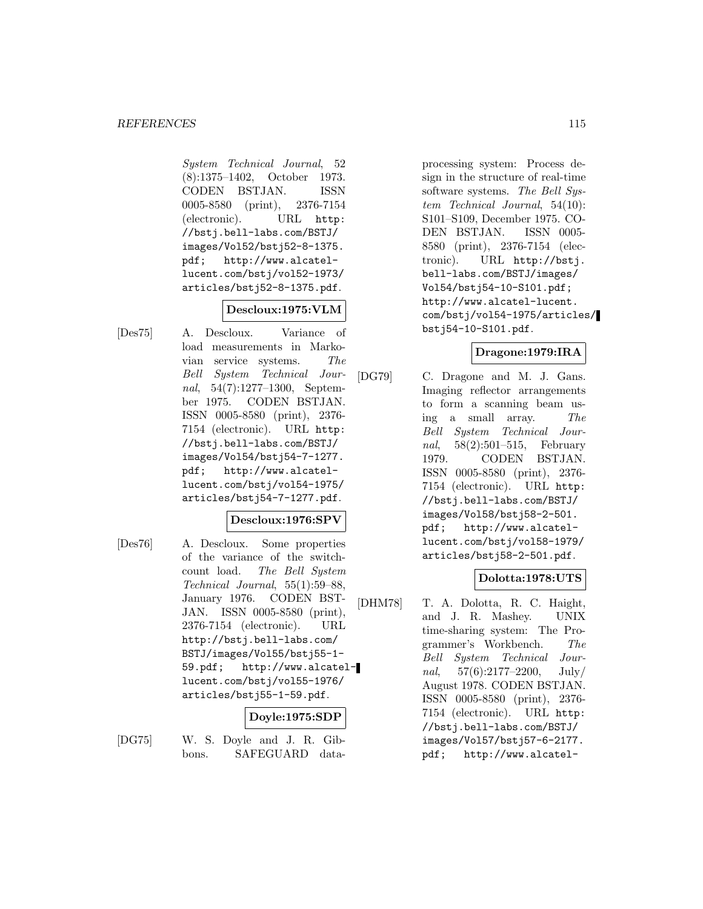System Technical Journal, 52 (8):1375–1402, October 1973. CODEN BSTJAN. ISSN 0005-8580 (print), 2376-7154 (electronic). URL http://bstj.bell-labs.com/BSTJ/images/Vol52/bstj52-8-1375.pdf; http://www.alcatel-lucent.com/bstj/vol52-1973/articles/bstj52-8-1375.pdf.

**Descloux:1975:VLM**

[Des75] A. Descloux. Variance of load measurements in Markovian service systems. *The Bell System Technical Journal*, 54(7):1277–1300, September 1975. CODEN BSTJAN. ISSN 0005-8580 (print), 2376-7154 (electronic). URL http://bstj.bell-labs.com/BSTJ/images/Vol54/bstj54-7-1277.pdf; http://www.alcatel-lucent.com/bstj/vol54-1975/articles/bstj54-7-1277.pdf.

**Descloux:1976:SPV**

[Des76] A. Descloux. Some properties of the variance of the switch-count load. *The Bell System Technical Journal*, 55(1):59–88, January 1976. CODEN BSTJAN. ISSN 0005-8580 (print), 2376-7154 (electronic). URL http://bstj.bell-labs.com/BSTJ/images/Vol55/bstj55-1-59.pdf; http://www.alcatel-lucent.com/bstj/vol55-1976/articles/bstj55-1-59.pdf.

**Doyle:1975:SDP**

[DG75] W. S. Doyle and J. R. Gibbons. SAFEGUARD data-processing system: Process design in the structure of real-time software systems. *The Bell System Technical Journal*, 54(10):S101–S109, December 1975. CODEN BSTJAN. ISSN 0005-8580 (print), 2376-7154 (electronic). URL http://bstj.bell-labs.com/BSTJ/images/Vol54/bstj54-10-S101.pdf; http://www.alcatel-lucent.com/bstj/vol54-1975/articles/bstj54-10-S101.pdf.

**Dragone:1979:IRA**

[DG79] C. Dragone and M. J. Gans. Imaging reflector arrangements to form a scanning beam using a small array. *The Bell System Technical Journal*, 58(2):501–515, February 1979. CODEN BSTJAN. ISSN 0005-8580 (print), 2376-7154 (electronic). URL http://bstj.bell-labs.com/BSTJ/images/Vol58/bstj58-2-501.pdf; http://www.alcatel-lucent.com/bstj/vol58-1979/articles/bstj58-2-501.pdf.

**Dolotta:1978:UTS**

[DHM78] T. A. Dolotta, R. C. Haight, and J. R. Mashey. UNIX time-sharing system: The Programmer's Workbench. *The Bell System Technical Journal*, 57(6):2177–2200, July/August 1978. CODEN BSTJAN. ISSN 0005-8580 (print), 2376-7154 (electronic). URL http://bstj.bell-labs.com/BSTJ/images/Vol57/bstj57-6-2177.pdf; http://www.alcatel-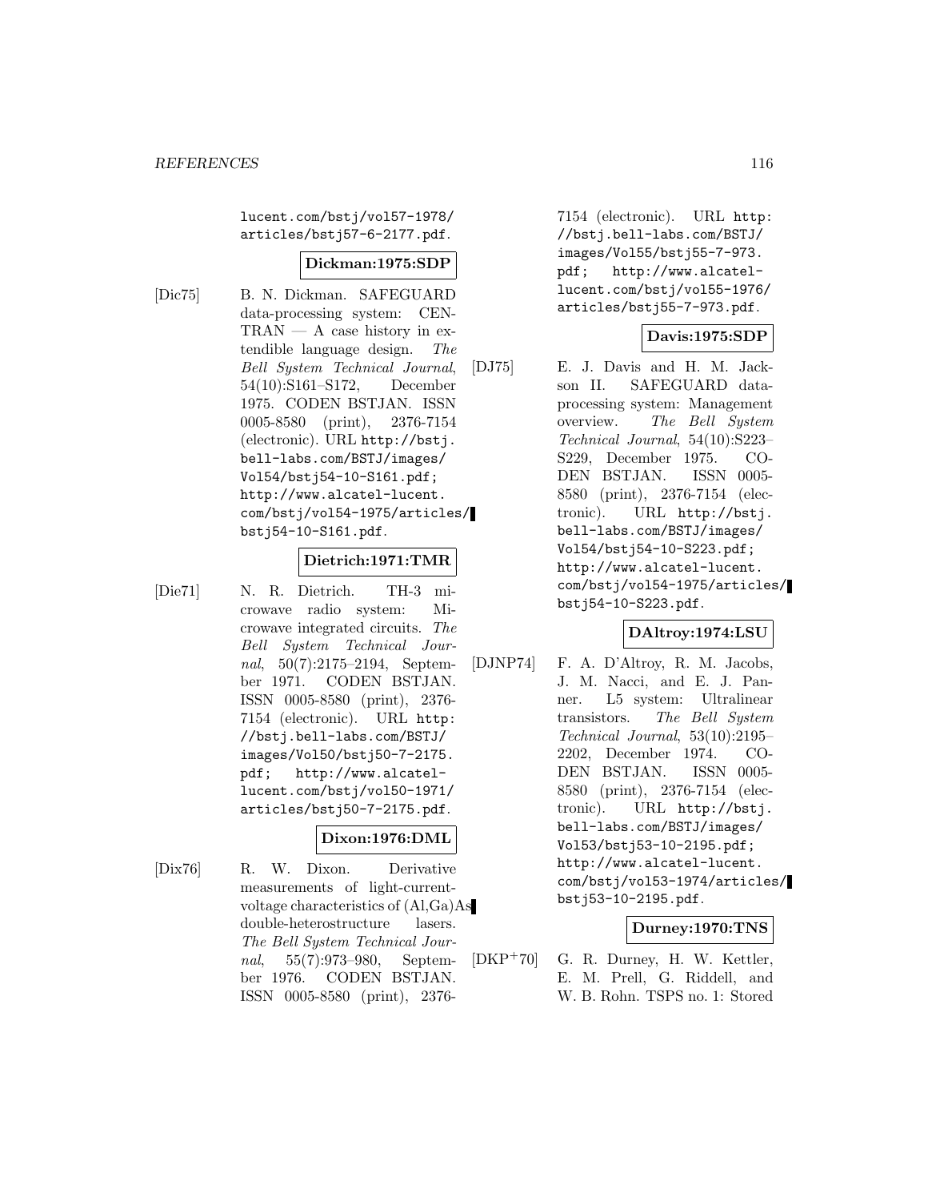lucent.com/bstj/vol57-1978/articles/bstj57-6-2177.pdf.

**Dickman:1975:SDP**

[Dic75] B. N. Dickman. SAFEGUARD data-processing system: CENTRAN — A case history in extendible language design. *The Bell System Technical Journal*, 54(10):S161–S172, December 1975. CODEN BSTJAN. ISSN 0005-8580 (print), 2376-7154 (electronic). URL http://bstj.bell-labs.com/BSTJ/images/Vol54/bstj54-10-S161.pdf; http://www.alcatel-lucent.com/bstj/vol54-1975/articles/bstj54-10-S161.pdf.

**Dietrich:1971:TMR**

[Die71] N. R. Dietrich. TH-3 microwave radio system: Microwave integrated circuits. *The Bell System Technical Journal*, 50(7):2175–2194, September 1971. CODEN BSTJAN. ISSN 0005-8580 (print), 2376-7154 (electronic). URL http://bstj.bell-labs.com/BSTJ/images/Vol50/bstj50-7-2175.pdf; http://www.alcatel-lucent.com/bstj/vol50-1971/articles/bstj50-7-2175.pdf.

**Dixon:1976:DML**

[Dix76] R. W. Dixon. Derivative measurements of light-current-voltage characteristics of (Al,Ga)As double-heterostructure lasers. *The Bell System Technical Journal*, 55(7):973–980, September 1976. CODEN BSTJAN. ISSN 0005-8580 (print), 2376-7154 (electronic). URL http://bstj.bell-labs.com/BSTJ/images/Vol55/bstj55-7-973.pdf; http://www.alcatel-lucent.com/bstj/vol55-1976/articles/bstj55-7-973.pdf.

**Davis:1975:SDP**

[DJ75] E. J. Davis and H. M. Jackson II. SAFEGUARD data-processing system: Management overview. *The Bell System Technical Journal*, 54(10):S223–S229, December 1975. CODEN BSTJAN. ISSN 0005-8580 (print), 2376-7154 (electronic). URL http://bstj.bell-labs.com/BSTJ/images/Vol54/bstj54-10-S223.pdf; http://www.alcatel-lucent.com/bstj/vol54-1975/articles/bstj54-10-S223.pdf.

**DAltroy:1974:LSU**

[DJNP74] F. A. D'Altroy, R. M. Jacobs, J. M. Nacci, and E. J. Panner. L5 system: Ultralinear transistors. *The Bell System Technical Journal*, 53(10):2195–2202, December 1974. CODEN BSTJAN. ISSN 0005-8580 (print), 2376-7154 (electronic). URL http://bstj.bell-labs.com/BSTJ/images/Vol53/bstj53-10-2195.pdf; http://www.alcatel-lucent.com/bstj/vol53-1974/articles/bstj53-10-2195.pdf.

**Durney:1970:TNS**

[DKP+70] G. R. Durney, H. W. Kettler, E. M. Prell, G. Riddell, and W. B. Rohn. TSPS no. 1: Stored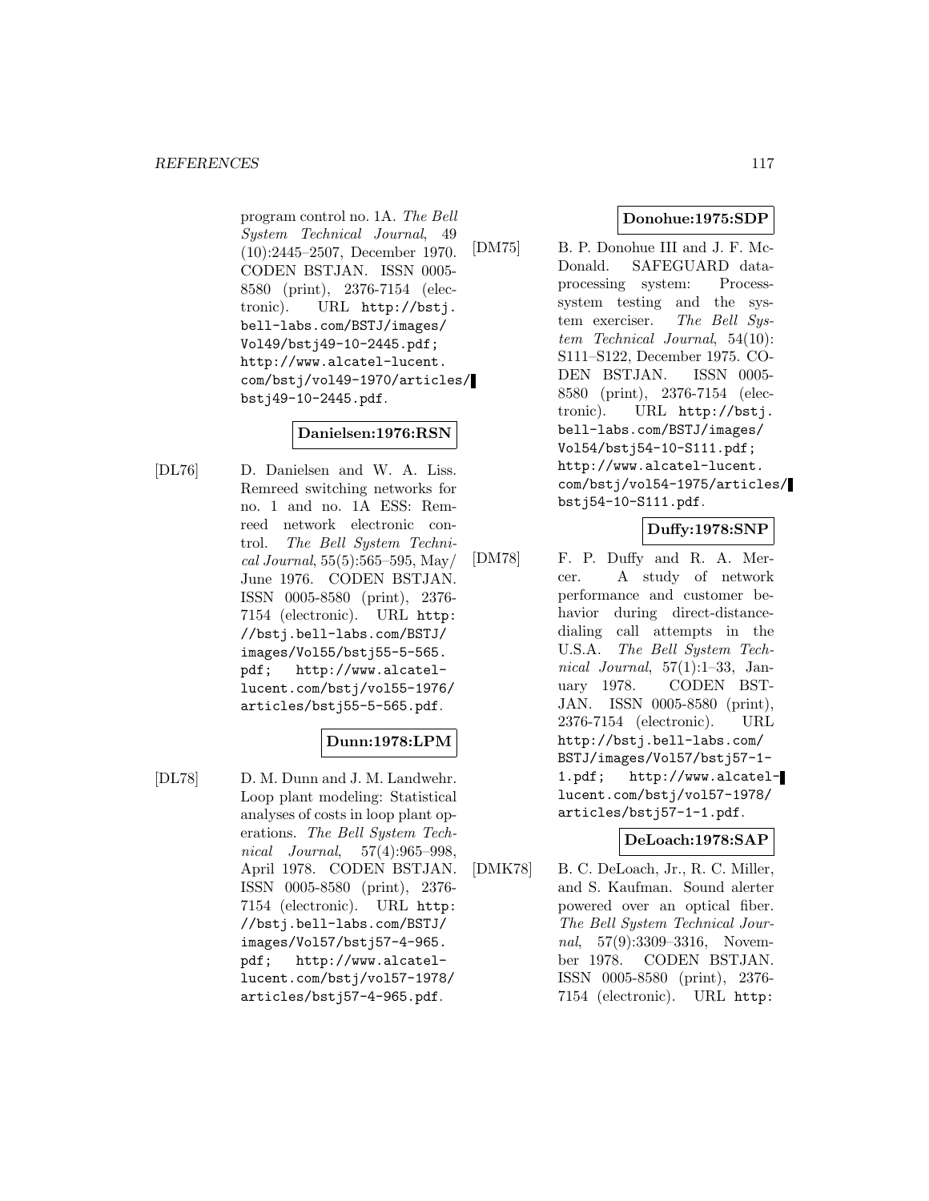program control no. 1A. *The Bell System Technical Journal*, 49 (10):2445–2507, December 1970. CODEN BSTJAN. ISSN 0005-8580 (print), 2376-7154 (electronic). URL http://bstj.bell-labs.com/BSTJ/images/Vol49/bstj49-10-2445.pdf; http://www.alcatel-lucent.com/bstj/vol49-1970/articles/bstj49-10-2445.pdf.

**Danielsen:1976:RSN**

[DL76] D. Danielsen and W. A. Liss. Remreed switching networks for no. 1 and no. 1A ESS: Remreed network electronic control. *The Bell System Technical Journal*, 55(5):565–595, May/June 1976. CODEN BSTJAN. ISSN 0005-8580 (print), 2376-7154 (electronic). URL http://bstj.bell-labs.com/BSTJ/images/Vol55/bstj55-5-565.pdf; http://www.alcatel-lucent.com/bstj/vol55-1976/articles/bstj55-5-565.pdf.

**Dunn:1978:LPM**

[DL78] D. M. Dunn and J. M. Landwehr. Loop plant modeling: Statistical analyses of costs in loop plant operations. *The Bell System Technical Journal*, 57(4):965–998, April 1978. CODEN BSTJAN. ISSN 0005-8580 (print), 2376-7154 (electronic). URL http://bstj.bell-labs.com/BSTJ/images/Vol57/bstj57-4-965.pdf; http://www.alcatel-lucent.com/bstj/vol57-1978/articles/bstj57-4-965.pdf.

**Donohue:1975:SDP**

[DM75] B. P. Donohue III and J. F. McDonald. SAFEGUARD data-processing system: Process-system testing and the system exerciser. *The Bell System Technical Journal*, 54(10):S111–S122, December 1975. CODEN BSTJAN. ISSN 0005-8580 (print), 2376-7154 (electronic). URL http://bstj.bell-labs.com/BSTJ/images/Vol54/bstj54-10-S111.pdf; http://www.alcatel-lucent.com/bstj/vol54-1975/articles/bstj54-10-S111.pdf.

**Duffy:1978:SNP**

[DM78] F. P. Duffy and R. A. Mercer. A study of network performance and customer behavior during direct-distance-dialing call attempts in the U.S.A. *The Bell System Technical Journal*, 57(1):1–33, January 1978. CODEN BSTJAN. ISSN 0005-8580 (print), 2376-7154 (electronic). URL http://bstj.bell-labs.com/BSTJ/images/Vol57/bstj57-1-1.pdf; http://www.alcatel-lucent.com/bstj/vol57-1978/articles/bstj57-1-1.pdf.

**DeLoach:1978:SAP**

[DMK78] B. C. DeLoach, Jr., R. C. Miller, and S. Kaufman. Sound alerter powered over an optical fiber. *The Bell System Technical Journal*, 57(9):3309–3316, November 1978. CODEN BSTJAN. ISSN 0005-8580 (print), 2376-7154 (electronic). URL http: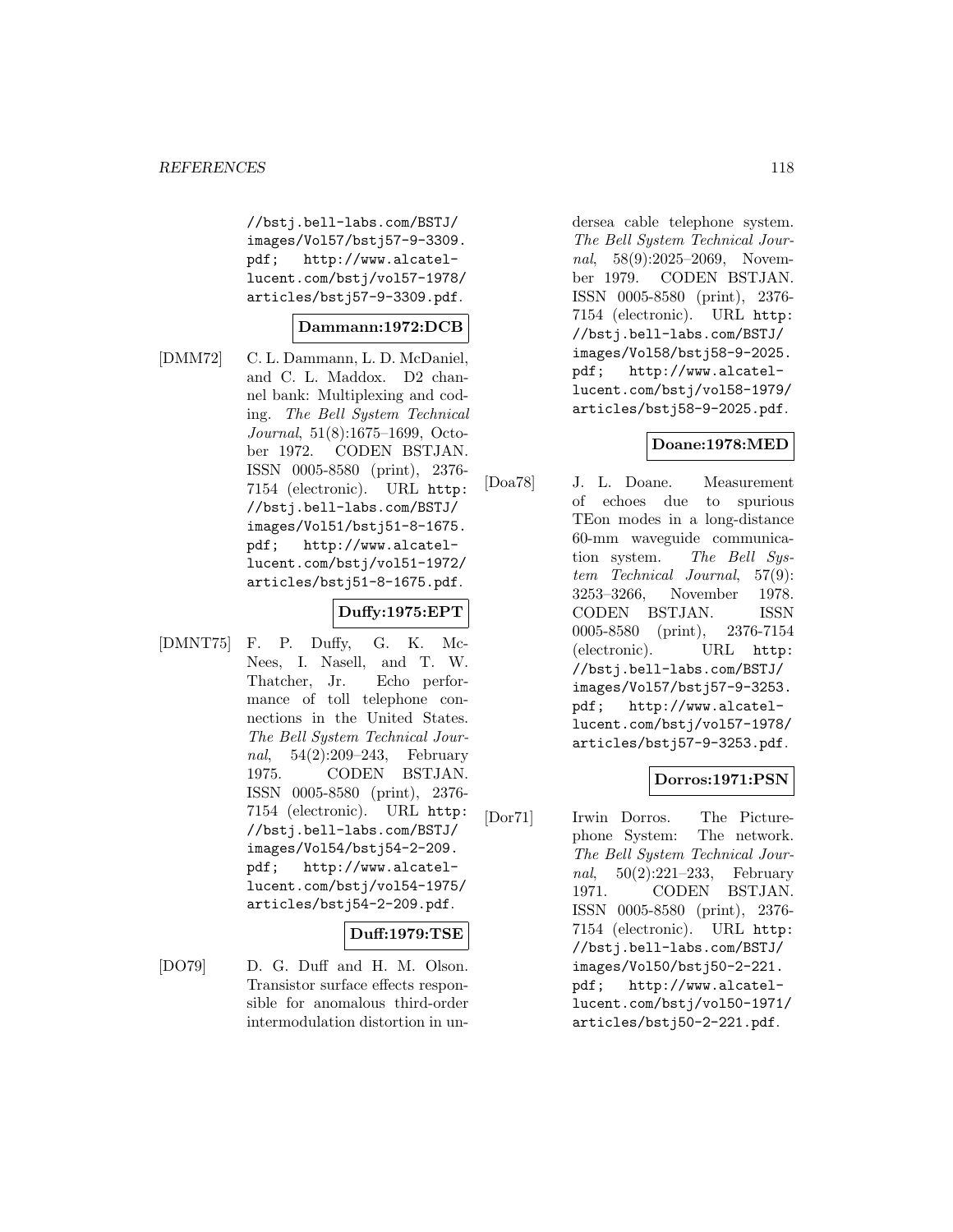//bstj.bell-labs.com/BSTJ/images/Vol57/bstj57-9-3309.pdf; http://www.alcatel-lucent.com/bstj/vol57-1978/articles/bstj57-9-3309.pdf.

**Dammann:1972:DCB**

[DMM72] C. L. Dammann, L. D. McDaniel, and C. L. Maddox. D2 channel bank: Multiplexing and coding. *The Bell System Technical Journal*, 51(8):1675–1699, October 1972. CODEN BSTJAN. ISSN 0005-8580 (print), 2376-7154 (electronic). URL http://bstj.bell-labs.com/BSTJ/images/Vol51/bstj51-8-1675.pdf; http://www.alcatel-lucent.com/bstj/vol51-1972/articles/bstj51-8-1675.pdf.

**Duffy:1975:EPT**

[DMNT75] F. P. Duffy, G. K. McNees, I. Nasell, and T. W. Thatcher, Jr. Echo performance of toll telephone connections in the United States. *The Bell System Technical Journal*, 54(2):209–243, February 1975. CODEN BSTJAN. ISSN 0005-8580 (print), 2376-7154 (electronic). URL http://bstj.bell-labs.com/BSTJ/images/Vol54/bstj54-2-209.pdf; http://www.alcatel-lucent.com/bstj/vol54-1975/articles/bstj54-2-209.pdf.

**Duff:1979:TSE**

[DO79] D. G. Duff and H. M. Olson. Transistor surface effects responsible for anomalous third-order intermodulation distortion in undersea cable telephone system. *The Bell System Technical Journal*, 58(9):2025–2069, November 1979. CODEN BSTJAN. ISSN 0005-8580 (print), 2376-7154 (electronic). URL http://bstj.bell-labs.com/BSTJ/images/Vol58/bstj58-9-2025.pdf; http://www.alcatel-lucent.com/bstj/vol58-1979/articles/bstj58-9-2025.pdf.

**Doane:1978:MED**

[Doa78] J. L. Doane. Measurement of echoes due to spurious TEon modes in a long-distance 60-mm waveguide communication system. *The Bell System Technical Journal*, 57(9):3253–3266, November 1978. CODEN BSTJAN. ISSN 0005-8580 (print), 2376-7154 (electronic). URL http://bstj.bell-labs.com/BSTJ/images/Vol57/bstj57-9-3253.pdf; http://www.alcatel-lucent.com/bstj/vol57-1978/articles/bstj57-9-3253.pdf.

**Dorros:1971:PSN**

[Dor71] Irwin Dorros. The Picturephone System: The network. *The Bell System Technical Journal*, 50(2):221–233, February 1971. CODEN BSTJAN. ISSN 0005-8580 (print), 2376-7154 (electronic). URL http://bstj.bell-labs.com/BSTJ/images/Vol50/bstj50-2-221.pdf; http://www.alcatel-lucent.com/bstj/vol50-1971/articles/bstj50-2-221.pdf.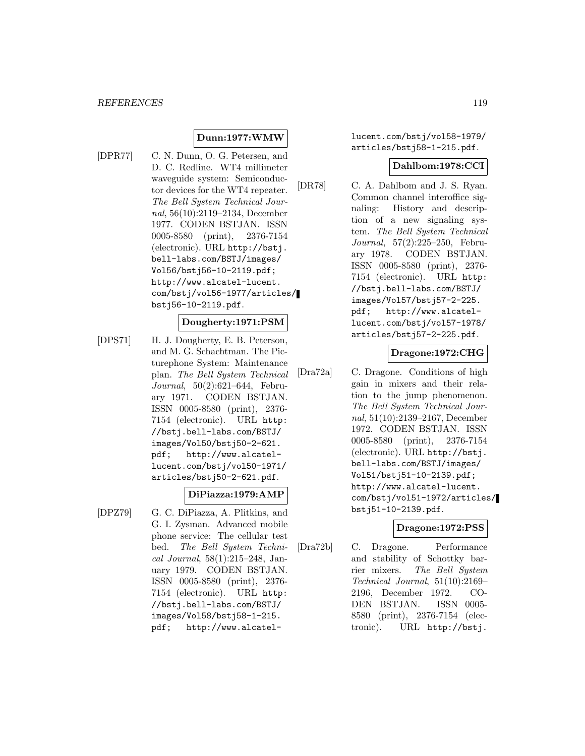**Dunn:1977:WMW**

[DPR77] C. N. Dunn, O. G. Petersen, and D. C. Redline. WT4 millimeter waveguide system: Semiconductor devices for the WT4 repeater. *The Bell System Technical Journal*, 56(10):2119–2134, December 1977. CODEN BSTJAN. ISSN 0005-8580 (print), 2376-7154 (electronic). URL http://bstj.bell-labs.com/BSTJ/images/Vol56/bstj56-10-2119.pdf; http://www.alcatel-lucent.com/bstj/vol56-1977/articles/bstj56-10-2119.pdf.

**Dougherty:1971:PSM**

[DPS71] H. J. Dougherty, E. B. Peterson, and M. G. Schachtman. The Picturephone System: Maintenance plan. *The Bell System Technical Journal*, 50(2):621–644, February 1971. CODEN BSTJAN. ISSN 0005-8580 (print), 2376-7154 (electronic). URL http://bstj.bell-labs.com/BSTJ/images/Vol50/bstj50-2-621.pdf; http://www.alcatel-lucent.com/bstj/vol50-1971/articles/bstj50-2-621.pdf.

**DiPiazza:1979:AMP**

[DPZ79] G. C. DiPiazza, A. Plitkins, and G. I. Zysman. Advanced mobile phone service: The cellular test bed. *The Bell System Technical Journal*, 58(1):215–248, January 1979. CODEN BSTJAN. ISSN 0005-8580 (print), 2376-7154 (electronic). URL http://bstj.bell-labs.com/BSTJ/images/Vol58/bstj58-1-215.pdf; http://www.alcatel-lucent.com/bstj/vol58-1979/articles/bstj58-1-215.pdf.

**Dahlbom:1978:CCI**

[DR78] C. A. Dahlbom and J. S. Ryan. Common channel interoffice signaling: History and description of a new signaling system. *The Bell System Technical Journal*, 57(2):225–250, February 1978. CODEN BSTJAN. ISSN 0005-8580 (print), 2376-7154 (electronic). URL http://bstj.bell-labs.com/BSTJ/images/Vol57/bstj57-2-225.pdf; http://www.alcatel-lucent.com/bstj/vol57-1978/articles/bstj57-2-225.pdf.

**Dragone:1972:CHG**

[Dra72a] C. Dragone. Conditions of high gain in mixers and their relation to the jump phenomenon. *The Bell System Technical Journal*, 51(10):2139–2167, December 1972. CODEN BSTJAN. ISSN 0005-8580 (print), 2376-7154 (electronic). URL http://bstj.bell-labs.com/BSTJ/images/Vol51/bstj51-10-2139.pdf; http://www.alcatel-lucent.com/bstj/vol51-1972/articles/bstj51-10-2139.pdf.

**Dragone:1972:PSS**

[Dra72b] C. Dragone. Performance and stability of Schottky barrier mixers. *The Bell System Technical Journal*, 51(10):2169–2196, December 1972. CODEN BSTJAN. ISSN 0005-8580 (print), 2376-7154 (electronic). URL http://bstj.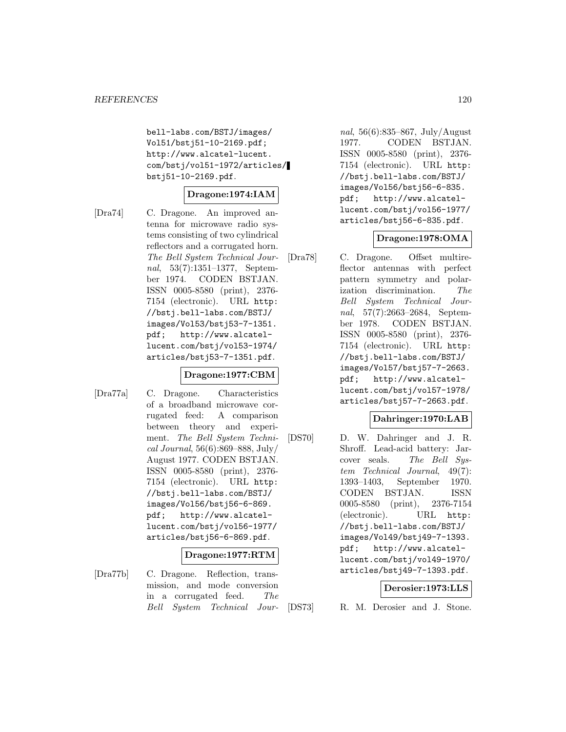bell-labs.com/BSTJ/images/Vol51/bstj51-10-2169.pdf; http://www.alcatel-lucent.com/bstj/vol51-1972/articles/bstj51-10-2169.pdf.

**Dragone:1974:IAM**

[Dra74] C. Dragone. An improved antenna for microwave radio systems consisting of two cylindrical reflectors and a corrugated horn. *The Bell System Technical Journal*, 53(7):1351–1377, September 1974. CODEN BSTJAN. ISSN 0005-8580 (print), 2376-7154 (electronic). URL http://bstj.bell-labs.com/BSTJ/images/Vol53/bstj53-7-1351.pdf; http://www.alcatel-lucent.com/bstj/vol53-1974/articles/bstj53-7-1351.pdf.

**Dragone:1977:CBM**

[Dra77a] C. Dragone. Characteristics of a broadband microwave corrugated feed: A comparison between theory and experiment. *The Bell System Technical Journal*, 56(6):869–888, July/August 1977. CODEN BSTJAN. ISSN 0005-8580 (print), 2376-7154 (electronic). URL http://bstj.bell-labs.com/BSTJ/images/Vol56/bstj56-6-869.pdf; http://www.alcatel-lucent.com/bstj/vol56-1977/articles/bstj56-6-869.pdf.

**Dragone:1977:RTM**

[Dra77b] C. Dragone. Reflection, transmission, and mode conversion in a corrugated feed. *The Bell System Technical Journal*, 56(6):835–867, July/August 1977. CODEN BSTJAN. ISSN 0005-8580 (print), 2376-7154 (electronic). URL http://bstj.bell-labs.com/BSTJ/images/Vol56/bstj56-6-835.pdf; http://www.alcatel-lucent.com/bstj/vol56-1977/articles/bstj56-6-835.pdf.

**Dragone:1978:OMA**

[Dra78] C. Dragone. Offset multireflector antennas with perfect pattern symmetry and polarization discrimination. *The Bell System Technical Journal*, 57(7):2663–2684, September 1978. CODEN BSTJAN. ISSN 0005-8580 (print), 2376-7154 (electronic). URL http://bstj.bell-labs.com/BSTJ/images/Vol57/bstj57-7-2663.pdf; http://www.alcatel-lucent.com/bstj/vol57-1978/articles/bstj57-7-2663.pdf.

**Dahringer:1970:LAB**

[DS70] D. W. Dahringer and J. R. Shroff. Lead-acid battery: Jarcover seals. *The Bell System Technical Journal*, 49(7):1393–1403, September 1970. CODEN BSTJAN. ISSN 0005-8580 (print), 2376-7154 (electronic). URL http://bstj.bell-labs.com/BSTJ/images/Vol49/bstj49-7-1393.pdf; http://www.alcatel-lucent.com/bstj/vol49-1970/articles/bstj49-7-1393.pdf.

**Derosier:1973:LLS**

[DS73] R. M. Derosier and J. Stone.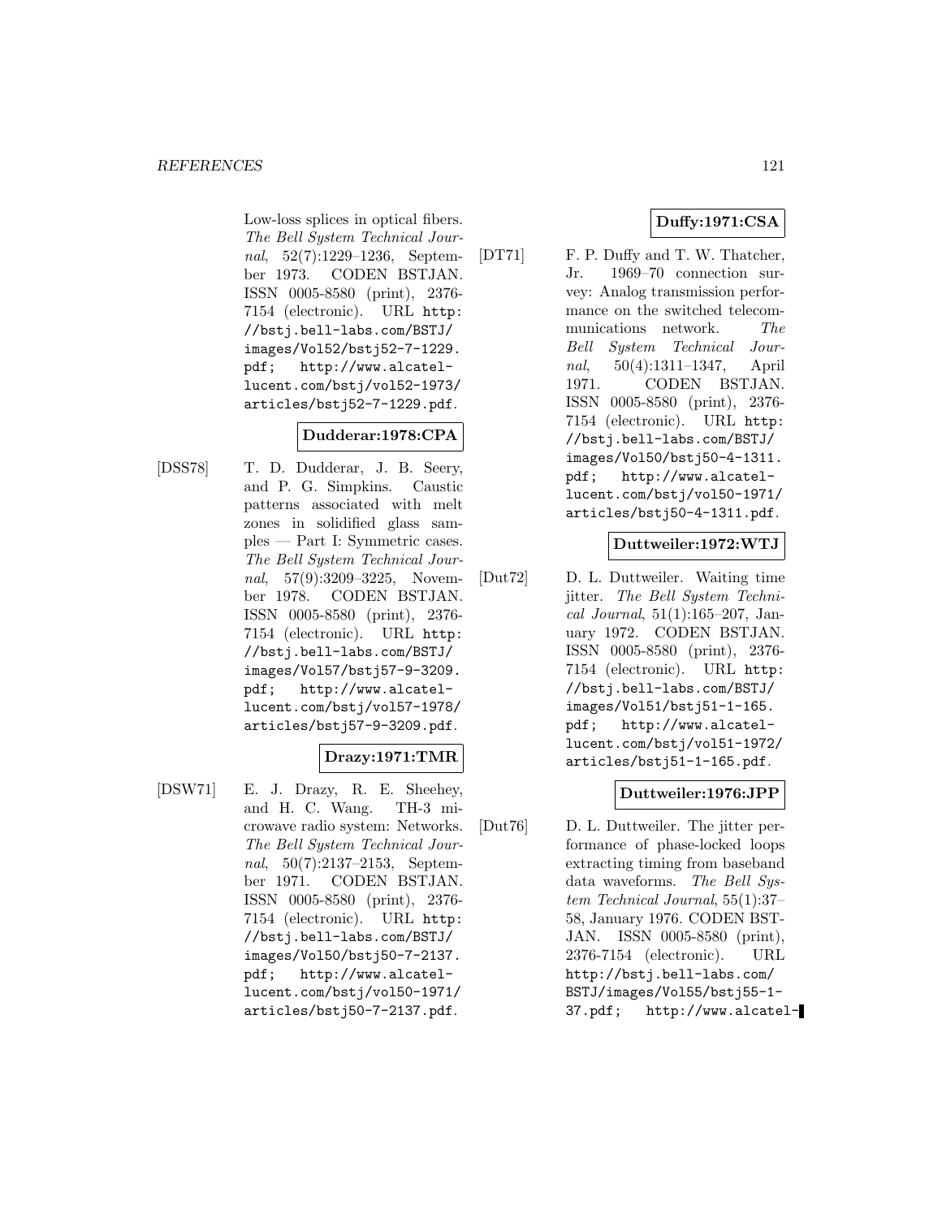Low-loss splices in optical fibers. *The Bell System Technical Journal*, 52(7):1229–1236, September 1973. CODEN BSTJAN. ISSN 0005-8580 (print), 2376-7154 (electronic). URL `http://bstj.bell-labs.com/BSTJ/images/Vol52/bstj52-7-1229.pdf; http://www.alcatel-lucent.com/bstj/vol52-1973/articles/bstj52-7-1229.pdf`.

**Dudderar:1978:CPA**

[DSS78] T. D. Dudderar, J. B. Seery, and P. G. Simpkins. Caustic patterns associated with melt zones in solidified glass samples — Part I: Symmetric cases. *The Bell System Technical Journal*, 57(9):3209–3225, November 1978. CODEN BSTJAN. ISSN 0005-8580 (print), 2376-7154 (electronic). URL `http://bstj.bell-labs.com/BSTJ/images/Vol57/bstj57-9-3209.pdf; http://www.alcatel-lucent.com/bstj/vol57-1978/articles/bstj57-9-3209.pdf`.

**Drazy:1971:TMR**

[DSW71] E. J. Drazy, R. E. Sheehey, and H. C. Wang. TH-3 microwave radio system: Networks. *The Bell System Technical Journal*, 50(7):2137–2153, September 1971. CODEN BSTJAN. ISSN 0005-8580 (print), 2376-7154 (electronic). URL `http://bstj.bell-labs.com/BSTJ/images/Vol50/bstj50-7-2137.pdf; http://www.alcatel-lucent.com/bstj/vol50-1971/articles/bstj50-7-2137.pdf`.

**Duffy:1971:CSA**

[DT71] F. P. Duffy and T. W. Thatcher, Jr. 1969–70 connection survey: Analog transmission performance on the switched telecommunications network. *The Bell System Technical Journal*, 50(4):1311–1347, April 1971. CODEN BSTJAN. ISSN 0005-8580 (print), 2376-7154 (electronic). URL `http://bstj.bell-labs.com/BSTJ/images/Vol50/bstj50-4-1311.pdf; http://www.alcatel-lucent.com/bstj/vol50-1971/articles/bstj50-4-1311.pdf`.

**Duttweiler:1972:WTJ**

[Dut72] D. L. Duttweiler. Waiting time jitter. *The Bell System Technical Journal*, 51(1):165–207, January 1972. CODEN BSTJAN. ISSN 0005-8580 (print), 2376-7154 (electronic). URL `http://bstj.bell-labs.com/BSTJ/images/Vol51/bstj51-1-165.pdf; http://www.alcatel-lucent.com/bstj/vol51-1972/articles/bstj51-1-165.pdf`.

**Duttweiler:1976:JPP**

[Dut76] D. L. Duttweiler. The jitter performance of phase-locked loops extracting timing from baseband data waveforms. *The Bell System Technical Journal*, 55(1):37–58, January 1976. CODEN BSTJAN. ISSN 0005-8580 (print), 2376-7154 (electronic). URL `http://bstj.bell-labs.com/BSTJ/images/Vol55/bstj55-1-37.pdf; http://www.alcatel-`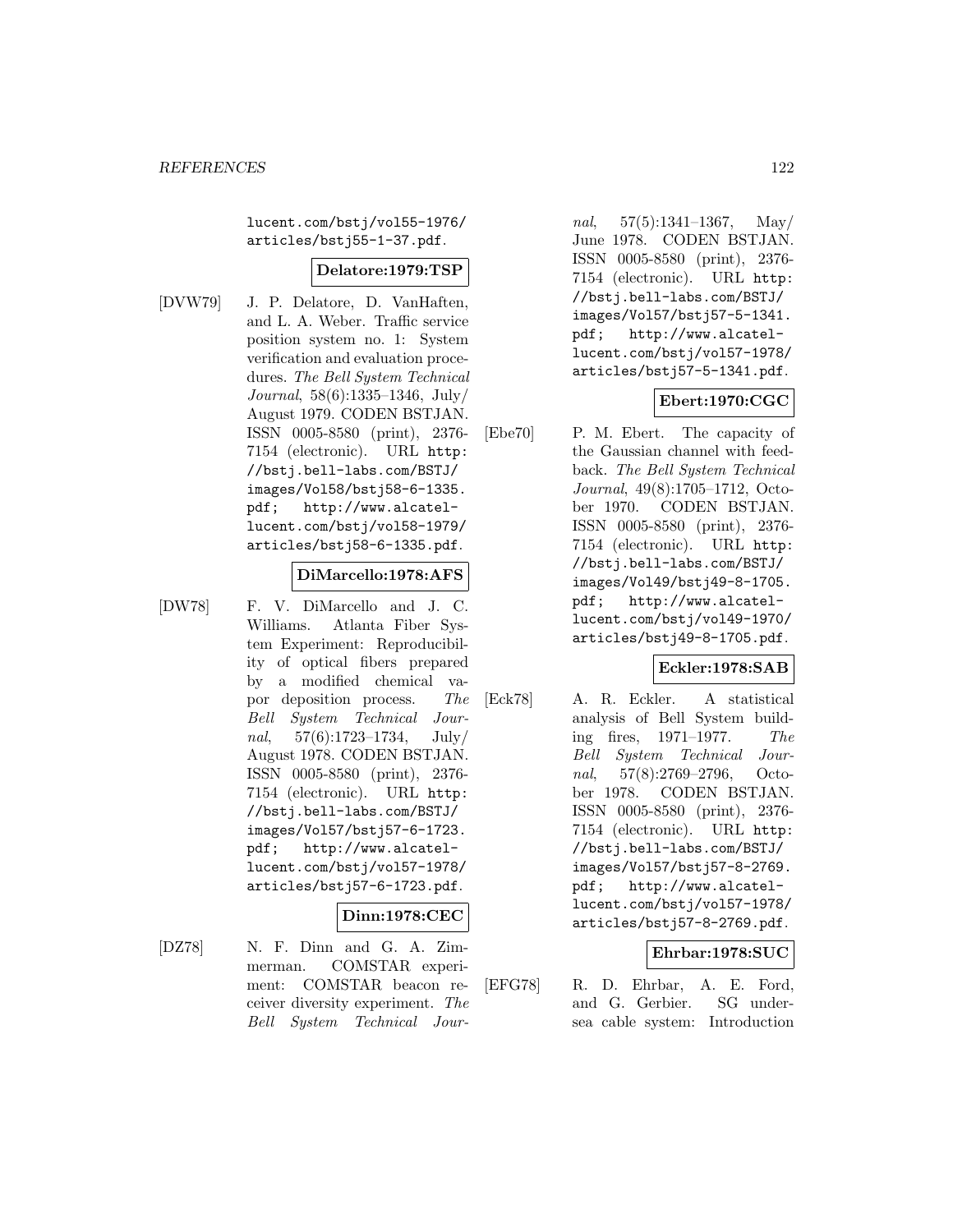lucent.com/bstj/vol55-1976/articles/bstj55-1-37.pdf.

**Delatore:1979:TSP**

[DVW79] J. P. Delatore, D. VanHaften, and L. A. Weber. Traffic service position system no. 1: System verification and evaluation procedures. *The Bell System Technical Journal*, 58(6):1335–1346, July/August 1979. CODEN BSTJAN. ISSN 0005-8580 (print), 2376-7154 (electronic). URL http://bstj.bell-labs.com/BSTJ/images/Vol58/bstj58-6-1335.pdf; http://www.alcatel-lucent.com/bstj/vol58-1979/articles/bstj58-6-1335.pdf.

**DiMarcello:1978:AFS**

[DW78] F. V. DiMarcello and J. C. Williams. Atlanta Fiber System Experiment: Reproducibility of optical fibers prepared by a modified chemical vapor deposition process. *The Bell System Technical Journal*, 57(6):1723–1734, July/August 1978. CODEN BSTJAN. ISSN 0005-8580 (print), 2376-7154 (electronic). URL http://bstj.bell-labs.com/BSTJ/images/Vol57/bstj57-6-1723.pdf; http://www.alcatel-lucent.com/bstj/vol57-1978/articles/bstj57-6-1723.pdf.

**Dinn:1978:CEC**

[DZ78] N. F. Dinn and G. A. Zimmerman. COMSTAR experiment: COMSTAR beacon receiver diversity experiment. *The Bell System Technical Journal*, 57(5):1341–1367, May/June 1978. CODEN BSTJAN. ISSN 0005-8580 (print), 2376-7154 (electronic). URL http://bstj.bell-labs.com/BSTJ/images/Vol57/bstj57-5-1341.pdf; http://www.alcatel-lucent.com/bstj/vol57-1978/articles/bstj57-5-1341.pdf.

**Ebert:1970:CGC**

[Ebe70] P. M. Ebert. The capacity of the Gaussian channel with feedback. *The Bell System Technical Journal*, 49(8):1705–1712, October 1970. CODEN BSTJAN. ISSN 0005-8580 (print), 2376-7154 (electronic). URL http://bstj.bell-labs.com/BSTJ/images/Vol49/bstj49-8-1705.pdf; http://www.alcatel-lucent.com/bstj/vol49-1970/articles/bstj49-8-1705.pdf.

**Eckler:1978:SAB**

[Eck78] A. R. Eckler. A statistical analysis of Bell System building fires, 1971–1977. *The Bell System Technical Journal*, 57(8):2769–2796, October 1978. CODEN BSTJAN. ISSN 0005-8580 (print), 2376-7154 (electronic). URL http://bstj.bell-labs.com/BSTJ/images/Vol57/bstj57-8-2769.pdf; http://www.alcatel-lucent.com/bstj/vol57-1978/articles/bstj57-8-2769.pdf.

**Ehrbar:1978:SUC**

[EFG78] R. D. Ehrbar, A. E. Ford, and G. Gerbier. SG undersea cable system: Introduction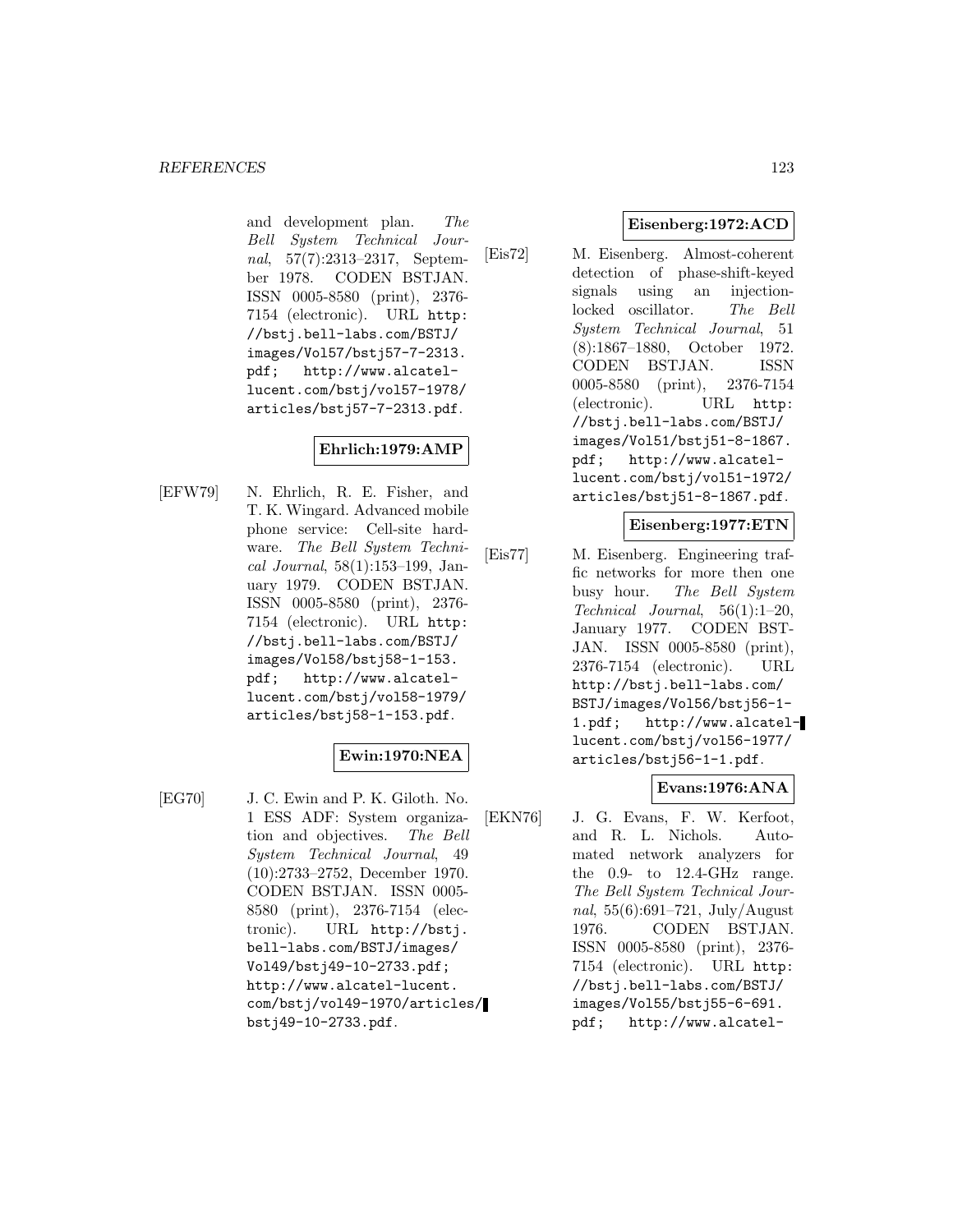and development plan. *The Bell System Technical Journal*, 57(7):2313–2317, September 1978. CODEN BSTJAN. ISSN 0005-8580 (print), 2376-7154 (electronic). URL `http://bstj.bell-labs.com/BSTJ/images/Vol57/bstj57-7-2313.pdf`; `http://www.alcatel-lucent.com/bstj/vol57-1978/articles/bstj57-7-2313.pdf`.

**Ehrlich:1979:AMP**

[EFW79] N. Ehrlich, R. E. Fisher, and T. K. Wingard. Advanced mobile phone service: Cell-site hardware. *The Bell System Technical Journal*, 58(1):153–199, January 1979. CODEN BSTJAN. ISSN 0005-8580 (print), 2376-7154 (electronic). URL `http://bstj.bell-labs.com/BSTJ/images/Vol58/bstj58-1-153.pdf`; `http://www.alcatel-lucent.com/bstj/vol58-1979/articles/bstj58-1-153.pdf`.

**Ewin:1970:NEA**

[EG70] J. C. Ewin and P. K. Giloth. No. 1 ESS ADF: System organization and objectives. *The Bell System Technical Journal*, 49 (10):2733–2752, December 1970. CODEN BSTJAN. ISSN 0005-8580 (print), 2376-7154 (electronic). URL `http://bstj.bell-labs.com/BSTJ/images/Vol49/bstj49-10-2733.pdf`; `http://www.alcatel-lucent.com/bstj/vol49-1970/articles/bstj49-10-2733.pdf`.

**Eisenberg:1972:ACD**

[Eis72] M. Eisenberg. Almost-coherent detection of phase-shift-keyed signals using an injection-locked oscillator. *The Bell System Technical Journal*, 51 (8):1867–1880, October 1972. CODEN BSTJAN. ISSN 0005-8580 (print), 2376-7154 (electronic). URL `http://bstj.bell-labs.com/BSTJ/images/Vol51/bstj51-8-1867.pdf`; `http://www.alcatel-lucent.com/bstj/vol51-1972/articles/bstj51-8-1867.pdf`.

**Eisenberg:1977:ETN**

[Eis77] M. Eisenberg. Engineering traffic networks for more then one busy hour. *The Bell System Technical Journal*, 56(1):1–20, January 1977. CODEN BSTJAN. ISSN 0005-8580 (print), 2376-7154 (electronic). URL `http://bstj.bell-labs.com/BSTJ/images/Vol56/bstj56-1-1.pdf`; `http://www.alcatel-lucent.com/bstj/vol56-1977/articles/bstj56-1-1.pdf`.

**Evans:1976:ANA**

[EKN76] J. G. Evans, F. W. Kerfoot, and R. L. Nichols. Automated network analyzers for the 0.9- to 12.4-GHz range. *The Bell System Technical Journal*, 55(6):691–721, July/August 1976. CODEN BSTJAN. ISSN 0005-8580 (print), 2376-7154 (electronic). URL `http://bstj.bell-labs.com/BSTJ/images/Vol55/bstj55-6-691.pdf`; `http://www.alcatel-`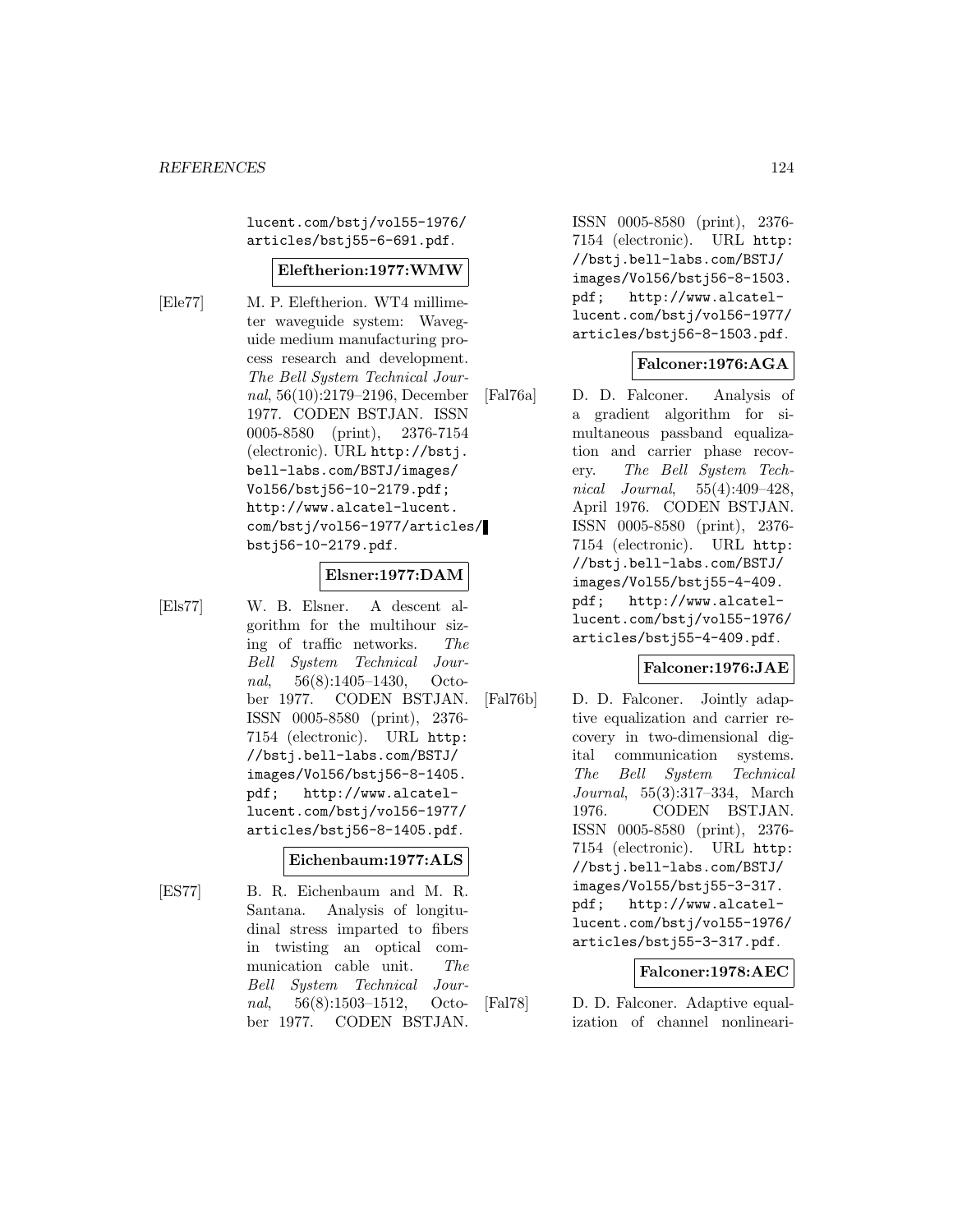lucent.com/bstj/vol55-1976/articles/bstj55-6-691.pdf.

**Eleftherion:1977:WMW**

[Ele77] M. P. Eleftherion. WT4 millimeter waveguide system: Waveguide medium manufacturing process research and development. *The Bell System Technical Journal*, 56(10):2179–2196, December 1977. CODEN BSTJAN. ISSN 0005-8580 (print), 2376-7154 (electronic). URL http://bstj.bell-labs.com/BSTJ/images/Vol56/bstj56-10-2179.pdf; http://www.alcatel-lucent.com/bstj/vol56-1977/articles/bstj56-10-2179.pdf.

**Elsner:1977:DAM**

[Els77] W. B. Elsner. A descent algorithm for the multihour sizing of traffic networks. *The Bell System Technical Journal*, 56(8):1405–1430, October 1977. CODEN BSTJAN. ISSN 0005-8580 (print), 2376-7154 (electronic). URL http://bstj.bell-labs.com/BSTJ/images/Vol56/bstj56-8-1405.pdf; http://www.alcatel-lucent.com/bstj/vol56-1977/articles/bstj56-8-1405.pdf.

**Eichenbaum:1977:ALS**

[ES77] B. R. Eichenbaum and M. R. Santana. Analysis of longitudinal stress imparted to fibers in twisting an optical communication cable unit. *The Bell System Technical Journal*, 56(8):1503–1512, October 1977. CODEN BSTJAN. ISSN 0005-8580 (print), 2376-7154 (electronic). URL http://bstj.bell-labs.com/BSTJ/images/Vol56/bstj56-8-1503.pdf; http://www.alcatel-lucent.com/bstj/vol56-1977/articles/bstj56-8-1503.pdf.

**Falconer:1976:AGA**

[Fal76a] D. D. Falconer. Analysis of a gradient algorithm for simultaneous passband equalization and carrier phase recovery. *The Bell System Technical Journal*, 55(4):409–428, April 1976. CODEN BSTJAN. ISSN 0005-8580 (print), 2376-7154 (electronic). URL http://bstj.bell-labs.com/BSTJ/images/Vol55/bstj55-4-409.pdf; http://www.alcatel-lucent.com/bstj/vol55-1976/articles/bstj55-4-409.pdf.

**Falconer:1976:JAE**

[Fal76b] D. D. Falconer. Jointly adaptive equalization and carrier recovery in two-dimensional digital communication systems. *The Bell System Technical Journal*, 55(3):317–334, March 1976. CODEN BSTJAN. ISSN 0005-8580 (print), 2376-7154 (electronic). URL http://bstj.bell-labs.com/BSTJ/images/Vol55/bstj55-3-317.pdf; http://www.alcatel-lucent.com/bstj/vol55-1976/articles/bstj55-3-317.pdf.

**Falconer:1978:AEC**

[Fal78] D. D. Falconer. Adaptive equalization of channel nonlineari-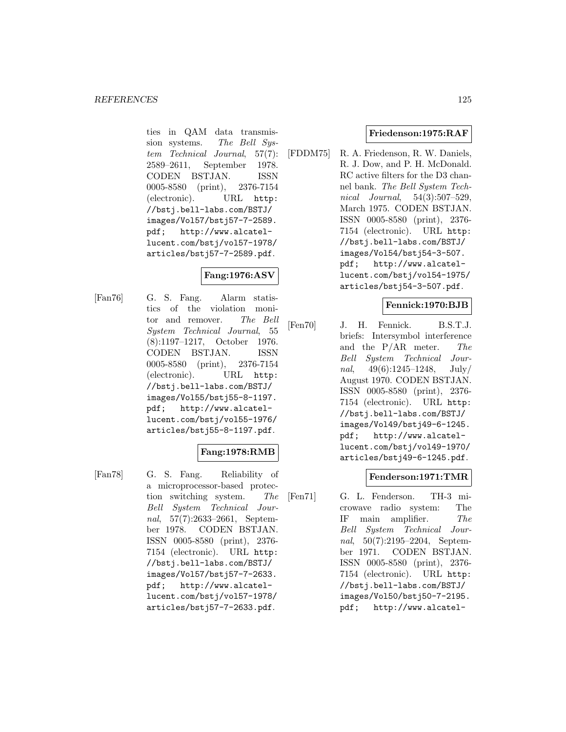ties in QAM data transmission systems. *The Bell System Technical Journal*, 57(7): 2589–2611, September 1978. CODEN BSTJAN. ISSN 0005-8580 (print), 2376-7154 (electronic). URL `http://bstj.bell-labs.com/BSTJ/images/Vol57/bstj57-7-2589.pdf`; `http://www.alcatel-lucent.com/bstj/vol57-1978/articles/bstj57-7-2589.pdf`.

**Fang:1976:ASV**

[Fan76] G. S. Fang. Alarm statistics of the violation monitor and remover. *The Bell System Technical Journal*, 55 (8):1197–1217, October 1976. CODEN BSTJAN. ISSN 0005-8580 (print), 2376-7154 (electronic). URL `http://bstj.bell-labs.com/BSTJ/images/Vol55/bstj55-8-1197.pdf`; `http://www.alcatel-lucent.com/bstj/vol55-1976/articles/bstj55-8-1197.pdf`.

**Fang:1978:RMB**

[Fan78] G. S. Fang. Reliability of a microprocessor-based protection switching system. *The Bell System Technical Journal*, 57(7):2633–2661, September 1978. CODEN BSTJAN. ISSN 0005-8580 (print), 2376-7154 (electronic). URL `http://bstj.bell-labs.com/BSTJ/images/Vol57/bstj57-7-2633.pdf`; `http://www.alcatel-lucent.com/bstj/vol57-1978/articles/bstj57-7-2633.pdf`.

**Friedenson:1975:RAF**

[FDDM75] R. A. Friedenson, R. W. Daniels, R. J. Dow, and P. H. McDonald. RC active filters for the D3 channel bank. *The Bell System Technical Journal*, 54(3):507–529, March 1975. CODEN BSTJAN. ISSN 0005-8580 (print), 2376-7154 (electronic). URL `http://bstj.bell-labs.com/BSTJ/images/Vol54/bstj54-3-507.pdf`; `http://www.alcatel-lucent.com/bstj/vol54-1975/articles/bstj54-3-507.pdf`.

**Fennick:1970:BJB**

[Fen70] J. H. Fennick. B.S.T.J. briefs: Intersymbol interference and the P/AR meter. *The Bell System Technical Journal*, 49(6):1245–1248, July/August 1970. CODEN BSTJAN. ISSN 0005-8580 (print), 2376-7154 (electronic). URL `http://bstj.bell-labs.com/BSTJ/images/Vol49/bstj49-6-1245.pdf`; `http://www.alcatel-lucent.com/bstj/vol49-1970/articles/bstj49-6-1245.pdf`.

**Fenderson:1971:TMR**

[Fen71] G. L. Fenderson. TH-3 microwave radio system: The IF main amplifier. *The Bell System Technical Journal*, 50(7):2195–2204, September 1971. CODEN BSTJAN. ISSN 0005-8580 (print), 2376-7154 (electronic). URL `http://bstj.bell-labs.com/BSTJ/images/Vol50/bstj50-7-2195.pdf`; `http://www.alcatel-`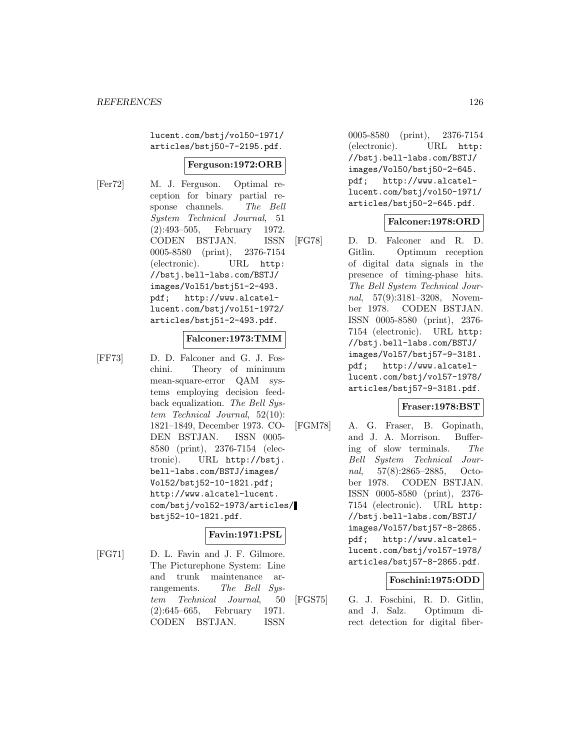lucent.com/bstj/vol50-1971/articles/bstj50-7-2195.pdf.

**Ferguson:1972:ORB**

[Fer72] M. J. Ferguson. Optimal reception for binary partial response channels. *The Bell System Technical Journal*, 51 (2):493–505, February 1972. CODEN BSTJAN. ISSN 0005-8580 (print), 2376-7154 (electronic). URL http://bstj.bell-labs.com/BSTJ/images/Vol51/bstj51-2-493.pdf; http://www.alcatel-lucent.com/bstj/vol51-1972/articles/bstj51-2-493.pdf.

**Falconer:1973:TMM**

[FF73] D. D. Falconer and G. J. Foschini. Theory of minimum mean-square-error QAM systems employing decision feedback equalization. *The Bell System Technical Journal*, 52(10): 1821–1849, December 1973. CODEN BSTJAN. ISSN 0005-8580 (print), 2376-7154 (electronic). URL http://bstj.bell-labs.com/BSTJ/images/Vol52/bstj52-10-1821.pdf; http://www.alcatel-lucent.com/bstj/vol52-1973/articles/bstj52-10-1821.pdf.

**Favin:1971:PSL**

[FG71] D. L. Favin and J. F. Gilmore. The Picturephone System: Line and trunk maintenance arrangements. *The Bell System Technical Journal*, 50 (2):645–665, February 1971. CODEN BSTJAN. ISSN 0005-8580 (print), 2376-7154 (electronic). URL http://bstj.bell-labs.com/BSTJ/images/Vol50/bstj50-2-645.pdf; http://www.alcatel-lucent.com/bstj/vol50-1971/articles/bstj50-2-645.pdf.

**Falconer:1978:ORD**

[FG78] D. D. Falconer and R. D. Gitlin. Optimum reception of digital data signals in the presence of timing-phase hits. *The Bell System Technical Journal*, 57(9):3181–3208, November 1978. CODEN BSTJAN. ISSN 0005-8580 (print), 2376-7154 (electronic). URL http://bstj.bell-labs.com/BSTJ/images/Vol57/bstj57-9-3181.pdf; http://www.alcatel-lucent.com/bstj/vol57-1978/articles/bstj57-9-3181.pdf.

**Fraser:1978:BST**

[FGM78] A. G. Fraser, B. Gopinath, and J. A. Morrison. Buffering of slow terminals. *The Bell System Technical Journal*, 57(8):2865–2885, October 1978. CODEN BSTJAN. ISSN 0005-8580 (print), 2376-7154 (electronic). URL http://bstj.bell-labs.com/BSTJ/images/Vol57/bstj57-8-2865.pdf; http://www.alcatel-lucent.com/bstj/vol57-1978/articles/bstj57-8-2865.pdf.

**Foschini:1975:ODD**

[FGS75] G. J. Foschini, R. D. Gitlin, and J. Salz. Optimum direct detection for digital fiber-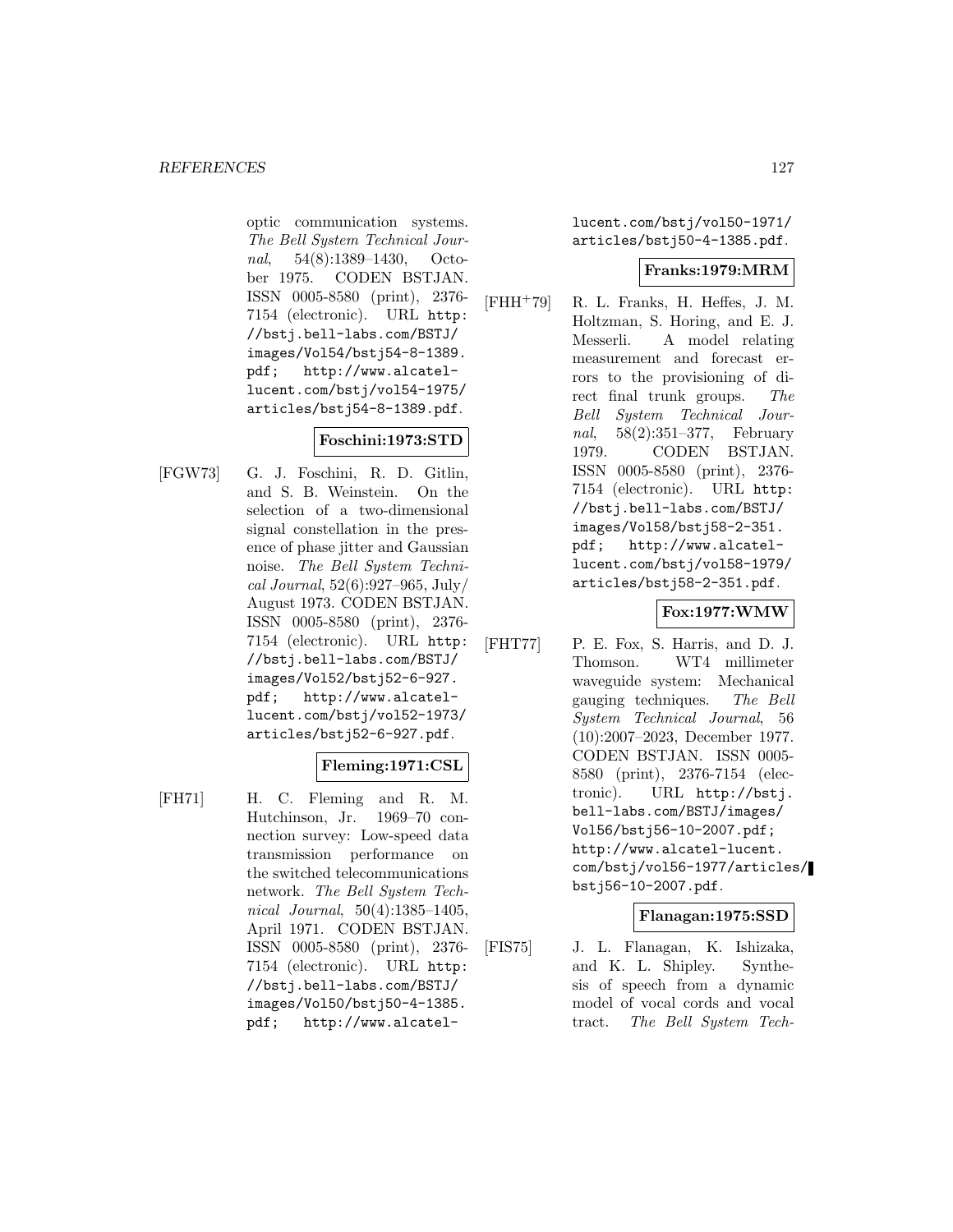optic communication systems. *The Bell System Technical Journal*, 54(8):1389–1430, October 1975. CODEN BSTJAN. ISSN 0005-8580 (print), 2376-7154 (electronic). URL http://bstj.bell-labs.com/BSTJ/images/Vol54/bstj54-8-1389.pdf; http://www.alcatel-lucent.com/bstj/vol54-1975/articles/bstj54-8-1389.pdf.

**Foschini:1973:STD**

[FGW73] G. J. Foschini, R. D. Gitlin, and S. B. Weinstein. On the selection of a two-dimensional signal constellation in the presence of phase jitter and Gaussian noise. *The Bell System Technical Journal*, 52(6):927–965, July/August 1973. CODEN BSTJAN. ISSN 0005-8580 (print), 2376-7154 (electronic). URL http://bstj.bell-labs.com/BSTJ/images/Vol52/bstj52-6-927.pdf; http://www.alcatel-lucent.com/bstj/vol52-1973/articles/bstj52-6-927.pdf.

**Fleming:1971:CSL**

[FH71] H. C. Fleming and R. M. Hutchinson, Jr. 1969–70 connection survey: Low-speed data transmission performance on the switched telecommunications network. *The Bell System Technical Journal*, 50(4):1385–1405, April 1971. CODEN BSTJAN. ISSN 0005-8580 (print), 2376-7154 (electronic). URL http://bstj.bell-labs.com/BSTJ/images/Vol50/bstj50-4-1385.pdf; http://www.alcatel-lucent.com/bstj/vol50-1971/articles/bstj50-4-1385.pdf.

**Franks:1979:MRM**

[FHH+79] R. L. Franks, H. Heffes, J. M. Holtzman, S. Horing, and E. J. Messerli. A model relating measurement and forecast errors to the provisioning of direct final trunk groups. *The Bell System Technical Journal*, 58(2):351–377, February 1979. CODEN BSTJAN. ISSN 0005-8580 (print), 2376-7154 (electronic). URL http://bstj.bell-labs.com/BSTJ/images/Vol58/bstj58-2-351.pdf; http://www.alcatel-lucent.com/bstj/vol58-1979/articles/bstj58-2-351.pdf.

**Fox:1977:WMW**

[FHT77] P. E. Fox, S. Harris, and D. J. Thomson. WT4 millimeter waveguide system: Mechanical gauging techniques. *The Bell System Technical Journal*, 56 (10):2007–2023, December 1977. CODEN BSTJAN. ISSN 0005-8580 (print), 2376-7154 (electronic). URL http://bstj.bell-labs.com/BSTJ/images/Vol56/bstj56-10-2007.pdf; http://www.alcatel-lucent.com/bstj/vol56-1977/articles/bstj56-10-2007.pdf.

**Flanagan:1975:SSD**

[FIS75] J. L. Flanagan, K. Ishizaka, and K. L. Shipley. Synthesis of speech from a dynamic model of vocal cords and vocal tract. *The Bell System Tech-*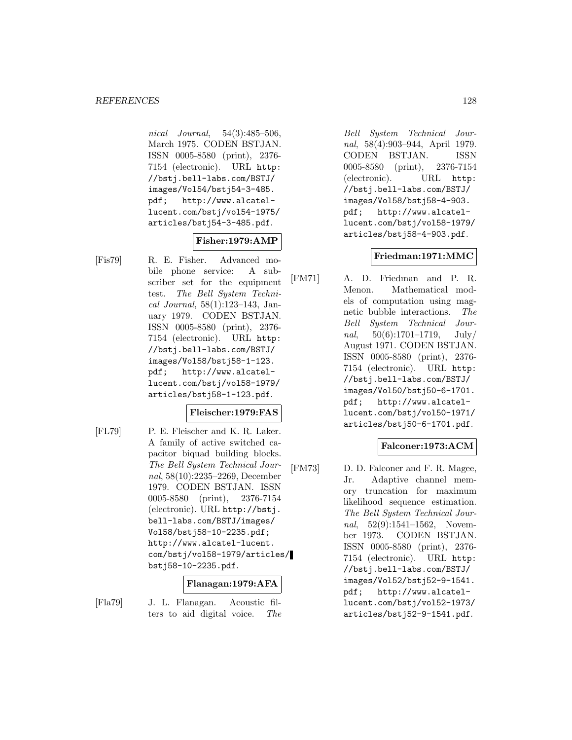*nical Journal*, 54(3):485–506, March 1975. CODEN BSTJAN. ISSN 0005-8580 (print), 2376-7154 (electronic). URL http://bstj.bell-labs.com/BSTJ/images/Vol54/bstj54-3-485.pdf; http://www.alcatel-lucent.com/bstj/vol54-1975/articles/bstj54-3-485.pdf.

**Fisher:1979:AMP**

[Fis79] R. E. Fisher. Advanced mobile phone service: A subscriber set for the equipment test. *The Bell System Technical Journal*, 58(1):123–143, January 1979. CODEN BSTJAN. ISSN 0005-8580 (print), 2376-7154 (electronic). URL http://bstj.bell-labs.com/BSTJ/images/Vol58/bstj58-1-123.pdf; http://www.alcatel-lucent.com/bstj/vol58-1979/articles/bstj58-1-123.pdf.

**Fleischer:1979:FAS**

[FL79] P. E. Fleischer and K. R. Laker. A family of active switched capacitor biquad building blocks. *The Bell System Technical Journal*, 58(10):2235–2269, December 1979. CODEN BSTJAN. ISSN 0005-8580 (print), 2376-7154 (electronic). URL http://bstj.bell-labs.com/BSTJ/images/Vol58/bstj58-10-2235.pdf; http://www.alcatel-lucent.com/bstj/vol58-1979/articles/bstj58-10-2235.pdf.

**Flanagan:1979:AFA**

[Fla79] J. L. Flanagan. Acoustic filters to aid digital voice. *The Bell System Technical Journal*, 58(4):903–944, April 1979. CODEN BSTJAN. ISSN 0005-8580 (print), 2376-7154 (electronic). URL http://bstj.bell-labs.com/BSTJ/images/Vol58/bstj58-4-903.pdf; http://www.alcatel-lucent.com/bstj/vol58-1979/articles/bstj58-4-903.pdf.

**Friedman:1971:MMC**

[FM71] A. D. Friedman and P. R. Menon. Mathematical models of computation using magnetic bubble interactions. *The Bell System Technical Journal*, 50(6):1701–1719, July/August 1971. CODEN BSTJAN. ISSN 0005-8580 (print), 2376-7154 (electronic). URL http://bstj.bell-labs.com/BSTJ/images/Vol50/bstj50-6-1701.pdf; http://www.alcatel-lucent.com/bstj/vol50-1971/articles/bstj50-6-1701.pdf.

**Falconer:1973:ACM**

[FM73] D. D. Falconer and F. R. Magee, Jr. Adaptive channel memory truncation for maximum likelihood sequence estimation. *The Bell System Technical Journal*, 52(9):1541–1562, November 1973. CODEN BSTJAN. ISSN 0005-8580 (print), 2376-7154 (electronic). URL http://bstj.bell-labs.com/BSTJ/images/Vol52/bstj52-9-1541.pdf; http://www.alcatel-lucent.com/bstj/vol52-1973/articles/bstj52-9-1541.pdf.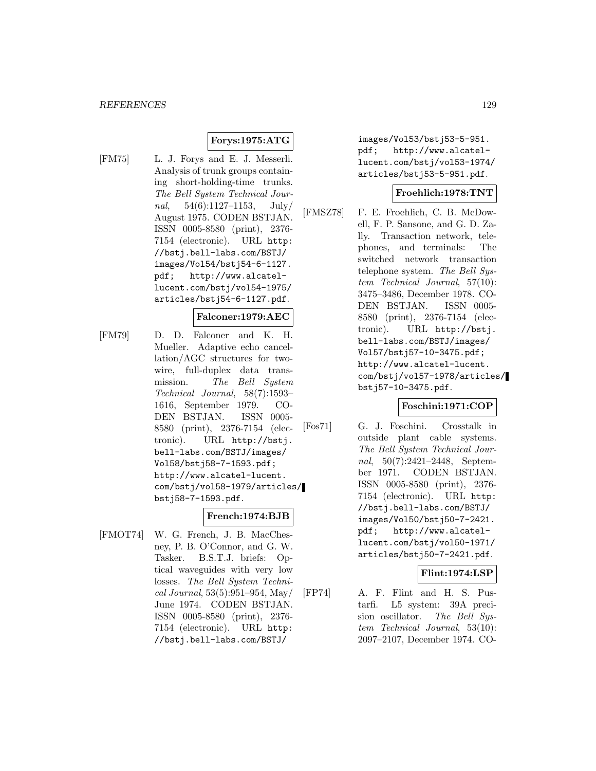**Forys:1975:ATG**

[FM75] L. J. Forys and E. J. Messerli. Analysis of trunk groups containing short-holding-time trunks. *The Bell System Technical Journal*, 54(6):1127–1153, July/August 1975. CODEN BSTJAN. ISSN 0005-8580 (print), 2376-7154 (electronic). URL `http://bstj.bell-labs.com/BSTJ/images/Vol54/bstj54-6-1127.pdf`; `http://www.alcatel-lucent.com/bstj/vol54-1975/articles/bstj54-6-1127.pdf`.

**Falconer:1979:AEC**

[FM79] D. D. Falconer and K. H. Mueller. Adaptive echo cancellation/AGC structures for two-wire, full-duplex data transmission. *The Bell System Technical Journal*, 58(7):1593–1616, September 1979. CODEN BSTJAN. ISSN 0005-8580 (print), 2376-7154 (electronic). URL `http://bstj.bell-labs.com/BSTJ/images/Vol58/bstj58-7-1593.pdf`; `http://www.alcatel-lucent.com/bstj/vol58-1979/articles/bstj58-7-1593.pdf`.

**French:1974:BJB**

[FMOT74] W. G. French, J. B. MacChesney, P. B. O'Connor, and G. W. Tasker. B.S.T.J. briefs: Optical waveguides with very low losses. *The Bell System Technical Journal*, 53(5):951–954, May/June 1974. CODEN BSTJAN. ISSN 0005-8580 (print), 2376-7154 (electronic). URL `http://bstj.bell-labs.com/BSTJ/images/Vol53/bstj53-5-951.pdf`; `http://www.alcatel-lucent.com/bstj/vol53-1974/articles/bstj53-5-951.pdf`.

**Froehlich:1978:TNT**

[FMSZ78] F. E. Froehlich, C. B. McDowell, F. P. Sansone, and G. D. Zally. Transaction network, telephones, and terminals: The switched network transaction telephone system. *The Bell System Technical Journal*, 57(10):3475–3486, December 1978. CODEN BSTJAN. ISSN 0005-8580 (print), 2376-7154 (electronic). URL `http://bstj.bell-labs.com/BSTJ/images/Vol57/bstj57-10-3475.pdf`; `http://www.alcatel-lucent.com/bstj/vol57-1978/articles/bstj57-10-3475.pdf`.

**Foschini:1971:COP**

[Fos71] G. J. Foschini. Crosstalk in outside plant cable systems. *The Bell System Technical Journal*, 50(7):2421–2448, September 1971. CODEN BSTJAN. ISSN 0005-8580 (print), 2376-7154 (electronic). URL `http://bstj.bell-labs.com/BSTJ/images/Vol50/bstj50-7-2421.pdf`; `http://www.alcatel-lucent.com/bstj/vol50-1971/articles/bstj50-7-2421.pdf`.

**Flint:1974:LSP**

[FP74] A. F. Flint and H. S. Pustarfi. L5 system: 39A precision oscillator. *The Bell System Technical Journal*, 53(10):2097–2107, December 1974. CO-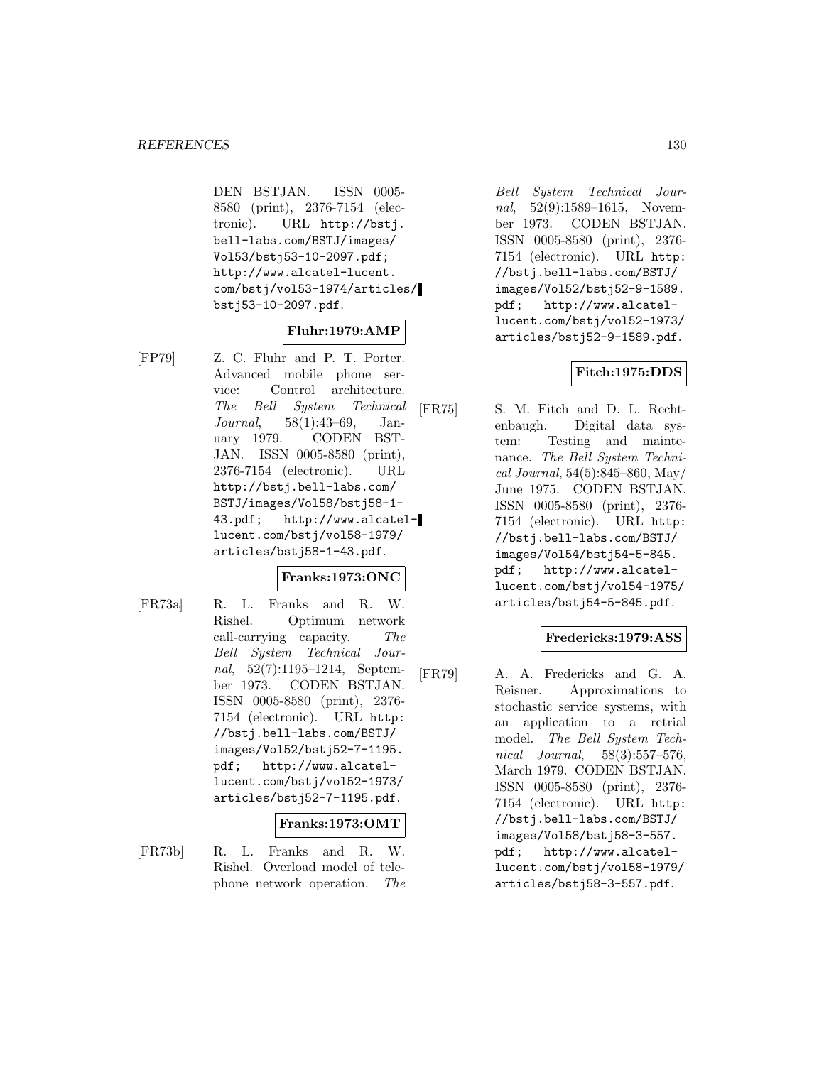DEN BSTJAN. ISSN 0005-8580 (print), 2376-7154 (electronic). URL http://bstj.bell-labs.com/BSTJ/images/Vol53/bstj53-10-2097.pdf; http://www.alcatel-lucent.com/bstj/vol53-1974/articles/bstj53-10-2097.pdf.

**Fluhr:1979:AMP**

[FP79] Z. C. Fluhr and P. T. Porter. Advanced mobile phone service: Control architecture. *The Bell System Technical Journal*, 58(1):43–69, January 1979. CODEN BSTJAN. ISSN 0005-8580 (print), 2376-7154 (electronic). URL http://bstj.bell-labs.com/BSTJ/images/Vol58/bstj58-1-43.pdf; http://www.alcatel-lucent.com/bstj/vol58-1979/articles/bstj58-1-43.pdf.

**Franks:1973:ONC**

[FR73a] R. L. Franks and R. W. Rishel. Optimum network call-carrying capacity. *The Bell System Technical Journal*, 52(7):1195–1214, September 1973. CODEN BSTJAN. ISSN 0005-8580 (print), 2376-7154 (electronic). URL http://bstj.bell-labs.com/BSTJ/images/Vol52/bstj52-7-1195.pdf; http://www.alcatel-lucent.com/bstj/vol52-1973/articles/bstj52-7-1195.pdf.

**Franks:1973:OMT**

[FR73b] R. L. Franks and R. W. Rishel. Overload model of telephone network operation. *The Bell System Technical Journal*, 52(9):1589–1615, November 1973. CODEN BSTJAN. ISSN 0005-8580 (print), 2376-7154 (electronic). URL http://bstj.bell-labs.com/BSTJ/images/Vol52/bstj52-9-1589.pdf; http://www.alcatel-lucent.com/bstj/vol52-1973/articles/bstj52-9-1589.pdf.

**Fitch:1975:DDS**

[FR75] S. M. Fitch and D. L. Rechtenbaugh. Digital data system: Testing and maintenance. *The Bell System Technical Journal*, 54(5):845–860, May/June 1975. CODEN BSTJAN. ISSN 0005-8580 (print), 2376-7154 (electronic). URL http://bstj.bell-labs.com/BSTJ/images/Vol54/bstj54-5-845.pdf; http://www.alcatel-lucent.com/bstj/vol54-1975/articles/bstj54-5-845.pdf.

**Fredericks:1979:ASS**

[FR79] A. A. Fredericks and G. A. Reisner. Approximations to stochastic service systems, with an application to a retrial model. *The Bell System Technical Journal*, 58(3):557–576, March 1979. CODEN BSTJAN. ISSN 0005-8580 (print), 2376-7154 (electronic). URL http://bstj.bell-labs.com/BSTJ/images/Vol58/bstj58-3-557.pdf; http://www.alcatel-lucent.com/bstj/vol58-1979/articles/bstj58-3-557.pdf.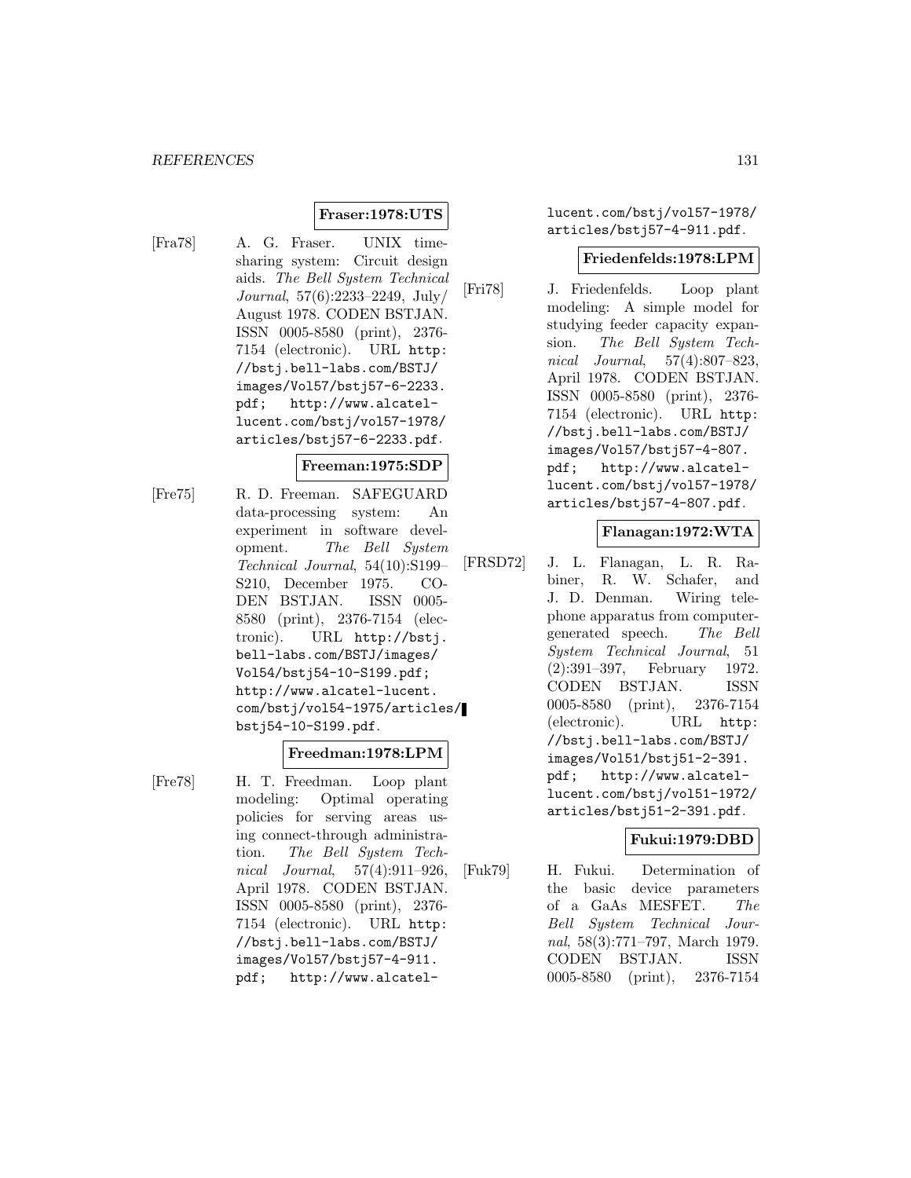**Fraser:1978:UTS**

[Fra78] A. G. Fraser. UNIX time-sharing system: Circuit design aids. *The Bell System Technical Journal*, 57(6):2233–2249, July/August 1978. CODEN BSTJAN. ISSN 0005-8580 (print), 2376-7154 (electronic). URL http://bstj.bell-labs.com/BSTJ/images/Vol57/bstj57-6-2233.pdf; http://www.alcatel-lucent.com/bstj/vol57-1978/articles/bstj57-6-2233.pdf.

**Freeman:1975:SDP**

[Fre75] R. D. Freeman. SAFEGUARD data-processing system: An experiment in software development. *The Bell System Technical Journal*, 54(10):S199–S210, December 1975. CODEN BSTJAN. ISSN 0005-8580 (print), 2376-7154 (electronic). URL http://bstj.bell-labs.com/BSTJ/images/Vol54/bstj54-10-S199.pdf; http://www.alcatel-lucent.com/bstj/vol54-1975/articles/bstj54-10-S199.pdf.

**Freedman:1978:LPM**

[Fre78] H. T. Freedman. Loop plant modeling: Optimal operating policies for serving areas using connect-through administration. *The Bell System Technical Journal*, 57(4):911–926, April 1978. CODEN BSTJAN. ISSN 0005-8580 (print), 2376-7154 (electronic). URL http://bstj.bell-labs.com/BSTJ/images/Vol57/bstj57-4-911.pdf; http://www.alcatel-lucent.com/bstj/vol57-1978/articles/bstj57-4-911.pdf.

**Friedenfelds:1978:LPM**

[Fri78] J. Friedenfelds. Loop plant modeling: A simple model for studying feeder capacity expansion. *The Bell System Technical Journal*, 57(4):807–823, April 1978. CODEN BSTJAN. ISSN 0005-8580 (print), 2376-7154 (electronic). URL http://bstj.bell-labs.com/BSTJ/images/Vol57/bstj57-4-807.pdf; http://www.alcatel-lucent.com/bstj/vol57-1978/articles/bstj57-4-807.pdf.

**Flanagan:1972:WTA**

[FRSD72] J. L. Flanagan, L. R. Rabiner, R. W. Schafer, and J. D. Denman. Wiring telephone apparatus from computer-generated speech. *The Bell System Technical Journal*, 51(2):391–397, February 1972. CODEN BSTJAN. ISSN 0005-8580 (print), 2376-7154 (electronic). URL http://bstj.bell-labs.com/BSTJ/images/Vol51/bstj51-2-391.pdf; http://www.alcatel-lucent.com/bstj/vol51-1972/articles/bstj51-2-391.pdf.

**Fukui:1979:DBD**

[Fuk79] H. Fukui. Determination of the basic device parameters of a GaAs MESFET. *The Bell System Technical Journal*, 58(3):771–797, March 1979. CODEN BSTJAN. ISSN 0005-8580 (print), 2376-7154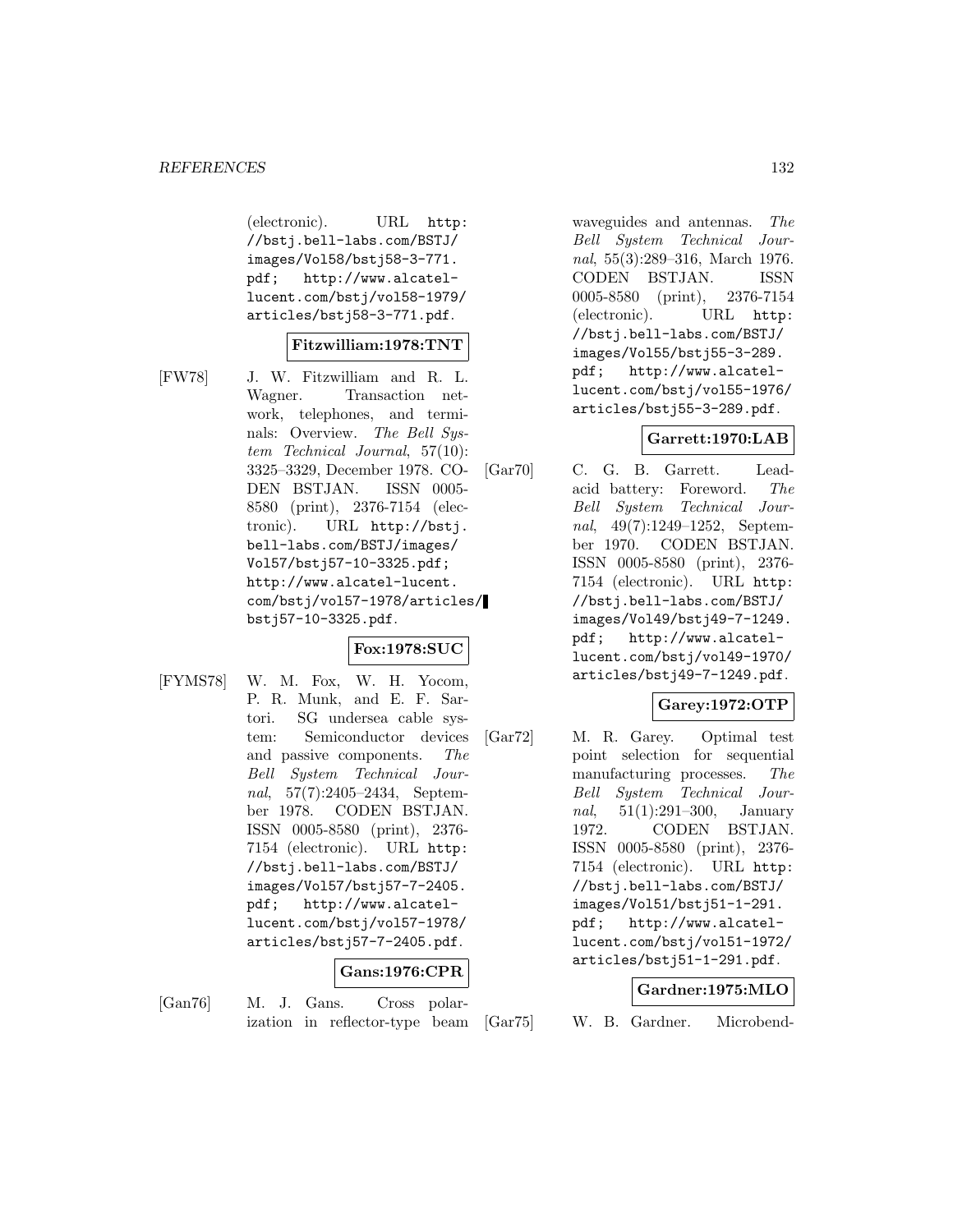(electronic). URL http://bstj.bell-labs.com/BSTJ/images/Vol58/bstj58-3-771.pdf; http://www.alcatel-lucent.com/bstj/vol58-1979/articles/bstj58-3-771.pdf.

**Fitzwilliam:1978:TNT**

[FW78] J. W. Fitzwilliam and R. L. Wagner. Transaction network, telephones, and terminals: Overview. *The Bell System Technical Journal*, 57(10):3325–3329, December 1978. CODEN BSTJAN. ISSN 0005-8580 (print), 2376-7154 (electronic). URL http://bstj.bell-labs.com/BSTJ/images/Vol57/bstj57-10-3325.pdf; http://www.alcatel-lucent.com/bstj/vol57-1978/articles/bstj57-10-3325.pdf.

**Fox:1978:SUC**

[FYMS78] W. M. Fox, W. H. Yocom, P. R. Munk, and E. F. Sartori. SG undersea cable system: Semiconductor devices and passive components. *The Bell System Technical Journal*, 57(7):2405–2434, September 1978. CODEN BSTJAN. ISSN 0005-8580 (print), 2376-7154 (electronic). URL http://bstj.bell-labs.com/BSTJ/images/Vol57/bstj57-7-2405.pdf; http://www.alcatel-lucent.com/bstj/vol57-1978/articles/bstj57-7-2405.pdf.

**Gans:1976:CPR**

[Gan76] M. J. Gans. Cross polarization in reflector-type beam waveguides and antennas. *The Bell System Technical Journal*, 55(3):289–316, March 1976. CODEN BSTJAN. ISSN 0005-8580 (print), 2376-7154 (electronic). URL http://bstj.bell-labs.com/BSTJ/images/Vol55/bstj55-3-289.pdf; http://www.alcatel-lucent.com/bstj/vol55-1976/articles/bstj55-3-289.pdf.

**Garrett:1970:LAB**

[Gar70] C. G. B. Garrett. Lead-acid battery: Foreword. *The Bell System Technical Journal*, 49(7):1249–1252, September 1970. CODEN BSTJAN. ISSN 0005-8580 (print), 2376-7154 (electronic). URL http://bstj.bell-labs.com/BSTJ/images/Vol49/bstj49-7-1249.pdf; http://www.alcatel-lucent.com/bstj/vol49-1970/articles/bstj49-7-1249.pdf.

**Garey:1972:OTP**

[Gar72] M. R. Garey. Optimal test point selection for sequential manufacturing processes. *The Bell System Technical Journal*, 51(1):291–300, January 1972. CODEN BSTJAN. ISSN 0005-8580 (print), 2376-7154 (electronic). URL http://bstj.bell-labs.com/BSTJ/images/Vol51/bstj51-1-291.pdf; http://www.alcatel-lucent.com/bstj/vol51-1972/articles/bstj51-1-291.pdf.

**Gardner:1975:MLO**

[Gar75] W. B. Gardner. Microbend-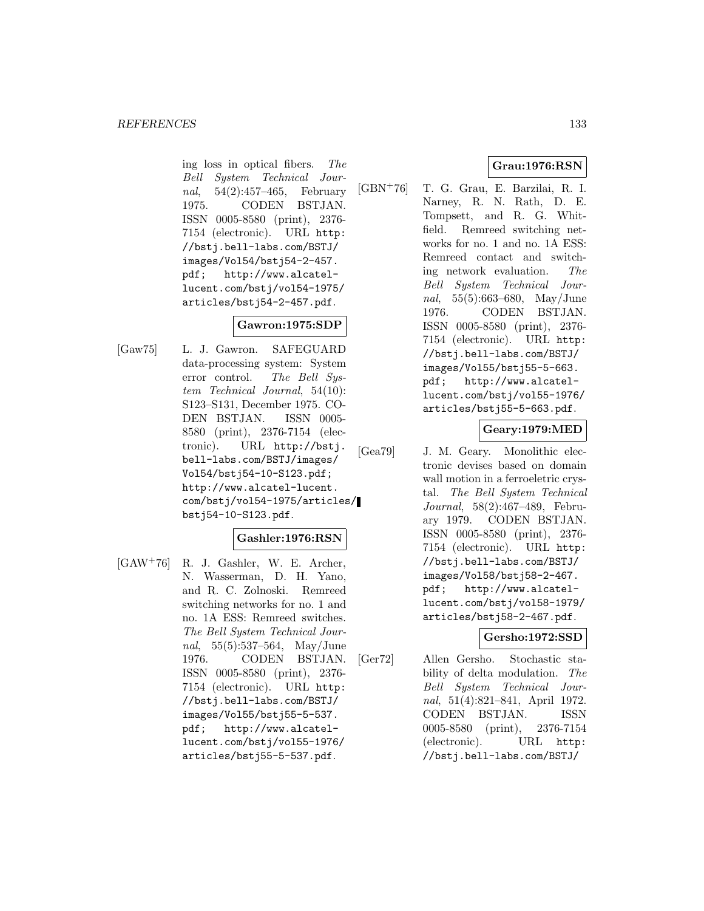ing loss in optical fibers. *The Bell System Technical Journal*, 54(2):457–465, February 1975. CODEN BSTJAN. ISSN 0005-8580 (print), 2376-7154 (electronic). URL http://bstj.bell-labs.com/BSTJ/images/Vol54/bstj54-2-457.pdf; http://www.alcatel-lucent.com/bstj/vol54-1975/articles/bstj54-2-457.pdf.

**Gawron:1975:SDP**

[Gaw75] L. J. Gawron. SAFEGUARD data-processing system: System error control. *The Bell System Technical Journal*, 54(10): S123–S131, December 1975. CODEN BSTJAN. ISSN 0005-8580 (print), 2376-7154 (electronic). URL http://bstj.bell-labs.com/BSTJ/images/Vol54/bstj54-10-S123.pdf; http://www.alcatel-lucent.com/bstj/vol54-1975/articles/bstj54-10-S123.pdf.

**Gashler:1976:RSN**

[GAW+76] R. J. Gashler, W. E. Archer, N. Wasserman, D. H. Yano, and R. C. Zolnoski. Remreed switching networks for no. 1 and no. 1A ESS: Remreed switches. *The Bell System Technical Journal*, 55(5):537–564, May/June 1976. CODEN BSTJAN. ISSN 0005-8580 (print), 2376-7154 (electronic). URL http://bstj.bell-labs.com/BSTJ/images/Vol55/bstj55-5-537.pdf; http://www.alcatel-lucent.com/bstj/vol55-1976/articles/bstj55-5-537.pdf.

**Grau:1976:RSN**

[GBN+76] T. G. Grau, E. Barzilai, R. I. Narney, R. N. Rath, D. E. Tompsett, and R. G. Whitfield. Remreed switching networks for no. 1 and no. 1A ESS: Remreed contact and switching network evaluation. *The Bell System Technical Journal*, 55(5):663–680, May/June 1976. CODEN BSTJAN. ISSN 0005-8580 (print), 2376-7154 (electronic). URL http://bstj.bell-labs.com/BSTJ/images/Vol55/bstj55-5-663.pdf; http://www.alcatel-lucent.com/bstj/vol55-1976/articles/bstj55-5-663.pdf.

**Geary:1979:MED**

[Gea79] J. M. Geary. Monolithic electronic devises based on domain wall motion in a ferroeletric crystal. *The Bell System Technical Journal*, 58(2):467–489, February 1979. CODEN BSTJAN. ISSN 0005-8580 (print), 2376-7154 (electronic). URL http://bstj.bell-labs.com/BSTJ/images/Vol58/bstj58-2-467.pdf; http://www.alcatel-lucent.com/bstj/vol58-1979/articles/bstj58-2-467.pdf.

**Gersho:1972:SSD**

[Ger72] Allen Gersho. Stochastic stability of delta modulation. *The Bell System Technical Journal*, 51(4):821–841, April 1972. CODEN BSTJAN. ISSN 0005-8580 (print), 2376-7154 (electronic). URL http://bstj.bell-labs.com/BSTJ/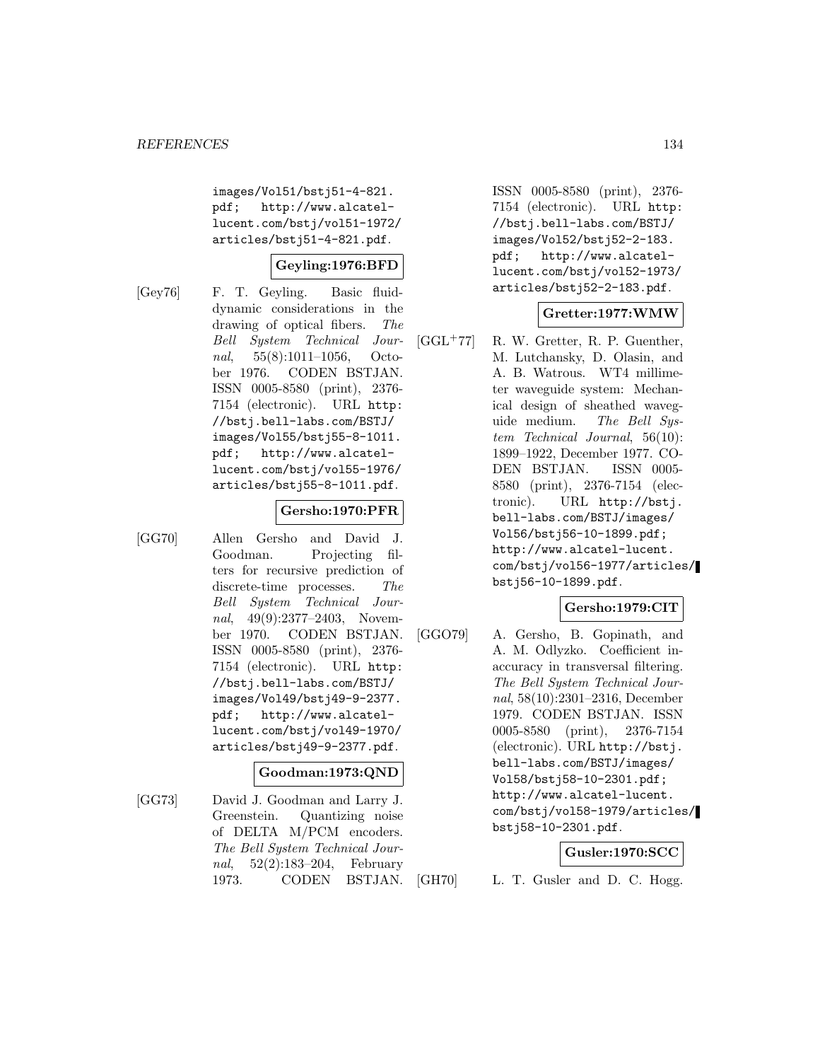images/Vol51/bstj51-4-821.pdf; http://www.alcatel-lucent.com/bstj/vol51-1972/articles/bstj51-4-821.pdf.

**Geyling:1976:BFD**

[Gey76] F. T. Geyling. Basic fluid-dynamic considerations in the drawing of optical fibers. *The Bell System Technical Journal*, 55(8):1011–1056, October 1976. CODEN BSTJAN. ISSN 0005-8580 (print), 2376-7154 (electronic). URL http://bstj.bell-labs.com/BSTJ/images/Vol55/bstj55-8-1011.pdf; http://www.alcatel-lucent.com/bstj/vol55-1976/articles/bstj55-8-1011.pdf.

**Gersho:1970:PFR**

[GG70] Allen Gersho and David J. Goodman. Projecting filters for recursive prediction of discrete-time processes. *The Bell System Technical Journal*, 49(9):2377–2403, November 1970. CODEN BSTJAN. ISSN 0005-8580 (print), 2376-7154 (electronic). URL http://bstj.bell-labs.com/BSTJ/images/Vol49/bstj49-9-2377.pdf; http://www.alcatel-lucent.com/bstj/vol49-1970/articles/bstj49-9-2377.pdf.

**Goodman:1973:QND**

[GG73] David J. Goodman and Larry J. Greenstein. Quantizing noise of DELTA M/PCM encoders. *The Bell System Technical Journal*, 52(2):183–204, February 1973. CODEN BSTJAN. ISSN 0005-8580 (print), 2376-7154 (electronic). URL http://bstj.bell-labs.com/BSTJ/images/Vol52/bstj52-2-183.pdf; http://www.alcatel-lucent.com/bstj/vol52-1973/articles/bstj52-2-183.pdf.

**Gretter:1977:WMW**

[GGL+77] R. W. Gretter, R. P. Guenther, M. Lutchansky, D. Olasin, and A. B. Watrous. WT4 millimeter waveguide system: Mechanical design of sheathed waveguide medium. *The Bell System Technical Journal*, 56(10):1899–1922, December 1977. CODEN BSTJAN. ISSN 0005-8580 (print), 2376-7154 (electronic). URL http://bstj.bell-labs.com/BSTJ/images/Vol56/bstj56-10-1899.pdf; http://www.alcatel-lucent.com/bstj/vol56-1977/articles/bstj56-10-1899.pdf.

**Gersho:1979:CIT**

[GGO79] A. Gersho, B. Gopinath, and A. M. Odlyzko. Coefficient inaccuracy in transversal filtering. *The Bell System Technical Journal*, 58(10):2301–2316, December 1979. CODEN BSTJAN. ISSN 0005-8580 (print), 2376-7154 (electronic). URL http://bstj.bell-labs.com/BSTJ/images/Vol58/bstj58-10-2301.pdf; http://www.alcatel-lucent.com/bstj/vol58-1979/articles/bstj58-10-2301.pdf.

**Gusler:1970:SCC**

[GH70] L. T. Gusler and D. C. Hogg.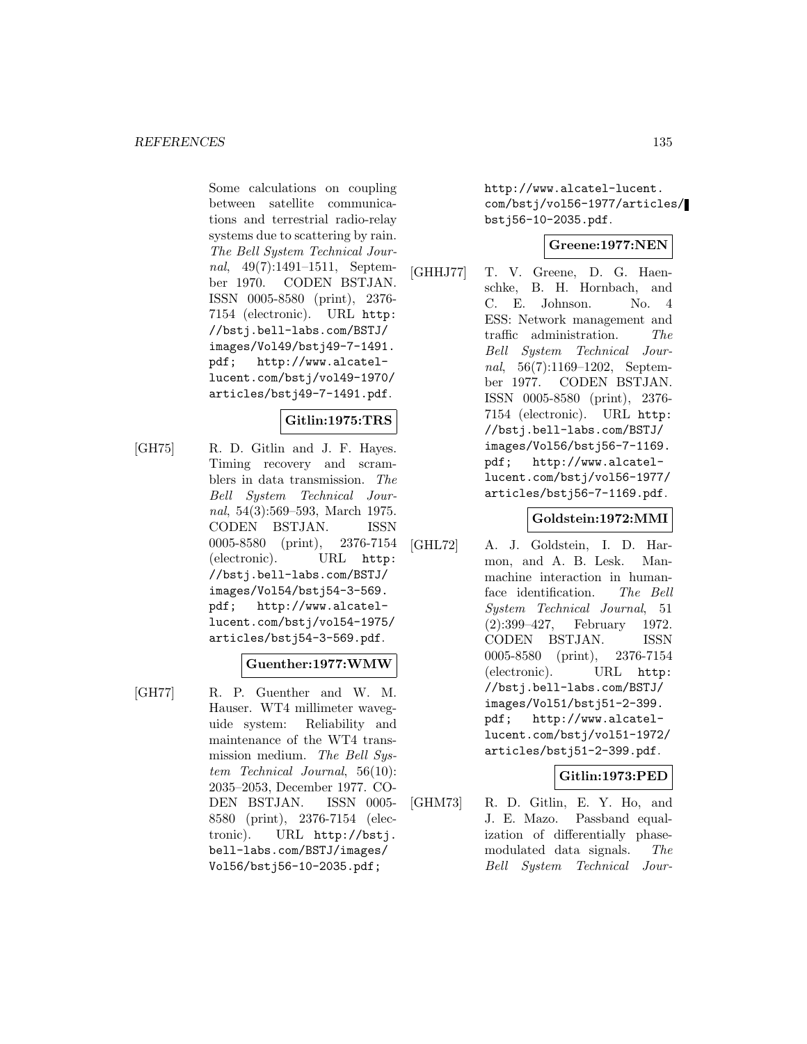Some calculations on coupling between satellite communications and terrestrial radio-relay systems due to scattering by rain. *The Bell System Technical Journal*, 49(7):1491–1511, September 1970. CODEN BSTJAN. ISSN 0005-8580 (print), 2376-7154 (electronic). URL http://bstj.bell-labs.com/BSTJ/images/Vol49/bstj49-7-1491.pdf; http://www.alcatel-lucent.com/bstj/vol49-1970/articles/bstj49-7-1491.pdf.

**Gitlin:1975:TRS**

[GH75] R. D. Gitlin and J. F. Hayes. Timing recovery and scramblers in data transmission. *The Bell System Technical Journal*, 54(3):569–593, March 1975. CODEN BSTJAN. ISSN 0005-8580 (print), 2376-7154 (electronic). URL http://bstj.bell-labs.com/BSTJ/images/Vol54/bstj54-3-569.pdf; http://www.alcatel-lucent.com/bstj/vol54-1975/articles/bstj54-3-569.pdf.

**Guenther:1977:WMW**

[GH77] R. P. Guenther and W. M. Hauser. WT4 millimeter waveguide system: Reliability and maintenance of the WT4 transmission medium. *The Bell System Technical Journal*, 56(10):2035–2053, December 1977. CODEN BSTJAN. ISSN 0005-8580 (print), 2376-7154 (electronic). URL http://bstj.bell-labs.com/BSTJ/images/Vol56/bstj56-10-2035.pdf; http://www.alcatel-lucent.com/bstj/vol56-1977/articles/bstj56-10-2035.pdf.

**Greene:1977:NEN**

[GHHJ77] T. V. Greene, D. G. Haenschke, B. H. Hornbach, and C. E. Johnson. No. 4 ESS: Network management and traffic administration. *The Bell System Technical Journal*, 56(7):1169–1202, September 1977. CODEN BSTJAN. ISSN 0005-8580 (print), 2376-7154 (electronic). URL http://bstj.bell-labs.com/BSTJ/images/Vol56/bstj56-7-1169.pdf; http://www.alcatel-lucent.com/bstj/vol56-1977/articles/bstj56-7-1169.pdf.

**Goldstein:1972:MMI**

[GHL72] A. J. Goldstein, I. D. Harmon, and A. B. Lesk. Man-machine interaction in human-face identification. *The Bell System Technical Journal*, 51(2):399–427, February 1972. CODEN BSTJAN. ISSN 0005-8580 (print), 2376-7154 (electronic). URL http://bstj.bell-labs.com/BSTJ/images/Vol51/bstj51-2-399.pdf; http://www.alcatel-lucent.com/bstj/vol51-1972/articles/bstj51-2-399.pdf.

**Gitlin:1973:PED**

[GHM73] R. D. Gitlin, E. Y. Ho, and J. E. Mazo. Passband equalization of differentially phase-modulated data signals. *The Bell System Technical Jour-*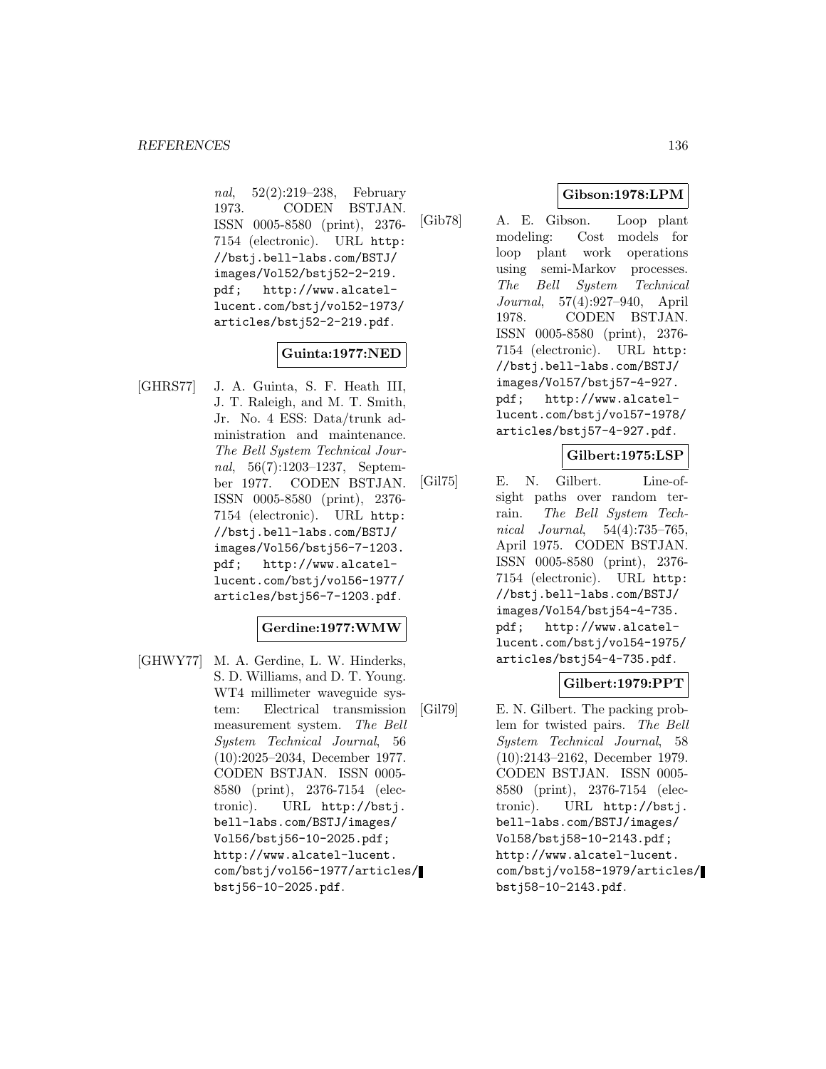*nal*, 52(2):219–238, February 1973. CODEN BSTJAN. ISSN 0005-8580 (print), 2376-7154 (electronic). URL http://bstj.bell-labs.com/BSTJ/images/Vol52/bstj52-2-219.pdf; http://www.alcatel-lucent.com/bstj/vol52-1973/articles/bstj52-2-219.pdf.

**Guinta:1977:NED**

[GHRS77] J. A. Guinta, S. F. Heath III, J. T. Raleigh, and M. T. Smith, Jr. No. 4 ESS: Data/trunk administration and maintenance. *The Bell System Technical Journal*, 56(7):1203–1237, September 1977. CODEN BSTJAN. ISSN 0005-8580 (print), 2376-7154 (electronic). URL http://bstj.bell-labs.com/BSTJ/images/Vol56/bstj56-7-1203.pdf; http://www.alcatel-lucent.com/bstj/vol56-1977/articles/bstj56-7-1203.pdf.

**Gerdine:1977:WMW**

[GHWY77] M. A. Gerdine, L. W. Hinderks, S. D. Williams, and D. T. Young. WT4 millimeter waveguide system: Electrical transmission measurement system. *The Bell System Technical Journal*, 56(10):2025–2034, December 1977. CODEN BSTJAN. ISSN 0005-8580 (print), 2376-7154 (electronic). URL http://bstj.bell-labs.com/BSTJ/images/Vol56/bstj56-10-2025.pdf; http://www.alcatel-lucent.com/bstj/vol56-1977/articles/bstj56-10-2025.pdf.

**Gibson:1978:LPM**

[Gib78] A. E. Gibson. Loop plant modeling: Cost models for loop plant work operations using semi-Markov processes. *The Bell System Technical Journal*, 57(4):927–940, April 1978. CODEN BSTJAN. ISSN 0005-8580 (print), 2376-7154 (electronic). URL http://bstj.bell-labs.com/BSTJ/images/Vol57/bstj57-4-927.pdf; http://www.alcatel-lucent.com/bstj/vol57-1978/articles/bstj57-4-927.pdf.

**Gilbert:1975:LSP**

[Gil75] E. N. Gilbert. Line-of-sight paths over random terrain. *The Bell System Technical Journal*, 54(4):735–765, April 1975. CODEN BSTJAN. ISSN 0005-8580 (print), 2376-7154 (electronic). URL http://bstj.bell-labs.com/BSTJ/images/Vol54/bstj54-4-735.pdf; http://www.alcatel-lucent.com/bstj/vol54-1975/articles/bstj54-4-735.pdf.

**Gilbert:1979:PPT**

[Gil79] E. N. Gilbert. The packing problem for twisted pairs. *The Bell System Technical Journal*, 58(10):2143–2162, December 1979. CODEN BSTJAN. ISSN 0005-8580 (print), 2376-7154 (electronic). URL http://bstj.bell-labs.com/BSTJ/images/Vol58/bstj58-10-2143.pdf; http://www.alcatel-lucent.com/bstj/vol58-1979/articles/bstj58-10-2143.pdf.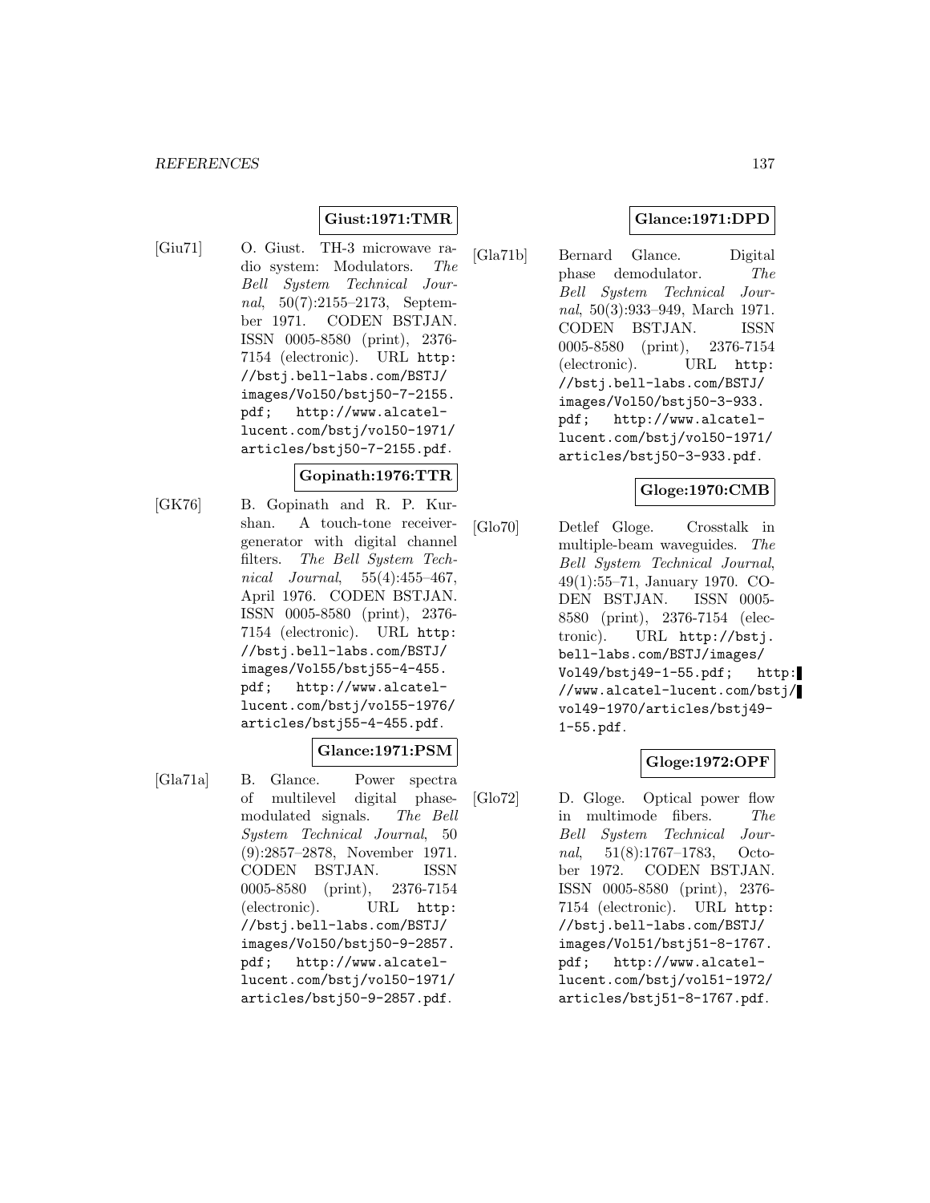**Giust:1971:TMR**

[Giu71] O. Giust. TH-3 microwave radio system: Modulators. *The Bell System Technical Journal*, 50(7):2155–2173, September 1971. CODEN BSTJAN. ISSN 0005-8580 (print), 2376-7154 (electronic). URL `http://bstj.bell-labs.com/BSTJ/images/Vol50/bstj50-7-2155.pdf`; `http://www.alcatel-lucent.com/bstj/vol50-1971/articles/bstj50-7-2155.pdf`.

**Gopinath:1976:TTR**

[GK76] B. Gopinath and R. P. Kurshan. A touch-tone receiver-generator with digital channel filters. *The Bell System Technical Journal*, 55(4):455–467, April 1976. CODEN BSTJAN. ISSN 0005-8580 (print), 2376-7154 (electronic). URL `http://bstj.bell-labs.com/BSTJ/images/Vol55/bstj55-4-455.pdf`; `http://www.alcatel-lucent.com/bstj/vol55-1976/articles/bstj55-4-455.pdf`.

**Glance:1971:PSM**

[Gla71a] B. Glance. Power spectra of multilevel digital phase-modulated signals. *The Bell System Technical Journal*, 50(9):2857–2878, November 1971. CODEN BSTJAN. ISSN 0005-8580 (print), 2376-7154 (electronic). URL `http://bstj.bell-labs.com/BSTJ/images/Vol50/bstj50-9-2857.pdf`; `http://www.alcatel-lucent.com/bstj/vol50-1971/articles/bstj50-9-2857.pdf`.

**Glance:1971:DPD**

[Gla71b] Bernard Glance. Digital phase demodulator. *The Bell System Technical Journal*, 50(3):933–949, March 1971. CODEN BSTJAN. ISSN 0005-8580 (print), 2376-7154 (electronic). URL `http://bstj.bell-labs.com/BSTJ/images/Vol50/bstj50-3-933.pdf`; `http://www.alcatel-lucent.com/bstj/vol50-1971/articles/bstj50-3-933.pdf`.

**Gloge:1970:CMB**

[Glo70] Detlef Gloge. Crosstalk in multiple-beam waveguides. *The Bell System Technical Journal*, 49(1):55–71, January 1970. CODEN BSTJAN. ISSN 0005-8580 (print), 2376-7154 (electronic). URL `http://bstj.bell-labs.com/BSTJ/images/Vol49/bstj49-1-55.pdf`; `http://www.alcatel-lucent.com/bstj/vol49-1970/articles/bstj49-1-55.pdf`.

**Gloge:1972:OPF**

[Glo72] D. Gloge. Optical power flow in multimode fibers. *The Bell System Technical Journal*, 51(8):1767–1783, October 1972. CODEN BSTJAN. ISSN 0005-8580 (print), 2376-7154 (electronic). URL `http://bstj.bell-labs.com/BSTJ/images/Vol51/bstj51-8-1767.pdf`; `http://www.alcatel-lucent.com/bstj/vol51-1972/articles/bstj51-8-1767.pdf`.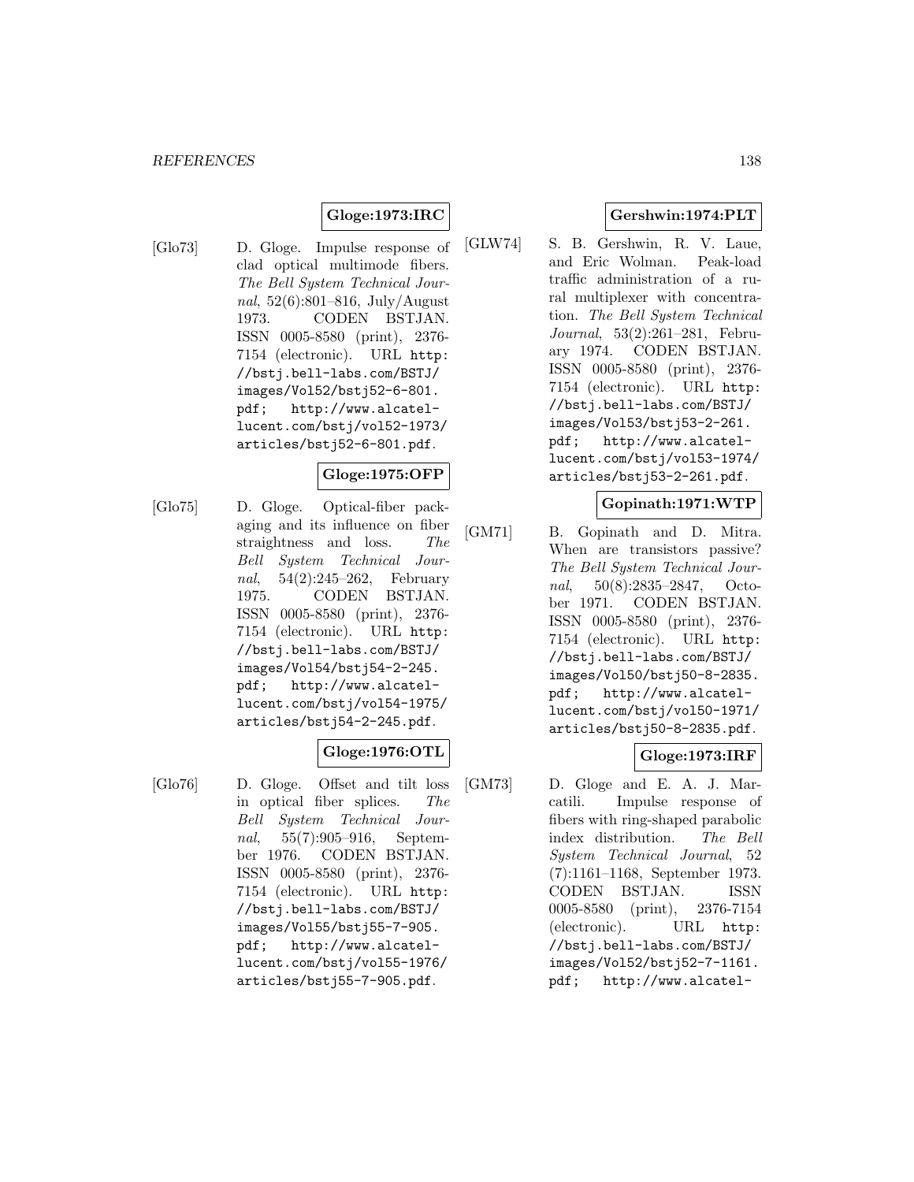**Gloge:1973:IRC**

[Glo73] D. Gloge. Impulse response of clad optical multimode fibers. *The Bell System Technical Journal*, 52(6):801–816, July/August 1973. CODEN BSTJAN. ISSN 0005-8580 (print), 2376-7154 (electronic). URL http://bstj.bell-labs.com/BSTJ/images/Vol52/bstj52-6-801.pdf; http://www.alcatel-lucent.com/bstj/vol52-1973/articles/bstj52-6-801.pdf.

**Gloge:1975:OFP**

[Glo75] D. Gloge. Optical-fiber packaging and its influence on fiber straightness and loss. *The Bell System Technical Journal*, 54(2):245–262, February 1975. CODEN BSTJAN. ISSN 0005-8580 (print), 2376-7154 (electronic). URL http://bstj.bell-labs.com/BSTJ/images/Vol54/bstj54-2-245.pdf; http://www.alcatel-lucent.com/bstj/vol54-1975/articles/bstj54-2-245.pdf.

**Gloge:1976:OTL**

[Glo76] D. Gloge. Offset and tilt loss in optical fiber splices. *The Bell System Technical Journal*, 55(7):905–916, September 1976. CODEN BSTJAN. ISSN 0005-8580 (print), 2376-7154 (electronic). URL http://bstj.bell-labs.com/BSTJ/images/Vol55/bstj55-7-905.pdf; http://www.alcatel-lucent.com/bstj/vol55-1976/articles/bstj55-7-905.pdf.

**Gershwin:1974:PLT**

[GLW74] S. B. Gershwin, R. V. Laue, and Eric Wolman. Peak-load traffic administration of a rural multiplexer with concentration. *The Bell System Technical Journal*, 53(2):261–281, February 1974. CODEN BSTJAN. ISSN 0005-8580 (print), 2376-7154 (electronic). URL http://bstj.bell-labs.com/BSTJ/images/Vol53/bstj53-2-261.pdf; http://www.alcatel-lucent.com/bstj/vol53-1974/articles/bstj53-2-261.pdf.

**Gopinath:1971:WTP**

[GM71] B. Gopinath and D. Mitra. When are transistors passive? *The Bell System Technical Journal*, 50(8):2835–2847, October 1971. CODEN BSTJAN. ISSN 0005-8580 (print), 2376-7154 (electronic). URL http://bstj.bell-labs.com/BSTJ/images/Vol50/bstj50-8-2835.pdf; http://www.alcatel-lucent.com/bstj/vol50-1971/articles/bstj50-8-2835.pdf.

**Gloge:1973:IRF**

[GM73] D. Gloge and E. A. J. Marcatili. Impulse response of fibers with ring-shaped parabolic index distribution. *The Bell System Technical Journal*, 52 (7):1161–1168, September 1973. CODEN BSTJAN. ISSN 0005-8580 (print), 2376-7154 (electronic). URL http://bstj.bell-labs.com/BSTJ/images/Vol52/bstj52-7-1161.pdf; http://www.alcatel-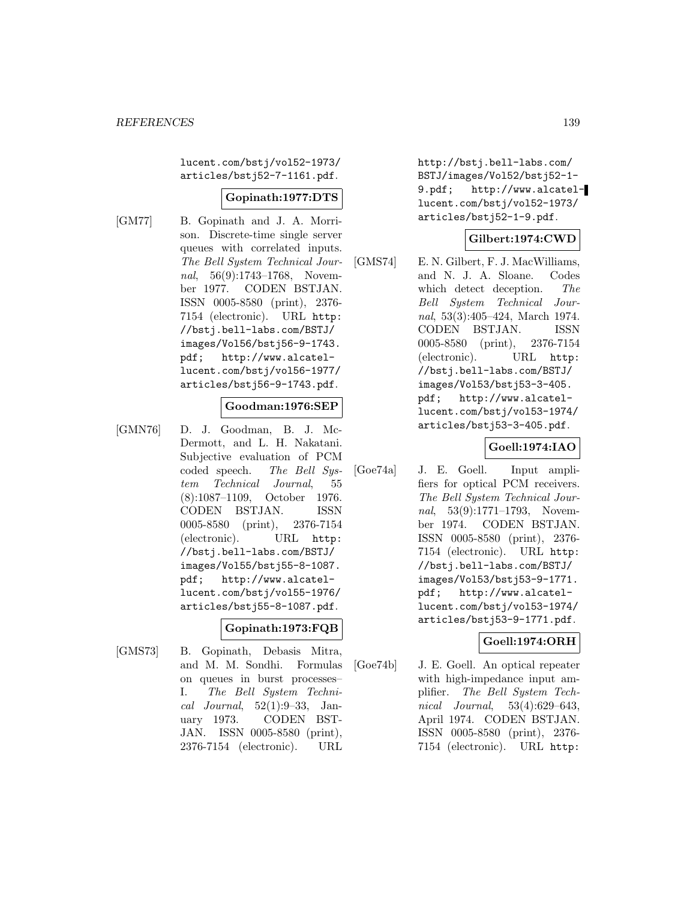lucent.com/bstj/vol52-1973/articles/bstj52-7-1161.pdf.

**Gopinath:1977:DTS**

[GM77] B. Gopinath and J. A. Morrison. Discrete-time single server queues with correlated inputs. *The Bell System Technical Journal*, 56(9):1743–1768, November 1977. CODEN BSTJAN. ISSN 0005-8580 (print), 2376-7154 (electronic). URL http://bstj.bell-labs.com/BSTJ/images/Vol56/bstj56-9-1743.pdf; http://www.alcatel-lucent.com/bstj/vol56-1977/articles/bstj56-9-1743.pdf.

**Goodman:1976:SEP**

[GMN76] D. J. Goodman, B. J. McDermott, and L. H. Nakatani. Subjective evaluation of PCM coded speech. *The Bell System Technical Journal*, 55 (8):1087–1109, October 1976. CODEN BSTJAN. ISSN 0005-8580 (print), 2376-7154 (electronic). URL http://bstj.bell-labs.com/BSTJ/images/Vol55/bstj55-8-1087.pdf; http://www.alcatel-lucent.com/bstj/vol55-1976/articles/bstj55-8-1087.pdf.

**Gopinath:1973:FQB**

[GMS73] B. Gopinath, Debasis Mitra, and M. M. Sondhi. Formulas on queues in burst processes–I. *The Bell System Technical Journal*, 52(1):9–33, January 1973. CODEN BSTJAN. ISSN 0005-8580 (print), 2376-7154 (electronic). URL http://bstj.bell-labs.com/BSTJ/images/Vol52/bstj52-1-9.pdf; http://www.alcatel-lucent.com/bstj/vol52-1973/articles/bstj52-1-9.pdf.

**Gilbert:1974:CWD**

[GMS74] E. N. Gilbert, F. J. MacWilliams, and N. J. A. Sloane. Codes which detect deception. *The Bell System Technical Journal*, 53(3):405–424, March 1974. CODEN BSTJAN. ISSN 0005-8580 (print), 2376-7154 (electronic). URL http://bstj.bell-labs.com/BSTJ/images/Vol53/bstj53-3-405.pdf; http://www.alcatel-lucent.com/bstj/vol53-1974/articles/bstj53-3-405.pdf.

**Goell:1974:IAO**

[Goe74a] J. E. Goell. Input amplifiers for optical PCM receivers. *The Bell System Technical Journal*, 53(9):1771–1793, November 1974. CODEN BSTJAN. ISSN 0005-8580 (print), 2376-7154 (electronic). URL http://bstj.bell-labs.com/BSTJ/images/Vol53/bstj53-9-1771.pdf; http://www.alcatel-lucent.com/bstj/vol53-1974/articles/bstj53-9-1771.pdf.

**Goell:1974:ORH**

[Goe74b] J. E. Goell. An optical repeater with high-impedance input amplifier. *The Bell System Technical Journal*, 53(4):629–643, April 1974. CODEN BSTJAN. ISSN 0005-8580 (print), 2376-7154 (electronic). URL http: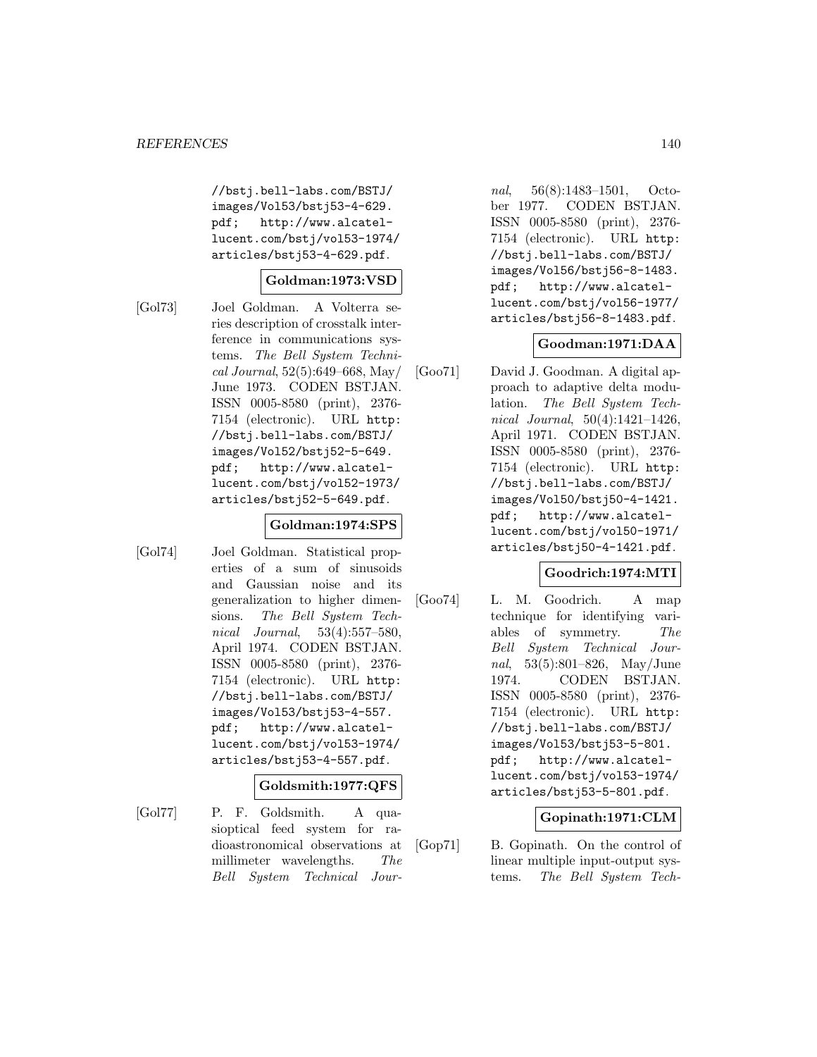//bstj.bell-labs.com/BSTJ/images/Vol53/bstj53-4-629.pdf; http://www.alcatel-lucent.com/bstj/vol53-1974/articles/bstj53-4-629.pdf.

**Goldman:1973:VSD**

[Gol73] Joel Goldman. A Volterra series description of crosstalk interference in communications systems. *The Bell System Technical Journal*, 52(5):649–668, May/June 1973. CODEN BSTJAN. ISSN 0005-8580 (print), 2376-7154 (electronic). URL http://bstj.bell-labs.com/BSTJ/images/Vol52/bstj52-5-649.pdf; http://www.alcatel-lucent.com/bstj/vol52-1973/articles/bstj52-5-649.pdf.

**Goldman:1974:SPS**

[Gol74] Joel Goldman. Statistical properties of a sum of sinusoids and Gaussian noise and its generalization to higher dimensions. *The Bell System Technical Journal*, 53(4):557–580, April 1974. CODEN BSTJAN. ISSN 0005-8580 (print), 2376-7154 (electronic). URL http://bstj.bell-labs.com/BSTJ/images/Vol53/bstj53-4-557.pdf; http://www.alcatel-lucent.com/bstj/vol53-1974/articles/bstj53-4-557.pdf.

**Goldsmith:1977:QFS**

[Gol77] P. F. Goldsmith. A quasioptical feed system for radioastronomical observations at millimeter wavelengths. *The Bell System Technical Journal*, 56(8):1483–1501, October 1977. CODEN BSTJAN. ISSN 0005-8580 (print), 2376-7154 (electronic). URL http://bstj.bell-labs.com/BSTJ/images/Vol56/bstj56-8-1483.pdf; http://www.alcatel-lucent.com/bstj/vol56-1977/articles/bstj56-8-1483.pdf.

**Goodman:1971:DAA**

[Goo71] David J. Goodman. A digital approach to adaptive delta modulation. *The Bell System Technical Journal*, 50(4):1421–1426, April 1971. CODEN BSTJAN. ISSN 0005-8580 (print), 2376-7154 (electronic). URL http://bstj.bell-labs.com/BSTJ/images/Vol50/bstj50-4-1421.pdf; http://www.alcatel-lucent.com/bstj/vol50-1971/articles/bstj50-4-1421.pdf.

**Goodrich:1974:MTI**

[Goo74] L. M. Goodrich. A map technique for identifying variables of symmetry. *The Bell System Technical Journal*, 53(5):801–826, May/June 1974. CODEN BSTJAN. ISSN 0005-8580 (print), 2376-7154 (electronic). URL http://bstj.bell-labs.com/BSTJ/images/Vol53/bstj53-5-801.pdf; http://www.alcatel-lucent.com/bstj/vol53-1974/articles/bstj53-5-801.pdf.

**Gopinath:1971:CLM**

[Gop71] B. Gopinath. On the control of linear multiple input-output systems. *The Bell System Tech-*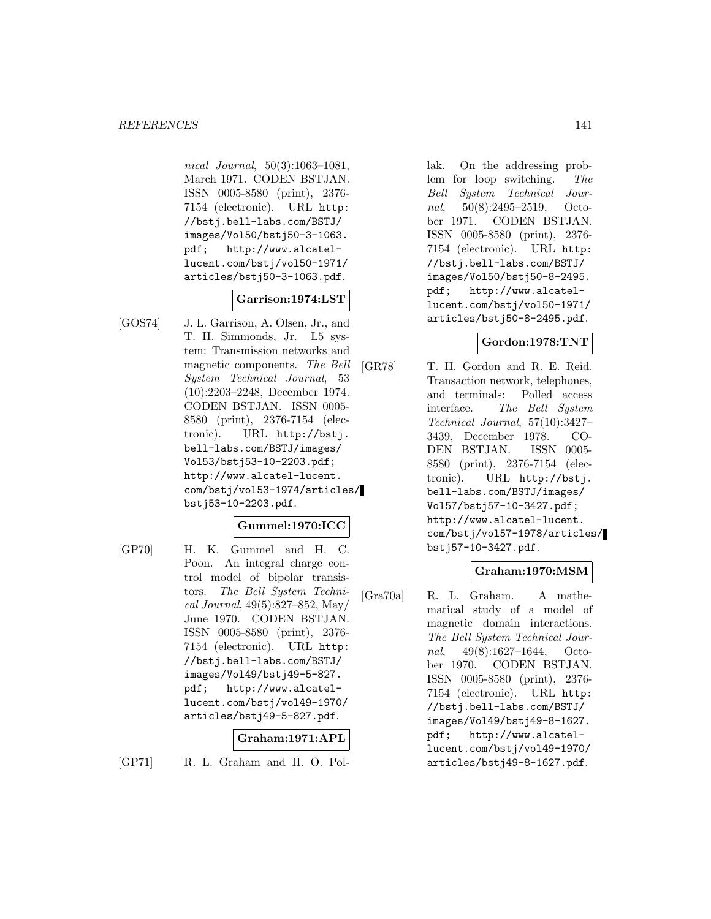nical Journal, 50(3):1063–1081, March 1971. CODEN BSTJAN. ISSN 0005-8580 (print), 2376-7154 (electronic). URL http://bstj.bell-labs.com/BSTJ/images/Vol50/bstj50-3-1063.pdf; http://www.alcatel-lucent.com/bstj/vol50-1971/articles/bstj50-3-1063.pdf.

**Garrison:1974:LST**

[GOS74] J. L. Garrison, A. Olsen, Jr., and T. H. Simmonds, Jr. L5 system: Transmission networks and magnetic components. *The Bell System Technical Journal*, 53 (10):2203–2248, December 1974. CODEN BSTJAN. ISSN 0005-8580 (print), 2376-7154 (electronic). URL http://bstj.bell-labs.com/BSTJ/images/Vol53/bstj53-10-2203.pdf; http://www.alcatel-lucent.com/bstj/vol53-1974/articles/bstj53-10-2203.pdf.

**Gummel:1970:ICC**

[GP70] H. K. Gummel and H. C. Poon. An integral charge control model of bipolar transistors. *The Bell System Technical Journal*, 49(5):827–852, May/June 1970. CODEN BSTJAN. ISSN 0005-8580 (print), 2376-7154 (electronic). URL http://bstj.bell-labs.com/BSTJ/images/Vol49/bstj49-5-827.pdf; http://www.alcatel-lucent.com/bstj/vol49-1970/articles/bstj49-5-827.pdf.

**Graham:1971:APL**

[GP71] R. L. Graham and H. O. Pollak. On the addressing problem for loop switching. *The Bell System Technical Journal*, 50(8):2495–2519, October 1971. CODEN BSTJAN. ISSN 0005-8580 (print), 2376-7154 (electronic). URL http://bstj.bell-labs.com/BSTJ/images/Vol50/bstj50-8-2495.pdf; http://www.alcatel-lucent.com/bstj/vol50-1971/articles/bstj50-8-2495.pdf.

**Gordon:1978:TNT**

[GR78] T. H. Gordon and R. E. Reid. Transaction network, telephones, and terminals: Polled access interface. *The Bell System Technical Journal*, 57(10):3427–3439, December 1978. CODEN BSTJAN. ISSN 0005-8580 (print), 2376-7154 (electronic). URL http://bstj.bell-labs.com/BSTJ/images/Vol57/bstj57-10-3427.pdf; http://www.alcatel-lucent.com/bstj/vol57-1978/articles/bstj57-10-3427.pdf.

**Graham:1970:MSM**

[Gra70a] R. L. Graham. A mathematical study of a model of magnetic domain interactions. *The Bell System Technical Journal*, 49(8):1627–1644, October 1970. CODEN BSTJAN. ISSN 0005-8580 (print), 2376-7154 (electronic). URL http://bstj.bell-labs.com/BSTJ/images/Vol49/bstj49-8-1627.pdf; http://www.alcatel-lucent.com/bstj/vol49-1970/articles/bstj49-8-1627.pdf.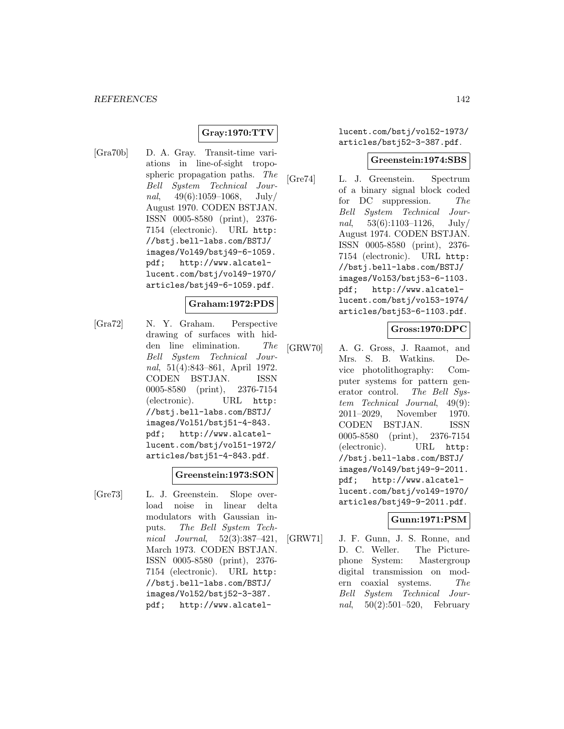**Gray:1970:TTV**

[Gra70b] D. A. Gray. Transit-time variations in line-of-sight tropospheric propagation paths. *The Bell System Technical Journal*, 49(6):1059–1068, July/ August 1970. CODEN BSTJAN. ISSN 0005-8580 (print), 2376-7154 (electronic). URL `http://bstj.bell-labs.com/BSTJ/images/Vol49/bstj49-6-1059.pdf`; `http://www.alcatel-lucent.com/bstj/vol49-1970/articles/bstj49-6-1059.pdf`.

**Graham:1972:PDS**

[Gra72] N. Y. Graham. Perspective drawing of surfaces with hidden line elimination. *The Bell System Technical Journal*, 51(4):843–861, April 1972. CODEN BSTJAN. ISSN 0005-8580 (print), 2376-7154 (electronic). URL `http://bstj.bell-labs.com/BSTJ/images/Vol51/bstj51-4-843.pdf`; `http://www.alcatel-lucent.com/bstj/vol51-1972/articles/bstj51-4-843.pdf`.

**Greenstein:1973:SON**

[Gre73] L. J. Greenstein. Slope overload noise in linear delta modulators with Gaussian inputs. *The Bell System Technical Journal*, 52(3):387–421, March 1973. CODEN BSTJAN. ISSN 0005-8580 (print), 2376-7154 (electronic). URL `http://bstj.bell-labs.com/BSTJ/images/Vol52/bstj52-3-387.pdf`; `http://www.alcatel-lucent.com/bstj/vol52-1973/articles/bstj52-3-387.pdf`.

**Greenstein:1974:SBS**

[Gre74] L. J. Greenstein. Spectrum of a binary signal block coded for DC suppression. *The Bell System Technical Journal*, 53(6):1103–1126, July/ August 1974. CODEN BSTJAN. ISSN 0005-8580 (print), 2376-7154 (electronic). URL `http://bstj.bell-labs.com/BSTJ/images/Vol53/bstj53-6-1103.pdf`; `http://www.alcatel-lucent.com/bstj/vol53-1974/articles/bstj53-6-1103.pdf`.

**Gross:1970:DPC**

[GRW70] A. G. Gross, J. Raamot, and Mrs. S. B. Watkins. Device photolithography: Computer systems for pattern generator control. *The Bell System Technical Journal*, 49(9): 2011–2029, November 1970. CODEN BSTJAN. ISSN 0005-8580 (print), 2376-7154 (electronic). URL `http://bstj.bell-labs.com/BSTJ/images/Vol49/bstj49-9-2011.pdf`; `http://www.alcatel-lucent.com/bstj/vol49-1970/articles/bstj49-9-2011.pdf`.

**Gunn:1971:PSM**

[GRW71] J. F. Gunn, J. S. Ronne, and D. C. Weller. The Picturephone System: Mastergroup digital transmission on modern coaxial systems. *The Bell System Technical Journal*, 50(2):501–520, February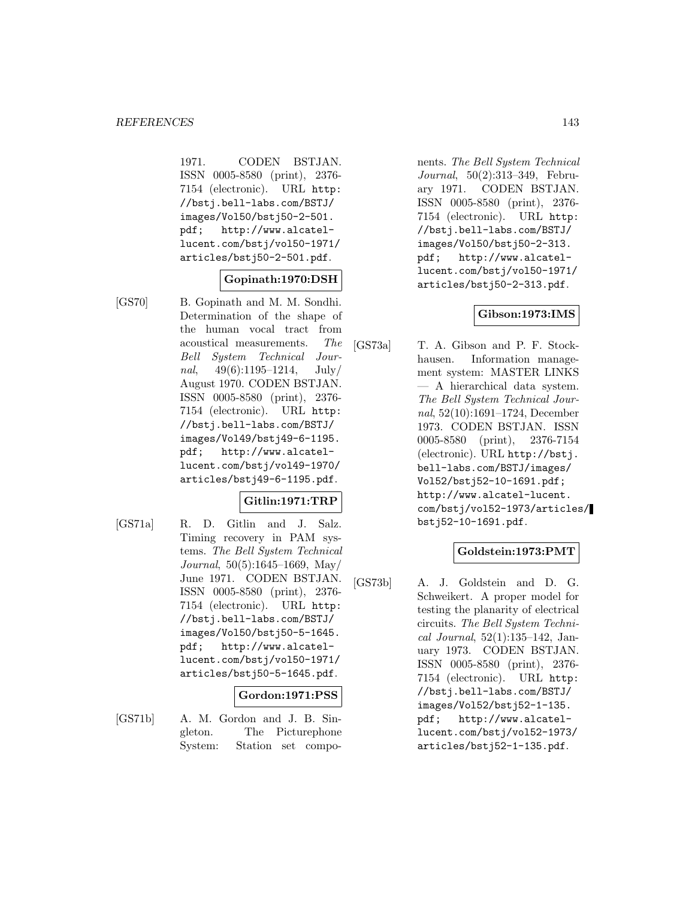1971. CODEN BSTJAN. ISSN 0005-8580 (print), 2376-7154 (electronic). URL http://bstj.bell-labs.com/BSTJ/images/Vol50/bstj50-2-501.pdf; http://www.alcatel-lucent.com/bstj/vol50-1971/articles/bstj50-2-501.pdf.

**Gopinath:1970:DSH**

[GS70] B. Gopinath and M. M. Sondhi. Determination of the shape of the human vocal tract from acoustical measurements. *The Bell System Technical Journal*, 49(6):1195–1214, July/August 1970. CODEN BSTJAN. ISSN 0005-8580 (print), 2376-7154 (electronic). URL http://bstj.bell-labs.com/BSTJ/images/Vol49/bstj49-6-1195.pdf; http://www.alcatel-lucent.com/bstj/vol49-1970/articles/bstj49-6-1195.pdf.

**Gitlin:1971:TRP**

[GS71a] R. D. Gitlin and J. Salz. Timing recovery in PAM systems. *The Bell System Technical Journal*, 50(5):1645–1669, May/June 1971. CODEN BSTJAN. ISSN 0005-8580 (print), 2376-7154 (electronic). URL http://bstj.bell-labs.com/BSTJ/images/Vol50/bstj50-5-1645.pdf; http://www.alcatel-lucent.com/bstj/vol50-1971/articles/bstj50-5-1645.pdf.

**Gordon:1971:PSS**

[GS71b] A. M. Gordon and J. B. Singleton. The Picturephone System: Station set components. *The Bell System Technical Journal*, 50(2):313–349, February 1971. CODEN BSTJAN. ISSN 0005-8580 (print), 2376-7154 (electronic). URL http://bstj.bell-labs.com/BSTJ/images/Vol50/bstj50-2-313.pdf; http://www.alcatel-lucent.com/bstj/vol50-1971/articles/bstj50-2-313.pdf.

**Gibson:1973:IMS**

[GS73a] T. A. Gibson and P. F. Stockhausen. Information management system: MASTER LINKS — A hierarchical data system. *The Bell System Technical Journal*, 52(10):1691–1724, December 1973. CODEN BSTJAN. ISSN 0005-8580 (print), 2376-7154 (electronic). URL http://bstj.bell-labs.com/BSTJ/images/Vol52/bstj52-10-1691.pdf; http://www.alcatel-lucent.com/bstj/vol52-1973/articles/bstj52-10-1691.pdf.

**Goldstein:1973:PMT**

[GS73b] A. J. Goldstein and D. G. Schweikert. A proper model for testing the planarity of electrical circuits. *The Bell System Technical Journal*, 52(1):135–142, January 1973. CODEN BSTJAN. ISSN 0005-8580 (print), 2376-7154 (electronic). URL http://bstj.bell-labs.com/BSTJ/images/Vol52/bstj52-1-135.pdf; http://www.alcatel-lucent.com/bstj/vol52-1973/articles/bstj52-1-135.pdf.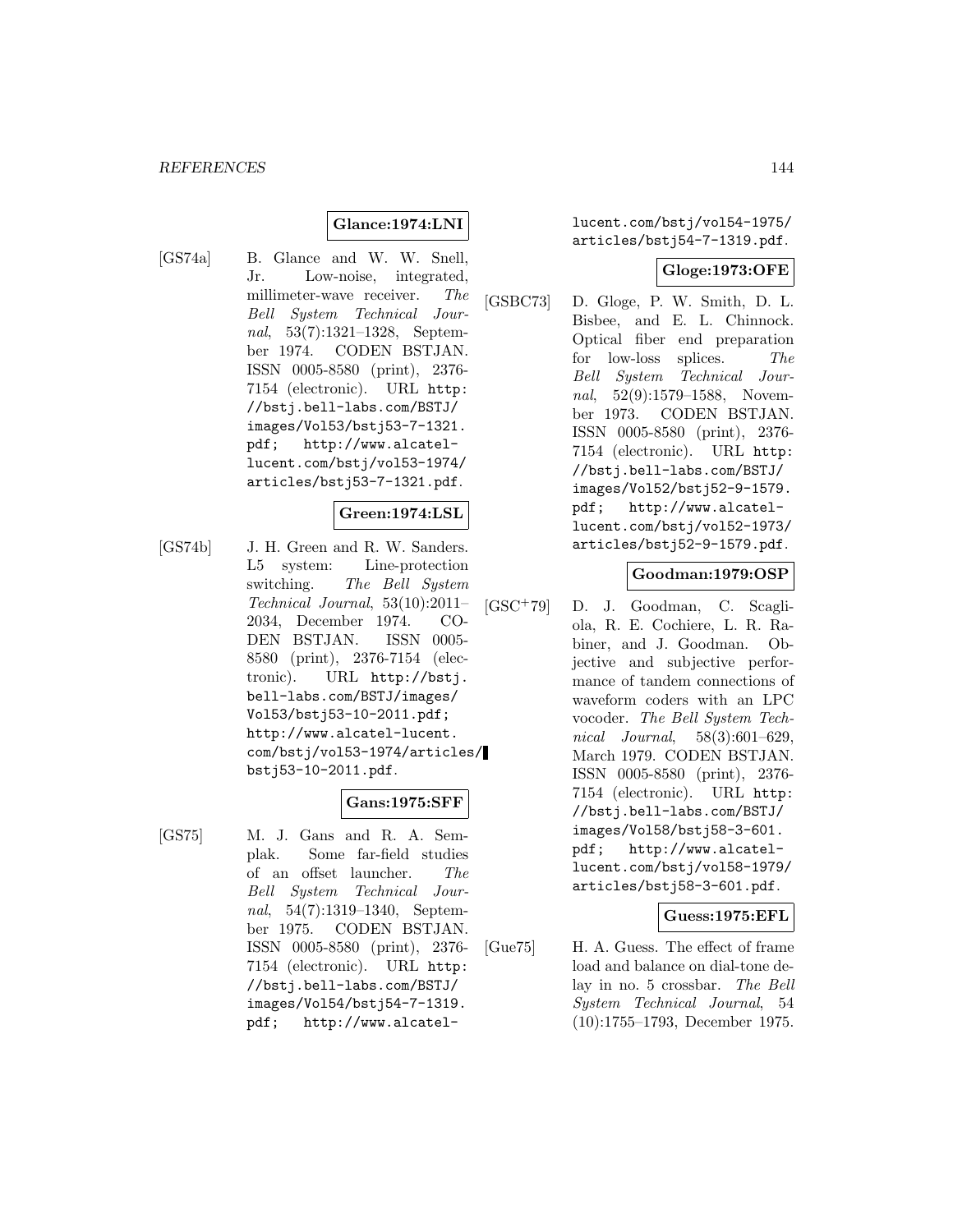**Glance:1974:LNI**

[GS74a] B. Glance and W. W. Snell, Jr. Low-noise, integrated, millimeter-wave receiver. *The Bell System Technical Journal*, 53(7):1321–1328, September 1974. CODEN BSTJAN. ISSN 0005-8580 (print), 2376-7154 (electronic). URL http://bstj.bell-labs.com/BSTJ/images/Vol53/bstj53-7-1321.pdf; http://www.alcatel-lucent.com/bstj/vol53-1974/articles/bstj53-7-1321.pdf.

**Green:1974:LSL**

[GS74b] J. H. Green and R. W. Sanders. L5 system: Line-protection switching. *The Bell System Technical Journal*, 53(10):2011–2034, December 1974. CODEN BSTJAN. ISSN 0005-8580 (print), 2376-7154 (electronic). URL http://bstj.bell-labs.com/BSTJ/images/Vol53/bstj53-10-2011.pdf; http://www.alcatel-lucent.com/bstj/vol53-1974/articles/bstj53-10-2011.pdf.

**Gans:1975:SFF**

[GS75] M. J. Gans and R. A. Semplak. Some far-field studies of an offset launcher. *The Bell System Technical Journal*, 54(7):1319–1340, September 1975. CODEN BSTJAN. ISSN 0005-8580 (print), 2376-7154 (electronic). URL http://bstj.bell-labs.com/BSTJ/images/Vol54/bstj54-7-1319.pdf; http://www.alcatel-lucent.com/bstj/vol54-1975/articles/bstj54-7-1319.pdf.

**Gloge:1973:OFE**

[GSBC73] D. Gloge, P. W. Smith, D. L. Bisbee, and E. L. Chinnock. Optical fiber end preparation for low-loss splices. *The Bell System Technical Journal*, 52(9):1579–1588, November 1973. CODEN BSTJAN. ISSN 0005-8580 (print), 2376-7154 (electronic). URL http://bstj.bell-labs.com/BSTJ/images/Vol52/bstj52-9-1579.pdf; http://www.alcatel-lucent.com/bstj/vol52-1973/articles/bstj52-9-1579.pdf.

**Goodman:1979:OSP**

[GSC+79] D. J. Goodman, C. Scagliola, R. E. Cochiere, L. R. Rabiner, and J. Goodman. Objective and subjective performance of tandem connections of waveform coders with an LPC vocoder. *The Bell System Technical Journal*, 58(3):601–629, March 1979. CODEN BSTJAN. ISSN 0005-8580 (print), 2376-7154 (electronic). URL http://bstj.bell-labs.com/BSTJ/images/Vol58/bstj58-3-601.pdf; http://www.alcatel-lucent.com/bstj/vol58-1979/articles/bstj58-3-601.pdf.

**Guess:1975:EFL**

[Gue75] H. A. Guess. The effect of frame load and balance on dial-tone delay in no. 5 crossbar. *The Bell System Technical Journal*, 54 (10):1755–1793, December 1975.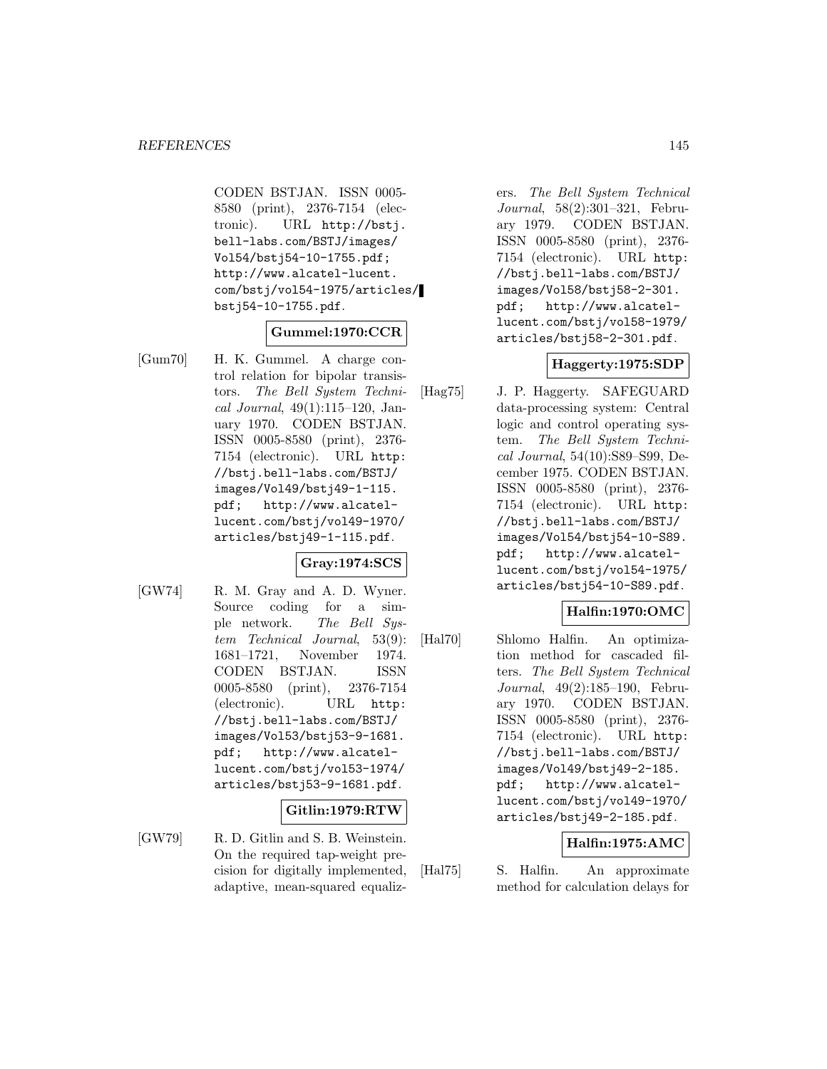CODEN BSTJAN. ISSN 0005-8580 (print), 2376-7154 (electronic). URL http://bstj.bell-labs.com/BSTJ/images/Vol54/bstj54-10-1755.pdf; http://www.alcatel-lucent.com/bstj/vol54-1975/articles/bstj54-10-1755.pdf.

**Gummel:1970:CCR**

[Gum70] H. K. Gummel. A charge control relation for bipolar transistors. *The Bell System Technical Journal*, 49(1):115–120, January 1970. CODEN BSTJAN. ISSN 0005-8580 (print), 2376-7154 (electronic). URL http://bstj.bell-labs.com/BSTJ/images/Vol49/bstj49-1-115.pdf; http://www.alcatel-lucent.com/bstj/vol49-1970/articles/bstj49-1-115.pdf.

**Gray:1974:SCS**

[GW74] R. M. Gray and A. D. Wyner. Source coding for a simple network. *The Bell System Technical Journal*, 53(9): 1681–1721, November 1974. CODEN BSTJAN. ISSN 0005-8580 (print), 2376-7154 (electronic). URL http://bstj.bell-labs.com/BSTJ/images/Vol53/bstj53-9-1681.pdf; http://www.alcatel-lucent.com/bstj/vol53-1974/articles/bstj53-9-1681.pdf.

**Gitlin:1979:RTW**

[GW79] R. D. Gitlin and S. B. Weinstein. On the required tap-weight precision for digitally implemented, adaptive, mean-squared equalizers. *The Bell System Technical Journal*, 58(2):301–321, February 1979. CODEN BSTJAN. ISSN 0005-8580 (print), 2376-7154 (electronic). URL http://bstj.bell-labs.com/BSTJ/images/Vol58/bstj58-2-301.pdf; http://www.alcatel-lucent.com/bstj/vol58-1979/articles/bstj58-2-301.pdf.

**Haggerty:1975:SDP**

[Hag75] J. P. Haggerty. SAFEGUARD data-processing system: Central logic and control operating system. *The Bell System Technical Journal*, 54(10):S89–S99, December 1975. CODEN BSTJAN. ISSN 0005-8580 (print), 2376-7154 (electronic). URL http://bstj.bell-labs.com/BSTJ/images/Vol54/bstj54-10-S89.pdf; http://www.alcatel-lucent.com/bstj/vol54-1975/articles/bstj54-10-S89.pdf.

**Halfin:1970:OMC**

[Hal70] Shlomo Halfin. An optimization method for cascaded filters. *The Bell System Technical Journal*, 49(2):185–190, February 1970. CODEN BSTJAN. ISSN 0005-8580 (print), 2376-7154 (electronic). URL http://bstj.bell-labs.com/BSTJ/images/Vol49/bstj49-2-185.pdf; http://www.alcatel-lucent.com/bstj/vol49-1970/articles/bstj49-2-185.pdf.

**Halfin:1975:AMC**

[Hal75] S. Halfin. An approximate method for calculation delays for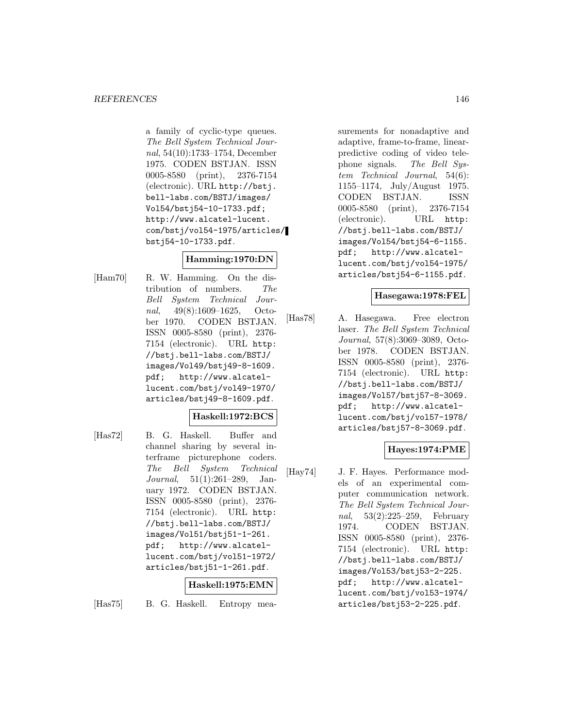a family of cyclic-type queues. *The Bell System Technical Journal*, 54(10):1733–1754, December 1975. CODEN BSTJAN. ISSN 0005-8580 (print), 2376-7154 (electronic). URL http://bstj.bell-labs.com/BSTJ/images/Vol54/bstj54-10-1733.pdf; http://www.alcatel-lucent.com/bstj/vol54-1975/articles/bstj54-10-1733.pdf.

**Hamming:1970:DN**

[Ham70] R. W. Hamming. On the distribution of numbers. *The Bell System Technical Journal*, 49(8):1609–1625, October 1970. CODEN BSTJAN. ISSN 0005-8580 (print), 2376-7154 (electronic). URL http://bstj.bell-labs.com/BSTJ/images/Vol49/bstj49-8-1609.pdf; http://www.alcatel-lucent.com/bstj/vol49-1970/articles/bstj49-8-1609.pdf.

**Haskell:1972:BCS**

[Has72] B. G. Haskell. Buffer and channel sharing by several interframe picturephone coders. *The Bell System Technical Journal*, 51(1):261–289, January 1972. CODEN BSTJAN. ISSN 0005-8580 (print), 2376-7154 (electronic). URL http://bstj.bell-labs.com/BSTJ/images/Vol51/bstj51-1-261.pdf; http://www.alcatel-lucent.com/bstj/vol51-1972/articles/bstj51-1-261.pdf.

**Haskell:1975:EMN**

[Has75] B. G. Haskell. Entropy measurements for nonadaptive and adaptive, frame-to-frame, linear-predictive coding of video telephone signals. *The Bell System Technical Journal*, 54(6):1155–1174, July/August 1975. CODEN BSTJAN. ISSN 0005-8580 (print), 2376-7154 (electronic). URL http://bstj.bell-labs.com/BSTJ/images/Vol54/bstj54-6-1155.pdf; http://www.alcatel-lucent.com/bstj/vol54-1975/articles/bstj54-6-1155.pdf.

**Hasegawa:1978:FEL**

[Has78] A. Hasegawa. Free electron laser. *The Bell System Technical Journal*, 57(8):3069–3089, October 1978. CODEN BSTJAN. ISSN 0005-8580 (print), 2376-7154 (electronic). URL http://bstj.bell-labs.com/BSTJ/images/Vol57/bstj57-8-3069.pdf; http://www.alcatel-lucent.com/bstj/vol57-1978/articles/bstj57-8-3069.pdf.

**Hayes:1974:PME**

[Hay74] J. F. Hayes. Performance models of an experimental computer communication network. *The Bell System Technical Journal*, 53(2):225–259, February 1974. CODEN BSTJAN. ISSN 0005-8580 (print), 2376-7154 (electronic). URL http://bstj.bell-labs.com/BSTJ/images/Vol53/bstj53-2-225.pdf; http://www.alcatel-lucent.com/bstj/vol53-1974/articles/bstj53-2-225.pdf.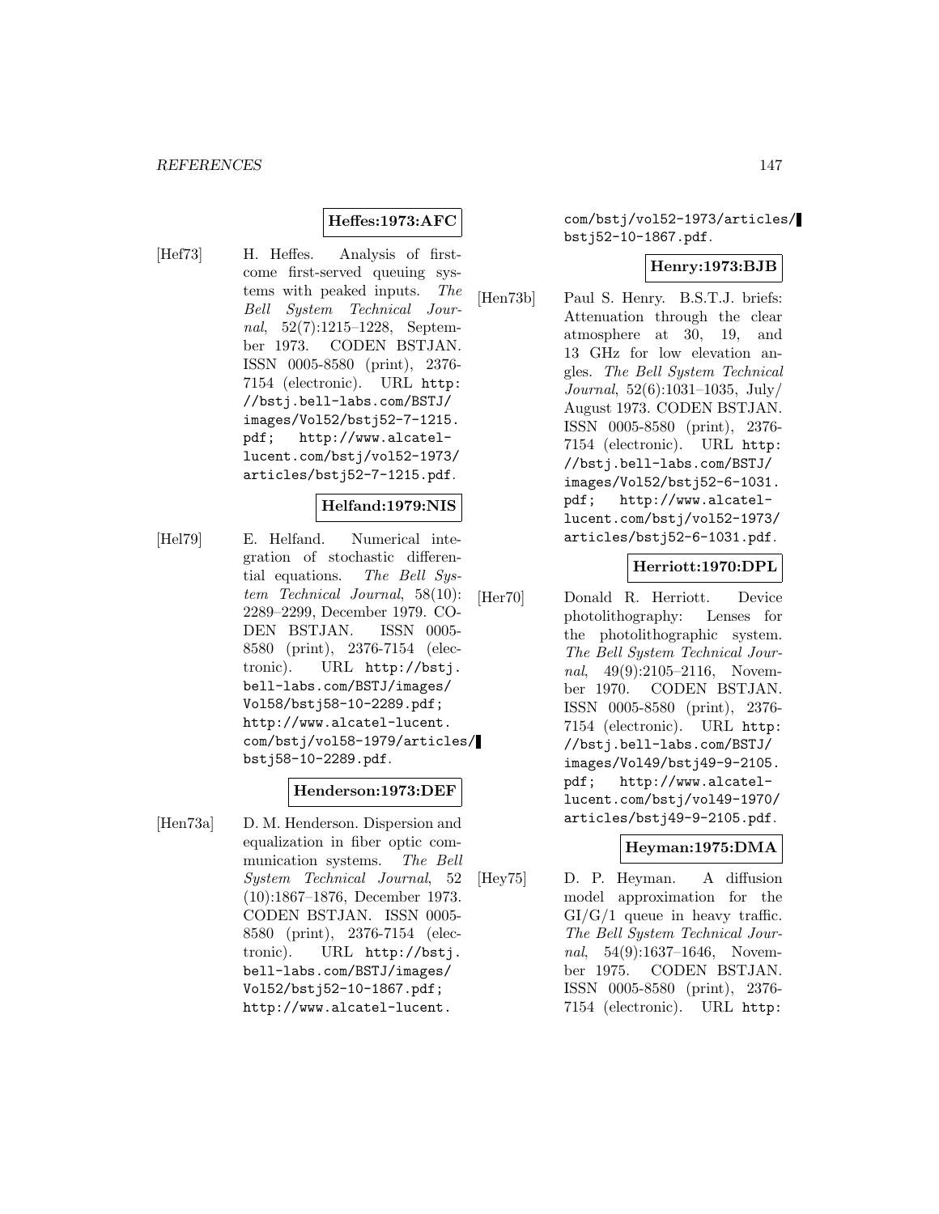**Heffes:1973:AFC**

[Hef73] H. Heffes. Analysis of first-come first-served queuing systems with peaked inputs. *The Bell System Technical Journal*, 52(7):1215–1228, September 1973. CODEN BSTJAN. ISSN 0005-8580 (print), 2376-7154 (electronic). URL http://bstj.bell-labs.com/BSTJ/images/Vol52/bstj52-7-1215.pdf; http://www.alcatel-lucent.com/bstj/vol52-1973/articles/bstj52-7-1215.pdf.

**Helfand:1979:NIS**

[Hel79] E. Helfand. Numerical integration of stochastic differential equations. *The Bell System Technical Journal*, 58(10):2289–2299, December 1979. CODEN BSTJAN. ISSN 0005-8580 (print), 2376-7154 (electronic). URL http://bstj.bell-labs.com/BSTJ/images/Vol58/bstj58-10-2289.pdf; http://www.alcatel-lucent.com/bstj/vol58-1979/articles/bstj58-10-2289.pdf.

**Henderson:1973:DEF**

[Hen73a] D. M. Henderson. Dispersion and equalization in fiber optic communication systems. *The Bell System Technical Journal*, 52(10):1867–1876, December 1973. CODEN BSTJAN. ISSN 0005-8580 (print), 2376-7154 (electronic). URL http://bstj.bell-labs.com/BSTJ/images/Vol52/bstj52-10-1867.pdf; http://www.alcatel-lucent.com/bstj/vol52-1973/articles/bstj52-10-1867.pdf.

**Henry:1973:BJB**

[Hen73b] Paul S. Henry. B.S.T.J. briefs: Attenuation through the clear atmosphere at 30, 19, and 13 GHz for low elevation angles. *The Bell System Technical Journal*, 52(6):1031–1035, July/August 1973. CODEN BSTJAN. ISSN 0005-8580 (print), 2376-7154 (electronic). URL http://bstj.bell-labs.com/BSTJ/images/Vol52/bstj52-6-1031.pdf; http://www.alcatel-lucent.com/bstj/vol52-1973/articles/bstj52-6-1031.pdf.

**Herriott:1970:DPL**

[Her70] Donald R. Herriott. Device photolithography: Lenses for the photolithographic system. *The Bell System Technical Journal*, 49(9):2105–2116, November 1970. CODEN BSTJAN. ISSN 0005-8580 (print), 2376-7154 (electronic). URL http://bstj.bell-labs.com/BSTJ/images/Vol49/bstj49-9-2105.pdf; http://www.alcatel-lucent.com/bstj/vol49-1970/articles/bstj49-9-2105.pdf.

**Heyman:1975:DMA**

[Hey75] D. P. Heyman. A diffusion model approximation for the GI/G/1 queue in heavy traffic. *The Bell System Technical Journal*, 54(9):1637–1646, November 1975. CODEN BSTJAN. ISSN 0005-8580 (print), 2376-7154 (electronic). URL http: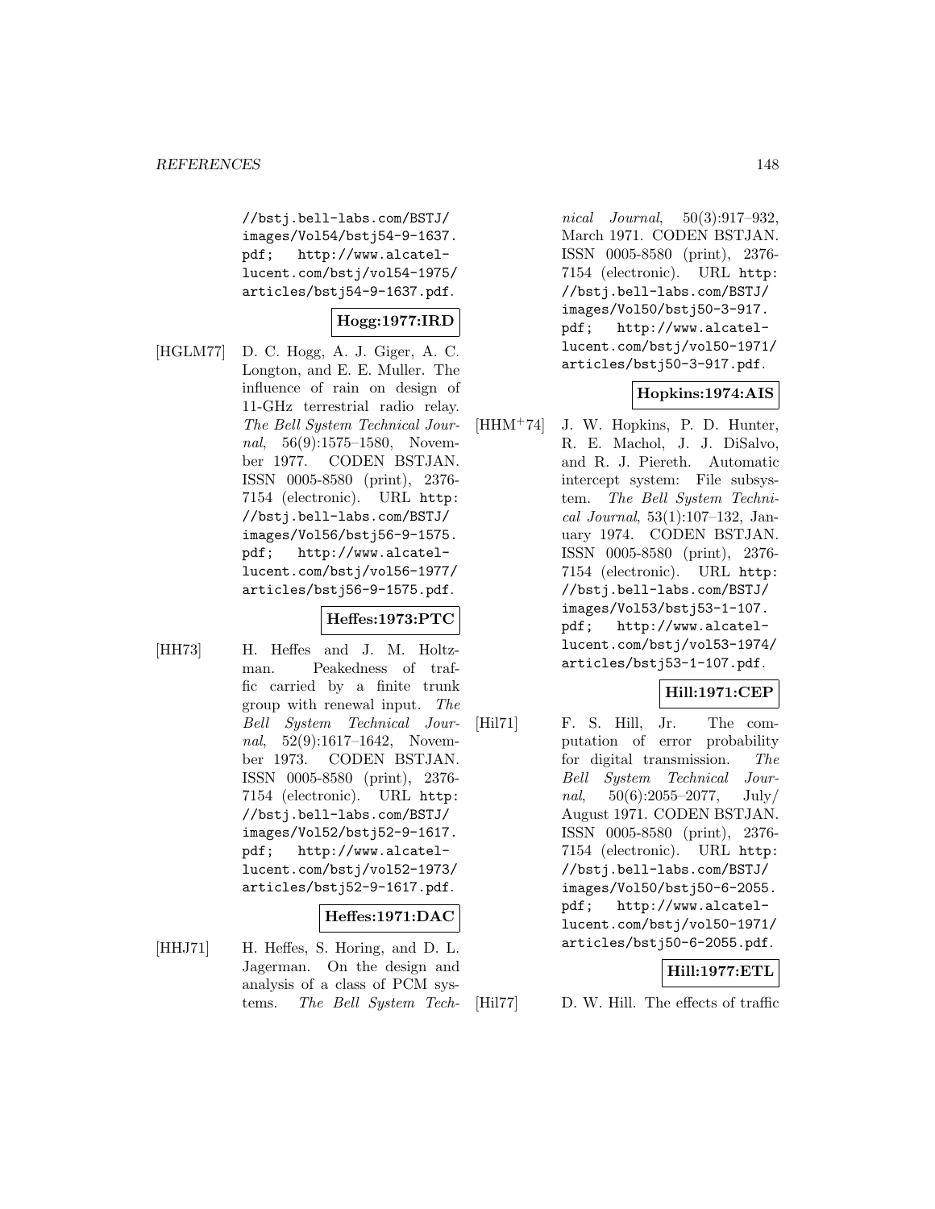//bstj.bell-labs.com/BSTJ/images/Vol54/bstj54-9-1637.pdf; http://www.alcatel-lucent.com/bstj/vol54-1975/articles/bstj54-9-1637.pdf.

**Hogg:1977:IRD**

[HGLM77] D. C. Hogg, A. J. Giger, A. C. Longton, and E. E. Muller. The influence of rain on design of 11-GHz terrestrial radio relay. *The Bell System Technical Journal*, 56(9):1575–1580, November 1977. CODEN BSTJAN. ISSN 0005-8580 (print), 2376-7154 (electronic). URL http://bstj.bell-labs.com/BSTJ/images/Vol56/bstj56-9-1575.pdf; http://www.alcatel-lucent.com/bstj/vol56-1977/articles/bstj56-9-1575.pdf.

**Heffes:1973:PTC**

[HH73] H. Heffes and J. M. Holtzman. Peakedness of traffic carried by a finite trunk group with renewal input. *The Bell System Technical Journal*, 52(9):1617–1642, November 1973. CODEN BSTJAN. ISSN 0005-8580 (print), 2376-7154 (electronic). URL http://bstj.bell-labs.com/BSTJ/images/Vol52/bstj52-9-1617.pdf; http://www.alcatel-lucent.com/bstj/vol52-1973/articles/bstj52-9-1617.pdf.

**Heffes:1971:DAC**

[HHJ71] H. Heffes, S. Horing, and D. L. Jagerman. On the design and analysis of a class of PCM systems. *The Bell System Technical Journal*, 50(3):917–932, March 1971. CODEN BSTJAN. ISSN 0005-8580 (print), 2376-7154 (electronic). URL http://bstj.bell-labs.com/BSTJ/images/Vol50/bstj50-3-917.pdf; http://www.alcatel-lucent.com/bstj/vol50-1971/articles/bstj50-3-917.pdf.

**Hopkins:1974:AIS**

[HHM+74] J. W. Hopkins, P. D. Hunter, R. E. Machol, J. J. DiSalvo, and R. J. Piereth. Automatic intercept system: File subsystem. *The Bell System Technical Journal*, 53(1):107–132, January 1974. CODEN BSTJAN. ISSN 0005-8580 (print), 2376-7154 (electronic). URL http://bstj.bell-labs.com/BSTJ/images/Vol53/bstj53-1-107.pdf; http://www.alcatel-lucent.com/bstj/vol53-1974/articles/bstj53-1-107.pdf.

**Hill:1971:CEP**

[Hil71] F. S. Hill, Jr. The computation of error probability for digital transmission. *The Bell System Technical Journal*, 50(6):2055–2077, July/August 1971. CODEN BSTJAN. ISSN 0005-8580 (print), 2376-7154 (electronic). URL http://bstj.bell-labs.com/BSTJ/images/Vol50/bstj50-6-2055.pdf; http://www.alcatel-lucent.com/bstj/vol50-1971/articles/bstj50-6-2055.pdf.

**Hill:1977:ETL**

[Hil77] D. W. Hill. The effects of traffic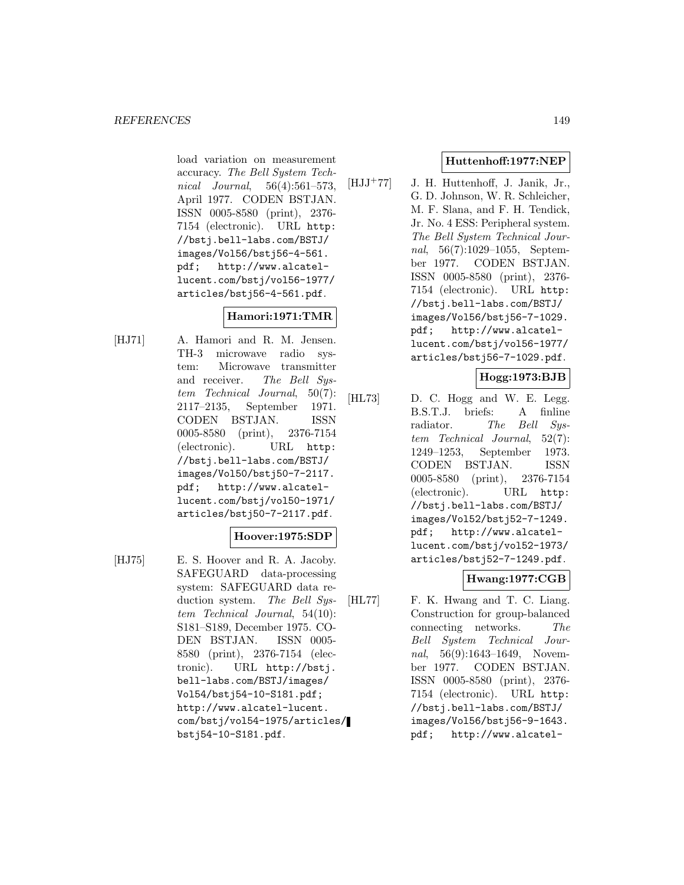load variation on measurement accuracy. *The Bell System Technical Journal*, 56(4):561–573, April 1977. CODEN BSTJAN. ISSN 0005-8580 (print), 2376-7154 (electronic). URL http://bstj.bell-labs.com/BSTJ/images/Vol56/bstj56-4-561.pdf; http://www.alcatel-lucent.com/bstj/vol56-1977/articles/bstj56-4-561.pdf.

**Hamori:1971:TMR**

[HJ71] A. Hamori and R. M. Jensen. TH-3 microwave radio system: Microwave transmitter and receiver. *The Bell System Technical Journal*, 50(7):2117–2135, September 1971. CODEN BSTJAN. ISSN 0005-8580 (print), 2376-7154 (electronic). URL http://bstj.bell-labs.com/BSTJ/images/Vol50/bstj50-7-2117.pdf; http://www.alcatel-lucent.com/bstj/vol50-1971/articles/bstj50-7-2117.pdf.

**Hoover:1975:SDP**

[HJ75] E. S. Hoover and R. A. Jacoby. SAFEGUARD data-processing system: SAFEGUARD data reduction system. *The Bell System Technical Journal*, 54(10):S181–S189, December 1975. CODEN BSTJAN. ISSN 0005-8580 (print), 2376-7154 (electronic). URL http://bstj.bell-labs.com/BSTJ/images/Vol54/bstj54-10-S181.pdf; http://www.alcatel-lucent.com/bstj/vol54-1975/articles/bstj54-10-S181.pdf.

**Huttenhoff:1977:NEP**

[HJJ+77] J. H. Huttenhoff, J. Janik, Jr., G. D. Johnson, W. R. Schleicher, M. F. Slana, and F. H. Tendick, Jr. No. 4 ESS: Peripheral system. *The Bell System Technical Journal*, 56(7):1029–1055, September 1977. CODEN BSTJAN. ISSN 0005-8580 (print), 2376-7154 (electronic). URL http://bstj.bell-labs.com/BSTJ/images/Vol56/bstj56-7-1029.pdf; http://www.alcatel-lucent.com/bstj/vol56-1977/articles/bstj56-7-1029.pdf.

**Hogg:1973:BJB**

[HL73] D. C. Hogg and W. E. Legg. B.S.T.J. briefs: A finline radiator. *The Bell System Technical Journal*, 52(7):1249–1253, September 1973. CODEN BSTJAN. ISSN 0005-8580 (print), 2376-7154 (electronic). URL http://bstj.bell-labs.com/BSTJ/images/Vol52/bstj52-7-1249.pdf; http://www.alcatel-lucent.com/bstj/vol52-1973/articles/bstj52-7-1249.pdf.

**Hwang:1977:CGB**

[HL77] F. K. Hwang and T. C. Liang. Construction for group-balanced connecting networks. *The Bell System Technical Journal*, 56(9):1643–1649, November 1977. CODEN BSTJAN. ISSN 0005-8580 (print), 2376-7154 (electronic). URL http://bstj.bell-labs.com/BSTJ/images/Vol56/bstj56-9-1643.pdf; http://www.alcatel-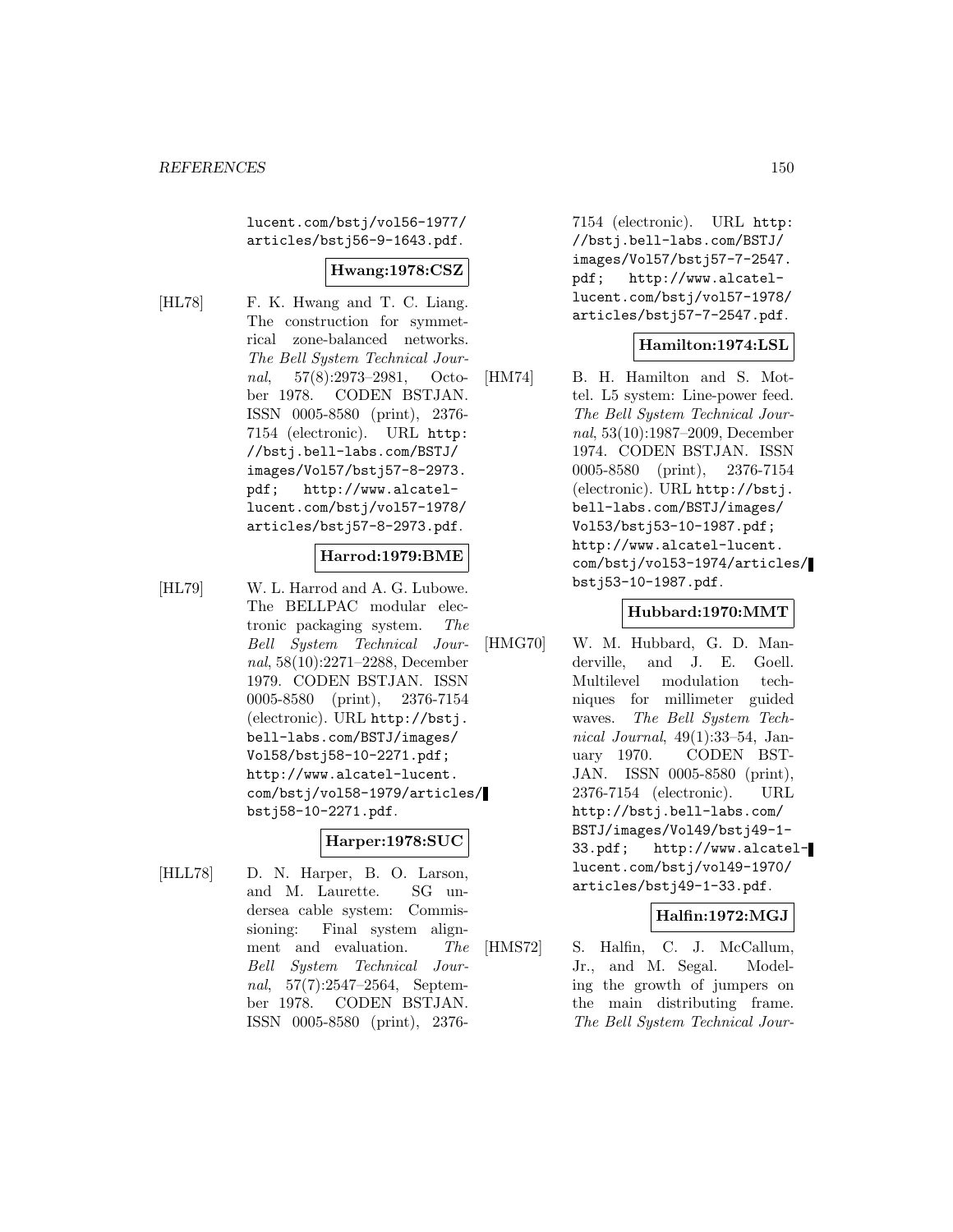lucent.com/bstj/vol56-1977/articles/bstj56-9-1643.pdf.

**Hwang:1978:CSZ**

[HL78] F. K. Hwang and T. C. Liang. The construction for symmetrical zone-balanced networks. *The Bell System Technical Journal*, 57(8):2973–2981, October 1978. CODEN BSTJAN. ISSN 0005-8580 (print), 2376-7154 (electronic). URL http://bstj.bell-labs.com/BSTJ/images/Vol57/bstj57-8-2973.pdf; http://www.alcatel-lucent.com/bstj/vol57-1978/articles/bstj57-8-2973.pdf.

**Harrod:1979:BME**

[HL79] W. L. Harrod and A. G. Lubowe. The BELLPAC modular electronic packaging system. *The Bell System Technical Journal*, 58(10):2271–2288, December 1979. CODEN BSTJAN. ISSN 0005-8580 (print), 2376-7154 (electronic). URL http://bstj.bell-labs.com/BSTJ/images/Vol58/bstj58-10-2271.pdf; http://www.alcatel-lucent.com/bstj/vol58-1979/articles/bstj58-10-2271.pdf.

**Harper:1978:SUC**

[HLL78] D. N. Harper, B. O. Larson, and M. Laurette. SG undersea cable system: Commissioning: Final system alignment and evaluation. *The Bell System Technical Journal*, 57(7):2547–2564, September 1978. CODEN BSTJAN. ISSN 0005-8580 (print), 2376-7154 (electronic). URL http://bstj.bell-labs.com/BSTJ/images/Vol57/bstj57-7-2547.pdf; http://www.alcatel-lucent.com/bstj/vol57-1978/articles/bstj57-7-2547.pdf.

**Hamilton:1974:LSL**

[HM74] B. H. Hamilton and S. Mottel. L5 system: Line-power feed. *The Bell System Technical Journal*, 53(10):1987–2009, December 1974. CODEN BSTJAN. ISSN 0005-8580 (print), 2376-7154 (electronic). URL http://bstj.bell-labs.com/BSTJ/images/Vol53/bstj53-10-1987.pdf; http://www.alcatel-lucent.com/bstj/vol53-1974/articles/bstj53-10-1987.pdf.

**Hubbard:1970:MMT**

[HMG70] W. M. Hubbard, G. D. Manderville, and J. E. Goell. Multilevel modulation techniques for millimeter guided waves. *The Bell System Technical Journal*, 49(1):33–54, January 1970. CODEN BSTJAN. ISSN 0005-8580 (print), 2376-7154 (electronic). URL http://bstj.bell-labs.com/BSTJ/images/Vol49/bstj49-1-33.pdf; http://www.alcatel-lucent.com/bstj/vol49-1970/articles/bstj49-1-33.pdf.

**Halfin:1972:MGJ**

[HMS72] S. Halfin, C. J. McCallum, Jr., and M. Segal. Modeling the growth of jumpers on the main distributing frame. *The Bell System Technical Jour-*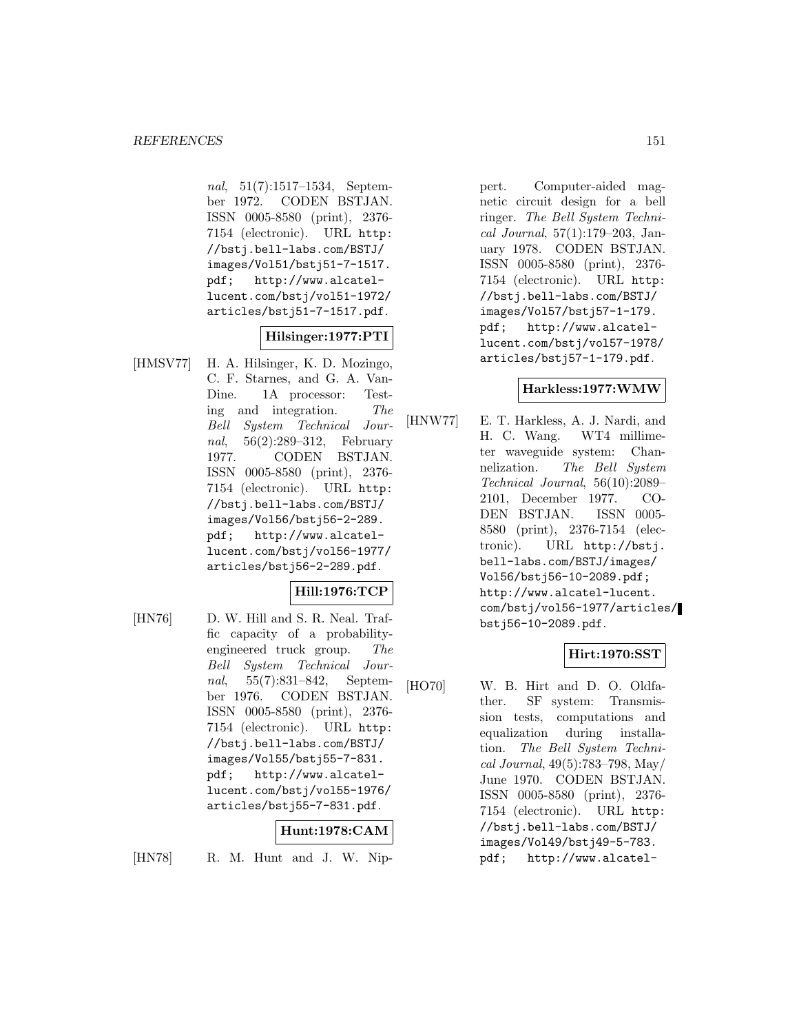*nal*, 51(7):1517–1534, September 1972. CODEN BSTJAN. ISSN 0005-8580 (print), 2376-7154 (electronic). URL http://bstj.bell-labs.com/BSTJ/images/Vol51/bstj51-7-1517.pdf; http://www.alcatel-lucent.com/bstj/vol51-1972/articles/bstj51-7-1517.pdf.

**Hilsinger:1977:PTI**

[HMSV77] H. A. Hilsinger, K. D. Mozingo, C. F. Starnes, and G. A. Van-Dine. 1A processor: Testing and integration. *The Bell System Technical Journal*, 56(2):289–312, February 1977. CODEN BSTJAN. ISSN 0005-8580 (print), 2376-7154 (electronic). URL http://bstj.bell-labs.com/BSTJ/images/Vol56/bstj56-2-289.pdf; http://www.alcatel-lucent.com/bstj/vol56-1977/articles/bstj56-2-289.pdf.

**Hill:1976:TCP**

[HN76] D. W. Hill and S. R. Neal. Traffic capacity of a probability-engineered truck group. *The Bell System Technical Journal*, 55(7):831–842, September 1976. CODEN BSTJAN. ISSN 0005-8580 (print), 2376-7154 (electronic). URL http://bstj.bell-labs.com/BSTJ/images/Vol55/bstj55-7-831.pdf; http://www.alcatel-lucent.com/bstj/vol55-1976/articles/bstj55-7-831.pdf.

**Hunt:1978:CAM**

[HN78] R. M. Hunt and J. W. Nippert. Computer-aided magnetic circuit design for a bell ringer. *The Bell System Technical Journal*, 57(1):179–203, January 1978. CODEN BSTJAN. ISSN 0005-8580 (print), 2376-7154 (electronic). URL http://bstj.bell-labs.com/BSTJ/images/Vol57/bstj57-1-179.pdf; http://www.alcatel-lucent.com/bstj/vol57-1978/articles/bstj57-1-179.pdf.

**Harkless:1977:WMW**

[HNW77] E. T. Harkless, A. J. Nardi, and H. C. Wang. WT4 millimeter waveguide system: Channelization. *The Bell System Technical Journal*, 56(10):2089–2101, December 1977. CODEN BSTJAN. ISSN 0005-8580 (print), 2376-7154 (electronic). URL http://bstj.bell-labs.com/BSTJ/images/Vol56/bstj56-10-2089.pdf; http://www.alcatel-lucent.com/bstj/vol56-1977/articles/bstj56-10-2089.pdf.

**Hirt:1970:SST**

[HO70] W. B. Hirt and D. O. Oldfather. SF system: Transmission tests, computations and equalization during installation. *The Bell System Technical Journal*, 49(5):783–798, May/June 1970. CODEN BSTJAN. ISSN 0005-8580 (print), 2376-7154 (electronic). URL http://bstj.bell-labs.com/BSTJ/images/Vol49/bstj49-5-783.pdf; http://www.alcatel-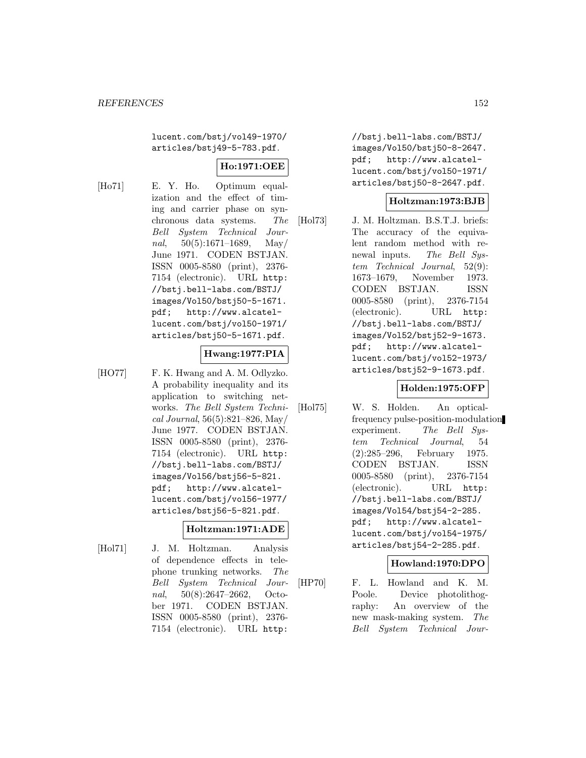lucent.com/bstj/vol49-1970/articles/bstj49-5-783.pdf.

**Ho:1971:OEE**

[Ho71] E. Y. Ho. Optimum equalization and the effect of timing and carrier phase on synchronous data systems. *The Bell System Technical Journal*, 50(5):1671–1689, May/June 1971. CODEN BSTJAN. ISSN 0005-8580 (print), 2376-7154 (electronic). URL http://bstj.bell-labs.com/BSTJ/images/Vol50/bstj50-5-1671.pdf; http://www.alcatel-lucent.com/bstj/vol50-1971/articles/bstj50-5-1671.pdf.

**Hwang:1977:PIA**

[HO77] F. K. Hwang and A. M. Odlyzko. A probability inequality and its application to switching networks. *The Bell System Technical Journal*, 56(5):821–826, May/June 1977. CODEN BSTJAN. ISSN 0005-8580 (print), 2376-7154 (electronic). URL http://bstj.bell-labs.com/BSTJ/images/Vol56/bstj56-5-821.pdf; http://www.alcatel-lucent.com/bstj/vol56-1977/articles/bstj56-5-821.pdf.

**Holtzman:1971:ADE**

[Hol71] J. M. Holtzman. Analysis of dependence effects in telephone trunking networks. *The Bell System Technical Journal*, 50(8):2647–2662, October 1971. CODEN BSTJAN. ISSN 0005-8580 (print), 2376-7154 (electronic). URL http://bstj.bell-labs.com/BSTJ/images/Vol50/bstj50-8-2647.pdf; http://www.alcatel-lucent.com/bstj/vol50-1971/articles/bstj50-8-2647.pdf.

**Holtzman:1973:BJB**

[Hol73] J. M. Holtzman. B.S.T.J. briefs: The accuracy of the equivalent random method with renewal inputs. *The Bell System Technical Journal*, 52(9):1673–1679, November 1973. CODEN BSTJAN. ISSN 0005-8580 (print), 2376-7154 (electronic). URL http://bstj.bell-labs.com/BSTJ/images/Vol52/bstj52-9-1673.pdf; http://www.alcatel-lucent.com/bstj/vol52-1973/articles/bstj52-9-1673.pdf.

**Holden:1975:OFP**

[Hol75] W. S. Holden. An optical-frequency pulse-position-modulation experiment. *The Bell System Technical Journal*, 54(2):285–296, February 1975. CODEN BSTJAN. ISSN 0005-8580 (print), 2376-7154 (electronic). URL http://bstj.bell-labs.com/BSTJ/images/Vol54/bstj54-2-285.pdf; http://www.alcatel-lucent.com/bstj/vol54-1975/articles/bstj54-2-285.pdf.

**Howland:1970:DPO**

[HP70] F. L. Howland and K. M. Poole. Device photolithography: An overview of the new mask-making system. *The Bell System Technical Jour-*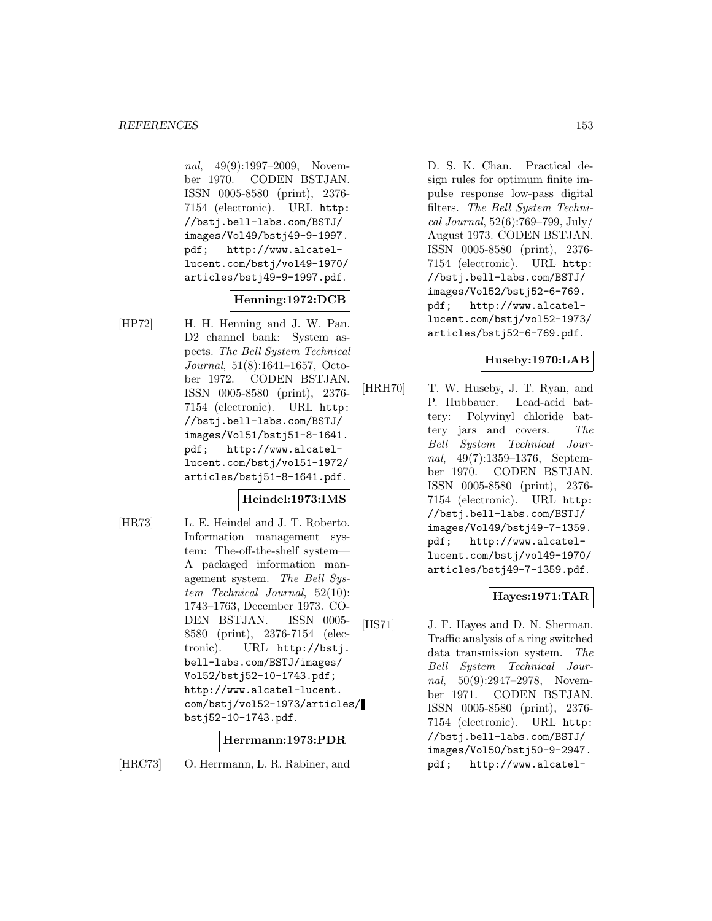*nal*, 49(9):1997–2009, November 1970. CODEN BSTJAN. ISSN 0005-8580 (print), 2376-7154 (electronic). URL http://bstj.bell-labs.com/BSTJ/images/Vol49/bstj49-9-1997.pdf; http://www.alcatel-lucent.com/bstj/vol49-1970/articles/bstj49-9-1997.pdf.

**Henning:1972:DCB**

[HP72] H. H. Henning and J. W. Pan. D2 channel bank: System aspects. *The Bell System Technical Journal*, 51(8):1641–1657, October 1972. CODEN BSTJAN. ISSN 0005-8580 (print), 2376-7154 (electronic). URL http://bstj.bell-labs.com/BSTJ/images/Vol51/bstj51-8-1641.pdf; http://www.alcatel-lucent.com/bstj/vol51-1972/articles/bstj51-8-1641.pdf.

**Heindel:1973:IMS**

[HR73] L. E. Heindel and J. T. Roberto. Information management system: The-off-the-shelf system— A packaged information management system. *The Bell System Technical Journal*, 52(10): 1743–1763, December 1973. CODEN BSTJAN. ISSN 0005-8580 (print), 2376-7154 (electronic). URL http://bstj.bell-labs.com/BSTJ/images/Vol52/bstj52-10-1743.pdf; http://www.alcatel-lucent.com/bstj/vol52-1973/articles/bstj52-10-1743.pdf.

**Herrmann:1973:PDR**

[HRC73] O. Herrmann, L. R. Rabiner, and D. S. K. Chan. Practical design rules for optimum finite impulse response low-pass digital filters. *The Bell System Technical Journal*, 52(6):769–799, July/August 1973. CODEN BSTJAN. ISSN 0005-8580 (print), 2376-7154 (electronic). URL http://bstj.bell-labs.com/BSTJ/images/Vol52/bstj52-6-769.pdf; http://www.alcatel-lucent.com/bstj/vol52-1973/articles/bstj52-6-769.pdf.

**Huseby:1970:LAB**

[HRH70] T. W. Huseby, J. T. Ryan, and P. Hubbauer. Lead-acid battery: Polyvinyl chloride battery jars and covers. *The Bell System Technical Journal*, 49(7):1359–1376, September 1970. CODEN BSTJAN. ISSN 0005-8580 (print), 2376-7154 (electronic). URL http://bstj.bell-labs.com/BSTJ/images/Vol49/bstj49-7-1359.pdf; http://www.alcatel-lucent.com/bstj/vol49-1970/articles/bstj49-7-1359.pdf.

**Hayes:1971:TAR**

[HS71] J. F. Hayes and D. N. Sherman. Traffic analysis of a ring switched data transmission system. *The Bell System Technical Journal*, 50(9):2947–2978, November 1971. CODEN BSTJAN. ISSN 0005-8580 (print), 2376-7154 (electronic). URL http://bstj.bell-labs.com/BSTJ/images/Vol50/bstj50-9-2947.pdf; http://www.alcatel-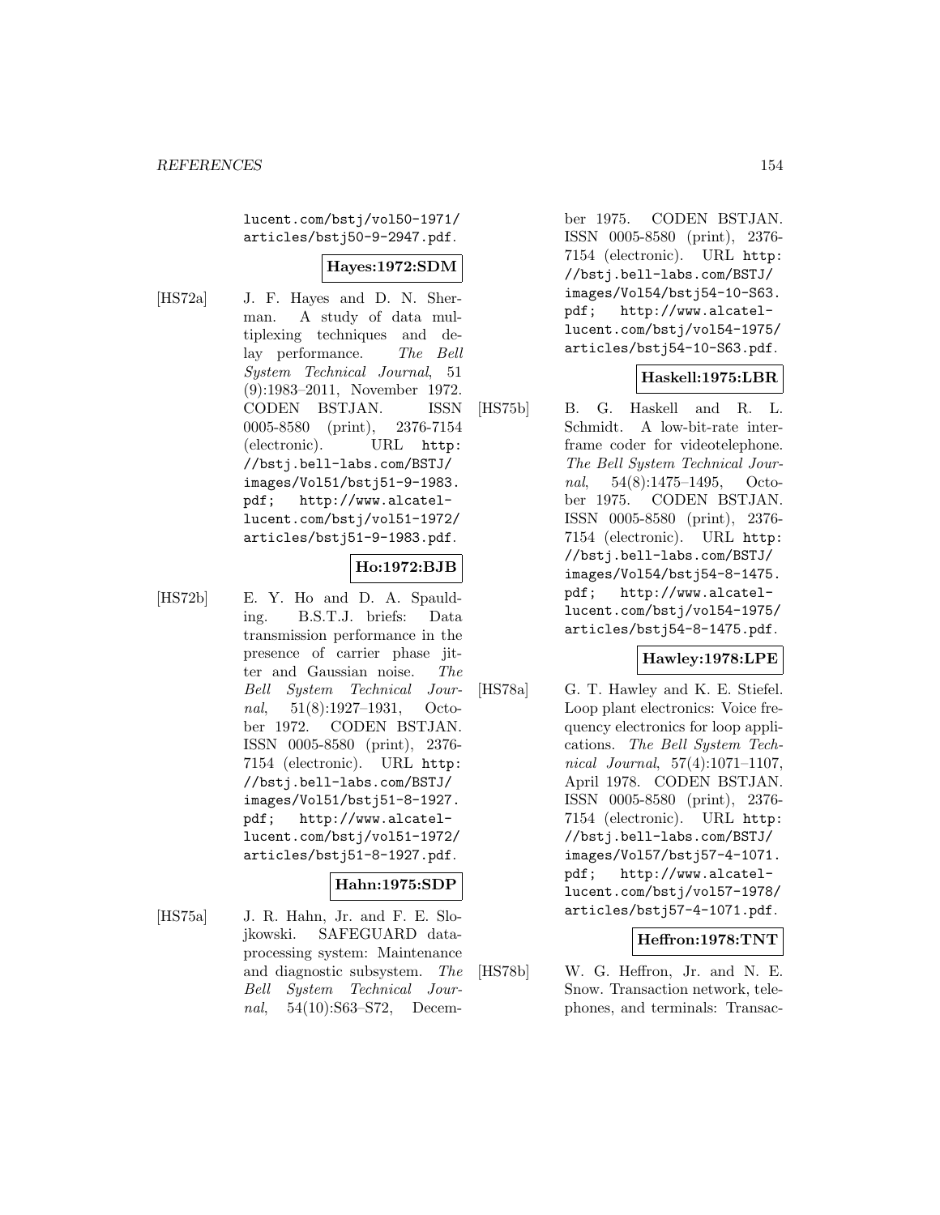lucent.com/bstj/vol50-1971/articles/bstj50-9-2947.pdf.

**Hayes:1972:SDM**

[HS72a] J. F. Hayes and D. N. Sherman. A study of data multiplexing techniques and delay performance. *The Bell System Technical Journal*, 51 (9):1983–2011, November 1972. CODEN BSTJAN. ISSN 0005-8580 (print), 2376-7154 (electronic). URL http://bstj.bell-labs.com/BSTJ/images/Vol51/bstj51-9-1983.pdf; http://www.alcatel-lucent.com/bstj/vol51-1972/articles/bstj51-9-1983.pdf.

**Ho:1972:BJB**

[HS72b] E. Y. Ho and D. A. Spaulding. B.S.T.J. briefs: Data transmission performance in the presence of carrier phase jitter and Gaussian noise. *The Bell System Technical Journal*, 51(8):1927–1931, October 1972. CODEN BSTJAN. ISSN 0005-8580 (print), 2376-7154 (electronic). URL http://bstj.bell-labs.com/BSTJ/images/Vol51/bstj51-8-1927.pdf; http://www.alcatel-lucent.com/bstj/vol51-1972/articles/bstj51-8-1927.pdf.

**Hahn:1975:SDP**

[HS75a] J. R. Hahn, Jr. and F. E. Slojkowski. SAFEGUARD data-processing system: Maintenance and diagnostic subsystem. *The Bell System Technical Journal*, 54(10):S63–S72, December 1975. CODEN BSTJAN. ISSN 0005-8580 (print), 2376-7154 (electronic). URL http://bstj.bell-labs.com/BSTJ/images/Vol54/bstj54-10-S63.pdf; http://www.alcatel-lucent.com/bstj/vol54-1975/articles/bstj54-10-S63.pdf.

**Haskell:1975:LBR**

[HS75b] B. G. Haskell and R. L. Schmidt. A low-bit-rate interframe coder for videotelephone. *The Bell System Technical Journal*, 54(8):1475–1495, October 1975. CODEN BSTJAN. ISSN 0005-8580 (print), 2376-7154 (electronic). URL http://bstj.bell-labs.com/BSTJ/images/Vol54/bstj54-8-1475.pdf; http://www.alcatel-lucent.com/bstj/vol54-1975/articles/bstj54-8-1475.pdf.

**Hawley:1978:LPE**

[HS78a] G. T. Hawley and K. E. Stiefel. Loop plant electronics: Voice frequency electronics for loop applications. *The Bell System Technical Journal*, 57(4):1071–1107, April 1978. CODEN BSTJAN. ISSN 0005-8580 (print), 2376-7154 (electronic). URL http://bstj.bell-labs.com/BSTJ/images/Vol57/bstj57-4-1071.pdf; http://www.alcatel-lucent.com/bstj/vol57-1978/articles/bstj57-4-1071.pdf.

**Heffron:1978:TNT**

[HS78b] W. G. Heffron, Jr. and N. E. Snow. Transaction network, telephones, and terminals: Transac-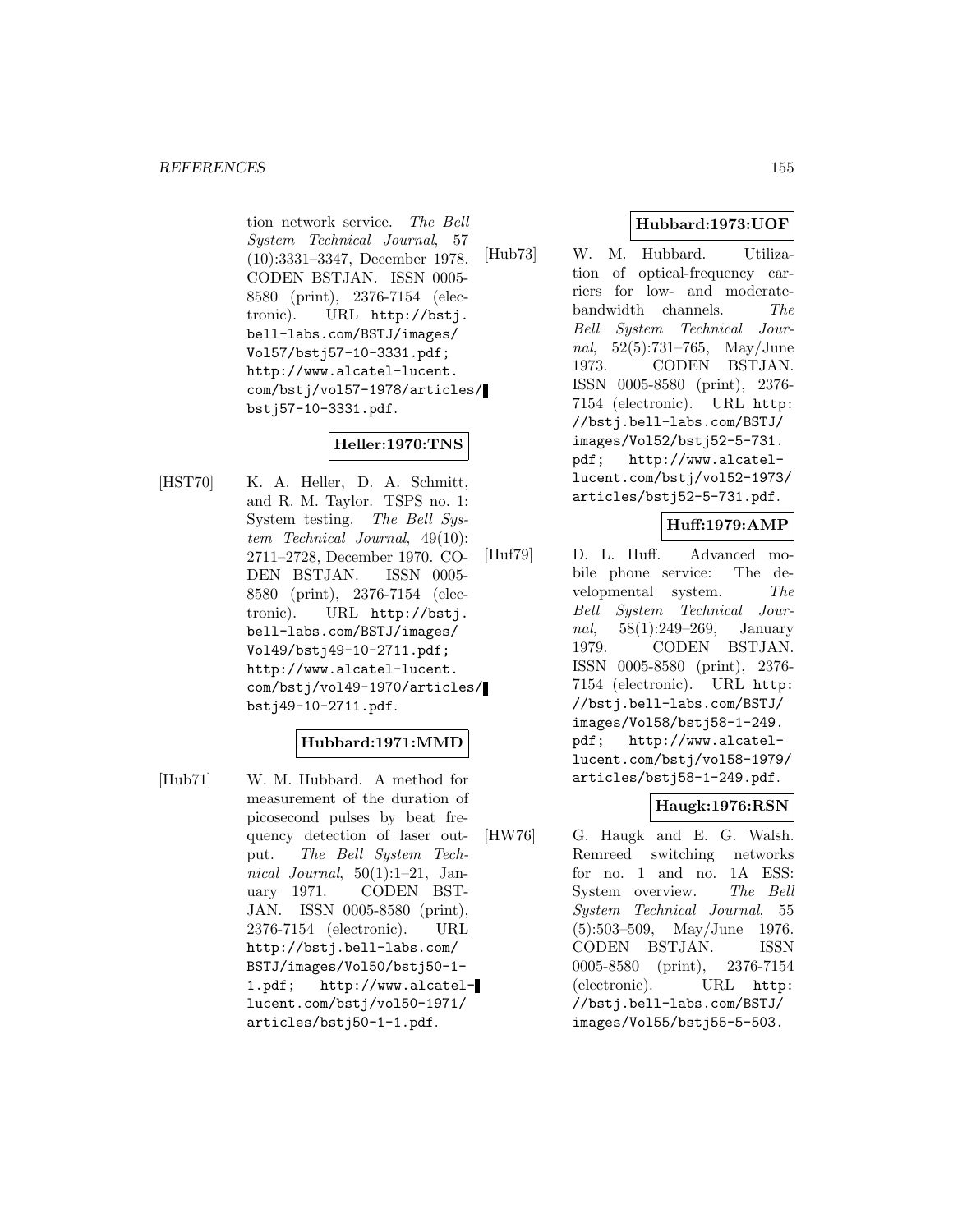tion network service. *The Bell System Technical Journal*, 57 (10):3331–3347, December 1978. CODEN BSTJAN. ISSN 0005-8580 (print), 2376-7154 (electronic). URL http://bstj.bell-labs.com/BSTJ/images/Vol57/bstj57-10-3331.pdf; http://www.alcatel-lucent.com/bstj/vol57-1978/articles/bstj57-10-3331.pdf.

**Heller:1970:TNS**

[HST70] K. A. Heller, D. A. Schmitt, and R. M. Taylor. TSPS no. 1: System testing. *The Bell System Technical Journal*, 49(10): 2711–2728, December 1970. CODEN BSTJAN. ISSN 0005-8580 (print), 2376-7154 (electronic). URL http://bstj.bell-labs.com/BSTJ/images/Vol49/bstj49-10-2711.pdf; http://www.alcatel-lucent.com/bstj/vol49-1970/articles/bstj49-10-2711.pdf.

**Hubbard:1971:MMD**

[Hub71] W. M. Hubbard. A method for measurement of the duration of picosecond pulses by beat frequency detection of laser output. *The Bell System Technical Journal*, 50(1):1–21, January 1971. CODEN BSTJAN. ISSN 0005-8580 (print), 2376-7154 (electronic). URL http://bstj.bell-labs.com/BSTJ/images/Vol50/bstj50-1-1.pdf; http://www.alcatel-lucent.com/bstj/vol50-1971/articles/bstj50-1-1.pdf.

**Hubbard:1973:UOF**

[Hub73] W. M. Hubbard. Utilization of optical-frequency carriers for low- and moderate-bandwidth channels. *The Bell System Technical Journal*, 52(5):731–765, May/June 1973. CODEN BSTJAN. ISSN 0005-8580 (print), 2376-7154 (electronic). URL http://bstj.bell-labs.com/BSTJ/images/Vol52/bstj52-5-731.pdf; http://www.alcatel-lucent.com/bstj/vol52-1973/articles/bstj52-5-731.pdf.

**Huff:1979:AMP**

[Huf79] D. L. Huff. Advanced mobile phone service: The developmental system. *The Bell System Technical Journal*, 58(1):249–269, January 1979. CODEN BSTJAN. ISSN 0005-8580 (print), 2376-7154 (electronic). URL http://bstj.bell-labs.com/BSTJ/images/Vol58/bstj58-1-249.pdf; http://www.alcatel-lucent.com/bstj/vol58-1979/articles/bstj58-1-249.pdf.

**Haugk:1976:RSN**

[HW76] G. Haugk and E. G. Walsh. Remreed switching networks for no. 1 and no. 1A ESS: System overview. *The Bell System Technical Journal*, 55 (5):503–509, May/June 1976. CODEN BSTJAN. ISSN 0005-8580 (print), 2376-7154 (electronic). URL http://bstj.bell-labs.com/BSTJ/images/Vol55/bstj55-5-503.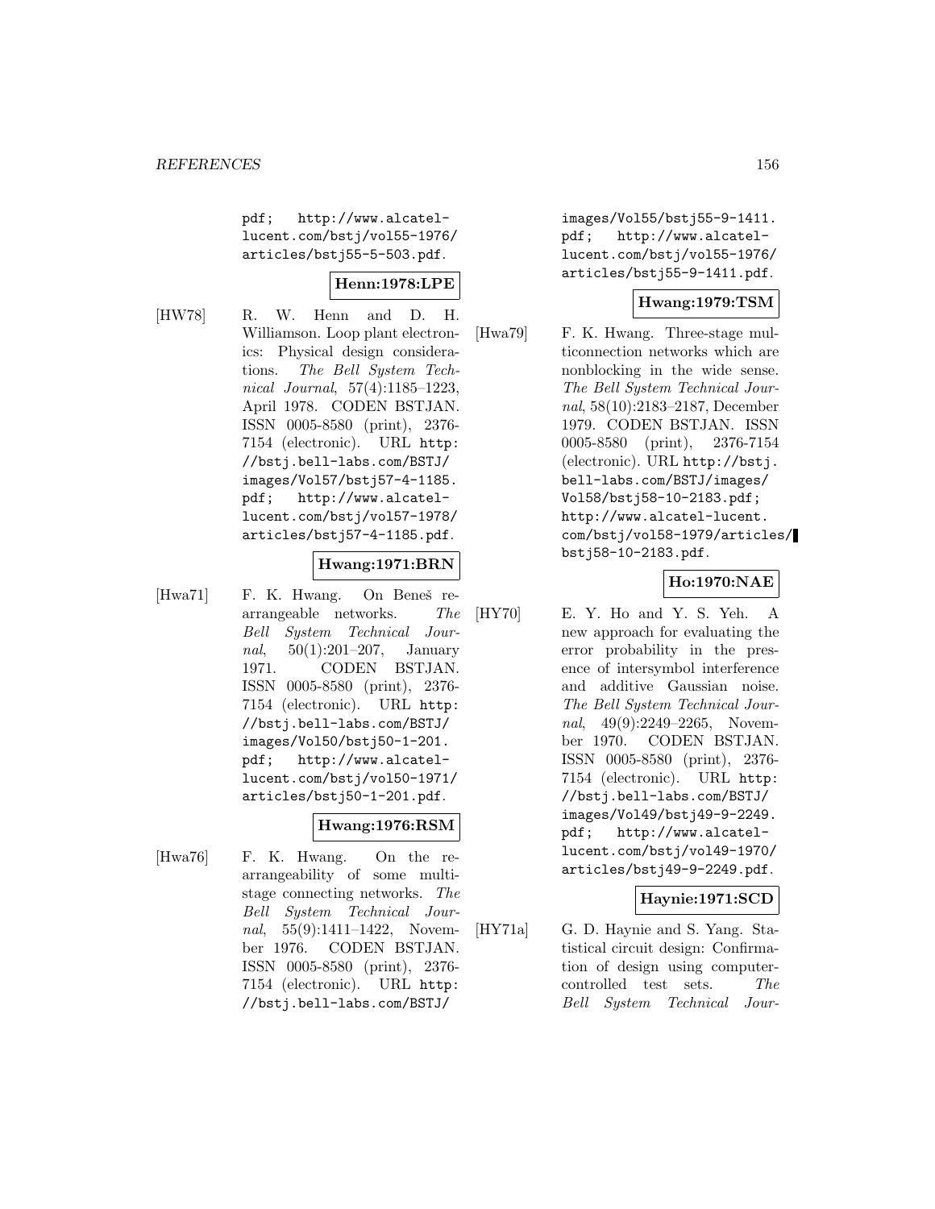pdf; http://www.alcatel-lucent.com/bstj/vol55-1976/articles/bstj55-5-503.pdf.

**Henn:1978:LPE**

[HW78] R. W. Henn and D. H. Williamson. Loop plant electronics: Physical design considerations. *The Bell System Technical Journal*, 57(4):1185–1223, April 1978. CODEN BSTJAN. ISSN 0005-8580 (print), 2376-7154 (electronic). URL http://bstj.bell-labs.com/BSTJ/images/Vol57/bstj57-4-1185.pdf; http://www.alcatel-lucent.com/bstj/vol57-1978/articles/bstj57-4-1185.pdf.

**Hwang:1971:BRN**

[Hwa71] F. K. Hwang. On Beneš rearrangeable networks. *The Bell System Technical Journal*, 50(1):201–207, January 1971. CODEN BSTJAN. ISSN 0005-8580 (print), 2376-7154 (electronic). URL http://bstj.bell-labs.com/BSTJ/images/Vol50/bstj50-1-201.pdf; http://www.alcatel-lucent.com/bstj/vol50-1971/articles/bstj50-1-201.pdf.

**Hwang:1976:RSM**

[Hwa76] F. K. Hwang. On the rearrangeability of some multistage connecting networks. *The Bell System Technical Journal*, 55(9):1411–1422, November 1976. CODEN BSTJAN. ISSN 0005-8580 (print), 2376-7154 (electronic). URL http://bstj.bell-labs.com/BSTJ/images/Vol55/bstj55-9-1411.pdf; http://www.alcatel-lucent.com/bstj/vol55-1976/articles/bstj55-9-1411.pdf.

**Hwang:1979:TSM**

[Hwa79] F. K. Hwang. Three-stage multiconnection networks which are nonblocking in the wide sense. *The Bell System Technical Journal*, 58(10):2183–2187, December 1979. CODEN BSTJAN. ISSN 0005-8580 (print), 2376-7154 (electronic). URL http://bstj.bell-labs.com/BSTJ/images/Vol58/bstj58-10-2183.pdf; http://www.alcatel-lucent.com/bstj/vol58-1979/articles/bstj58-10-2183.pdf.

**Ho:1970:NAE**

[HY70] E. Y. Ho and Y. S. Yeh. A new approach for evaluating the error probability in the presence of intersymbol interference and additive Gaussian noise. *The Bell System Technical Journal*, 49(9):2249–2265, November 1970. CODEN BSTJAN. ISSN 0005-8580 (print), 2376-7154 (electronic). URL http://bstj.bell-labs.com/BSTJ/images/Vol49/bstj49-9-2249.pdf; http://www.alcatel-lucent.com/bstj/vol49-1970/articles/bstj49-9-2249.pdf.

**Haynie:1971:SCD**

[HY71a] G. D. Haynie and S. Yang. Statistical circuit design: Confirmation of design using computer-controlled test sets. *The Bell System Technical Jour-*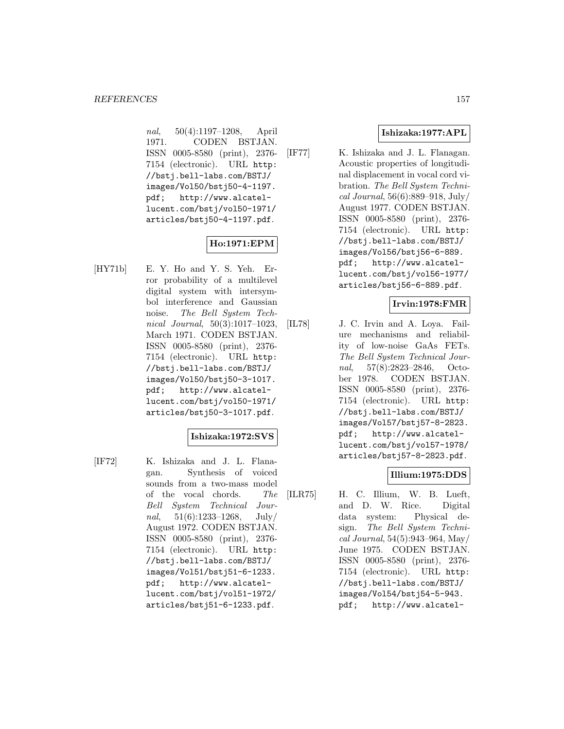*nal*, 50(4):1197–1208, April 1971. CODEN BSTJAN. ISSN 0005-8580 (print), 2376-7154 (electronic). URL http://bstj.bell-labs.com/BSTJ/images/Vol50/bstj50-4-1197.pdf; http://www.alcatel-lucent.com/bstj/vol50-1971/articles/bstj50-4-1197.pdf.

**Ho:1971:EPM**

[HY71b] E. Y. Ho and Y. S. Yeh. Error probability of a multilevel digital system with intersymbol interference and Gaussian noise. *The Bell System Technical Journal*, 50(3):1017–1023, March 1971. CODEN BSTJAN. ISSN 0005-8580 (print), 2376-7154 (electronic). URL http://bstj.bell-labs.com/BSTJ/images/Vol50/bstj50-3-1017.pdf; http://www.alcatel-lucent.com/bstj/vol50-1971/articles/bstj50-3-1017.pdf.

**Ishizaka:1972:SVS**

[IF72] K. Ishizaka and J. L. Flanagan. Synthesis of voiced sounds from a two-mass model of the vocal chords. *The Bell System Technical Journal*, 51(6):1233–1268, July/August 1972. CODEN BSTJAN. ISSN 0005-8580 (print), 2376-7154 (electronic). URL http://bstj.bell-labs.com/BSTJ/images/Vol51/bstj51-6-1233.pdf; http://www.alcatel-lucent.com/bstj/vol51-1972/articles/bstj51-6-1233.pdf.

**Ishizaka:1977:APL**

[IF77] K. Ishizaka and J. L. Flanagan. Acoustic properties of longitudinal displacement in vocal cord vibration. *The Bell System Technical Journal*, 56(6):889–918, July/August 1977. CODEN BSTJAN. ISSN 0005-8580 (print), 2376-7154 (electronic). URL http://bstj.bell-labs.com/BSTJ/images/Vol56/bstj56-6-889.pdf; http://www.alcatel-lucent.com/bstj/vol56-1977/articles/bstj56-6-889.pdf.

**Irvin:1978:FMR**

[IL78] J. C. Irvin and A. Loya. Failure mechanisms and reliability of low-noise GaAs FETs. *The Bell System Technical Journal*, 57(8):2823–2846, October 1978. CODEN BSTJAN. ISSN 0005-8580 (print), 2376-7154 (electronic). URL http://bstj.bell-labs.com/BSTJ/images/Vol57/bstj57-8-2823.pdf; http://www.alcatel-lucent.com/bstj/vol57-1978/articles/bstj57-8-2823.pdf.

**Illium:1975:DDS**

[ILR75] H. C. Illium, W. B. Lueft, and D. W. Rice. Digital data system: Physical design. *The Bell System Technical Journal*, 54(5):943–964, May/June 1975. CODEN BSTJAN. ISSN 0005-8580 (print), 2376-7154 (electronic). URL http://bstj.bell-labs.com/BSTJ/images/Vol54/bstj54-5-943.pdf; http://www.alcatel-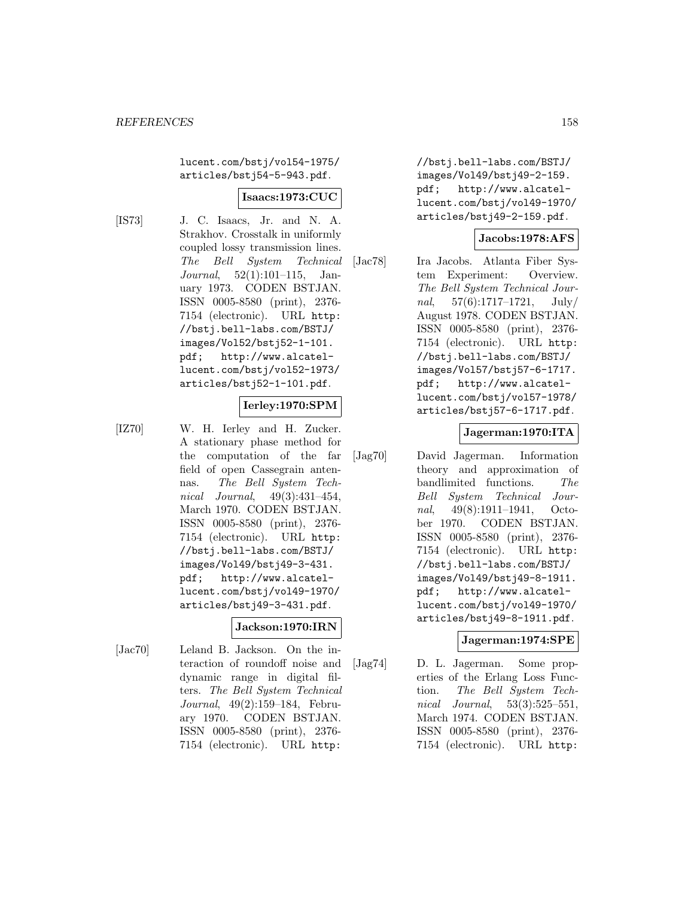lucent.com/bstj/vol54-1975/articles/bstj54-5-943.pdf.

**Isaacs:1973:CUC**

[IS73] J. C. Isaacs, Jr. and N. A. Strakhov. Crosstalk in uniformly coupled lossy transmission lines. *The Bell System Technical Journal*, 52(1):101–115, January 1973. CODEN BSTJAN. ISSN 0005-8580 (print), 2376-7154 (electronic). URL http://bstj.bell-labs.com/BSTJ/images/Vol52/bstj52-1-101.pdf; http://www.alcatel-lucent.com/bstj/vol52-1973/articles/bstj52-1-101.pdf.

**Ierley:1970:SPM**

[IZ70] W. H. Ierley and H. Zucker. A stationary phase method for the computation of the far field of open Cassegrain antennas. *The Bell System Technical Journal*, 49(3):431–454, March 1970. CODEN BSTJAN. ISSN 0005-8580 (print), 2376-7154 (electronic). URL http://bstj.bell-labs.com/BSTJ/images/Vol49/bstj49-3-431.pdf; http://www.alcatel-lucent.com/bstj/vol49-1970/articles/bstj49-3-431.pdf.

**Jackson:1970:IRN**

[Jac70] Leland B. Jackson. On the interaction of roundoff noise and dynamic range in digital filters. *The Bell System Technical Journal*, 49(2):159–184, February 1970. CODEN BSTJAN. ISSN 0005-8580 (print), 2376-7154 (electronic). URL http://bstj.bell-labs.com/BSTJ/images/Vol49/bstj49-2-159.pdf; http://www.alcatel-lucent.com/bstj/vol49-1970/articles/bstj49-2-159.pdf.

**Jacobs:1978:AFS**

[Jac78] Ira Jacobs. Atlanta Fiber System Experiment: Overview. *The Bell System Technical Journal*, 57(6):1717–1721, July/August 1978. CODEN BSTJAN. ISSN 0005-8580 (print), 2376-7154 (electronic). URL http://bstj.bell-labs.com/BSTJ/images/Vol57/bstj57-6-1717.pdf; http://www.alcatel-lucent.com/bstj/vol57-1978/articles/bstj57-6-1717.pdf.

**Jagerman:1970:ITA**

[Jag70] David Jagerman. Information theory and approximation of bandlimited functions. *The Bell System Technical Journal*, 49(8):1911–1941, October 1970. CODEN BSTJAN. ISSN 0005-8580 (print), 2376-7154 (electronic). URL http://bstj.bell-labs.com/BSTJ/images/Vol49/bstj49-8-1911.pdf; http://www.alcatel-lucent.com/bstj/vol49-1970/articles/bstj49-8-1911.pdf.

**Jagerman:1974:SPE**

[Jag74] D. L. Jagerman. Some properties of the Erlang Loss Function. *The Bell System Technical Journal*, 53(3):525–551, March 1974. CODEN BSTJAN. ISSN 0005-8580 (print), 2376-7154 (electronic). URL http: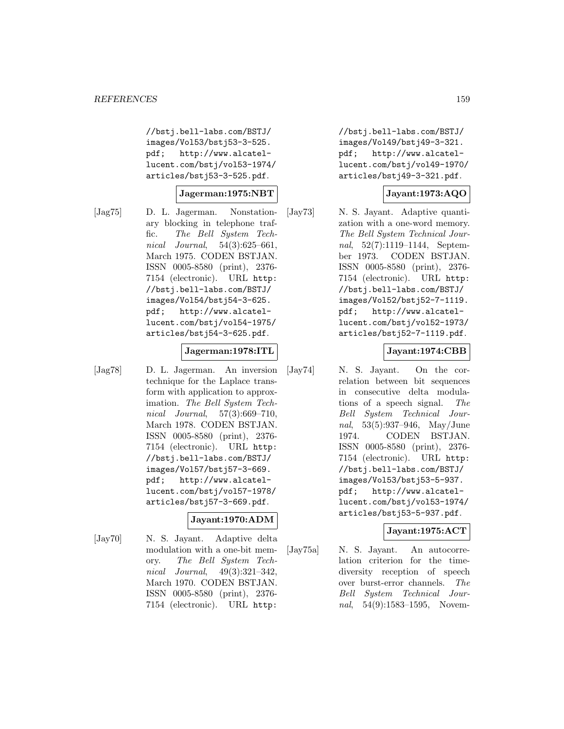//bstj.bell-labs.com/BSTJ/images/Vol53/bstj53-3-525.pdf; http://www.alcatel-lucent.com/bstj/vol53-1974/articles/bstj53-3-525.pdf.

**Jagerman:1975:NBT**

[Jag75] D. L. Jagerman. Nonstationary blocking in telephone traffic. *The Bell System Technical Journal*, 54(3):625–661, March 1975. CODEN BSTJAN. ISSN 0005-8580 (print), 2376-7154 (electronic). URL http://bstj.bell-labs.com/BSTJ/images/Vol54/bstj54-3-625.pdf; http://www.alcatel-lucent.com/bstj/vol54-1975/articles/bstj54-3-625.pdf.

**Jagerman:1978:ITL**

[Jag78] D. L. Jagerman. An inversion technique for the Laplace transform with application to approximation. *The Bell System Technical Journal*, 57(3):669–710, March 1978. CODEN BSTJAN. ISSN 0005-8580 (print), 2376-7154 (electronic). URL http://bstj.bell-labs.com/BSTJ/images/Vol57/bstj57-3-669.pdf; http://www.alcatel-lucent.com/bstj/vol57-1978/articles/bstj57-3-669.pdf.

**Jayant:1970:ADM**

[Jay70] N. S. Jayant. Adaptive delta modulation with a one-bit memory. *The Bell System Technical Journal*, 49(3):321–342, March 1970. CODEN BSTJAN. ISSN 0005-8580 (print), 2376-7154 (electronic). URL http://bstj.bell-labs.com/BSTJ/images/Vol49/bstj49-3-321.pdf; http://www.alcatel-lucent.com/bstj/vol49-1970/articles/bstj49-3-321.pdf.

**Jayant:1973:AQO**

[Jay73] N. S. Jayant. Adaptive quantization with a one-word memory. *The Bell System Technical Journal*, 52(7):1119–1144, September 1973. CODEN BSTJAN. ISSN 0005-8580 (print), 2376-7154 (electronic). URL http://bstj.bell-labs.com/BSTJ/images/Vol52/bstj52-7-1119.pdf; http://www.alcatel-lucent.com/bstj/vol52-1973/articles/bstj52-7-1119.pdf.

**Jayant:1974:CBB**

[Jay74] N. S. Jayant. On the correlation between bit sequences in consecutive delta modulations of a speech signal. *The Bell System Technical Journal*, 53(5):937–946, May/June 1974. CODEN BSTJAN. ISSN 0005-8580 (print), 2376-7154 (electronic). URL http://bstj.bell-labs.com/BSTJ/images/Vol53/bstj53-5-937.pdf; http://www.alcatel-lucent.com/bstj/vol53-1974/articles/bstj53-5-937.pdf.

**Jayant:1975:ACT**

[Jay75a] N. S. Jayant. An autocorrelation criterion for the time-diversity reception of speech over burst-error channels. *The Bell System Technical Journal*, 54(9):1583–1595, Novem-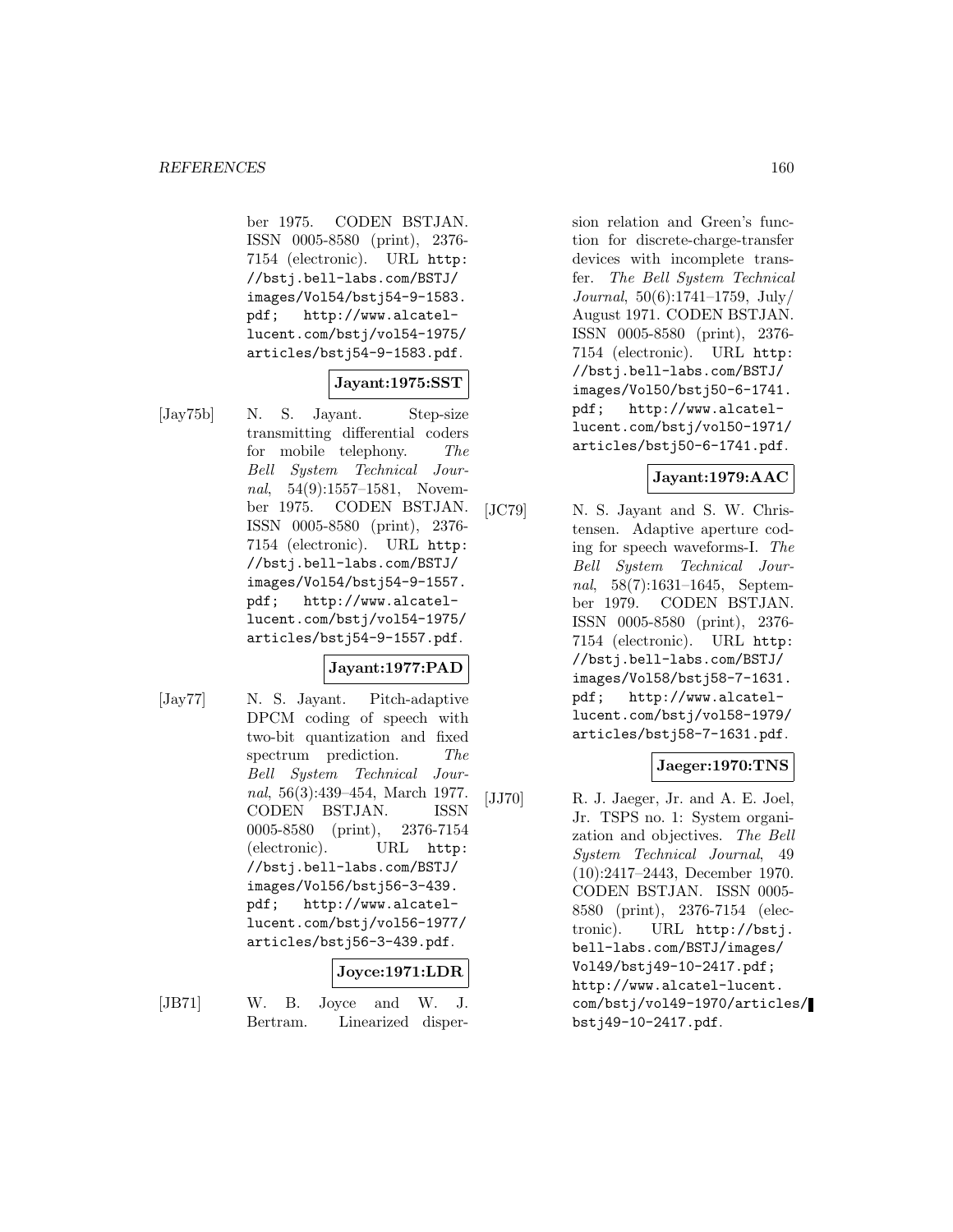ber 1975. CODEN BSTJAN. ISSN 0005-8580 (print), 2376-7154 (electronic). URL http://bstj.bell-labs.com/BSTJ/images/Vol54/bstj54-9-1583.pdf; http://www.alcatel-lucent.com/bstj/vol54-1975/articles/bstj54-9-1583.pdf.

**Jayant:1975:SST**

[Jay75b] N. S. Jayant. Step-size transmitting differential coders for mobile telephony. *The Bell System Technical Journal*, 54(9):1557–1581, November 1975. CODEN BSTJAN. ISSN 0005-8580 (print), 2376-7154 (electronic). URL http://bstj.bell-labs.com/BSTJ/images/Vol54/bstj54-9-1557.pdf; http://www.alcatel-lucent.com/bstj/vol54-1975/articles/bstj54-9-1557.pdf.

**Jayant:1977:PAD**

[Jay77] N. S. Jayant. Pitch-adaptive DPCM coding of speech with two-bit quantization and fixed spectrum prediction. *The Bell System Technical Journal*, 56(3):439–454, March 1977. CODEN BSTJAN. ISSN 0005-8580 (print), 2376-7154 (electronic). URL http://bstj.bell-labs.com/BSTJ/images/Vol56/bstj56-3-439.pdf; http://www.alcatel-lucent.com/bstj/vol56-1977/articles/bstj56-3-439.pdf.

**Joyce:1971:LDR**

[JB71] W. B. Joyce and W. J. Bertram. Linearized dispersion relation and Green's function for discrete-charge-transfer devices with incomplete transfer. *The Bell System Technical Journal*, 50(6):1741–1759, July/August 1971. CODEN BSTJAN. ISSN 0005-8580 (print), 2376-7154 (electronic). URL http://bstj.bell-labs.com/BSTJ/images/Vol50/bstj50-6-1741.pdf; http://www.alcatel-lucent.com/bstj/vol50-1971/articles/bstj50-6-1741.pdf.

**Jayant:1979:AAC**

[JC79] N. S. Jayant and S. W. Christensen. Adaptive aperture coding for speech waveforms-I. *The Bell System Technical Journal*, 58(7):1631–1645, September 1979. CODEN BSTJAN. ISSN 0005-8580 (print), 2376-7154 (electronic). URL http://bstj.bell-labs.com/BSTJ/images/Vol58/bstj58-7-1631.pdf; http://www.alcatel-lucent.com/bstj/vol58-1979/articles/bstj58-7-1631.pdf.

**Jaeger:1970:TNS**

[JJ70] R. J. Jaeger, Jr. and A. E. Joel, Jr. TSPS no. 1: System organization and objectives. *The Bell System Technical Journal*, 49 (10):2417–2443, December 1970. CODEN BSTJAN. ISSN 0005-8580 (print), 2376-7154 (electronic). URL http://bstj.bell-labs.com/BSTJ/images/Vol49/bstj49-10-2417.pdf; http://www.alcatel-lucent.com/bstj/vol49-1970/articles/bstj49-10-2417.pdf.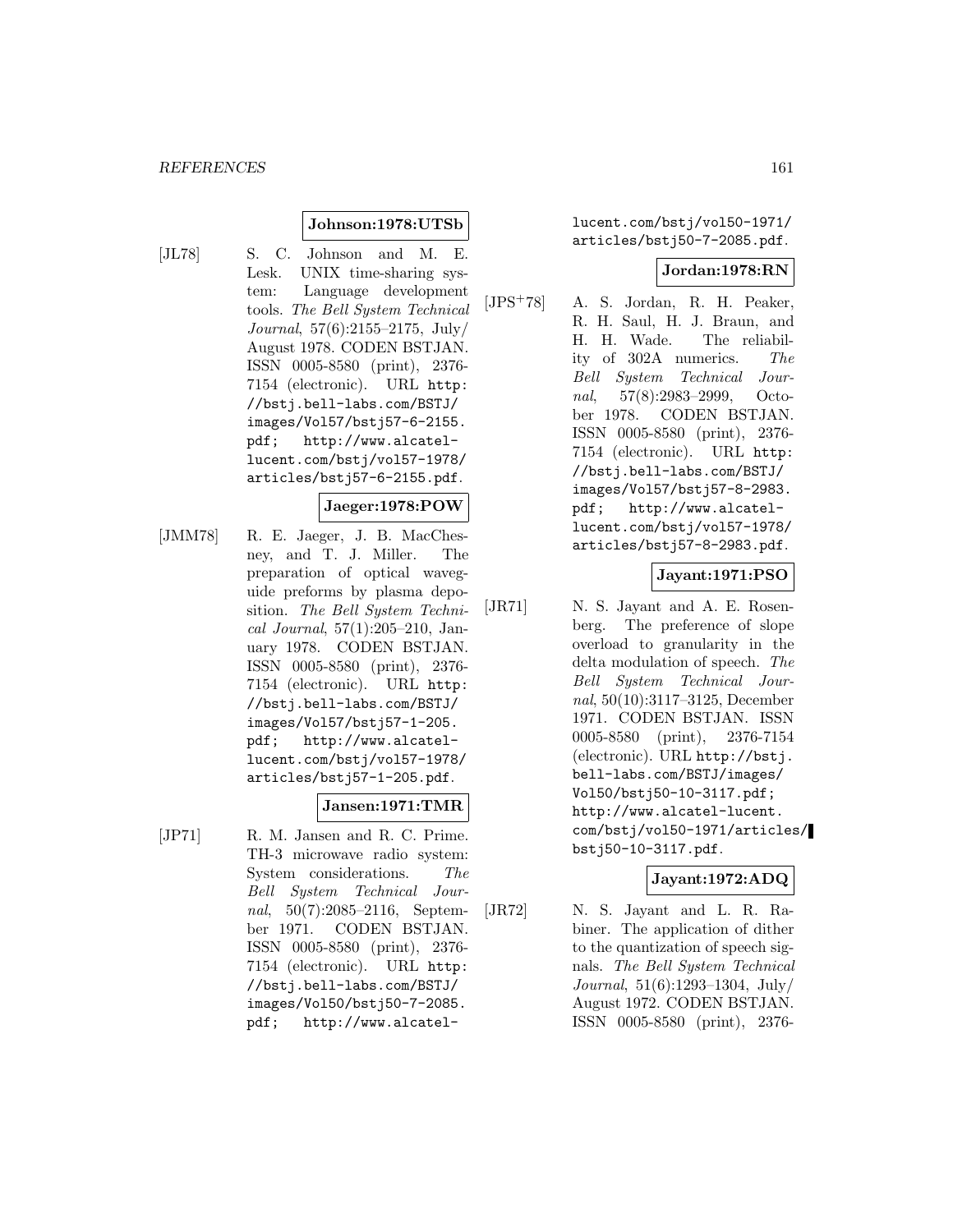**Johnson:1978:UTSb**

[JL78] S. C. Johnson and M. E. Lesk. UNIX time-sharing system: Language development tools. *The Bell System Technical Journal*, 57(6):2155–2175, July/ August 1978. CODEN BSTJAN. ISSN 0005-8580 (print), 2376-7154 (electronic). URL `http://bstj.bell-labs.com/BSTJ/images/Vol57/bstj57-6-2155.pdf`; `http://www.alcatel-lucent.com/bstj/vol57-1978/articles/bstj57-6-2155.pdf`.

**Jaeger:1978:POW**

[JMM78] R. E. Jaeger, J. B. MacChesney, and T. J. Miller. The preparation of optical waveguide preforms by plasma deposition. *The Bell System Technical Journal*, 57(1):205–210, January 1978. CODEN BSTJAN. ISSN 0005-8580 (print), 2376-7154 (electronic). URL `http://bstj.bell-labs.com/BSTJ/images/Vol57/bstj57-1-205.pdf`; `http://www.alcatel-lucent.com/bstj/vol57-1978/articles/bstj57-1-205.pdf`.

**Jansen:1971:TMR**

[JP71] R. M. Jansen and R. C. Prime. TH-3 microwave radio system: System considerations. *The Bell System Technical Journal*, 50(7):2085–2116, September 1971. CODEN BSTJAN. ISSN 0005-8580 (print), 2376-7154 (electronic). URL `http://bstj.bell-labs.com/BSTJ/images/Vol50/bstj50-7-2085.pdf`; `http://www.alcatel-lucent.com/bstj/vol50-1971/articles/bstj50-7-2085.pdf`.

**Jordan:1978:RN**

[JPS+78] A. S. Jordan, R. H. Peaker, R. H. Saul, H. J. Braun, and H. H. Wade. The reliability of 302A numerics. *The Bell System Technical Journal*, 57(8):2983–2999, October 1978. CODEN BSTJAN. ISSN 0005-8580 (print), 2376-7154 (electronic). URL `http://bstj.bell-labs.com/BSTJ/images/Vol57/bstj57-8-2983.pdf`; `http://www.alcatel-lucent.com/bstj/vol57-1978/articles/bstj57-8-2983.pdf`.

**Jayant:1971:PSO**

[JR71] N. S. Jayant and A. E. Rosenberg. The preference of slope overload to granularity in the delta modulation of speech. *The Bell System Technical Journal*, 50(10):3117–3125, December 1971. CODEN BSTJAN. ISSN 0005-8580 (print), 2376-7154 (electronic). URL `http://bstj.bell-labs.com/BSTJ/images/Vol50/bstj50-10-3117.pdf`; `http://www.alcatel-lucent.com/bstj/vol50-1971/articles/bstj50-10-3117.pdf`.

**Jayant:1972:ADQ**

[JR72] N. S. Jayant and L. R. Rabiner. The application of dither to the quantization of speech signals. *The Bell System Technical Journal*, 51(6):1293–1304, July/ August 1972. CODEN BSTJAN. ISSN 0005-8580 (print), 2376-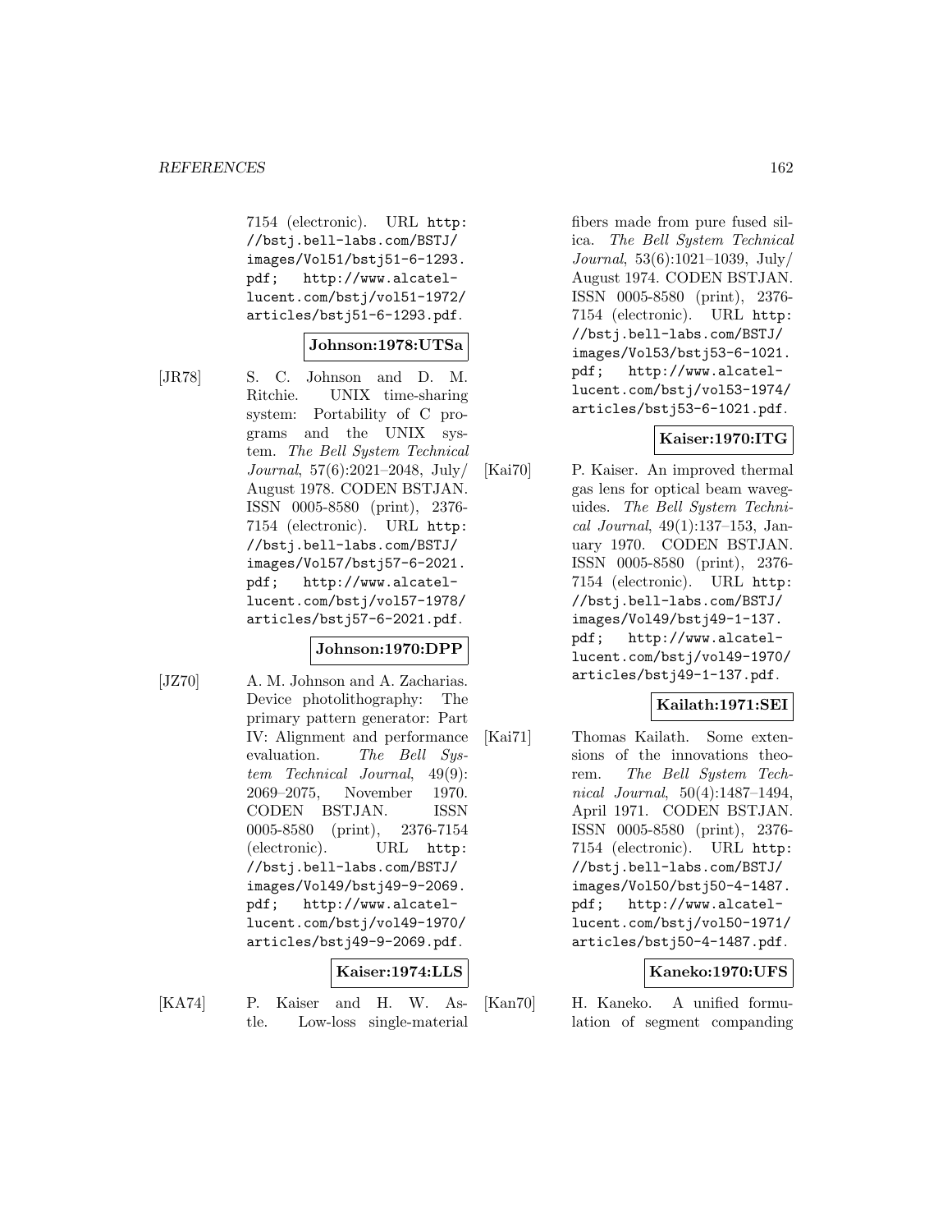7154 (electronic). URL http://bstj.bell-labs.com/BSTJ/images/Vol51/bstj51-6-1293.pdf; http://www.alcatel-lucent.com/bstj/vol51-1972/articles/bstj51-6-1293.pdf.

**Johnson:1978:UTSa**

[JR78] S. C. Johnson and D. M. Ritchie. UNIX time-sharing system: Portability of C programs and the UNIX system. *The Bell System Technical Journal*, 57(6):2021–2048, July/August 1978. CODEN BSTJAN. ISSN 0005-8580 (print), 2376-7154 (electronic). URL http://bstj.bell-labs.com/BSTJ/images/Vol57/bstj57-6-2021.pdf; http://www.alcatel-lucent.com/bstj/vol57-1978/articles/bstj57-6-2021.pdf.

**Johnson:1970:DPP**

[JZ70] A. M. Johnson and A. Zacharias. Device photolithography: The primary pattern generator: Part IV: Alignment and performance evaluation. *The Bell System Technical Journal*, 49(9): 2069–2075, November 1970. CODEN BSTJAN. ISSN 0005-8580 (print), 2376-7154 (electronic). URL http://bstj.bell-labs.com/BSTJ/images/Vol49/bstj49-9-2069.pdf; http://www.alcatel-lucent.com/bstj/vol49-1970/articles/bstj49-9-2069.pdf.

**Kaiser:1974:LLS**

[KA74] P. Kaiser and H. W. Astle. Low-loss single-material fibers made from pure fused silica. *The Bell System Technical Journal*, 53(6):1021–1039, July/August 1974. CODEN BSTJAN. ISSN 0005-8580 (print), 2376-7154 (electronic). URL http://bstj.bell-labs.com/BSTJ/images/Vol53/bstj53-6-1021.pdf; http://www.alcatel-lucent.com/bstj/vol53-1974/articles/bstj53-6-1021.pdf.

**Kaiser:1970:ITG**

[Kai70] P. Kaiser. An improved thermal gas lens for optical beam waveguides. *The Bell System Technical Journal*, 49(1):137–153, January 1970. CODEN BSTJAN. ISSN 0005-8580 (print), 2376-7154 (electronic). URL http://bstj.bell-labs.com/BSTJ/images/Vol49/bstj49-1-137.pdf; http://www.alcatel-lucent.com/bstj/vol49-1970/articles/bstj49-1-137.pdf.

**Kailath:1971:SEI**

[Kai71] Thomas Kailath. Some extensions of the innovations theorem. *The Bell System Technical Journal*, 50(4):1487–1494, April 1971. CODEN BSTJAN. ISSN 0005-8580 (print), 2376-7154 (electronic). URL http://bstj.bell-labs.com/BSTJ/images/Vol50/bstj50-4-1487.pdf; http://www.alcatel-lucent.com/bstj/vol50-1971/articles/bstj50-4-1487.pdf.

**Kaneko:1970:UFS**

[Kan70] H. Kaneko. A unified formulation of segment companding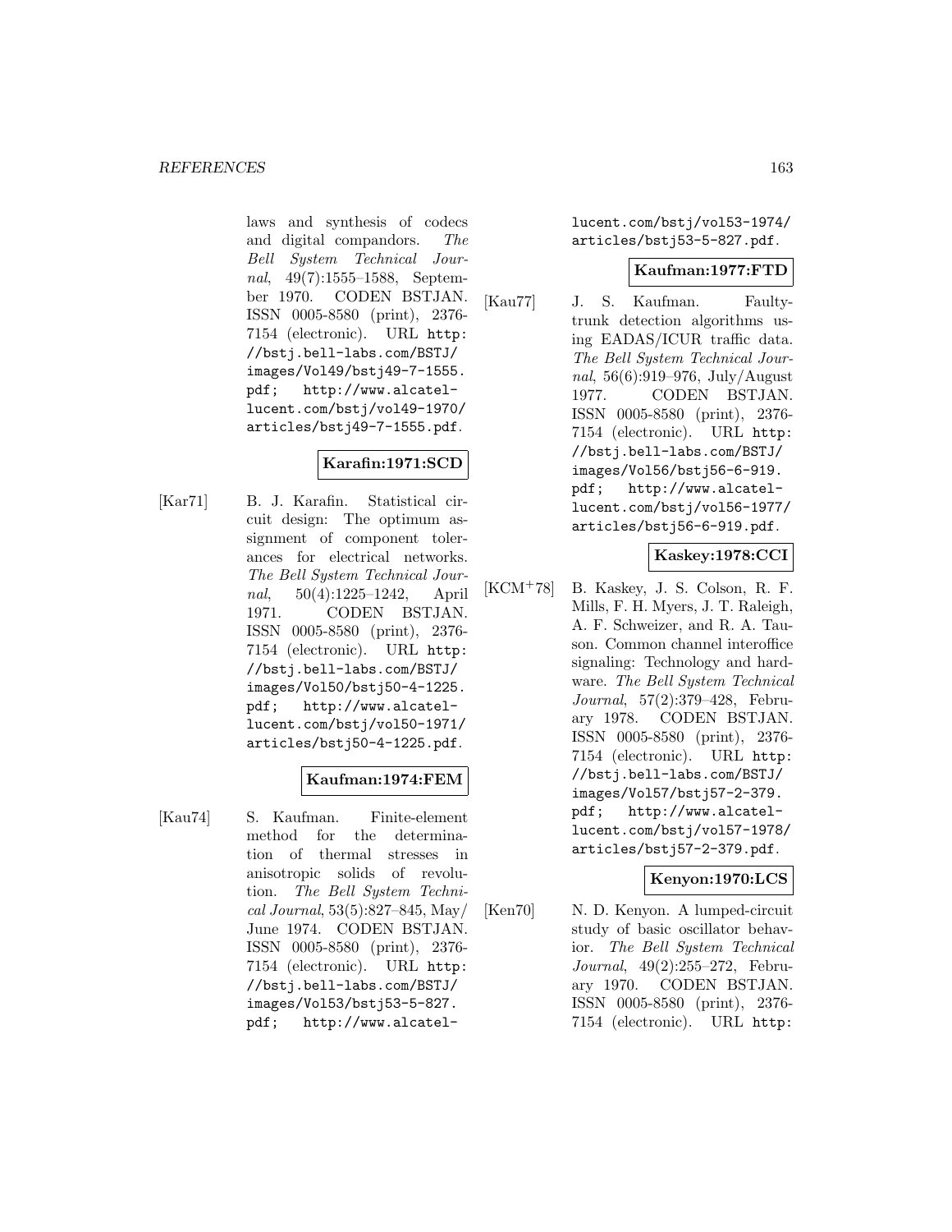laws and synthesis of codecs and digital compandors. *The Bell System Technical Journal*, 49(7):1555–1588, September 1970. CODEN BSTJAN. ISSN 0005-8580 (print), 2376-7154 (electronic). URL http://bstj.bell-labs.com/BSTJ/images/Vol49/bstj49-7-1555.pdf; http://www.alcatel-lucent.com/bstj/vol49-1970/articles/bstj49-7-1555.pdf.

**Karafin:1971:SCD**

[Kar71] B. J. Karafin. Statistical circuit design: The optimum assignment of component tolerances for electrical networks. *The Bell System Technical Journal*, 50(4):1225–1242, April 1971. CODEN BSTJAN. ISSN 0005-8580 (print), 2376-7154 (electronic). URL http://bstj.bell-labs.com/BSTJ/images/Vol50/bstj50-4-1225.pdf; http://www.alcatel-lucent.com/bstj/vol50-1971/articles/bstj50-4-1225.pdf.

**Kaufman:1974:FEM**

[Kau74] S. Kaufman. Finite-element method for the determination of thermal stresses in anisotropic solids of revolution. *The Bell System Technical Journal*, 53(5):827–845, May/June 1974. CODEN BSTJAN. ISSN 0005-8580 (print), 2376-7154 (electronic). URL http://bstj.bell-labs.com/BSTJ/images/Vol53/bstj53-5-827.pdf; http://www.alcatel-lucent.com/bstj/vol53-1974/articles/bstj53-5-827.pdf.

**Kaufman:1977:FTD**

[Kau77] J. S. Kaufman. Faulty-trunk detection algorithms using EADAS/ICUR traffic data. *The Bell System Technical Journal*, 56(6):919–976, July/August 1977. CODEN BSTJAN. ISSN 0005-8580 (print), 2376-7154 (electronic). URL http://bstj.bell-labs.com/BSTJ/images/Vol56/bstj56-6-919.pdf; http://www.alcatel-lucent.com/bstj/vol56-1977/articles/bstj56-6-919.pdf.

**Kaskey:1978:CCI**

[KCM+78] B. Kaskey, J. S. Colson, R. F. Mills, F. H. Myers, J. T. Raleigh, A. F. Schweizer, and R. A. Tauson. Common channel interoffice signaling: Technology and hardware. *The Bell System Technical Journal*, 57(2):379–428, February 1978. CODEN BSTJAN. ISSN 0005-8580 (print), 2376-7154 (electronic). URL http://bstj.bell-labs.com/BSTJ/images/Vol57/bstj57-2-379.pdf; http://www.alcatel-lucent.com/bstj/vol57-1978/articles/bstj57-2-379.pdf.

**Kenyon:1970:LCS**

[Ken70] N. D. Kenyon. A lumped-circuit study of basic oscillator behavior. *The Bell System Technical Journal*, 49(2):255–272, February 1970. CODEN BSTJAN. ISSN 0005-8580 (print), 2376-7154 (electronic). URL http: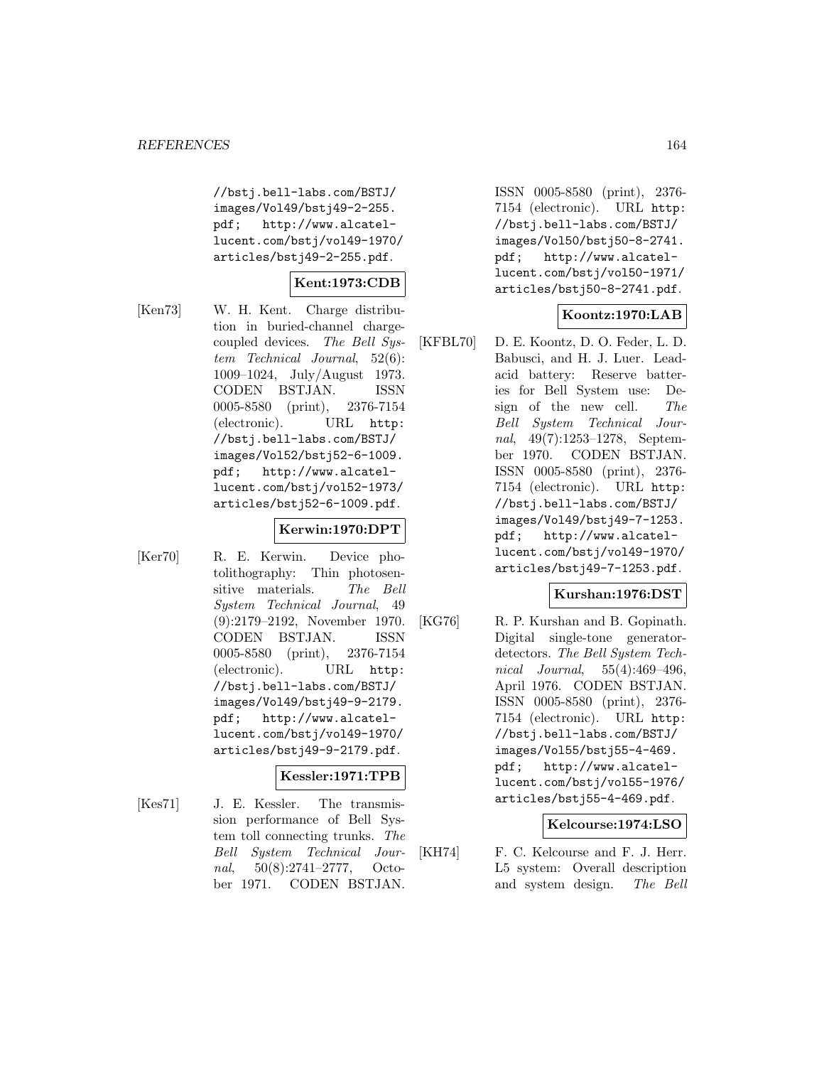//bstj.bell-labs.com/BSTJ/images/Vol49/bstj49-2-255.pdf; http://www.alcatel-lucent.com/bstj/vol49-1970/articles/bstj49-2-255.pdf.

**Kent:1973:CDB**

[Ken73] W. H. Kent. Charge distribution in buried-channel charge-coupled devices. *The Bell System Technical Journal*, 52(6): 1009–1024, July/August 1973. CODEN BSTJAN. ISSN 0005-8580 (print), 2376-7154 (electronic). URL http://bstj.bell-labs.com/BSTJ/images/Vol52/bstj52-6-1009.pdf; http://www.alcatel-lucent.com/bstj/vol52-1973/articles/bstj52-6-1009.pdf.

**Kerwin:1970:DPT**

[Ker70] R. E. Kerwin. Device photolithography: Thin photosensitive materials. *The Bell System Technical Journal*, 49 (9):2179–2192, November 1970. CODEN BSTJAN. ISSN 0005-8580 (print), 2376-7154 (electronic). URL http://bstj.bell-labs.com/BSTJ/images/Vol49/bstj49-9-2179.pdf; http://www.alcatel-lucent.com/bstj/vol49-1970/articles/bstj49-9-2179.pdf.

**Kessler:1971:TPB**

[Kes71] J. E. Kessler. The transmission performance of Bell System toll connecting trunks. *The Bell System Technical Journal*, 50(8):2741–2777, October 1971. CODEN BSTJAN. ISSN 0005-8580 (print), 2376-7154 (electronic). URL http://bstj.bell-labs.com/BSTJ/images/Vol50/bstj50-8-2741.pdf; http://www.alcatel-lucent.com/bstj/vol50-1971/articles/bstj50-8-2741.pdf.

**Koontz:1970:LAB**

[KFBL70] D. E. Koontz, D. O. Feder, L. D. Babusci, and H. J. Luer. Lead-acid battery: Reserve batteries for Bell System use: Design of the new cell. *The Bell System Technical Journal*, 49(7):1253–1278, September 1970. CODEN BSTJAN. ISSN 0005-8580 (print), 2376-7154 (electronic). URL http://bstj.bell-labs.com/BSTJ/images/Vol49/bstj49-7-1253.pdf; http://www.alcatel-lucent.com/bstj/vol49-1970/articles/bstj49-7-1253.pdf.

**Kurshan:1976:DST**

[KG76] R. P. Kurshan and B. Gopinath. Digital single-tone generator-detectors. *The Bell System Technical Journal*, 55(4):469–496, April 1976. CODEN BSTJAN. ISSN 0005-8580 (print), 2376-7154 (electronic). URL http://bstj.bell-labs.com/BSTJ/images/Vol55/bstj55-4-469.pdf; http://www.alcatel-lucent.com/bstj/vol55-1976/articles/bstj55-4-469.pdf.

**Kelcourse:1974:LSO**

[KH74] F. C. Kelcourse and F. J. Herr. L5 system: Overall description and system design. *The Bell*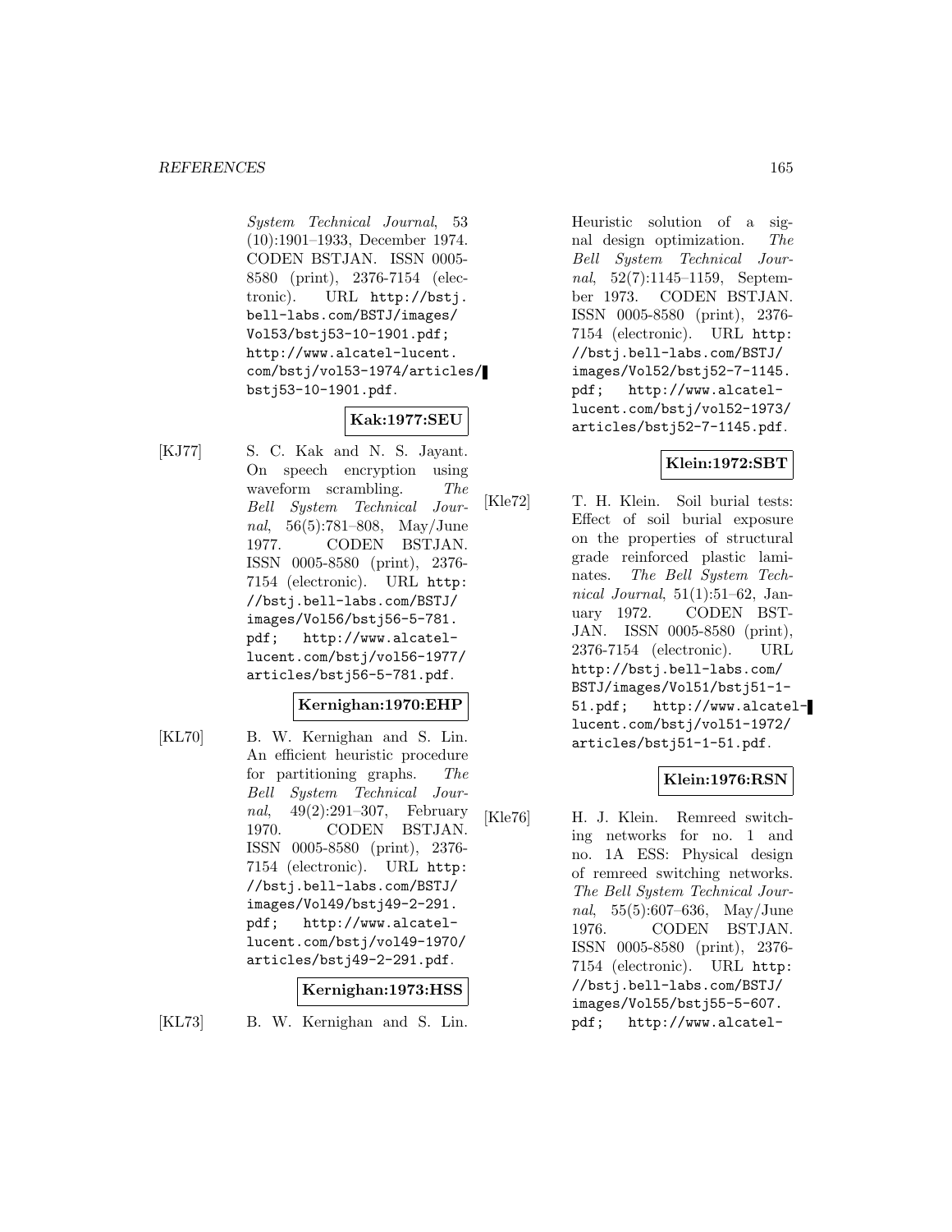*System Technical Journal*, 53 (10):1901–1933, December 1974. CODEN BSTJAN. ISSN 0005-8580 (print), 2376-7154 (electronic). URL `http://bstj.bell-labs.com/BSTJ/images/Vol53/bstj53-10-1901.pdf`; `http://www.alcatel-lucent.com/bstj/vol53-1974/articles/bstj53-10-1901.pdf`.

**Kak:1977:SEU**

[KJ77] S. C. Kak and N. S. Jayant. On speech encryption using waveform scrambling. *The Bell System Technical Journal*, 56(5):781–808, May/June 1977. CODEN BSTJAN. ISSN 0005-8580 (print), 2376-7154 (electronic). URL `http://bstj.bell-labs.com/BSTJ/images/Vol56/bstj56-5-781.pdf`; `http://www.alcatel-lucent.com/bstj/vol56-1977/articles/bstj56-5-781.pdf`.

**Kernighan:1970:EHP**

[KL70] B. W. Kernighan and S. Lin. An efficient heuristic procedure for partitioning graphs. *The Bell System Technical Journal*, 49(2):291–307, February 1970. CODEN BSTJAN. ISSN 0005-8580 (print), 2376-7154 (electronic). URL `http://bstj.bell-labs.com/BSTJ/images/Vol49/bstj49-2-291.pdf`; `http://www.alcatel-lucent.com/bstj/vol49-1970/articles/bstj49-2-291.pdf`.

**Kernighan:1973:HSS**

[KL73] B. W. Kernighan and S. Lin. Heuristic solution of a signal design optimization. *The Bell System Technical Journal*, 52(7):1145–1159, September 1973. CODEN BSTJAN. ISSN 0005-8580 (print), 2376-7154 (electronic). URL `http://bstj.bell-labs.com/BSTJ/images/Vol52/bstj52-7-1145.pdf`; `http://www.alcatel-lucent.com/bstj/vol52-1973/articles/bstj52-7-1145.pdf`.

**Klein:1972:SBT**

[Kle72] T. H. Klein. Soil burial tests: Effect of soil burial exposure on the properties of structural grade reinforced plastic laminates. *The Bell System Technical Journal*, 51(1):51–62, January 1972. CODEN BSTJAN. ISSN 0005-8580 (print), 2376-7154 (electronic). URL `http://bstj.bell-labs.com/BSTJ/images/Vol51/bstj51-1-51.pdf`; `http://www.alcatel-lucent.com/bstj/vol51-1972/articles/bstj51-1-51.pdf`.

**Klein:1976:RSN**

[Kle76] H. J. Klein. Remreed switching networks for no. 1 and no. 1A ESS: Physical design of remreed switching networks. *The Bell System Technical Journal*, 55(5):607–636, May/June 1976. CODEN BSTJAN. ISSN 0005-8580 (print), 2376-7154 (electronic). URL `http://bstj.bell-labs.com/BSTJ/images/Vol55/bstj55-5-607.pdf`; `http://www.alcatel-`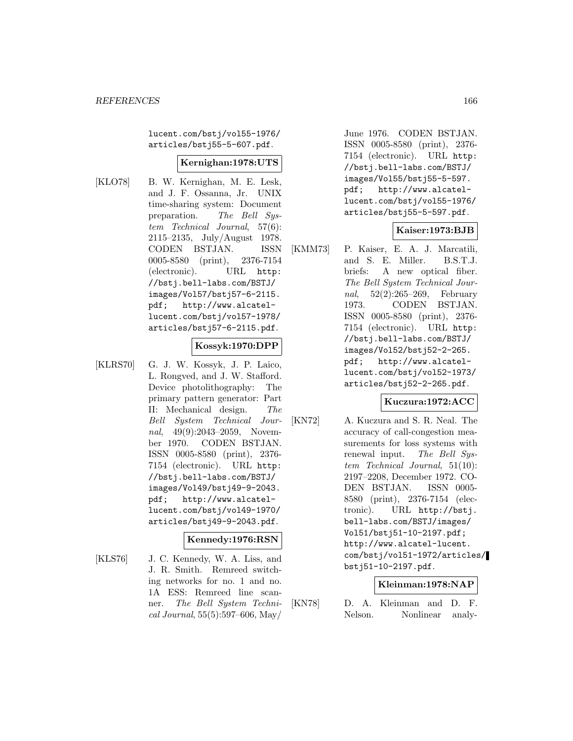lucent.com/bstj/vol55-1976/articles/bstj55-5-607.pdf.

**Kernighan:1978:UTS**

[KLO78] B. W. Kernighan, M. E. Lesk, and J. F. Ossanna, Jr. UNIX time-sharing system: Document preparation. *The Bell System Technical Journal*, 57(6): 2115–2135, July/August 1978. CODEN BSTJAN. ISSN 0005-8580 (print), 2376-7154 (electronic). URL http://bstj.bell-labs.com/BSTJ/images/Vol57/bstj57-6-2115.pdf; http://www.alcatel-lucent.com/bstj/vol57-1978/articles/bstj57-6-2115.pdf.

**Kossyk:1970:DPP**

[KLRS70] G. J. W. Kossyk, J. P. Laico, L. Rongved, and J. W. Stafford. Device photolithography: The primary pattern generator: Part II: Mechanical design. *The Bell System Technical Journal*, 49(9):2043–2059, November 1970. CODEN BSTJAN. ISSN 0005-8580 (print), 2376-7154 (electronic). URL http://bstj.bell-labs.com/BSTJ/images/Vol49/bstj49-9-2043.pdf; http://www.alcatel-lucent.com/bstj/vol49-1970/articles/bstj49-9-2043.pdf.

**Kennedy:1976:RSN**

[KLS76] J. C. Kennedy, W. A. Liss, and J. R. Smith. Remreed switching networks for no. 1 and no. 1A ESS: Remreed line scanner. *The Bell System Technical Journal*, 55(5):597–606, May/June 1976. CODEN BSTJAN. ISSN 0005-8580 (print), 2376-7154 (electronic). URL http://bstj.bell-labs.com/BSTJ/images/Vol55/bstj55-5-597.pdf; http://www.alcatel-lucent.com/bstj/vol55-1976/articles/bstj55-5-597.pdf.

**Kaiser:1973:BJB**

[KMM73] P. Kaiser, E. A. J. Marcatili, and S. E. Miller. B.S.T.J. briefs: A new optical fiber. *The Bell System Technical Journal*, 52(2):265–269, February 1973. CODEN BSTJAN. ISSN 0005-8580 (print), 2376-7154 (electronic). URL http://bstj.bell-labs.com/BSTJ/images/Vol52/bstj52-2-265.pdf; http://www.alcatel-lucent.com/bstj/vol52-1973/articles/bstj52-2-265.pdf.

**Kuczura:1972:ACC**

[KN72] A. Kuczura and S. R. Neal. The accuracy of call-congestion measurements for loss systems with renewal input. *The Bell System Technical Journal*, 51(10): 2197–2208, December 1972. CODEN BSTJAN. ISSN 0005-8580 (print), 2376-7154 (electronic). URL http://bstj.bell-labs.com/BSTJ/images/Vol51/bstj51-10-2197.pdf; http://www.alcatel-lucent.com/bstj/vol51-1972/articles/bstj51-10-2197.pdf.

**Kleinman:1978:NAP**

[KN78] D. A. Kleinman and D. F. Nelson. Nonlinear analy-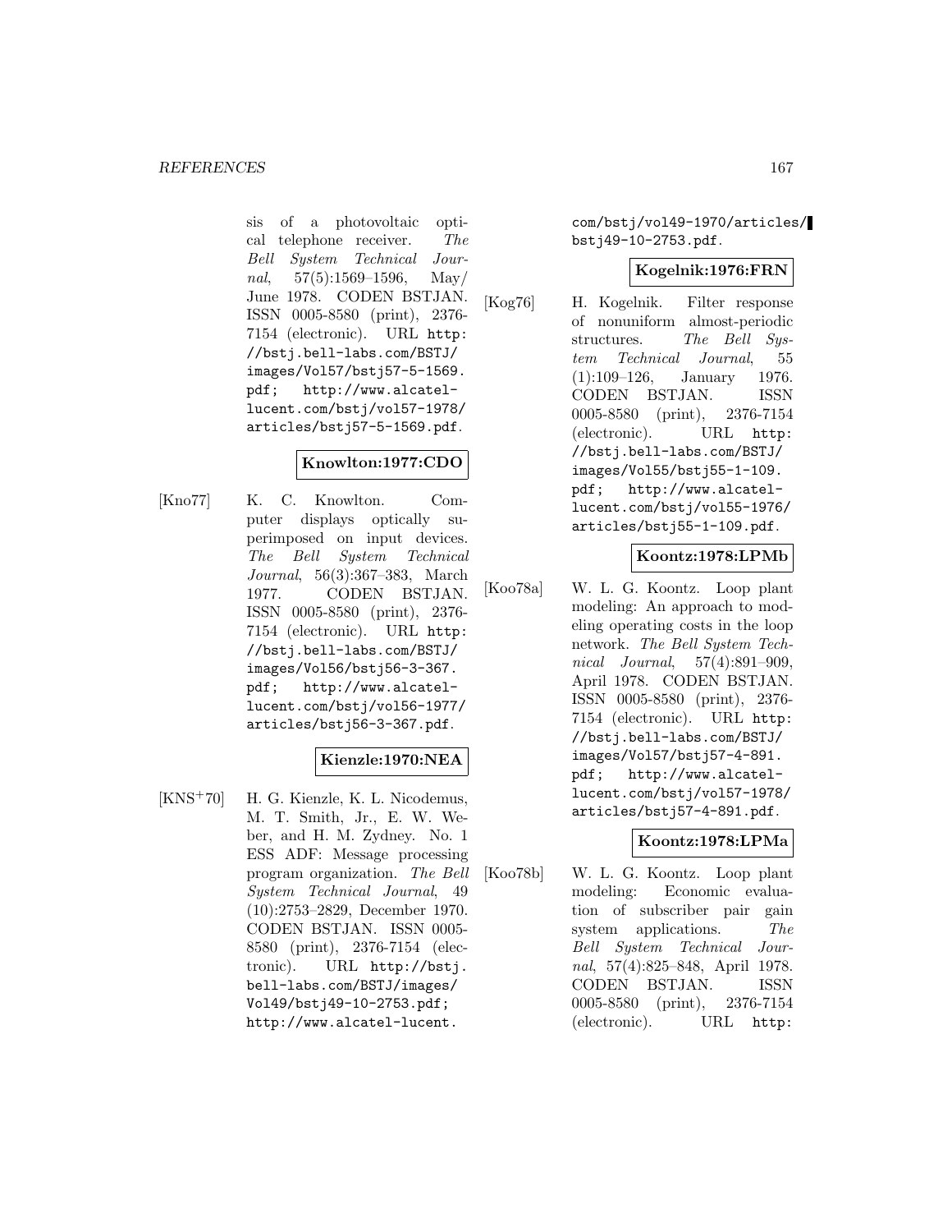sis of a photovoltaic optical telephone receiver. *The Bell System Technical Journal*, 57(5):1569–1596, May/June 1978. CODEN BSTJAN. ISSN 0005-8580 (print), 2376-7154 (electronic). URL http://bstj.bell-labs.com/BSTJ/images/Vol57/bstj57-5-1569.pdf; http://www.alcatel-lucent.com/bstj/vol57-1978/articles/bstj57-5-1569.pdf.

**Knowlton:1977:CDO**

[Kno77] K. C. Knowlton. Computer displays optically superimposed on input devices. *The Bell System Technical Journal*, 56(3):367–383, March 1977. CODEN BSTJAN. ISSN 0005-8580 (print), 2376-7154 (electronic). URL http://bstj.bell-labs.com/BSTJ/images/Vol56/bstj56-3-367.pdf; http://www.alcatel-lucent.com/bstj/vol56-1977/articles/bstj56-3-367.pdf.

**Kienzle:1970:NEA**

[KNS+70] H. G. Kienzle, K. L. Nicodemus, M. T. Smith, Jr., E. W. Weber, and H. M. Zydney. No. 1 ESS ADF: Message processing program organization. *The Bell System Technical Journal*, 49 (10):2753–2829, December 1970. CODEN BSTJAN. ISSN 0005-8580 (print), 2376-7154 (electronic). URL http://bstj.bell-labs.com/BSTJ/images/Vol49/bstj49-10-2753.pdf; http://www.alcatel-lucent.com/bstj/vol49-1970/articles/bstj49-10-2753.pdf.

**Kogelnik:1976:FRN**

[Kog76] H. Kogelnik. Filter response of nonuniform almost-periodic structures. *The Bell System Technical Journal*, 55 (1):109–126, January 1976. CODEN BSTJAN. ISSN 0005-8580 (print), 2376-7154 (electronic). URL http://bstj.bell-labs.com/BSTJ/images/Vol55/bstj55-1-109.pdf; http://www.alcatel-lucent.com/bstj/vol55-1976/articles/bstj55-1-109.pdf.

**Koontz:1978:LPMb**

[Koo78a] W. L. G. Koontz. Loop plant modeling: An approach to modeling operating costs in the loop network. *The Bell System Technical Journal*, 57(4):891–909, April 1978. CODEN BSTJAN. ISSN 0005-8580 (print), 2376-7154 (electronic). URL http://bstj.bell-labs.com/BSTJ/images/Vol57/bstj57-4-891.pdf; http://www.alcatel-lucent.com/bstj/vol57-1978/articles/bstj57-4-891.pdf.

**Koontz:1978:LPMa**

[Koo78b] W. L. G. Koontz. Loop plant modeling: Economic evaluation of subscriber pair gain system applications. *The Bell System Technical Journal*, 57(4):825–848, April 1978. CODEN BSTJAN. ISSN 0005-8580 (print), 2376-7154 (electronic). URL http: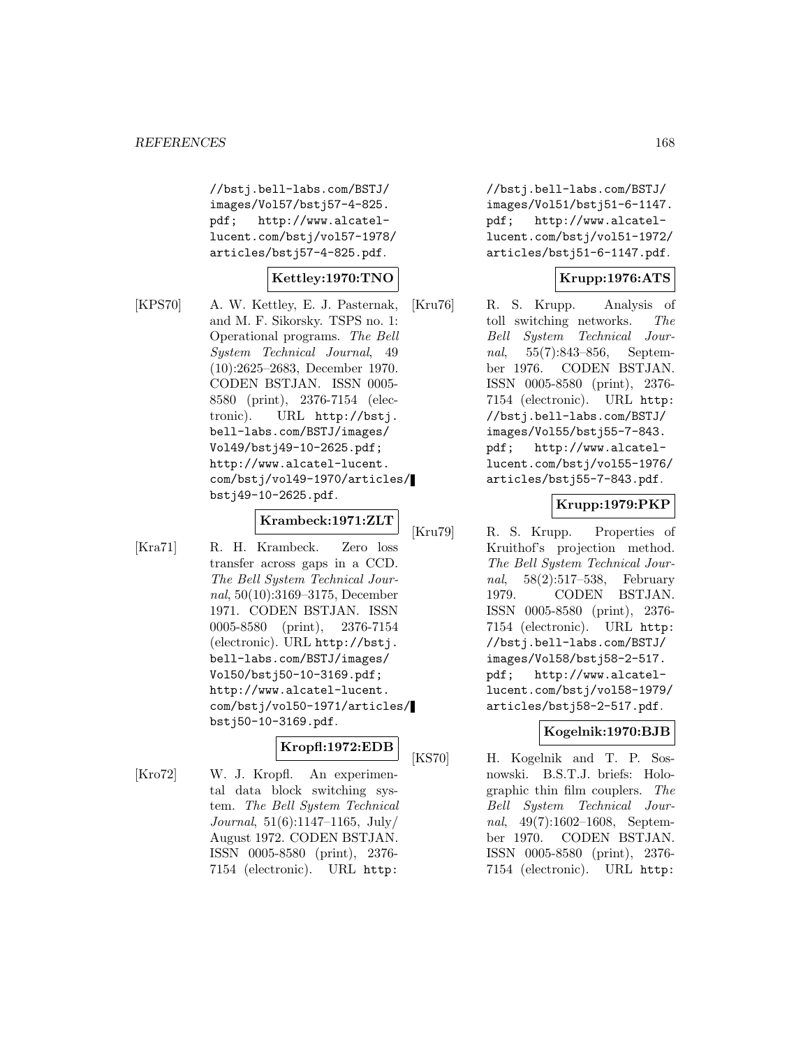//bstj.bell-labs.com/BSTJ/images/Vol57/bstj57-4-825.pdf; http://www.alcatel-lucent.com/bstj/vol57-1978/articles/bstj57-4-825.pdf.

**Kettley:1970:TNO**

[KPS70] A. W. Kettley, E. J. Pasternak, and M. F. Sikorsky. TSPS no. 1: Operational programs. *The Bell System Technical Journal*, 49 (10):2625–2683, December 1970. CODEN BSTJAN. ISSN 0005-8580 (print), 2376-7154 (electronic). URL http://bstj.bell-labs.com/BSTJ/images/Vol49/bstj49-10-2625.pdf; http://www.alcatel-lucent.com/bstj/vol49-1970/articles/bstj49-10-2625.pdf.

**Krambeck:1971:ZLT**

[Kra71] R. H. Krambeck. Zero loss transfer across gaps in a CCD. *The Bell System Technical Journal*, 50(10):3169–3175, December 1971. CODEN BSTJAN. ISSN 0005-8580 (print), 2376-7154 (electronic). URL http://bstj.bell-labs.com/BSTJ/images/Vol50/bstj50-10-3169.pdf; http://www.alcatel-lucent.com/bstj/vol50-1971/articles/bstj50-10-3169.pdf.

**Kropfl:1972:EDB**

[Kro72] W. J. Kropfl. An experimental data block switching system. *The Bell System Technical Journal*, 51(6):1147–1165, July/August 1972. CODEN BSTJAN. ISSN 0005-8580 (print), 2376-7154 (electronic). URL http://bstj.bell-labs.com/BSTJ/images/Vol51/bstj51-6-1147.pdf; http://www.alcatel-lucent.com/bstj/vol51-1972/articles/bstj51-6-1147.pdf.

**Krupp:1976:ATS**

[Kru76] R. S. Krupp. Analysis of toll switching networks. *The Bell System Technical Journal*, 55(7):843–856, September 1976. CODEN BSTJAN. ISSN 0005-8580 (print), 2376-7154 (electronic). URL http://bstj.bell-labs.com/BSTJ/images/Vol55/bstj55-7-843.pdf; http://www.alcatel-lucent.com/bstj/vol55-1976/articles/bstj55-7-843.pdf.

**Krupp:1979:PKP**

[Kru79] R. S. Krupp. Properties of Kruithof's projection method. *The Bell System Technical Journal*, 58(2):517–538, February 1979. CODEN BSTJAN. ISSN 0005-8580 (print), 2376-7154 (electronic). URL http://bstj.bell-labs.com/BSTJ/images/Vol58/bstj58-2-517.pdf; http://www.alcatel-lucent.com/bstj/vol58-1979/articles/bstj58-2-517.pdf.

**Kogelnik:1970:BJB**

[KS70] H. Kogelnik and T. P. Sosnowski. B.S.T.J. briefs: Holographic thin film couplers. *The Bell System Technical Journal*, 49(7):1602–1608, September 1970. CODEN BSTJAN. ISSN 0005-8580 (print), 2376-7154 (electronic). URL http: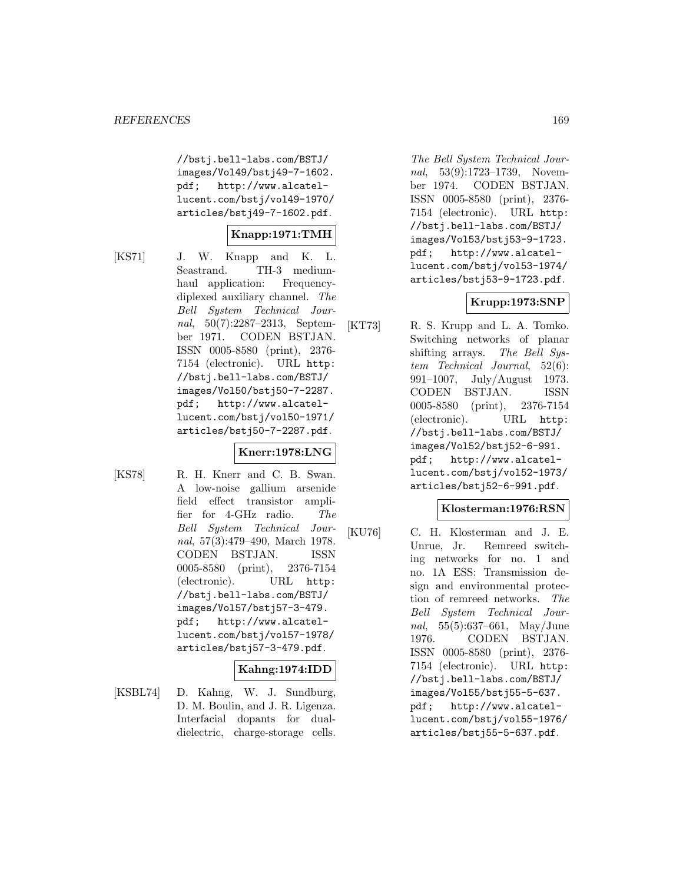//bstj.bell-labs.com/BSTJ/images/Vol49/bstj49-7-1602.pdf; http://www.alcatel-lucent.com/bstj/vol49-1970/articles/bstj49-7-1602.pdf.

**Knapp:1971:TMH**

[KS71] J. W. Knapp and K. L. Seastrand. TH-3 medium-haul application: Frequency-diplexed auxiliary channel. *The Bell System Technical Journal*, 50(7):2287–2313, September 1971. CODEN BSTJAN. ISSN 0005-8580 (print), 2376-7154 (electronic). URL http://bstj.bell-labs.com/BSTJ/images/Vol50/bstj50-7-2287.pdf; http://www.alcatel-lucent.com/bstj/vol50-1971/articles/bstj50-7-2287.pdf.

**Knerr:1978:LNG**

[KS78] R. H. Knerr and C. B. Swan. A low-noise gallium arsenide field effect transistor amplifier for 4-GHz radio. *The Bell System Technical Journal*, 57(3):479–490, March 1978. CODEN BSTJAN. ISSN 0005-8580 (print), 2376-7154 (electronic). URL http://bstj.bell-labs.com/BSTJ/images/Vol57/bstj57-3-479.pdf; http://www.alcatel-lucent.com/bstj/vol57-1978/articles/bstj57-3-479.pdf.

**Kahng:1974:IDD**

[KSBL74] D. Kahng, W. J. Sundburg, D. M. Boulin, and J. R. Ligenza. Interfacial dopants for dual-dielectric, charge-storage cells. *The Bell System Technical Journal*, 53(9):1723–1739, November 1974. CODEN BSTJAN. ISSN 0005-8580 (print), 2376-7154 (electronic). URL http://bstj.bell-labs.com/BSTJ/images/Vol53/bstj53-9-1723.pdf; http://www.alcatel-lucent.com/bstj/vol53-1974/articles/bstj53-9-1723.pdf.

**Krupp:1973:SNP**

[KT73] R. S. Krupp and L. A. Tomko. Switching networks of planar shifting arrays. *The Bell System Technical Journal*, 52(6):991–1007, July/August 1973. CODEN BSTJAN. ISSN 0005-8580 (print), 2376-7154 (electronic). URL http://bstj.bell-labs.com/BSTJ/images/Vol52/bstj52-6-991.pdf; http://www.alcatel-lucent.com/bstj/vol52-1973/articles/bstj52-6-991.pdf.

**Klosterman:1976:RSN**

[KU76] C. H. Klosterman and J. E. Unrue, Jr. Remreed switching networks for no. 1 and no. 1A ESS: Transmission design and environmental protection of remreed networks. *The Bell System Technical Journal*, 55(5):637–661, May/June 1976. CODEN BSTJAN. ISSN 0005-8580 (print), 2376-7154 (electronic). URL http://bstj.bell-labs.com/BSTJ/images/Vol55/bstj55-5-637.pdf; http://www.alcatel-lucent.com/bstj/vol55-1976/articles/bstj55-5-637.pdf.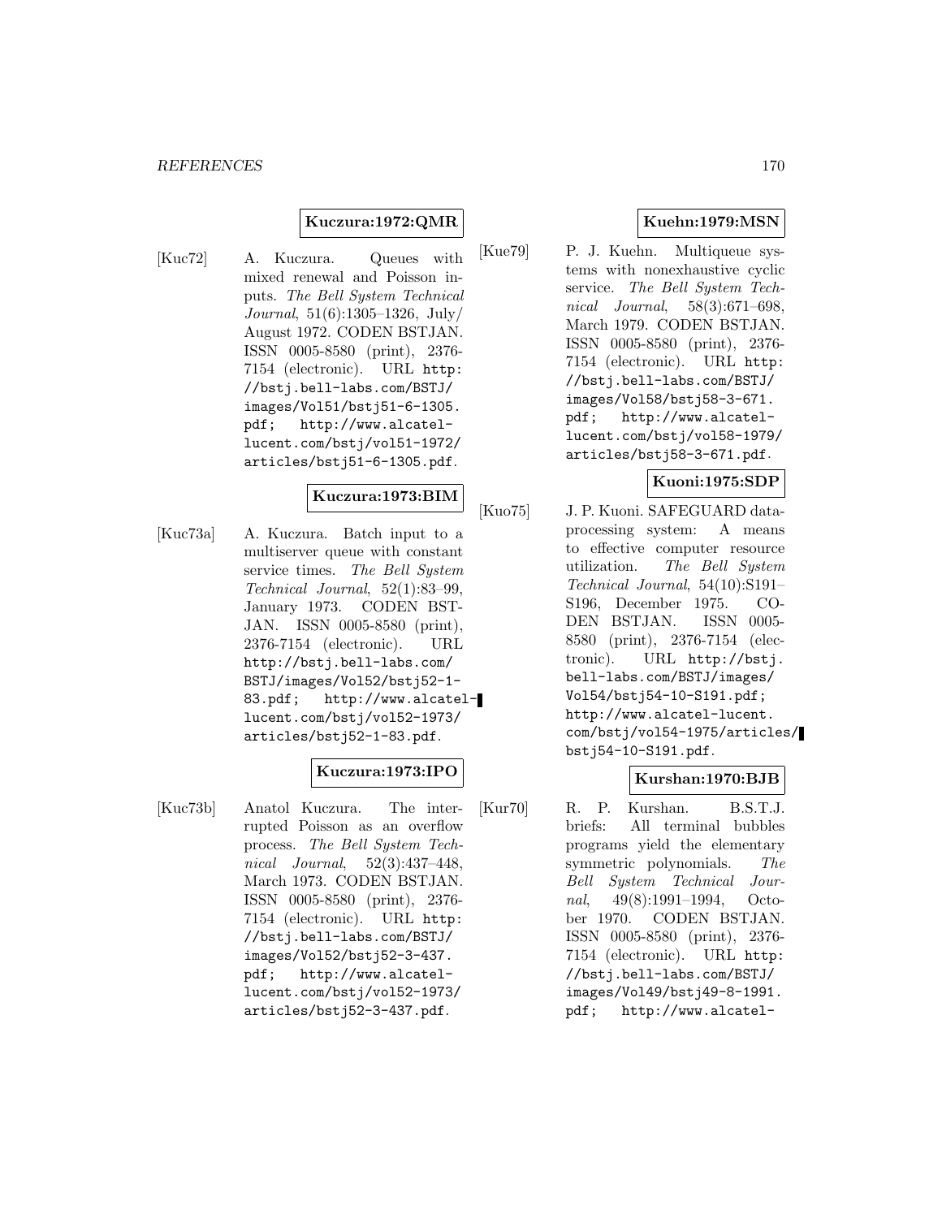**Kuczura:1972:QMR**

[Kuc72] A. Kuczura. Queues with mixed renewal and Poisson inputs. *The Bell System Technical Journal*, 51(6):1305–1326, July/ August 1972. CODEN BSTJAN. ISSN 0005-8580 (print), 2376-7154 (electronic). URL http://bstj.bell-labs.com/BSTJ/images/Vol51/bstj51-6-1305.pdf; http://www.alcatel-lucent.com/bstj/vol51-1972/articles/bstj51-6-1305.pdf.

**Kuczura:1973:BIM**

[Kuc73a] A. Kuczura. Batch input to a multiserver queue with constant service times. *The Bell System Technical Journal*, 52(1):83–99, January 1973. CODEN BSTJAN. ISSN 0005-8580 (print), 2376-7154 (electronic). URL http://bstj.bell-labs.com/BSTJ/images/Vol52/bstj52-1-83.pdf; http://www.alcatel-lucent.com/bstj/vol52-1973/articles/bstj52-1-83.pdf.

**Kuczura:1973:IPO**

[Kuc73b] Anatol Kuczura. The interrupted Poisson as an overflow process. *The Bell System Technical Journal*, 52(3):437–448, March 1973. CODEN BSTJAN. ISSN 0005-8580 (print), 2376-7154 (electronic). URL http://bstj.bell-labs.com/BSTJ/images/Vol52/bstj52-3-437.pdf; http://www.alcatel-lucent.com/bstj/vol52-1973/articles/bstj52-3-437.pdf.

**Kuehn:1979:MSN**

[Kue79] P. J. Kuehn. Multiqueue systems with nonexhaustive cyclic service. *The Bell System Technical Journal*, 58(3):671–698, March 1979. CODEN BSTJAN. ISSN 0005-8580 (print), 2376-7154 (electronic). URL http://bstj.bell-labs.com/BSTJ/images/Vol58/bstj58-3-671.pdf; http://www.alcatel-lucent.com/bstj/vol58-1979/articles/bstj58-3-671.pdf.

**Kuoni:1975:SDP**

[Kuo75] J. P. Kuoni. SAFEGUARD data-processing system: A means to effective computer resource utilization. *The Bell System Technical Journal*, 54(10):S191–S196, December 1975. CODEN BSTJAN. ISSN 0005-8580 (print), 2376-7154 (electronic). URL http://bstj.bell-labs.com/BSTJ/images/Vol54/bstj54-10-S191.pdf; http://www.alcatel-lucent.com/bstj/vol54-1975/articles/bstj54-10-S191.pdf.

**Kurshan:1970:BJB**

[Kur70] R. P. Kurshan. B.S.T.J. briefs: All terminal bubbles programs yield the elementary symmetric polynomials. *The Bell System Technical Journal*, 49(8):1991–1994, October 1970. CODEN BSTJAN. ISSN 0005-8580 (print), 2376-7154 (electronic). URL http://bstj.bell-labs.com/BSTJ/images/Vol49/bstj49-8-1991.pdf; http://www.alcatel-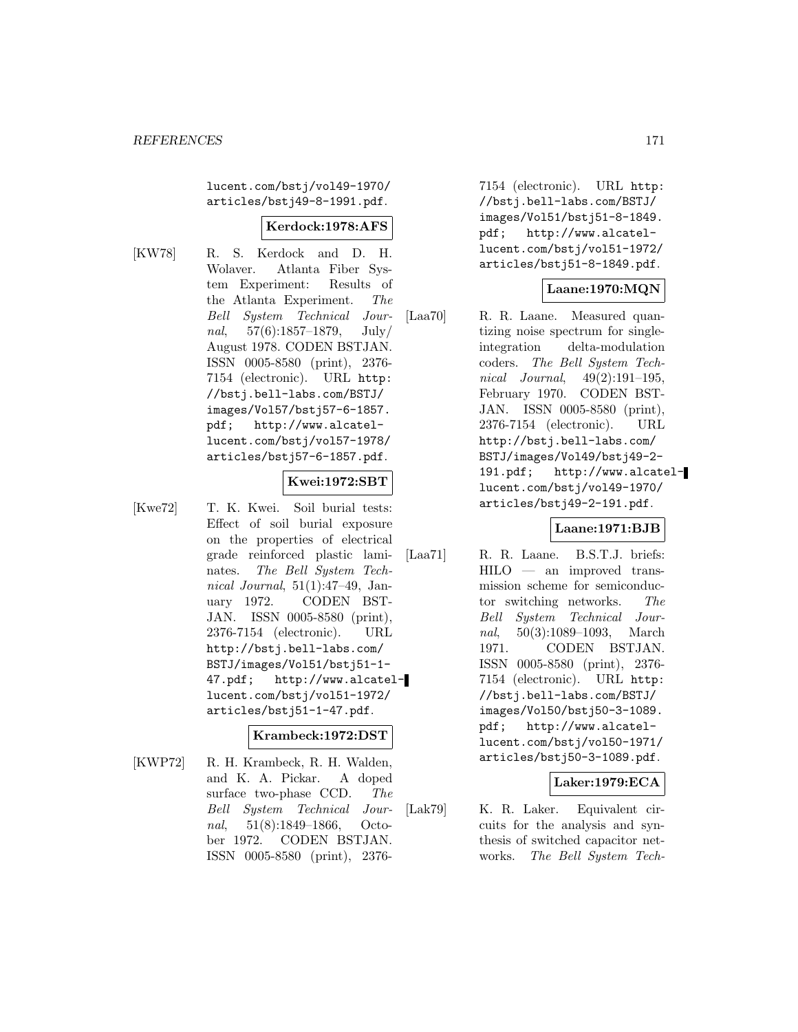lucent.com/bstj/vol49-1970/articles/bstj49-8-1991.pdf.

**Kerdock:1978:AFS**

[KW78] R. S. Kerdock and D. H. Wolaver. Atlanta Fiber System Experiment: Results of the Atlanta Experiment. *The Bell System Technical Journal*, 57(6):1857–1879, July/August 1978. CODEN BSTJAN. ISSN 0005-8580 (print), 2376-7154 (electronic). URL http://bstj.bell-labs.com/BSTJ/images/Vol57/bstj57-6-1857.pdf; http://www.alcatel-lucent.com/bstj/vol57-1978/articles/bstj57-6-1857.pdf.

**Kwei:1972:SBT**

[Kwe72] T. K. Kwei. Soil burial tests: Effect of soil burial exposure on the properties of electrical grade reinforced plastic laminates. *The Bell System Technical Journal*, 51(1):47–49, January 1972. CODEN BSTJAN. ISSN 0005-8580 (print), 2376-7154 (electronic). URL http://bstj.bell-labs.com/BSTJ/images/Vol51/bstj51-1-47.pdf; http://www.alcatel-lucent.com/bstj/vol51-1972/articles/bstj51-1-47.pdf.

**Krambeck:1972:DST**

[KWP72] R. H. Krambeck, R. H. Walden, and K. A. Pickar. A doped surface two-phase CCD. *The Bell System Technical Journal*, 51(8):1849–1866, October 1972. CODEN BSTJAN. ISSN 0005-8580 (print), 2376-7154 (electronic). URL http://bstj.bell-labs.com/BSTJ/images/Vol51/bstj51-8-1849.pdf; http://www.alcatel-lucent.com/bstj/vol51-1972/articles/bstj51-8-1849.pdf.

**Laane:1970:MQN**

[Laa70] R. R. Laane. Measured quantizing noise spectrum for single-integration delta-modulation coders. *The Bell System Technical Journal*, 49(2):191–195, February 1970. CODEN BSTJAN. ISSN 0005-8580 (print), 2376-7154 (electronic). URL http://bstj.bell-labs.com/BSTJ/images/Vol49/bstj49-2-191.pdf; http://www.alcatel-lucent.com/bstj/vol49-1970/articles/bstj49-2-191.pdf.

**Laane:1971:BJB**

[Laa71] R. R. Laane. B.S.T.J. briefs: HILO — an improved transmission scheme for semiconductor switching networks. *The Bell System Technical Journal*, 50(3):1089–1093, March 1971. CODEN BSTJAN. ISSN 0005-8580 (print), 2376-7154 (electronic). URL http://bstj.bell-labs.com/BSTJ/images/Vol50/bstj50-3-1089.pdf; http://www.alcatel-lucent.com/bstj/vol50-1971/articles/bstj50-3-1089.pdf.

**Laker:1979:ECA**

[Lak79] K. R. Laker. Equivalent circuits for the analysis and synthesis of switched capacitor networks. *The Bell System Tech-*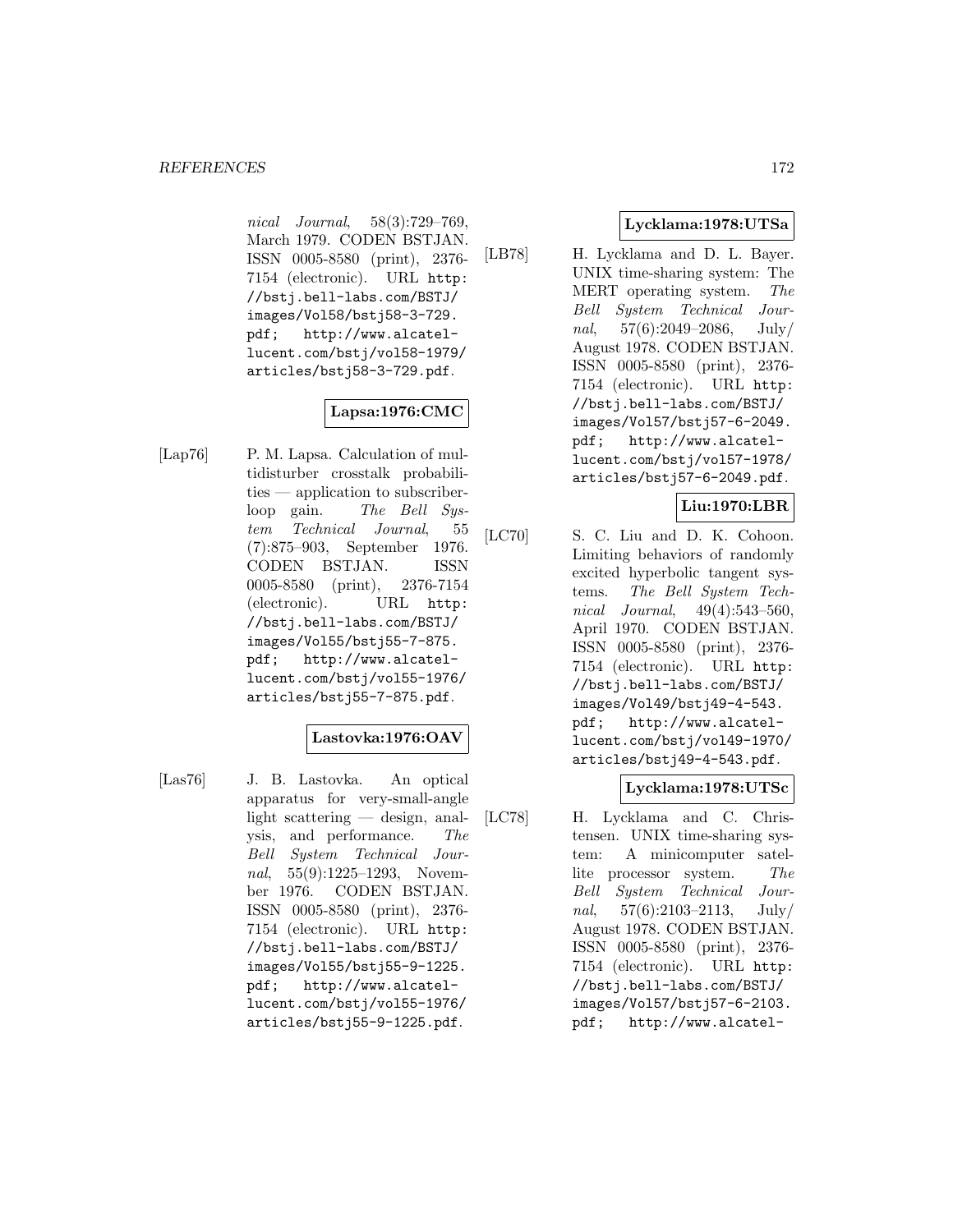*nical Journal*, 58(3):729–769, March 1979. CODEN BSTJAN. ISSN 0005-8580 (print), 2376-7154 (electronic). URL http://bstj.bell-labs.com/BSTJ/images/Vol58/bstj58-3-729.pdf; http://www.alcatel-lucent.com/bstj/vol58-1979/articles/bstj58-3-729.pdf.

**Lapsa:1976:CMC**

[Lap76] P. M. Lapsa. Calculation of multidisturber crosstalk probabilities — application to subscriber-loop gain. *The Bell System Technical Journal*, 55 (7):875–903, September 1976. CODEN BSTJAN. ISSN 0005-8580 (print), 2376-7154 (electronic). URL http://bstj.bell-labs.com/BSTJ/images/Vol55/bstj55-7-875.pdf; http://www.alcatel-lucent.com/bstj/vol55-1976/articles/bstj55-7-875.pdf.

**Lastovka:1976:OAV**

[Las76] J. B. Lastovka. An optical apparatus for very-small-angle light scattering — design, analysis, and performance. *The Bell System Technical Journal*, 55(9):1225–1293, November 1976. CODEN BSTJAN. ISSN 0005-8580 (print), 2376-7154 (electronic). URL http://bstj.bell-labs.com/BSTJ/images/Vol55/bstj55-9-1225.pdf; http://www.alcatel-lucent.com/bstj/vol55-1976/articles/bstj55-9-1225.pdf.

**Lycklama:1978:UTSa**

[LB78] H. Lycklama and D. L. Bayer. UNIX time-sharing system: The MERT operating system. *The Bell System Technical Journal*, 57(6):2049–2086, July/August 1978. CODEN BSTJAN. ISSN 0005-8580 (print), 2376-7154 (electronic). URL http://bstj.bell-labs.com/BSTJ/images/Vol57/bstj57-6-2049.pdf; http://www.alcatel-lucent.com/bstj/vol57-1978/articles/bstj57-6-2049.pdf.

**Liu:1970:LBR**

[LC70] S. C. Liu and D. K. Cohoon. Limiting behaviors of randomly excited hyperbolic tangent systems. *The Bell System Technical Journal*, 49(4):543–560, April 1970. CODEN BSTJAN. ISSN 0005-8580 (print), 2376-7154 (electronic). URL http://bstj.bell-labs.com/BSTJ/images/Vol49/bstj49-4-543.pdf; http://www.alcatel-lucent.com/bstj/vol49-1970/articles/bstj49-4-543.pdf.

**Lycklama:1978:UTSc**

[LC78] H. Lycklama and C. Christensen. UNIX time-sharing system: A minicomputer satellite processor system. *The Bell System Technical Journal*, 57(6):2103–2113, July/August 1978. CODEN BSTJAN. ISSN 0005-8580 (print), 2376-7154 (electronic). URL http://bstj.bell-labs.com/BSTJ/images/Vol57/bstj57-6-2103.pdf; http://www.alcatel-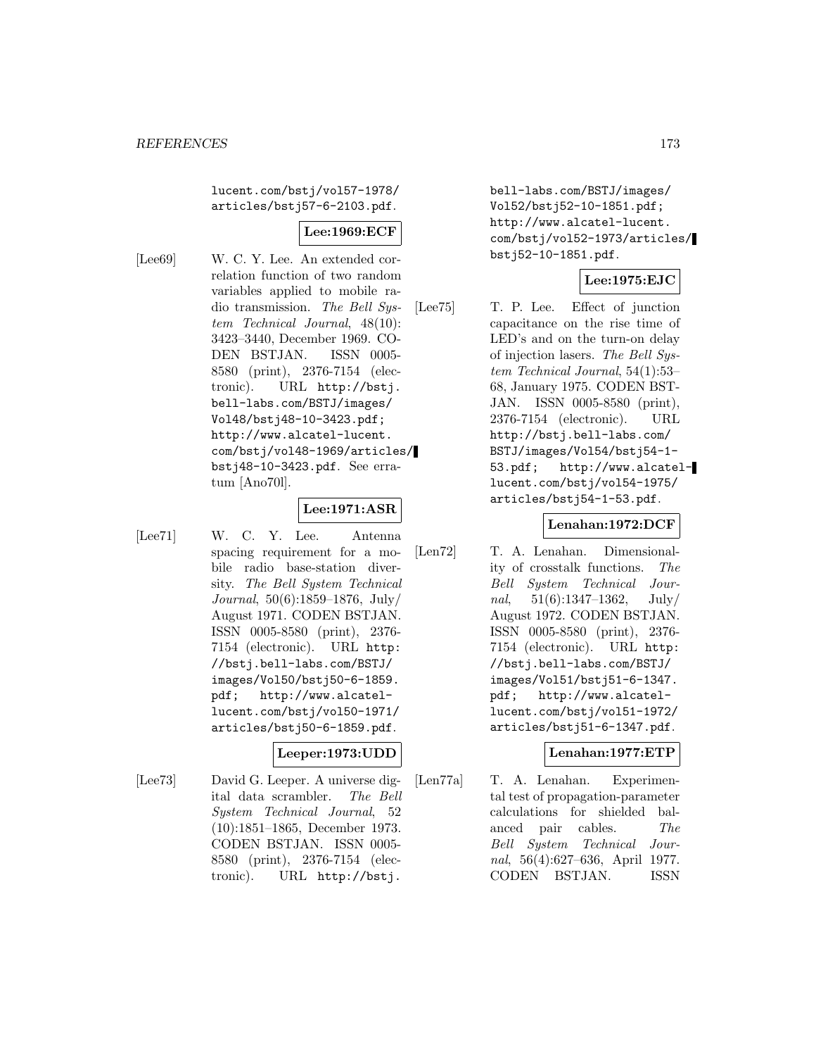lucent.com/bstj/vol57-1978/articles/bstj57-6-2103.pdf.

**Lee:1969:ECF**

[Lee69] W. C. Y. Lee. An extended correlation function of two random variables applied to mobile radio transmission. *The Bell System Technical Journal*, 48(10): 3423–3440, December 1969. CODEN BSTJAN. ISSN 0005-8580 (print), 2376-7154 (electronic). URL http://bstj.bell-labs.com/BSTJ/images/Vol48/bstj48-10-3423.pdf; http://www.alcatel-lucent.com/bstj/vol48-1969/articles/bstj48-10-3423.pdf. See erratum [Ano70l].

**Lee:1971:ASR**

[Lee71] W. C. Y. Lee. Antenna spacing requirement for a mobile radio base-station diversity. *The Bell System Technical Journal*, 50(6):1859–1876, July/August 1971. CODEN BSTJAN. ISSN 0005-8580 (print), 2376-7154 (electronic). URL http://bstj.bell-labs.com/BSTJ/images/Vol50/bstj50-6-1859.pdf; http://www.alcatel-lucent.com/bstj/vol50-1971/articles/bstj50-6-1859.pdf.

**Leeper:1973:UDD**

[Lee73] David G. Leeper. A universe digital data scrambler. *The Bell System Technical Journal*, 52 (10):1851–1865, December 1973. CODEN BSTJAN. ISSN 0005-8580 (print), 2376-7154 (electronic). URL http://bstj.bell-labs.com/BSTJ/images/Vol52/bstj52-10-1851.pdf; http://www.alcatel-lucent.com/bstj/vol52-1973/articles/bstj52-10-1851.pdf.

**Lee:1975:EJC**

[Lee75] T. P. Lee. Effect of junction capacitance on the rise time of LED's and on the turn-on delay of injection lasers. *The Bell System Technical Journal*, 54(1):53–68, January 1975. CODEN BSTJAN. ISSN 0005-8580 (print), 2376-7154 (electronic). URL http://bstj.bell-labs.com/BSTJ/images/Vol54/bstj54-1-53.pdf; http://www.alcatel-lucent.com/bstj/vol54-1975/articles/bstj54-1-53.pdf.

**Lenahan:1972:DCF**

[Len72] T. A. Lenahan. Dimensionality of crosstalk functions. *The Bell System Technical Journal*, 51(6):1347–1362, July/August 1972. CODEN BSTJAN. ISSN 0005-8580 (print), 2376-7154 (electronic). URL http://bstj.bell-labs.com/BSTJ/images/Vol51/bstj51-6-1347.pdf; http://www.alcatel-lucent.com/bstj/vol51-1972/articles/bstj51-6-1347.pdf.

**Lenahan:1977:ETP**

[Len77a] T. A. Lenahan. Experimental test of propagation-parameter calculations for shielded balanced pair cables. *The Bell System Technical Journal*, 56(4):627–636, April 1977. CODEN BSTJAN. ISSN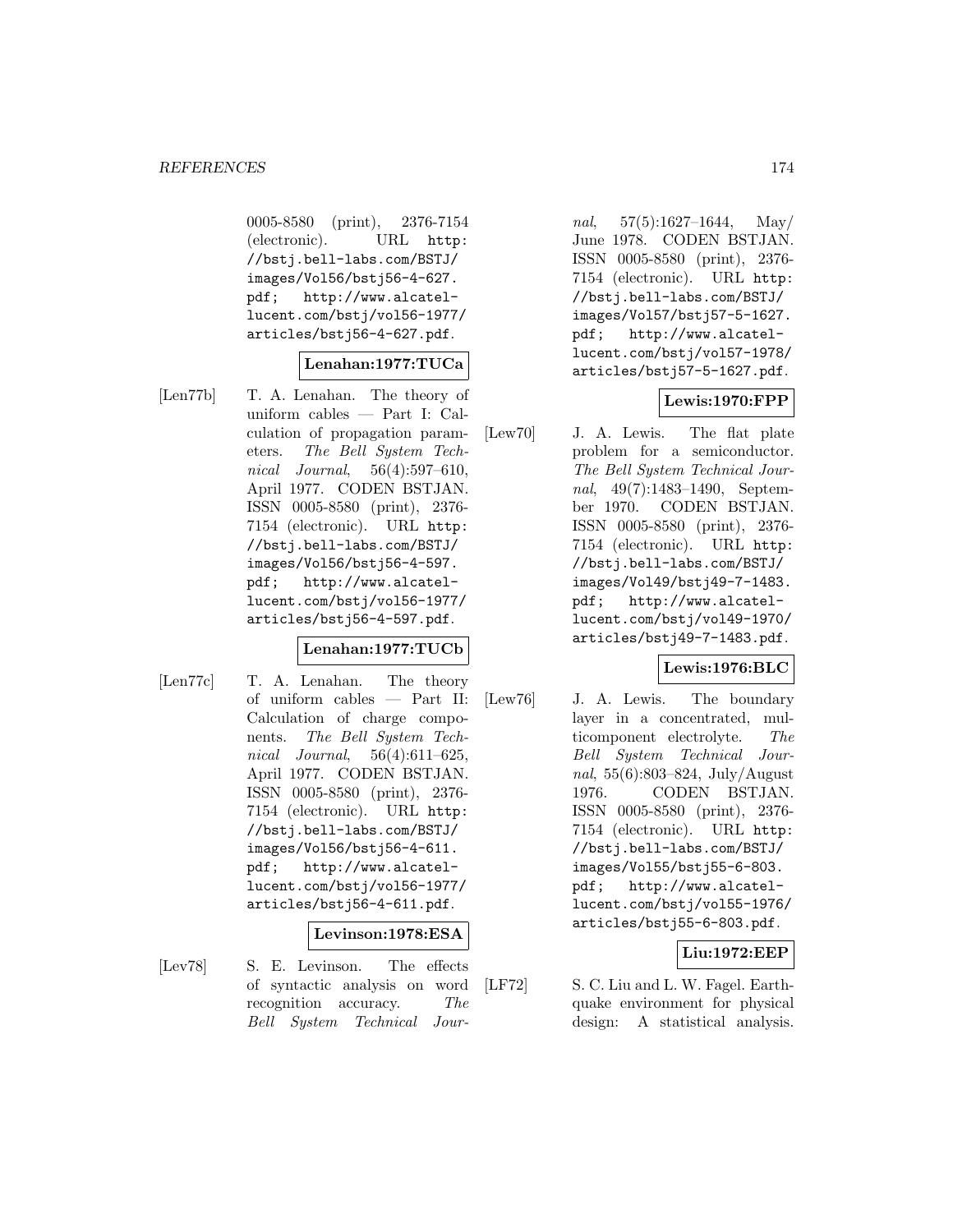0005-8580 (print), 2376-7154 (electronic). URL http://bstj.bell-labs.com/BSTJ/images/Vol56/bstj56-4-627.pdf; http://www.alcatel-lucent.com/bstj/vol56-1977/articles/bstj56-4-627.pdf.

**Lenahan:1977:TUCa**

[Len77b] T. A. Lenahan. The theory of uniform cables — Part I: Calculation of propagation parameters. *The Bell System Technical Journal*, 56(4):597–610, April 1977. CODEN BSTJAN. ISSN 0005-8580 (print), 2376-7154 (electronic). URL http://bstj.bell-labs.com/BSTJ/images/Vol56/bstj56-4-597.pdf; http://www.alcatel-lucent.com/bstj/vol56-1977/articles/bstj56-4-597.pdf.

**Lenahan:1977:TUCb**

[Len77c] T. A. Lenahan. The theory of uniform cables — Part II: Calculation of charge components. *The Bell System Technical Journal*, 56(4):611–625, April 1977. CODEN BSTJAN. ISSN 0005-8580 (print), 2376-7154 (electronic). URL http://bstj.bell-labs.com/BSTJ/images/Vol56/bstj56-4-611.pdf; http://www.alcatel-lucent.com/bstj/vol56-1977/articles/bstj56-4-611.pdf.

**Levinson:1978:ESA**

[Lev78] S. E. Levinson. The effects of syntactic analysis on word recognition accuracy. *The Bell System Technical Journal*, 57(5):1627–1644, May/June 1978. CODEN BSTJAN. ISSN 0005-8580 (print), 2376-7154 (electronic). URL http://bstj.bell-labs.com/BSTJ/images/Vol57/bstj57-5-1627.pdf; http://www.alcatel-lucent.com/bstj/vol57-1978/articles/bstj57-5-1627.pdf.

**Lewis:1970:FPP**

[Lew70] J. A. Lewis. The flat plate problem for a semiconductor. *The Bell System Technical Journal*, 49(7):1483–1490, September 1970. CODEN BSTJAN. ISSN 0005-8580 (print), 2376-7154 (electronic). URL http://bstj.bell-labs.com/BSTJ/images/Vol49/bstj49-7-1483.pdf; http://www.alcatel-lucent.com/bstj/vol49-1970/articles/bstj49-7-1483.pdf.

**Lewis:1976:BLC**

[Lew76] J. A. Lewis. The boundary layer in a concentrated, multicomponent electrolyte. *The Bell System Technical Journal*, 55(6):803–824, July/August 1976. CODEN BSTJAN. ISSN 0005-8580 (print), 2376-7154 (electronic). URL http://bstj.bell-labs.com/BSTJ/images/Vol55/bstj55-6-803.pdf; http://www.alcatel-lucent.com/bstj/vol55-1976/articles/bstj55-6-803.pdf.

**Liu:1972:EEP**

[LF72] S. C. Liu and L. W. Fagel. Earthquake environment for physical design: A statistical analysis.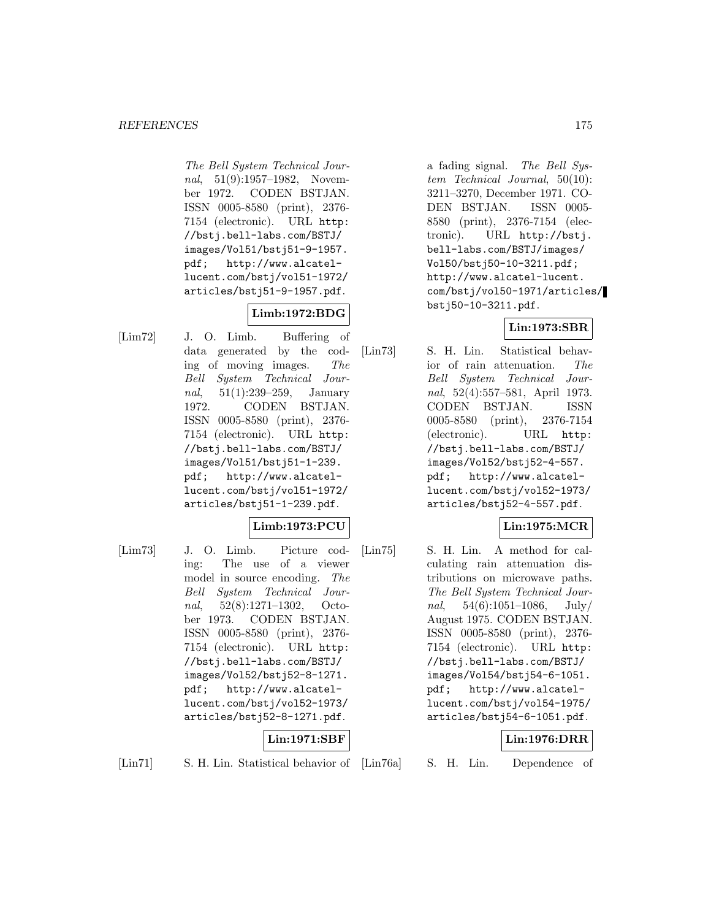*The Bell System Technical Journal*, 51(9):1957–1982, November 1972. CODEN BSTJAN. ISSN 0005-8580 (print), 2376-7154 (electronic). URL http://bstj.bell-labs.com/BSTJ/images/Vol51/bstj51-9-1957.pdf; http://www.alcatel-lucent.com/bstj/vol51-1972/articles/bstj51-9-1957.pdf.

**Limb:1972:BDG**

[Lim72] J. O. Limb. Buffering of data generated by the coding of moving images. *The Bell System Technical Journal*, 51(1):239–259, January 1972. CODEN BSTJAN. ISSN 0005-8580 (print), 2376-7154 (electronic). URL http://bstj.bell-labs.com/BSTJ/images/Vol51/bstj51-1-239.pdf; http://www.alcatel-lucent.com/bstj/vol51-1972/articles/bstj51-1-239.pdf.

**Limb:1973:PCU**

[Lim73] J. O. Limb. Picture coding: The use of a viewer model in source encoding. *The Bell System Technical Journal*, 52(8):1271–1302, October 1973. CODEN BSTJAN. ISSN 0005-8580 (print), 2376-7154 (electronic). URL http://bstj.bell-labs.com/BSTJ/images/Vol52/bstj52-8-1271.pdf; http://www.alcatel-lucent.com/bstj/vol52-1973/articles/bstj52-8-1271.pdf.

**Lin:1971:SBF**

[Lin71] S. H. Lin. Statistical behavior of a fading signal. *The Bell System Technical Journal*, 50(10):3211–3270, December 1971. CODEN BSTJAN. ISSN 0005-8580 (print), 2376-7154 (electronic). URL http://bstj.bell-labs.com/BSTJ/images/Vol50/bstj50-10-3211.pdf; http://www.alcatel-lucent.com/bstj/vol50-1971/articles/bstj50-10-3211.pdf.

**Lin:1973:SBR**

[Lin73] S. H. Lin. Statistical behavior of rain attenuation. *The Bell System Technical Journal*, 52(4):557–581, April 1973. CODEN BSTJAN. ISSN 0005-8580 (print), 2376-7154 (electronic). URL http://bstj.bell-labs.com/BSTJ/images/Vol52/bstj52-4-557.pdf; http://www.alcatel-lucent.com/bstj/vol52-1973/articles/bstj52-4-557.pdf.

**Lin:1975:MCR**

[Lin75] S. H. Lin. A method for calculating rain attenuation distributions on microwave paths. *The Bell System Technical Journal*, 54(6):1051–1086, July/August 1975. CODEN BSTJAN. ISSN 0005-8580 (print), 2376-7154 (electronic). URL http://bstj.bell-labs.com/BSTJ/images/Vol54/bstj54-6-1051.pdf; http://www.alcatel-lucent.com/bstj/vol54-1975/articles/bstj54-6-1051.pdf.

**Lin:1976:DRR**

[Lin76a] S. H. Lin. Dependence of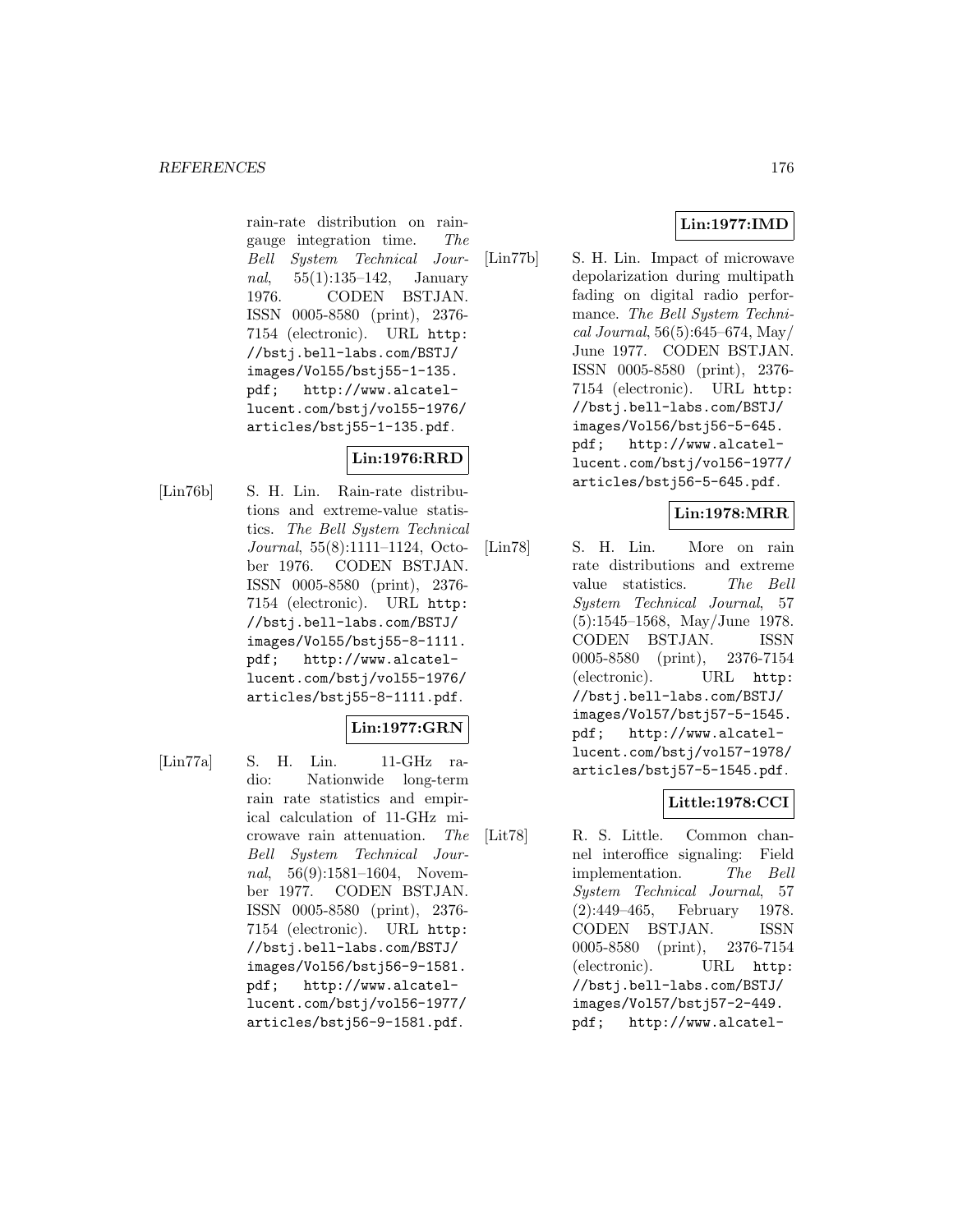rain-rate distribution on rain-gauge integration time. *The Bell System Technical Journal*, 55(1):135–142, January 1976. CODEN BSTJAN. ISSN 0005-8580 (print), 2376-7154 (electronic). URL http://bstj.bell-labs.com/BSTJ/images/Vol55/bstj55-1-135.pdf; http://www.alcatel-lucent.com/bstj/vol55-1976/articles/bstj55-1-135.pdf.

**Lin:1976:RRD**

[Lin76b] S. H. Lin. Rain-rate distributions and extreme-value statistics. *The Bell System Technical Journal*, 55(8):1111–1124, October 1976. CODEN BSTJAN. ISSN 0005-8580 (print), 2376-7154 (electronic). URL http://bstj.bell-labs.com/BSTJ/images/Vol55/bstj55-8-1111.pdf; http://www.alcatel-lucent.com/bstj/vol55-1976/articles/bstj55-8-1111.pdf.

**Lin:1977:GRN**

[Lin77a] S. H. Lin. 11-GHz radio: Nationwide long-term rain rate statistics and empirical calculation of 11-GHz microwave rain attenuation. *The Bell System Technical Journal*, 56(9):1581–1604, November 1977. CODEN BSTJAN. ISSN 0005-8580 (print), 2376-7154 (electronic). URL http://bstj.bell-labs.com/BSTJ/images/Vol56/bstj56-9-1581.pdf; http://www.alcatel-lucent.com/bstj/vol56-1977/articles/bstj56-9-1581.pdf.

**Lin:1977:IMD**

[Lin77b] S. H. Lin. Impact of microwave depolarization during multipath fading on digital radio performance. *The Bell System Technical Journal*, 56(5):645–674, May/June 1977. CODEN BSTJAN. ISSN 0005-8580 (print), 2376-7154 (electronic). URL http://bstj.bell-labs.com/BSTJ/images/Vol56/bstj56-5-645.pdf; http://www.alcatel-lucent.com/bstj/vol56-1977/articles/bstj56-5-645.pdf.

**Lin:1978:MRR**

[Lin78] S. H. Lin. More on rain rate distributions and extreme value statistics. *The Bell System Technical Journal*, 57(5):1545–1568, May/June 1978. CODEN BSTJAN. ISSN 0005-8580 (print), 2376-7154 (electronic). URL http://bstj.bell-labs.com/BSTJ/images/Vol57/bstj57-5-1545.pdf; http://www.alcatel-lucent.com/bstj/vol57-1978/articles/bstj57-5-1545.pdf.

**Little:1978:CCI**

[Lit78] R. S. Little. Common channel interoffice signaling: Field implementation. *The Bell System Technical Journal*, 57(2):449–465, February 1978. CODEN BSTJAN. ISSN 0005-8580 (print), 2376-7154 (electronic). URL http://bstj.bell-labs.com/BSTJ/images/Vol57/bstj57-2-449.pdf; http://www.alcatel-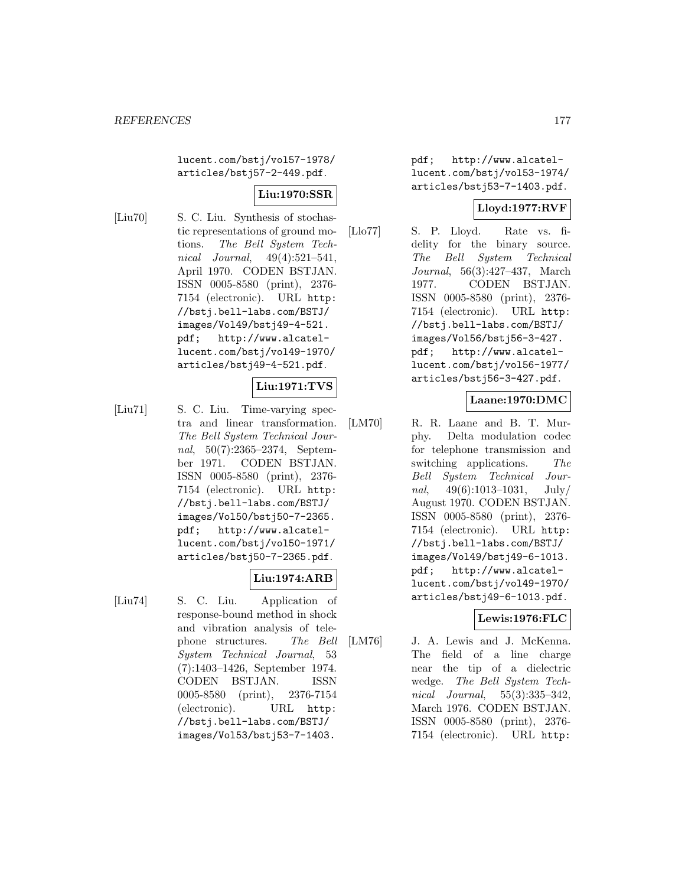lucent.com/bstj/vol57-1978/articles/bstj57-2-449.pdf.

**Liu:1970:SSR**

[Liu70] S. C. Liu. Synthesis of stochastic representations of ground motions. *The Bell System Technical Journal*, 49(4):521–541, April 1970. CODEN BSTJAN. ISSN 0005-8580 (print), 2376-7154 (electronic). URL http://bstj.bell-labs.com/BSTJ/images/Vol49/bstj49-4-521.pdf; http://www.alcatel-lucent.com/bstj/vol49-1970/articles/bstj49-4-521.pdf.

**Liu:1971:TVS**

[Liu71] S. C. Liu. Time-varying spectra and linear transformation. *The Bell System Technical Journal*, 50(7):2365–2374, September 1971. CODEN BSTJAN. ISSN 0005-8580 (print), 2376-7154 (electronic). URL http://bstj.bell-labs.com/BSTJ/images/Vol50/bstj50-7-2365.pdf; http://www.alcatel-lucent.com/bstj/vol50-1971/articles/bstj50-7-2365.pdf.

**Liu:1974:ARB**

[Liu74] S. C. Liu. Application of response-bound method in shock and vibration analysis of telephone structures. *The Bell System Technical Journal*, 53 (7):1403–1426, September 1974. CODEN BSTJAN. ISSN 0005-8580 (print), 2376-7154 (electronic). URL http://bstj.bell-labs.com/BSTJ/images/Vol53/bstj53-7-1403.pdf; http://www.alcatel-lucent.com/bstj/vol53-1974/articles/bstj53-7-1403.pdf.

**Lloyd:1977:RVF**

[Llo77] S. P. Lloyd. Rate vs. fidelity for the binary source. *The Bell System Technical Journal*, 56(3):427–437, March 1977. CODEN BSTJAN. ISSN 0005-8580 (print), 2376-7154 (electronic). URL http://bstj.bell-labs.com/BSTJ/images/Vol56/bstj56-3-427.pdf; http://www.alcatel-lucent.com/bstj/vol56-1977/articles/bstj56-3-427.pdf.

**Laane:1970:DMC**

[LM70] R. R. Laane and B. T. Murphy. Delta modulation codec for telephone transmission and switching applications. *The Bell System Technical Journal*, 49(6):1013–1031, July/August 1970. CODEN BSTJAN. ISSN 0005-8580 (print), 2376-7154 (electronic). URL http://bstj.bell-labs.com/BSTJ/images/Vol49/bstj49-6-1013.pdf; http://www.alcatel-lucent.com/bstj/vol49-1970/articles/bstj49-6-1013.pdf.

**Lewis:1976:FLC**

[LM76] J. A. Lewis and J. McKenna. The field of a line charge near the tip of a dielectric wedge. *The Bell System Technical Journal*, 55(3):335–342, March 1976. CODEN BSTJAN. ISSN 0005-8580 (print), 2376-7154 (electronic). URL http: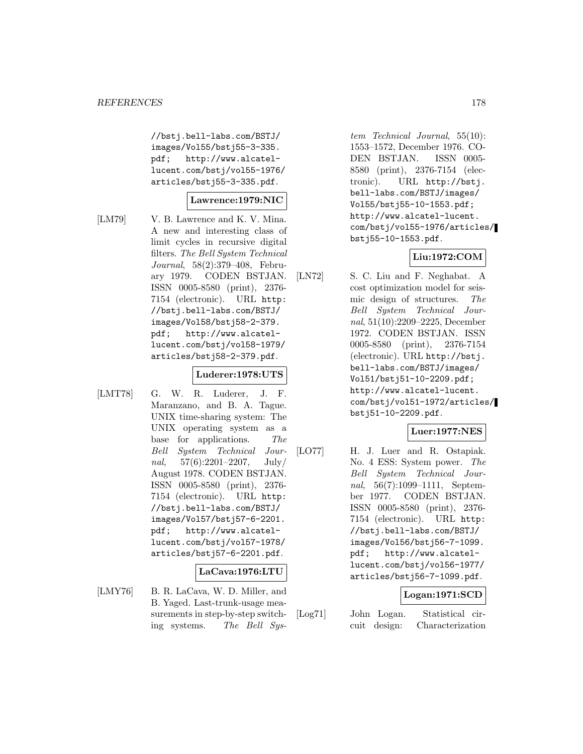//bstj.bell-labs.com/BSTJ/images/Vol55/bstj55-3-335.pdf; http://www.alcatel-lucent.com/bstj/vol55-1976/articles/bstj55-3-335.pdf.

**Lawrence:1979:NIC**

[LM79] V. B. Lawrence and K. V. Mina. A new and interesting class of limit cycles in recursive digital filters. *The Bell System Technical Journal*, 58(2):379–408, February 1979. CODEN BSTJAN. ISSN 0005-8580 (print), 2376-7154 (electronic). URL http://bstj.bell-labs.com/BSTJ/images/Vol58/bstj58-2-379.pdf; http://www.alcatel-lucent.com/bstj/vol58-1979/articles/bstj58-2-379.pdf.

**Luderer:1978:UTS**

[LMT78] G. W. R. Luderer, J. F. Maranzano, and B. A. Tague. UNIX time-sharing system: The UNIX operating system as a base for applications. *The Bell System Technical Journal*, 57(6):2201–2207, July/August 1978. CODEN BSTJAN. ISSN 0005-8580 (print), 2376-7154 (electronic). URL http://bstj.bell-labs.com/BSTJ/images/Vol57/bstj57-6-2201.pdf; http://www.alcatel-lucent.com/bstj/vol57-1978/articles/bstj57-6-2201.pdf.

**LaCava:1976:LTU**

[LMY76] B. R. LaCava, W. D. Miller, and B. Yaged. Last-trunk-usage measurements in step-by-step switching systems. *The Bell System Technical Journal*, 55(10):1553–1572, December 1976. CODEN BSTJAN. ISSN 0005-8580 (print), 2376-7154 (electronic). URL http://bstj.bell-labs.com/BSTJ/images/Vol55/bstj55-10-1553.pdf; http://www.alcatel-lucent.com/bstj/vol55-1976/articles/bstj55-10-1553.pdf.

**Liu:1972:COM**

[LN72] S. C. Liu and F. Neghabat. A cost optimization model for seismic design of structures. *The Bell System Technical Journal*, 51(10):2209–2225, December 1972. CODEN BSTJAN. ISSN 0005-8580 (print), 2376-7154 (electronic). URL http://bstj.bell-labs.com/BSTJ/images/Vol51/bstj51-10-2209.pdf; http://www.alcatel-lucent.com/bstj/vol51-1972/articles/bstj51-10-2209.pdf.

**Luer:1977:NES**

[LO77] H. J. Luer and R. Ostapiak. No. 4 ESS: System power. *The Bell System Technical Journal*, 56(7):1099–1111, September 1977. CODEN BSTJAN. ISSN 0005-8580 (print), 2376-7154 (electronic). URL http://bstj.bell-labs.com/BSTJ/images/Vol56/bstj56-7-1099.pdf; http://www.alcatel-lucent.com/bstj/vol56-1977/articles/bstj56-7-1099.pdf.

**Logan:1971:SCD**

[Log71] John Logan. Statistical circuit design: Characterization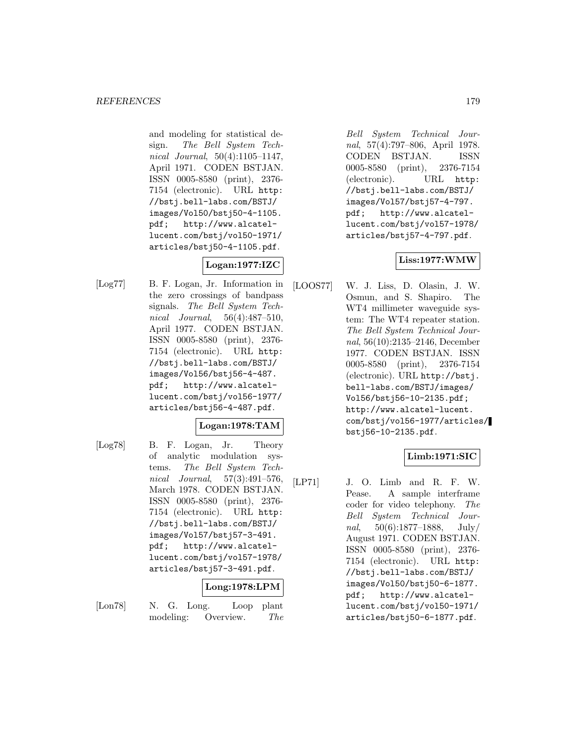and modeling for statistical design. *The Bell System Technical Journal*, 50(4):1105–1147, April 1971. CODEN BSTJAN. ISSN 0005-8580 (print), 2376-7154 (electronic). URL http://bstj.bell-labs.com/BSTJ/images/Vol50/bstj50-4-1105.pdf; http://www.alcatel-lucent.com/bstj/vol50-1971/articles/bstj50-4-1105.pdf.

**Logan:1977:IZC**

[Log77] B. F. Logan, Jr. Information in the zero crossings of bandpass signals. *The Bell System Technical Journal*, 56(4):487–510, April 1977. CODEN BSTJAN. ISSN 0005-8580 (print), 2376-7154 (electronic). URL http://bstj.bell-labs.com/BSTJ/images/Vol56/bstj56-4-487.pdf; http://www.alcatel-lucent.com/bstj/vol56-1977/articles/bstj56-4-487.pdf.

**Logan:1978:TAM**

[Log78] B. F. Logan, Jr. Theory of analytic modulation systems. *The Bell System Technical Journal*, 57(3):491–576, March 1978. CODEN BSTJAN. ISSN 0005-8580 (print), 2376-7154 (electronic). URL http://bstj.bell-labs.com/BSTJ/images/Vol57/bstj57-3-491.pdf; http://www.alcatel-lucent.com/bstj/vol57-1978/articles/bstj57-3-491.pdf.

**Long:1978:LPM**

[Lon78] N. G. Long. Loop plant modeling: Overview. *The Bell System Technical Journal*, 57(4):797–806, April 1978. CODEN BSTJAN. ISSN 0005-8580 (print), 2376-7154 (electronic). URL http://bstj.bell-labs.com/BSTJ/images/Vol57/bstj57-4-797.pdf; http://www.alcatel-lucent.com/bstj/vol57-1978/articles/bstj57-4-797.pdf.

**Liss:1977:WMW**

[LOOS77] W. J. Liss, D. Olasin, J. W. Osmun, and S. Shapiro. The WT4 millimeter waveguide system: The WT4 repeater station. *The Bell System Technical Journal*, 56(10):2135–2146, December 1977. CODEN BSTJAN. ISSN 0005-8580 (print), 2376-7154 (electronic). URL http://bstj.bell-labs.com/BSTJ/images/Vol56/bstj56-10-2135.pdf; http://www.alcatel-lucent.com/bstj/vol56-1977/articles/bstj56-10-2135.pdf.

**Limb:1971:SIC**

[LP71] J. O. Limb and R. F. W. Pease. A sample interframe coder for video telephony. *The Bell System Technical Journal*, 50(6):1877–1888, July/August 1971. CODEN BSTJAN. ISSN 0005-8580 (print), 2376-7154 (electronic). URL http://bstj.bell-labs.com/BSTJ/images/Vol50/bstj50-6-1877.pdf; http://www.alcatel-lucent.com/bstj/vol50-1971/articles/bstj50-6-1877.pdf.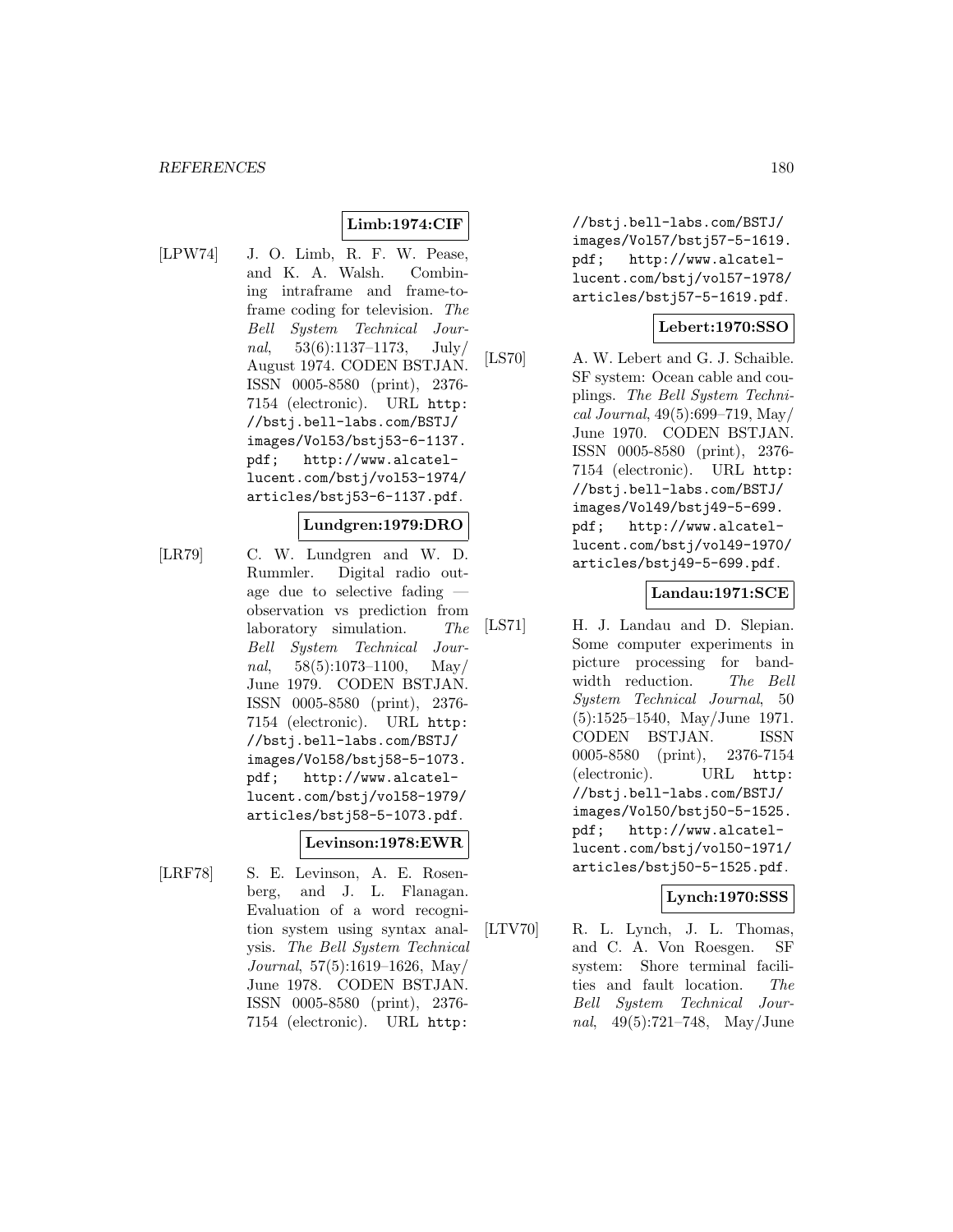**Limb:1974:CIF**

[LPW74] J. O. Limb, R. F. W. Pease, and K. A. Walsh. Combining intraframe and frame-to-frame coding for television. *The Bell System Technical Journal*, 53(6):1137–1173, July/ August 1974. CODEN BSTJAN. ISSN 0005-8580 (print), 2376-7154 (electronic). URL `http://bstj.bell-labs.com/BSTJ/images/Vol53/bstj53-6-1137.pdf`; `http://www.alcatel-lucent.com/bstj/vol53-1974/articles/bstj53-6-1137.pdf`.

**Lundgren:1979:DRO**

[LR79] C. W. Lundgren and W. D. Rummler. Digital radio outage due to selective fading — observation vs prediction from laboratory simulation. *The Bell System Technical Journal*, 58(5):1073–1100, May/ June 1979. CODEN BSTJAN. ISSN 0005-8580 (print), 2376-7154 (electronic). URL `http://bstj.bell-labs.com/BSTJ/images/Vol58/bstj58-5-1073.pdf`; `http://www.alcatel-lucent.com/bstj/vol58-1979/articles/bstj58-5-1073.pdf`.

**Levinson:1978:EWR**

[LRF78] S. E. Levinson, A. E. Rosenberg, and J. L. Flanagan. Evaluation of a word recognition system using syntax analysis. *The Bell System Technical Journal*, 57(5):1619–1626, May/ June 1978. CODEN BSTJAN. ISSN 0005-8580 (print), 2376-7154 (electronic). URL `http://bstj.bell-labs.com/BSTJ/images/Vol57/bstj57-5-1619.pdf`; `http://www.alcatel-lucent.com/bstj/vol57-1978/articles/bstj57-5-1619.pdf`.

**Lebert:1970:SSO**

[LS70] A. W. Lebert and G. J. Schaible. SF system: Ocean cable and couplings. *The Bell System Technical Journal*, 49(5):699–719, May/ June 1970. CODEN BSTJAN. ISSN 0005-8580 (print), 2376-7154 (electronic). URL `http://bstj.bell-labs.com/BSTJ/images/Vol49/bstj49-5-699.pdf`; `http://www.alcatel-lucent.com/bstj/vol49-1970/articles/bstj49-5-699.pdf`.

**Landau:1971:SCE**

[LS71] H. J. Landau and D. Slepian. Some computer experiments in picture processing for bandwidth reduction. *The Bell System Technical Journal*, 50 (5):1525–1540, May/June 1971. CODEN BSTJAN. ISSN 0005-8580 (print), 2376-7154 (electronic). URL `http://bstj.bell-labs.com/BSTJ/images/Vol50/bstj50-5-1525.pdf`; `http://www.alcatel-lucent.com/bstj/vol50-1971/articles/bstj50-5-1525.pdf`.

**Lynch:1970:SSS**

[LTV70] R. L. Lynch, J. L. Thomas, and C. A. Von Roesgen. SF system: Shore terminal facilities and fault location. *The Bell System Technical Journal*, 49(5):721–748, May/June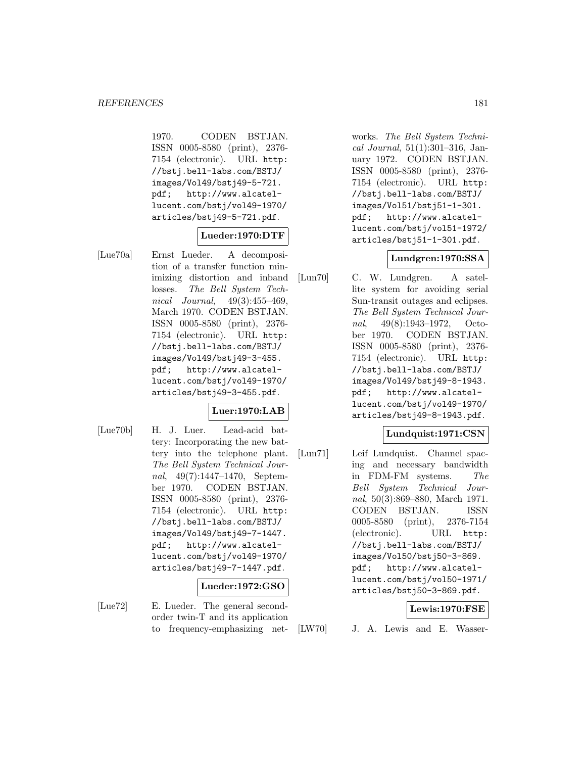1970. CODEN BSTJAN. ISSN 0005-8580 (print), 2376-7154 (electronic). URL http://bstj.bell-labs.com/BSTJ/images/Vol49/bstj49-5-721.pdf; http://www.alcatel-lucent.com/bstj/vol49-1970/articles/bstj49-5-721.pdf.

**Lueder:1970:DTF**

[Lue70a] Ernst Lueder. A decomposition of a transfer function minimizing distortion and inband losses. *The Bell System Technical Journal*, 49(3):455–469, March 1970. CODEN BSTJAN. ISSN 0005-8580 (print), 2376-7154 (electronic). URL http://bstj.bell-labs.com/BSTJ/images/Vol49/bstj49-3-455.pdf; http://www.alcatel-lucent.com/bstj/vol49-1970/articles/bstj49-3-455.pdf.

**Luer:1970:LAB**

[Lue70b] H. J. Luer. Lead-acid battery: Incorporating the new battery into the telephone plant. *The Bell System Technical Journal*, 49(7):1447–1470, September 1970. CODEN BSTJAN. ISSN 0005-8580 (print), 2376-7154 (electronic). URL http://bstj.bell-labs.com/BSTJ/images/Vol49/bstj49-7-1447.pdf; http://www.alcatel-lucent.com/bstj/vol49-1970/articles/bstj49-7-1447.pdf.

**Lueder:1972:GSO**

[Lue72] E. Lueder. The general second-order twin-T and its application to frequency-emphasizing networks. *The Bell System Technical Journal*, 51(1):301–316, January 1972. CODEN BSTJAN. ISSN 0005-8580 (print), 2376-7154 (electronic). URL http://bstj.bell-labs.com/BSTJ/images/Vol51/bstj51-1-301.pdf; http://www.alcatel-lucent.com/bstj/vol51-1972/articles/bstj51-1-301.pdf.

**Lundgren:1970:SSA**

[Lun70] C. W. Lundgren. A satellite system for avoiding serial Sun-transit outages and eclipses. *The Bell System Technical Journal*, 49(8):1943–1972, October 1970. CODEN BSTJAN. ISSN 0005-8580 (print), 2376-7154 (electronic). URL http://bstj.bell-labs.com/BSTJ/images/Vol49/bstj49-8-1943.pdf; http://www.alcatel-lucent.com/bstj/vol49-1970/articles/bstj49-8-1943.pdf.

**Lundquist:1971:CSN**

[Lun71] Leif Lundquist. Channel spacing and necessary bandwidth in FDM-FM systems. *The Bell System Technical Journal*, 50(3):869–880, March 1971. CODEN BSTJAN. ISSN 0005-8580 (print), 2376-7154 (electronic). URL http://bstj.bell-labs.com/BSTJ/images/Vol50/bstj50-3-869.pdf; http://www.alcatel-lucent.com/bstj/vol50-1971/articles/bstj50-3-869.pdf.

**Lewis:1970:FSE**

[LW70] J. A. Lewis and E. Wasser-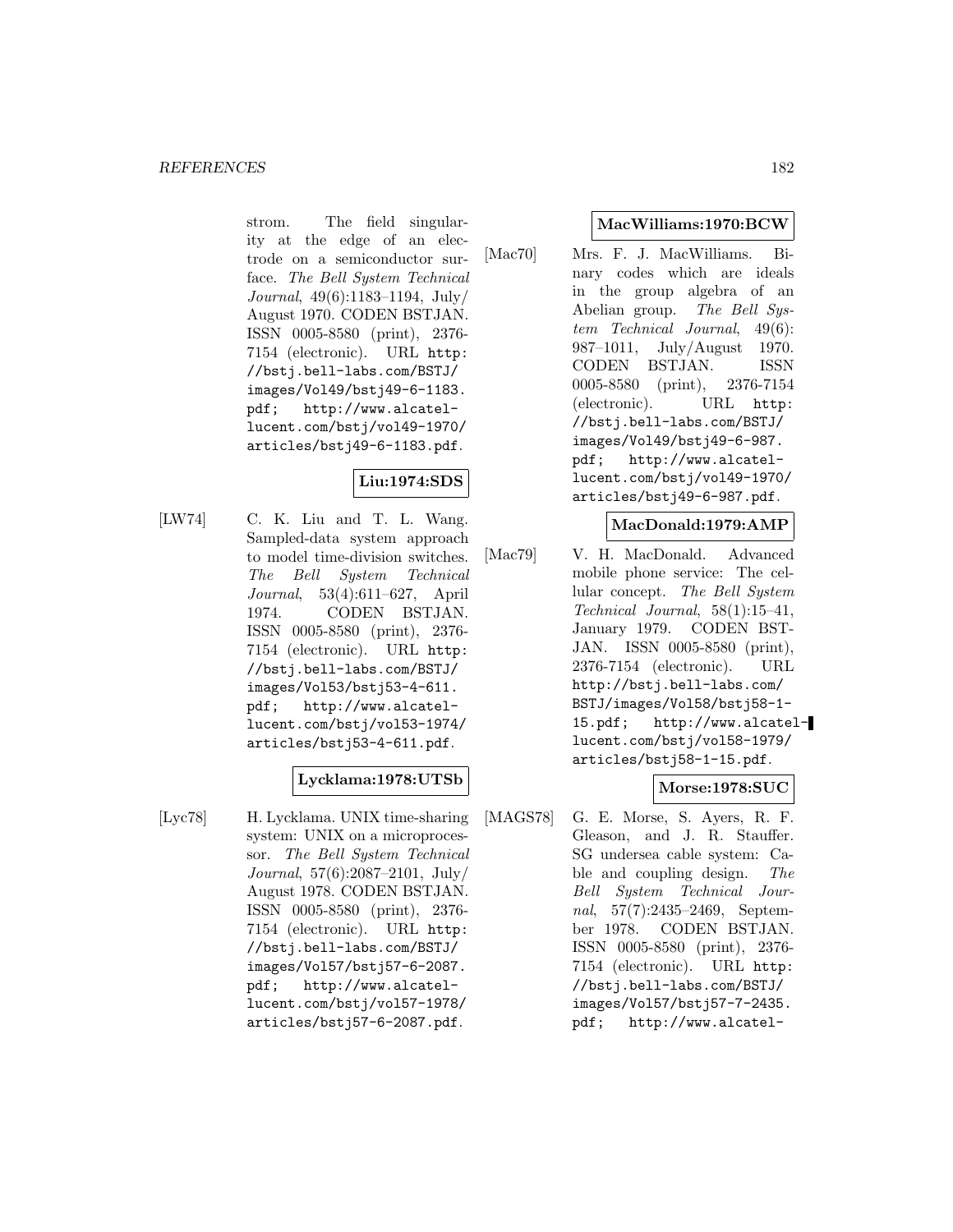strom. The field singularity at the edge of an electrode on a semiconductor surface. *The Bell System Technical Journal*, 49(6):1183–1194, July/August 1970. CODEN BSTJAN. ISSN 0005-8580 (print), 2376-7154 (electronic). URL `http://bstj.bell-labs.com/BSTJ/images/Vol49/bstj49-6-1183.pdf`; `http://www.alcatel-lucent.com/bstj/vol49-1970/articles/bstj49-6-1183.pdf`.

**Liu:1974:SDS**

[LW74] C. K. Liu and T. L. Wang. Sampled-data system approach to model time-division switches. *The Bell System Technical Journal*, 53(4):611–627, April 1974. CODEN BSTJAN. ISSN 0005-8580 (print), 2376-7154 (electronic). URL `http://bstj.bell-labs.com/BSTJ/images/Vol53/bstj53-4-611.pdf`; `http://www.alcatel-lucent.com/bstj/vol53-1974/articles/bstj53-4-611.pdf`.

**Lycklama:1978:UTSb**

[Lyc78] H. Lycklama. UNIX time-sharing system: UNIX on a microprocessor. *The Bell System Technical Journal*, 57(6):2087–2101, July/August 1978. CODEN BSTJAN. ISSN 0005-8580 (print), 2376-7154 (electronic). URL `http://bstj.bell-labs.com/BSTJ/images/Vol57/bstj57-6-2087.pdf`; `http://www.alcatel-lucent.com/bstj/vol57-1978/articles/bstj57-6-2087.pdf`.

**MacWilliams:1970:BCW**

[Mac70] Mrs. F. J. MacWilliams. Binary codes which are ideals in the group algebra of an Abelian group. *The Bell System Technical Journal*, 49(6):987–1011, July/August 1970. CODEN BSTJAN. ISSN 0005-8580 (print), 2376-7154 (electronic). URL `http://bstj.bell-labs.com/BSTJ/images/Vol49/bstj49-6-987.pdf`; `http://www.alcatel-lucent.com/bstj/vol49-1970/articles/bstj49-6-987.pdf`.

**MacDonald:1979:AMP**

[Mac79] V. H. MacDonald. Advanced mobile phone service: The cellular concept. *The Bell System Technical Journal*, 58(1):15–41, January 1979. CODEN BSTJAN. ISSN 0005-8580 (print), 2376-7154 (electronic). URL `http://bstj.bell-labs.com/BSTJ/images/Vol58/bstj58-1-15.pdf`; `http://www.alcatel-lucent.com/bstj/vol58-1979/articles/bstj58-1-15.pdf`.

**Morse:1978:SUC**

[MAGS78] G. E. Morse, S. Ayers, R. F. Gleason, and J. R. Stauffer. SG undersea cable system: Cable and coupling design. *The Bell System Technical Journal*, 57(7):2435–2469, September 1978. CODEN BSTJAN. ISSN 0005-8580 (print), 2376-7154 (electronic). URL `http://bstj.bell-labs.com/BSTJ/images/Vol57/bstj57-7-2435.pdf`; `http://www.alcatel-`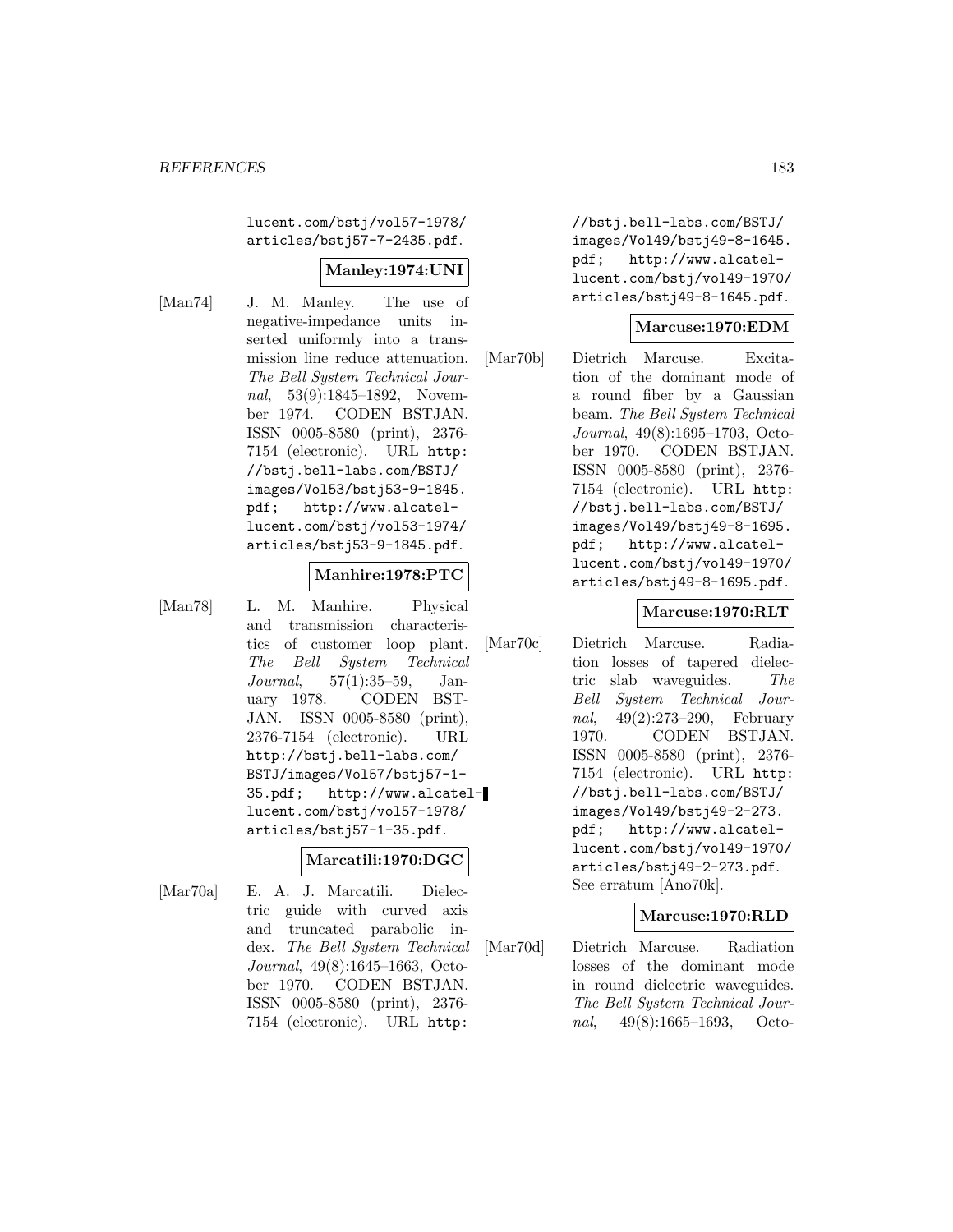lucent.com/bstj/vol57-1978/articles/bstj57-7-2435.pdf.

**Manley:1974:UNI**

[Man74] J. M. Manley. The use of negative-impedance units inserted uniformly into a transmission line reduce attenuation. *The Bell System Technical Journal*, 53(9):1845–1892, November 1974. CODEN BSTJAN. ISSN 0005-8580 (print), 2376-7154 (electronic). URL http://bstj.bell-labs.com/BSTJ/images/Vol53/bstj53-9-1845.pdf; http://www.alcatel-lucent.com/bstj/vol53-1974/articles/bstj53-9-1845.pdf.

**Manhire:1978:PTC**

[Man78] L. M. Manhire. Physical and transmission characteristics of customer loop plant. *The Bell System Technical Journal*, 57(1):35–59, January 1978. CODEN BSTJAN. ISSN 0005-8580 (print), 2376-7154 (electronic). URL http://bstj.bell-labs.com/BSTJ/images/Vol57/bstj57-1-35.pdf; http://www.alcatel-lucent.com/bstj/vol57-1978/articles/bstj57-1-35.pdf.

**Marcatili:1970:DGC**

[Mar70a] E. A. J. Marcatili. Dielectric guide with curved axis and truncated parabolic index. *The Bell System Technical Journal*, 49(8):1645–1663, October 1970. CODEN BSTJAN. ISSN 0005-8580 (print), 2376-7154 (electronic). URL http://bstj.bell-labs.com/BSTJ/images/Vol49/bstj49-8-1645.pdf; http://www.alcatel-lucent.com/bstj/vol49-1970/articles/bstj49-8-1645.pdf.

**Marcuse:1970:EDM**

[Mar70b] Dietrich Marcuse. Excitation of the dominant mode of a round fiber by a Gaussian beam. *The Bell System Technical Journal*, 49(8):1695–1703, October 1970. CODEN BSTJAN. ISSN 0005-8580 (print), 2376-7154 (electronic). URL http://bstj.bell-labs.com/BSTJ/images/Vol49/bstj49-8-1695.pdf; http://www.alcatel-lucent.com/bstj/vol49-1970/articles/bstj49-8-1695.pdf.

**Marcuse:1970:RLT**

[Mar70c] Dietrich Marcuse. Radiation losses of tapered dielectric slab waveguides. *The Bell System Technical Journal*, 49(2):273–290, February 1970. CODEN BSTJAN. ISSN 0005-8580 (print), 2376-7154 (electronic). URL http://bstj.bell-labs.com/BSTJ/images/Vol49/bstj49-2-273.pdf; http://www.alcatel-lucent.com/bstj/vol49-1970/articles/bstj49-2-273.pdf. See erratum [Ano70k].

**Marcuse:1970:RLD**

[Mar70d] Dietrich Marcuse. Radiation losses of the dominant mode in round dielectric waveguides. *The Bell System Technical Journal*, 49(8):1665–1693, Octo-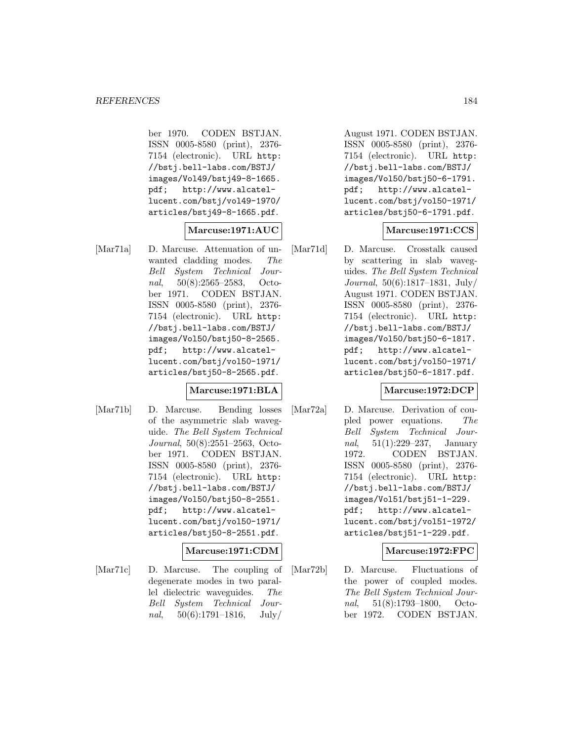ber 1970. CODEN BSTJAN. ISSN 0005-8580 (print), 2376-7154 (electronic). URL http://bstj.bell-labs.com/BSTJ/images/Vol49/bstj49-8-1665.pdf; http://www.alcatel-lucent.com/bstj/vol49-1970/articles/bstj49-8-1665.pdf.

**Marcuse:1971:AUC**

[Mar71a] D. Marcuse. Attenuation of unwanted cladding modes. *The Bell System Technical Journal*, 50(8):2565–2583, October 1971. CODEN BSTJAN. ISSN 0005-8580 (print), 2376-7154 (electronic). URL http://bstj.bell-labs.com/BSTJ/images/Vol50/bstj50-8-2565.pdf; http://www.alcatel-lucent.com/bstj/vol50-1971/articles/bstj50-8-2565.pdf.

**Marcuse:1971:BLA**

[Mar71b] D. Marcuse. Bending losses of the asymmetric slab waveguide. *The Bell System Technical Journal*, 50(8):2551–2563, October 1971. CODEN BSTJAN. ISSN 0005-8580 (print), 2376-7154 (electronic). URL http://bstj.bell-labs.com/BSTJ/images/Vol50/bstj50-8-2551.pdf; http://www.alcatel-lucent.com/bstj/vol50-1971/articles/bstj50-8-2551.pdf.

**Marcuse:1971:CDM**

[Mar71c] D. Marcuse. The coupling of degenerate modes in two parallel dielectric waveguides. *The Bell System Technical Journal*, 50(6):1791–1816, July/August 1971. CODEN BSTJAN. ISSN 0005-8580 (print), 2376-7154 (electronic). URL http://bstj.bell-labs.com/BSTJ/images/Vol50/bstj50-6-1791.pdf; http://www.alcatel-lucent.com/bstj/vol50-1971/articles/bstj50-6-1791.pdf.

**Marcuse:1971:CCS**

[Mar71d] D. Marcuse. Crosstalk caused by scattering in slab waveguides. *The Bell System Technical Journal*, 50(6):1817–1831, July/August 1971. CODEN BSTJAN. ISSN 0005-8580 (print), 2376-7154 (electronic). URL http://bstj.bell-labs.com/BSTJ/images/Vol50/bstj50-6-1817.pdf; http://www.alcatel-lucent.com/bstj/vol50-1971/articles/bstj50-6-1817.pdf.

**Marcuse:1972:DCP**

[Mar72a] D. Marcuse. Derivation of coupled power equations. *The Bell System Technical Journal*, 51(1):229–237, January 1972. CODEN BSTJAN. ISSN 0005-8580 (print), 2376-7154 (electronic). URL http://bstj.bell-labs.com/BSTJ/images/Vol51/bstj51-1-229.pdf; http://www.alcatel-lucent.com/bstj/vol51-1972/articles/bstj51-1-229.pdf.

**Marcuse:1972:FPC**

[Mar72b] D. Marcuse. Fluctuations of the power of coupled modes. *The Bell System Technical Journal*, 51(8):1793–1800, October 1972. CODEN BSTJAN.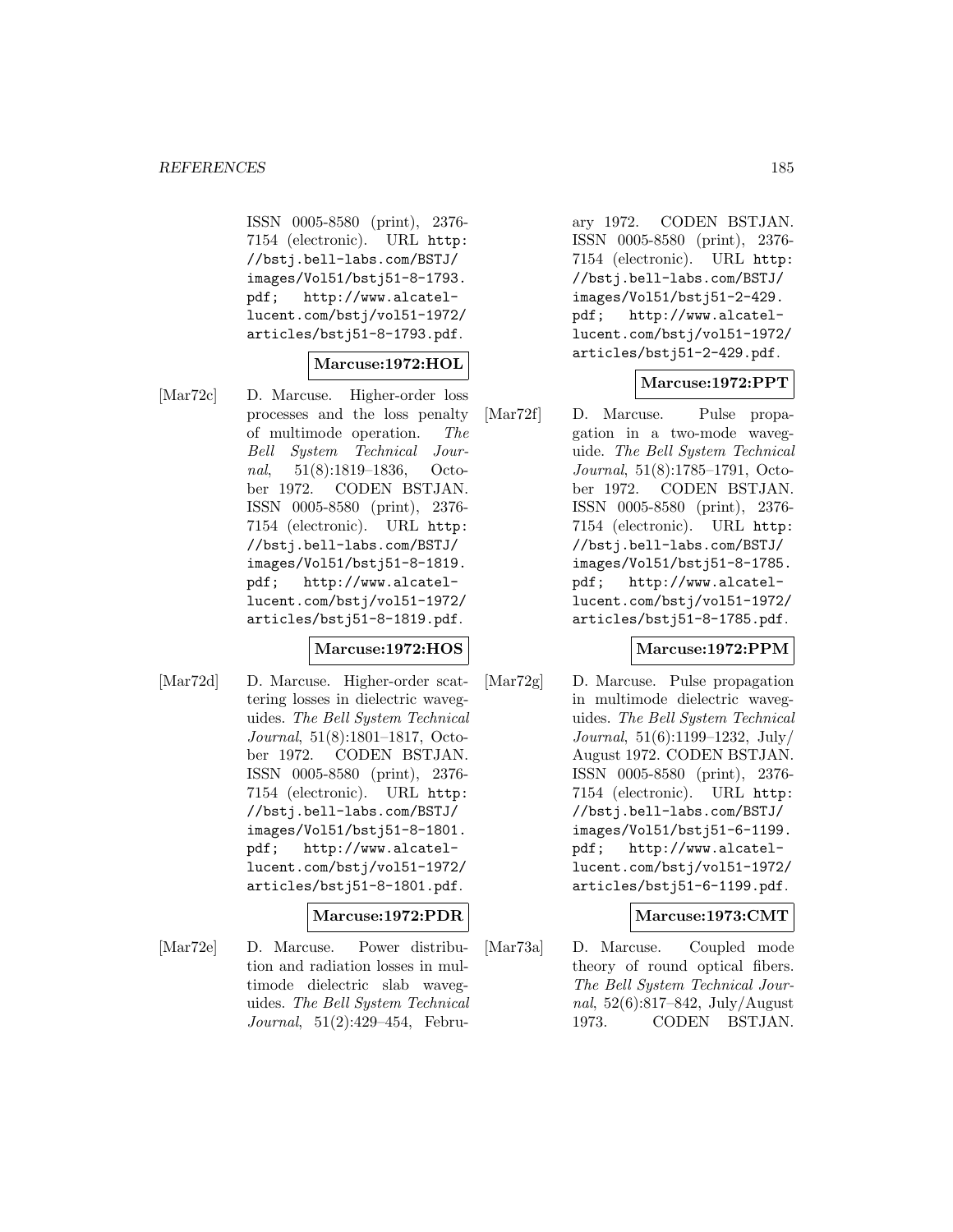ISSN 0005-8580 (print), 2376-7154 (electronic). URL http://bstj.bell-labs.com/BSTJ/images/Vol51/bstj51-8-1793.pdf; http://www.alcatel-lucent.com/bstj/vol51-1972/articles/bstj51-8-1793.pdf.

**Marcuse:1972:HOL**

[Mar72c] D. Marcuse. Higher-order loss processes and the loss penalty of multimode operation. *The Bell System Technical Journal*, 51(8):1819–1836, October 1972. CODEN BSTJAN. ISSN 0005-8580 (print), 2376-7154 (electronic). URL http://bstj.bell-labs.com/BSTJ/images/Vol51/bstj51-8-1819.pdf; http://www.alcatel-lucent.com/bstj/vol51-1972/articles/bstj51-8-1819.pdf.

**Marcuse:1972:HOS**

[Mar72d] D. Marcuse. Higher-order scattering losses in dielectric waveguides. *The Bell System Technical Journal*, 51(8):1801–1817, October 1972. CODEN BSTJAN. ISSN 0005-8580 (print), 2376-7154 (electronic). URL http://bstj.bell-labs.com/BSTJ/images/Vol51/bstj51-8-1801.pdf; http://www.alcatel-lucent.com/bstj/vol51-1972/articles/bstj51-8-1801.pdf.

**Marcuse:1972:PDR**

[Mar72e] D. Marcuse. Power distribution and radiation losses in multimode dielectric slab waveguides. *The Bell System Technical Journal*, 51(2):429–454, February 1972. CODEN BSTJAN. ISSN 0005-8580 (print), 2376-7154 (electronic). URL http://bstj.bell-labs.com/BSTJ/images/Vol51/bstj51-2-429.pdf; http://www.alcatel-lucent.com/bstj/vol51-1972/articles/bstj51-2-429.pdf.

**Marcuse:1972:PPT**

[Mar72f] D. Marcuse. Pulse propagation in a two-mode waveguide. *The Bell System Technical Journal*, 51(8):1785–1791, October 1972. CODEN BSTJAN. ISSN 0005-8580 (print), 2376-7154 (electronic). URL http://bstj.bell-labs.com/BSTJ/images/Vol51/bstj51-8-1785.pdf; http://www.alcatel-lucent.com/bstj/vol51-1972/articles/bstj51-8-1785.pdf.

**Marcuse:1972:PPM**

[Mar72g] D. Marcuse. Pulse propagation in multimode dielectric waveguides. *The Bell System Technical Journal*, 51(6):1199–1232, July/August 1972. CODEN BSTJAN. ISSN 0005-8580 (print), 2376-7154 (electronic). URL http://bstj.bell-labs.com/BSTJ/images/Vol51/bstj51-6-1199.pdf; http://www.alcatel-lucent.com/bstj/vol51-1972/articles/bstj51-6-1199.pdf.

**Marcuse:1973:CMT**

[Mar73a] D. Marcuse. Coupled mode theory of round optical fibers. *The Bell System Technical Journal*, 52(6):817–842, July/August 1973. CODEN BSTJAN.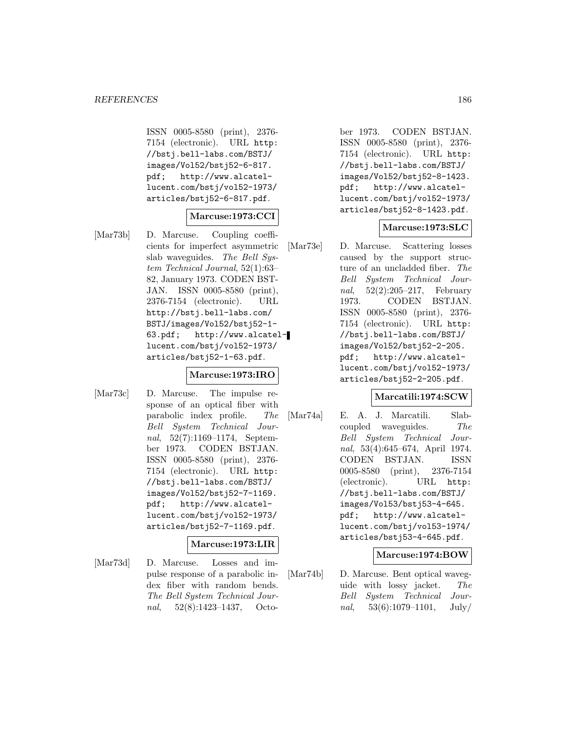ISSN 0005-8580 (print), 2376-7154 (electronic). URL http://bstj.bell-labs.com/BSTJ/images/Vol52/bstj52-6-817.pdf; http://www.alcatel-lucent.com/bstj/vol52-1973/articles/bstj52-6-817.pdf.

**Marcuse:1973:CCI**

[Mar73b] D. Marcuse. Coupling coefficients for imperfect asymmetric slab waveguides. *The Bell System Technical Journal*, 52(1):63–82, January 1973. CODEN BSTJAN. ISSN 0005-8580 (print), 2376-7154 (electronic). URL http://bstj.bell-labs.com/BSTJ/images/Vol52/bstj52-1-63.pdf; http://www.alcatel-lucent.com/bstj/vol52-1973/articles/bstj52-1-63.pdf.

**Marcuse:1973:IRO**

[Mar73c] D. Marcuse. The impulse response of an optical fiber with parabolic index profile. *The Bell System Technical Journal*, 52(7):1169–1174, September 1973. CODEN BSTJAN. ISSN 0005-8580 (print), 2376-7154 (electronic). URL http://bstj.bell-labs.com/BSTJ/images/Vol52/bstj52-7-1169.pdf; http://www.alcatel-lucent.com/bstj/vol52-1973/articles/bstj52-7-1169.pdf.

**Marcuse:1973:LIR**

[Mar73d] D. Marcuse. Losses and impulse response of a parabolic index fiber with random bends. *The Bell System Technical Journal*, 52(8):1423–1437, October 1973. CODEN BSTJAN. ISSN 0005-8580 (print), 2376-7154 (electronic). URL http://bstj.bell-labs.com/BSTJ/images/Vol52/bstj52-8-1423.pdf; http://www.alcatel-lucent.com/bstj/vol52-1973/articles/bstj52-8-1423.pdf.

**Marcuse:1973:SLC**

[Mar73e] D. Marcuse. Scattering losses caused by the support structure of an uncladded fiber. *The Bell System Technical Journal*, 52(2):205–217, February 1973. CODEN BSTJAN. ISSN 0005-8580 (print), 2376-7154 (electronic). URL http://bstj.bell-labs.com/BSTJ/images/Vol52/bstj52-2-205.pdf; http://www.alcatel-lucent.com/bstj/vol52-1973/articles/bstj52-2-205.pdf.

**Marcatili:1974:SCW**

[Mar74a] E. A. J. Marcatili. Slab-coupled waveguides. *The Bell System Technical Journal*, 53(4):645–674, April 1974. CODEN BSTJAN. ISSN 0005-8580 (print), 2376-7154 (electronic). URL http://bstj.bell-labs.com/BSTJ/images/Vol53/bstj53-4-645.pdf; http://www.alcatel-lucent.com/bstj/vol53-1974/articles/bstj53-4-645.pdf.

**Marcuse:1974:BOW**

[Mar74b] D. Marcuse. Bent optical waveguide with lossy jacket. *The Bell System Technical Journal*, 53(6):1079–1101, July/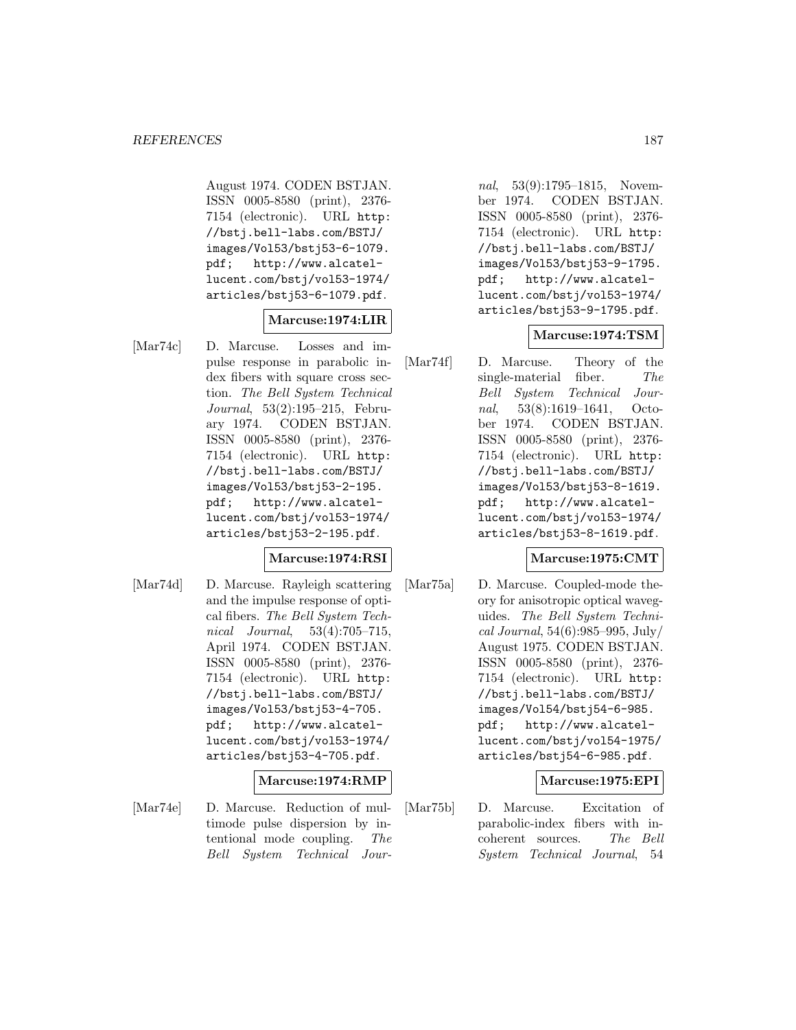August 1974. CODEN BSTJAN. ISSN 0005-8580 (print), 2376-7154 (electronic). URL http://bstj.bell-labs.com/BSTJ/images/Vol53/bstj53-6-1079.pdf; http://www.alcatel-lucent.com/bstj/vol53-1974/articles/bstj53-6-1079.pdf.

**Marcuse:1974:LIR**

[Mar74c] D. Marcuse. Losses and impulse response in parabolic index fibers with square cross section. *The Bell System Technical Journal*, 53(2):195–215, February 1974. CODEN BSTJAN. ISSN 0005-8580 (print), 2376-7154 (electronic). URL http://bstj.bell-labs.com/BSTJ/images/Vol53/bstj53-2-195.pdf; http://www.alcatel-lucent.com/bstj/vol53-1974/articles/bstj53-2-195.pdf.

**Marcuse:1974:RSI**

[Mar74d] D. Marcuse. Rayleigh scattering and the impulse response of optical fibers. *The Bell System Technical Journal*, 53(4):705–715, April 1974. CODEN BSTJAN. ISSN 0005-8580 (print), 2376-7154 (electronic). URL http://bstj.bell-labs.com/BSTJ/images/Vol53/bstj53-4-705.pdf; http://www.alcatel-lucent.com/bstj/vol53-1974/articles/bstj53-4-705.pdf.

**Marcuse:1974:RMP**

[Mar74e] D. Marcuse. Reduction of multimode pulse dispersion by intentional mode coupling. *The Bell System Technical Journal*, 53(9):1795–1815, November 1974. CODEN BSTJAN. ISSN 0005-8580 (print), 2376-7154 (electronic). URL http://bstj.bell-labs.com/BSTJ/images/Vol53/bstj53-9-1795.pdf; http://www.alcatel-lucent.com/bstj/vol53-1974/articles/bstj53-9-1795.pdf.

**Marcuse:1974:TSM**

[Mar74f] D. Marcuse. Theory of the single-material fiber. *The Bell System Technical Journal*, 53(8):1619–1641, October 1974. CODEN BSTJAN. ISSN 0005-8580 (print), 2376-7154 (electronic). URL http://bstj.bell-labs.com/BSTJ/images/Vol53/bstj53-8-1619.pdf; http://www.alcatel-lucent.com/bstj/vol53-1974/articles/bstj53-8-1619.pdf.

**Marcuse:1975:CMT**

[Mar75a] D. Marcuse. Coupled-mode theory for anisotropic optical waveguides. *The Bell System Technical Journal*, 54(6):985–995, July/August 1975. CODEN BSTJAN. ISSN 0005-8580 (print), 2376-7154 (electronic). URL http://bstj.bell-labs.com/BSTJ/images/Vol54/bstj54-6-985.pdf; http://www.alcatel-lucent.com/bstj/vol54-1975/articles/bstj54-6-985.pdf.

**Marcuse:1975:EPI**

[Mar75b] D. Marcuse. Excitation of parabolic-index fibers with incoherent sources. *The Bell System Technical Journal*, 54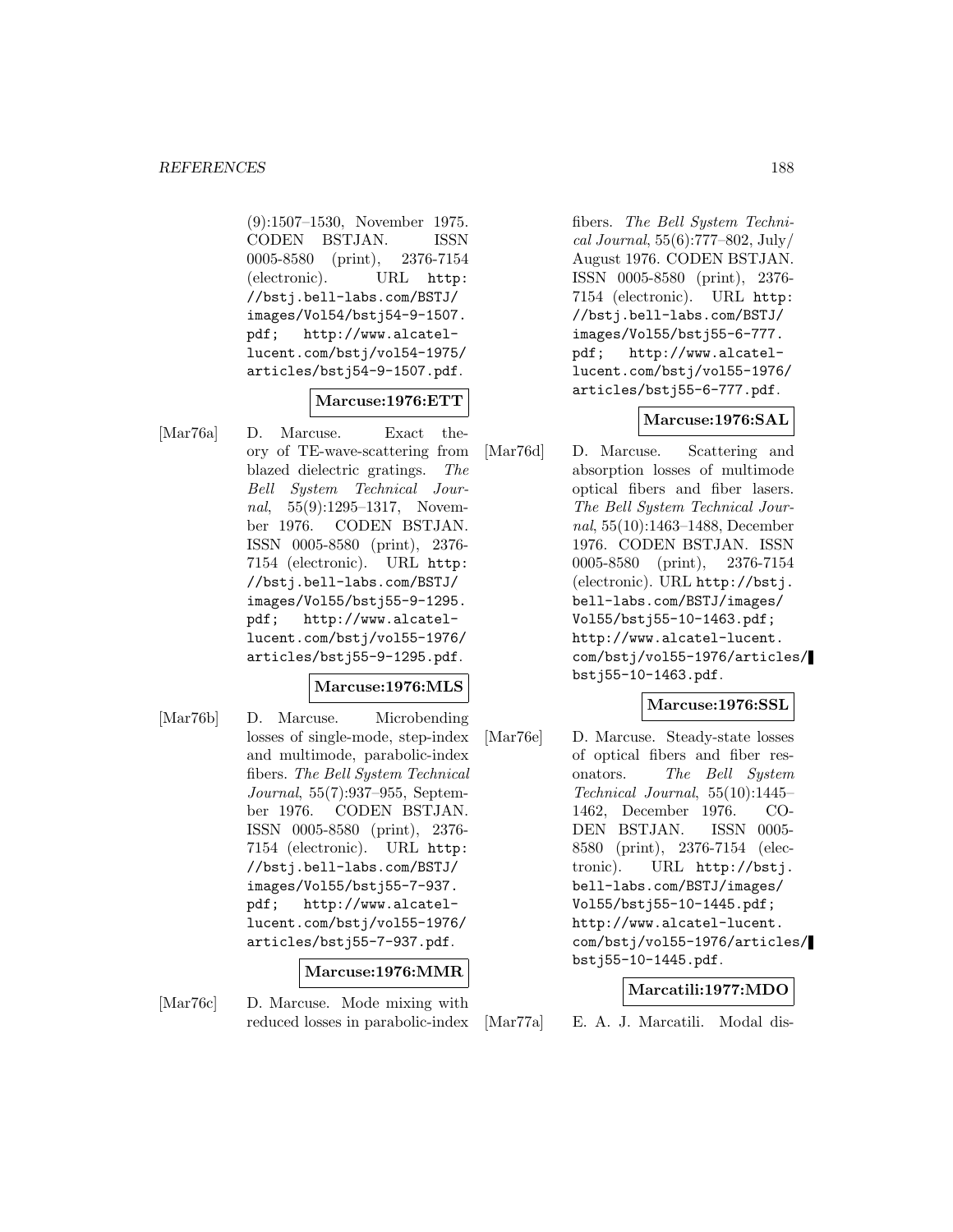(9):1507–1530, November 1975. CODEN BSTJAN. ISSN 0005-8580 (print), 2376-7154 (electronic). URL http://bstj.bell-labs.com/BSTJ/images/Vol54/bstj54-9-1507.pdf; http://www.alcatel-lucent.com/bstj/vol54-1975/articles/bstj54-9-1507.pdf.

**Marcuse:1976:ETT**

[Mar76a] D. Marcuse. Exact theory of TE-wave-scattering from blazed dielectric gratings. *The Bell System Technical Journal*, 55(9):1295–1317, November 1976. CODEN BSTJAN. ISSN 0005-8580 (print), 2376-7154 (electronic). URL http://bstj.bell-labs.com/BSTJ/images/Vol55/bstj55-9-1295.pdf; http://www.alcatel-lucent.com/bstj/vol55-1976/articles/bstj55-9-1295.pdf.

**Marcuse:1976:MLS**

[Mar76b] D. Marcuse. Microbending losses of single-mode, step-index and multimode, parabolic-index fibers. *The Bell System Technical Journal*, 55(7):937–955, September 1976. CODEN BSTJAN. ISSN 0005-8580 (print), 2376-7154 (electronic). URL http://bstj.bell-labs.com/BSTJ/images/Vol55/bstj55-7-937.pdf; http://www.alcatel-lucent.com/bstj/vol55-1976/articles/bstj55-7-937.pdf.

**Marcuse:1976:MMR**

[Mar76c] D. Marcuse. Mode mixing with reduced losses in parabolic-index fibers. *The Bell System Technical Journal*, 55(6):777–802, July/August 1976. CODEN BSTJAN. ISSN 0005-8580 (print), 2376-7154 (electronic). URL http://bstj.bell-labs.com/BSTJ/images/Vol55/bstj55-6-777.pdf; http://www.alcatel-lucent.com/bstj/vol55-1976/articles/bstj55-6-777.pdf.

**Marcuse:1976:SAL**

[Mar76d] D. Marcuse. Scattering and absorption losses of multimode optical fibers and fiber lasers. *The Bell System Technical Journal*, 55(10):1463–1488, December 1976. CODEN BSTJAN. ISSN 0005-8580 (print), 2376-7154 (electronic). URL http://bstj.bell-labs.com/BSTJ/images/Vol55/bstj55-10-1463.pdf; http://www.alcatel-lucent.com/bstj/vol55-1976/articles/bstj55-10-1463.pdf.

**Marcuse:1976:SSL**

[Mar76e] D. Marcuse. Steady-state losses of optical fibers and fiber resonators. *The Bell System Technical Journal*, 55(10):1445–1462, December 1976. CODEN BSTJAN. ISSN 0005-8580 (print), 2376-7154 (electronic). URL http://bstj.bell-labs.com/BSTJ/images/Vol55/bstj55-10-1445.pdf; http://www.alcatel-lucent.com/bstj/vol55-1976/articles/bstj55-10-1445.pdf.

**Marcatili:1977:MDO**

[Mar77a] E. A. J. Marcatili. Modal dis-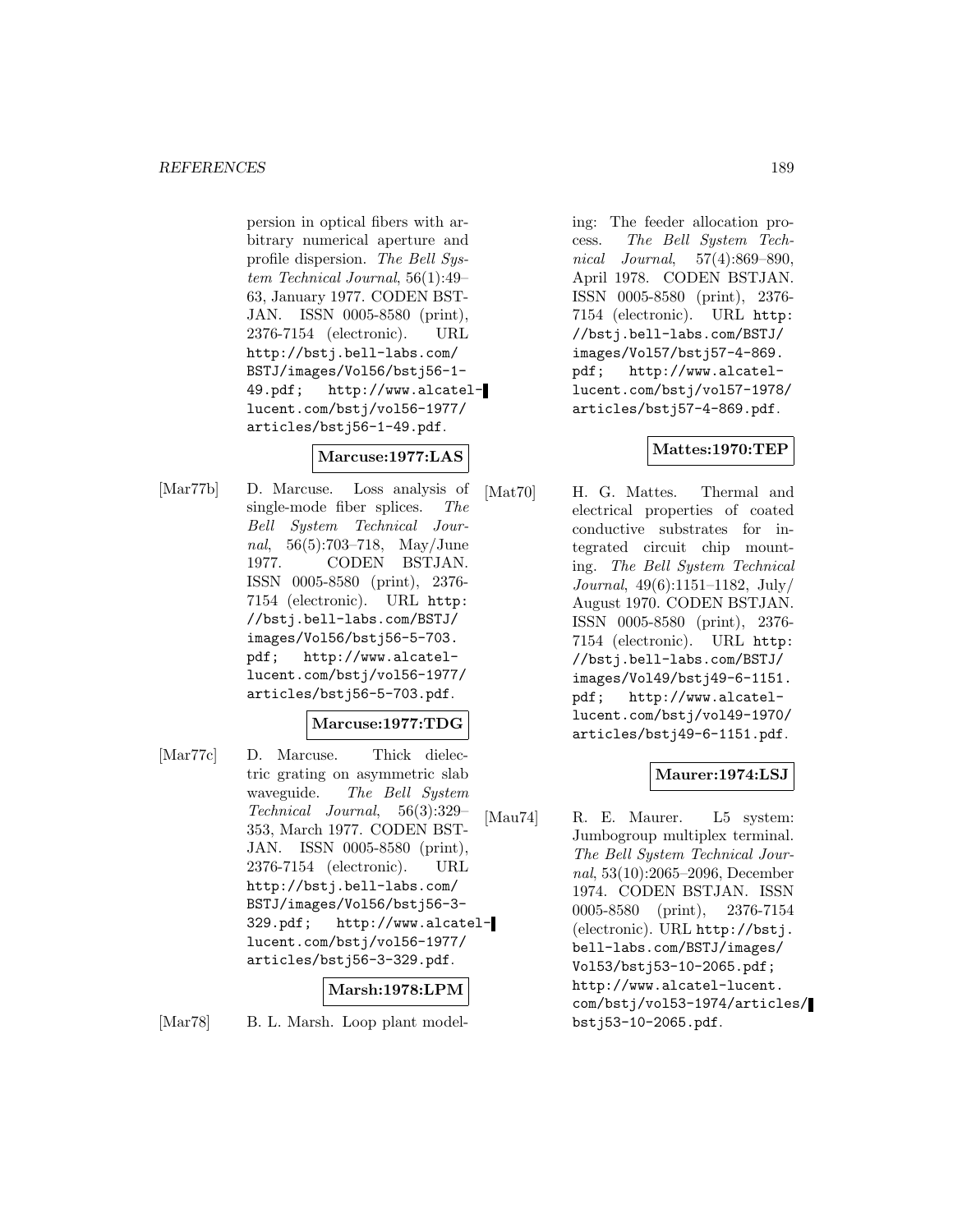persion in optical fibers with arbitrary numerical aperture and profile dispersion. *The Bell System Technical Journal*, 56(1):49–63, January 1977. CODEN BSTJAN. ISSN 0005-8580 (print), 2376-7154 (electronic). URL http://bstj.bell-labs.com/BSTJ/images/Vol56/bstj56-1-49.pdf; http://www.alcatel-lucent.com/bstj/vol56-1977/articles/bstj56-1-49.pdf.

**Marcuse:1977:LAS**

[Mar77b] D. Marcuse. Loss analysis of single-mode fiber splices. *The Bell System Technical Journal*, 56(5):703–718, May/June 1977. CODEN BSTJAN. ISSN 0005-8580 (print), 2376-7154 (electronic). URL http://bstj.bell-labs.com/BSTJ/images/Vol56/bstj56-5-703.pdf; http://www.alcatel-lucent.com/bstj/vol56-1977/articles/bstj56-5-703.pdf.

**Marcuse:1977:TDG**

[Mar77c] D. Marcuse. Thick dielectric grating on asymmetric slab waveguide. *The Bell System Technical Journal*, 56(3):329–353, March 1977. CODEN BSTJAN. ISSN 0005-8580 (print), 2376-7154 (electronic). URL http://bstj.bell-labs.com/BSTJ/images/Vol56/bstj56-3-329.pdf; http://www.alcatel-lucent.com/bstj/vol56-1977/articles/bstj56-3-329.pdf.

**Marsh:1978:LPM**

[Mar78] B. L. Marsh. Loop plant modeling: The feeder allocation process. *The Bell System Technical Journal*, 57(4):869–890, April 1978. CODEN BSTJAN. ISSN 0005-8580 (print), 2376-7154 (electronic). URL http://bstj.bell-labs.com/BSTJ/images/Vol57/bstj57-4-869.pdf; http://www.alcatel-lucent.com/bstj/vol57-1978/articles/bstj57-4-869.pdf.

**Mattes:1970:TEP**

[Mat70] H. G. Mattes. Thermal and electrical properties of coated conductive substrates for integrated circuit chip mounting. *The Bell System Technical Journal*, 49(6):1151–1182, July/August 1970. CODEN BSTJAN. ISSN 0005-8580 (print), 2376-7154 (electronic). URL http://bstj.bell-labs.com/BSTJ/images/Vol49/bstj49-6-1151.pdf; http://www.alcatel-lucent.com/bstj/vol49-1970/articles/bstj49-6-1151.pdf.

**Maurer:1974:LSJ**

[Mau74] R. E. Maurer. L5 system: Jumbogroup multiplex terminal. *The Bell System Technical Journal*, 53(10):2065–2096, December 1974. CODEN BSTJAN. ISSN 0005-8580 (print), 2376-7154 (electronic). URL http://bstj.bell-labs.com/BSTJ/images/Vol53/bstj53-10-2065.pdf; http://www.alcatel-lucent.com/bstj/vol53-1974/articles/bstj53-10-2065.pdf.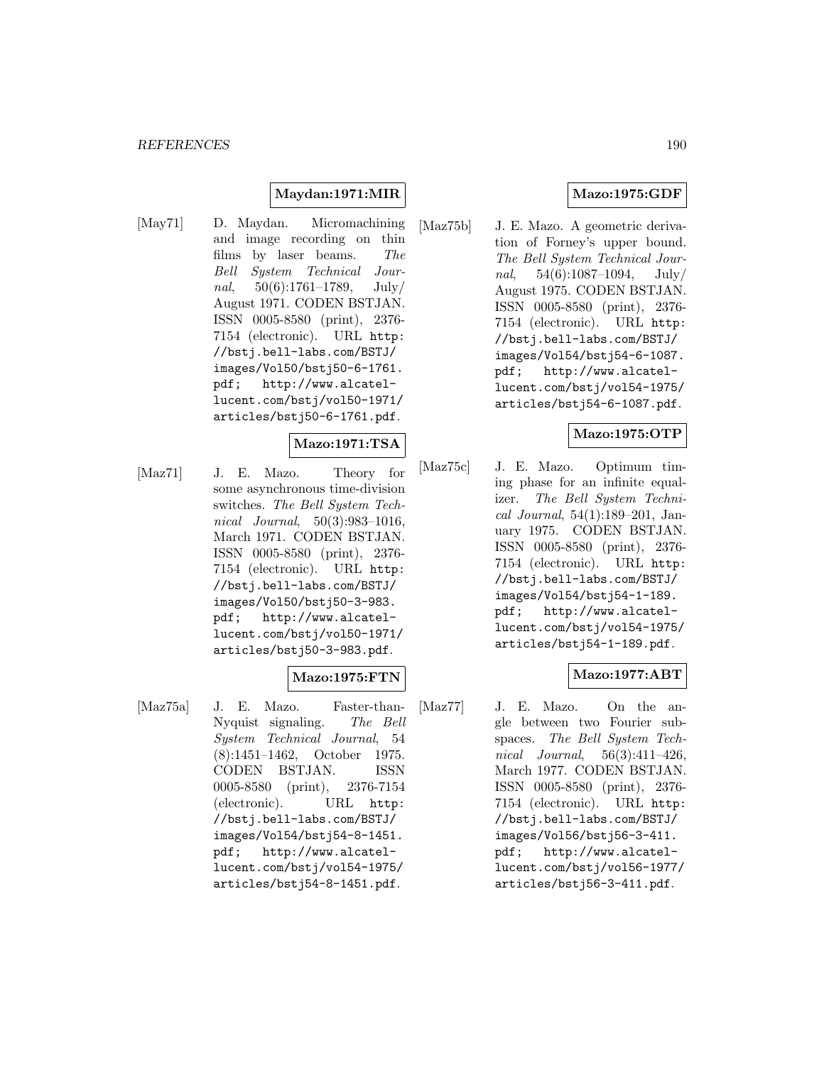**Maydan:1971:MIR**

[May71] D. Maydan. Micromachining and image recording on thin films by laser beams. *The Bell System Technical Journal*, 50(6):1761–1789, July/ August 1971. CODEN BSTJAN. ISSN 0005-8580 (print), 2376-7154 (electronic). URL `http://bstj.bell-labs.com/BSTJ/images/Vol50/bstj50-6-1761.pdf`; `http://www.alcatel-lucent.com/bstj/vol50-1971/articles/bstj50-6-1761.pdf`.

**Mazo:1971:TSA**

[Maz71] J. E. Mazo. Theory for some asynchronous time-division switches. *The Bell System Technical Journal*, 50(3):983–1016, March 1971. CODEN BSTJAN. ISSN 0005-8580 (print), 2376-7154 (electronic). URL `http://bstj.bell-labs.com/BSTJ/images/Vol50/bstj50-3-983.pdf`; `http://www.alcatel-lucent.com/bstj/vol50-1971/articles/bstj50-3-983.pdf`.

**Mazo:1975:FTN**

[Maz75a] J. E. Mazo. Faster-than-Nyquist signaling. *The Bell System Technical Journal*, 54 (8):1451–1462, October 1975. CODEN BSTJAN. ISSN 0005-8580 (print), 2376-7154 (electronic). URL `http://bstj.bell-labs.com/BSTJ/images/Vol54/bstj54-8-1451.pdf`; `http://www.alcatel-lucent.com/bstj/vol54-1975/articles/bstj54-8-1451.pdf`.

**Mazo:1975:GDF**

[Maz75b] J. E. Mazo. A geometric derivation of Forney's upper bound. *The Bell System Technical Journal*, 54(6):1087–1094, July/ August 1975. CODEN BSTJAN. ISSN 0005-8580 (print), 2376-7154 (electronic). URL `http://bstj.bell-labs.com/BSTJ/images/Vol54/bstj54-6-1087.pdf`; `http://www.alcatel-lucent.com/bstj/vol54-1975/articles/bstj54-6-1087.pdf`.

**Mazo:1975:OTP**

[Maz75c] J. E. Mazo. Optimum timing phase for an infinite equalizer. *The Bell System Technical Journal*, 54(1):189–201, January 1975. CODEN BSTJAN. ISSN 0005-8580 (print), 2376-7154 (electronic). URL `http://bstj.bell-labs.com/BSTJ/images/Vol54/bstj54-1-189.pdf`; `http://www.alcatel-lucent.com/bstj/vol54-1975/articles/bstj54-1-189.pdf`.

**Mazo:1977:ABT**

[Maz77] J. E. Mazo. On the angle between two Fourier subspaces. *The Bell System Technical Journal*, 56(3):411–426, March 1977. CODEN BSTJAN. ISSN 0005-8580 (print), 2376-7154 (electronic). URL `http://bstj.bell-labs.com/BSTJ/images/Vol56/bstj56-3-411.pdf`; `http://www.alcatel-lucent.com/bstj/vol56-1977/articles/bstj56-3-411.pdf`.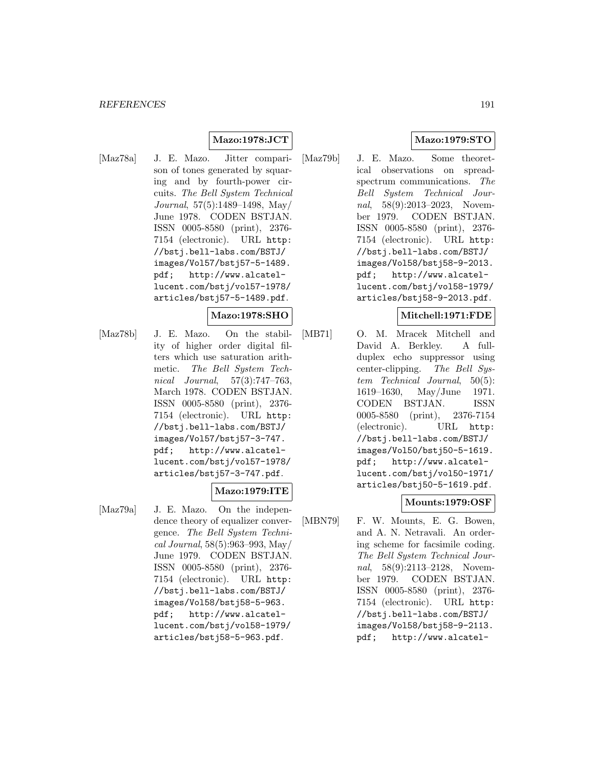**Mazo:1978:JCT**

[Maz78a] J. E. Mazo. Jitter comparison of tones generated by squaring and by fourth-power circuits. *The Bell System Technical Journal*, 57(5):1489–1498, May/June 1978. CODEN BSTJAN. ISSN 0005-8580 (print), 2376-7154 (electronic). URL http://bstj.bell-labs.com/BSTJ/images/Vol57/bstj57-5-1489.pdf; http://www.alcatel-lucent.com/bstj/vol57-1978/articles/bstj57-5-1489.pdf.

**Mazo:1978:SHO**

[Maz78b] J. E. Mazo. On the stability of higher order digital filters which use saturation arithmetic. *The Bell System Technical Journal*, 57(3):747–763, March 1978. CODEN BSTJAN. ISSN 0005-8580 (print), 2376-7154 (electronic). URL http://bstj.bell-labs.com/BSTJ/images/Vol57/bstj57-3-747.pdf; http://www.alcatel-lucent.com/bstj/vol57-1978/articles/bstj57-3-747.pdf.

**Mazo:1979:ITE**

[Maz79a] J. E. Mazo. On the independence theory of equalizer convergence. *The Bell System Technical Journal*, 58(5):963–993, May/June 1979. CODEN BSTJAN. ISSN 0005-8580 (print), 2376-7154 (electronic). URL http://bstj.bell-labs.com/BSTJ/images/Vol58/bstj58-5-963.pdf; http://www.alcatel-lucent.com/bstj/vol58-1979/articles/bstj58-5-963.pdf.

**Mazo:1979:STO**

[Maz79b] J. E. Mazo. Some theoretical observations on spread-spectrum communications. *The Bell System Technical Journal*, 58(9):2013–2023, November 1979. CODEN BSTJAN. ISSN 0005-8580 (print), 2376-7154 (electronic). URL http://bstj.bell-labs.com/BSTJ/images/Vol58/bstj58-9-2013.pdf; http://www.alcatel-lucent.com/bstj/vol58-1979/articles/bstj58-9-2013.pdf.

**Mitchell:1971:FDE**

[MB71] O. M. Mracek Mitchell and David A. Berkley. A full-duplex echo suppressor using center-clipping. *The Bell System Technical Journal*, 50(5):1619–1630, May/June 1971. CODEN BSTJAN. ISSN 0005-8580 (print), 2376-7154 (electronic). URL http://bstj.bell-labs.com/BSTJ/images/Vol50/bstj50-5-1619.pdf; http://www.alcatel-lucent.com/bstj/vol50-1971/articles/bstj50-5-1619.pdf.

**Mounts:1979:OSF**

[MBN79] F. W. Mounts, E. G. Bowen, and A. N. Netravali. An ordering scheme for facsimile coding. *The Bell System Technical Journal*, 58(9):2113–2128, November 1979. CODEN BSTJAN. ISSN 0005-8580 (print), 2376-7154 (electronic). URL http://bstj.bell-labs.com/BSTJ/images/Vol58/bstj58-9-2113.pdf; http://www.alcatel-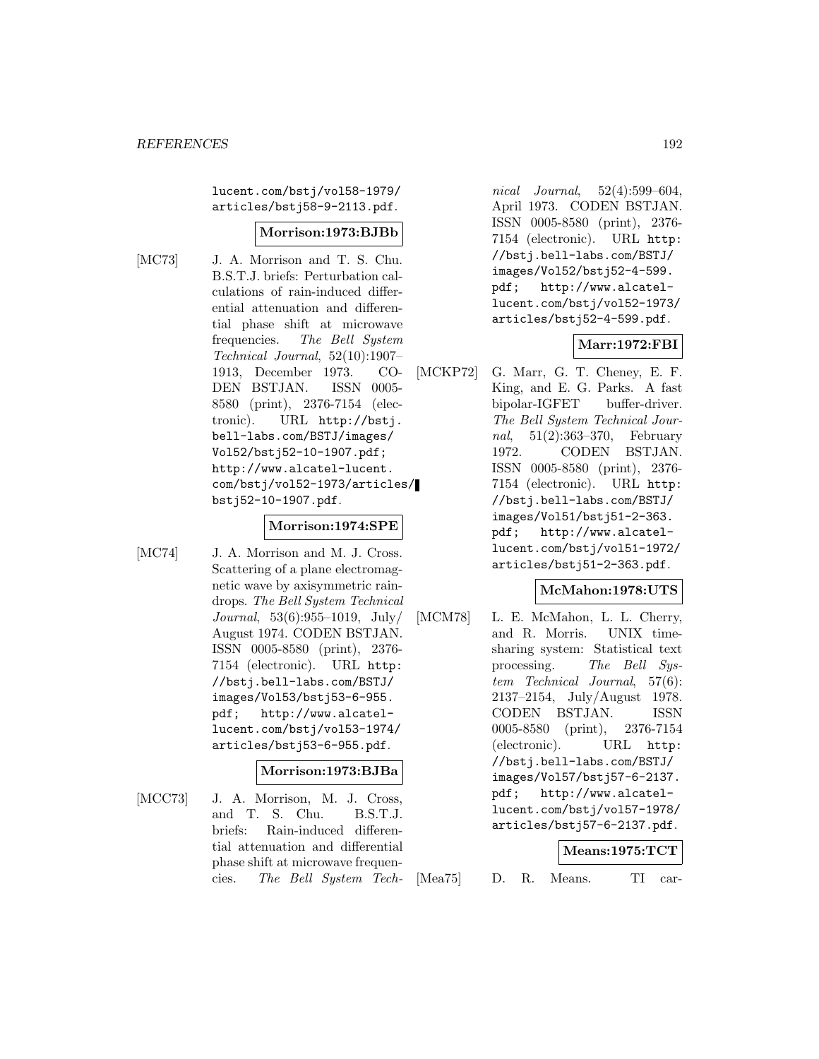lucent.com/bstj/vol58-1979/articles/bstj58-9-2113.pdf.

**Morrison:1973:BJBb**

[MC73] J. A. Morrison and T. S. Chu. B.S.T.J. briefs: Perturbation calculations of rain-induced differential attenuation and differential phase shift at microwave frequencies. *The Bell System Technical Journal*, 52(10):1907–1913, December 1973. CODEN BSTJAN. ISSN 0005-8580 (print), 2376-7154 (electronic). URL http://bstj.bell-labs.com/BSTJ/images/Vol52/bstj52-10-1907.pdf; http://www.alcatel-lucent.com/bstj/vol52-1973/articles/bstj52-10-1907.pdf.

**Morrison:1974:SPE**

[MC74] J. A. Morrison and M. J. Cross. Scattering of a plane electromagnetic wave by axisymmetric raindrops. *The Bell System Technical Journal*, 53(6):955–1019, July/August 1974. CODEN BSTJAN. ISSN 0005-8580 (print), 2376-7154 (electronic). URL http://bstj.bell-labs.com/BSTJ/images/Vol53/bstj53-6-955.pdf; http://www.alcatel-lucent.com/bstj/vol53-1974/articles/bstj53-6-955.pdf.

**Morrison:1973:BJBa**

[MCC73] J. A. Morrison, M. J. Cross, and T. S. Chu. B.S.T.J. briefs: Rain-induced differential attenuation and differential phase shift at microwave frequencies. *The Bell System Technical Journal*, 52(4):599–604, April 1973. CODEN BSTJAN. ISSN 0005-8580 (print), 2376-7154 (electronic). URL http://bstj.bell-labs.com/BSTJ/images/Vol52/bstj52-4-599.pdf; http://www.alcatel-lucent.com/bstj/vol52-1973/articles/bstj52-4-599.pdf.

**Marr:1972:FBI**

[MCKP72] G. Marr, G. T. Cheney, E. F. King, and E. G. Parks. A fast bipolar-IGFET buffer-driver. *The Bell System Technical Journal*, 51(2):363–370, February 1972. CODEN BSTJAN. ISSN 0005-8580 (print), 2376-7154 (electronic). URL http://bstj.bell-labs.com/BSTJ/images/Vol51/bstj51-2-363.pdf; http://www.alcatel-lucent.com/bstj/vol51-1972/articles/bstj51-2-363.pdf.

**McMahon:1978:UTS**

[MCM78] L. E. McMahon, L. L. Cherry, and R. Morris. UNIX time-sharing system: Statistical text processing. *The Bell System Technical Journal*, 57(6):2137–2154, July/August 1978. CODEN BSTJAN. ISSN 0005-8580 (print), 2376-7154 (electronic). URL http://bstj.bell-labs.com/BSTJ/images/Vol57/bstj57-6-2137.pdf; http://www.alcatel-lucent.com/bstj/vol57-1978/articles/bstj57-6-2137.pdf.

**Means:1975:TCT**

[Mea75] D. R. Means. TI car-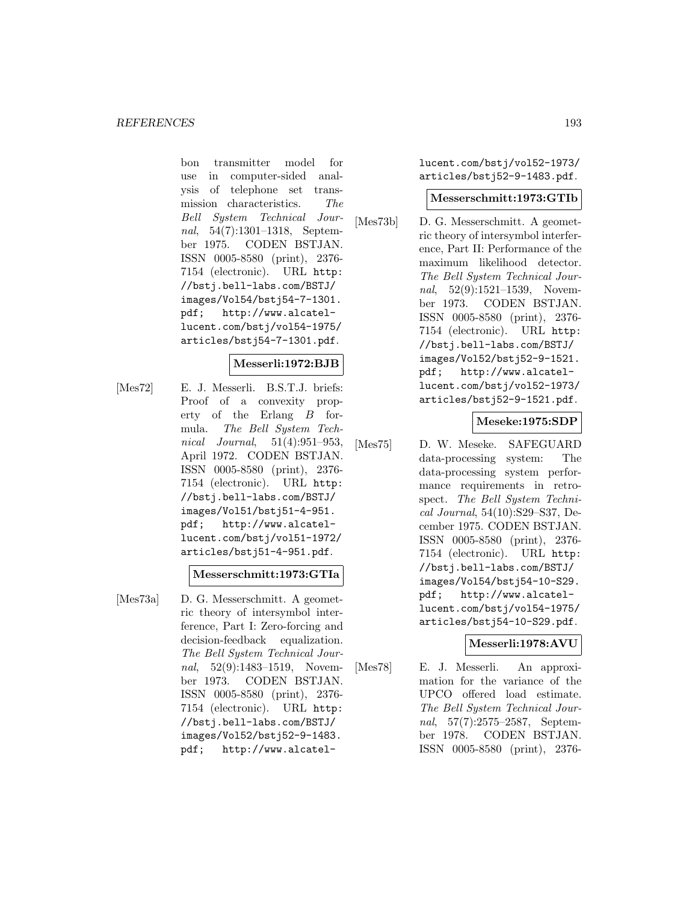bon transmitter model for use in computer-sided analysis of telephone set transmission characteristics. *The Bell System Technical Journal*, 54(7):1301–1318, September 1975. CODEN BSTJAN. ISSN 0005-8580 (print), 2376-7154 (electronic). URL http://bstj.bell-labs.com/BSTJ/images/Vol54/bstj54-7-1301.pdf; http://www.alcatel-lucent.com/bstj/vol54-1975/articles/bstj54-7-1301.pdf.

**Messerli:1972:BJB**

[Mes72] E. J. Messerli. B.S.T.J. briefs: Proof of a convexity property of the Erlang $B$ formula. *The Bell System Technical Journal*, 51(4):951–953, April 1972. CODEN BSTJAN. ISSN 0005-8580 (print), 2376-7154 (electronic). URL http://bstj.bell-labs.com/BSTJ/images/Vol51/bstj51-4-951.pdf; http://www.alcatel-lucent.com/bstj/vol51-1972/articles/bstj51-4-951.pdf.

**Messerschmitt:1973:GTIa**

[Mes73a] D. G. Messerschmitt. A geometric theory of intersymbol interference, Part I: Zero-forcing and decision-feedback equalization. *The Bell System Technical Journal*, 52(9):1483–1519, November 1973. CODEN BSTJAN. ISSN 0005-8580 (print), 2376-7154 (electronic). URL http://bstj.bell-labs.com/BSTJ/images/Vol52/bstj52-9-1483.pdf; http://www.alcatel-lucent.com/bstj/vol52-1973/articles/bstj52-9-1483.pdf.

**Messerschmitt:1973:GTIb**

[Mes73b] D. G. Messerschmitt. A geometric theory of intersymbol interference, Part II: Performance of the maximum likelihood detector. *The Bell System Technical Journal*, 52(9):1521–1539, November 1973. CODEN BSTJAN. ISSN 0005-8580 (print), 2376-7154 (electronic). URL http://bstj.bell-labs.com/BSTJ/images/Vol52/bstj52-9-1521.pdf; http://www.alcatel-lucent.com/bstj/vol52-1973/articles/bstj52-9-1521.pdf.

**Meseke:1975:SDP**

[Mes75] D. W. Meseke. SAFEGUARD data-processing system: The data-processing system performance requirements in retrospect. *The Bell System Technical Journal*, 54(10):S29–S37, December 1975. CODEN BSTJAN. ISSN 0005-8580 (print), 2376-7154 (electronic). URL http://bstj.bell-labs.com/BSTJ/images/Vol54/bstj54-10-S29.pdf; http://www.alcatel-lucent.com/bstj/vol54-1975/articles/bstj54-10-S29.pdf.

**Messerli:1978:AVU**

[Mes78] E. J. Messerli. An approximation for the variance of the UPCO offered load estimate. *The Bell System Technical Journal*, 57(7):2575–2587, September 1978. CODEN BSTJAN. ISSN 0005-8580 (print), 2376-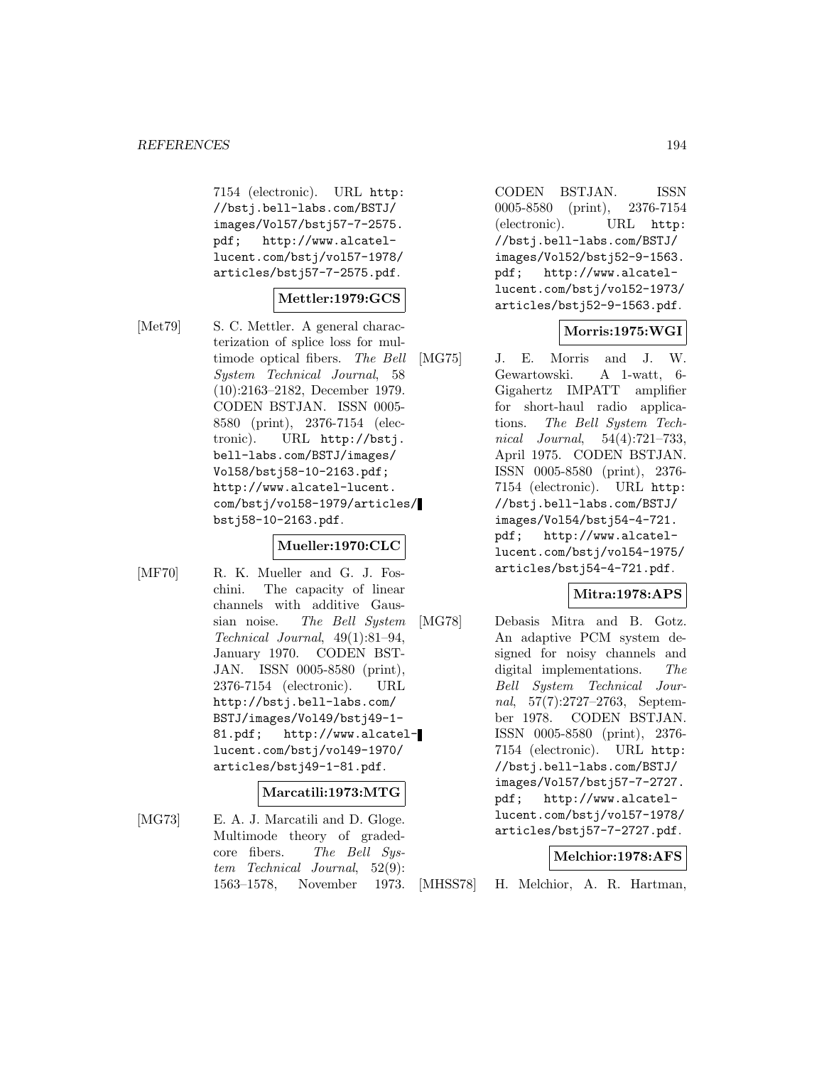7154 (electronic). URL http://bstj.bell-labs.com/BSTJ/images/Vol57/bstj57-7-2575.pdf; http://www.alcatel-lucent.com/bstj/vol57-1978/articles/bstj57-7-2575.pdf.

**Mettler:1979:GCS**

[Met79] S. C. Mettler. A general characterization of splice loss for multimode optical fibers. *The Bell System Technical Journal*, 58 (10):2163–2182, December 1979. CODEN BSTJAN. ISSN 0005-8580 (print), 2376-7154 (electronic). URL http://bstj.bell-labs.com/BSTJ/images/Vol58/bstj58-10-2163.pdf; http://www.alcatel-lucent.com/bstj/vol58-1979/articles/bstj58-10-2163.pdf.

**Mueller:1970:CLC**

[MF70] R. K. Mueller and G. J. Foschini. The capacity of linear channels with additive Gaussian noise. *The Bell System Technical Journal*, 49(1):81–94, January 1970. CODEN BSTJAN. ISSN 0005-8580 (print), 2376-7154 (electronic). URL http://bstj.bell-labs.com/BSTJ/images/Vol49/bstj49-1-81.pdf; http://www.alcatel-lucent.com/bstj/vol49-1970/articles/bstj49-1-81.pdf.

**Marcatili:1973:MTG**

[MG73] E. A. J. Marcatili and D. Gloge. Multimode theory of graded-core fibers. *The Bell System Technical Journal*, 52(9): 1563–1578, November 1973. CODEN BSTJAN. ISSN 0005-8580 (print), 2376-7154 (electronic). URL http://bstj.bell-labs.com/BSTJ/images/Vol52/bstj52-9-1563.pdf; http://www.alcatel-lucent.com/bstj/vol52-1973/articles/bstj52-9-1563.pdf.

**Morris:1975:WGI**

[MG75] J. E. Morris and J. W. Gewartowski. A 1-watt, 6-Gigahertz IMPATT amplifier for short-haul radio applications. *The Bell System Technical Journal*, 54(4):721–733, April 1975. CODEN BSTJAN. ISSN 0005-8580 (print), 2376-7154 (electronic). URL http://bstj.bell-labs.com/BSTJ/images/Vol54/bstj54-4-721.pdf; http://www.alcatel-lucent.com/bstj/vol54-1975/articles/bstj54-4-721.pdf.

**Mitra:1978:APS**

[MG78] Debasis Mitra and B. Gotz. An adaptive PCM system designed for noisy channels and digital implementations. *The Bell System Technical Journal*, 57(7):2727–2763, September 1978. CODEN BSTJAN. ISSN 0005-8580 (print), 2376-7154 (electronic). URL http://bstj.bell-labs.com/BSTJ/images/Vol57/bstj57-7-2727.pdf; http://www.alcatel-lucent.com/bstj/vol57-1978/articles/bstj57-7-2727.pdf.

**Melchior:1978:AFS**

[MHSS78] H. Melchior, A. R. Hartman,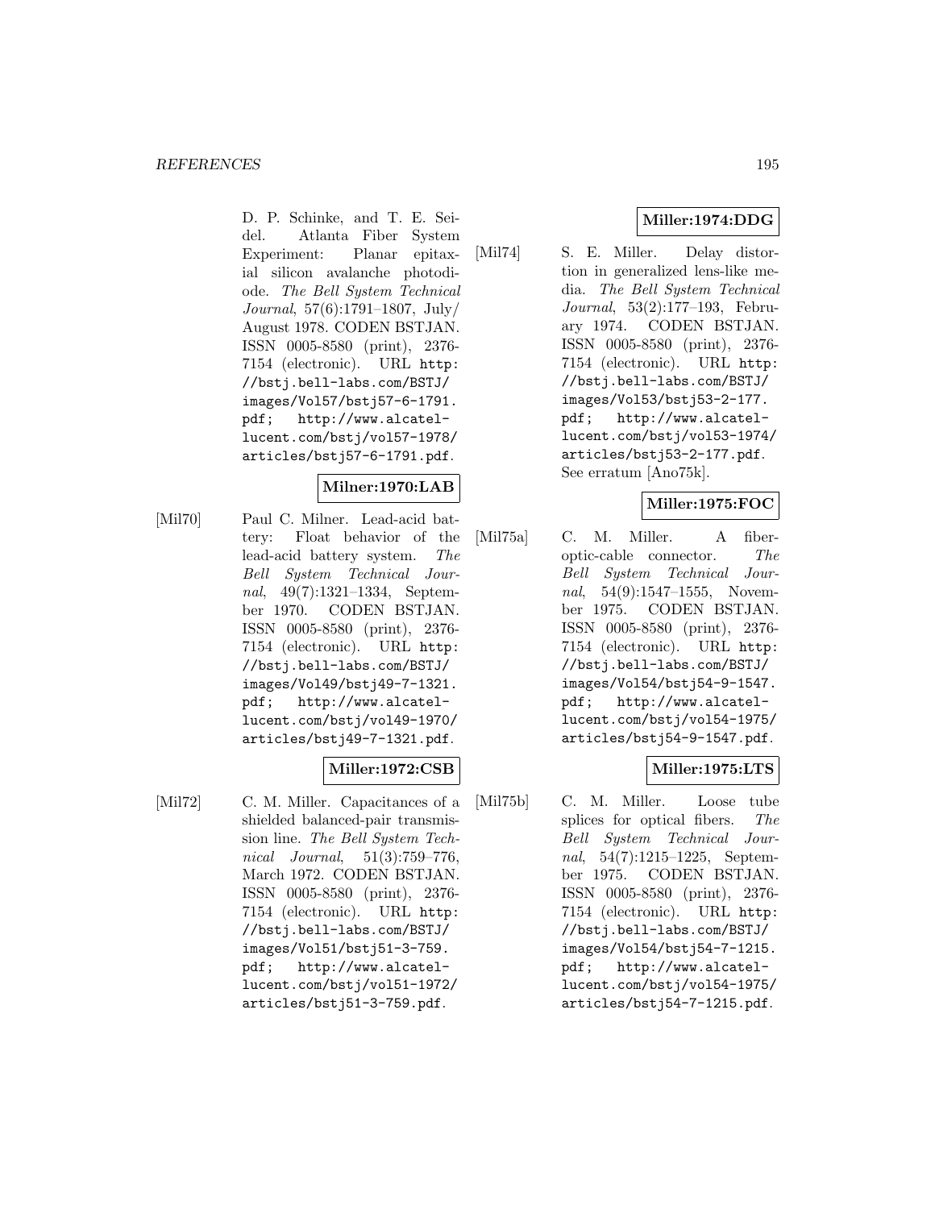D. P. Schinke, and T. E. Seidel. Atlanta Fiber System Experiment: Planar epitaxial silicon avalanche photodiode. *The Bell System Technical Journal*, 57(6):1791–1807, July/ August 1978. CODEN BSTJAN. ISSN 0005-8580 (print), 2376-7154 (electronic). URL http://bstj.bell-labs.com/BSTJ/images/Vol57/bstj57-6-1791.pdf; http://www.alcatel-lucent.com/bstj/vol57-1978/articles/bstj57-6-1791.pdf.

**Milner:1970:LAB**

[Mil70] Paul C. Milner. Lead-acid battery: Float behavior of the lead-acid battery system. *The Bell System Technical Journal*, 49(7):1321–1334, September 1970. CODEN BSTJAN. ISSN 0005-8580 (print), 2376-7154 (electronic). URL http://bstj.bell-labs.com/BSTJ/images/Vol49/bstj49-7-1321.pdf; http://www.alcatel-lucent.com/bstj/vol49-1970/articles/bstj49-7-1321.pdf.

**Miller:1972:CSB**

[Mil72] C. M. Miller. Capacitances of a shielded balanced-pair transmission line. *The Bell System Technical Journal*, 51(3):759–776, March 1972. CODEN BSTJAN. ISSN 0005-8580 (print), 2376-7154 (electronic). URL http://bstj.bell-labs.com/BSTJ/images/Vol51/bstj51-3-759.pdf; http://www.alcatel-lucent.com/bstj/vol51-1972/articles/bstj51-3-759.pdf.

**Miller:1974:DDG**

[Mil74] S. E. Miller. Delay distortion in generalized lens-like media. *The Bell System Technical Journal*, 53(2):177–193, February 1974. CODEN BSTJAN. ISSN 0005-8580 (print), 2376-7154 (electronic). URL http://bstj.bell-labs.com/BSTJ/images/Vol53/bstj53-2-177.pdf; http://www.alcatel-lucent.com/bstj/vol53-1974/articles/bstj53-2-177.pdf. See erratum [Ano75k].

**Miller:1975:FOC**

[Mil75a] C. M. Miller. A fiber-optic-cable connector. *The Bell System Technical Journal*, 54(9):1547–1555, November 1975. CODEN BSTJAN. ISSN 0005-8580 (print), 2376-7154 (electronic). URL http://bstj.bell-labs.com/BSTJ/images/Vol54/bstj54-9-1547.pdf; http://www.alcatel-lucent.com/bstj/vol54-1975/articles/bstj54-9-1547.pdf.

**Miller:1975:LTS**

[Mil75b] C. M. Miller. Loose tube splices for optical fibers. *The Bell System Technical Journal*, 54(7):1215–1225, September 1975. CODEN BSTJAN. ISSN 0005-8580 (print), 2376-7154 (electronic). URL http://bstj.bell-labs.com/BSTJ/images/Vol54/bstj54-7-1215.pdf; http://www.alcatel-lucent.com/bstj/vol54-1975/articles/bstj54-7-1215.pdf.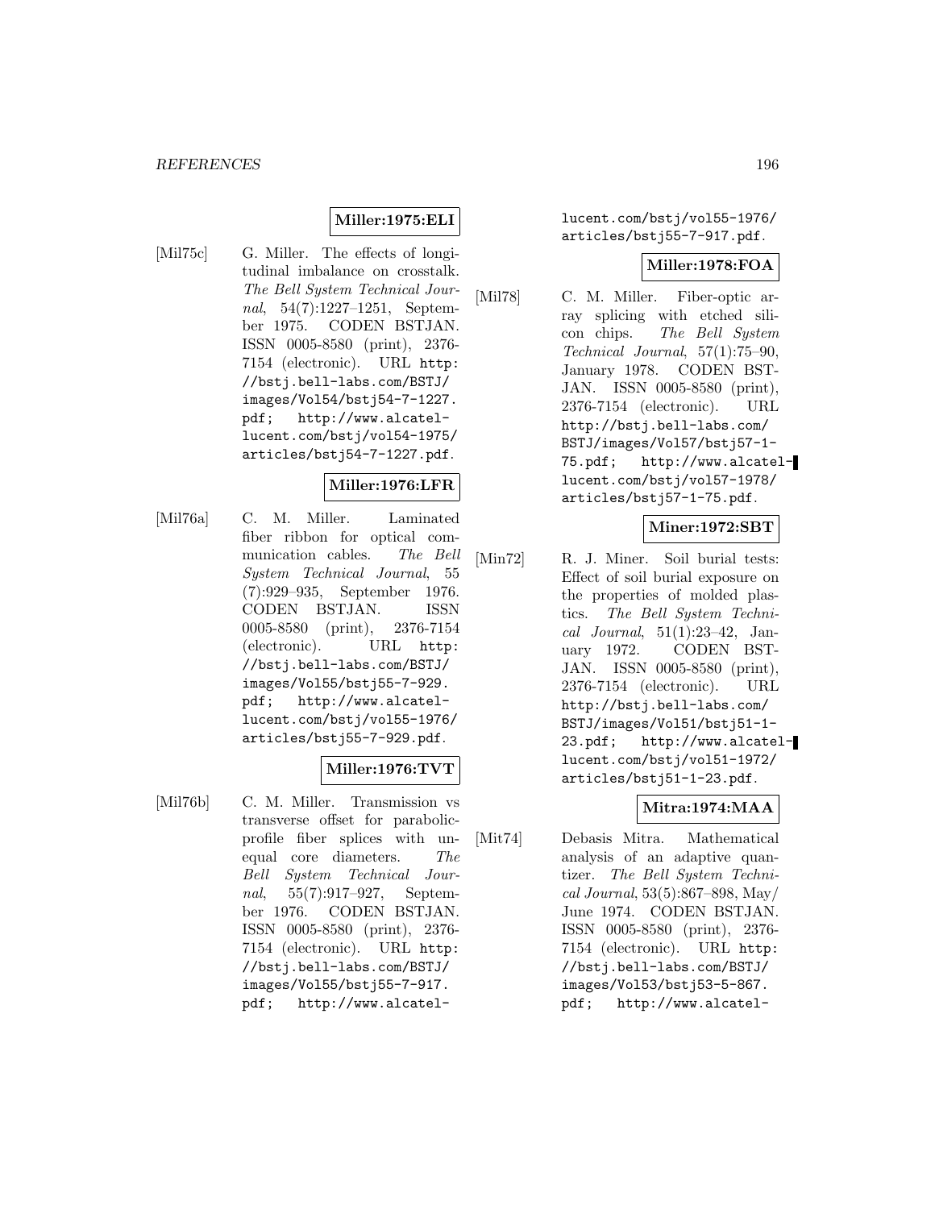**Miller:1975:ELI**

[Mil75c] G. Miller. The effects of longitudinal imbalance on crosstalk. *The Bell System Technical Journal*, 54(7):1227–1251, September 1975. CODEN BSTJAN. ISSN 0005-8580 (print), 2376-7154 (electronic). URL http://bstj.bell-labs.com/BSTJ/images/Vol54/bstj54-7-1227.pdf; http://www.alcatel-lucent.com/bstj/vol54-1975/articles/bstj54-7-1227.pdf.

**Miller:1976:LFR**

[Mil76a] C. M. Miller. Laminated fiber ribbon for optical communication cables. *The Bell System Technical Journal*, 55(7):929–935, September 1976. CODEN BSTJAN. ISSN 0005-8580 (print), 2376-7154 (electronic). URL http://bstj.bell-labs.com/BSTJ/images/Vol55/bstj55-7-929.pdf; http://www.alcatel-lucent.com/bstj/vol55-1976/articles/bstj55-7-929.pdf.

**Miller:1976:TVT**

[Mil76b] C. M. Miller. Transmission vs transverse offset for parabolic-profile fiber splices with unequal core diameters. *The Bell System Technical Journal*, 55(7):917–927, September 1976. CODEN BSTJAN. ISSN 0005-8580 (print), 2376-7154 (electronic). URL http://bstj.bell-labs.com/BSTJ/images/Vol55/bstj55-7-917.pdf; http://www.alcatel-lucent.com/bstj/vol55-1976/articles/bstj55-7-917.pdf.

**Miller:1978:FOA**

[Mil78] C. M. Miller. Fiber-optic array splicing with etched silicon chips. *The Bell System Technical Journal*, 57(1):75–90, January 1978. CODEN BSTJAN. ISSN 0005-8580 (print), 2376-7154 (electronic). URL http://bstj.bell-labs.com/BSTJ/images/Vol57/bstj57-1-75.pdf; http://www.alcatel-lucent.com/bstj/vol57-1978/articles/bstj57-1-75.pdf.

**Miner:1972:SBT**

[Min72] R. J. Miner. Soil burial tests: Effect of soil burial exposure on the properties of molded plastics. *The Bell System Technical Journal*, 51(1):23–42, January 1972. CODEN BSTJAN. ISSN 0005-8580 (print), 2376-7154 (electronic). URL http://bstj.bell-labs.com/BSTJ/images/Vol51/bstj51-1-23.pdf; http://www.alcatel-lucent.com/bstj/vol51-1972/articles/bstj51-1-23.pdf.

**Mitra:1974:MAA**

[Mit74] Debasis Mitra. Mathematical analysis of an adaptive quantizer. *The Bell System Technical Journal*, 53(5):867–898, May/June 1974. CODEN BSTJAN. ISSN 0005-8580 (print), 2376-7154 (electronic). URL http://bstj.bell-labs.com/BSTJ/images/Vol53/bstj53-5-867.pdf; http://www.alcatel-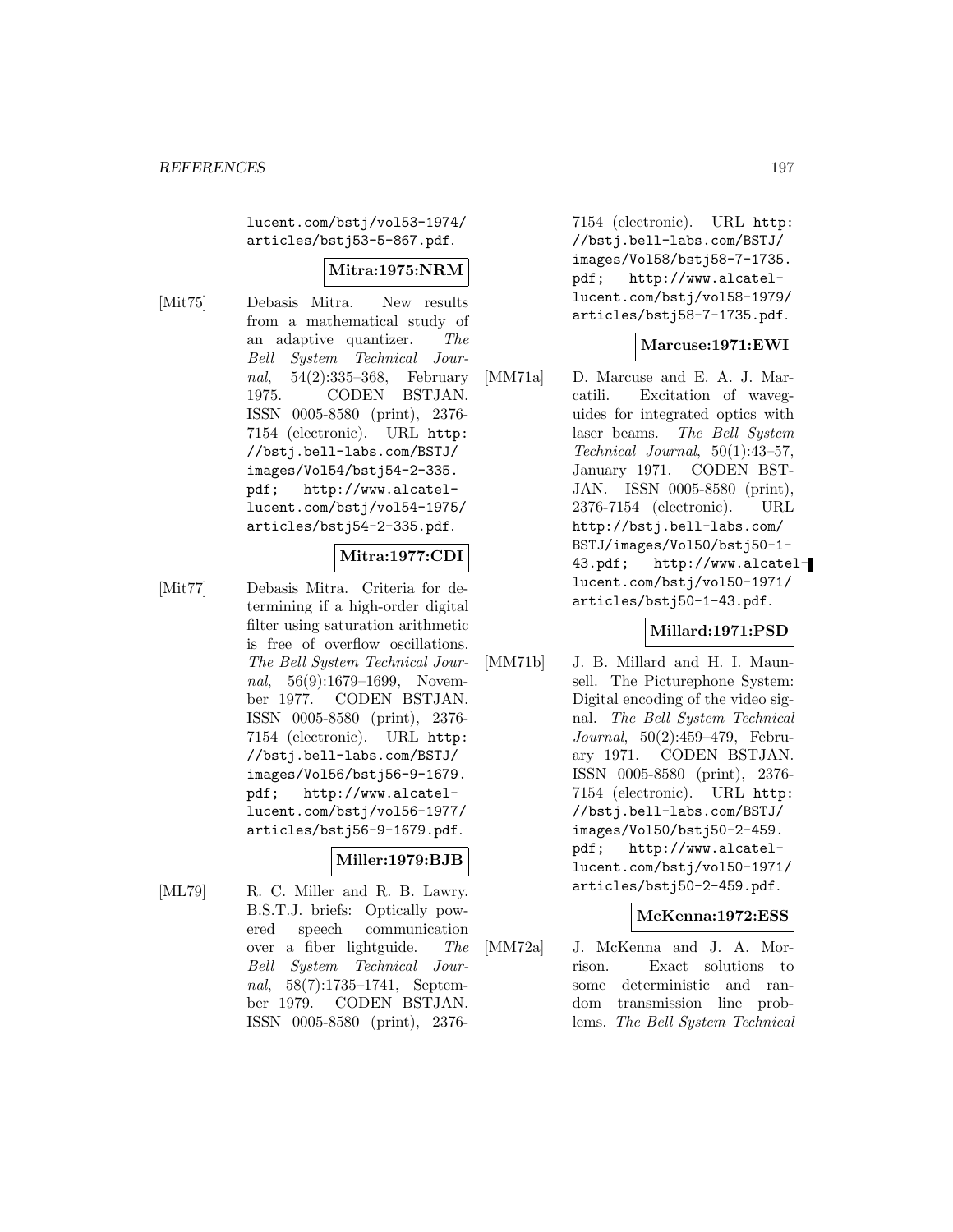lucent.com/bstj/vol53-1974/articles/bstj53-5-867.pdf.

**Mitra:1975:NRM**

[Mit75] Debasis Mitra. New results from a mathematical study of an adaptive quantizer. *The Bell System Technical Journal*, 54(2):335–368, February 1975. CODEN BSTJAN. ISSN 0005-8580 (print), 2376-7154 (electronic). URL http://bstj.bell-labs.com/BSTJ/images/Vol54/bstj54-2-335.pdf; http://www.alcatel-lucent.com/bstj/vol54-1975/articles/bstj54-2-335.pdf.

**Mitra:1977:CDI**

[Mit77] Debasis Mitra. Criteria for determining if a high-order digital filter using saturation arithmetic is free of overflow oscillations. *The Bell System Technical Journal*, 56(9):1679–1699, November 1977. CODEN BSTJAN. ISSN 0005-8580 (print), 2376-7154 (electronic). URL http://bstj.bell-labs.com/BSTJ/images/Vol56/bstj56-9-1679.pdf; http://www.alcatel-lucent.com/bstj/vol56-1977/articles/bstj56-9-1679.pdf.

**Miller:1979:BJB**

[ML79] R. C. Miller and R. B. Lawry. B.S.T.J. briefs: Optically powered speech communication over a fiber lightguide. *The Bell System Technical Journal*, 58(7):1735–1741, September 1979. CODEN BSTJAN. ISSN 0005-8580 (print), 2376-7154 (electronic). URL http://bstj.bell-labs.com/BSTJ/images/Vol58/bstj58-7-1735.pdf; http://www.alcatel-lucent.com/bstj/vol58-1979/articles/bstj58-7-1735.pdf.

**Marcuse:1971:EWI**

[MM71a] D. Marcuse and E. A. J. Marcatili. Excitation of waveguides for integrated optics with laser beams. *The Bell System Technical Journal*, 50(1):43–57, January 1971. CODEN BSTJAN. ISSN 0005-8580 (print), 2376-7154 (electronic). URL http://bstj.bell-labs.com/BSTJ/images/Vol50/bstj50-1-43.pdf; http://www.alcatel-lucent.com/bstj/vol50-1971/articles/bstj50-1-43.pdf.

**Millard:1971:PSD**

[MM71b] J. B. Millard and H. I. Maunsell. The Picturephone System: Digital encoding of the video signal. *The Bell System Technical Journal*, 50(2):459–479, February 1971. CODEN BSTJAN. ISSN 0005-8580 (print), 2376-7154 (electronic). URL http://bstj.bell-labs.com/BSTJ/images/Vol50/bstj50-2-459.pdf; http://www.alcatel-lucent.com/bstj/vol50-1971/articles/bstj50-2-459.pdf.

**McKenna:1972:ESS**

[MM72a] J. McKenna and J. A. Morrison. Exact solutions to some deterministic and random transmission line problems. *The Bell System Technical*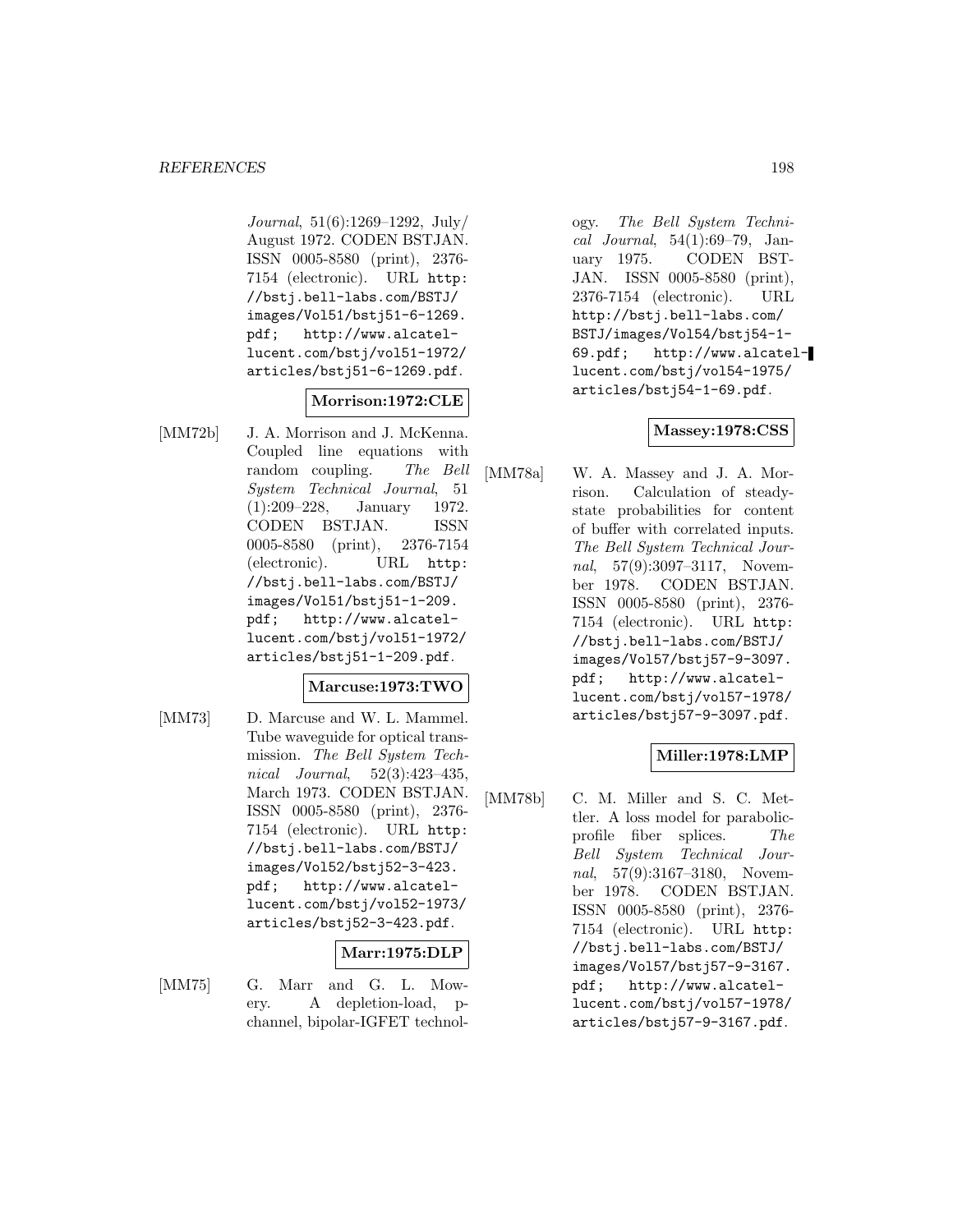*Journal*, 51(6):1269–1292, July/ August 1972. CODEN BSTJAN. ISSN 0005-8580 (print), 2376-7154 (electronic). URL http://bstj.bell-labs.com/BSTJ/images/Vol51/bstj51-6-1269.pdf; http://www.alcatel-lucent.com/bstj/vol51-1972/articles/bstj51-6-1269.pdf.

**Morrison:1972:CLE**

[MM72b] J. A. Morrison and J. McKenna. Coupled line equations with random coupling. *The Bell System Technical Journal*, 51 (1):209–228, January 1972. CODEN BSTJAN. ISSN 0005-8580 (print), 2376-7154 (electronic). URL http://bstj.bell-labs.com/BSTJ/images/Vol51/bstj51-1-209.pdf; http://www.alcatel-lucent.com/bstj/vol51-1972/articles/bstj51-1-209.pdf.

**Marcuse:1973:TWO**

[MM73] D. Marcuse and W. L. Mammel. Tube waveguide for optical transmission. *The Bell System Technical Journal*, 52(3):423–435, March 1973. CODEN BSTJAN. ISSN 0005-8580 (print), 2376-7154 (electronic). URL http://bstj.bell-labs.com/BSTJ/images/Vol52/bstj52-3-423.pdf; http://www.alcatel-lucent.com/bstj/vol52-1973/articles/bstj52-3-423.pdf.

**Marr:1975:DLP**

[MM75] G. Marr and G. L. Mowery. A depletion-load, p-channel, bipolar-IGFET technology. *The Bell System Technical Journal*, 54(1):69–79, January 1975. CODEN BSTJAN. ISSN 0005-8580 (print), 2376-7154 (electronic). URL http://bstj.bell-labs.com/BSTJ/images/Vol54/bstj54-1-69.pdf; http://www.alcatel-lucent.com/bstj/vol54-1975/articles/bstj54-1-69.pdf.

**Massey:1978:CSS**

[MM78a] W. A. Massey and J. A. Morrison. Calculation of steady-state probabilities for content of buffer with correlated inputs. *The Bell System Technical Journal*, 57(9):3097–3117, November 1978. CODEN BSTJAN. ISSN 0005-8580 (print), 2376-7154 (electronic). URL http://bstj.bell-labs.com/BSTJ/images/Vol57/bstj57-9-3097.pdf; http://www.alcatel-lucent.com/bstj/vol57-1978/articles/bstj57-9-3097.pdf.

**Miller:1978:LMP**

[MM78b] C. M. Miller and S. C. Mettler. A loss model for parabolic-profile fiber splices. *The Bell System Technical Journal*, 57(9):3167–3180, November 1978. CODEN BSTJAN. ISSN 0005-8580 (print), 2376-7154 (electronic). URL http://bstj.bell-labs.com/BSTJ/images/Vol57/bstj57-9-3167.pdf; http://www.alcatel-lucent.com/bstj/vol57-1978/articles/bstj57-9-3167.pdf.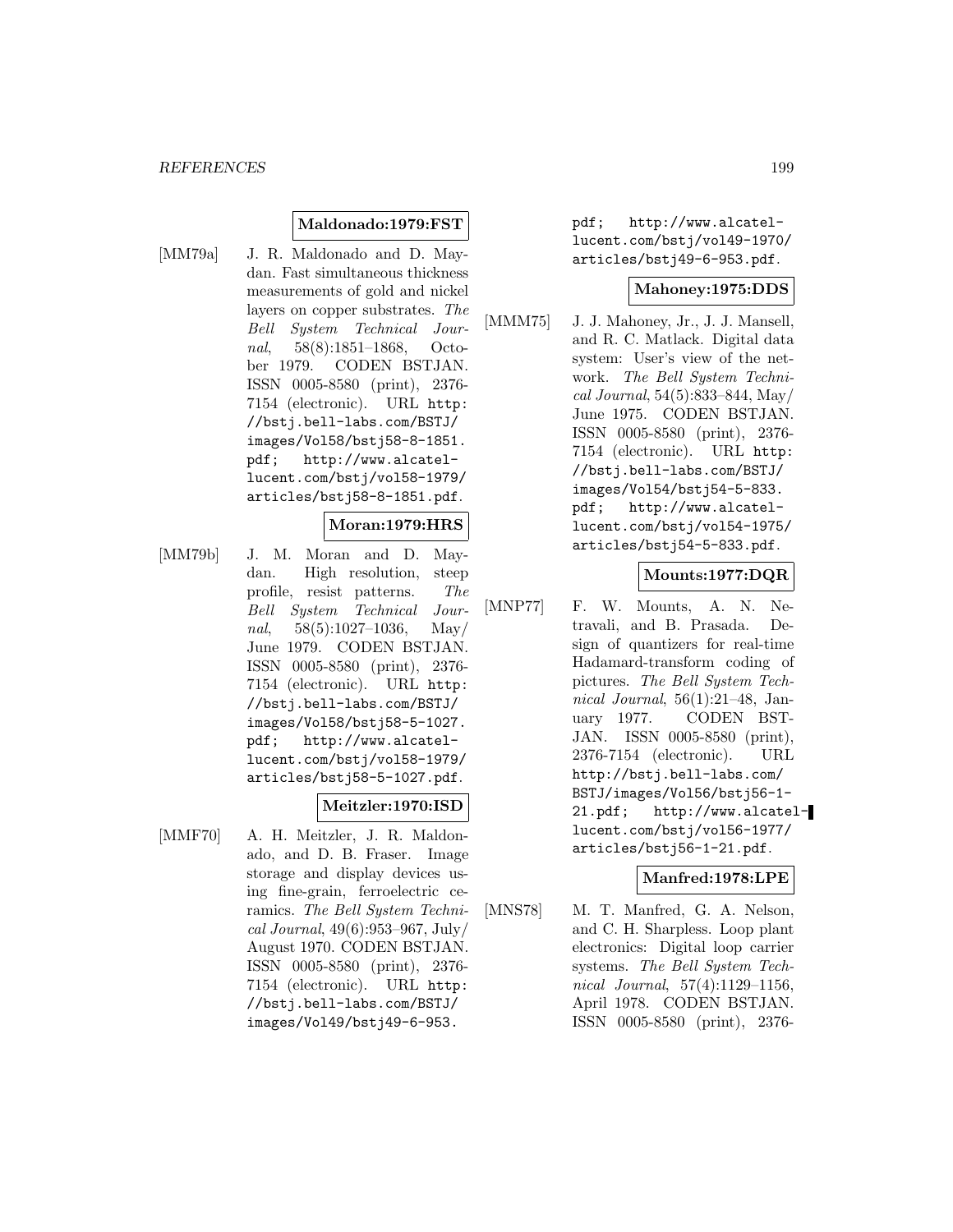**Maldonado:1979:FST**

[MM79a] J. R. Maldonado and D. Maydan. Fast simultaneous thickness measurements of gold and nickel layers on copper substrates. *The Bell System Technical Journal*, 58(8):1851–1868, October 1979. CODEN BSTJAN. ISSN 0005-8580 (print), 2376-7154 (electronic). URL http://bstj.bell-labs.com/BSTJ/images/Vol58/bstj58-8-1851.pdf; http://www.alcatel-lucent.com/bstj/vol58-1979/articles/bstj58-8-1851.pdf.

**Moran:1979:HRS**

[MM79b] J. M. Moran and D. Maydan. High resolution, steep profile, resist patterns. *The Bell System Technical Journal*, 58(5):1027–1036, May/June 1979. CODEN BSTJAN. ISSN 0005-8580 (print), 2376-7154 (electronic). URL http://bstj.bell-labs.com/BSTJ/images/Vol58/bstj58-5-1027.pdf; http://www.alcatel-lucent.com/bstj/vol58-1979/articles/bstj58-5-1027.pdf.

**Meitzler:1970:ISD**

[MMF70] A. H. Meitzler, J. R. Maldonado, and D. B. Fraser. Image storage and display devices using fine-grain, ferroelectric ceramics. *The Bell System Technical Journal*, 49(6):953–967, July/August 1970. CODEN BSTJAN. ISSN 0005-8580 (print), 2376-7154 (electronic). URL http://bstj.bell-labs.com/BSTJ/images/Vol49/bstj49-6-953.pdf; http://www.alcatel-lucent.com/bstj/vol49-1970/articles/bstj49-6-953.pdf.

**Mahoney:1975:DDS**

[MMM75] J. J. Mahoney, Jr., J. J. Mansell, and R. C. Matlack. Digital data system: User's view of the network. *The Bell System Technical Journal*, 54(5):833–844, May/June 1975. CODEN BSTJAN. ISSN 0005-8580 (print), 2376-7154 (electronic). URL http://bstj.bell-labs.com/BSTJ/images/Vol54/bstj54-5-833.pdf; http://www.alcatel-lucent.com/bstj/vol54-1975/articles/bstj54-5-833.pdf.

**Mounts:1977:DQR**

[MNP77] F. W. Mounts, A. N. Netravali, and B. Prasada. Design of quantizers for real-time Hadamard-transform coding of pictures. *The Bell System Technical Journal*, 56(1):21–48, January 1977. CODEN BSTJAN. ISSN 0005-8580 (print), 2376-7154 (electronic). URL http://bstj.bell-labs.com/BSTJ/images/Vol56/bstj56-1-21.pdf; http://www.alcatel-lucent.com/bstj/vol56-1977/articles/bstj56-1-21.pdf.

**Manfred:1978:LPE**

[MNS78] M. T. Manfred, G. A. Nelson, and C. H. Sharpless. Loop plant electronics: Digital loop carrier systems. *The Bell System Technical Journal*, 57(4):1129–1156, April 1978. CODEN BSTJAN. ISSN 0005-8580 (print), 2376-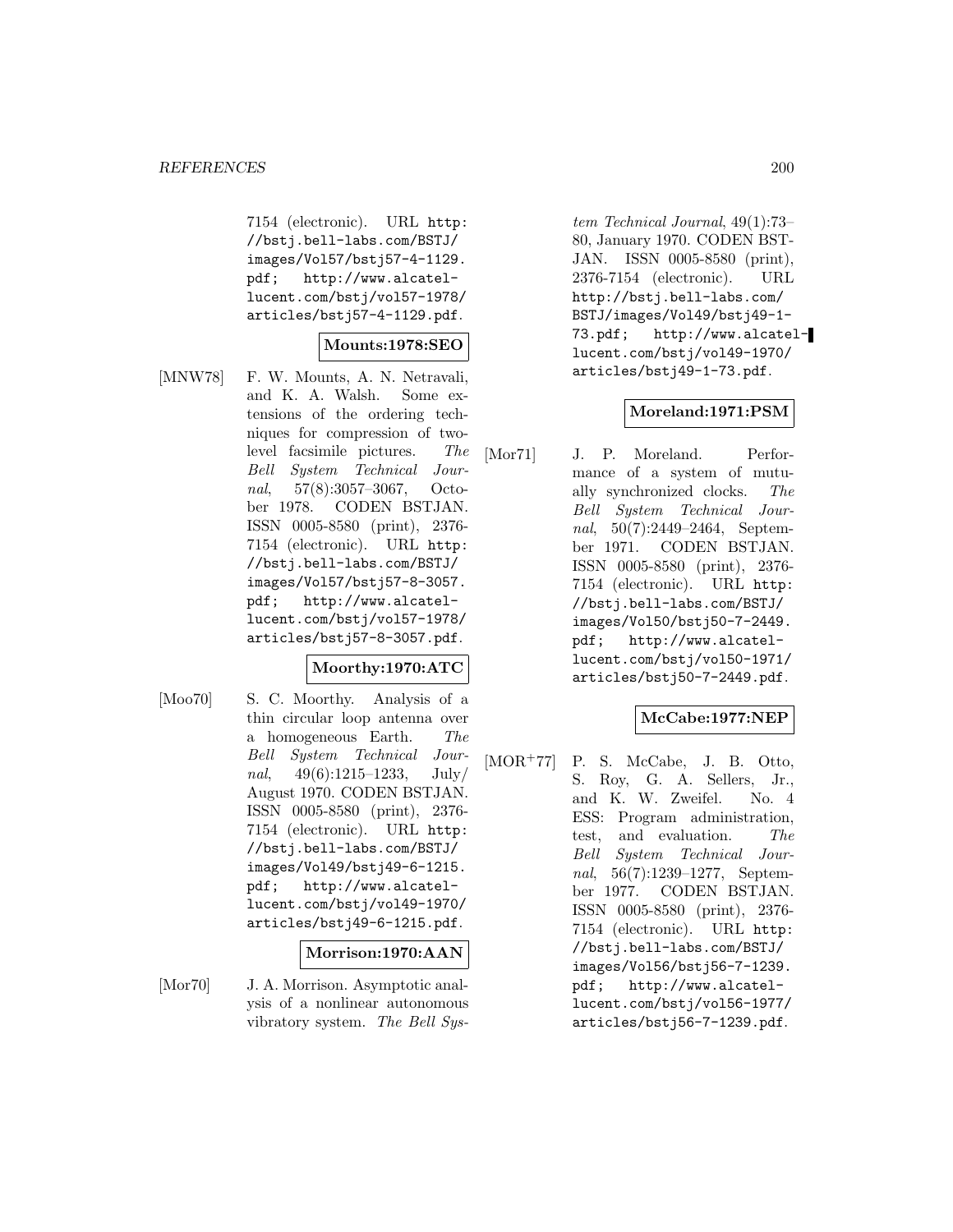7154 (electronic). URL http://bstj.bell-labs.com/BSTJ/images/Vol57/bstj57-4-1129.pdf; http://www.alcatel-lucent.com/bstj/vol57-1978/articles/bstj57-4-1129.pdf.

**Mounts:1978:SEO**

[MNW78] F. W. Mounts, A. N. Netravali, and K. A. Walsh. Some extensions of the ordering techniques for compression of two-level facsimile pictures. *The Bell System Technical Journal*, 57(8):3057–3067, October 1978. CODEN BSTJAN. ISSN 0005-8580 (print), 2376-7154 (electronic). URL http://bstj.bell-labs.com/BSTJ/images/Vol57/bstj57-8-3057.pdf; http://www.alcatel-lucent.com/bstj/vol57-1978/articles/bstj57-8-3057.pdf.

**Moorthy:1970:ATC**

[Moo70] S. C. Moorthy. Analysis of a thin circular loop antenna over a homogeneous Earth. *The Bell System Technical Journal*, 49(6):1215–1233, July/August 1970. CODEN BSTJAN. ISSN 0005-8580 (print), 2376-7154 (electronic). URL http://bstj.bell-labs.com/BSTJ/images/Vol49/bstj49-6-1215.pdf; http://www.alcatel-lucent.com/bstj/vol49-1970/articles/bstj49-6-1215.pdf.

**Morrison:1970:AAN**

[Mor70] J. A. Morrison. Asymptotic analysis of a nonlinear autonomous vibratory system. *The Bell System Technical Journal*, 49(1):73–80, January 1970. CODEN BSTJAN. ISSN 0005-8580 (print), 2376-7154 (electronic). URL http://bstj.bell-labs.com/BSTJ/images/Vol49/bstj49-1-73.pdf; http://www.alcatel-lucent.com/bstj/vol49-1970/articles/bstj49-1-73.pdf.

**Moreland:1971:PSM**

[Mor71] J. P. Moreland. Performance of a system of mutually synchronized clocks. *The Bell System Technical Journal*, 50(7):2449–2464, September 1971. CODEN BSTJAN. ISSN 0005-8580 (print), 2376-7154 (electronic). URL http://bstj.bell-labs.com/BSTJ/images/Vol50/bstj50-7-2449.pdf; http://www.alcatel-lucent.com/bstj/vol50-1971/articles/bstj50-7-2449.pdf.

**McCabe:1977:NEP**

[MOR+77] P. S. McCabe, J. B. Otto, S. Roy, G. A. Sellers, Jr., and K. W. Zweifel. No. 4 ESS: Program administration, test, and evaluation. *The Bell System Technical Journal*, 56(7):1239–1277, September 1977. CODEN BSTJAN. ISSN 0005-8580 (print), 2376-7154 (electronic). URL http://bstj.bell-labs.com/BSTJ/images/Vol56/bstj56-7-1239.pdf; http://www.alcatel-lucent.com/bstj/vol56-1977/articles/bstj56-7-1239.pdf.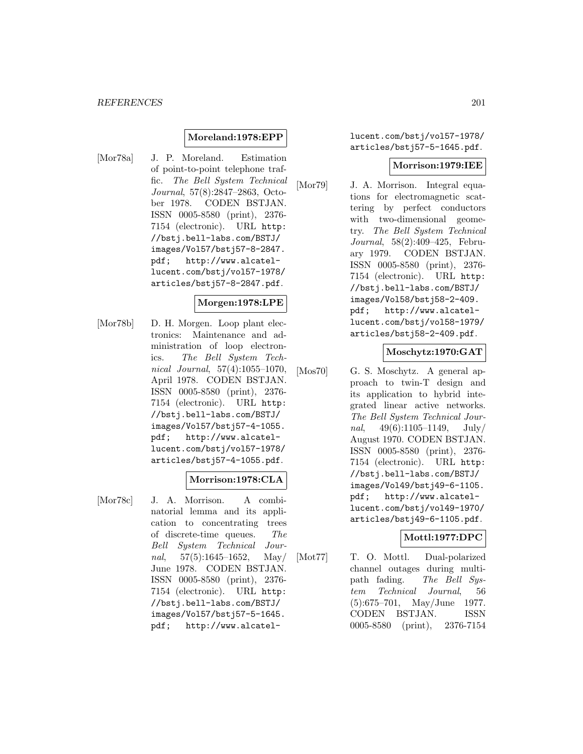**Moreland:1978:EPP**

[Mor78a] J. P. Moreland. Estimation of point-to-point telephone traffic. *The Bell System Technical Journal*, 57(8):2847–2863, October 1978. CODEN BSTJAN. ISSN 0005-8580 (print), 2376-7154 (electronic). URL `http://bstj.bell-labs.com/BSTJ/images/Vol57/bstj57-8-2847.pdf`; `http://www.alcatel-lucent.com/bstj/vol57-1978/articles/bstj57-8-2847.pdf`.

**Morgen:1978:LPE**

[Mor78b] D. H. Morgen. Loop plant electronics: Maintenance and administration of loop electronics. *The Bell System Technical Journal*, 57(4):1055–1070, April 1978. CODEN BSTJAN. ISSN 0005-8580 (print), 2376-7154 (electronic). URL `http://bstj.bell-labs.com/BSTJ/images/Vol57/bstj57-4-1055.pdf`; `http://www.alcatel-lucent.com/bstj/vol57-1978/articles/bstj57-4-1055.pdf`.

**Morrison:1978:CLA**

[Mor78c] J. A. Morrison. A combinatorial lemma and its application to concentrating trees of discrete-time queues. *The Bell System Technical Journal*, 57(5):1645–1652, May/June 1978. CODEN BSTJAN. ISSN 0005-8580 (print), 2376-7154 (electronic). URL `http://bstj.bell-labs.com/BSTJ/images/Vol57/bstj57-5-1645.pdf`; `http://www.alcatel-lucent.com/bstj/vol57-1978/articles/bstj57-5-1645.pdf`.

**Morrison:1979:IEE**

[Mor79] J. A. Morrison. Integral equations for electromagnetic scattering by perfect conductors with two-dimensional geometry. *The Bell System Technical Journal*, 58(2):409–425, February 1979. CODEN BSTJAN. ISSN 0005-8580 (print), 2376-7154 (electronic). URL `http://bstj.bell-labs.com/BSTJ/images/Vol58/bstj58-2-409.pdf`; `http://www.alcatel-lucent.com/bstj/vol58-1979/articles/bstj58-2-409.pdf`.

**Moschytz:1970:GAT**

[Mos70] G. S. Moschytz. A general approach to twin-T design and its application to hybrid integrated linear active networks. *The Bell System Technical Journal*, 49(6):1105–1149, July/August 1970. CODEN BSTJAN. ISSN 0005-8580 (print), 2376-7154 (electronic). URL `http://bstj.bell-labs.com/BSTJ/images/Vol49/bstj49-6-1105.pdf`; `http://www.alcatel-lucent.com/bstj/vol49-1970/articles/bstj49-6-1105.pdf`.

**Mottl:1977:DPC**

[Mot77] T. O. Mottl. Dual-polarized channel outages during multipath fading. *The Bell System Technical Journal*, 56 (5):675–701, May/June 1977. CODEN BSTJAN. ISSN 0005-8580 (print), 2376-7154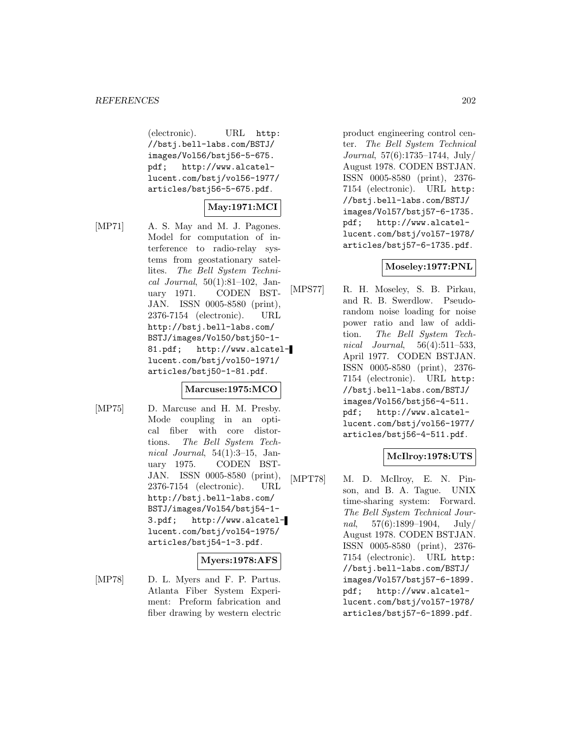(electronic). URL http://bstj.bell-labs.com/BSTJ/images/Vol56/bstj56-5-675.pdf; http://www.alcatel-lucent.com/bstj/vol56-1977/articles/bstj56-5-675.pdf.

**May:1971:MCI**

[MP71] A. S. May and M. J. Pagones. Model for computation of interference to radio-relay systems from geostationary satellites. *The Bell System Technical Journal*, 50(1):81–102, January 1971. CODEN BSTJAN. ISSN 0005-8580 (print), 2376-7154 (electronic). URL http://bstj.bell-labs.com/BSTJ/images/Vol50/bstj50-1-81.pdf; http://www.alcatel-lucent.com/bstj/vol50-1971/articles/bstj50-1-81.pdf.

**Marcuse:1975:MCO**

[MP75] D. Marcuse and H. M. Presby. Mode coupling in an optical fiber with core distortions. *The Bell System Technical Journal*, 54(1):3–15, January 1975. CODEN BSTJAN. ISSN 0005-8580 (print), 2376-7154 (electronic). URL http://bstj.bell-labs.com/BSTJ/images/Vol54/bstj54-1-3.pdf; http://www.alcatel-lucent.com/bstj/vol54-1975/articles/bstj54-1-3.pdf.

**Myers:1978:AFS**

[MP78] D. L. Myers and F. P. Partus. Atlanta Fiber System Experiment: Preform fabrication and fiber drawing by western electric product engineering control center. *The Bell System Technical Journal*, 57(6):1735–1744, July/August 1978. CODEN BSTJAN. ISSN 0005-8580 (print), 2376-7154 (electronic). URL http://bstj.bell-labs.com/BSTJ/images/Vol57/bstj57-6-1735.pdf; http://www.alcatel-lucent.com/bstj/vol57-1978/articles/bstj57-6-1735.pdf.

**Moseley:1977:PNL**

[MPS77] R. H. Moseley, S. B. Pirkau, and R. B. Swerdlow. Pseudorandom noise loading for noise power ratio and law of addition. *The Bell System Technical Journal*, 56(4):511–533, April 1977. CODEN BSTJAN. ISSN 0005-8580 (print), 2376-7154 (electronic). URL http://bstj.bell-labs.com/BSTJ/images/Vol56/bstj56-4-511.pdf; http://www.alcatel-lucent.com/bstj/vol56-1977/articles/bstj56-4-511.pdf.

**McIlroy:1978:UTS**

[MPT78] M. D. McIlroy, E. N. Pinson, and B. A. Tague. UNIX time-sharing system: Forward. *The Bell System Technical Journal*, 57(6):1899–1904, July/August 1978. CODEN BSTJAN. ISSN 0005-8580 (print), 2376-7154 (electronic). URL http://bstj.bell-labs.com/BSTJ/images/Vol57/bstj57-6-1899.pdf; http://www.alcatel-lucent.com/bstj/vol57-1978/articles/bstj57-6-1899.pdf.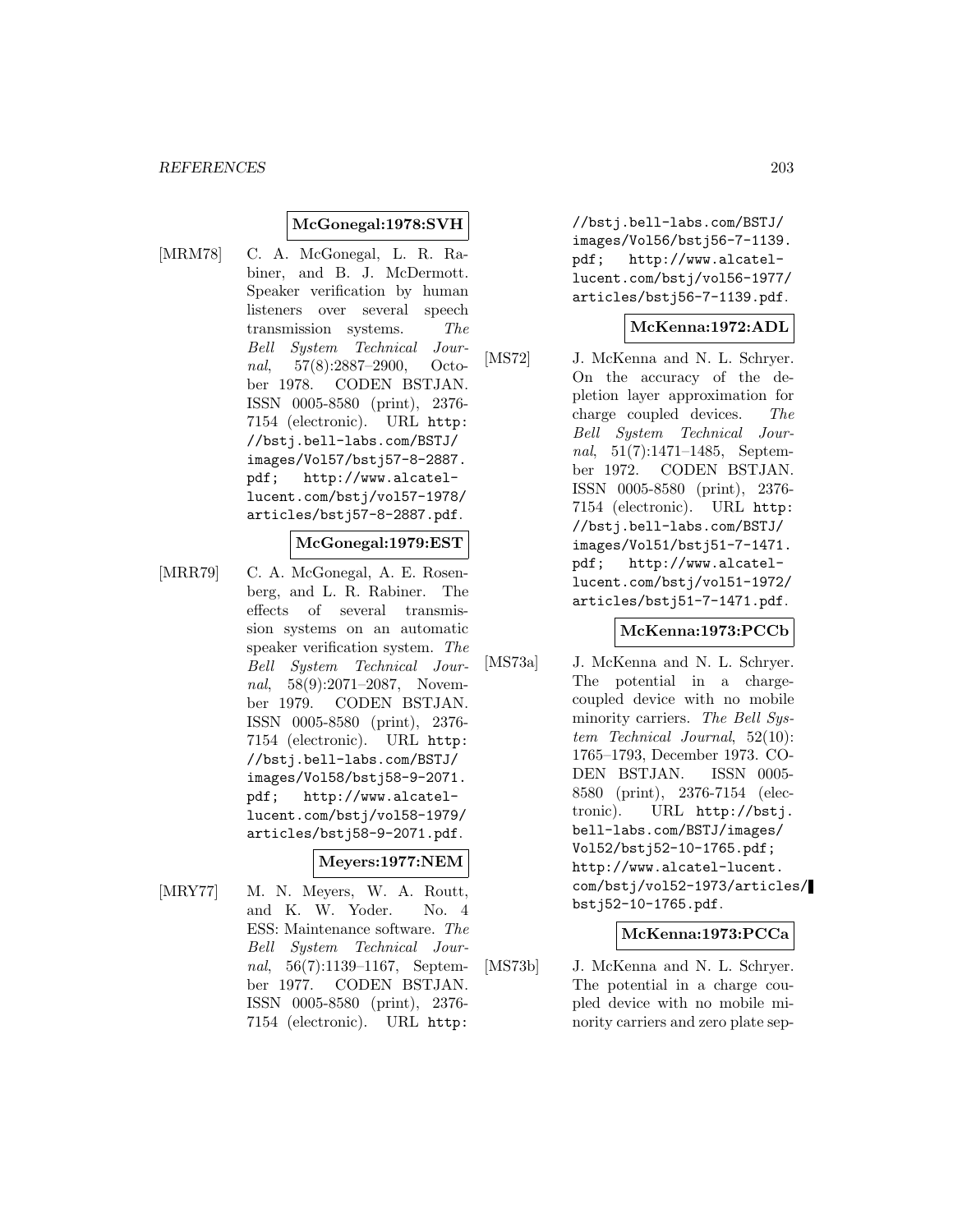**McGonegal:1978:SVH**

[MRM78] C. A. McGonegal, L. R. Rabiner, and B. J. McDermott. Speaker verification by human listeners over several speech transmission systems. *The Bell System Technical Journal*, 57(8):2887–2900, October 1978. CODEN BSTJAN. ISSN 0005-8580 (print), 2376-7154 (electronic). URL http://bstj.bell-labs.com/BSTJ/images/Vol57/bstj57-8-2887.pdf; http://www.alcatel-lucent.com/bstj/vol57-1978/articles/bstj57-8-2887.pdf.

**McGonegal:1979:EST**

[MRR79] C. A. McGonegal, A. E. Rosenberg, and L. R. Rabiner. The effects of several transmission systems on an automatic speaker verification system. *The Bell System Technical Journal*, 58(9):2071–2087, November 1979. CODEN BSTJAN. ISSN 0005-8580 (print), 2376-7154 (electronic). URL http://bstj.bell-labs.com/BSTJ/images/Vol58/bstj58-9-2071.pdf; http://www.alcatel-lucent.com/bstj/vol58-1979/articles/bstj58-9-2071.pdf.

**Meyers:1977:NEM**

[MRY77] M. N. Meyers, W. A. Routt, and K. W. Yoder. No. 4 ESS: Maintenance software. *The Bell System Technical Journal*, 56(7):1139–1167, September 1977. CODEN BSTJAN. ISSN 0005-8580 (print), 2376-7154 (electronic). URL http://bstj.bell-labs.com/BSTJ/images/Vol56/bstj56-7-1139.pdf; http://www.alcatel-lucent.com/bstj/vol56-1977/articles/bstj56-7-1139.pdf.

**McKenna:1972:ADL**

[MS72] J. McKenna and N. L. Schryer. On the accuracy of the depletion layer approximation for charge coupled devices. *The Bell System Technical Journal*, 51(7):1471–1485, September 1972. CODEN BSTJAN. ISSN 0005-8580 (print), 2376-7154 (electronic). URL http://bstj.bell-labs.com/BSTJ/images/Vol51/bstj51-7-1471.pdf; http://www.alcatel-lucent.com/bstj/vol51-1972/articles/bstj51-7-1471.pdf.

**McKenna:1973:PCCb**

[MS73a] J. McKenna and N. L. Schryer. The potential in a charge-coupled device with no mobile minority carriers. *The Bell System Technical Journal*, 52(10): 1765–1793, December 1973. CODEN BSTJAN. ISSN 0005-8580 (print), 2376-7154 (electronic). URL http://bstj.bell-labs.com/BSTJ/images/Vol52/bstj52-10-1765.pdf; http://www.alcatel-lucent.com/bstj/vol52-1973/articles/bstj52-10-1765.pdf.

**McKenna:1973:PCCa**

[MS73b] J. McKenna and N. L. Schryer. The potential in a charge coupled device with no mobile minority carriers and zero plate sep-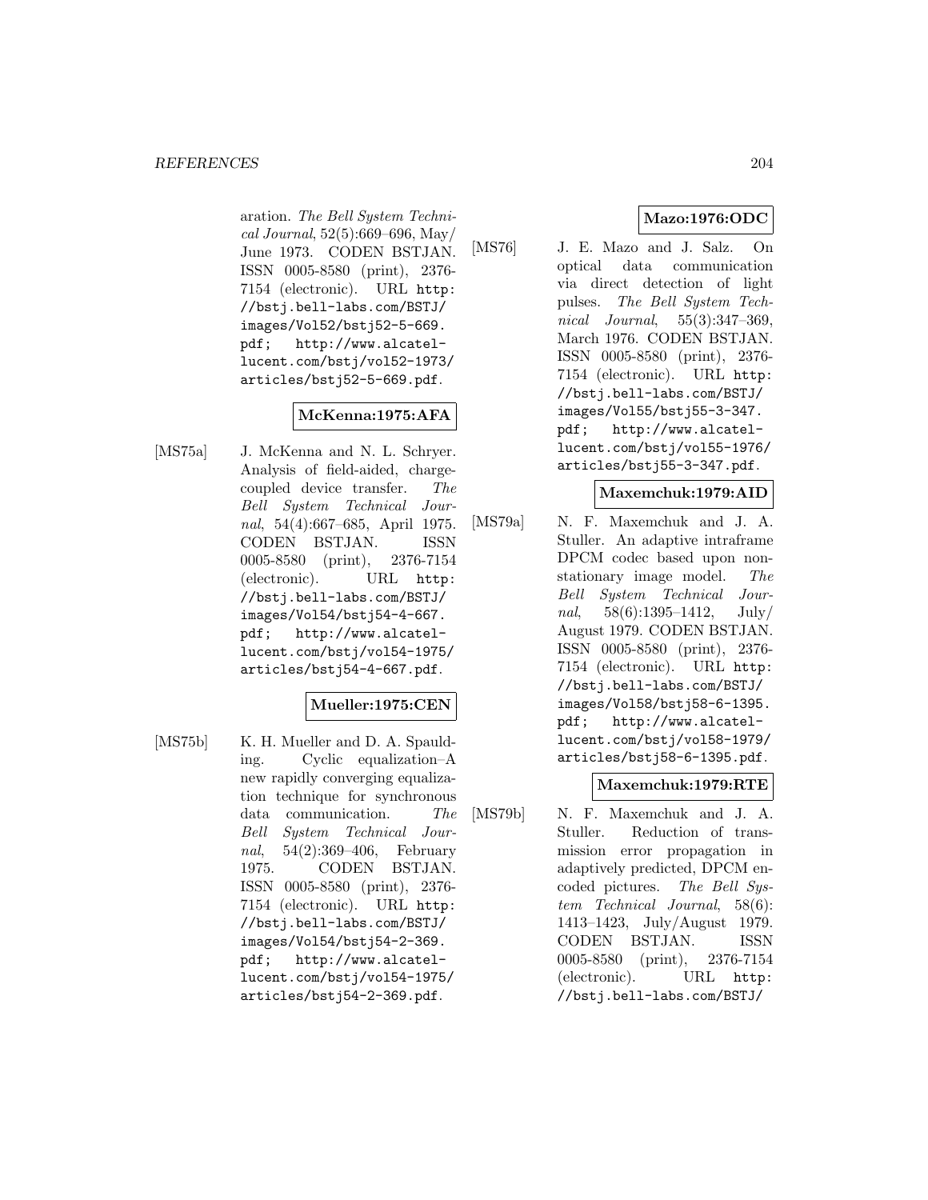aration. *The Bell System Technical Journal*, 52(5):669–696, May/June 1973. CODEN BSTJAN. ISSN 0005-8580 (print), 2376-7154 (electronic). URL http://bstj.bell-labs.com/BSTJ/images/Vol52/bstj52-5-669.pdf; http://www.alcatel-lucent.com/bstj/vol52-1973/articles/bstj52-5-669.pdf.

**McKenna:1975:AFA**

[MS75a] J. McKenna and N. L. Schryer. Analysis of field-aided, charge-coupled device transfer. *The Bell System Technical Journal*, 54(4):667–685, April 1975. CODEN BSTJAN. ISSN 0005-8580 (print), 2376-7154 (electronic). URL http://bstj.bell-labs.com/BSTJ/images/Vol54/bstj54-4-667.pdf; http://www.alcatel-lucent.com/bstj/vol54-1975/articles/bstj54-4-667.pdf.

**Mueller:1975:CEN**

[MS75b] K. H. Mueller and D. A. Spaulding. Cyclic equalization–A new rapidly converging equalization technique for synchronous data communication. *The Bell System Technical Journal*, 54(2):369–406, February 1975. CODEN BSTJAN. ISSN 0005-8580 (print), 2376-7154 (electronic). URL http://bstj.bell-labs.com/BSTJ/images/Vol54/bstj54-2-369.pdf; http://www.alcatel-lucent.com/bstj/vol54-1975/articles/bstj54-2-369.pdf.

**Mazo:1976:ODC**

[MS76] J. E. Mazo and J. Salz. On optical data communication via direct detection of light pulses. *The Bell System Technical Journal*, 55(3):347–369, March 1976. CODEN BSTJAN. ISSN 0005-8580 (print), 2376-7154 (electronic). URL http://bstj.bell-labs.com/BSTJ/images/Vol55/bstj55-3-347.pdf; http://www.alcatel-lucent.com/bstj/vol55-1976/articles/bstj55-3-347.pdf.

**Maxemchuk:1979:AID**

[MS79a] N. F. Maxemchuk and J. A. Stuller. An adaptive intraframe DPCM codec based upon nonstationary image model. *The Bell System Technical Journal*, 58(6):1395–1412, July/August 1979. CODEN BSTJAN. ISSN 0005-8580 (print), 2376-7154 (electronic). URL http://bstj.bell-labs.com/BSTJ/images/Vol58/bstj58-6-1395.pdf; http://www.alcatel-lucent.com/bstj/vol58-1979/articles/bstj58-6-1395.pdf.

**Maxemchuk:1979:RTE**

[MS79b] N. F. Maxemchuk and J. A. Stuller. Reduction of transmission error propagation in adaptively predicted, DPCM encoded pictures. *The Bell System Technical Journal*, 58(6):1413–1423, July/August 1979. CODEN BSTJAN. ISSN 0005-8580 (print), 2376-7154 (electronic). URL http://bstj.bell-labs.com/BSTJ/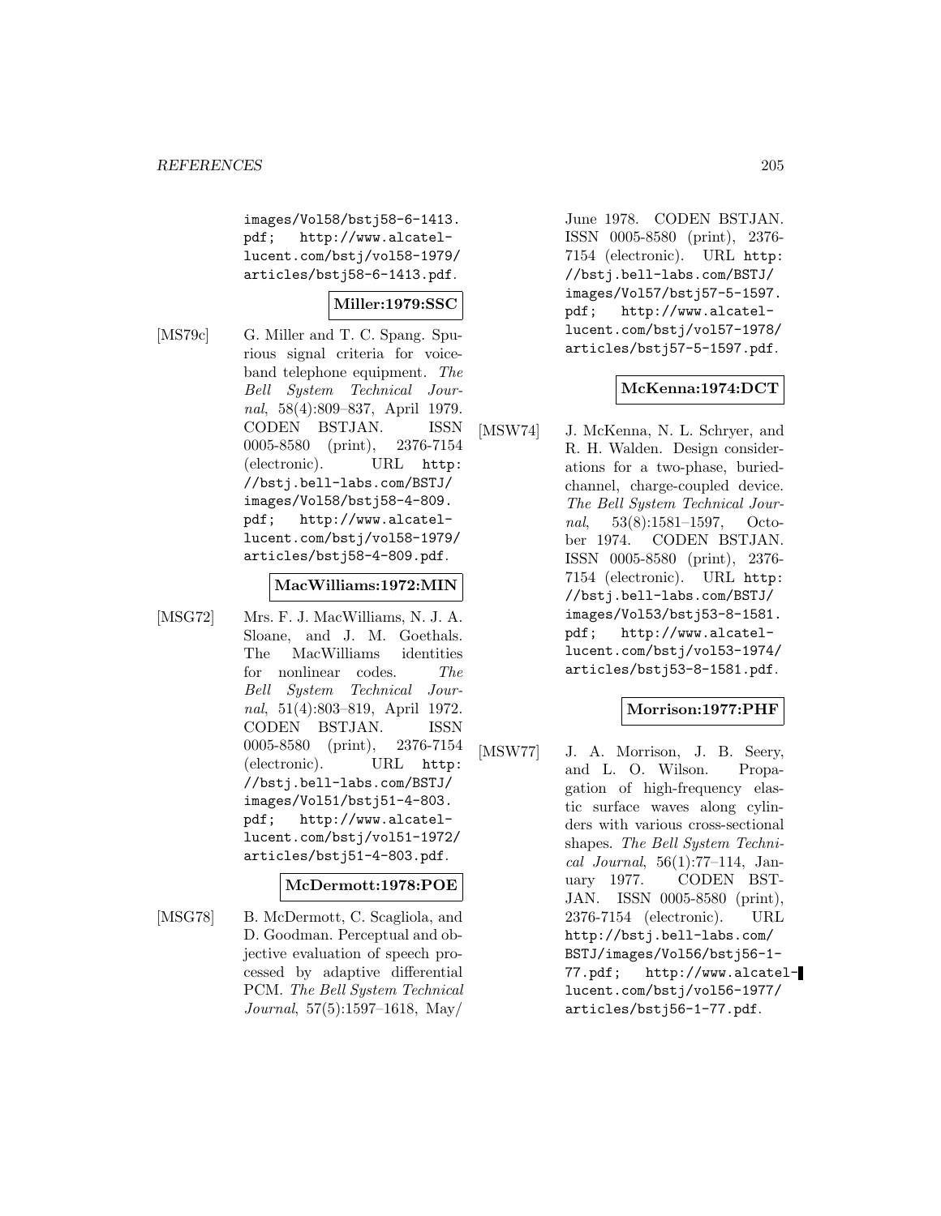images/Vol58/bstj58-6-1413.pdf; http://www.alcatel-lucent.com/bstj/vol58-1979/articles/bstj58-6-1413.pdf.

**Miller:1979:SSC**

[MS79c] G. Miller and T. C. Spang. Spurious signal criteria for voiceband telephone equipment. *The Bell System Technical Journal*, 58(4):809–837, April 1979. CODEN BSTJAN. ISSN 0005-8580 (print), 2376-7154 (electronic). URL http://bstj.bell-labs.com/BSTJ/images/Vol58/bstj58-4-809.pdf; http://www.alcatel-lucent.com/bstj/vol58-1979/articles/bstj58-4-809.pdf.

**MacWilliams:1972:MIN**

[MSG72] Mrs. F. J. MacWilliams, N. J. A. Sloane, and J. M. Goethals. The MacWilliams identities for nonlinear codes. *The Bell System Technical Journal*, 51(4):803–819, April 1972. CODEN BSTJAN. ISSN 0005-8580 (print), 2376-7154 (electronic). URL http://bstj.bell-labs.com/BSTJ/images/Vol51/bstj51-4-803.pdf; http://www.alcatel-lucent.com/bstj/vol51-1972/articles/bstj51-4-803.pdf.

**McDermott:1978:POE**

[MSG78] B. McDermott, C. Scagliola, and D. Goodman. Perceptual and objective evaluation of speech processed by adaptive differential PCM. *The Bell System Technical Journal*, 57(5):1597–1618, May/June 1978. CODEN BSTJAN. ISSN 0005-8580 (print), 2376-7154 (electronic). URL http://bstj.bell-labs.com/BSTJ/images/Vol57/bstj57-5-1597.pdf; http://www.alcatel-lucent.com/bstj/vol57-1978/articles/bstj57-5-1597.pdf.

**McKenna:1974:DCT**

[MSW74] J. McKenna, N. L. Schryer, and R. H. Walden. Design considerations for a two-phase, buried-channel, charge-coupled device. *The Bell System Technical Journal*, 53(8):1581–1597, October 1974. CODEN BSTJAN. ISSN 0005-8580 (print), 2376-7154 (electronic). URL http://bstj.bell-labs.com/BSTJ/images/Vol53/bstj53-8-1581.pdf; http://www.alcatel-lucent.com/bstj/vol53-1974/articles/bstj53-8-1581.pdf.

**Morrison:1977:PHF**

[MSW77] J. A. Morrison, J. B. Seery, and L. O. Wilson. Propagation of high-frequency elastic surface waves along cylinders with various cross-sectional shapes. *The Bell System Technical Journal*, 56(1):77–114, January 1977. CODEN BSTJAN. ISSN 0005-8580 (print), 2376-7154 (electronic). URL http://bstj.bell-labs.com/BSTJ/images/Vol56/bstj56-1-77.pdf; http://www.alcatel-lucent.com/bstj/vol56-1977/articles/bstj56-1-77.pdf.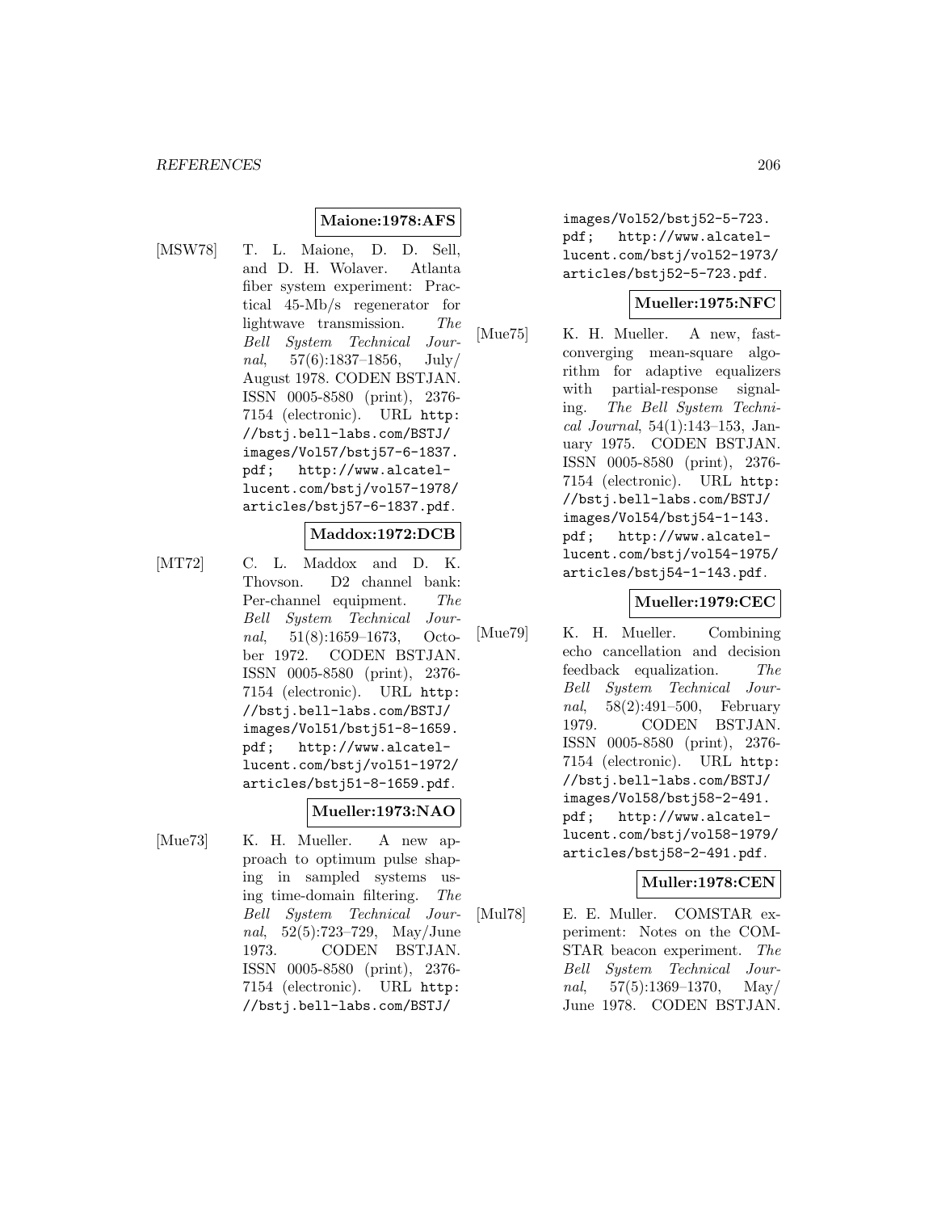**Maione:1978:AFS**

[MSW78] T. L. Maione, D. D. Sell, and D. H. Wolaver. Atlanta fiber system experiment: Practical 45-Mb/s regenerator for lightwave transmission. *The Bell System Technical Journal*, 57(6):1837–1856, July/August 1978. CODEN BSTJAN. ISSN 0005-8580 (print), 2376-7154 (electronic). URL `http://bstj.bell-labs.com/BSTJ/images/Vol57/bstj57-6-1837.pdf`; `http://www.alcatel-lucent.com/bstj/vol57-1978/articles/bstj57-6-1837.pdf`.

**Maddox:1972:DCB**

[MT72] C. L. Maddox and D. K. Thovson. D2 channel bank: Per-channel equipment. *The Bell System Technical Journal*, 51(8):1659–1673, October 1972. CODEN BSTJAN. ISSN 0005-8580 (print), 2376-7154 (electronic). URL `http://bstj.bell-labs.com/BSTJ/images/Vol51/bstj51-8-1659.pdf`; `http://www.alcatel-lucent.com/bstj/vol51-1972/articles/bstj51-8-1659.pdf`.

**Mueller:1973:NAO**

[Mue73] K. H. Mueller. A new approach to optimum pulse shaping in sampled systems using time-domain filtering. *The Bell System Technical Journal*, 52(5):723–729, May/June 1973. CODEN BSTJAN. ISSN 0005-8580 (print), 2376-7154 (electronic). URL `http://bstj.bell-labs.com/BSTJ/images/Vol52/bstj52-5-723.pdf`; `http://www.alcatel-lucent.com/bstj/vol52-1973/articles/bstj52-5-723.pdf`.

**Mueller:1975:NFC**

[Mue75] K. H. Mueller. A new, fast-converging mean-square algorithm for adaptive equalizers with partial-response signaling. *The Bell System Technical Journal*, 54(1):143–153, January 1975. CODEN BSTJAN. ISSN 0005-8580 (print), 2376-7154 (electronic). URL `http://bstj.bell-labs.com/BSTJ/images/Vol54/bstj54-1-143.pdf`; `http://www.alcatel-lucent.com/bstj/vol54-1975/articles/bstj54-1-143.pdf`.

**Mueller:1979:CEC**

[Mue79] K. H. Mueller. Combining echo cancellation and decision feedback equalization. *The Bell System Technical Journal*, 58(2):491–500, February 1979. CODEN BSTJAN. ISSN 0005-8580 (print), 2376-7154 (electronic). URL `http://bstj.bell-labs.com/BSTJ/images/Vol58/bstj58-2-491.pdf`; `http://www.alcatel-lucent.com/bstj/vol58-1979/articles/bstj58-2-491.pdf`.

**Muller:1978:CEN**

[Mul78] E. E. Muller. COMSTAR experiment: Notes on the COMSTAR beacon experiment. *The Bell System Technical Journal*, 57(5):1369–1370, May/June 1978. CODEN BSTJAN.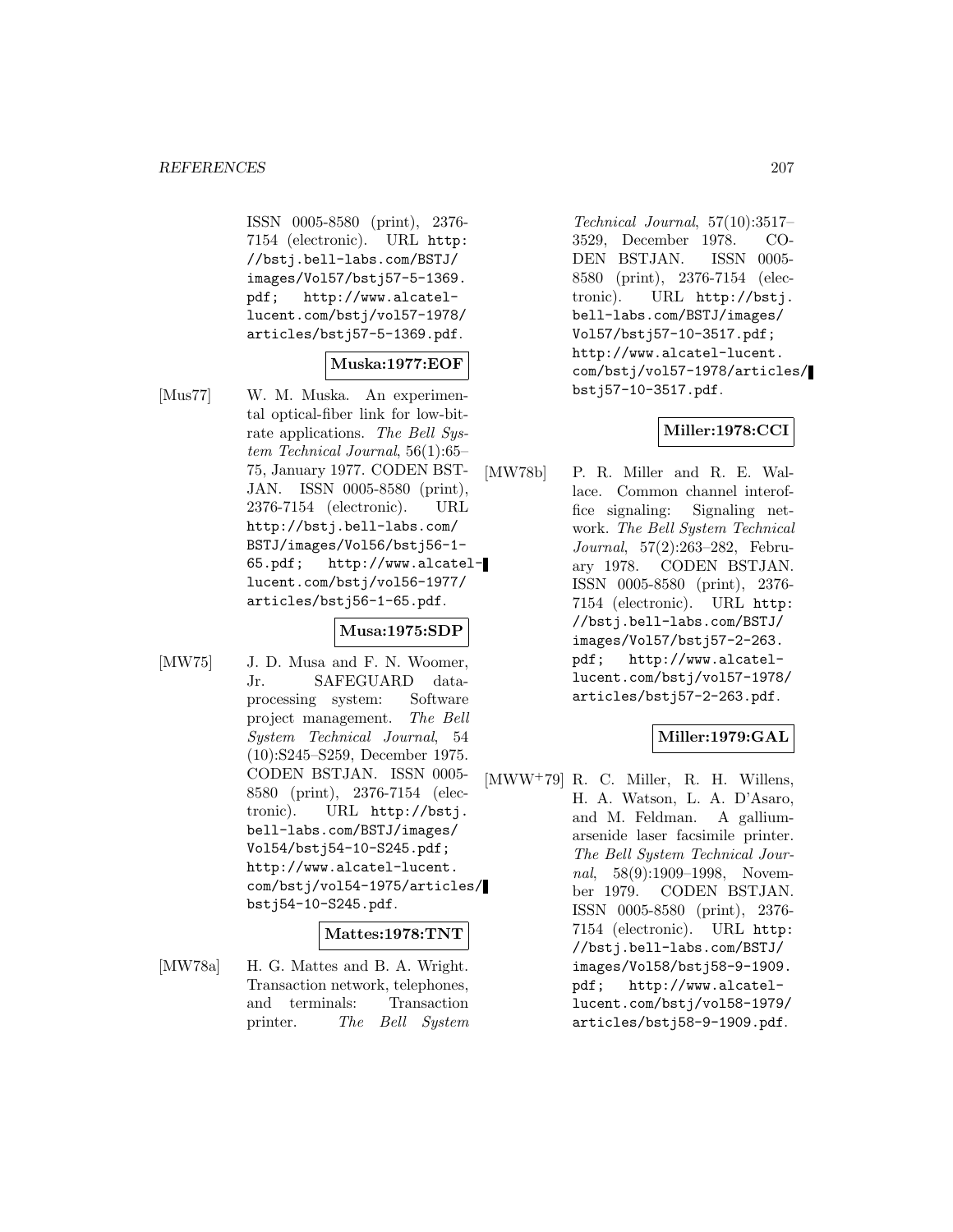ISSN 0005-8580 (print), 2376-7154 (electronic). URL http://bstj.bell-labs.com/BSTJ/images/Vol57/bstj57-5-1369.pdf; http://www.alcatel-lucent.com/bstj/vol57-1978/articles/bstj57-5-1369.pdf.

**Muska:1977:EOF**

[Mus77] W. M. Muska. An experimental optical-fiber link for low-bitrate applications. *The Bell System Technical Journal*, 56(1):65–75, January 1977. CODEN BSTJAN. ISSN 0005-8580 (print), 2376-7154 (electronic). URL http://bstj.bell-labs.com/BSTJ/images/Vol56/bstj56-1-65.pdf; http://www.alcatel-lucent.com/bstj/vol56-1977/articles/bstj56-1-65.pdf.

**Musa:1975:SDP**

[MW75] J. D. Musa and F. N. Woomer, Jr. SAFEGUARD data-processing system: Software project management. *The Bell System Technical Journal*, 54 (10):S245–S259, December 1975. CODEN BSTJAN. ISSN 0005-8580 (print), 2376-7154 (electronic). URL http://bstj.bell-labs.com/BSTJ/images/Vol54/bstj54-10-S245.pdf; http://www.alcatel-lucent.com/bstj/vol54-1975/articles/bstj54-10-S245.pdf.

**Mattes:1978:TNT**

[MW78a] H. G. Mattes and B. A. Wright. Transaction network, telephones, and terminals: Transaction printer. *The Bell System Technical Journal*, 57(10):3517–3529, December 1978. CODEN BSTJAN. ISSN 0005-8580 (print), 2376-7154 (electronic). URL http://bstj.bell-labs.com/BSTJ/images/Vol57/bstj57-10-3517.pdf; http://www.alcatel-lucent.com/bstj/vol57-1978/articles/bstj57-10-3517.pdf.

**Miller:1978:CCI**

[MW78b] P. R. Miller and R. E. Wallace. Common channel interoffice signaling: Signaling network. *The Bell System Technical Journal*, 57(2):263–282, February 1978. CODEN BSTJAN. ISSN 0005-8580 (print), 2376-7154 (electronic). URL http://bstj.bell-labs.com/BSTJ/images/Vol57/bstj57-2-263.pdf; http://www.alcatel-lucent.com/bstj/vol57-1978/articles/bstj57-2-263.pdf.

**Miller:1979:GAL**

[MWW+79] R. C. Miller, R. H. Willens, H. A. Watson, L. A. D'Asaro, and M. Feldman. A gallium-arsenide laser facsimile printer. *The Bell System Technical Journal*, 58(9):1909–1998, November 1979. CODEN BSTJAN. ISSN 0005-8580 (print), 2376-7154 (electronic). URL http://bstj.bell-labs.com/BSTJ/images/Vol58/bstj58-9-1909.pdf; http://www.alcatel-lucent.com/bstj/vol58-1979/articles/bstj58-9-1909.pdf.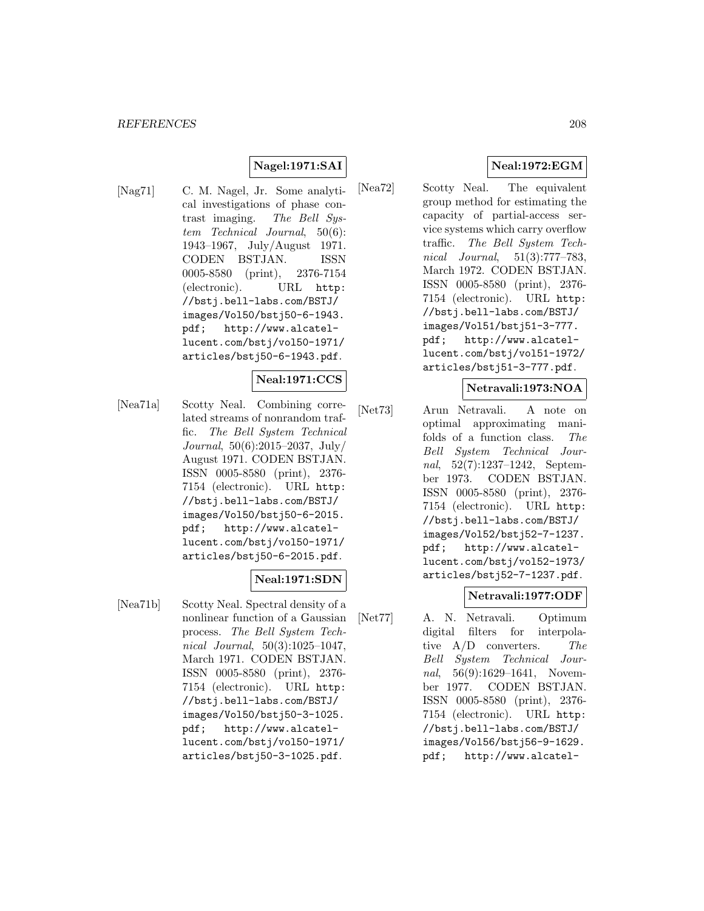**Nagel:1971:SAI**

[Nag71] C. M. Nagel, Jr. Some analytical investigations of phase contrast imaging. *The Bell System Technical Journal*, 50(6): 1943–1967, July/August 1971. CODEN BSTJAN. ISSN 0005-8580 (print), 2376-7154 (electronic). URL `http://bstj.bell-labs.com/BSTJ/images/Vol50/bstj50-6-1943.pdf; http://www.alcatel-lucent.com/bstj/vol50-1971/articles/bstj50-6-1943.pdf`.

**Neal:1971:CCS**

[Nea71a] Scotty Neal. Combining correlated streams of nonrandom traffic. *The Bell System Technical Journal*, 50(6):2015–2037, July/August 1971. CODEN BSTJAN. ISSN 0005-8580 (print), 2376-7154 (electronic). URL `http://bstj.bell-labs.com/BSTJ/images/Vol50/bstj50-6-2015.pdf; http://www.alcatel-lucent.com/bstj/vol50-1971/articles/bstj50-6-2015.pdf`.

**Neal:1971:SDN**

[Nea71b] Scotty Neal. Spectral density of a nonlinear function of a Gaussian process. *The Bell System Technical Journal*, 50(3):1025–1047, March 1971. CODEN BSTJAN. ISSN 0005-8580 (print), 2376-7154 (electronic). URL `http://bstj.bell-labs.com/BSTJ/images/Vol50/bstj50-3-1025.pdf; http://www.alcatel-lucent.com/bstj/vol50-1971/articles/bstj50-3-1025.pdf`.

**Neal:1972:EGM**

[Nea72] Scotty Neal. The equivalent group method for estimating the capacity of partial-access service systems which carry overflow traffic. *The Bell System Technical Journal*, 51(3):777–783, March 1972. CODEN BSTJAN. ISSN 0005-8580 (print), 2376-7154 (electronic). URL `http://bstj.bell-labs.com/BSTJ/images/Vol51/bstj51-3-777.pdf; http://www.alcatel-lucent.com/bstj/vol51-1972/articles/bstj51-3-777.pdf`.

**Netravali:1973:NOA**

[Net73] Arun Netravali. A note on optimal approximating manifolds of a function class. *The Bell System Technical Journal*, 52(7):1237–1242, September 1973. CODEN BSTJAN. ISSN 0005-8580 (print), 2376-7154 (electronic). URL `http://bstj.bell-labs.com/BSTJ/images/Vol52/bstj52-7-1237.pdf; http://www.alcatel-lucent.com/bstj/vol52-1973/articles/bstj52-7-1237.pdf`.

**Netravali:1977:ODF**

[Net77] A. N. Netravali. Optimum digital filters for interpolative A/D converters. *The Bell System Technical Journal*, 56(9):1629–1641, November 1977. CODEN BSTJAN. ISSN 0005-8580 (print), 2376-7154 (electronic). URL `http://bstj.bell-labs.com/BSTJ/images/Vol56/bstj56-9-1629.pdf; http://www.alcatel-`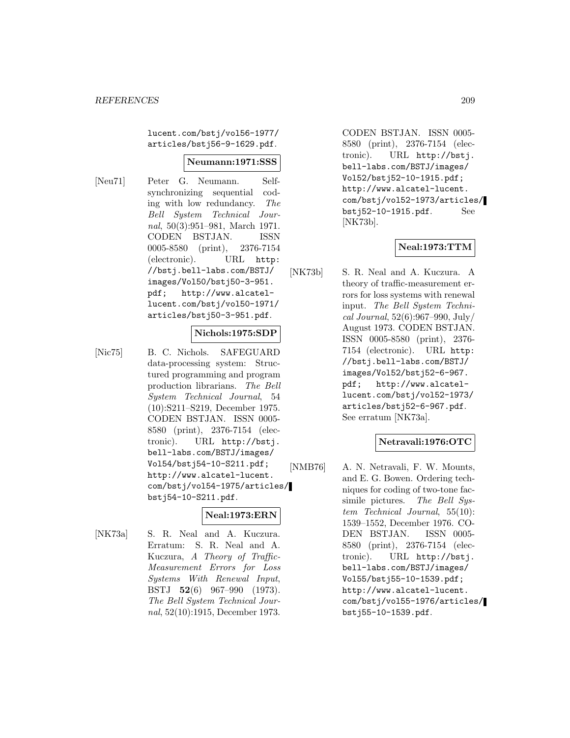lucent.com/bstj/vol56-1977/articles/bstj56-9-1629.pdf.

**Neumann:1971:SSS**

[Neu71] Peter G. Neumann. Self-synchronizing sequential coding with low redundancy. *The Bell System Technical Journal*, 50(3):951–981, March 1971. CODEN BSTJAN. ISSN 0005-8580 (print), 2376-7154 (electronic). URL http://bstj.bell-labs.com/BSTJ/images/Vol50/bstj50-3-951.pdf; http://www.alcatel-lucent.com/bstj/vol50-1971/articles/bstj50-3-951.pdf.

**Nichols:1975:SDP**

[Nic75] B. C. Nichols. SAFEGUARD data-processing system: Structured programming and program production librarians. *The Bell System Technical Journal*, 54 (10):S211–S219, December 1975. CODEN BSTJAN. ISSN 0005-8580 (print), 2376-7154 (electronic). URL http://bstj.bell-labs.com/BSTJ/images/Vol54/bstj54-10-S211.pdf; http://www.alcatel-lucent.com/bstj/vol54-1975/articles/bstj54-10-S211.pdf.

**Neal:1973:ERN**

[NK73a] S. R. Neal and A. Kuczura. Erratum: S. R. Neal and A. Kuczura, *A Theory of Traffic-Measurement Errors for Loss Systems With Renewal Input*, BSTJ **52**(6) 967–990 (1973). *The Bell System Technical Journal*, 52(10):1915, December 1973. CODEN BSTJAN. ISSN 0005-8580 (print), 2376-7154 (electronic). URL http://bstj.bell-labs.com/BSTJ/images/Vol52/bstj52-10-1915.pdf; http://www.alcatel-lucent.com/bstj/vol52-1973/articles/bstj52-10-1915.pdf. See [NK73b].

**Neal:1973:TTM**

[NK73b] S. R. Neal and A. Kuczura. A theory of traffic-measurement errors for loss systems with renewal input. *The Bell System Technical Journal*, 52(6):967–990, July/August 1973. CODEN BSTJAN. ISSN 0005-8580 (print), 2376-7154 (electronic). URL http://bstj.bell-labs.com/BSTJ/images/Vol52/bstj52-6-967.pdf; http://www.alcatel-lucent.com/bstj/vol52-1973/articles/bstj52-6-967.pdf. See erratum [NK73a].

**Netravali:1976:OTC**

[NMB76] A. N. Netravali, F. W. Mounts, and E. G. Bowen. Ordering techniques for coding of two-tone facsimile pictures. *The Bell System Technical Journal*, 55(10): 1539–1552, December 1976. CODEN BSTJAN. ISSN 0005-8580 (print), 2376-7154 (electronic). URL http://bstj.bell-labs.com/BSTJ/images/Vol55/bstj55-10-1539.pdf; http://www.alcatel-lucent.com/bstj/vol55-1976/articles/bstj55-10-1539.pdf.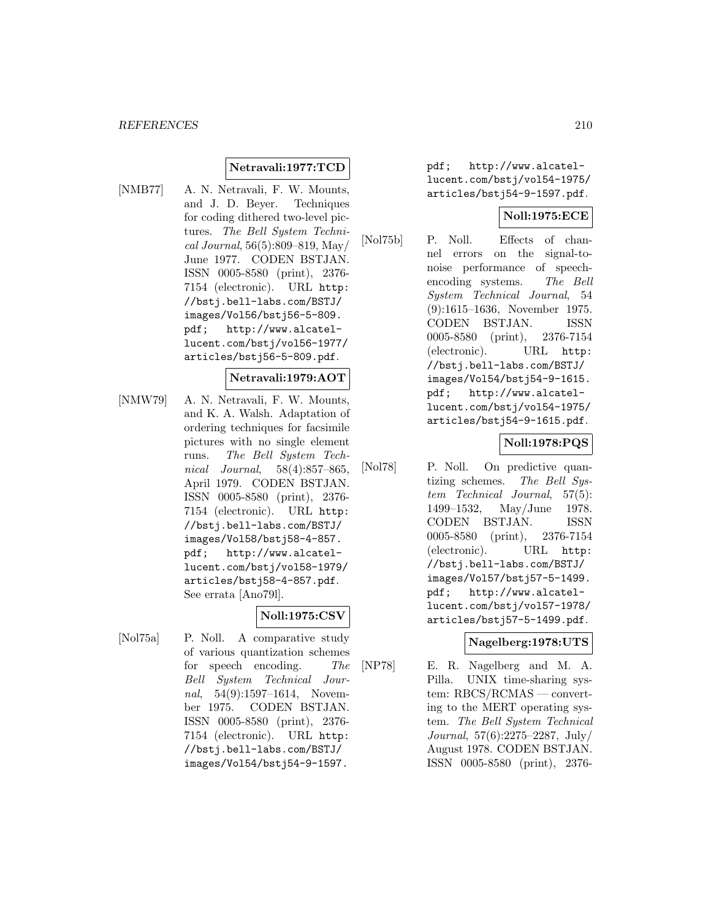**Netravali:1977:TCD**

[NMB77] A. N. Netravali, F. W. Mounts, and J. D. Beyer. Techniques for coding dithered two-level pictures. *The Bell System Technical Journal*, 56(5):809–819, May/June 1977. CODEN BSTJAN. ISSN 0005-8580 (print), 2376-7154 (electronic). URL http://bstj.bell-labs.com/BSTJ/images/Vol56/bstj56-5-809.pdf; http://www.alcatel-lucent.com/bstj/vol56-1977/articles/bstj56-5-809.pdf.

**Netravali:1979:AOT**

[NMW79] A. N. Netravali, F. W. Mounts, and K. A. Walsh. Adaptation of ordering techniques for facsimile pictures with no single element runs. *The Bell System Technical Journal*, 58(4):857–865, April 1979. CODEN BSTJAN. ISSN 0005-8580 (print), 2376-7154 (electronic). URL http://bstj.bell-labs.com/BSTJ/images/Vol58/bstj58-4-857.pdf; http://www.alcatel-lucent.com/bstj/vol58-1979/articles/bstj58-4-857.pdf. See errata [Ano79l].

**Noll:1975:CSV**

[Nol75a] P. Noll. A comparative study of various quantization schemes for speech encoding. *The Bell System Technical Journal*, 54(9):1597–1614, November 1975. CODEN BSTJAN. ISSN 0005-8580 (print), 2376-7154 (electronic). URL http://bstj.bell-labs.com/BSTJ/images/Vol54/bstj54-9-1597.pdf; http://www.alcatel-lucent.com/bstj/vol54-1975/articles/bstj54-9-1597.pdf.

**Noll:1975:ECE**

[Nol75b] P. Noll. Effects of channel errors on the signal-to-noise performance of speech-encoding systems. *The Bell System Technical Journal*, 54(9):1615–1636, November 1975. CODEN BSTJAN. ISSN 0005-8580 (print), 2376-7154 (electronic). URL http://bstj.bell-labs.com/BSTJ/images/Vol54/bstj54-9-1615.pdf; http://www.alcatel-lucent.com/bstj/vol54-1975/articles/bstj54-9-1615.pdf.

**Noll:1978:PQS**

[Nol78] P. Noll. On predictive quantizing schemes. *The Bell System Technical Journal*, 57(5):1499–1532, May/June 1978. CODEN BSTJAN. ISSN 0005-8580 (print), 2376-7154 (electronic). URL http://bstj.bell-labs.com/BSTJ/images/Vol57/bstj57-5-1499.pdf; http://www.alcatel-lucent.com/bstj/vol57-1978/articles/bstj57-5-1499.pdf.

**Nagelberg:1978:UTS**

[NP78] E. R. Nagelberg and M. A. Pilla. UNIX time-sharing system: RBCS/RCMAS — converting to the MERT operating system. *The Bell System Technical Journal*, 57(6):2275–2287, July/August 1978. CODEN BSTJAN. ISSN 0005-8580 (print), 2376-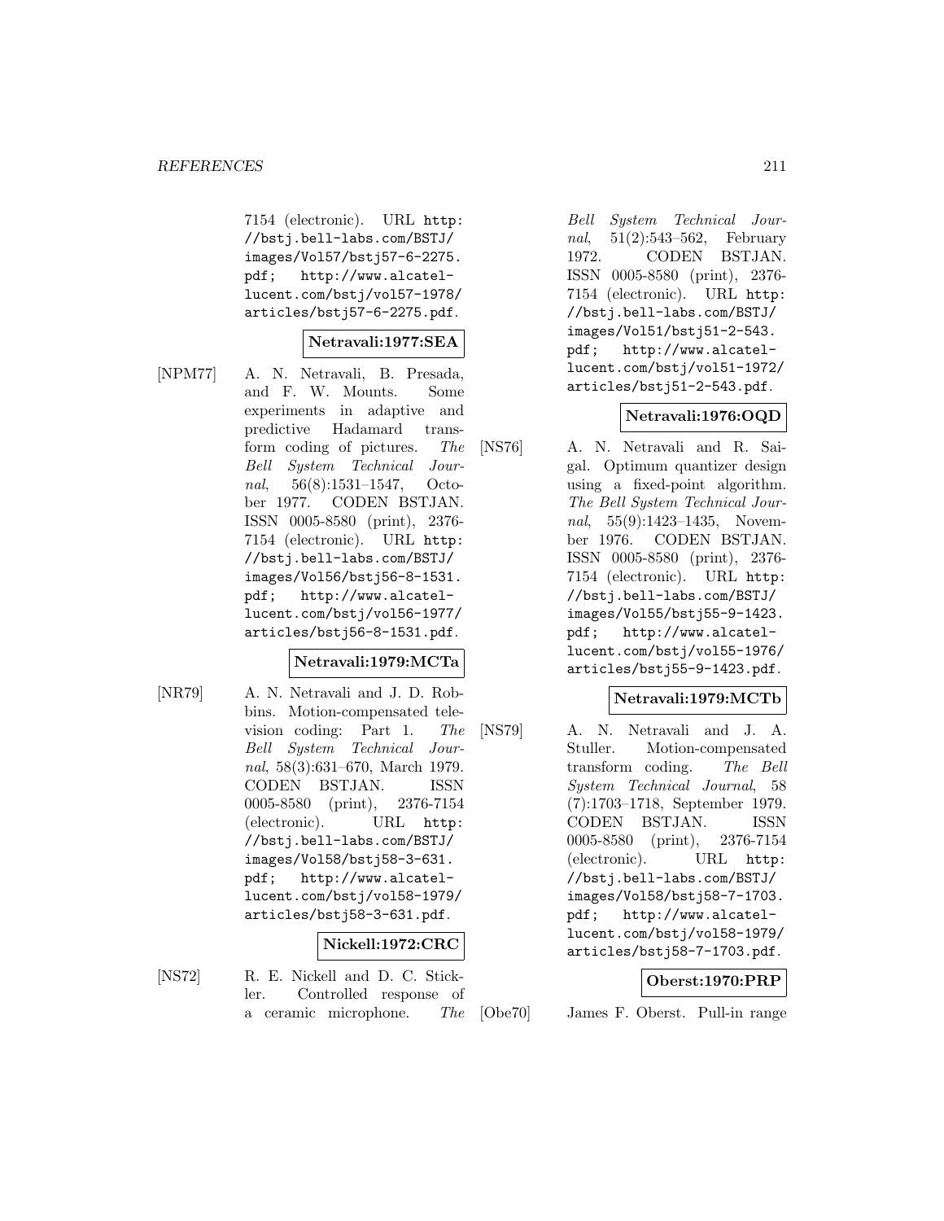7154 (electronic). URL http://bstj.bell-labs.com/BSTJ/images/Vol57/bstj57-6-2275.pdf; http://www.alcatel-lucent.com/bstj/vol57-1978/articles/bstj57-6-2275.pdf.

**Netravali:1977:SEA**

[NPM77] A. N. Netravali, B. Presada, and F. W. Mounts. Some experiments in adaptive and predictive Hadamard transform coding of pictures. *The Bell System Technical Journal*, 56(8):1531–1547, October 1977. CODEN BSTJAN. ISSN 0005-8580 (print), 2376-7154 (electronic). URL http://bstj.bell-labs.com/BSTJ/images/Vol56/bstj56-8-1531.pdf; http://www.alcatel-lucent.com/bstj/vol56-1977/articles/bstj56-8-1531.pdf.

**Netravali:1979:MCTa**

[NR79] A. N. Netravali and J. D. Robbins. Motion-compensated television coding: Part 1. *The Bell System Technical Journal*, 58(3):631–670, March 1979. CODEN BSTJAN. ISSN 0005-8580 (print), 2376-7154 (electronic). URL http://bstj.bell-labs.com/BSTJ/images/Vol58/bstj58-3-631.pdf; http://www.alcatel-lucent.com/bstj/vol58-1979/articles/bstj58-3-631.pdf.

**Nickell:1972:CRC**

[NS72] R. E. Nickell and D. C. Stickler. Controlled response of a ceramic microphone. *The Bell System Technical Journal*, 51(2):543–562, February 1972. CODEN BSTJAN. ISSN 0005-8580 (print), 2376-7154 (electronic). URL http://bstj.bell-labs.com/BSTJ/images/Vol51/bstj51-2-543.pdf; http://www.alcatel-lucent.com/bstj/vol51-1972/articles/bstj51-2-543.pdf.

**Netravali:1976:OQD**

[NS76] A. N. Netravali and R. Saigal. Optimum quantizer design using a fixed-point algorithm. *The Bell System Technical Journal*, 55(9):1423–1435, November 1976. CODEN BSTJAN. ISSN 0005-8580 (print), 2376-7154 (electronic). URL http://bstj.bell-labs.com/BSTJ/images/Vol55/bstj55-9-1423.pdf; http://www.alcatel-lucent.com/bstj/vol55-1976/articles/bstj55-9-1423.pdf.

**Netravali:1979:MCTb**

[NS79] A. N. Netravali and J. A. Stuller. Motion-compensated transform coding. *The Bell System Technical Journal*, 58 (7):1703–1718, September 1979. CODEN BSTJAN. ISSN 0005-8580 (print), 2376-7154 (electronic). URL http://bstj.bell-labs.com/BSTJ/images/Vol58/bstj58-7-1703.pdf; http://www.alcatel-lucent.com/bstj/vol58-1979/articles/bstj58-7-1703.pdf.

**Oberst:1970:PRP**

[Obe70] James F. Oberst. Pull-in range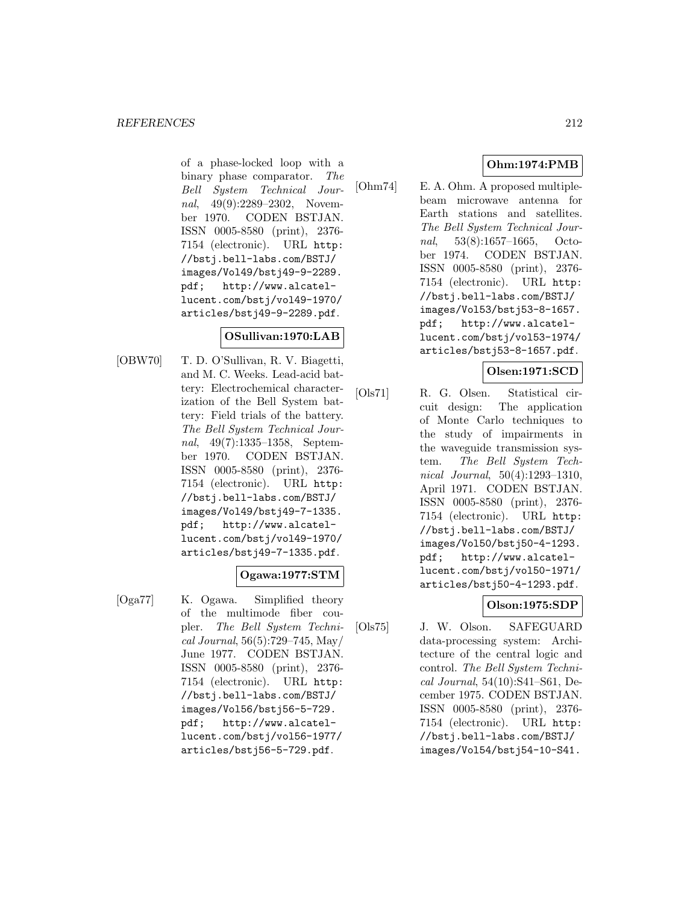of a phase-locked loop with a binary phase comparator. *The Bell System Technical Journal*, 49(9):2289–2302, November 1970. CODEN BSTJAN. ISSN 0005-8580 (print), 2376-7154 (electronic). URL `http://bstj.bell-labs.com/BSTJ/images/Vol49/bstj49-9-2289.pdf`; `http://www.alcatel-lucent.com/bstj/vol49-1970/articles/bstj49-9-2289.pdf`.

**OSullivan:1970:LAB**

[OBW70] T. D. O'Sullivan, R. V. Biagetti, and M. C. Weeks. Lead-acid battery: Electrochemical characterization of the Bell System battery: Field trials of the battery. *The Bell System Technical Journal*, 49(7):1335–1358, September 1970. CODEN BSTJAN. ISSN 0005-8580 (print), 2376-7154 (electronic). URL `http://bstj.bell-labs.com/BSTJ/images/Vol49/bstj49-7-1335.pdf`; `http://www.alcatel-lucent.com/bstj/vol49-1970/articles/bstj49-7-1335.pdf`.

**Ogawa:1977:STM**

[Oga77] K. Ogawa. Simplified theory of the multimode fiber coupler. *The Bell System Technical Journal*, 56(5):729–745, May/June 1977. CODEN BSTJAN. ISSN 0005-8580 (print), 2376-7154 (electronic). URL `http://bstj.bell-labs.com/BSTJ/images/Vol56/bstj56-5-729.pdf`; `http://www.alcatel-lucent.com/bstj/vol56-1977/articles/bstj56-5-729.pdf`.

**Ohm:1974:PMB**

[Ohm74] E. A. Ohm. A proposed multiple-beam microwave antenna for Earth stations and satellites. *The Bell System Technical Journal*, 53(8):1657–1665, October 1974. CODEN BSTJAN. ISSN 0005-8580 (print), 2376-7154 (electronic). URL `http://bstj.bell-labs.com/BSTJ/images/Vol53/bstj53-8-1657.pdf`; `http://www.alcatel-lucent.com/bstj/vol53-1974/articles/bstj53-8-1657.pdf`.

**Olsen:1971:SCD**

[Ols71] R. G. Olsen. Statistical circuit design: The application of Monte Carlo techniques to the study of impairments in the waveguide transmission system. *The Bell System Technical Journal*, 50(4):1293–1310, April 1971. CODEN BSTJAN. ISSN 0005-8580 (print), 2376-7154 (electronic). URL `http://bstj.bell-labs.com/BSTJ/images/Vol50/bstj50-4-1293.pdf`; `http://www.alcatel-lucent.com/bstj/vol50-1971/articles/bstj50-4-1293.pdf`.

**Olson:1975:SDP**

[Ols75] J. W. Olson. SAFEGUARD data-processing system: Architecture of the central logic and control. *The Bell System Technical Journal*, 54(10):S41–S61, December 1975. CODEN BSTJAN. ISSN 0005-8580 (print), 2376-7154 (electronic). URL `http://bstj.bell-labs.com/BSTJ/images/Vol54/bstj54-10-S41.`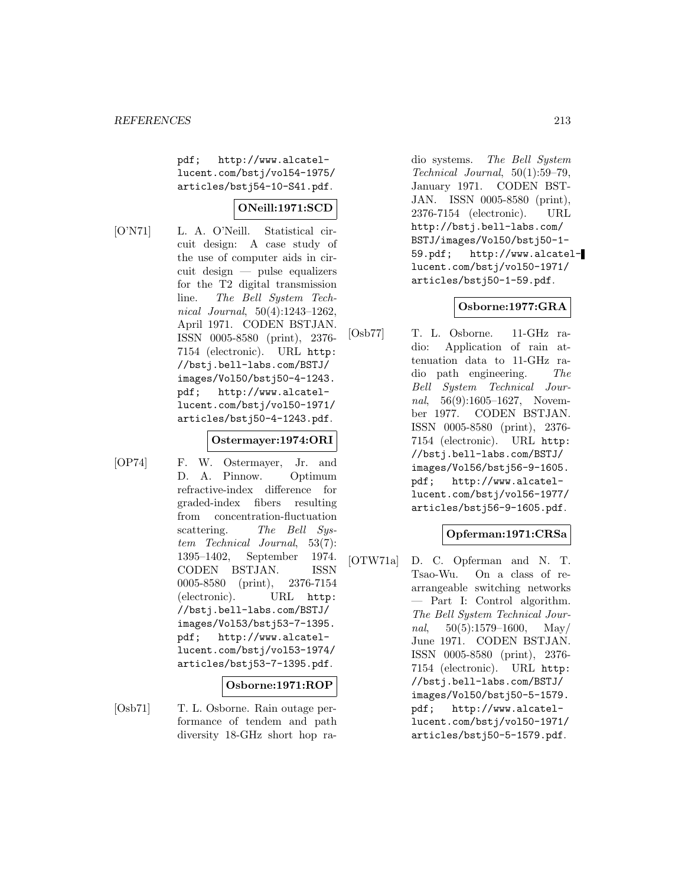pdf; http://www.alcatel-lucent.com/bstj/vol54-1975/articles/bstj54-10-S41.pdf.

**ONeill:1971:SCD**

[O'N71] L. A. O'Neill. Statistical circuit design: A case study of the use of computer aids in circuit design — pulse equalizers for the T2 digital transmission line. *The Bell System Technical Journal*, 50(4):1243–1262, April 1971. CODEN BSTJAN. ISSN 0005-8580 (print), 2376-7154 (electronic). URL http://bstj.bell-labs.com/BSTJ/images/Vol50/bstj50-4-1243.pdf; http://www.alcatel-lucent.com/bstj/vol50-1971/articles/bstj50-4-1243.pdf.

**Ostermayer:1974:ORI**

[OP74] F. W. Ostermayer, Jr. and D. A. Pinnow. Optimum refractive-index difference for graded-index fibers resulting from concentration-fluctuation scattering. *The Bell System Technical Journal*, 53(7): 1395–1402, September 1974. CODEN BSTJAN. ISSN 0005-8580 (print), 2376-7154 (electronic). URL http://bstj.bell-labs.com/BSTJ/images/Vol53/bstj53-7-1395.pdf; http://www.alcatel-lucent.com/bstj/vol53-1974/articles/bstj53-7-1395.pdf.

**Osborne:1971:ROP**

[Osb71] T. L. Osborne. Rain outage performance of tendem and path diversity 18-GHz short hop radio systems. *The Bell System Technical Journal*, 50(1):59–79, January 1971. CODEN BSTJAN. ISSN 0005-8580 (print), 2376-7154 (electronic). URL http://bstj.bell-labs.com/BSTJ/images/Vol50/bstj50-1-59.pdf; http://www.alcatel-lucent.com/bstj/vol50-1971/articles/bstj50-1-59.pdf.

**Osborne:1977:GRA**

[Osb77] T. L. Osborne. 11-GHz radio: Application of rain attenuation data to 11-GHz radio path engineering. *The Bell System Technical Journal*, 56(9):1605–1627, November 1977. CODEN BSTJAN. ISSN 0005-8580 (print), 2376-7154 (electronic). URL http://bstj.bell-labs.com/BSTJ/images/Vol56/bstj56-9-1605.pdf; http://www.alcatel-lucent.com/bstj/vol56-1977/articles/bstj56-9-1605.pdf.

**Opferman:1971:CRSa**

[OTW71a] D. C. Opferman and N. T. Tsao-Wu. On a class of rearrangeable switching networks — Part I: Control algorithm. *The Bell System Technical Journal*, 50(5):1579–1600, May/June 1971. CODEN BSTJAN. ISSN 0005-8580 (print), 2376-7154 (electronic). URL http://bstj.bell-labs.com/BSTJ/images/Vol50/bstj50-5-1579.pdf; http://www.alcatel-lucent.com/bstj/vol50-1971/articles/bstj50-5-1579.pdf.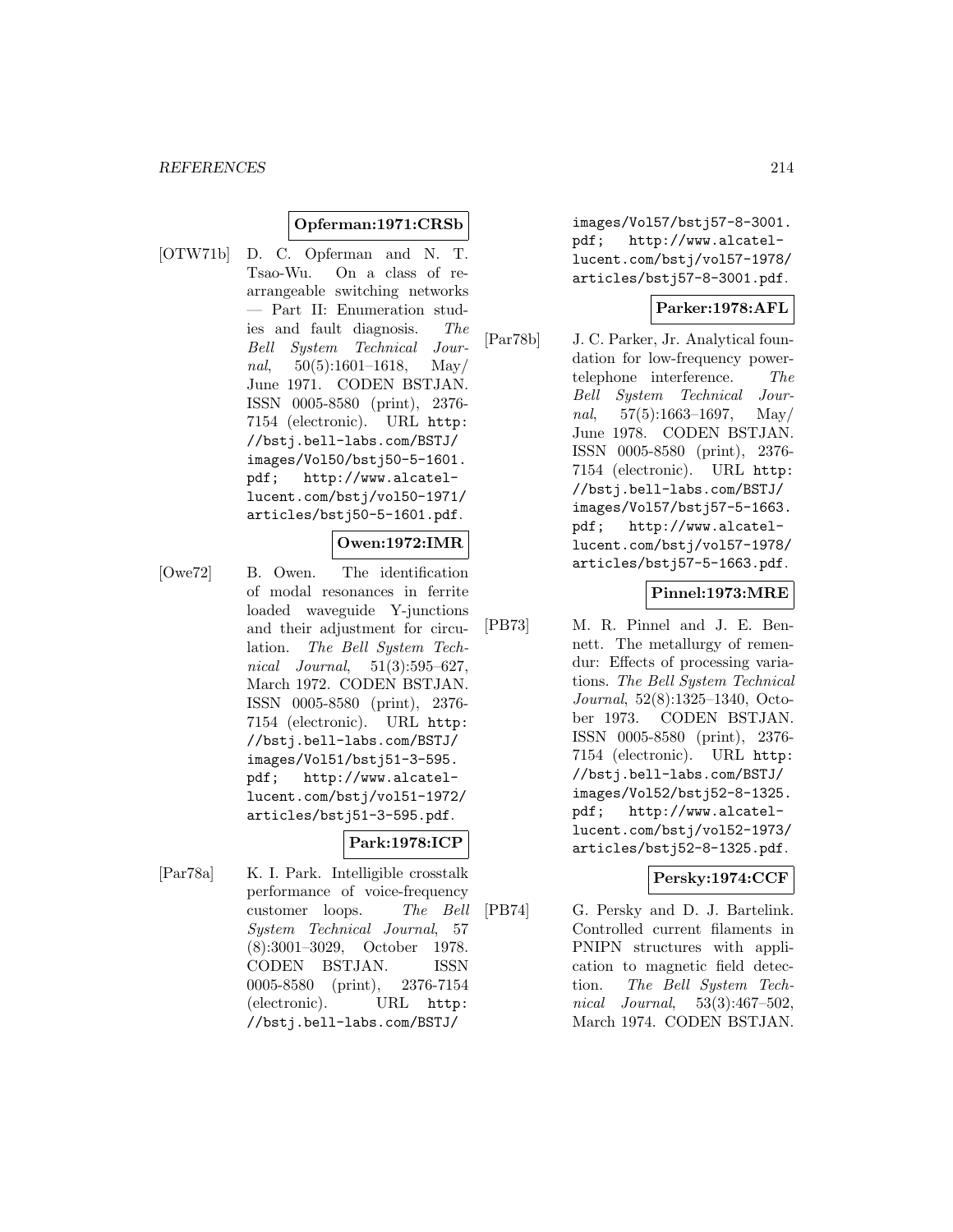**Opferman:1971:CRSb**

[OTW71b] D. C. Opferman and N. T. Tsao-Wu. On a class of rearrangeable switching networks — Part II: Enumeration studies and fault diagnosis. *The Bell System Technical Journal*, 50(5):1601–1618, May/June 1971. CODEN BSTJAN. ISSN 0005-8580 (print), 2376-7154 (electronic). URL `http://bstj.bell-labs.com/BSTJ/images/Vol50/bstj50-5-1601.pdf`; `http://www.alcatel-lucent.com/bstj/vol50-1971/articles/bstj50-5-1601.pdf`.

**Owen:1972:IMR**

[Owe72] B. Owen. The identification of modal resonances in ferrite loaded waveguide Y-junctions and their adjustment for circulation. *The Bell System Technical Journal*, 51(3):595–627, March 1972. CODEN BSTJAN. ISSN 0005-8580 (print), 2376-7154 (electronic). URL `http://bstj.bell-labs.com/BSTJ/images/Vol51/bstj51-3-595.pdf`; `http://www.alcatel-lucent.com/bstj/vol51-1972/articles/bstj51-3-595.pdf`.

**Park:1978:ICP**

[Par78a] K. I. Park. Intelligible crosstalk performance of voice-frequency customer loops. *The Bell System Technical Journal*, 57(8):3001–3029, October 1978. CODEN BSTJAN. ISSN 0005-8580 (print), 2376-7154 (electronic). URL `http://bstj.bell-labs.com/BSTJ/images/Vol57/bstj57-8-3001.pdf`; `http://www.alcatel-lucent.com/bstj/vol57-1978/articles/bstj57-8-3001.pdf`.

**Parker:1978:AFL**

[Par78b] J. C. Parker, Jr. Analytical foundation for low-frequency power-telephone interference. *The Bell System Technical Journal*, 57(5):1663–1697, May/June 1978. CODEN BSTJAN. ISSN 0005-8580 (print), 2376-7154 (electronic). URL `http://bstj.bell-labs.com/BSTJ/images/Vol57/bstj57-5-1663.pdf`; `http://www.alcatel-lucent.com/bstj/vol57-1978/articles/bstj57-5-1663.pdf`.

**Pinnel:1973:MRE**

[PB73] M. R. Pinnel and J. E. Bennett. The metallurgy of remendur: Effects of processing variations. *The Bell System Technical Journal*, 52(8):1325–1340, October 1973. CODEN BSTJAN. ISSN 0005-8580 (print), 2376-7154 (electronic). URL `http://bstj.bell-labs.com/BSTJ/images/Vol52/bstj52-8-1325.pdf`; `http://www.alcatel-lucent.com/bstj/vol52-1973/articles/bstj52-8-1325.pdf`.

**Persky:1974:CCF**

[PB74] G. Persky and D. J. Bartelink. Controlled current filaments in PNIPN structures with application to magnetic field detection. *The Bell System Technical Journal*, 53(3):467–502, March 1974. CODEN BSTJAN.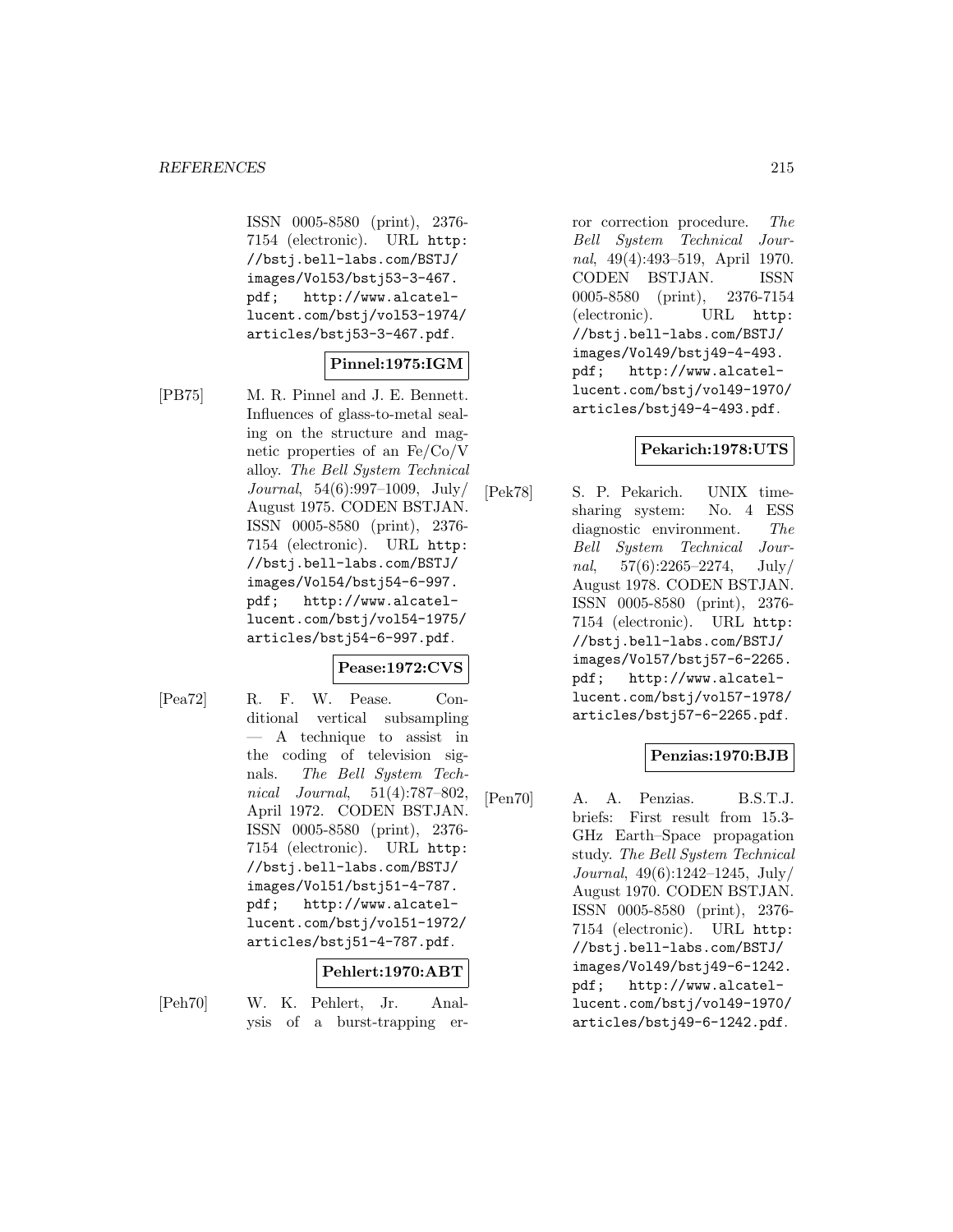ISSN 0005-8580 (print), 2376-7154 (electronic). URL http://bstj.bell-labs.com/BSTJ/images/Vol53/bstj53-3-467.pdf; http://www.alcatel-lucent.com/bstj/vol53-1974/articles/bstj53-3-467.pdf.

**Pinnel:1975:IGM**

[PB75] M. R. Pinnel and J. E. Bennett. Influences of glass-to-metal sealing on the structure and magnetic properties of an Fe/Co/V alloy. *The Bell System Technical Journal*, 54(6):997–1009, July/August 1975. CODEN BSTJAN. ISSN 0005-8580 (print), 2376-7154 (electronic). URL http://bstj.bell-labs.com/BSTJ/images/Vol54/bstj54-6-997.pdf; http://www.alcatel-lucent.com/bstj/vol54-1975/articles/bstj54-6-997.pdf.

**Pease:1972:CVS**

[Pea72] R. F. W. Pease. Conditional vertical subsampling — A technique to assist in the coding of television signals. *The Bell System Technical Journal*, 51(4):787–802, April 1972. CODEN BSTJAN. ISSN 0005-8580 (print), 2376-7154 (electronic). URL http://bstj.bell-labs.com/BSTJ/images/Vol51/bstj51-4-787.pdf; http://www.alcatel-lucent.com/bstj/vol51-1972/articles/bstj51-4-787.pdf.

**Pehlert:1970:ABT**

[Peh70] W. K. Pehlert, Jr. Analysis of a burst-trapping error correction procedure. *The Bell System Technical Journal*, 49(4):493–519, April 1970. CODEN BSTJAN. ISSN 0005-8580 (print), 2376-7154 (electronic). URL http://bstj.bell-labs.com/BSTJ/images/Vol49/bstj49-4-493.pdf; http://www.alcatel-lucent.com/bstj/vol49-1970/articles/bstj49-4-493.pdf.

**Pekarich:1978:UTS**

[Pek78] S. P. Pekarich. UNIX time-sharing system: No. 4 ESS diagnostic environment. *The Bell System Technical Journal*, 57(6):2265–2274, July/August 1978. CODEN BSTJAN. ISSN 0005-8580 (print), 2376-7154 (electronic). URL http://bstj.bell-labs.com/BSTJ/images/Vol57/bstj57-6-2265.pdf; http://www.alcatel-lucent.com/bstj/vol57-1978/articles/bstj57-6-2265.pdf.

**Penzias:1970:BJB**

[Pen70] A. A. Penzias. B.S.T.J. briefs: First result from 15.3-GHz Earth–Space propagation study. *The Bell System Technical Journal*, 49(6):1242–1245, July/August 1970. CODEN BSTJAN. ISSN 0005-8580 (print), 2376-7154 (electronic). URL http://bstj.bell-labs.com/BSTJ/images/Vol49/bstj49-6-1242.pdf; http://www.alcatel-lucent.com/bstj/vol49-1970/articles/bstj49-6-1242.pdf.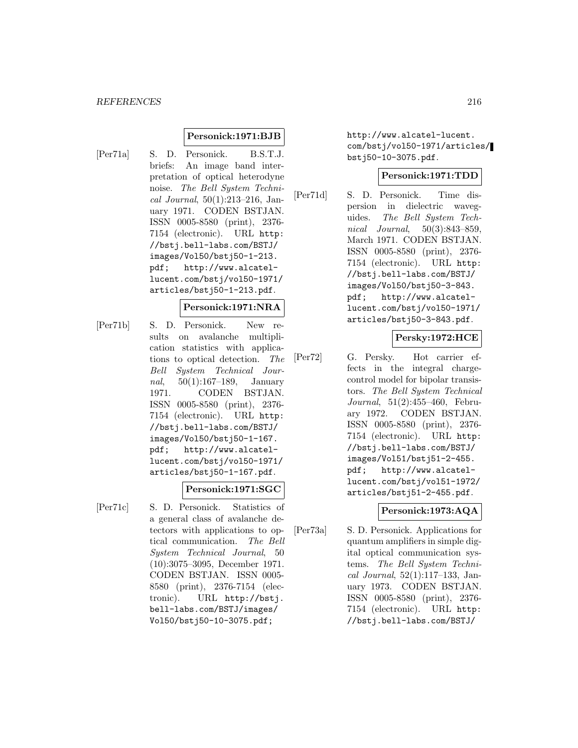**Personick:1971:BJB**

[Per71a] S. D. Personick. B.S.T.J. briefs: An image band interpretation of optical heterodyne noise. *The Bell System Technical Journal*, 50(1):213–216, January 1971. CODEN BSTJAN. ISSN 0005-8580 (print), 2376-7154 (electronic). URL http://bstj.bell-labs.com/BSTJ/images/Vol50/bstj50-1-213.pdf; http://www.alcatel-lucent.com/bstj/vol50-1971/articles/bstj50-1-213.pdf.

**Personick:1971:NRA**

[Per71b] S. D. Personick. New results on avalanche multiplication statistics with applications to optical detection. *The Bell System Technical Journal*, 50(1):167–189, January 1971. CODEN BSTJAN. ISSN 0005-8580 (print), 2376-7154 (electronic). URL http://bstj.bell-labs.com/BSTJ/images/Vol50/bstj50-1-167.pdf; http://www.alcatel-lucent.com/bstj/vol50-1971/articles/bstj50-1-167.pdf.

**Personick:1971:SGC**

[Per71c] S. D. Personick. Statistics of a general class of avalanche detectors with applications to optical communication. *The Bell System Technical Journal*, 50 (10):3075–3095, December 1971. CODEN BSTJAN. ISSN 0005-8580 (print), 2376-7154 (electronic). URL http://bstj.bell-labs.com/BSTJ/images/Vol50/bstj50-10-3075.pdf; http://www.alcatel-lucent.com/bstj/vol50-1971/articles/bstj50-10-3075.pdf.

**Personick:1971:TDD**

[Per71d] S. D. Personick. Time dispersion in dielectric waveguides. *The Bell System Technical Journal*, 50(3):843–859, March 1971. CODEN BSTJAN. ISSN 0005-8580 (print), 2376-7154 (electronic). URL http://bstj.bell-labs.com/BSTJ/images/Vol50/bstj50-3-843.pdf; http://www.alcatel-lucent.com/bstj/vol50-1971/articles/bstj50-3-843.pdf.

**Persky:1972:HCE**

[Per72] G. Persky. Hot carrier effects in the integral charge-control model for bipolar transistors. *The Bell System Technical Journal*, 51(2):455–460, February 1972. CODEN BSTJAN. ISSN 0005-8580 (print), 2376-7154 (electronic). URL http://bstj.bell-labs.com/BSTJ/images/Vol51/bstj51-2-455.pdf; http://www.alcatel-lucent.com/bstj/vol51-1972/articles/bstj51-2-455.pdf.

**Personick:1973:AQA**

[Per73a] S. D. Personick. Applications for quantum amplifiers in simple digital optical communication systems. *The Bell System Technical Journal*, 52(1):117–133, January 1973. CODEN BSTJAN. ISSN 0005-8580 (print), 2376-7154 (electronic). URL http://bstj.bell-labs.com/BSTJ/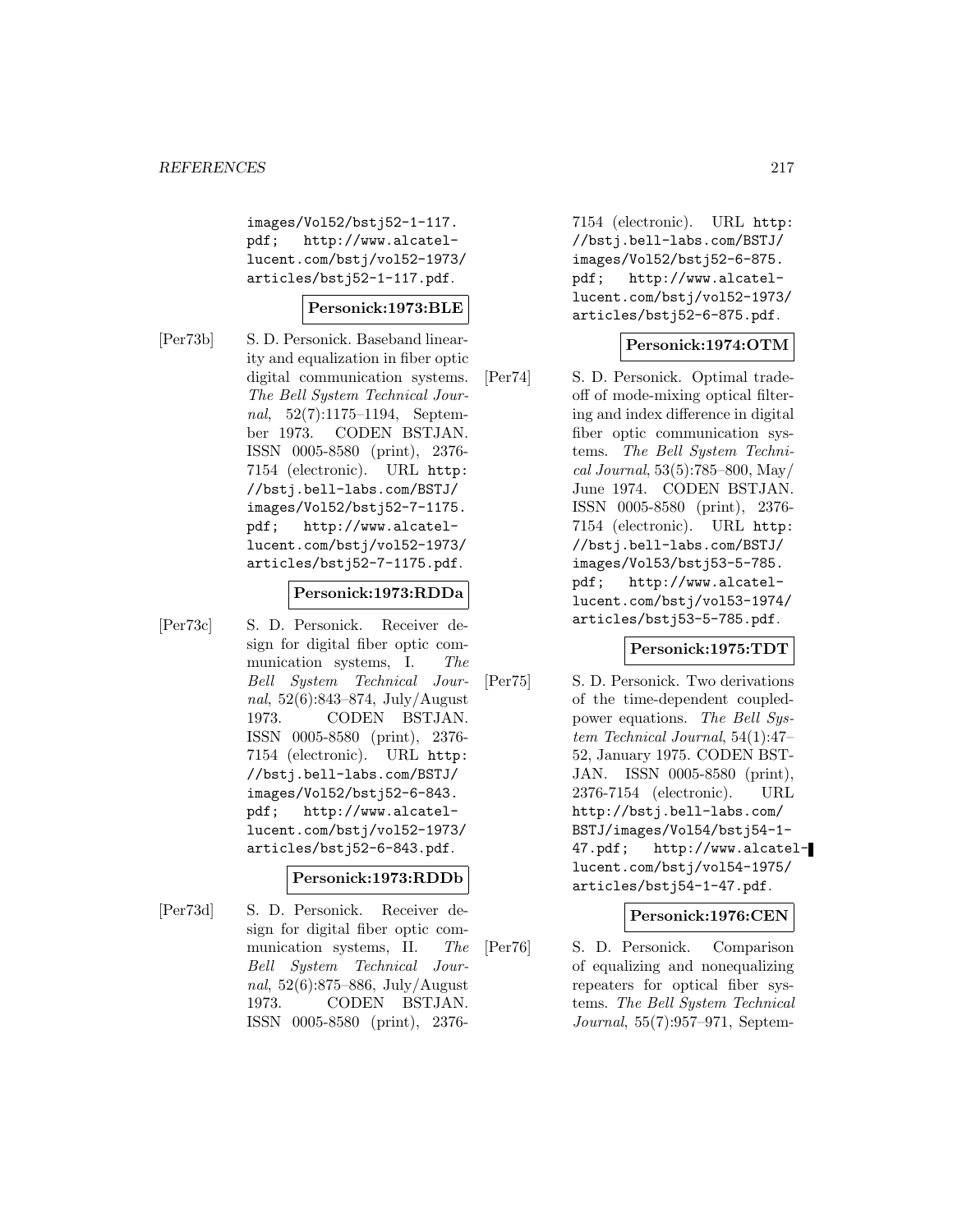images/Vol52/bstj52-1-117.pdf; http://www.alcatel-lucent.com/bstj/vol52-1973/articles/bstj52-1-117.pdf.

**Personick:1973:BLE**

[Per73b] S. D. Personick. Baseband linearity and equalization in fiber optic digital communication systems. *The Bell System Technical Journal*, 52(7):1175–1194, September 1973. CODEN BSTJAN. ISSN 0005-8580 (print), 2376-7154 (electronic). URL http://bstj.bell-labs.com/BSTJ/images/Vol52/bstj52-7-1175.pdf; http://www.alcatel-lucent.com/bstj/vol52-1973/articles/bstj52-7-1175.pdf.

**Personick:1973:RDDa**

[Per73c] S. D. Personick. Receiver design for digital fiber optic communication systems, I. *The Bell System Technical Journal*, 52(6):843–874, July/August 1973. CODEN BSTJAN. ISSN 0005-8580 (print), 2376-7154 (electronic). URL http://bstj.bell-labs.com/BSTJ/images/Vol52/bstj52-6-843.pdf; http://www.alcatel-lucent.com/bstj/vol52-1973/articles/bstj52-6-843.pdf.

**Personick:1973:RDDb**

[Per73d] S. D. Personick. Receiver design for digital fiber optic communication systems, II. *The Bell System Technical Journal*, 52(6):875–886, July/August 1973. CODEN BSTJAN. ISSN 0005-8580 (print), 2376-7154 (electronic). URL http://bstj.bell-labs.com/BSTJ/images/Vol52/bstj52-6-875.pdf; http://www.alcatel-lucent.com/bstj/vol52-1973/articles/bstj52-6-875.pdf.

**Personick:1974:OTM**

[Per74] S. D. Personick. Optimal trade-off of mode-mixing optical filtering and index difference in digital fiber optic communication systems. *The Bell System Technical Journal*, 53(5):785–800, May/June 1974. CODEN BSTJAN. ISSN 0005-8580 (print), 2376-7154 (electronic). URL http://bstj.bell-labs.com/BSTJ/images/Vol53/bstj53-5-785.pdf; http://www.alcatel-lucent.com/bstj/vol53-1974/articles/bstj53-5-785.pdf.

**Personick:1975:TDT**

[Per75] S. D. Personick. Two derivations of the time-dependent coupled-power equations. *The Bell System Technical Journal*, 54(1):47–52, January 1975. CODEN BSTJAN. ISSN 0005-8580 (print), 2376-7154 (electronic). URL http://bstj.bell-labs.com/BSTJ/images/Vol54/bstj54-1-47.pdf; http://www.alcatel-lucent.com/bstj/vol54-1975/articles/bstj54-1-47.pdf.

**Personick:1976:CEN**

[Per76] S. D. Personick. Comparison of equalizing and nonequalizing repeaters for optical fiber systems. *The Bell System Technical Journal*, 55(7):957–971, Septem-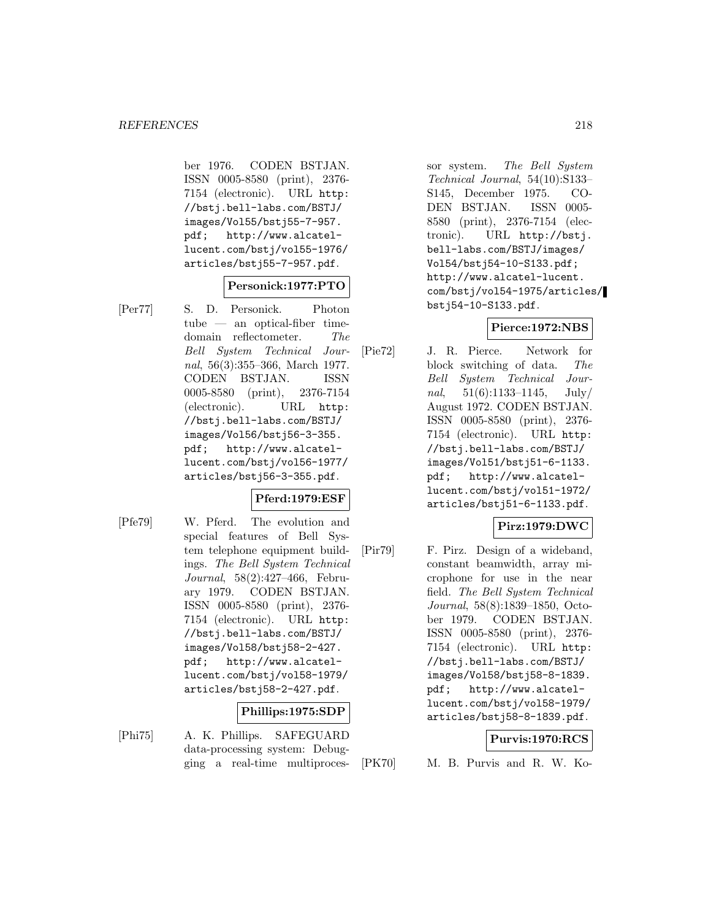ber 1976. CODEN BSTJAN. ISSN 0005-8580 (print), 2376-7154 (electronic). URL http://bstj.bell-labs.com/BSTJ/images/Vol55/bstj55-7-957.pdf; http://www.alcatel-lucent.com/bstj/vol55-1976/articles/bstj55-7-957.pdf.

**Personick:1977:PTO**

[Per77] S. D. Personick. Photon tube — an optical-fiber time-domain reflectometer. *The Bell System Technical Journal*, 56(3):355–366, March 1977. CODEN BSTJAN. ISSN 0005-8580 (print), 2376-7154 (electronic). URL http://bstj.bell-labs.com/BSTJ/images/Vol56/bstj56-3-355.pdf; http://www.alcatel-lucent.com/bstj/vol56-1977/articles/bstj56-3-355.pdf.

**Pferd:1979:ESF**

[Pfe79] W. Pferd. The evolution and special features of Bell System telephone equipment buildings. *The Bell System Technical Journal*, 58(2):427–466, February 1979. CODEN BSTJAN. ISSN 0005-8580 (print), 2376-7154 (electronic). URL http://bstj.bell-labs.com/BSTJ/images/Vol58/bstj58-2-427.pdf; http://www.alcatel-lucent.com/bstj/vol58-1979/articles/bstj58-2-427.pdf.

**Phillips:1975:SDP**

[Phi75] A. K. Phillips. SAFEGUARD data-processing system: Debugging a real-time multiprocessor system. *The Bell System Technical Journal*, 54(10):S133–S145, December 1975. CODEN BSTJAN. ISSN 0005-8580 (print), 2376-7154 (electronic). URL http://bstj.bell-labs.com/BSTJ/images/Vol54/bstj54-10-S133.pdf; http://www.alcatel-lucent.com/bstj/vol54-1975/articles/bstj54-10-S133.pdf.

**Pierce:1972:NBS**

[Pie72] J. R. Pierce. Network for block switching of data. *The Bell System Technical Journal*, 51(6):1133–1145, July/August 1972. CODEN BSTJAN. ISSN 0005-8580 (print), 2376-7154 (electronic). URL http://bstj.bell-labs.com/BSTJ/images/Vol51/bstj51-6-1133.pdf; http://www.alcatel-lucent.com/bstj/vol51-1972/articles/bstj51-6-1133.pdf.

**Pirz:1979:DWC**

[Pir79] F. Pirz. Design of a wideband, constant beamwidth, array microphone for use in the near field. *The Bell System Technical Journal*, 58(8):1839–1850, October 1979. CODEN BSTJAN. ISSN 0005-8580 (print), 2376-7154 (electronic). URL http://bstj.bell-labs.com/BSTJ/images/Vol58/bstj58-8-1839.pdf; http://www.alcatel-lucent.com/bstj/vol58-1979/articles/bstj58-8-1839.pdf.

**Purvis:1970:RCS**

[PK70] M. B. Purvis and R. W. Ko-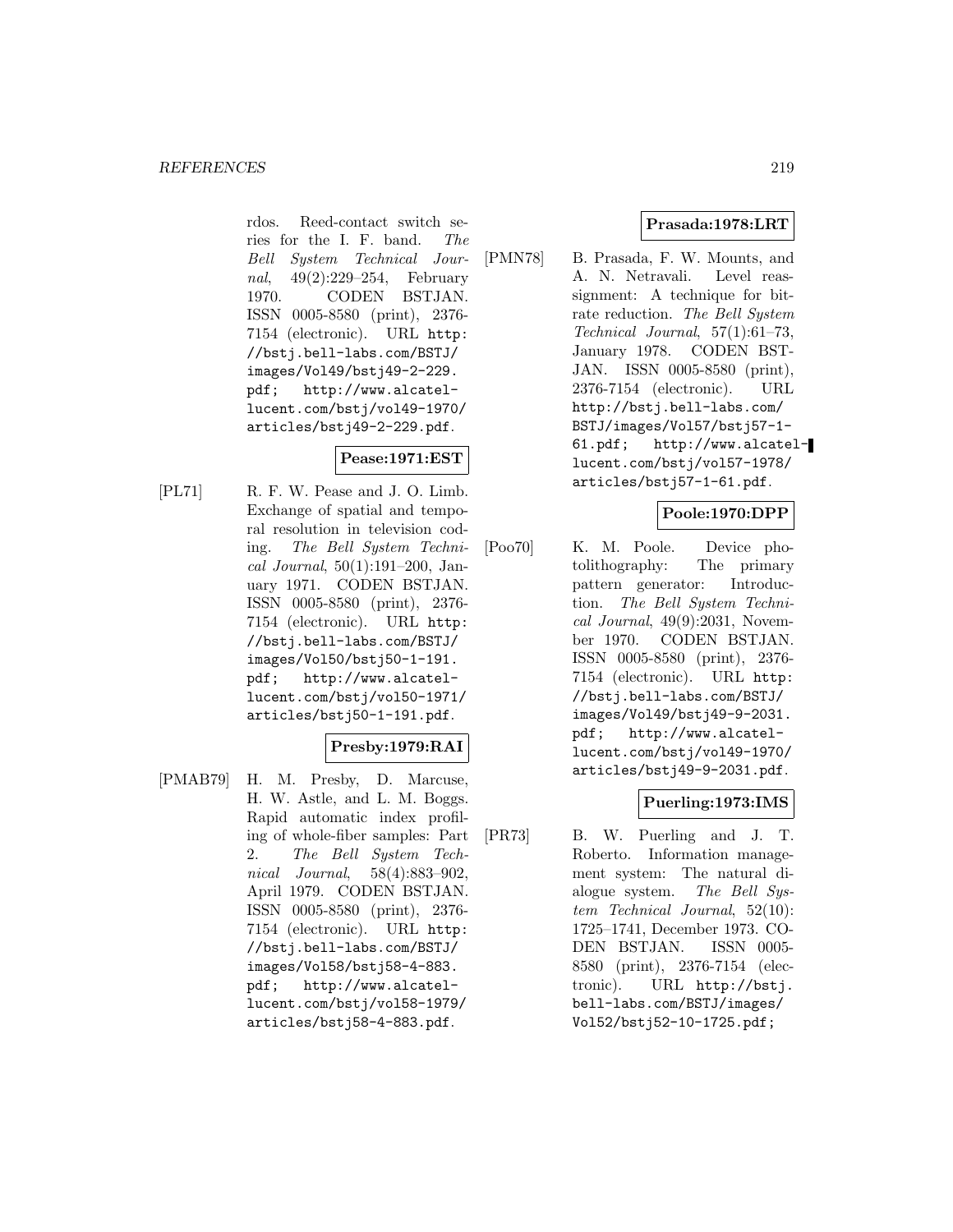rdos. Reed-contact switch series for the I. F. band. *The Bell System Technical Journal*, 49(2):229–254, February 1970. CODEN BSTJAN. ISSN 0005-8580 (print), 2376-7154 (electronic). URL http://bstj.bell-labs.com/BSTJ/images/Vol49/bstj49-2-229.pdf; http://www.alcatel-lucent.com/bstj/vol49-1970/articles/bstj49-2-229.pdf.

**Pease:1971:EST**

[PL71] R. F. W. Pease and J. O. Limb. Exchange of spatial and temporal resolution in television coding. *The Bell System Technical Journal*, 50(1):191–200, January 1971. CODEN BSTJAN. ISSN 0005-8580 (print), 2376-7154 (electronic). URL http://bstj.bell-labs.com/BSTJ/images/Vol50/bstj50-1-191.pdf; http://www.alcatel-lucent.com/bstj/vol50-1971/articles/bstj50-1-191.pdf.

**Presby:1979:RAI**

[PMAB79] H. M. Presby, D. Marcuse, H. W. Astle, and L. M. Boggs. Rapid automatic index profiling of whole-fiber samples: Part 2. *The Bell System Technical Journal*, 58(4):883–902, April 1979. CODEN BSTJAN. ISSN 0005-8580 (print), 2376-7154 (electronic). URL http://bstj.bell-labs.com/BSTJ/images/Vol58/bstj58-4-883.pdf; http://www.alcatel-lucent.com/bstj/vol58-1979/articles/bstj58-4-883.pdf.

**Prasada:1978:LRT**

[PMN78] B. Prasada, F. W. Mounts, and A. N. Netravali. Level reassignment: A technique for bit-rate reduction. *The Bell System Technical Journal*, 57(1):61–73, January 1978. CODEN BSTJAN. ISSN 0005-8580 (print), 2376-7154 (electronic). URL http://bstj.bell-labs.com/BSTJ/images/Vol57/bstj57-1-61.pdf; http://www.alcatel-lucent.com/bstj/vol57-1978/articles/bstj57-1-61.pdf.

**Poole:1970:DPP**

[Poo70] K. M. Poole. Device photolithography: The primary pattern generator: Introduction. *The Bell System Technical Journal*, 49(9):2031, November 1970. CODEN BSTJAN. ISSN 0005-8580 (print), 2376-7154 (electronic). URL http://bstj.bell-labs.com/BSTJ/images/Vol49/bstj49-9-2031.pdf; http://www.alcatel-lucent.com/bstj/vol49-1970/articles/bstj49-9-2031.pdf.

**Puerling:1973:IMS**

[PR73] B. W. Puerling and J. T. Roberto. Information management system: The natural dialogue system. *The Bell System Technical Journal*, 52(10):1725–1741, December 1973. CODEN BSTJAN. ISSN 0005-8580 (print), 2376-7154 (electronic). URL http://bstj.bell-labs.com/BSTJ/images/Vol52/bstj52-10-1725.pdf;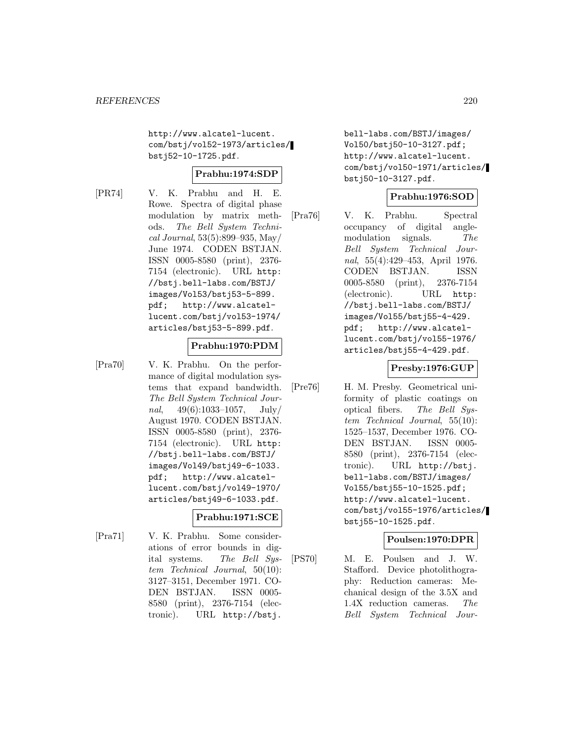http://www.alcatel-lucent.com/bstj/vol52-1973/articles/bstj52-10-1725.pdf.

**Prabhu:1974:SDP**

[PR74] V. K. Prabhu and H. E. Rowe. Spectra of digital phase modulation by matrix methods. *The Bell System Technical Journal*, 53(5):899–935, May/June 1974. CODEN BSTJAN. ISSN 0005-8580 (print), 2376-7154 (electronic). URL http://bstj.bell-labs.com/BSTJ/images/Vol53/bstj53-5-899.pdf; http://www.alcatel-lucent.com/bstj/vol53-1974/articles/bstj53-5-899.pdf.

**Prabhu:1970:PDM**

[Pra70] V. K. Prabhu. On the performance of digital modulation systems that expand bandwidth. *The Bell System Technical Journal*, 49(6):1033–1057, July/August 1970. CODEN BSTJAN. ISSN 0005-8580 (print), 2376-7154 (electronic). URL http://bstj.bell-labs.com/BSTJ/images/Vol49/bstj49-6-1033.pdf; http://www.alcatel-lucent.com/bstj/vol49-1970/articles/bstj49-6-1033.pdf.

**Prabhu:1971:SCE**

[Pra71] V. K. Prabhu. Some considerations of error bounds in digital systems. *The Bell System Technical Journal*, 50(10):3127–3151, December 1971. CODEN BSTJAN. ISSN 0005-8580 (print), 2376-7154 (electronic). URL http://bstj.bell-labs.com/BSTJ/images/Vol50/bstj50-10-3127.pdf; http://www.alcatel-lucent.com/bstj/vol50-1971/articles/bstj50-10-3127.pdf.

**Prabhu:1976:SOD**

[Pra76] V. K. Prabhu. Spectral occupancy of digital angle-modulation signals. *The Bell System Technical Journal*, 55(4):429–453, April 1976. CODEN BSTJAN. ISSN 0005-8580 (print), 2376-7154 (electronic). URL http://bstj.bell-labs.com/BSTJ/images/Vol55/bstj55-4-429.pdf; http://www.alcatel-lucent.com/bstj/vol55-1976/articles/bstj55-4-429.pdf.

**Presby:1976:GUP**

[Pre76] H. M. Presby. Geometrical uniformity of plastic coatings on optical fibers. *The Bell System Technical Journal*, 55(10):1525–1537, December 1976. CODEN BSTJAN. ISSN 0005-8580 (print), 2376-7154 (electronic). URL http://bstj.bell-labs.com/BSTJ/images/Vol55/bstj55-10-1525.pdf; http://www.alcatel-lucent.com/bstj/vol55-1976/articles/bstj55-10-1525.pdf.

**Poulsen:1970:DPR**

[PS70] M. E. Poulsen and J. W. Stafford. Device photolithography: Reduction cameras: Mechanical design of the 3.5X and 1.4X reduction cameras. *The Bell System Technical Jour-*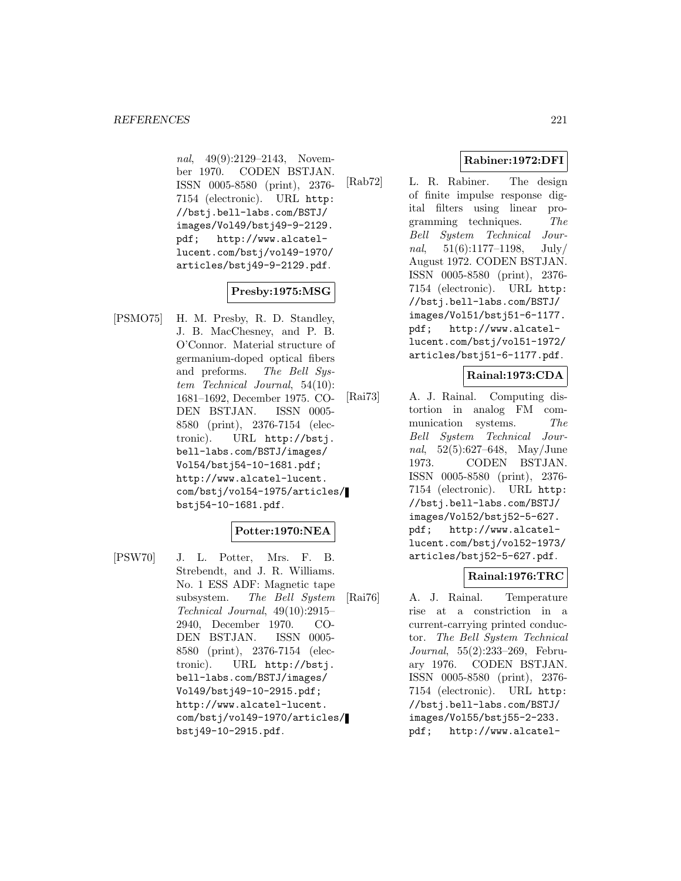*nal*, 49(9):2129–2143, November 1970. CODEN BSTJAN. ISSN 0005-8580 (print), 2376-7154 (electronic). URL http://bstj.bell-labs.com/BSTJ/images/Vol49/bstj49-9-2129.pdf; http://www.alcatel-lucent.com/bstj/vol49-1970/articles/bstj49-9-2129.pdf.

**Presby:1975:MSG**

[PSMO75] H. M. Presby, R. D. Standley, J. B. MacChesney, and P. B. O'Connor. Material structure of germanium-doped optical fibers and preforms. *The Bell System Technical Journal*, 54(10):1681–1692, December 1975. CODEN BSTJAN. ISSN 0005-8580 (print), 2376-7154 (electronic). URL http://bstj.bell-labs.com/BSTJ/images/Vol54/bstj54-10-1681.pdf; http://www.alcatel-lucent.com/bstj/vol54-1975/articles/bstj54-10-1681.pdf.

**Potter:1970:NEA**

[PSW70] J. L. Potter, Mrs. F. B. Strebendt, and J. R. Williams. No. 1 ESS ADF: Magnetic tape subsystem. *The Bell System Technical Journal*, 49(10):2915–2940, December 1970. CODEN BSTJAN. ISSN 0005-8580 (print), 2376-7154 (electronic). URL http://bstj.bell-labs.com/BSTJ/images/Vol49/bstj49-10-2915.pdf; http://www.alcatel-lucent.com/bstj/vol49-1970/articles/bstj49-10-2915.pdf.

**Rabiner:1972:DFI**

[Rab72] L. R. Rabiner. The design of finite impulse response digital filters using linear programming techniques. *The Bell System Technical Journal*, 51(6):1177–1198, July/August 1972. CODEN BSTJAN. ISSN 0005-8580 (print), 2376-7154 (electronic). URL http://bstj.bell-labs.com/BSTJ/images/Vol51/bstj51-6-1177.pdf; http://www.alcatel-lucent.com/bstj/vol51-1972/articles/bstj51-6-1177.pdf.

**Rainal:1973:CDA**

[Rai73] A. J. Rainal. Computing distortion in analog FM communication systems. *The Bell System Technical Journal*, 52(5):627–648, May/June 1973. CODEN BSTJAN. ISSN 0005-8580 (print), 2376-7154 (electronic). URL http://bstj.bell-labs.com/BSTJ/images/Vol52/bstj52-5-627.pdf; http://www.alcatel-lucent.com/bstj/vol52-1973/articles/bstj52-5-627.pdf.

**Rainal:1976:TRC**

[Rai76] A. J. Rainal. Temperature rise at a constriction in a current-carrying printed conductor. *The Bell System Technical Journal*, 55(2):233–269, February 1976. CODEN BSTJAN. ISSN 0005-8580 (print), 2376-7154 (electronic). URL http://bstj.bell-labs.com/BSTJ/images/Vol55/bstj55-2-233.pdf; http://www.alcatel-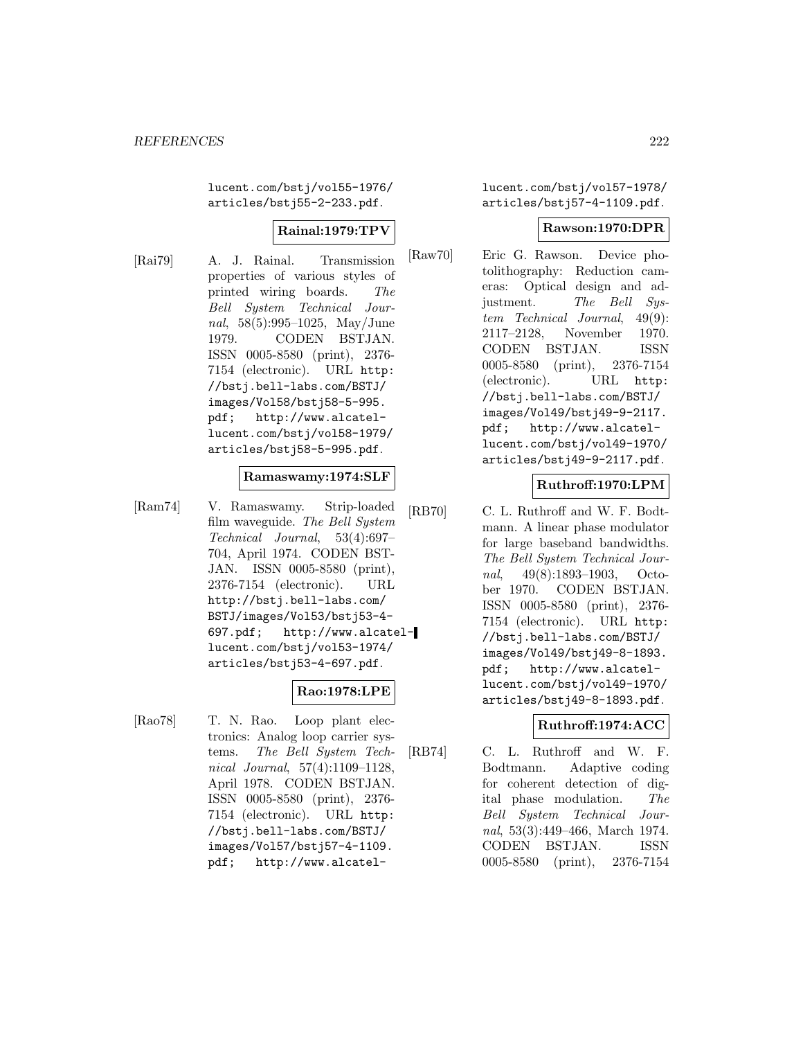lucent.com/bstj/vol55-1976/articles/bstj55-2-233.pdf.

**Rainal:1979:TPV**

[Rai79] A. J. Rainal. Transmission properties of various styles of printed wiring boards. *The Bell System Technical Journal*, 58(5):995–1025, May/June 1979. CODEN BSTJAN. ISSN 0005-8580 (print), 2376-7154 (electronic). URL http://bstj.bell-labs.com/BSTJ/images/Vol58/bstj58-5-995.pdf; http://www.alcatel-lucent.com/bstj/vol58-1979/articles/bstj58-5-995.pdf.

**Ramaswamy:1974:SLF**

[Ram74] V. Ramaswamy. Strip-loaded film waveguide. *The Bell System Technical Journal*, 53(4):697–704, April 1974. CODEN BSTJAN. ISSN 0005-8580 (print), 2376-7154 (electronic). URL http://bstj.bell-labs.com/BSTJ/images/Vol53/bstj53-4-697.pdf; http://www.alcatel-lucent.com/bstj/vol53-1974/articles/bstj53-4-697.pdf.

**Rao:1978:LPE**

[Rao78] T. N. Rao. Loop plant electronics: Analog loop carrier systems. *The Bell System Technical Journal*, 57(4):1109–1128, April 1978. CODEN BSTJAN. ISSN 0005-8580 (print), 2376-7154 (electronic). URL http://bstj.bell-labs.com/BSTJ/images/Vol57/bstj57-4-1109.pdf; http://www.alcatel-lucent.com/bstj/vol57-1978/articles/bstj57-4-1109.pdf.

**Rawson:1970:DPR**

[Raw70] Eric G. Rawson. Device photolithography: Reduction cameras: Optical design and adjustment. *The Bell System Technical Journal*, 49(9):2117–2128, November 1970. CODEN BSTJAN. ISSN 0005-8580 (print), 2376-7154 (electronic). URL http://bstj.bell-labs.com/BSTJ/images/Vol49/bstj49-9-2117.pdf; http://www.alcatel-lucent.com/bstj/vol49-1970/articles/bstj49-9-2117.pdf.

**Ruthroff:1970:LPM**

[RB70] C. L. Ruthroff and W. F. Bodtmann. A linear phase modulator for large baseband bandwidths. *The Bell System Technical Journal*, 49(8):1893–1903, October 1970. CODEN BSTJAN. ISSN 0005-8580 (print), 2376-7154 (electronic). URL http://bstj.bell-labs.com/BSTJ/images/Vol49/bstj49-8-1893.pdf; http://www.alcatel-lucent.com/bstj/vol49-1970/articles/bstj49-8-1893.pdf.

**Ruthroff:1974:ACC**

[RB74] C. L. Ruthroff and W. F. Bodtmann. Adaptive coding for coherent detection of digital phase modulation. *The Bell System Technical Journal*, 53(3):449–466, March 1974. CODEN BSTJAN. ISSN 0005-8580 (print), 2376-7154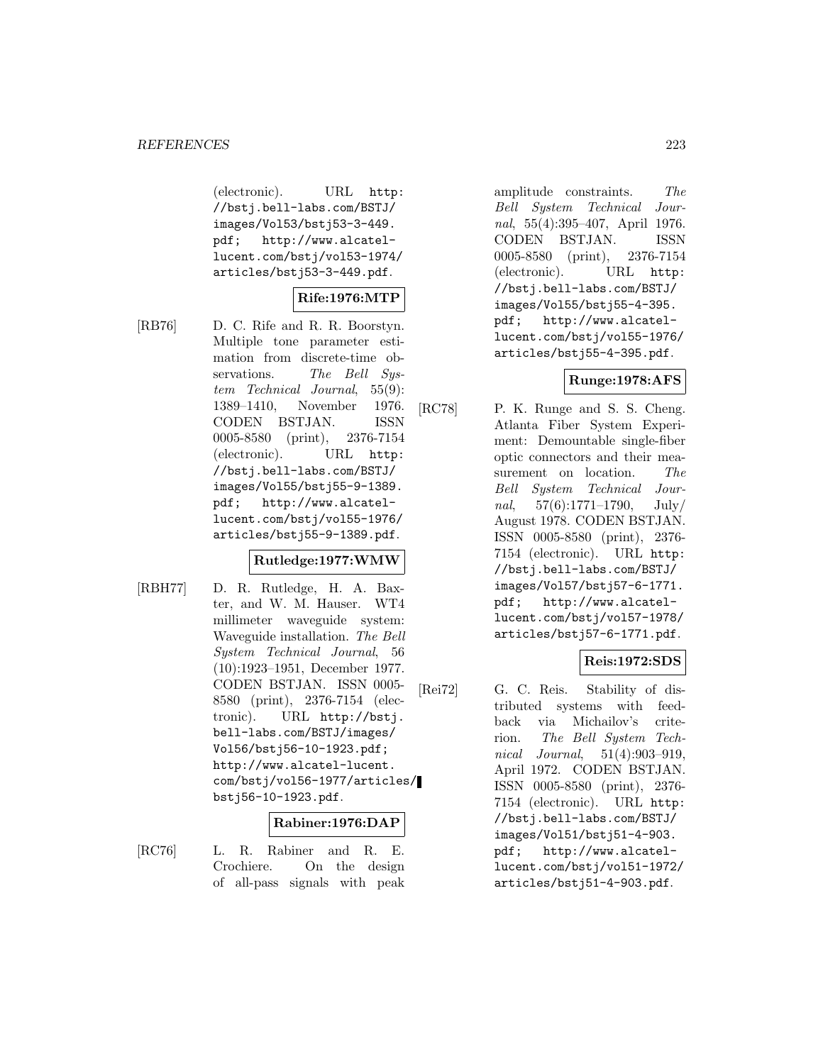(electronic). URL http://bstj.bell-labs.com/BSTJ/images/Vol53/bstj53-3-449.pdf; http://www.alcatel-lucent.com/bstj/vol53-1974/articles/bstj53-3-449.pdf.

**Rife:1976:MTP**

[RB76] D. C. Rife and R. R. Boorstyn. Multiple tone parameter estimation from discrete-time observations. *The Bell System Technical Journal*, 55(9): 1389–1410, November 1976. CODEN BSTJAN. ISSN 0005-8580 (print), 2376-7154 (electronic). URL http://bstj.bell-labs.com/BSTJ/images/Vol55/bstj55-9-1389.pdf; http://www.alcatel-lucent.com/bstj/vol55-1976/articles/bstj55-9-1389.pdf.

**Rutledge:1977:WMW**

[RBH77] D. R. Rutledge, H. A. Baxter, and W. M. Hauser. WT4 millimeter waveguide system: Waveguide installation. *The Bell System Technical Journal*, 56 (10):1923–1951, December 1977. CODEN BSTJAN. ISSN 0005-8580 (print), 2376-7154 (electronic). URL http://bstj.bell-labs.com/BSTJ/images/Vol56/bstj56-10-1923.pdf; http://www.alcatel-lucent.com/bstj/vol56-1977/articles/bstj56-10-1923.pdf.

**Rabiner:1976:DAP**

[RC76] L. R. Rabiner and R. E. Crochiere. On the design of all-pass signals with peak amplitude constraints. *The Bell System Technical Journal*, 55(4):395–407, April 1976. CODEN BSTJAN. ISSN 0005-8580 (print), 2376-7154 (electronic). URL http://bstj.bell-labs.com/BSTJ/images/Vol55/bstj55-4-395.pdf; http://www.alcatel-lucent.com/bstj/vol55-1976/articles/bstj55-4-395.pdf.

**Runge:1978:AFS**

[RC78] P. K. Runge and S. S. Cheng. Atlanta Fiber System Experiment: Demountable single-fiber optic connectors and their measurement on location. *The Bell System Technical Journal*, 57(6):1771–1790, July/August 1978. CODEN BSTJAN. ISSN 0005-8580 (print), 2376-7154 (electronic). URL http://bstj.bell-labs.com/BSTJ/images/Vol57/bstj57-6-1771.pdf; http://www.alcatel-lucent.com/bstj/vol57-1978/articles/bstj57-6-1771.pdf.

**Reis:1972:SDS**

[Rei72] G. C. Reis. Stability of distributed systems with feedback via Michailov's criterion. *The Bell System Technical Journal*, 51(4):903–919, April 1972. CODEN BSTJAN. ISSN 0005-8580 (print), 2376-7154 (electronic). URL http://bstj.bell-labs.com/BSTJ/images/Vol51/bstj51-4-903.pdf; http://www.alcatel-lucent.com/bstj/vol51-1972/articles/bstj51-4-903.pdf.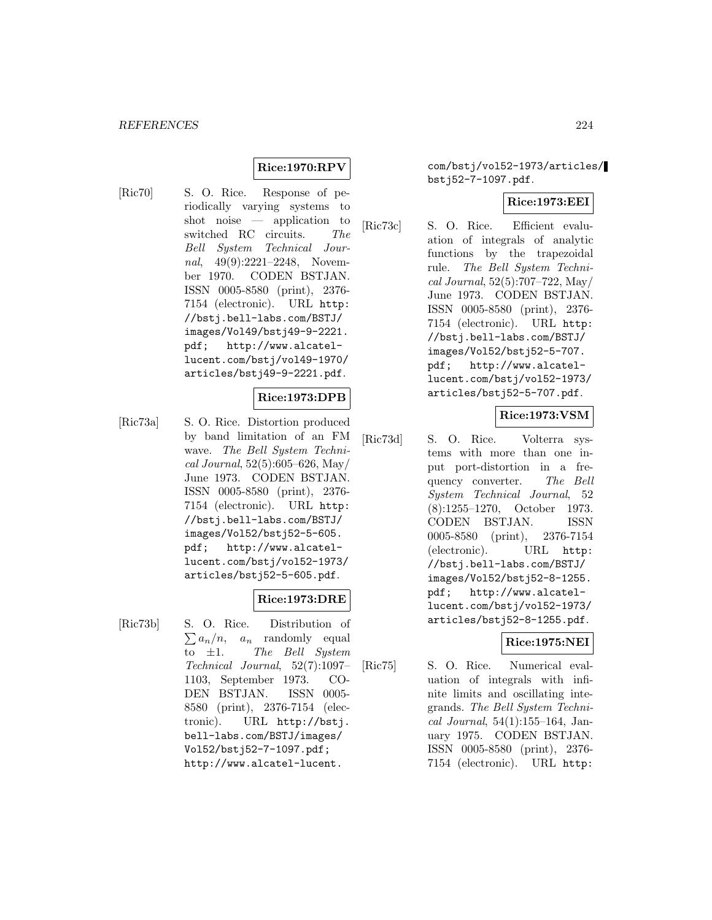**Rice:1970:RPV**

[Ric70] S. O. Rice. Response of periodically varying systems to shot noise — application to switched RC circuits. *The Bell System Technical Journal*, 49(9):2221–2248, November 1970. CODEN BSTJAN. ISSN 0005-8580 (print), 2376-7154 (electronic). URL http://bstj.bell-labs.com/BSTJ/images/Vol49/bstj49-9-2221.pdf; http://www.alcatel-lucent.com/bstj/vol49-1970/articles/bstj49-9-2221.pdf.

**Rice:1973:DPB**

[Ric73a] S. O. Rice. Distortion produced by band limitation of an FM wave. *The Bell System Technical Journal*, 52(5):605–626, May/June 1973. CODEN BSTJAN. ISSN 0005-8580 (print), 2376-7154 (electronic). URL http://bstj.bell-labs.com/BSTJ/images/Vol52/bstj52-5-605.pdf; http://www.alcatel-lucent.com/bstj/vol52-1973/articles/bstj52-5-605.pdf.

**Rice:1973:DRE**

[Ric73b] S. O. Rice. Distribution of $\sum a_n/n$, $a_n$ randomly equal to $\pm 1$. *The Bell System Technical Journal*, 52(7):1097–1103, September 1973. CODEN BSTJAN. ISSN 0005-8580 (print), 2376-7154 (electronic). URL http://bstj.bell-labs.com/BSTJ/images/Vol52/bstj52-7-1097.pdf; http://www.alcatel-lucent.com/bstj/vol52-1973/articles/bstj52-7-1097.pdf.

**Rice:1973:EEI**

[Ric73c] S. O. Rice. Efficient evaluation of integrals of analytic functions by the trapezoidal rule. *The Bell System Technical Journal*, 52(5):707–722, May/June 1973. CODEN BSTJAN. ISSN 0005-8580 (print), 2376-7154 (electronic). URL http://bstj.bell-labs.com/BSTJ/images/Vol52/bstj52-5-707.pdf; http://www.alcatel-lucent.com/bstj/vol52-1973/articles/bstj52-5-707.pdf.

**Rice:1973:VSM**

[Ric73d] S. O. Rice. Volterra systems with more than one input port-distortion in a frequency converter. *The Bell System Technical Journal*, 52(8):1255–1270, October 1973. CODEN BSTJAN. ISSN 0005-8580 (print), 2376-7154 (electronic). URL http://bstj.bell-labs.com/BSTJ/images/Vol52/bstj52-8-1255.pdf; http://www.alcatel-lucent.com/bstj/vol52-1973/articles/bstj52-8-1255.pdf.

**Rice:1975:NEI**

[Ric75] S. O. Rice. Numerical evaluation of integrals with infinite limits and oscillating integrands. *The Bell System Technical Journal*, 54(1):155–164, January 1975. CODEN BSTJAN. ISSN 0005-8580 (print), 2376-7154 (electronic). URL http: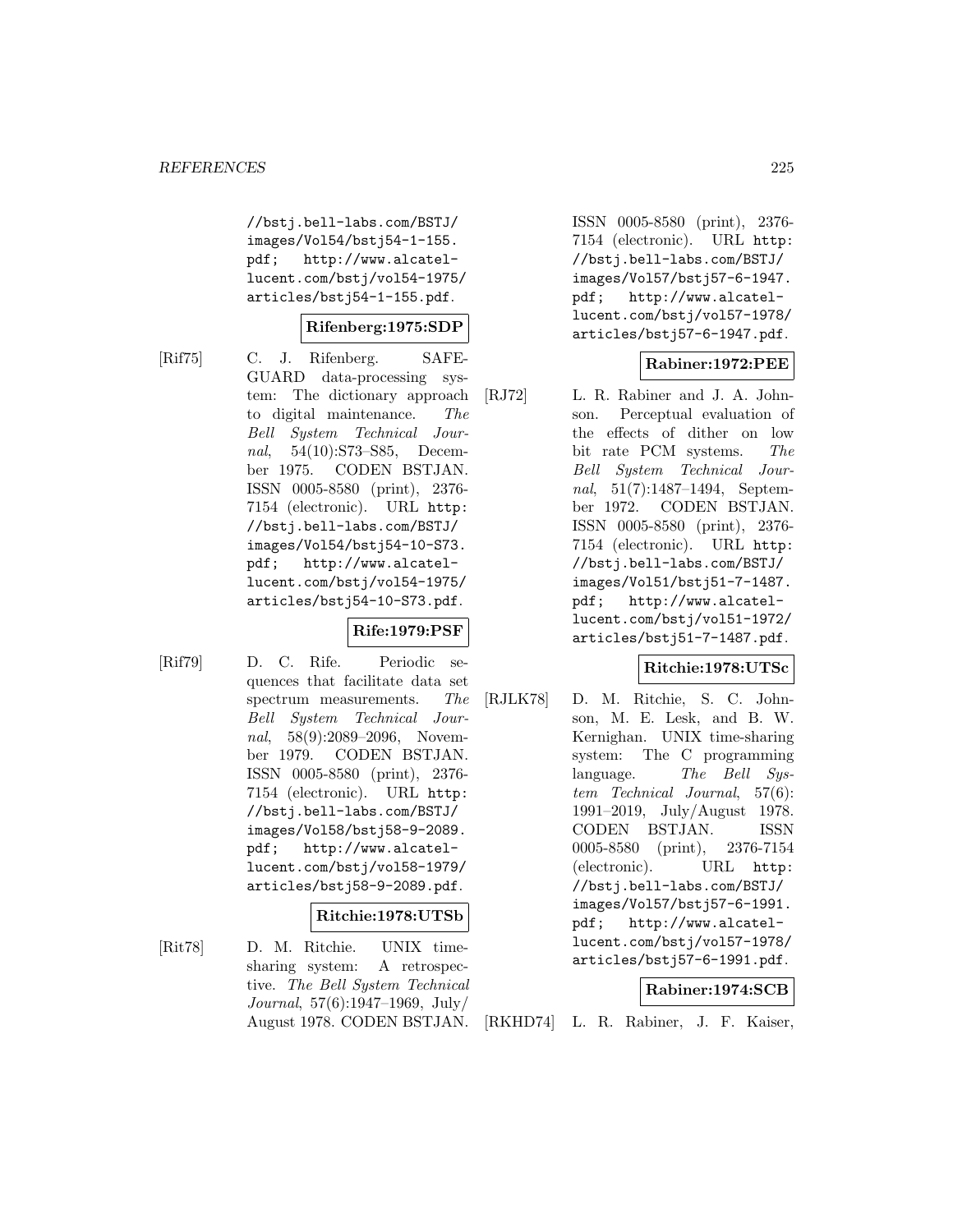//bstj.bell-labs.com/BSTJ/images/Vol54/bstj54-1-155.pdf; http://www.alcatel-lucent.com/bstj/vol54-1975/articles/bstj54-1-155.pdf.

**Rifenberg:1975:SDP**

[Rif75] C. J. Rifenberg. SAFEGUARD data-processing system: The dictionary approach to digital maintenance. *The Bell System Technical Journal*, 54(10):S73–S85, December 1975. CODEN BSTJAN. ISSN 0005-8580 (print), 2376-7154 (electronic). URL http://bstj.bell-labs.com/BSTJ/images/Vol54/bstj54-10-S73.pdf; http://www.alcatel-lucent.com/bstj/vol54-1975/articles/bstj54-10-S73.pdf.

**Rife:1979:PSF**

[Rif79] D. C. Rife. Periodic sequences that facilitate data set spectrum measurements. *The Bell System Technical Journal*, 58(9):2089–2096, November 1979. CODEN BSTJAN. ISSN 0005-8580 (print), 2376-7154 (electronic). URL http://bstj.bell-labs.com/BSTJ/images/Vol58/bstj58-9-2089.pdf; http://www.alcatel-lucent.com/bstj/vol58-1979/articles/bstj58-9-2089.pdf.

**Ritchie:1978:UTSb**

[Rit78] D. M. Ritchie. UNIX time-sharing system: A retrospective. *The Bell System Technical Journal*, 57(6):1947–1969, July/August 1978. CODEN BSTJAN. ISSN 0005-8580 (print), 2376-7154 (electronic). URL http://bstj.bell-labs.com/BSTJ/images/Vol57/bstj57-6-1947.pdf; http://www.alcatel-lucent.com/bstj/vol57-1978/articles/bstj57-6-1947.pdf.

**Rabiner:1972:PEE**

[RJ72] L. R. Rabiner and J. A. Johnson. Perceptual evaluation of the effects of dither on low bit rate PCM systems. *The Bell System Technical Journal*, 51(7):1487–1494, September 1972. CODEN BSTJAN. ISSN 0005-8580 (print), 2376-7154 (electronic). URL http://bstj.bell-labs.com/BSTJ/images/Vol51/bstj51-7-1487.pdf; http://www.alcatel-lucent.com/bstj/vol51-1972/articles/bstj51-7-1487.pdf.

**Ritchie:1978:UTSc**

[RJLK78] D. M. Ritchie, S. C. Johnson, M. E. Lesk, and B. W. Kernighan. UNIX time-sharing system: The C programming language. *The Bell System Technical Journal*, 57(6):1991–2019, July/August 1978. CODEN BSTJAN. ISSN 0005-8580 (print), 2376-7154 (electronic). URL http://bstj.bell-labs.com/BSTJ/images/Vol57/bstj57-6-1991.pdf; http://www.alcatel-lucent.com/bstj/vol57-1978/articles/bstj57-6-1991.pdf.

**Rabiner:1974:SCB**

[RKHD74] L. R. Rabiner, J. F. Kaiser,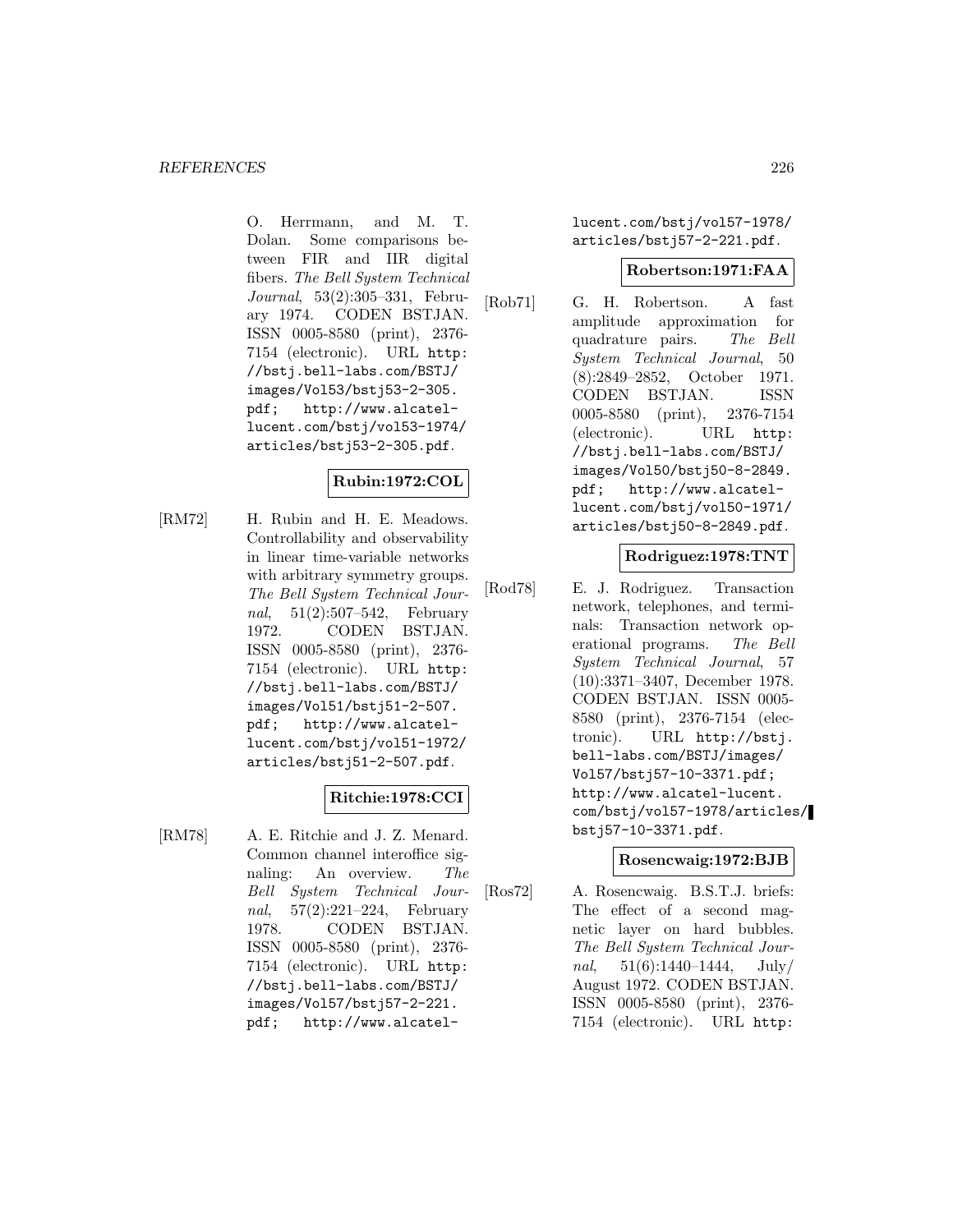O. Herrmann, and M. T. Dolan. Some comparisons between FIR and IIR digital fibers. *The Bell System Technical Journal*, 53(2):305–331, February 1974. CODEN BSTJAN. ISSN 0005-8580 (print), 2376-7154 (electronic). URL http://bstj.bell-labs.com/BSTJ/images/Vol53/bstj53-2-305.pdf; http://www.alcatel-lucent.com/bstj/vol53-1974/articles/bstj53-2-305.pdf.

**Rubin:1972:COL**

[RM72] H. Rubin and H. E. Meadows. Controllability and observability in linear time-variable networks with arbitrary symmetry groups. *The Bell System Technical Journal*, 51(2):507–542, February 1972. CODEN BSTJAN. ISSN 0005-8580 (print), 2376-7154 (electronic). URL http://bstj.bell-labs.com/BSTJ/images/Vol51/bstj51-2-507.pdf; http://www.alcatel-lucent.com/bstj/vol51-1972/articles/bstj51-2-507.pdf.

**Ritchie:1978:CCI**

[RM78] A. E. Ritchie and J. Z. Menard. Common channel interoffice signaling: An overview. *The Bell System Technical Journal*, 57(2):221–224, February 1978. CODEN BSTJAN. ISSN 0005-8580 (print), 2376-7154 (electronic). URL http://bstj.bell-labs.com/BSTJ/images/Vol57/bstj57-2-221.pdf; http://www.alcatel-lucent.com/bstj/vol57-1978/articles/bstj57-2-221.pdf.

**Robertson:1971:FAA**

[Rob71] G. H. Robertson. A fast amplitude approximation for quadrature pairs. *The Bell System Technical Journal*, 50 (8):2849–2852, October 1971. CODEN BSTJAN. ISSN 0005-8580 (print), 2376-7154 (electronic). URL http://bstj.bell-labs.com/BSTJ/images/Vol50/bstj50-8-2849.pdf; http://www.alcatel-lucent.com/bstj/vol50-1971/articles/bstj50-8-2849.pdf.

**Rodriguez:1978:TNT**

[Rod78] E. J. Rodriguez. Transaction network, telephones, and terminals: Transaction network operational programs. *The Bell System Technical Journal*, 57 (10):3371–3407, December 1978. CODEN BSTJAN. ISSN 0005-8580 (print), 2376-7154 (electronic). URL http://bstj.bell-labs.com/BSTJ/images/Vol57/bstj57-10-3371.pdf; http://www.alcatel-lucent.com/bstj/vol57-1978/articles/bstj57-10-3371.pdf.

**Rosencwaig:1972:BJB**

[Ros72] A. Rosencwaig. B.S.T.J. briefs: The effect of a second magnetic layer on hard bubbles. *The Bell System Technical Journal*, 51(6):1440–1444, July/August 1972. CODEN BSTJAN. ISSN 0005-8580 (print), 2376-7154 (electronic). URL http: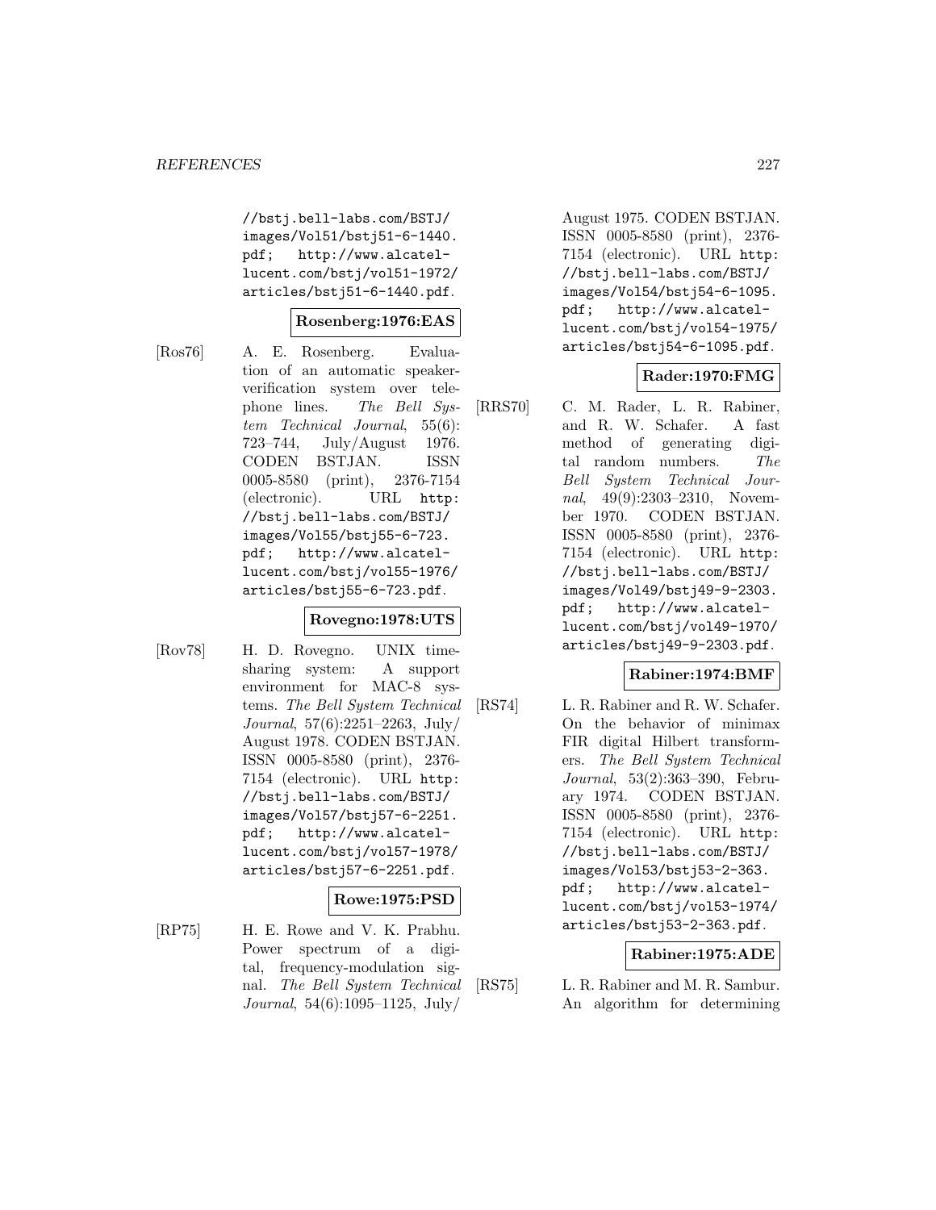//bstj.bell-labs.com/BSTJ/images/Vol51/bstj51-6-1440.pdf; http://www.alcatel-lucent.com/bstj/vol51-1972/articles/bstj51-6-1440.pdf.

**Rosenberg:1976:EAS**

[Ros76] A. E. Rosenberg. Evaluation of an automatic speaker-verification system over telephone lines. *The Bell System Technical Journal*, 55(6): 723–744, July/August 1976. CODEN BSTJAN. ISSN 0005-8580 (print), 2376-7154 (electronic). URL http://bstj.bell-labs.com/BSTJ/images/Vol55/bstj55-6-723.pdf; http://www.alcatel-lucent.com/bstj/vol55-1976/articles/bstj55-6-723.pdf.

**Rovegno:1978:UTS**

[Rov78] H. D. Rovegno. UNIX time-sharing system: A support environment for MAC-8 systems. *The Bell System Technical Journal*, 57(6):2251–2263, July/August 1978. CODEN BSTJAN. ISSN 0005-8580 (print), 2376-7154 (electronic). URL http://bstj.bell-labs.com/BSTJ/images/Vol57/bstj57-6-2251.pdf; http://www.alcatel-lucent.com/bstj/vol57-1978/articles/bstj57-6-2251.pdf.

**Rowe:1975:PSD**

[RP75] H. E. Rowe and V. K. Prabhu. Power spectrum of a digital, frequency-modulation signal. *The Bell System Technical Journal*, 54(6):1095–1125, July/August 1975. CODEN BSTJAN. ISSN 0005-8580 (print), 2376-7154 (electronic). URL http://bstj.bell-labs.com/BSTJ/images/Vol54/bstj54-6-1095.pdf; http://www.alcatel-lucent.com/bstj/vol54-1975/articles/bstj54-6-1095.pdf.

**Rader:1970:FMG**

[RRS70] C. M. Rader, L. R. Rabiner, and R. W. Schafer. A fast method of generating digital random numbers. *The Bell System Technical Journal*, 49(9):2303–2310, November 1970. CODEN BSTJAN. ISSN 0005-8580 (print), 2376-7154 (electronic). URL http://bstj.bell-labs.com/BSTJ/images/Vol49/bstj49-9-2303.pdf; http://www.alcatel-lucent.com/bstj/vol49-1970/articles/bstj49-9-2303.pdf.

**Rabiner:1974:BMF**

[RS74] L. R. Rabiner and R. W. Schafer. On the behavior of minimax FIR digital Hilbert transformers. *The Bell System Technical Journal*, 53(2):363–390, February 1974. CODEN BSTJAN. ISSN 0005-8580 (print), 2376-7154 (electronic). URL http://bstj.bell-labs.com/BSTJ/images/Vol53/bstj53-2-363.pdf; http://www.alcatel-lucent.com/bstj/vol53-1974/articles/bstj53-2-363.pdf.

**Rabiner:1975:ADE**

[RS75] L. R. Rabiner and M. R. Sambur. An algorithm for determining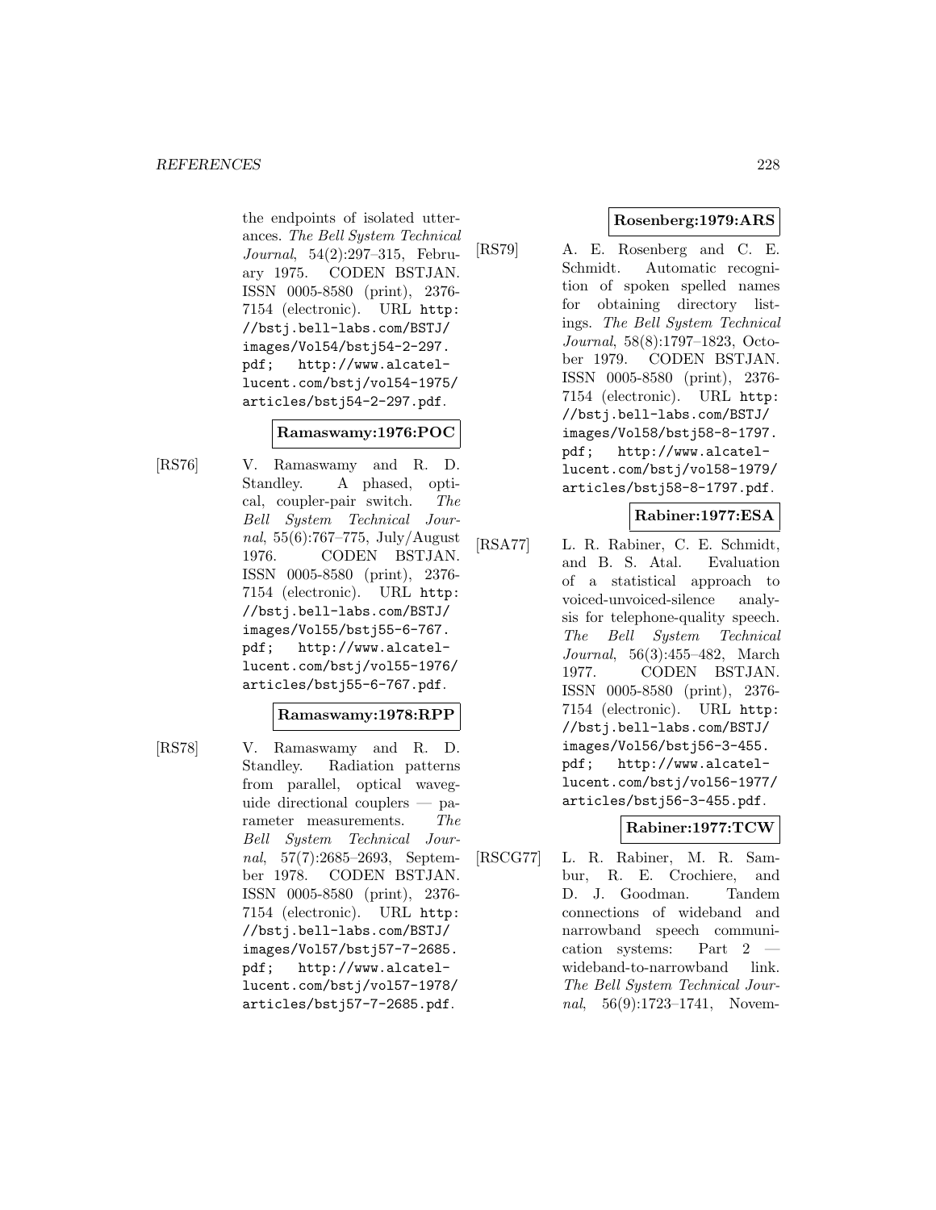the endpoints of isolated utterances. *The Bell System Technical Journal*, 54(2):297–315, February 1975. CODEN BSTJAN. ISSN 0005-8580 (print), 2376-7154 (electronic). URL http://bstj.bell-labs.com/BSTJ/images/Vol54/bstj54-2-297.pdf; http://www.alcatel-lucent.com/bstj/vol54-1975/articles/bstj54-2-297.pdf.

**Ramaswamy:1976:POC**

[RS76] V. Ramaswamy and R. D. Standley. A phased, optical, coupler-pair switch. *The Bell System Technical Journal*, 55(6):767–775, July/August 1976. CODEN BSTJAN. ISSN 0005-8580 (print), 2376-7154 (electronic). URL http://bstj.bell-labs.com/BSTJ/images/Vol55/bstj55-6-767.pdf; http://www.alcatel-lucent.com/bstj/vol55-1976/articles/bstj55-6-767.pdf.

**Ramaswamy:1978:RPP**

[RS78] V. Ramaswamy and R. D. Standley. Radiation patterns from parallel, optical waveguide directional couplers — parameter measurements. *The Bell System Technical Journal*, 57(7):2685–2693, September 1978. CODEN BSTJAN. ISSN 0005-8580 (print), 2376-7154 (electronic). URL http://bstj.bell-labs.com/BSTJ/images/Vol57/bstj57-7-2685.pdf; http://www.alcatel-lucent.com/bstj/vol57-1978/articles/bstj57-7-2685.pdf.

**Rosenberg:1979:ARS**

[RS79] A. E. Rosenberg and C. E. Schmidt. Automatic recognition of spoken spelled names for obtaining directory listings. *The Bell System Technical Journal*, 58(8):1797–1823, October 1979. CODEN BSTJAN. ISSN 0005-8580 (print), 2376-7154 (electronic). URL http://bstj.bell-labs.com/BSTJ/images/Vol58/bstj58-8-1797.pdf; http://www.alcatel-lucent.com/bstj/vol58-1979/articles/bstj58-8-1797.pdf.

**Rabiner:1977:ESA**

[RSA77] L. R. Rabiner, C. E. Schmidt, and B. S. Atal. Evaluation of a statistical approach to voiced-unvoiced-silence analysis for telephone-quality speech. *The Bell System Technical Journal*, 56(3):455–482, March 1977. CODEN BSTJAN. ISSN 0005-8580 (print), 2376-7154 (electronic). URL http://bstj.bell-labs.com/BSTJ/images/Vol56/bstj56-3-455.pdf; http://www.alcatel-lucent.com/bstj/vol56-1977/articles/bstj56-3-455.pdf.

**Rabiner:1977:TCW**

[RSCG77] L. R. Rabiner, M. R. Sambur, R. E. Crochiere, and D. J. Goodman. Tandem connections of wideband and narrowband speech communication systems: Part 2 — wideband-to-narrowband link. *The Bell System Technical Journal*, 56(9):1723–1741, Novem-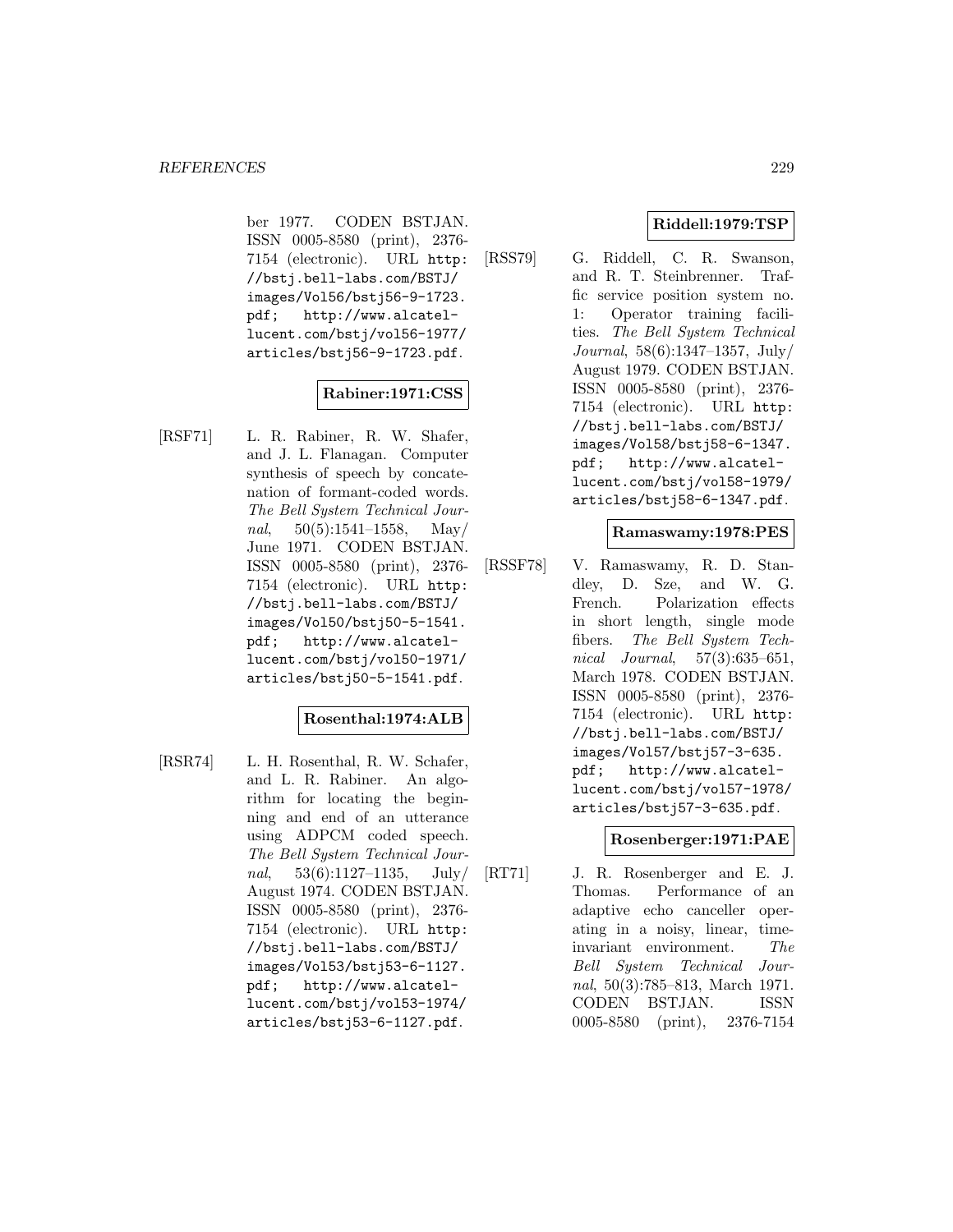ber 1977. CODEN BSTJAN. ISSN 0005-8580 (print), 2376-7154 (electronic). URL http://bstj.bell-labs.com/BSTJ/images/Vol56/bstj56-9-1723.pdf; http://www.alcatel-lucent.com/bstj/vol56-1977/articles/bstj56-9-1723.pdf.

**Rabiner:1971:CSS**

[RSF71] L. R. Rabiner, R. W. Shafer, and J. L. Flanagan. Computer synthesis of speech by concatenation of formant-coded words. *The Bell System Technical Journal*, 50(5):1541–1558, May/June 1971. CODEN BSTJAN. ISSN 0005-8580 (print), 2376-7154 (electronic). URL http://bstj.bell-labs.com/BSTJ/images/Vol50/bstj50-5-1541.pdf; http://www.alcatel-lucent.com/bstj/vol50-1971/articles/bstj50-5-1541.pdf.

**Rosenthal:1974:ALB**

[RSR74] L. H. Rosenthal, R. W. Schafer, and L. R. Rabiner. An algorithm for locating the beginning and end of an utterance using ADPCM coded speech. *The Bell System Technical Journal*, 53(6):1127–1135, July/August 1974. CODEN BSTJAN. ISSN 0005-8580 (print), 2376-7154 (electronic). URL http://bstj.bell-labs.com/BSTJ/images/Vol53/bstj53-6-1127.pdf; http://www.alcatel-lucent.com/bstj/vol53-1974/articles/bstj53-6-1127.pdf.

**Riddell:1979:TSP**

[RSS79] G. Riddell, C. R. Swanson, and R. T. Steinbrenner. Traffic service position system no. 1: Operator training facilities. *The Bell System Technical Journal*, 58(6):1347–1357, July/August 1979. CODEN BSTJAN. ISSN 0005-8580 (print), 2376-7154 (electronic). URL http://bstj.bell-labs.com/BSTJ/images/Vol58/bstj58-6-1347.pdf; http://www.alcatel-lucent.com/bstj/vol58-1979/articles/bstj58-6-1347.pdf.

**Ramaswamy:1978:PES**

[RSSF78] V. Ramaswamy, R. D. Standley, D. Sze, and W. G. French. Polarization effects in short length, single mode fibers. *The Bell System Technical Journal*, 57(3):635–651, March 1978. CODEN BSTJAN. ISSN 0005-8580 (print), 2376-7154 (electronic). URL http://bstj.bell-labs.com/BSTJ/images/Vol57/bstj57-3-635.pdf; http://www.alcatel-lucent.com/bstj/vol57-1978/articles/bstj57-3-635.pdf.

**Rosenberger:1971:PAE**

[RT71] J. R. Rosenberger and E. J. Thomas. Performance of an adaptive echo canceller operating in a noisy, linear, time-invariant environment. *The Bell System Technical Journal*, 50(3):785–813, March 1971. CODEN BSTJAN. ISSN 0005-8580 (print), 2376-7154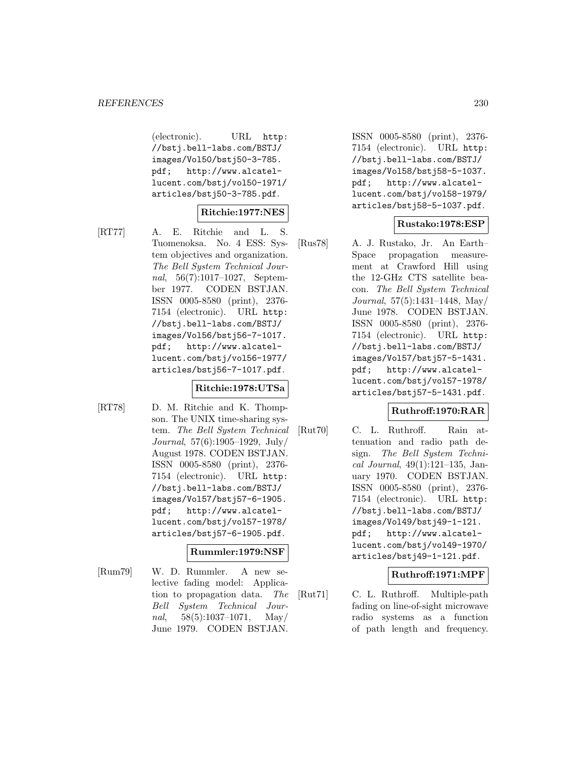(electronic). URL http://bstj.bell-labs.com/BSTJ/images/Vol50/bstj50-3-785.pdf; http://www.alcatel-lucent.com/bstj/vol50-1971/articles/bstj50-3-785.pdf.

**Ritchie:1977:NES**

[RT77] A. E. Ritchie and L. S. Tuomenoksa. No. 4 ESS: System objectives and organization. *The Bell System Technical Journal*, 56(7):1017–1027, September 1977. CODEN BSTJAN. ISSN 0005-8580 (print), 2376-7154 (electronic). URL http://bstj.bell-labs.com/BSTJ/images/Vol56/bstj56-7-1017.pdf; http://www.alcatel-lucent.com/bstj/vol56-1977/articles/bstj56-7-1017.pdf.

**Ritchie:1978:UTSa**

[RT78] D. M. Ritchie and K. Thompson. The UNIX time-sharing system. *The Bell System Technical Journal*, 57(6):1905–1929, July/August 1978. CODEN BSTJAN. ISSN 0005-8580 (print), 2376-7154 (electronic). URL http://bstj.bell-labs.com/BSTJ/images/Vol57/bstj57-6-1905.pdf; http://www.alcatel-lucent.com/bstj/vol57-1978/articles/bstj57-6-1905.pdf.

**Rummler:1979:NSF**

[Rum79] W. D. Rummler. A new selective fading model: Application to propagation data. *The Bell System Technical Journal*, 58(5):1037–1071, May/June 1979. CODEN BSTJAN. ISSN 0005-8580 (print), 2376-7154 (electronic). URL http://bstj.bell-labs.com/BSTJ/images/Vol58/bstj58-5-1037.pdf; http://www.alcatel-lucent.com/bstj/vol58-1979/articles/bstj58-5-1037.pdf.

**Rustako:1978:ESP**

[Rus78] A. J. Rustako, Jr. An Earth–Space propagation measurement at Crawford Hill using the 12-GHz CTS satellite beacon. *The Bell System Technical Journal*, 57(5):1431–1448, May/June 1978. CODEN BSTJAN. ISSN 0005-8580 (print), 2376-7154 (electronic). URL http://bstj.bell-labs.com/BSTJ/images/Vol57/bstj57-5-1431.pdf; http://www.alcatel-lucent.com/bstj/vol57-1978/articles/bstj57-5-1431.pdf.

**Ruthroff:1970:RAR**

[Rut70] C. L. Ruthroff. Rain attenuation and radio path design. *The Bell System Technical Journal*, 49(1):121–135, January 1970. CODEN BSTJAN. ISSN 0005-8580 (print), 2376-7154 (electronic). URL http://bstj.bell-labs.com/BSTJ/images/Vol49/bstj49-1-121.pdf; http://www.alcatel-lucent.com/bstj/vol49-1970/articles/bstj49-1-121.pdf.

**Ruthroff:1971:MPF**

[Rut71] C. L. Ruthroff. Multiple-path fading on line-of-sight microwave radio systems as a function of path length and frequency.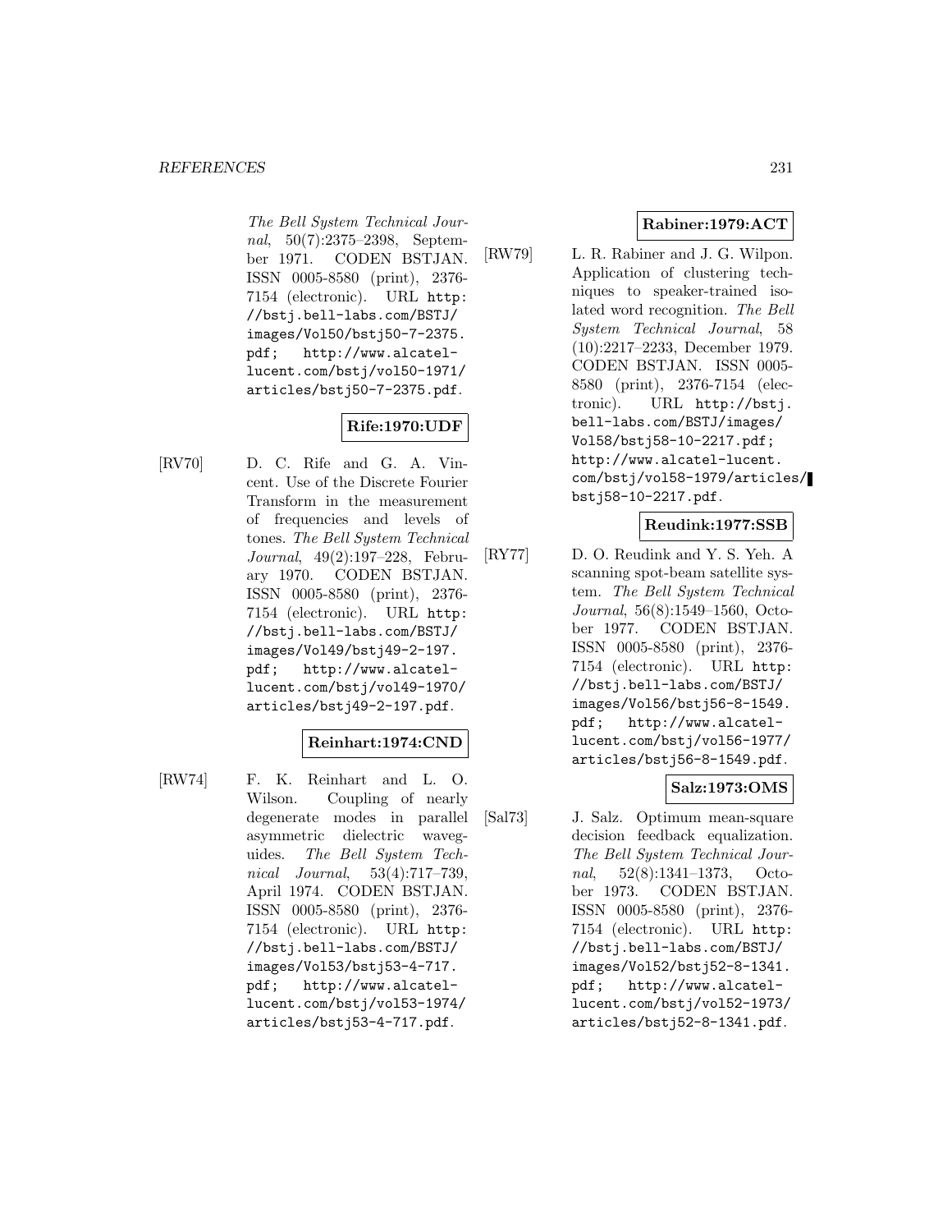The Bell System Technical Journal, 50(7):2375–2398, September 1971. CODEN BSTJAN. ISSN 0005-8580 (print), 2376-7154 (electronic). URL http://bstj.bell-labs.com/BSTJ/images/Vol50/bstj50-7-2375.pdf; http://www.alcatel-lucent.com/bstj/vol50-1971/articles/bstj50-7-2375.pdf.

**Rife:1970:UDF**

[RV70] D. C. Rife and G. A. Vincent. Use of the Discrete Fourier Transform in the measurement of frequencies and levels of tones. *The Bell System Technical Journal*, 49(2):197–228, February 1970. CODEN BSTJAN. ISSN 0005-8580 (print), 2376-7154 (electronic). URL http://bstj.bell-labs.com/BSTJ/images/Vol49/bstj49-2-197.pdf; http://www.alcatel-lucent.com/bstj/vol49-1970/articles/bstj49-2-197.pdf.

**Reinhart:1974:CND**

[RW74] F. K. Reinhart and L. O. Wilson. Coupling of nearly degenerate modes in parallel asymmetric dielectric waveguides. *The Bell System Technical Journal*, 53(4):717–739, April 1974. CODEN BSTJAN. ISSN 0005-8580 (print), 2376-7154 (electronic). URL http://bstj.bell-labs.com/BSTJ/images/Vol53/bstj53-4-717.pdf; http://www.alcatel-lucent.com/bstj/vol53-1974/articles/bstj53-4-717.pdf.

**Rabiner:1979:ACT**

[RW79] L. R. Rabiner and J. G. Wilpon. Application of clustering techniques to speaker-trained isolated word recognition. *The Bell System Technical Journal*, 58(10):2217–2233, December 1979. CODEN BSTJAN. ISSN 0005-8580 (print), 2376-7154 (electronic). URL http://bstj.bell-labs.com/BSTJ/images/Vol58/bstj58-10-2217.pdf; http://www.alcatel-lucent.com/bstj/vol58-1979/articles/bstj58-10-2217.pdf.

**Reudink:1977:SSB**

[RY77] D. O. Reudink and Y. S. Yeh. A scanning spot-beam satellite system. *The Bell System Technical Journal*, 56(8):1549–1560, October 1977. CODEN BSTJAN. ISSN 0005-8580 (print), 2376-7154 (electronic). URL http://bstj.bell-labs.com/BSTJ/images/Vol56/bstj56-8-1549.pdf; http://www.alcatel-lucent.com/bstj/vol56-1977/articles/bstj56-8-1549.pdf.

**Salz:1973:OMS**

[Sal73] J. Salz. Optimum mean-square decision feedback equalization. *The Bell System Technical Journal*, 52(8):1341–1373, October 1973. CODEN BSTJAN. ISSN 0005-8580 (print), 2376-7154 (electronic). URL http://bstj.bell-labs.com/BSTJ/images/Vol52/bstj52-8-1341.pdf; http://www.alcatel-lucent.com/bstj/vol52-1973/articles/bstj52-8-1341.pdf.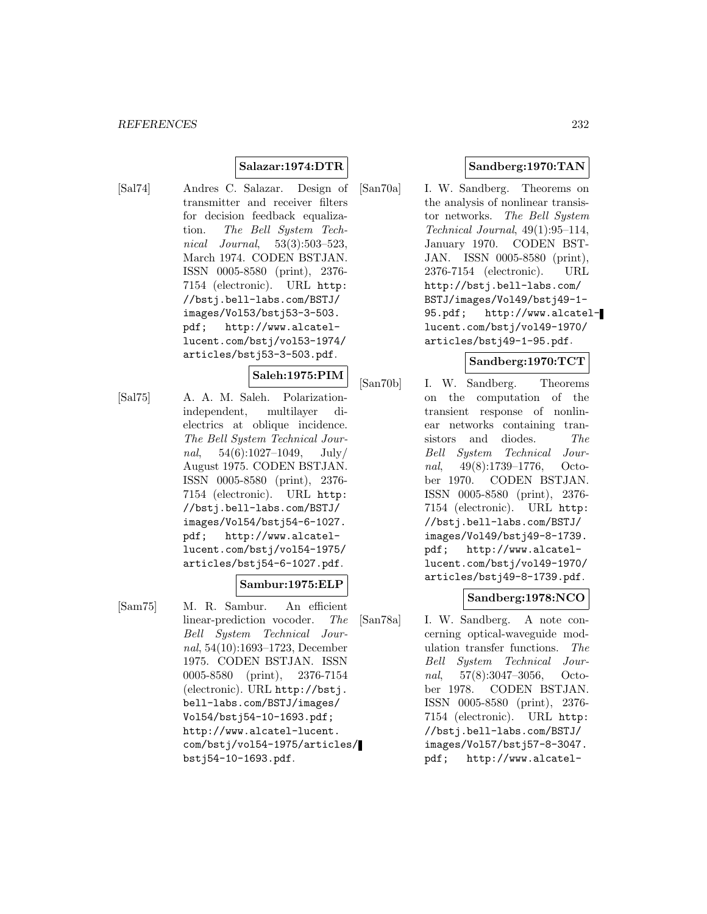**Salazar:1974:DTR**

[Sal74] Andres C. Salazar. Design of transmitter and receiver filters for decision feedback equalization. *The Bell System Technical Journal*, 53(3):503–523, March 1974. CODEN BSTJAN. ISSN 0005-8580 (print), 2376-7154 (electronic). URL http://bstj.bell-labs.com/BSTJ/images/Vol53/bstj53-3-503.pdf; http://www.alcatel-lucent.com/bstj/vol53-1974/articles/bstj53-3-503.pdf.

**Saleh:1975:PIM**

[Sal75] A. A. M. Saleh. Polarization-independent, multilayer dielectrics at oblique incidence. *The Bell System Technical Journal*, 54(6):1027–1049, July/August 1975. CODEN BSTJAN. ISSN 0005-8580 (print), 2376-7154 (electronic). URL http://bstj.bell-labs.com/BSTJ/images/Vol54/bstj54-6-1027.pdf; http://www.alcatel-lucent.com/bstj/vol54-1975/articles/bstj54-6-1027.pdf.

**Sambur:1975:ELP**

[Sam75] M. R. Sambur. An efficient linear-prediction vocoder. *The Bell System Technical Journal*, 54(10):1693–1723, December 1975. CODEN BSTJAN. ISSN 0005-8580 (print), 2376-7154 (electronic). URL http://bstj.bell-labs.com/BSTJ/images/Vol54/bstj54-10-1693.pdf; http://www.alcatel-lucent.com/bstj/vol54-1975/articles/bstj54-10-1693.pdf.

**Sandberg:1970:TAN**

[San70a] I. W. Sandberg. Theorems on the analysis of nonlinear transistor networks. *The Bell System Technical Journal*, 49(1):95–114, January 1970. CODEN BSTJAN. ISSN 0005-8580 (print), 2376-7154 (electronic). URL http://bstj.bell-labs.com/BSTJ/images/Vol49/bstj49-1-95.pdf; http://www.alcatel-lucent.com/bstj/vol49-1970/articles/bstj49-1-95.pdf.

**Sandberg:1970:TCT**

[San70b] I. W. Sandberg. Theorems on the computation of the transient response of nonlinear networks containing transistors and diodes. *The Bell System Technical Journal*, 49(8):1739–1776, October 1970. CODEN BSTJAN. ISSN 0005-8580 (print), 2376-7154 (electronic). URL http://bstj.bell-labs.com/BSTJ/images/Vol49/bstj49-8-1739.pdf; http://www.alcatel-lucent.com/bstj/vol49-1970/articles/bstj49-8-1739.pdf.

**Sandberg:1978:NCO**

[San78a] I. W. Sandberg. A note concerning optical-waveguide modulation transfer functions. *The Bell System Technical Journal*, 57(8):3047–3056, October 1978. CODEN BSTJAN. ISSN 0005-8580 (print), 2376-7154 (electronic). URL http://bstj.bell-labs.com/BSTJ/images/Vol57/bstj57-8-3047.pdf; http://www.alcatel-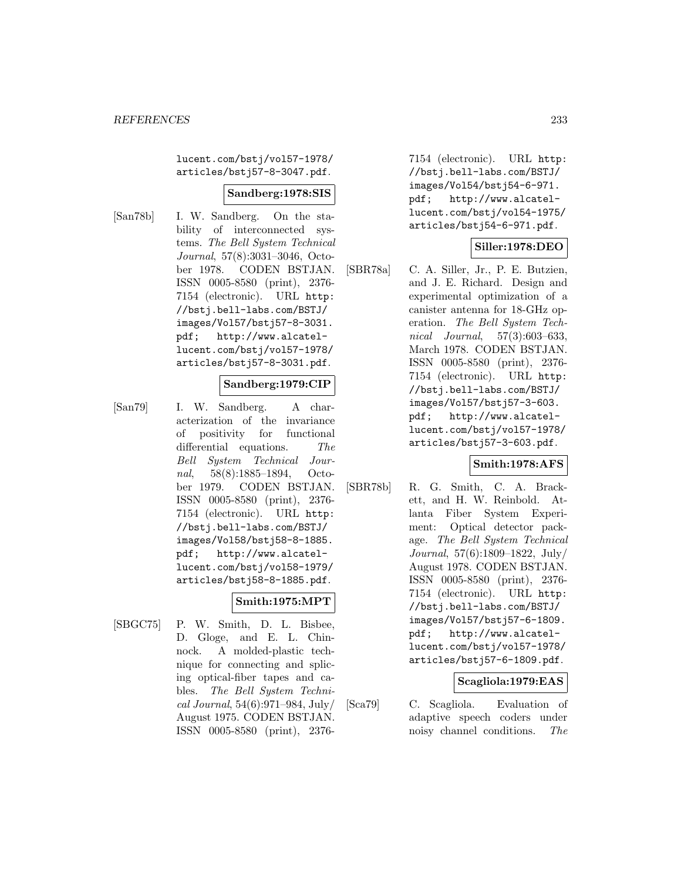lucent.com/bstj/vol57-1978/articles/bstj57-8-3047.pdf.

**Sandberg:1978:SIS**

[San78b] I. W. Sandberg. On the stability of interconnected systems. *The Bell System Technical Journal*, 57(8):3031–3046, October 1978. CODEN BSTJAN. ISSN 0005-8580 (print), 2376-7154 (electronic). URL http://bstj.bell-labs.com/BSTJ/images/Vol57/bstj57-8-3031.pdf; http://www.alcatel-lucent.com/bstj/vol57-1978/articles/bstj57-8-3031.pdf.

**Sandberg:1979:CIP**

[San79] I. W. Sandberg. A characterization of the invariance of positivity for functional differential equations. *The Bell System Technical Journal*, 58(8):1885–1894, October 1979. CODEN BSTJAN. ISSN 0005-8580 (print), 2376-7154 (electronic). URL http://bstj.bell-labs.com/BSTJ/images/Vol58/bstj58-8-1885.pdf; http://www.alcatel-lucent.com/bstj/vol58-1979/articles/bstj58-8-1885.pdf.

**Smith:1975:MPT**

[SBGC75] P. W. Smith, D. L. Bisbee, D. Gloge, and E. L. Chinnock. A molded-plastic technique for connecting and splicing optical-fiber tapes and cables. *The Bell System Technical Journal*, 54(6):971–984, July/August 1975. CODEN BSTJAN. ISSN 0005-8580 (print), 2376-7154 (electronic). URL http://bstj.bell-labs.com/BSTJ/images/Vol54/bstj54-6-971.pdf; http://www.alcatel-lucent.com/bstj/vol54-1975/articles/bstj54-6-971.pdf.

**Siller:1978:DEO**

[SBR78a] C. A. Siller, Jr., P. E. Butzien, and J. E. Richard. Design and experimental optimization of a canister antenna for 18-GHz operation. *The Bell System Technical Journal*, 57(3):603–633, March 1978. CODEN BSTJAN. ISSN 0005-8580 (print), 2376-7154 (electronic). URL http://bstj.bell-labs.com/BSTJ/images/Vol57/bstj57-3-603.pdf; http://www.alcatel-lucent.com/bstj/vol57-1978/articles/bstj57-3-603.pdf.

**Smith:1978:AFS**

[SBR78b] R. G. Smith, C. A. Brackett, and H. W. Reinbold. Atlanta Fiber System Experiment: Optical detector package. *The Bell System Technical Journal*, 57(6):1809–1822, July/August 1978. CODEN BSTJAN. ISSN 0005-8580 (print), 2376-7154 (electronic). URL http://bstj.bell-labs.com/BSTJ/images/Vol57/bstj57-6-1809.pdf; http://www.alcatel-lucent.com/bstj/vol57-1978/articles/bstj57-6-1809.pdf.

**Scagliola:1979:EAS**

[Sca79] C. Scagliola. Evaluation of adaptive speech coders under noisy channel conditions. *The*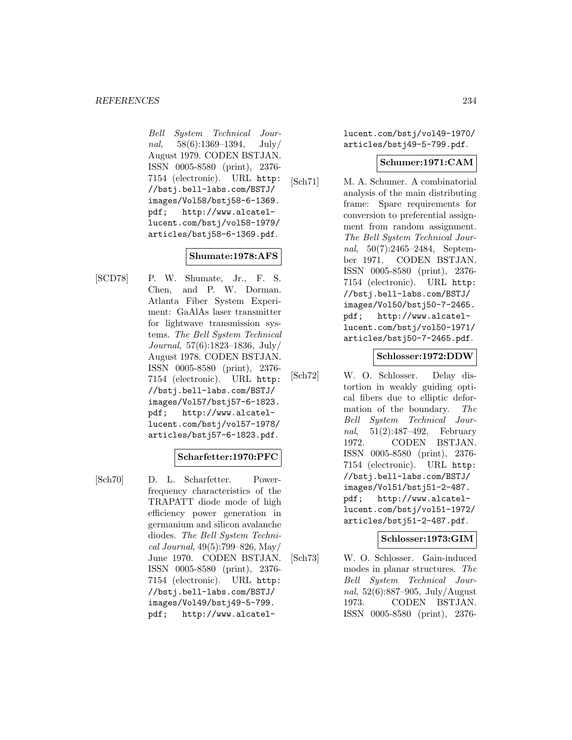Bell System Technical Journal, 58(6):1369–1394, July/August 1979. CODEN BSTJAN. ISSN 0005-8580 (print), 2376-7154 (electronic). URL http://bstj.bell-labs.com/BSTJ/images/Vol58/bstj58-6-1369.pdf; http://www.alcatel-lucent.com/bstj/vol58-1979/articles/bstj58-6-1369.pdf.

**Shumate:1978:AFS**

[SCD78] P. W. Shumate, Jr., F. S. Chen, and P. W. Dorman. Atlanta Fiber System Experiment: GaAlAs laser transmitter for lightwave transmission systems. *The Bell System Technical Journal*, 57(6):1823–1836, July/August 1978. CODEN BSTJAN. ISSN 0005-8580 (print), 2376-7154 (electronic). URL http://bstj.bell-labs.com/BSTJ/images/Vol57/bstj57-6-1823.pdf; http://www.alcatel-lucent.com/bstj/vol57-1978/articles/bstj57-6-1823.pdf.

**Scharfetter:1970:PFC**

[Sch70] D. L. Scharfetter. Power-frequency characteristics of the TRAPATT diode mode of high efficiency power generation in germanium and silicon avalanche diodes. *The Bell System Technical Journal*, 49(5):799–826, May/June 1970. CODEN BSTJAN. ISSN 0005-8580 (print), 2376-7154 (electronic). URL http://bstj.bell-labs.com/BSTJ/images/Vol49/bstj49-5-799.pdf; http://www.alcatel-lucent.com/bstj/vol49-1970/articles/bstj49-5-799.pdf.

**Schumer:1971:CAM**

[Sch71] M. A. Schumer. A combinatorial analysis of the main distributing frame: Spare requirements for conversion to preferential assignment from random assignment. *The Bell System Technical Journal*, 50(7):2465–2484, September 1971. CODEN BSTJAN. ISSN 0005-8580 (print), 2376-7154 (electronic). URL http://bstj.bell-labs.com/BSTJ/images/Vol50/bstj50-7-2465.pdf; http://www.alcatel-lucent.com/bstj/vol50-1971/articles/bstj50-7-2465.pdf.

**Schlosser:1972:DDW**

[Sch72] W. O. Schlosser. Delay distortion in weakly guiding optical fibers due to elliptic deformation of the boundary. *The Bell System Technical Journal*, 51(2):487–492, February 1972. CODEN BSTJAN. ISSN 0005-8580 (print), 2376-7154 (electronic). URL http://bstj.bell-labs.com/BSTJ/images/Vol51/bstj51-2-487.pdf; http://www.alcatel-lucent.com/bstj/vol51-1972/articles/bstj51-2-487.pdf.

**Schlosser:1973:GIM**

[Sch73] W. O. Schlosser. Gain-induced modes in planar structures. *The Bell System Technical Journal*, 52(6):887–905, July/August 1973. CODEN BSTJAN. ISSN 0005-8580 (print), 2376-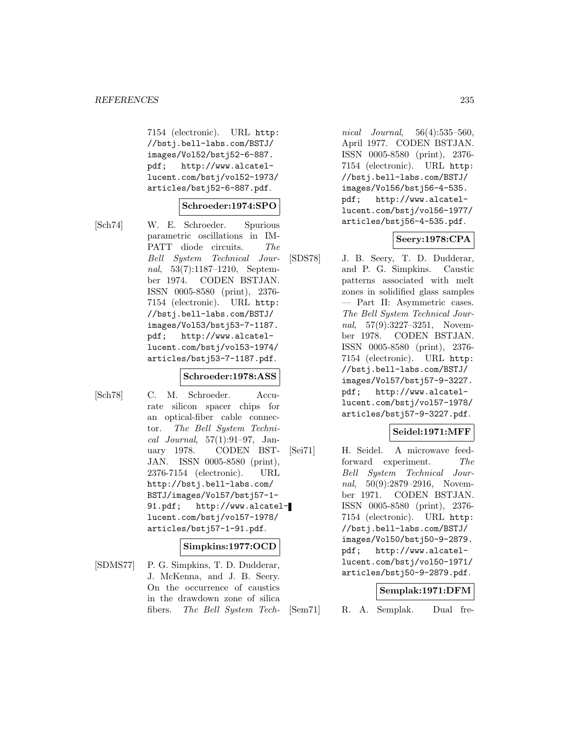7154 (electronic). URL http://bstj.bell-labs.com/BSTJ/images/Vol52/bstj52-6-887.pdf; http://www.alcatel-lucent.com/bstj/vol52-1973/articles/bstj52-6-887.pdf.

**Schroeder:1974:SPO**

[Sch74] W. E. Schroeder. Spurious parametric oscillations in IMPATT diode circuits. *The Bell System Technical Journal*, 53(7):1187–1210, September 1974. CODEN BSTJAN. ISSN 0005-8580 (print), 2376-7154 (electronic). URL http://bstj.bell-labs.com/BSTJ/images/Vol53/bstj53-7-1187.pdf; http://www.alcatel-lucent.com/bstj/vol53-1974/articles/bstj53-7-1187.pdf.

**Schroeder:1978:ASS**

[Sch78] C. M. Schroeder. Accurate silicon spacer chips for an optical-fiber cable connector. *The Bell System Technical Journal*, 57(1):91–97, January 1978. CODEN BSTJAN. ISSN 0005-8580 (print), 2376-7154 (electronic). URL http://bstj.bell-labs.com/BSTJ/images/Vol57/bstj57-1-91.pdf; http://www.alcatel-lucent.com/bstj/vol57-1978/articles/bstj57-1-91.pdf.

**Simpkins:1977:OCD**

[SDMS77] P. G. Simpkins, T. D. Dudderar, J. McKenna, and J. B. Seery. On the occurrence of caustics in the drawdown zone of silica fibers. *The Bell System Technical Journal*, 56(4):535–560, April 1977. CODEN BSTJAN. ISSN 0005-8580 (print), 2376-7154 (electronic). URL http://bstj.bell-labs.com/BSTJ/images/Vol56/bstj56-4-535.pdf; http://www.alcatel-lucent.com/bstj/vol56-1977/articles/bstj56-4-535.pdf.

**Seery:1978:CPA**

[SDS78] J. B. Seery, T. D. Dudderar, and P. G. Simpkins. Caustic patterns associated with melt zones in solidified glass samples — Part II: Asymmetric cases. *The Bell System Technical Journal*, 57(9):3227–3251, November 1978. CODEN BSTJAN. ISSN 0005-8580 (print), 2376-7154 (electronic). URL http://bstj.bell-labs.com/BSTJ/images/Vol57/bstj57-9-3227.pdf; http://www.alcatel-lucent.com/bstj/vol57-1978/articles/bstj57-9-3227.pdf.

**Seidel:1971:MFF**

[Sei71] H. Seidel. A microwave feed-forward experiment. *The Bell System Technical Journal*, 50(9):2879–2916, November 1971. CODEN BSTJAN. ISSN 0005-8580 (print), 2376-7154 (electronic). URL http://bstj.bell-labs.com/BSTJ/images/Vol50/bstj50-9-2879.pdf; http://www.alcatel-lucent.com/bstj/vol50-1971/articles/bstj50-9-2879.pdf.

**Semplak:1971:DFM**

[Sem71] R. A. Semplak. Dual fre-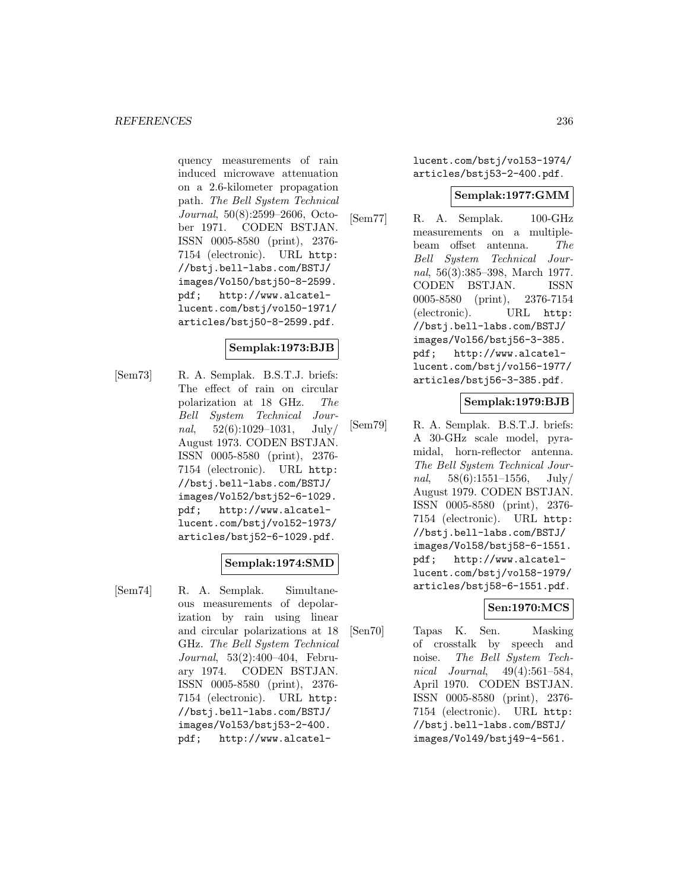quency measurements of rain induced microwave attenuation on a 2.6-kilometer propagation path. *The Bell System Technical Journal*, 50(8):2599–2606, October 1971. CODEN BSTJAN. ISSN 0005-8580 (print), 2376-7154 (electronic). URL http://bstj.bell-labs.com/BSTJ/images/Vol50/bstj50-8-2599.pdf; http://www.alcatel-lucent.com/bstj/vol50-1971/articles/bstj50-8-2599.pdf.

**Semplak:1973:BJB**

[Sem73] R. A. Semplak. B.S.T.J. briefs: The effect of rain on circular polarization at 18 GHz. *The Bell System Technical Journal*, 52(6):1029–1031, July/August 1973. CODEN BSTJAN. ISSN 0005-8580 (print), 2376-7154 (electronic). URL http://bstj.bell-labs.com/BSTJ/images/Vol52/bstj52-6-1029.pdf; http://www.alcatel-lucent.com/bstj/vol52-1973/articles/bstj52-6-1029.pdf.

**Semplak:1974:SMD**

[Sem74] R. A. Semplak. Simultaneous measurements of depolarization by rain using linear and circular polarizations at 18 GHz. *The Bell System Technical Journal*, 53(2):400–404, February 1974. CODEN BSTJAN. ISSN 0005-8580 (print), 2376-7154 (electronic). URL http://bstj.bell-labs.com/BSTJ/images/Vol53/bstj53-2-400.pdf; http://www.alcatel-lucent.com/bstj/vol53-1974/articles/bstj53-2-400.pdf.

**Semplak:1977:GMM**

[Sem77] R. A. Semplak. 100-GHz measurements on a multiple-beam offset antenna. *The Bell System Technical Journal*, 56(3):385–398, March 1977. CODEN BSTJAN. ISSN 0005-8580 (print), 2376-7154 (electronic). URL http://bstj.bell-labs.com/BSTJ/images/Vol56/bstj56-3-385.pdf; http://www.alcatel-lucent.com/bstj/vol56-1977/articles/bstj56-3-385.pdf.

**Semplak:1979:BJB**

[Sem79] R. A. Semplak. B.S.T.J. briefs: A 30-GHz scale model, pyramidal, horn-reflector antenna. *The Bell System Technical Journal*, 58(6):1551–1556, July/August 1979. CODEN BSTJAN. ISSN 0005-8580 (print), 2376-7154 (electronic). URL http://bstj.bell-labs.com/BSTJ/images/Vol58/bstj58-6-1551.pdf; http://www.alcatel-lucent.com/bstj/vol58-1979/articles/bstj58-6-1551.pdf.

**Sen:1970:MCS**

[Sen70] Tapas K. Sen. Masking of crosstalk by speech and noise. *The Bell System Technical Journal*, 49(4):561–584, April 1970. CODEN BSTJAN. ISSN 0005-8580 (print), 2376-7154 (electronic). URL http://bstj.bell-labs.com/BSTJ/images/Vol49/bstj49-4-561.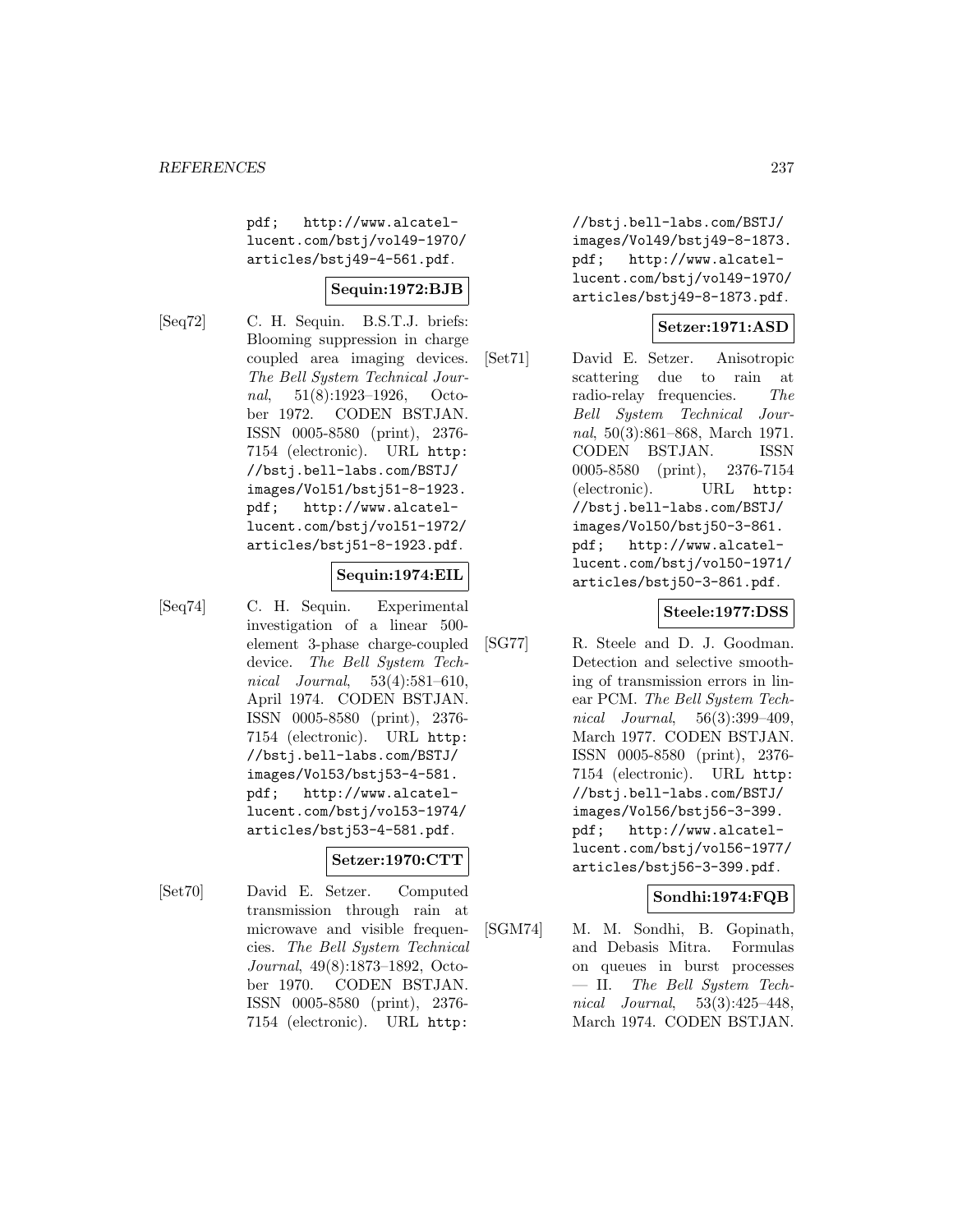pdf; http://www.alcatel-lucent.com/bstj/vol49-1970/articles/bstj49-4-561.pdf.

**Sequin:1972:BJB**

[Seq72] C. H. Sequin. B.S.T.J. briefs: Blooming suppression in charge coupled area imaging devices. *The Bell System Technical Journal*, 51(8):1923–1926, October 1972. CODEN BSTJAN. ISSN 0005-8580 (print), 2376-7154 (electronic). URL http://bstj.bell-labs.com/BSTJ/images/Vol51/bstj51-8-1923.pdf; http://www.alcatel-lucent.com/bstj/vol51-1972/articles/bstj51-8-1923.pdf.

**Sequin:1974:EIL**

[Seq74] C. H. Sequin. Experimental investigation of a linear 500-element 3-phase charge-coupled device. *The Bell System Technical Journal*, 53(4):581–610, April 1974. CODEN BSTJAN. ISSN 0005-8580 (print), 2376-7154 (electronic). URL http://bstj.bell-labs.com/BSTJ/images/Vol53/bstj53-4-581.pdf; http://www.alcatel-lucent.com/bstj/vol53-1974/articles/bstj53-4-581.pdf.

**Setzer:1970:CTT**

[Set70] David E. Setzer. Computed transmission through rain at microwave and visible frequencies. *The Bell System Technical Journal*, 49(8):1873–1892, October 1970. CODEN BSTJAN. ISSN 0005-8580 (print), 2376-7154 (electronic). URL http://bstj.bell-labs.com/BSTJ/images/Vol49/bstj49-8-1873.pdf; http://www.alcatel-lucent.com/bstj/vol49-1970/articles/bstj49-8-1873.pdf.

**Setzer:1971:ASD**

[Set71] David E. Setzer. Anisotropic scattering due to rain at radio-relay frequencies. *The Bell System Technical Journal*, 50(3):861–868, March 1971. CODEN BSTJAN. ISSN 0005-8580 (print), 2376-7154 (electronic). URL http://bstj.bell-labs.com/BSTJ/images/Vol50/bstj50-3-861.pdf; http://www.alcatel-lucent.com/bstj/vol50-1971/articles/bstj50-3-861.pdf.

**Steele:1977:DSS**

[SG77] R. Steele and D. J. Goodman. Detection and selective smoothing of transmission errors in linear PCM. *The Bell System Technical Journal*, 56(3):399–409, March 1977. CODEN BSTJAN. ISSN 0005-8580 (print), 2376-7154 (electronic). URL http://bstj.bell-labs.com/BSTJ/images/Vol56/bstj56-3-399.pdf; http://www.alcatel-lucent.com/bstj/vol56-1977/articles/bstj56-3-399.pdf.

**Sondhi:1974:FQB**

[SGM74] M. M. Sondhi, B. Gopinath, and Debasis Mitra. Formulas on queues in burst processes — II. *The Bell System Technical Journal*, 53(3):425–448, March 1974. CODEN BSTJAN.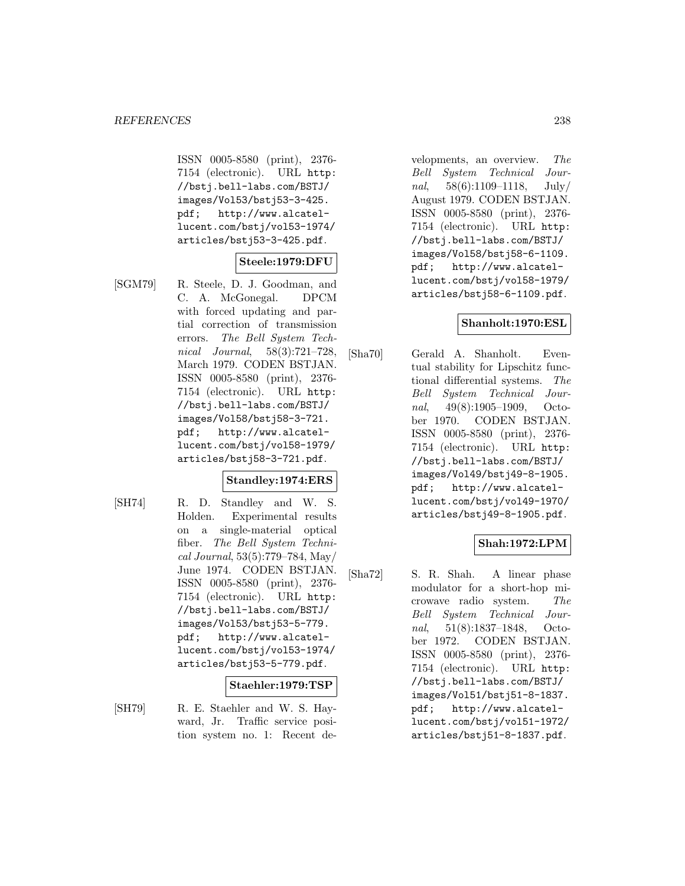ISSN 0005-8580 (print), 2376-7154 (electronic). URL http://bstj.bell-labs.com/BSTJ/images/Vol53/bstj53-3-425.pdf; http://www.alcatel-lucent.com/bstj/vol53-1974/articles/bstj53-3-425.pdf.

**Steele:1979:DFU**

[SGM79] R. Steele, D. J. Goodman, and C. A. McGonegal. DPCM with forced updating and partial correction of transmission errors. *The Bell System Technical Journal*, 58(3):721–728, March 1979. CODEN BSTJAN. ISSN 0005-8580 (print), 2376-7154 (electronic). URL http://bstj.bell-labs.com/BSTJ/images/Vol58/bstj58-3-721.pdf; http://www.alcatel-lucent.com/bstj/vol58-1979/articles/bstj58-3-721.pdf.

**Standley:1974:ERS**

[SH74] R. D. Standley and W. S. Holden. Experimental results on a single-material optical fiber. *The Bell System Technical Journal*, 53(5):779–784, May/June 1974. CODEN BSTJAN. ISSN 0005-8580 (print), 2376-7154 (electronic). URL http://bstj.bell-labs.com/BSTJ/images/Vol53/bstj53-5-779.pdf; http://www.alcatel-lucent.com/bstj/vol53-1974/articles/bstj53-5-779.pdf.

**Staehler:1979:TSP**

[SH79] R. E. Staehler and W. S. Hayward, Jr. Traffic service position system no. 1: Recent developments, an overview. *The Bell System Technical Journal*, 58(6):1109–1118, July/August 1979. CODEN BSTJAN. ISSN 0005-8580 (print), 2376-7154 (electronic). URL http://bstj.bell-labs.com/BSTJ/images/Vol58/bstj58-6-1109.pdf; http://www.alcatel-lucent.com/bstj/vol58-1979/articles/bstj58-6-1109.pdf.

**Shanholt:1970:ESL**

[Sha70] Gerald A. Shanholt. Eventual stability for Lipschitz functional differential systems. *The Bell System Technical Journal*, 49(8):1905–1909, October 1970. CODEN BSTJAN. ISSN 0005-8580 (print), 2376-7154 (electronic). URL http://bstj.bell-labs.com/BSTJ/images/Vol49/bstj49-8-1905.pdf; http://www.alcatel-lucent.com/bstj/vol49-1970/articles/bstj49-8-1905.pdf.

**Shah:1972:LPM**

[Sha72] S. R. Shah. A linear phase modulator for a short-hop microwave radio system. *The Bell System Technical Journal*, 51(8):1837–1848, October 1972. CODEN BSTJAN. ISSN 0005-8580 (print), 2376-7154 (electronic). URL http://bstj.bell-labs.com/BSTJ/images/Vol51/bstj51-8-1837.pdf; http://www.alcatel-lucent.com/bstj/vol51-1972/articles/bstj51-8-1837.pdf.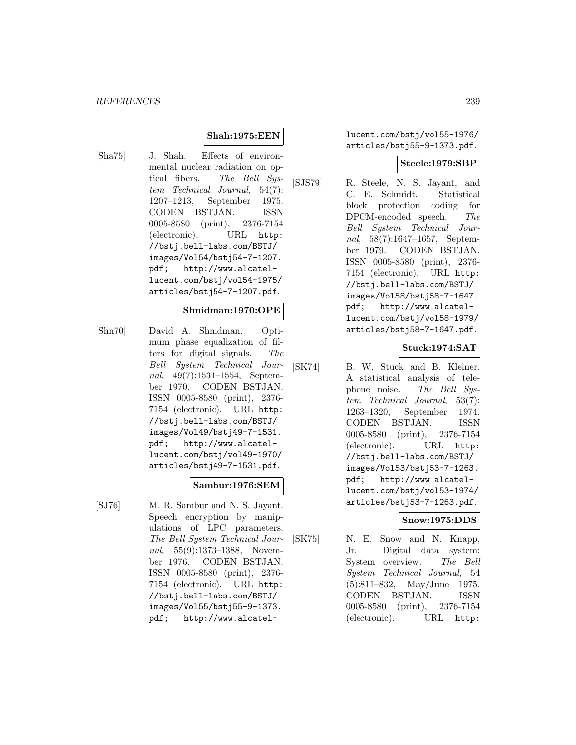**Shah:1975:EEN**

[Sha75] J. Shah. Effects of environmental nuclear radiation on optical fibers. *The Bell System Technical Journal*, 54(7): 1207–1213, September 1975. CODEN BSTJAN. ISSN 0005-8580 (print), 2376-7154 (electronic). URL `http://bstj.bell-labs.com/BSTJ/images/Vol54/bstj54-7-1207.pdf`; `http://www.alcatel-lucent.com/bstj/vol54-1975/articles/bstj54-7-1207.pdf`.

**Shnidman:1970:OPE**

[Shn70] David A. Shnidman. Optimum phase equalization of filters for digital signals. *The Bell System Technical Journal*, 49(7):1531–1554, September 1970. CODEN BSTJAN. ISSN 0005-8580 (print), 2376-7154 (electronic). URL `http://bstj.bell-labs.com/BSTJ/images/Vol49/bstj49-7-1531.pdf`; `http://www.alcatel-lucent.com/bstj/vol49-1970/articles/bstj49-7-1531.pdf`.

**Sambur:1976:SEM**

[SJ76] M. R. Sambur and N. S. Jayant. Speech encryption by manipulations of LPC parameters. *The Bell System Technical Journal*, 55(9):1373–1388, November 1976. CODEN BSTJAN. ISSN 0005-8580 (print), 2376-7154 (electronic). URL `http://bstj.bell-labs.com/BSTJ/images/Vol55/bstj55-9-1373.pdf`; `http://www.alcatel-lucent.com/bstj/vol55-1976/articles/bstj55-9-1373.pdf`.

**Steele:1979:SBP**

[SJS79] R. Steele, N. S. Jayant, and C. E. Schmidt. Statistical block protection coding for DPCM-encoded speech. *The Bell System Technical Journal*, 58(7):1647–1657, September 1979. CODEN BSTJAN. ISSN 0005-8580 (print), 2376-7154 (electronic). URL `http://bstj.bell-labs.com/BSTJ/images/Vol58/bstj58-7-1647.pdf`; `http://www.alcatel-lucent.com/bstj/vol58-1979/articles/bstj58-7-1647.pdf`.

**Stuck:1974:SAT**

[SK74] B. W. Stuck and B. Kleiner. A statistical analysis of telephone noise. *The Bell System Technical Journal*, 53(7): 1263–1320, September 1974. CODEN BSTJAN. ISSN 0005-8580 (print), 2376-7154 (electronic). URL `http://bstj.bell-labs.com/BSTJ/images/Vol53/bstj53-7-1263.pdf`; `http://www.alcatel-lucent.com/bstj/vol53-1974/articles/bstj53-7-1263.pdf`.

**Snow:1975:DDS**

[SK75] N. E. Snow and N. Knapp, Jr. Digital data system: System overview. *The Bell System Technical Journal*, 54 (5):811–832, May/June 1975. CODEN BSTJAN. ISSN 0005-8580 (print), 2376-7154 (electronic). URL `http:`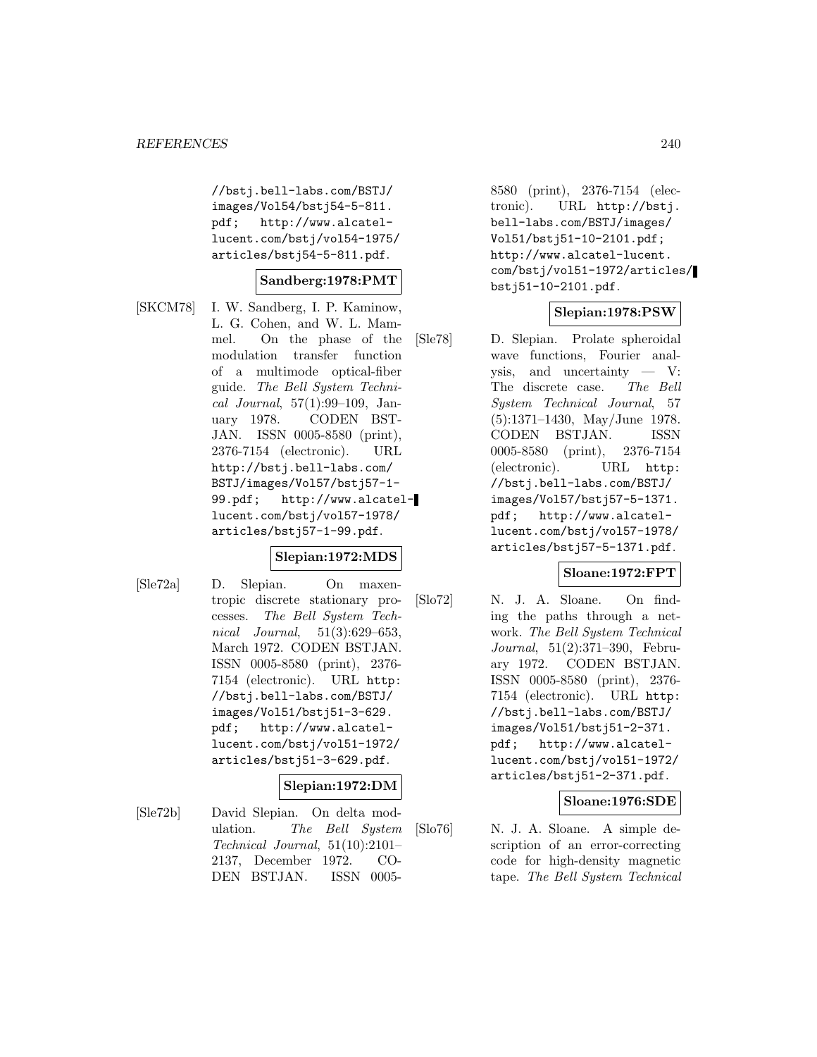//bstj.bell-labs.com/BSTJ/images/Vol54/bstj54-5-811.pdf; http://www.alcatel-lucent.com/bstj/vol54-1975/articles/bstj54-5-811.pdf.

**Sandberg:1978:PMT**

[SKCM78] I. W. Sandberg, I. P. Kaminow, L. G. Cohen, and W. L. Mammel. On the phase of the modulation transfer function of a multimode optical-fiber guide. *The Bell System Technical Journal*, 57(1):99–109, January 1978. CODEN BSTJAN. ISSN 0005-8580 (print), 2376-7154 (electronic). URL http://bstj.bell-labs.com/BSTJ/images/Vol57/bstj57-1-99.pdf; http://www.alcatel-lucent.com/bstj/vol57-1978/articles/bstj57-1-99.pdf.

**Slepian:1972:MDS**

[Sle72a] D. Slepian. On maxentropic discrete stationary processes. *The Bell System Technical Journal*, 51(3):629–653, March 1972. CODEN BSTJAN. ISSN 0005-8580 (print), 2376-7154 (electronic). URL http://bstj.bell-labs.com/BSTJ/images/Vol51/bstj51-3-629.pdf; http://www.alcatel-lucent.com/bstj/vol51-1972/articles/bstj51-3-629.pdf.

**Slepian:1972:DM**

[Sle72b] David Slepian. On delta modulation. *The Bell System Technical Journal*, 51(10):2101–2137, December 1972. CODEN BSTJAN. ISSN 0005-8580 (print), 2376-7154 (electronic). URL http://bstj.bell-labs.com/BSTJ/images/Vol51/bstj51-10-2101.pdf; http://www.alcatel-lucent.com/bstj/vol51-1972/articles/bstj51-10-2101.pdf.

**Slepian:1978:PSW**

[Sle78] D. Slepian. Prolate spheroidal wave functions, Fourier analysis, and uncertainty — V: The discrete case. *The Bell System Technical Journal*, 57(5):1371–1430, May/June 1978. CODEN BSTJAN. ISSN 0005-8580 (print), 2376-7154 (electronic). URL http://bstj.bell-labs.com/BSTJ/images/Vol57/bstj57-5-1371.pdf; http://www.alcatel-lucent.com/bstj/vol57-1978/articles/bstj57-5-1371.pdf.

**Sloane:1972:FPT**

[Slo72] N. J. A. Sloane. On finding the paths through a network. *The Bell System Technical Journal*, 51(2):371–390, February 1972. CODEN BSTJAN. ISSN 0005-8580 (print), 2376-7154 (electronic). URL http://bstj.bell-labs.com/BSTJ/images/Vol51/bstj51-2-371.pdf; http://www.alcatel-lucent.com/bstj/vol51-1972/articles/bstj51-2-371.pdf.

**Sloane:1976:SDE**

[Slo76] N. J. A. Sloane. A simple description of an error-correcting code for high-density magnetic tape. *The Bell System Technical*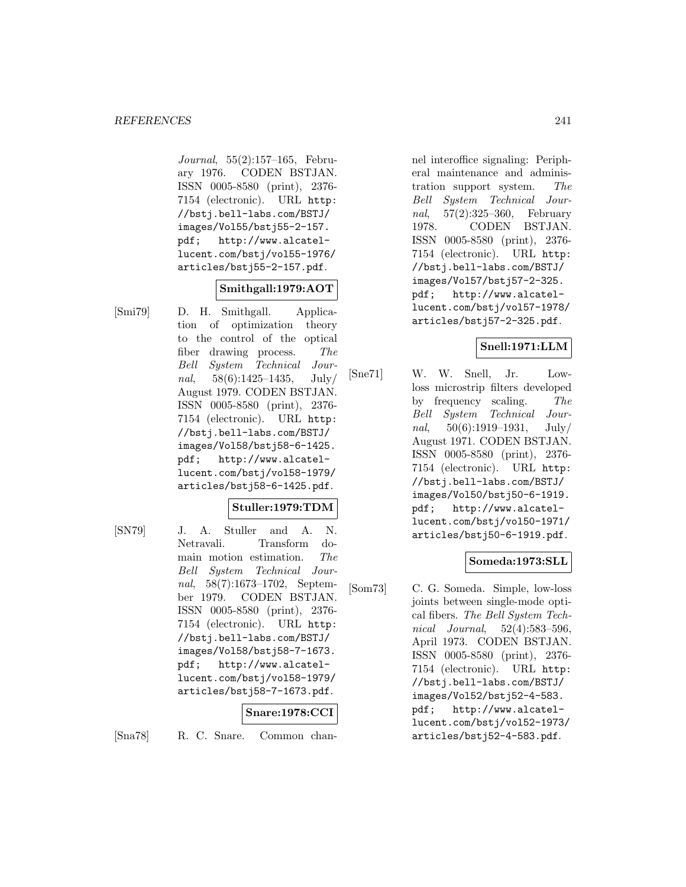*Journal*, 55(2):157–165, February 1976. CODEN BSTJAN. ISSN 0005-8580 (print), 2376-7154 (electronic). URL http://bstj.bell-labs.com/BSTJ/images/Vol55/bstj55-2-157.pdf; http://www.alcatel-lucent.com/bstj/vol55-1976/articles/bstj55-2-157.pdf.

**Smithgall:1979:AOT**

[Smi79] D. H. Smithgall. Application of optimization theory to the control of the optical fiber drawing process. *The Bell System Technical Journal*, 58(6):1425–1435, July/August 1979. CODEN BSTJAN. ISSN 0005-8580 (print), 2376-7154 (electronic). URL http://bstj.bell-labs.com/BSTJ/images/Vol58/bstj58-6-1425.pdf; http://www.alcatel-lucent.com/bstj/vol58-1979/articles/bstj58-6-1425.pdf.

**Stuller:1979:TDM**

[SN79] J. A. Stuller and A. N. Netravali. Transform domain motion estimation. *The Bell System Technical Journal*, 58(7):1673–1702, September 1979. CODEN BSTJAN. ISSN 0005-8580 (print), 2376-7154 (electronic). URL http://bstj.bell-labs.com/BSTJ/images/Vol58/bstj58-7-1673.pdf; http://www.alcatel-lucent.com/bstj/vol58-1979/articles/bstj58-7-1673.pdf.

**Snare:1978:CCI**

[Sna78] R. C. Snare. Common channel interoffice signaling: Peripheral maintenance and administration support system. *The Bell System Technical Journal*, 57(2):325–360, February 1978. CODEN BSTJAN. ISSN 0005-8580 (print), 2376-7154 (electronic). URL http://bstj.bell-labs.com/BSTJ/images/Vol57/bstj57-2-325.pdf; http://www.alcatel-lucent.com/bstj/vol57-1978/articles/bstj57-2-325.pdf.

**Snell:1971:LLM**

[Sne71] W. W. Snell, Jr. Low-loss microstrip filters developed by frequency scaling. *The Bell System Technical Journal*, 50(6):1919–1931, July/August 1971. CODEN BSTJAN. ISSN 0005-8580 (print), 2376-7154 (electronic). URL http://bstj.bell-labs.com/BSTJ/images/Vol50/bstj50-6-1919.pdf; http://www.alcatel-lucent.com/bstj/vol50-1971/articles/bstj50-6-1919.pdf.

**Someda:1973:SLL**

[Som73] C. G. Someda. Simple, low-loss joints between single-mode optical fibers. *The Bell System Technical Journal*, 52(4):583–596, April 1973. CODEN BSTJAN. ISSN 0005-8580 (print), 2376-7154 (electronic). URL http://bstj.bell-labs.com/BSTJ/images/Vol52/bstj52-4-583.pdf; http://www.alcatel-lucent.com/bstj/vol52-1973/articles/bstj52-4-583.pdf.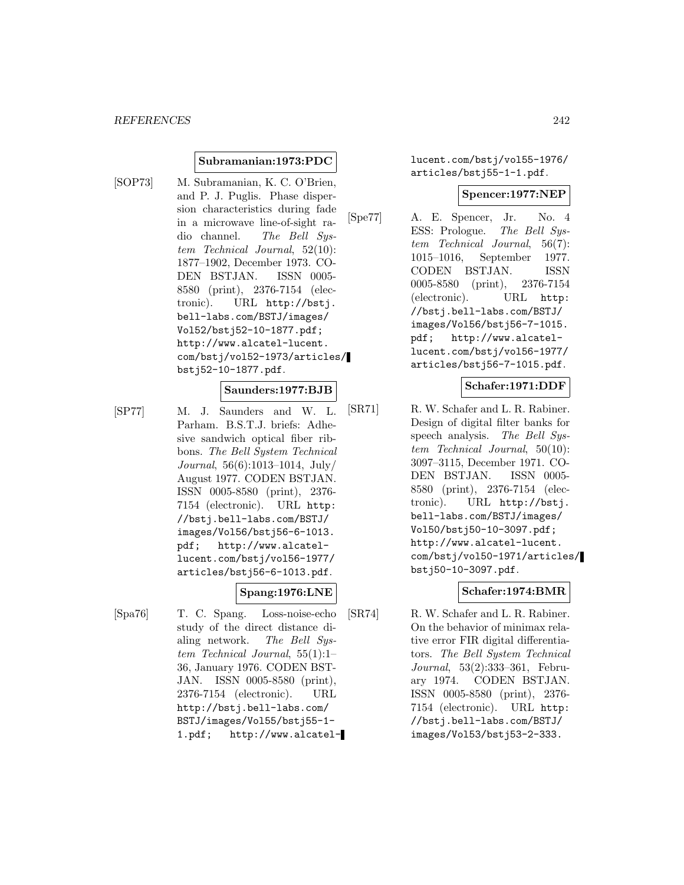**Subramanian:1973:PDC**

[SOP73] M. Subramanian, K. C. O'Brien, and P. J. Puglis. Phase dispersion characteristics during fade in a microwave line-of-sight radio channel. *The Bell System Technical Journal*, 52(10): 1877–1902, December 1973. CODEN BSTJAN. ISSN 0005-8580 (print), 2376-7154 (electronic). URL http://bstj.bell-labs.com/BSTJ/images/Vol52/bstj52-10-1877.pdf; http://www.alcatel-lucent.com/bstj/vol52-1973/articles/bstj52-10-1877.pdf.

**Saunders:1977:BJB**

[SP77] M. J. Saunders and W. L. Parham. B.S.T.J. briefs: Adhesive sandwich optical fiber ribbons. *The Bell System Technical Journal*, 56(6):1013–1014, July/August 1977. CODEN BSTJAN. ISSN 0005-8580 (print), 2376-7154 (electronic). URL http://bstj.bell-labs.com/BSTJ/images/Vol56/bstj56-6-1013.pdf; http://www.alcatel-lucent.com/bstj/vol56-1977/articles/bstj56-6-1013.pdf.

**Spang:1976:LNE**

[Spa76] T. C. Spang. Loss-noise-echo study of the direct distance dialing network. *The Bell System Technical Journal*, 55(1):1–36, January 1976. CODEN BSTJAN. ISSN 0005-8580 (print), 2376-7154 (electronic). URL http://bstj.bell-labs.com/BSTJ/images/Vol55/bstj55-1-1.pdf; http://www.alcatel-lucent.com/bstj/vol55-1976/articles/bstj55-1-1.pdf.

**Spencer:1977:NEP**

[Spe77] A. E. Spencer, Jr. No. 4 ESS: Prologue. *The Bell System Technical Journal*, 56(7): 1015–1016, September 1977. CODEN BSTJAN. ISSN 0005-8580 (print), 2376-7154 (electronic). URL http://bstj.bell-labs.com/BSTJ/images/Vol56/bstj56-7-1015.pdf; http://www.alcatel-lucent.com/bstj/vol56-1977/articles/bstj56-7-1015.pdf.

**Schafer:1971:DDF**

[SR71] R. W. Schafer and L. R. Rabiner. Design of digital filter banks for speech analysis. *The Bell System Technical Journal*, 50(10): 3097–3115, December 1971. CODEN BSTJAN. ISSN 0005-8580 (print), 2376-7154 (electronic). URL http://bstj.bell-labs.com/BSTJ/images/Vol50/bstj50-10-3097.pdf; http://www.alcatel-lucent.com/bstj/vol50-1971/articles/bstj50-10-3097.pdf.

**Schafer:1974:BMR**

[SR74] R. W. Schafer and L. R. Rabiner. On the behavior of minimax relative error FIR digital differentiators. *The Bell System Technical Journal*, 53(2):333–361, February 1974. CODEN BSTJAN. ISSN 0005-8580 (print), 2376-7154 (electronic). URL http://bstj.bell-labs.com/BSTJ/images/Vol53/bstj53-2-333.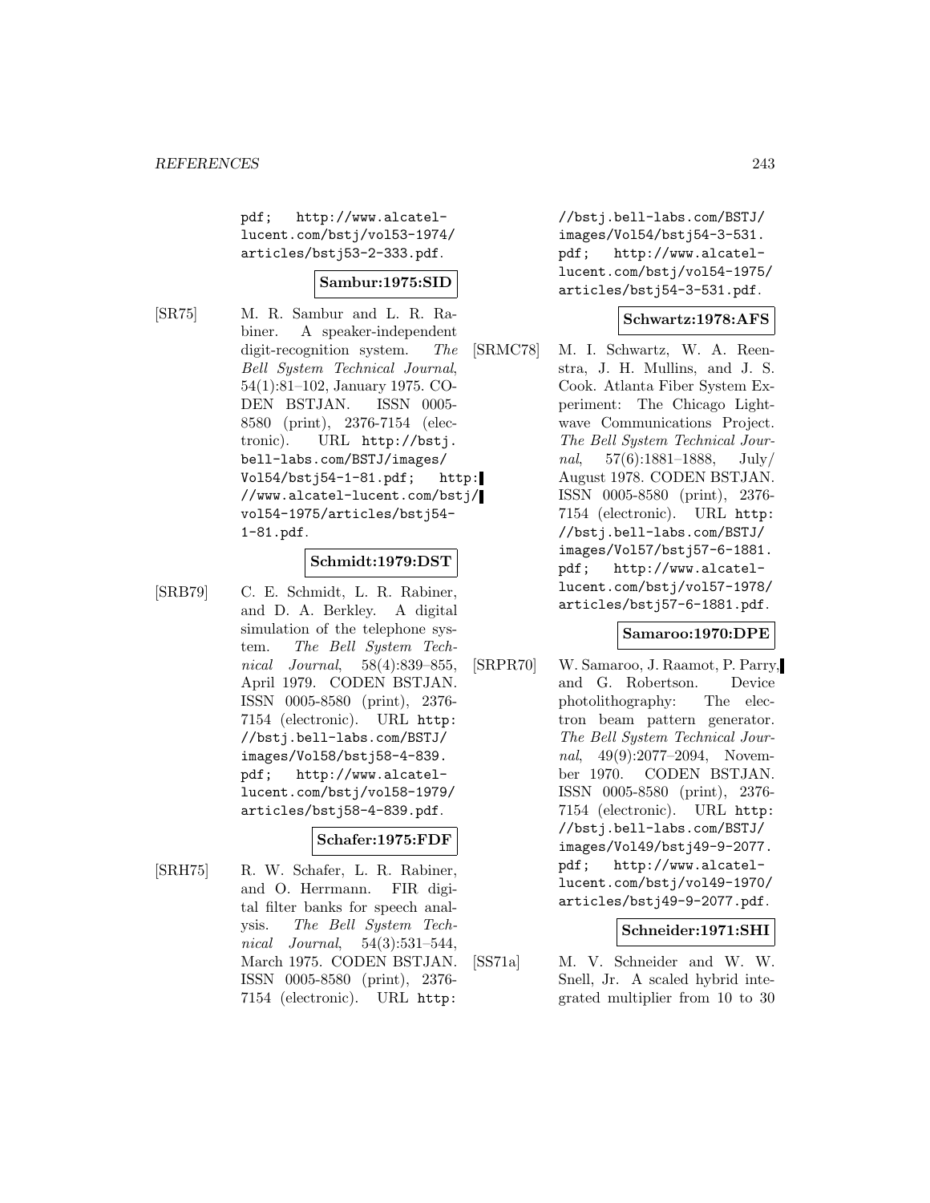pdf; http://www.alcatel-lucent.com/bstj/vol53-1974/articles/bstj53-2-333.pdf.

**Sambur:1975:SID**

[SR75] M. R. Sambur and L. R. Rabiner. A speaker-independent digit-recognition system. *The Bell System Technical Journal*, 54(1):81–102, January 1975. CODEN BSTJAN. ISSN 0005-8580 (print), 2376-7154 (electronic). URL http://bstj.bell-labs.com/BSTJ/images/Vol54/bstj54-1-81.pdf; http://www.alcatel-lucent.com/bstj/vol54-1975/articles/bstj54-1-81.pdf.

**Schmidt:1979:DST**

[SRB79] C. E. Schmidt, L. R. Rabiner, and D. A. Berkley. A digital simulation of the telephone system. *The Bell System Technical Journal*, 58(4):839–855, April 1979. CODEN BSTJAN. ISSN 0005-8580 (print), 2376-7154 (electronic). URL http://bstj.bell-labs.com/BSTJ/images/Vol58/bstj58-4-839.pdf; http://www.alcatel-lucent.com/bstj/vol58-1979/articles/bstj58-4-839.pdf.

**Schafer:1975:FDF**

[SRH75] R. W. Schafer, L. R. Rabiner, and O. Herrmann. FIR digital filter banks for speech analysis. *The Bell System Technical Journal*, 54(3):531–544, March 1975. CODEN BSTJAN. ISSN 0005-8580 (print), 2376-7154 (electronic). URL http://bstj.bell-labs.com/BSTJ/images/Vol54/bstj54-3-531.pdf; http://www.alcatel-lucent.com/bstj/vol54-1975/articles/bstj54-3-531.pdf.

**Schwartz:1978:AFS**

[SRMC78] M. I. Schwartz, W. A. Reenstra, J. H. Mullins, and J. S. Cook. Atlanta Fiber System Experiment: The Chicago Lightwave Communications Project. *The Bell System Technical Journal*, 57(6):1881–1888, July/August 1978. CODEN BSTJAN. ISSN 0005-8580 (print), 2376-7154 (electronic). URL http://bstj.bell-labs.com/BSTJ/images/Vol57/bstj57-6-1881.pdf; http://www.alcatel-lucent.com/bstj/vol57-1978/articles/bstj57-6-1881.pdf.

**Samaroo:1970:DPE**

[SRPR70] W. Samaroo, J. Raamot, P. Parry, and G. Robertson. Device photolithography: The electron beam pattern generator. *The Bell System Technical Journal*, 49(9):2077–2094, November 1970. CODEN BSTJAN. ISSN 0005-8580 (print), 2376-7154 (electronic). URL http://bstj.bell-labs.com/BSTJ/images/Vol49/bstj49-9-2077.pdf; http://www.alcatel-lucent.com/bstj/vol49-1970/articles/bstj49-9-2077.pdf.

**Schneider:1971:SHI**

[SS71a] M. V. Schneider and W. W. Snell, Jr. A scaled hybrid integrated multiplier from 10 to 30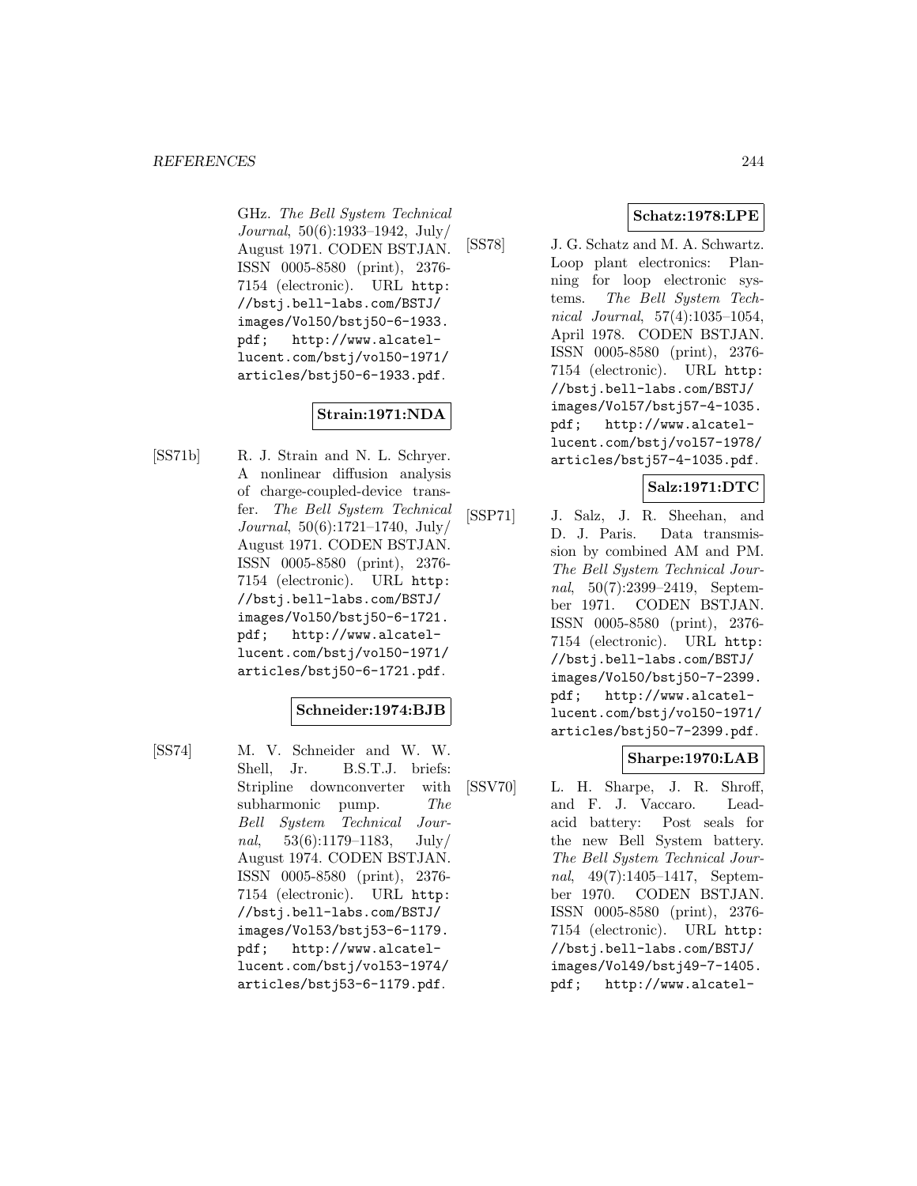GHz. *The Bell System Technical Journal*, 50(6):1933–1942, July/ August 1971. CODEN BSTJAN. ISSN 0005-8580 (print), 2376-7154 (electronic). URL http://bstj.bell-labs.com/BSTJ/images/Vol50/bstj50-6-1933.pdf; http://www.alcatel-lucent.com/bstj/vol50-1971/articles/bstj50-6-1933.pdf.

**Strain:1971:NDA**

[SS71b] R. J. Strain and N. L. Schryer. A nonlinear diffusion analysis of charge-coupled-device transfer. *The Bell System Technical Journal*, 50(6):1721–1740, July/ August 1971. CODEN BSTJAN. ISSN 0005-8580 (print), 2376-7154 (electronic). URL http://bstj.bell-labs.com/BSTJ/images/Vol50/bstj50-6-1721.pdf; http://www.alcatel-lucent.com/bstj/vol50-1971/articles/bstj50-6-1721.pdf.

**Schneider:1974:BJB**

[SS74] M. V. Schneider and W. W. Shell, Jr. B.S.T.J. briefs: Stripline downconverter with subharmonic pump. *The Bell System Technical Journal*, 53(6):1179–1183, July/ August 1974. CODEN BSTJAN. ISSN 0005-8580 (print), 2376-7154 (electronic). URL http://bstj.bell-labs.com/BSTJ/images/Vol53/bstj53-6-1179.pdf; http://www.alcatel-lucent.com/bstj/vol53-1974/articles/bstj53-6-1179.pdf.

**Schatz:1978:LPE**

[SS78] J. G. Schatz and M. A. Schwartz. Loop plant electronics: Planning for loop electronic systems. *The Bell System Technical Journal*, 57(4):1035–1054, April 1978. CODEN BSTJAN. ISSN 0005-8580 (print), 2376-7154 (electronic). URL http://bstj.bell-labs.com/BSTJ/images/Vol57/bstj57-4-1035.pdf; http://www.alcatel-lucent.com/bstj/vol57-1978/articles/bstj57-4-1035.pdf.

**Salz:1971:DTC**

[SSP71] J. Salz, J. R. Sheehan, and D. J. Paris. Data transmission by combined AM and PM. *The Bell System Technical Journal*, 50(7):2399–2419, September 1971. CODEN BSTJAN. ISSN 0005-8580 (print), 2376-7154 (electronic). URL http://bstj.bell-labs.com/BSTJ/images/Vol50/bstj50-7-2399.pdf; http://www.alcatel-lucent.com/bstj/vol50-1971/articles/bstj50-7-2399.pdf.

**Sharpe:1970:LAB**

[SSV70] L. H. Sharpe, J. R. Shroff, and F. J. Vaccaro. Lead-acid battery: Post seals for the new Bell System battery. *The Bell System Technical Journal*, 49(7):1405–1417, September 1970. CODEN BSTJAN. ISSN 0005-8580 (print), 2376-7154 (electronic). URL http://bstj.bell-labs.com/BSTJ/images/Vol49/bstj49-7-1405.pdf; http://www.alcatel-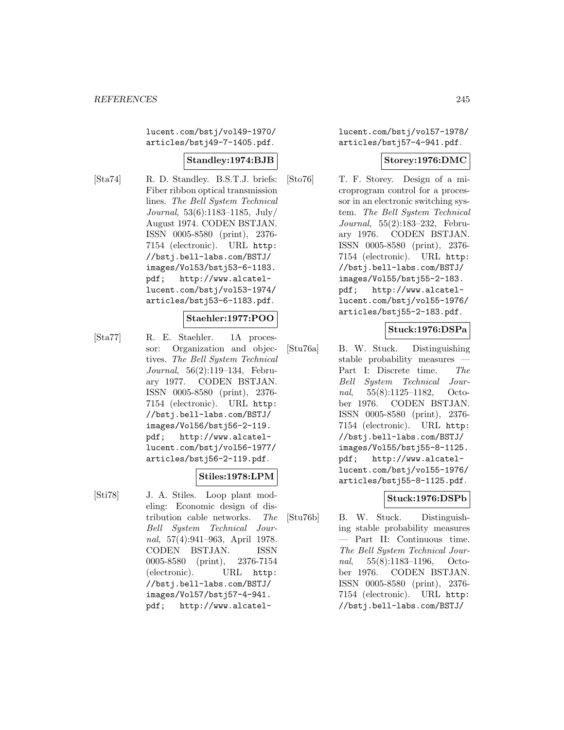lucent.com/bstj/vol49-1970/articles/bstj49-7-1405.pdf.

**Standley:1974:BJB**

[Sta74] R. D. Standley. B.S.T.J. briefs: Fiber ribbon optical transmission lines. *The Bell System Technical Journal*, 53(6):1183–1185, July/August 1974. CODEN BSTJAN. ISSN 0005-8580 (print), 2376-7154 (electronic). URL http://bstj.bell-labs.com/BSTJ/images/Vol53/bstj53-6-1183.pdf; http://www.alcatel-lucent.com/bstj/vol53-1974/articles/bstj53-6-1183.pdf.

**Staehler:1977:POO**

[Sta77] R. E. Staehler. 1A processor: Organization and objectives. *The Bell System Technical Journal*, 56(2):119–134, February 1977. CODEN BSTJAN. ISSN 0005-8580 (print), 2376-7154 (electronic). URL http://bstj.bell-labs.com/BSTJ/images/Vol56/bstj56-2-119.pdf; http://www.alcatel-lucent.com/bstj/vol56-1977/articles/bstj56-2-119.pdf.

**Stiles:1978:LPM**

[Sti78] J. A. Stiles. Loop plant modeling: Economic design of distribution cable networks. *The Bell System Technical Journal*, 57(4):941–963, April 1978. CODEN BSTJAN. ISSN 0005-8580 (print), 2376-7154 (electronic). URL http://bstj.bell-labs.com/BSTJ/images/Vol57/bstj57-4-941.pdf; http://www.alcatel-lucent.com/bstj/vol57-1978/articles/bstj57-4-941.pdf.

**Storey:1976:DMC**

[Sto76] T. F. Storey. Design of a microprogram control for a processor in an electronic switching system. *The Bell System Technical Journal*, 55(2):183–232, February 1976. CODEN BSTJAN. ISSN 0005-8580 (print), 2376-7154 (electronic). URL http://bstj.bell-labs.com/BSTJ/images/Vol55/bstj55-2-183.pdf; http://www.alcatel-lucent.com/bstj/vol55-1976/articles/bstj55-2-183.pdf.

**Stuck:1976:DSPa**

[Stu76a] B. W. Stuck. Distinguishing stable probability measures — Part I: Discrete time. *The Bell System Technical Journal*, 55(8):1125–1182, October 1976. CODEN BSTJAN. ISSN 0005-8580 (print), 2376-7154 (electronic). URL http://bstj.bell-labs.com/BSTJ/images/Vol55/bstj55-8-1125.pdf; http://www.alcatel-lucent.com/bstj/vol55-1976/articles/bstj55-8-1125.pdf.

**Stuck:1976:DSPb**

[Stu76b] B. W. Stuck. Distinguishing stable probability measures — Part II: Continuous time. *The Bell System Technical Journal*, 55(8):1183–1196, October 1976. CODEN BSTJAN. ISSN 0005-8580 (print), 2376-7154 (electronic). URL http://bstj.bell-labs.com/BSTJ/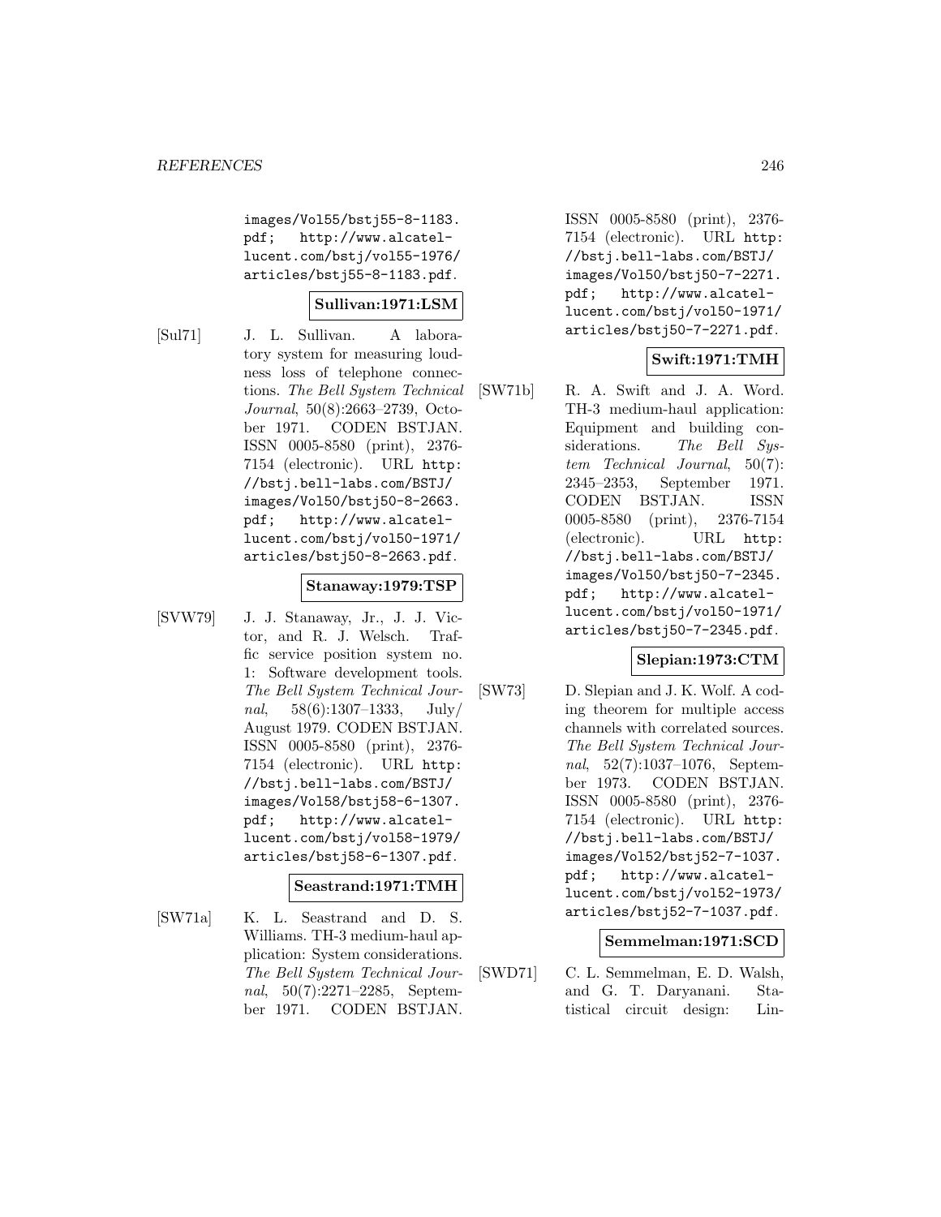images/Vol55/bstj55-8-1183.pdf; http://www.alcatel-lucent.com/bstj/vol55-1976/articles/bstj55-8-1183.pdf.

**Sullivan:1971:LSM**

[Sul71] J. L. Sullivan. A laboratory system for measuring loudness loss of telephone connections. *The Bell System Technical Journal*, 50(8):2663–2739, October 1971. CODEN BSTJAN. ISSN 0005-8580 (print), 2376-7154 (electronic). URL http://bstj.bell-labs.com/BSTJ/images/Vol50/bstj50-8-2663.pdf; http://www.alcatel-lucent.com/bstj/vol50-1971/articles/bstj50-8-2663.pdf.

**Stanaway:1979:TSP**

[SVW79] J. J. Stanaway, Jr., J. J. Victor, and R. J. Welsch. Traffic service position system no. 1: Software development tools. *The Bell System Technical Journal*, 58(6):1307–1333, July/August 1979. CODEN BSTJAN. ISSN 0005-8580 (print), 2376-7154 (electronic). URL http://bstj.bell-labs.com/BSTJ/images/Vol58/bstj58-6-1307.pdf; http://www.alcatel-lucent.com/bstj/vol58-1979/articles/bstj58-6-1307.pdf.

**Seastrand:1971:TMH**

[SW71a] K. L. Seastrand and D. S. Williams. TH-3 medium-haul application: System considerations. *The Bell System Technical Journal*, 50(7):2271–2285, September 1971. CODEN BSTJAN. ISSN 0005-8580 (print), 2376-7154 (electronic). URL http://bstj.bell-labs.com/BSTJ/images/Vol50/bstj50-7-2271.pdf; http://www.alcatel-lucent.com/bstj/vol50-1971/articles/bstj50-7-2271.pdf.

**Swift:1971:TMH**

[SW71b] R. A. Swift and J. A. Word. TH-3 medium-haul application: Equipment and building considerations. *The Bell System Technical Journal*, 50(7):2345–2353, September 1971. CODEN BSTJAN. ISSN 0005-8580 (print), 2376-7154 (electronic). URL http://bstj.bell-labs.com/BSTJ/images/Vol50/bstj50-7-2345.pdf; http://www.alcatel-lucent.com/bstj/vol50-1971/articles/bstj50-7-2345.pdf.

**Slepian:1973:CTM**

[SW73] D. Slepian and J. K. Wolf. A coding theorem for multiple access channels with correlated sources. *The Bell System Technical Journal*, 52(7):1037–1076, September 1973. CODEN BSTJAN. ISSN 0005-8580 (print), 2376-7154 (electronic). URL http://bstj.bell-labs.com/BSTJ/images/Vol52/bstj52-7-1037.pdf; http://www.alcatel-lucent.com/bstj/vol52-1973/articles/bstj52-7-1037.pdf.

**Semmelman:1971:SCD**

[SWD71] C. L. Semmelman, E. D. Walsh, and G. T. Daryanani. Statistical circuit design: Lin-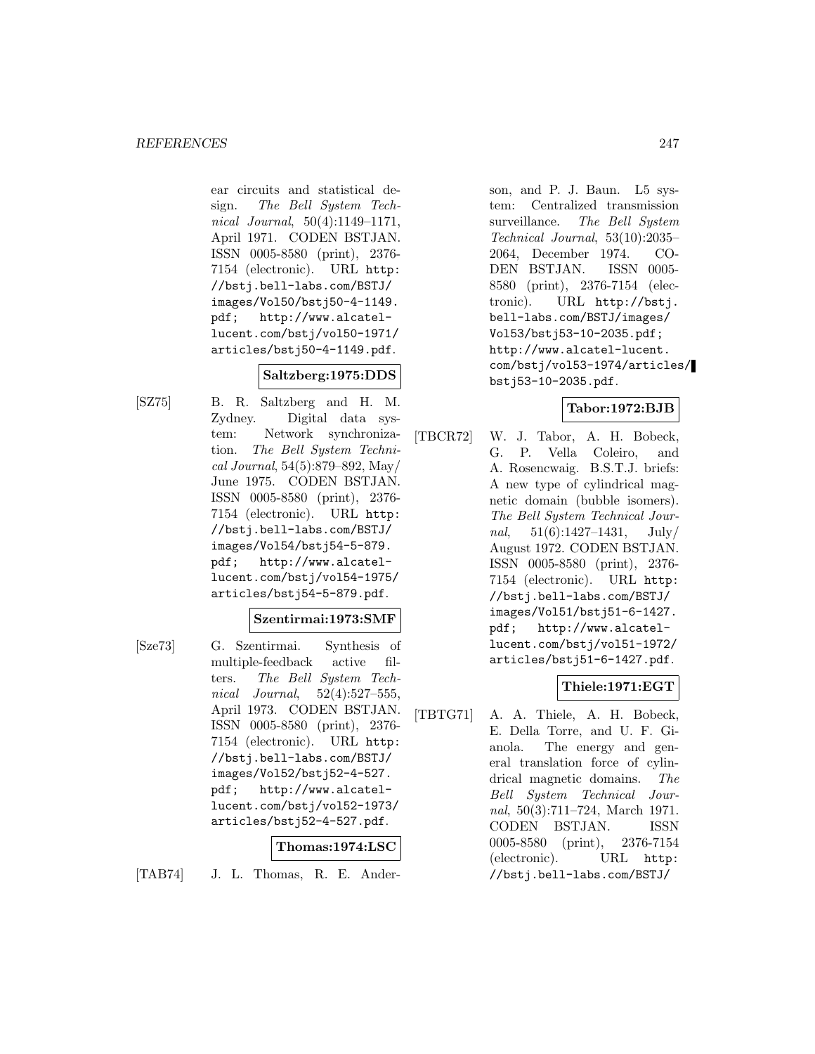ear circuits and statistical design. *The Bell System Technical Journal*, 50(4):1149–1171, April 1971. CODEN BSTJAN. ISSN 0005-8580 (print), 2376-7154 (electronic). URL http://bstj.bell-labs.com/BSTJ/images/Vol50/bstj50-4-1149.pdf; http://www.alcatel-lucent.com/bstj/vol50-1971/articles/bstj50-4-1149.pdf.

**Saltzberg:1975:DDS**

[SZ75] B. R. Saltzberg and H. M. Zydney. Digital data system: Network synchronization. *The Bell System Technical Journal*, 54(5):879–892, May/June 1975. CODEN BSTJAN. ISSN 0005-8580 (print), 2376-7154 (electronic). URL http://bstj.bell-labs.com/BSTJ/images/Vol54/bstj54-5-879.pdf; http://www.alcatel-lucent.com/bstj/vol54-1975/articles/bstj54-5-879.pdf.

**Szentirmai:1973:SMF**

[Sze73] G. Szentirmai. Synthesis of multiple-feedback active filters. *The Bell System Technical Journal*, 52(4):527–555, April 1973. CODEN BSTJAN. ISSN 0005-8580 (print), 2376-7154 (electronic). URL http://bstj.bell-labs.com/BSTJ/images/Vol52/bstj52-4-527.pdf; http://www.alcatel-lucent.com/bstj/vol52-1973/articles/bstj52-4-527.pdf.

**Thomas:1974:LSC**

[TAB74] J. L. Thomas, R. E. Anderson, and P. J. Baun. L5 system: Centralized transmission surveillance. *The Bell System Technical Journal*, 53(10):2035–2064, December 1974. CODEN BSTJAN. ISSN 0005-8580 (print), 2376-7154 (electronic). URL http://bstj.bell-labs.com/BSTJ/images/Vol53/bstj53-10-2035.pdf; http://www.alcatel-lucent.com/bstj/vol53-1974/articles/bstj53-10-2035.pdf.

**Tabor:1972:BJB**

[TBCR72] W. J. Tabor, A. H. Bobeck, G. P. Vella Coleiro, and A. Rosencwaig. B.S.T.J. briefs: A new type of cylindrical magnetic domain (bubble isomers). *The Bell System Technical Journal*, 51(6):1427–1431, July/August 1972. CODEN BSTJAN. ISSN 0005-8580 (print), 2376-7154 (electronic). URL http://bstj.bell-labs.com/BSTJ/images/Vol51/bstj51-6-1427.pdf; http://www.alcatel-lucent.com/bstj/vol51-1972/articles/bstj51-6-1427.pdf.

**Thiele:1971:EGT**

[TBTG71] A. A. Thiele, A. H. Bobeck, E. Della Torre, and U. F. Gianola. The energy and general translation force of cylindrical magnetic domains. *The Bell System Technical Journal*, 50(3):711–724, March 1971. CODEN BSTJAN. ISSN 0005-8580 (print), 2376-7154 (electronic). URL http://bstj.bell-labs.com/BSTJ/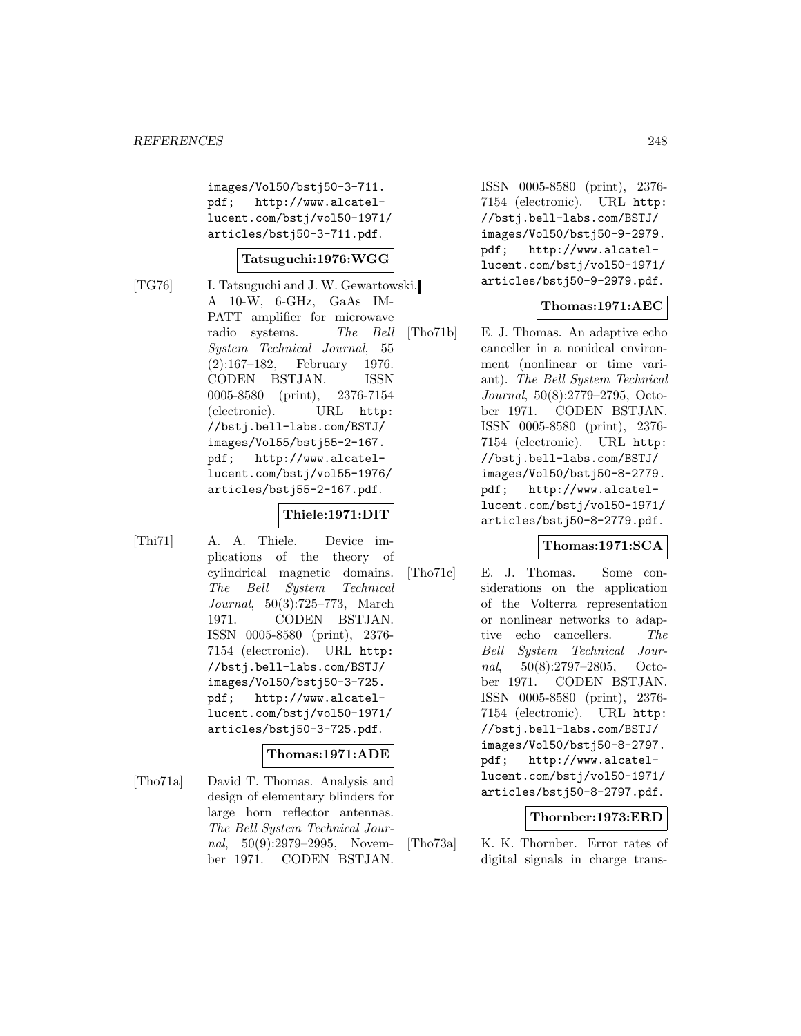images/Vol50/bstj50-3-711.pdf; http://www.alcatel-lucent.com/bstj/vol50-1971/articles/bstj50-3-711.pdf.

**Tatsuguchi:1976:WGG**

[TG76] I. Tatsuguchi and J. W. Gewartowski. A 10-W, 6-GHz, GaAs IMPATT amplifier for microwave radio systems. *The Bell System Technical Journal*, 55 (2):167–182, February 1976. CODEN BSTJAN. ISSN 0005-8580 (print), 2376-7154 (electronic). URL http://bstj.bell-labs.com/BSTJ/images/Vol55/bstj55-2-167.pdf; http://www.alcatel-lucent.com/bstj/vol55-1976/articles/bstj55-2-167.pdf.

**Thiele:1971:DIT**

[Thi71] A. A. Thiele. Device implications of the theory of cylindrical magnetic domains. *The Bell System Technical Journal*, 50(3):725–773, March 1971. CODEN BSTJAN. ISSN 0005-8580 (print), 2376-7154 (electronic). URL http://bstj.bell-labs.com/BSTJ/images/Vol50/bstj50-3-725.pdf; http://www.alcatel-lucent.com/bstj/vol50-1971/articles/bstj50-3-725.pdf.

**Thomas:1971:ADE**

[Tho71a] David T. Thomas. Analysis and design of elementary blinders for large horn reflector antennas. *The Bell System Technical Journal*, 50(9):2979–2995, November 1971. CODEN BSTJAN. ISSN 0005-8580 (print), 2376-7154 (electronic). URL http://bstj.bell-labs.com/BSTJ/images/Vol50/bstj50-9-2979.pdf; http://www.alcatel-lucent.com/bstj/vol50-1971/articles/bstj50-9-2979.pdf.

**Thomas:1971:AEC**

[Tho71b] E. J. Thomas. An adaptive echo canceller in a nonideal environment (nonlinear or time variant). *The Bell System Technical Journal*, 50(8):2779–2795, October 1971. CODEN BSTJAN. ISSN 0005-8580 (print), 2376-7154 (electronic). URL http://bstj.bell-labs.com/BSTJ/images/Vol50/bstj50-8-2779.pdf; http://www.alcatel-lucent.com/bstj/vol50-1971/articles/bstj50-8-2779.pdf.

**Thomas:1971:SCA**

[Tho71c] E. J. Thomas. Some considerations on the application of the Volterra representation or nonlinear networks to adaptive echo cancellers. *The Bell System Technical Journal*, 50(8):2797–2805, October 1971. CODEN BSTJAN. ISSN 0005-8580 (print), 2376-7154 (electronic). URL http://bstj.bell-labs.com/BSTJ/images/Vol50/bstj50-8-2797.pdf; http://www.alcatel-lucent.com/bstj/vol50-1971/articles/bstj50-8-2797.pdf.

**Thornber:1973:ERD**

[Tho73a] K. K. Thornber. Error rates of digital signals in charge trans-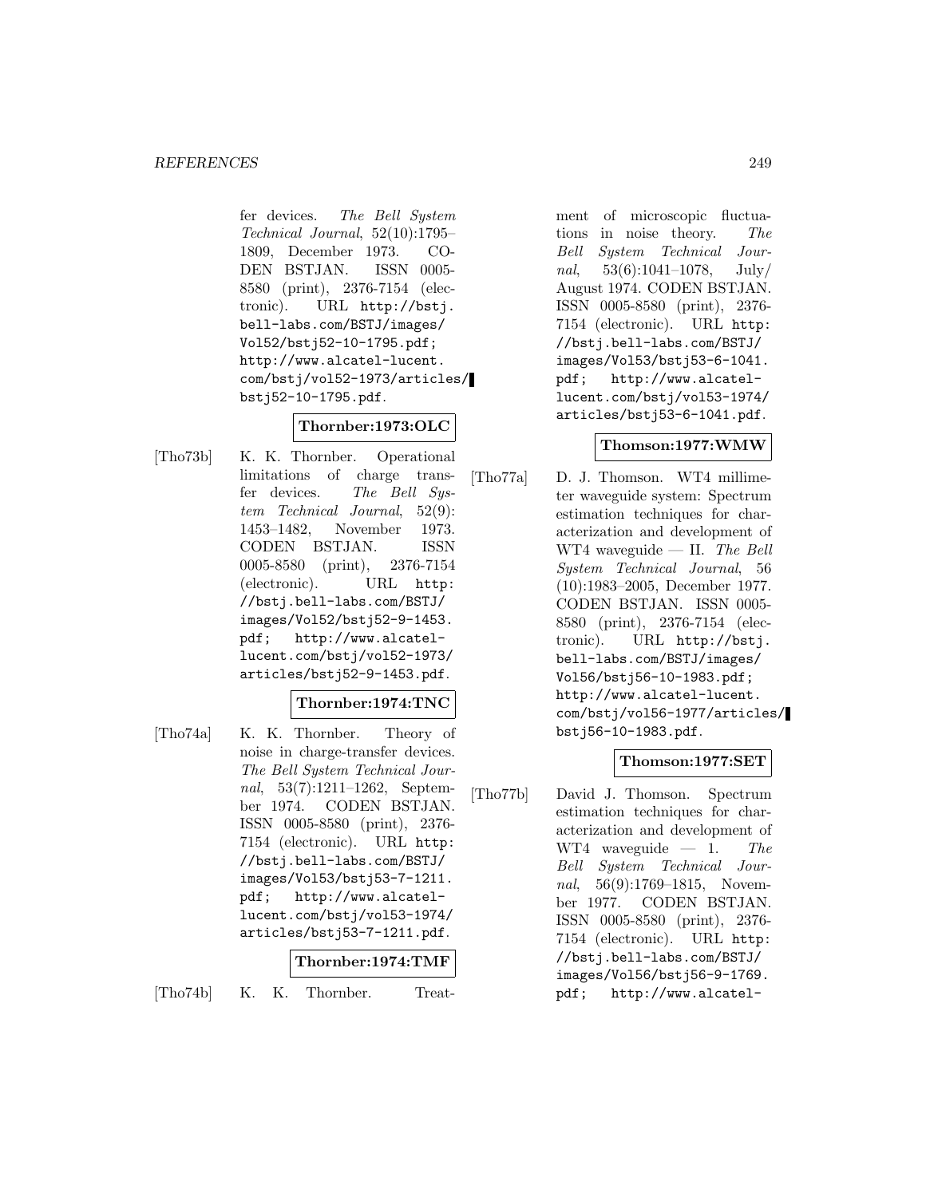fer devices. *The Bell System Technical Journal*, 52(10):1795–1809, December 1973. CODEN BSTJAN. ISSN 0005-8580 (print), 2376-7154 (electronic). URL http://bstj.bell-labs.com/BSTJ/images/Vol52/bstj52-10-1795.pdf; http://www.alcatel-lucent.com/bstj/vol52-1973/articles/bstj52-10-1795.pdf.

**Thornber:1973:OLC**

[Tho73b] K. K. Thornber. Operational limitations of charge transfer devices. *The Bell System Technical Journal*, 52(9):1453–1482, November 1973. CODEN BSTJAN. ISSN 0005-8580 (print), 2376-7154 (electronic). URL http://bstj.bell-labs.com/BSTJ/images/Vol52/bstj52-9-1453.pdf; http://www.alcatel-lucent.com/bstj/vol52-1973/articles/bstj52-9-1453.pdf.

**Thornber:1974:TNC**

[Tho74a] K. K. Thornber. Theory of noise in charge-transfer devices. *The Bell System Technical Journal*, 53(7):1211–1262, September 1974. CODEN BSTJAN. ISSN 0005-8580 (print), 2376-7154 (electronic). URL http://bstj.bell-labs.com/BSTJ/images/Vol53/bstj53-7-1211.pdf; http://www.alcatel-lucent.com/bstj/vol53-1974/articles/bstj53-7-1211.pdf.

**Thornber:1974:TMF**

[Tho74b] K. K. Thornber. Treatment of microscopic fluctuations in noise theory. *The Bell System Technical Journal*, 53(6):1041–1078, July/August 1974. CODEN BSTJAN. ISSN 0005-8580 (print), 2376-7154 (electronic). URL http://bstj.bell-labs.com/BSTJ/images/Vol53/bstj53-6-1041.pdf; http://www.alcatel-lucent.com/bstj/vol53-1974/articles/bstj53-6-1041.pdf.

**Thomson:1977:WMW**

[Tho77a] D. J. Thomson. WT4 millimeter waveguide system: Spectrum estimation techniques for characterization and development of WT4 waveguide — II. *The Bell System Technical Journal*, 56(10):1983–2005, December 1977. CODEN BSTJAN. ISSN 0005-8580 (print), 2376-7154 (electronic). URL http://bstj.bell-labs.com/BSTJ/images/Vol56/bstj56-10-1983.pdf; http://www.alcatel-lucent.com/bstj/vol56-1977/articles/bstj56-10-1983.pdf.

**Thomson:1977:SET**

[Tho77b] David J. Thomson. Spectrum estimation techniques for characterization and development of WT4 waveguide — 1. *The Bell System Technical Journal*, 56(9):1769–1815, November 1977. CODEN BSTJAN. ISSN 0005-8580 (print), 2376-7154 (electronic). URL http://bstj.bell-labs.com/BSTJ/images/Vol56/bstj56-9-1769.pdf; http://www.alcatel-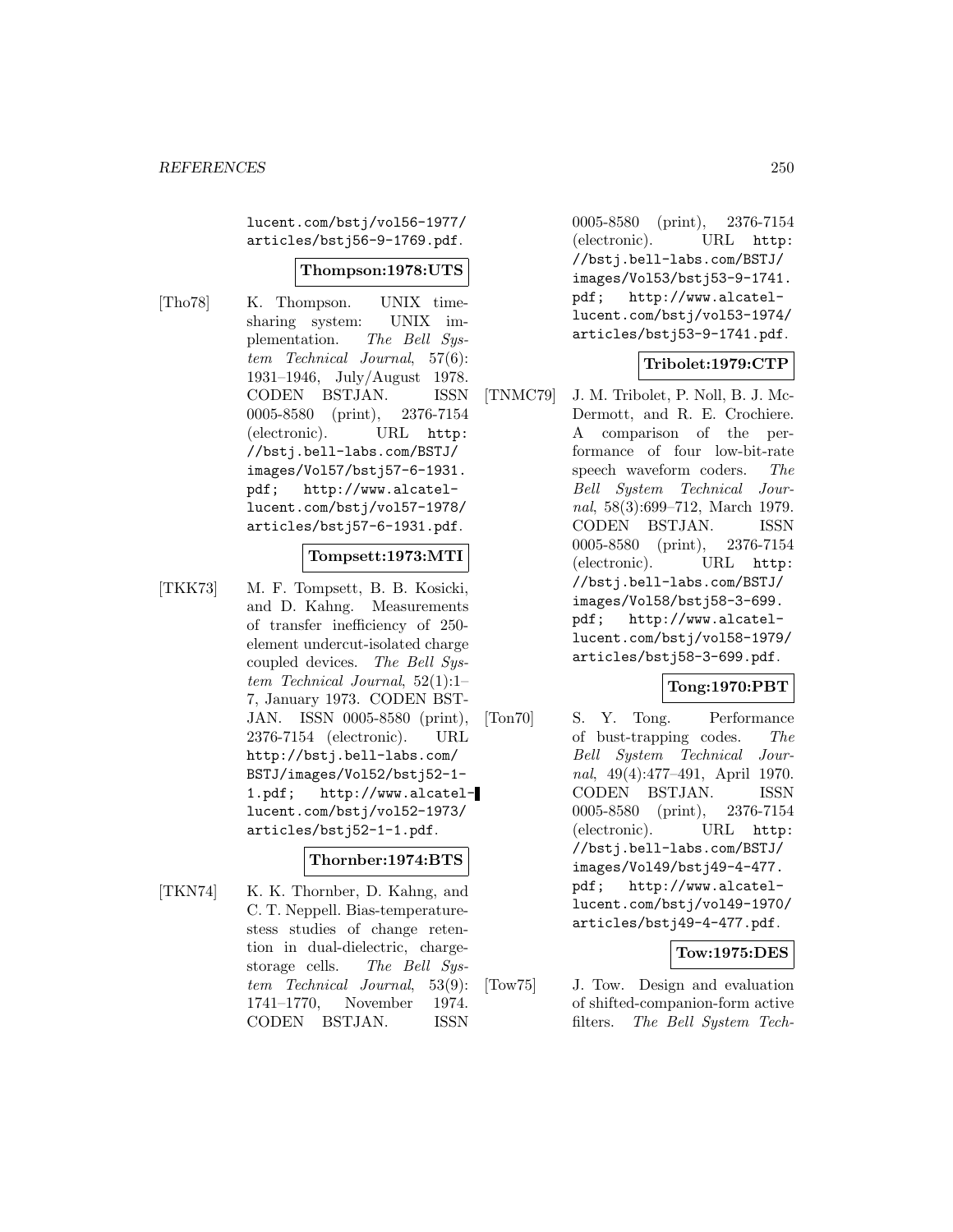lucent.com/bstj/vol56-1977/articles/bstj56-9-1769.pdf.

**Thompson:1978:UTS**

[Tho78] K. Thompson. UNIX time-sharing system: UNIX implementation. *The Bell System Technical Journal*, 57(6): 1931–1946, July/August 1978. CODEN BSTJAN. ISSN 0005-8580 (print), 2376-7154 (electronic). URL http://bstj.bell-labs.com/BSTJ/images/Vol57/bstj57-6-1931.pdf; http://www.alcatel-lucent.com/bstj/vol57-1978/articles/bstj57-6-1931.pdf.

**Tompsett:1973:MTI**

[TKK73] M. F. Tompsett, B. B. Kosicki, and D. Kahng. Measurements of transfer inefficiency of 250-element undercut-isolated charge coupled devices. *The Bell System Technical Journal*, 52(1):1–7, January 1973. CODEN BSTJAN. ISSN 0005-8580 (print), 2376-7154 (electronic). URL http://bstj.bell-labs.com/BSTJ/images/Vol52/bstj52-1-1.pdf; http://www.alcatel-lucent.com/bstj/vol52-1973/articles/bstj52-1-1.pdf.

**Thornber:1974:BTS**

[TKN74] K. K. Thornber, D. Kahng, and C. T. Neppell. Bias-temperature-stess studies of change retention in dual-dielectric, charge-storage cells. *The Bell System Technical Journal*, 53(9): 1741–1770, November 1974. CODEN BSTJAN. ISSN 0005-8580 (print), 2376-7154 (electronic). URL http://bstj.bell-labs.com/BSTJ/images/Vol53/bstj53-9-1741.pdf; http://www.alcatel-lucent.com/bstj/vol53-1974/articles/bstj53-9-1741.pdf.

**Tribolet:1979:CTP**

[TNMC79] J. M. Tribolet, P. Noll, B. J. McDermott, and R. E. Crochiere. A comparison of the performance of four low-bit-rate speech waveform coders. *The Bell System Technical Journal*, 58(3):699–712, March 1979. CODEN BSTJAN. ISSN 0005-8580 (print), 2376-7154 (electronic). URL http://bstj.bell-labs.com/BSTJ/images/Vol58/bstj58-3-699.pdf; http://www.alcatel-lucent.com/bstj/vol58-1979/articles/bstj58-3-699.pdf.

**Tong:1970:PBT**

[Ton70] S. Y. Tong. Performance of bust-trapping codes. *The Bell System Technical Journal*, 49(4):477–491, April 1970. CODEN BSTJAN. ISSN 0005-8580 (print), 2376-7154 (electronic). URL http://bstj.bell-labs.com/BSTJ/images/Vol49/bstj49-4-477.pdf; http://www.alcatel-lucent.com/bstj/vol49-1970/articles/bstj49-4-477.pdf.

**Tow:1975:DES**

[Tow75] J. Tow. Design and evaluation of shifted-companion-form active filters. *The Bell System Tech-*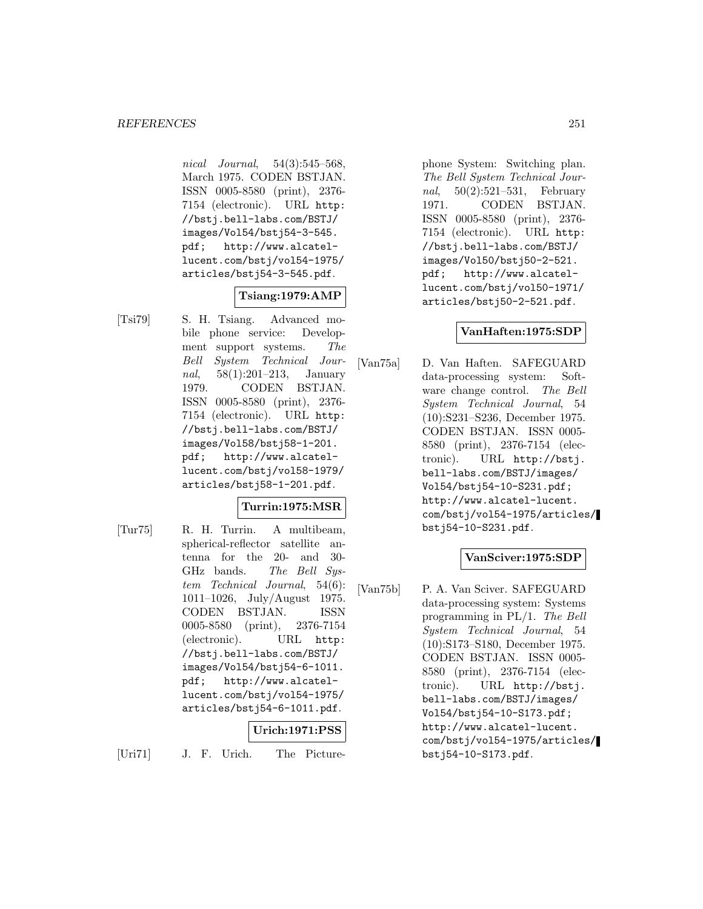*nical Journal*, 54(3):545–568, March 1975. CODEN BSTJAN. ISSN 0005-8580 (print), 2376-7154 (electronic). URL http://bstj.bell-labs.com/BSTJ/images/Vol54/bstj54-3-545.pdf; http://www.alcatel-lucent.com/bstj/vol54-1975/articles/bstj54-3-545.pdf.

**Tsiang:1979:AMP**

[Tsi79] S. H. Tsiang. Advanced mobile phone service: Development support systems. *The Bell System Technical Journal*, 58(1):201–213, January 1979. CODEN BSTJAN. ISSN 0005-8580 (print), 2376-7154 (electronic). URL http://bstj.bell-labs.com/BSTJ/images/Vol58/bstj58-1-201.pdf; http://www.alcatel-lucent.com/bstj/vol58-1979/articles/bstj58-1-201.pdf.

**Turrin:1975:MSR**

[Tur75] R. H. Turrin. A multibeam, spherical-reflector satellite antenna for the 20- and 30-GHz bands. *The Bell System Technical Journal*, 54(6):1011–1026, July/August 1975. CODEN BSTJAN. ISSN 0005-8580 (print), 2376-7154 (electronic). URL http://bstj.bell-labs.com/BSTJ/images/Vol54/bstj54-6-1011.pdf; http://www.alcatel-lucent.com/bstj/vol54-1975/articles/bstj54-6-1011.pdf.

**Urich:1971:PSS**

[Uri71] J. F. Urich. The Picturephone System: Switching plan. *The Bell System Technical Journal*, 50(2):521–531, February 1971. CODEN BSTJAN. ISSN 0005-8580 (print), 2376-7154 (electronic). URL http://bstj.bell-labs.com/BSTJ/images/Vol50/bstj50-2-521.pdf; http://www.alcatel-lucent.com/bstj/vol50-1971/articles/bstj50-2-521.pdf.

**VanHaften:1975:SDP**

[Van75a] D. Van Haften. SAFEGUARD data-processing system: Software change control. *The Bell System Technical Journal*, 54 (10):S231–S236, December 1975. CODEN BSTJAN. ISSN 0005-8580 (print), 2376-7154 (electronic). URL http://bstj.bell-labs.com/BSTJ/images/Vol54/bstj54-10-S231.pdf; http://www.alcatel-lucent.com/bstj/vol54-1975/articles/bstj54-10-S231.pdf.

**VanSciver:1975:SDP**

[Van75b] P. A. Van Sciver. SAFEGUARD data-processing system: Systems programming in PL/1. *The Bell System Technical Journal*, 54 (10):S173–S180, December 1975. CODEN BSTJAN. ISSN 0005-8580 (print), 2376-7154 (electronic). URL http://bstj.bell-labs.com/BSTJ/images/Vol54/bstj54-10-S173.pdf; http://www.alcatel-lucent.com/bstj/vol54-1975/articles/bstj54-10-S173.pdf.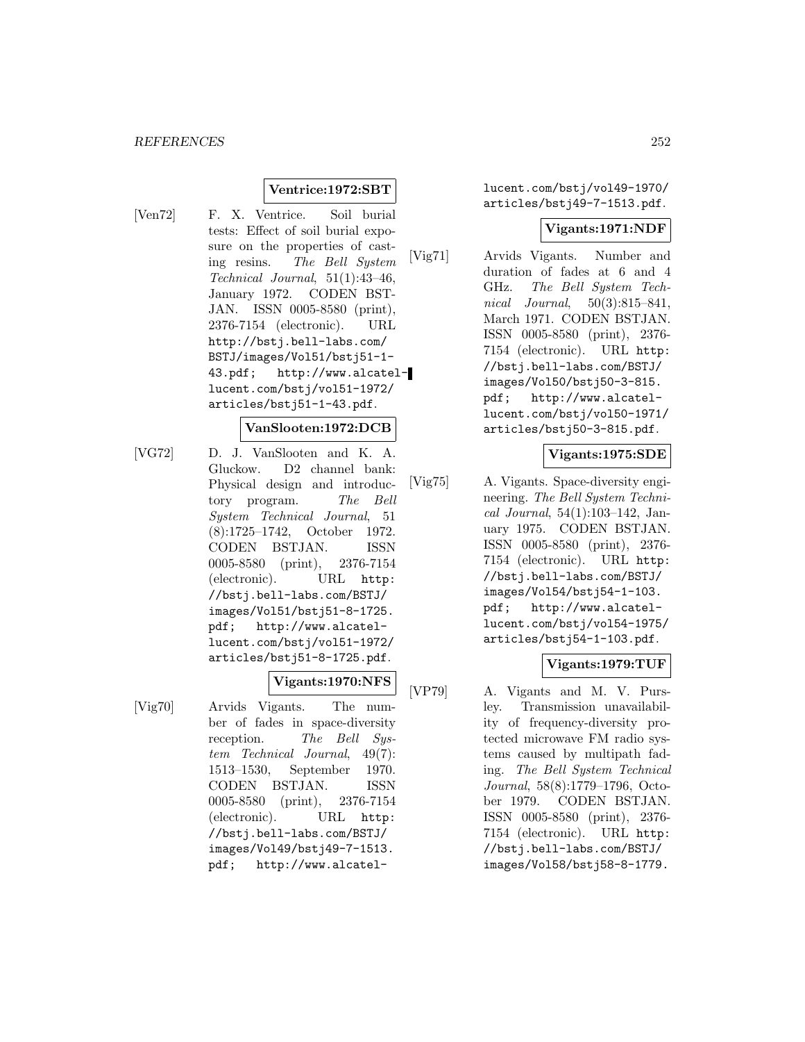**Ventrice:1972:SBT**

[Ven72] F. X. Ventrice. Soil burial tests: Effect of soil burial exposure on the properties of casting resins. *The Bell System Technical Journal*, 51(1):43–46, January 1972. CODEN BSTJAN. ISSN 0005-8580 (print), 2376-7154 (electronic). URL http://bstj.bell-labs.com/BSTJ/images/Vol51/bstj51-1-43.pdf; http://www.alcatel-lucent.com/bstj/vol51-1972/articles/bstj51-1-43.pdf.

**VanSlooten:1972:DCB**

[VG72] D. J. VanSlooten and K. A. Gluckow. D2 channel bank: Physical design and introductory program. *The Bell System Technical Journal*, 51(8):1725–1742, October 1972. CODEN BSTJAN. ISSN 0005-8580 (print), 2376-7154 (electronic). URL http://bstj.bell-labs.com/BSTJ/images/Vol51/bstj51-8-1725.pdf; http://www.alcatel-lucent.com/bstj/vol51-1972/articles/bstj51-8-1725.pdf.

**Vigants:1970:NFS**

[Vig70] Arvids Vigants. The number of fades in space-diversity reception. *The Bell System Technical Journal*, 49(7):1513–1530, September 1970. CODEN BSTJAN. ISSN 0005-8580 (print), 2376-7154 (electronic). URL http://bstj.bell-labs.com/BSTJ/images/Vol49/bstj49-7-1513.pdf; http://www.alcatel-lucent.com/bstj/vol49-1970/articles/bstj49-7-1513.pdf.

**Vigants:1971:NDF**

[Vig71] Arvids Vigants. Number and duration of fades at 6 and 4 GHz. *The Bell System Technical Journal*, 50(3):815–841, March 1971. CODEN BSTJAN. ISSN 0005-8580 (print), 2376-7154 (electronic). URL http://bstj.bell-labs.com/BSTJ/images/Vol50/bstj50-3-815.pdf; http://www.alcatel-lucent.com/bstj/vol50-1971/articles/bstj50-3-815.pdf.

**Vigants:1975:SDE**

[Vig75] A. Vigants. Space-diversity engineering. *The Bell System Technical Journal*, 54(1):103–142, January 1975. CODEN BSTJAN. ISSN 0005-8580 (print), 2376-7154 (electronic). URL http://bstj.bell-labs.com/BSTJ/images/Vol54/bstj54-1-103.pdf; http://www.alcatel-lucent.com/bstj/vol54-1975/articles/bstj54-1-103.pdf.

**Vigants:1979:TUF**

[VP79] A. Vigants and M. V. Pursley. Transmission unavailability of frequency-diversity protected microwave FM radio systems caused by multipath fading. *The Bell System Technical Journal*, 58(8):1779–1796, October 1979. CODEN BSTJAN. ISSN 0005-8580 (print), 2376-7154 (electronic). URL http://bstj.bell-labs.com/BSTJ/images/Vol58/bstj58-8-1779.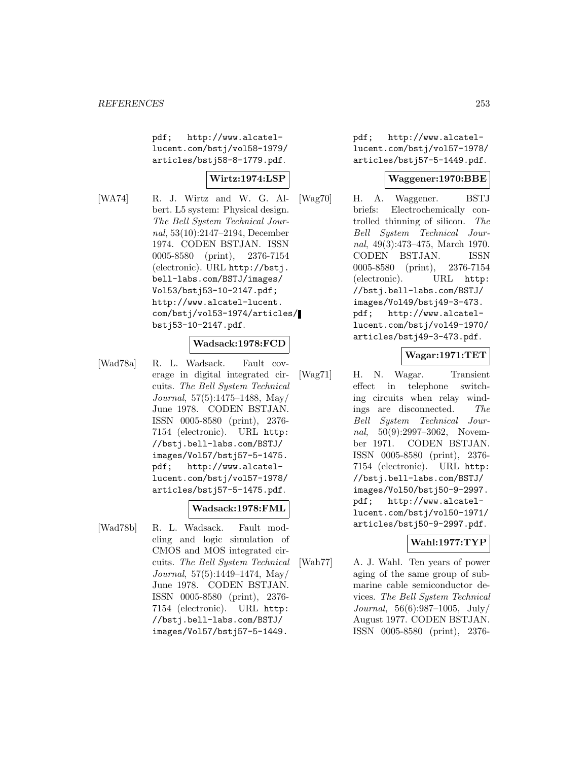pdf; http://www.alcatel-lucent.com/bstj/vol58-1979/articles/bstj58-8-1779.pdf.

**Wirtz:1974:LSP**

[WA74] R. J. Wirtz and W. G. Albert. L5 system: Physical design. *The Bell System Technical Journal*, 53(10):2147–2194, December 1974. CODEN BSTJAN. ISSN 0005-8580 (print), 2376-7154 (electronic). URL http://bstj.bell-labs.com/BSTJ/images/Vol53/bstj53-10-2147.pdf; http://www.alcatel-lucent.com/bstj/vol53-1974/articles/bstj53-10-2147.pdf.

**Wadsack:1978:FCD**

[Wad78a] R. L. Wadsack. Fault coverage in digital integrated circuits. *The Bell System Technical Journal*, 57(5):1475–1488, May/June 1978. CODEN BSTJAN. ISSN 0005-8580 (print), 2376-7154 (electronic). URL http://bstj.bell-labs.com/BSTJ/images/Vol57/bstj57-5-1475.pdf; http://www.alcatel-lucent.com/bstj/vol57-1978/articles/bstj57-5-1475.pdf.

**Wadsack:1978:FML**

[Wad78b] R. L. Wadsack. Fault modeling and logic simulation of CMOS and MOS integrated circuits. *The Bell System Technical Journal*, 57(5):1449–1474, May/June 1978. CODEN BSTJAN. ISSN 0005-8580 (print), 2376-7154 (electronic). URL http://bstj.bell-labs.com/BSTJ/images/Vol57/bstj57-5-1449.pdf; http://www.alcatel-lucent.com/bstj/vol57-1978/articles/bstj57-5-1449.pdf.

**Waggener:1970:BBE**

[Wag70] H. A. Waggener. BSTJ briefs: Electrochemically controlled thinning of silicon. *The Bell System Technical Journal*, 49(3):473–475, March 1970. CODEN BSTJAN. ISSN 0005-8580 (print), 2376-7154 (electronic). URL http://bstj.bell-labs.com/BSTJ/images/Vol49/bstj49-3-473.pdf; http://www.alcatel-lucent.com/bstj/vol49-1970/articles/bstj49-3-473.pdf.

**Wagar:1971:TET**

[Wag71] H. N. Wagar. Transient effect in telephone switching circuits when relay windings are disconnected. *The Bell System Technical Journal*, 50(9):2997–3062, November 1971. CODEN BSTJAN. ISSN 0005-8580 (print), 2376-7154 (electronic). URL http://bstj.bell-labs.com/BSTJ/images/Vol50/bstj50-9-2997.pdf; http://www.alcatel-lucent.com/bstj/vol50-1971/articles/bstj50-9-2997.pdf.

**Wahl:1977:TYP**

[Wah77] A. J. Wahl. Ten years of power aging of the same group of submarine cable semiconductor devices. *The Bell System Technical Journal*, 56(6):987–1005, July/August 1977. CODEN BSTJAN. ISSN 0005-8580 (print), 2376-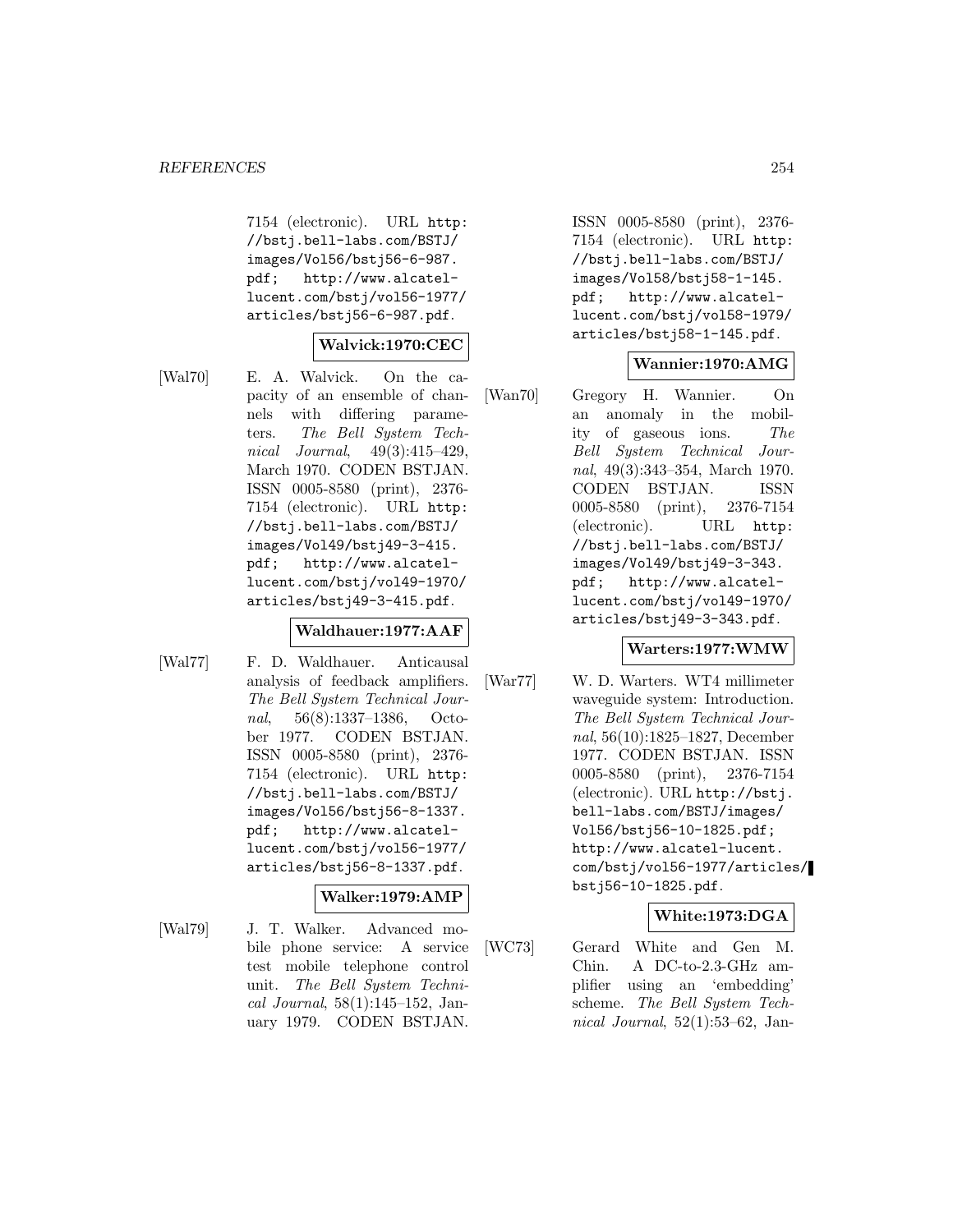7154 (electronic). URL http://bstj.bell-labs.com/BSTJ/images/Vol56/bstj56-6-987.pdf; http://www.alcatel-lucent.com/bstj/vol56-1977/articles/bstj56-6-987.pdf.

**Walvick:1970:CEC**

[Wal70] E. A. Walvick. On the capacity of an ensemble of channels with differing parameters. *The Bell System Technical Journal*, 49(3):415–429, March 1970. CODEN BSTJAN. ISSN 0005-8580 (print), 2376-7154 (electronic). URL http://bstj.bell-labs.com/BSTJ/images/Vol49/bstj49-3-415.pdf; http://www.alcatel-lucent.com/bstj/vol49-1970/articles/bstj49-3-415.pdf.

**Waldhauer:1977:AAF**

[Wal77] F. D. Waldhauer. Anticausal analysis of feedback amplifiers. *The Bell System Technical Journal*, 56(8):1337–1386, October 1977. CODEN BSTJAN. ISSN 0005-8580 (print), 2376-7154 (electronic). URL http://bstj.bell-labs.com/BSTJ/images/Vol56/bstj56-8-1337.pdf; http://www.alcatel-lucent.com/bstj/vol56-1977/articles/bstj56-8-1337.pdf.

**Walker:1979:AMP**

[Wal79] J. T. Walker. Advanced mobile phone service: A service test mobile telephone control unit. *The Bell System Technical Journal*, 58(1):145–152, January 1979. CODEN BSTJAN. ISSN 0005-8580 (print), 2376-7154 (electronic). URL http://bstj.bell-labs.com/BSTJ/images/Vol58/bstj58-1-145.pdf; http://www.alcatel-lucent.com/bstj/vol58-1979/articles/bstj58-1-145.pdf.

**Wannier:1970:AMG**

[Wan70] Gregory H. Wannier. On an anomaly in the mobility of gaseous ions. *The Bell System Technical Journal*, 49(3):343–354, March 1970. CODEN BSTJAN. ISSN 0005-8580 (print), 2376-7154 (electronic). URL http://bstj.bell-labs.com/BSTJ/images/Vol49/bstj49-3-343.pdf; http://www.alcatel-lucent.com/bstj/vol49-1970/articles/bstj49-3-343.pdf.

**Warters:1977:WMW**

[War77] W. D. Warters. WT4 millimeter waveguide system: Introduction. *The Bell System Technical Journal*, 56(10):1825–1827, December 1977. CODEN BSTJAN. ISSN 0005-8580 (print), 2376-7154 (electronic). URL http://bstj.bell-labs.com/BSTJ/images/Vol56/bstj56-10-1825.pdf; http://www.alcatel-lucent.com/bstj/vol56-1977/articles/bstj56-10-1825.pdf.

**White:1973:DGA**

[WC73] Gerard White and Gen M. Chin. A DC-to-2.3-GHz amplifier using an 'embedding' scheme. *The Bell System Technical Journal*, 52(1):53–62, Jan-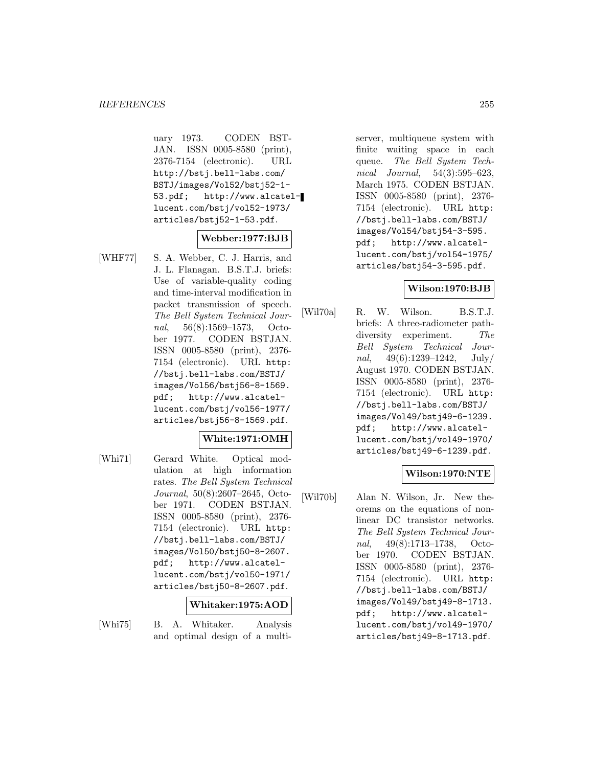uary 1973. CODEN BSTJAN. ISSN 0005-8580 (print), 2376-7154 (electronic). URL http://bstj.bell-labs.com/BSTJ/images/Vol52/bstj52-1-53.pdf; http://www.alcatel-lucent.com/bstj/vol52-1973/articles/bstj52-1-53.pdf.

**Webber:1977:BJB**

[WHF77] S. A. Webber, C. J. Harris, and J. L. Flanagan. B.S.T.J. briefs: Use of variable-quality coding and time-interval modification in packet transmission of speech. *The Bell System Technical Journal*, 56(8):1569–1573, October 1977. CODEN BSTJAN. ISSN 0005-8580 (print), 2376-7154 (electronic). URL http://bstj.bell-labs.com/BSTJ/images/Vol56/bstj56-8-1569.pdf; http://www.alcatel-lucent.com/bstj/vol56-1977/articles/bstj56-8-1569.pdf.

**White:1971:OMH**

[Whi71] Gerard White. Optical modulation at high information rates. *The Bell System Technical Journal*, 50(8):2607–2645, October 1971. CODEN BSTJAN. ISSN 0005-8580 (print), 2376-7154 (electronic). URL http://bstj.bell-labs.com/BSTJ/images/Vol50/bstj50-8-2607.pdf; http://www.alcatel-lucent.com/bstj/vol50-1971/articles/bstj50-8-2607.pdf.

**Whitaker:1975:AOD**

[Whi75] B. A. Whitaker. Analysis and optimal design of a multiserver, multiqueue system with finite waiting space in each queue. *The Bell System Technical Journal*, 54(3):595–623, March 1975. CODEN BSTJAN. ISSN 0005-8580 (print), 2376-7154 (electronic). URL http://bstj.bell-labs.com/BSTJ/images/Vol54/bstj54-3-595.pdf; http://www.alcatel-lucent.com/bstj/vol54-1975/articles/bstj54-3-595.pdf.

**Wilson:1970:BJB**

[Wil70a] R. W. Wilson. B.S.T.J. briefs: A three-radiometer path-diversity experiment. *The Bell System Technical Journal*, 49(6):1239–1242, July/August 1970. CODEN BSTJAN. ISSN 0005-8580 (print), 2376-7154 (electronic). URL http://bstj.bell-labs.com/BSTJ/images/Vol49/bstj49-6-1239.pdf; http://www.alcatel-lucent.com/bstj/vol49-1970/articles/bstj49-6-1239.pdf.

**Wilson:1970:NTE**

[Wil70b] Alan N. Wilson, Jr. New theorems on the equations of nonlinear DC transistor networks. *The Bell System Technical Journal*, 49(8):1713–1738, October 1970. CODEN BSTJAN. ISSN 0005-8580 (print), 2376-7154 (electronic). URL http://bstj.bell-labs.com/BSTJ/images/Vol49/bstj49-8-1713.pdf; http://www.alcatel-lucent.com/bstj/vol49-1970/articles/bstj49-8-1713.pdf.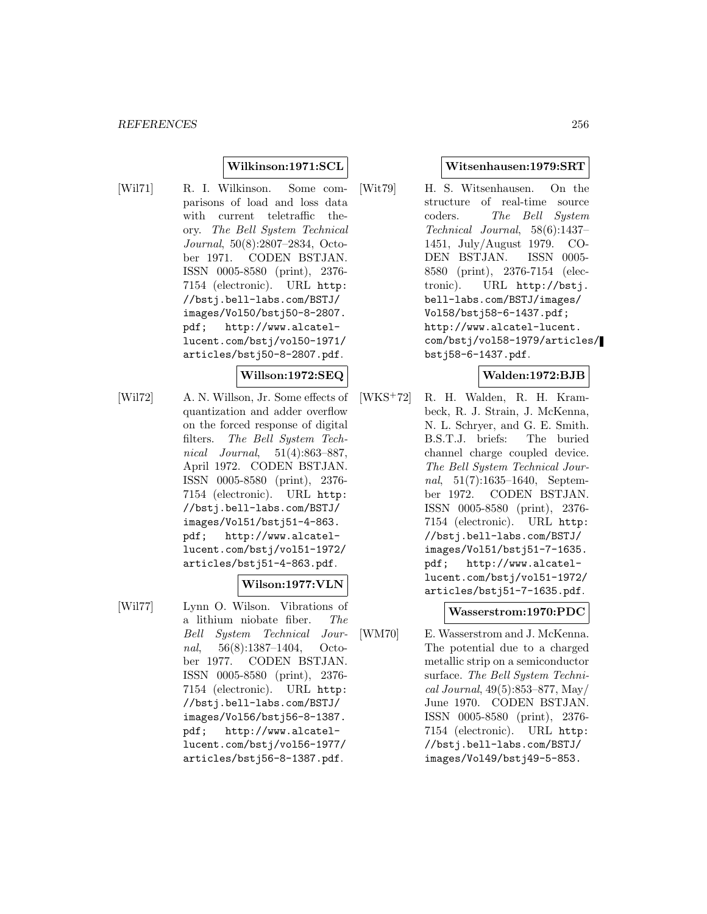**Wilkinson:1971:SCL**

[Wil71] R. I. Wilkinson. Some comparisons of load and loss data with current teletraffic theory. *The Bell System Technical Journal*, 50(8):2807–2834, October 1971. CODEN BSTJAN. ISSN 0005-8580 (print), 2376-7154 (electronic). URL http://bstj.bell-labs.com/BSTJ/images/Vol50/bstj50-8-2807.pdf; http://www.alcatel-lucent.com/bstj/vol50-1971/articles/bstj50-8-2807.pdf.

**Willson:1972:SEQ**

[Wil72] A. N. Willson, Jr. Some effects of quantization and adder overflow on the forced response of digital filters. *The Bell System Technical Journal*, 51(4):863–887, April 1972. CODEN BSTJAN. ISSN 0005-8580 (print), 2376-7154 (electronic). URL http://bstj.bell-labs.com/BSTJ/images/Vol51/bstj51-4-863.pdf; http://www.alcatel-lucent.com/bstj/vol51-1972/articles/bstj51-4-863.pdf.

**Wilson:1977:VLN**

[Wil77] Lynn O. Wilson. Vibrations of a lithium niobate fiber. *The Bell System Technical Journal*, 56(8):1387–1404, October 1977. CODEN BSTJAN. ISSN 0005-8580 (print), 2376-7154 (electronic). URL http://bstj.bell-labs.com/BSTJ/images/Vol56/bstj56-8-1387.pdf; http://www.alcatel-lucent.com/bstj/vol56-1977/articles/bstj56-8-1387.pdf.

**Witsenhausen:1979:SRT**

[Wit79] H. S. Witsenhausen. On the structure of real-time source coders. *The Bell System Technical Journal*, 58(6):1437–1451, July/August 1979. CODEN BSTJAN. ISSN 0005-8580 (print), 2376-7154 (electronic). URL http://bstj.bell-labs.com/BSTJ/images/Vol58/bstj58-6-1437.pdf; http://www.alcatel-lucent.com/bstj/vol58-1979/articles/bstj58-6-1437.pdf.

**Walden:1972:BJB**

[WKS+72] R. H. Walden, R. H. Krambeck, R. J. Strain, J. McKenna, N. L. Schryer, and G. E. Smith. B.S.T.J. briefs: The buried channel charge coupled device. *The Bell System Technical Journal*, 51(7):1635–1640, September 1972. CODEN BSTJAN. ISSN 0005-8580 (print), 2376-7154 (electronic). URL http://bstj.bell-labs.com/BSTJ/images/Vol51/bstj51-7-1635.pdf; http://www.alcatel-lucent.com/bstj/vol51-1972/articles/bstj51-7-1635.pdf.

**Wasserstrom:1970:PDC**

[WM70] E. Wasserstrom and J. McKenna. The potential due to a charged metallic strip on a semiconductor surface. *The Bell System Technical Journal*, 49(5):853–877, May/June 1970. CODEN BSTJAN. ISSN 0005-8580 (print), 2376-7154 (electronic). URL http://bstj.bell-labs.com/BSTJ/images/Vol49/bstj49-5-853.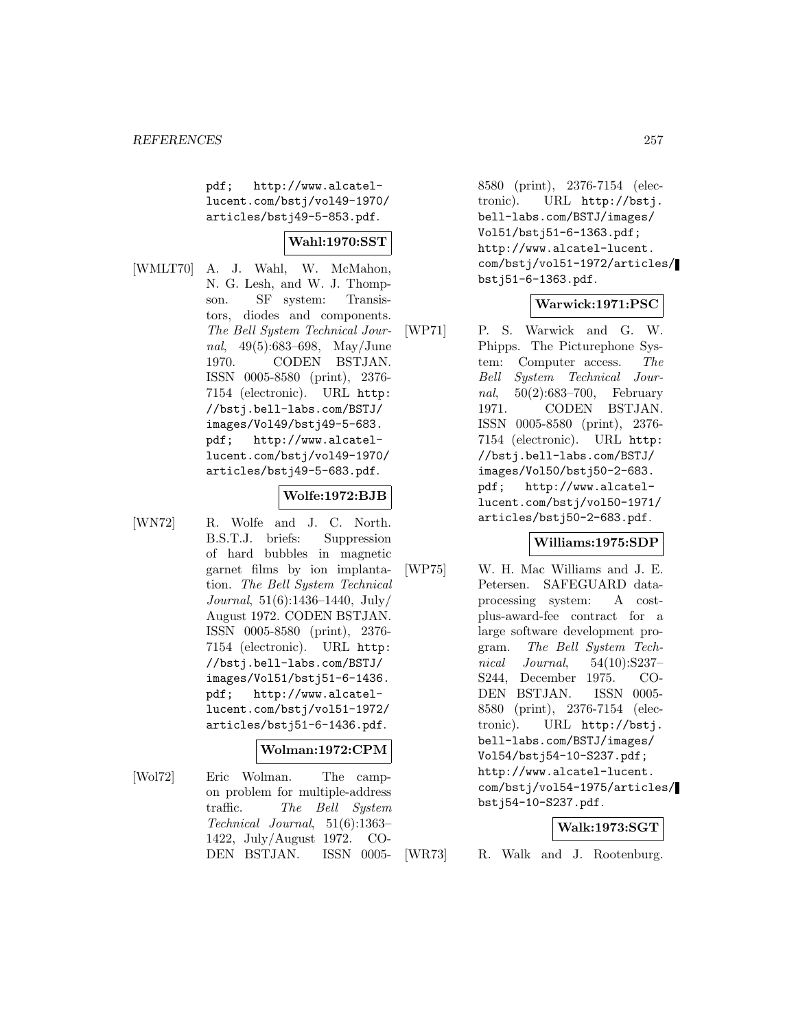pdf; http://www.alcatel-lucent.com/bstj/vol49-1970/articles/bstj49-5-853.pdf.

**Wahl:1970:SST**

[WMLT70] A. J. Wahl, W. McMahon, N. G. Lesh, and W. J. Thompson. SF system: Transistors, diodes and components. *The Bell System Technical Journal*, 49(5):683–698, May/June 1970. CODEN BSTJAN. ISSN 0005-8580 (print), 2376-7154 (electronic). URL http://bstj.bell-labs.com/BSTJ/images/Vol49/bstj49-5-683.pdf; http://www.alcatel-lucent.com/bstj/vol49-1970/articles/bstj49-5-683.pdf.

**Wolfe:1972:BJB**

[WN72] R. Wolfe and J. C. North. B.S.T.J. briefs: Suppression of hard bubbles in magnetic garnet films by ion implantation. *The Bell System Technical Journal*, 51(6):1436–1440, July/August 1972. CODEN BSTJAN. ISSN 0005-8580 (print), 2376-7154 (electronic). URL http://bstj.bell-labs.com/BSTJ/images/Vol51/bstj51-6-1436.pdf; http://www.alcatel-lucent.com/bstj/vol51-1972/articles/bstj51-6-1436.pdf.

**Wolman:1972:CPM**

[Wol72] Eric Wolman. The camp-on problem for multiple-address traffic. *The Bell System Technical Journal*, 51(6):1363–1422, July/August 1972. CODEN BSTJAN. ISSN 0005-8580 (print), 2376-7154 (electronic). URL http://bstj.bell-labs.com/BSTJ/images/Vol51/bstj51-6-1363.pdf; http://www.alcatel-lucent.com/bstj/vol51-1972/articles/bstj51-6-1363.pdf.

**Warwick:1971:PSC**

[WP71] P. S. Warwick and G. W. Phipps. The Picturephone System: Computer access. *The Bell System Technical Journal*, 50(2):683–700, February 1971. CODEN BSTJAN. ISSN 0005-8580 (print), 2376-7154 (electronic). URL http://bstj.bell-labs.com/BSTJ/images/Vol50/bstj50-2-683.pdf; http://www.alcatel-lucent.com/bstj/vol50-1971/articles/bstj50-2-683.pdf.

**Williams:1975:SDP**

[WP75] W. H. Mac Williams and J. E. Petersen. SAFEGUARD data-processing system: A cost-plus-award-fee contract for a large software development program. *The Bell System Technical Journal*, 54(10):S237–S244, December 1975. CODEN BSTJAN. ISSN 0005-8580 (print), 2376-7154 (electronic). URL http://bstj.bell-labs.com/BSTJ/images/Vol54/bstj54-10-S237.pdf; http://www.alcatel-lucent.com/bstj/vol54-1975/articles/bstj54-10-S237.pdf.

**Walk:1973:SGT**

[WR73] R. Walk and J. Rootenburg.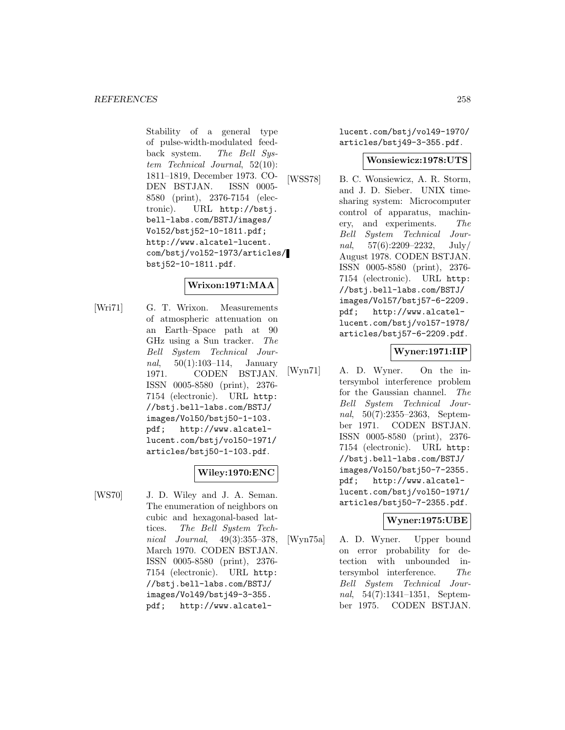Stability of a general type of pulse-width-modulated feedback system. *The Bell System Technical Journal*, 52(10): 1811–1819, December 1973. CODEN BSTJAN. ISSN 0005-8580 (print), 2376-7154 (electronic). URL http://bstj.bell-labs.com/BSTJ/images/Vol52/bstj52-10-1811.pdf; http://www.alcatel-lucent.com/bstj/vol52-1973/articles/bstj52-10-1811.pdf.

**Wrixon:1971:MAA**

[Wri71] G. T. Wrixon. Measurements of atmospheric attenuation on an Earth–Space path at 90 GHz using a Sun tracker. *The Bell System Technical Journal*, 50(1):103–114, January 1971. CODEN BSTJAN. ISSN 0005-8580 (print), 2376-7154 (electronic). URL http://bstj.bell-labs.com/BSTJ/images/Vol50/bstj50-1-103.pdf; http://www.alcatel-lucent.com/bstj/vol50-1971/articles/bstj50-1-103.pdf.

**Wiley:1970:ENC**

[WS70] J. D. Wiley and J. A. Seman. The enumeration of neighbors on cubic and hexagonal-based lattices. *The Bell System Technical Journal*, 49(3):355–378, March 1970. CODEN BSTJAN. ISSN 0005-8580 (print), 2376-7154 (electronic). URL http://bstj.bell-labs.com/BSTJ/images/Vol49/bstj49-3-355.pdf; http://www.alcatel-lucent.com/bstj/vol49-1970/articles/bstj49-3-355.pdf.

**Wonsiewicz:1978:UTS**

[WSS78] B. C. Wonsiewicz, A. R. Storm, and J. D. Sieber. UNIX timesharing system: Microcomputer control of apparatus, machinery, and experiments. *The Bell System Technical Journal*, 57(6):2209–2232, July/August 1978. CODEN BSTJAN. ISSN 0005-8580 (print), 2376-7154 (electronic). URL http://bstj.bell-labs.com/BSTJ/images/Vol57/bstj57-6-2209.pdf; http://www.alcatel-lucent.com/bstj/vol57-1978/articles/bstj57-6-2209.pdf.

**Wyner:1971:IIP**

[Wyn71] A. D. Wyner. On the intersymbol interference problem for the Gaussian channel. *The Bell System Technical Journal*, 50(7):2355–2363, September 1971. CODEN BSTJAN. ISSN 0005-8580 (print), 2376-7154 (electronic). URL http://bstj.bell-labs.com/BSTJ/images/Vol50/bstj50-7-2355.pdf; http://www.alcatel-lucent.com/bstj/vol50-1971/articles/bstj50-7-2355.pdf.

**Wyner:1975:UBE**

[Wyn75a] A. D. Wyner. Upper bound on error probability for detection with unbounded intersymbol interference. *The Bell System Technical Journal*, 54(7):1341–1351, September 1975. CODEN BSTJAN.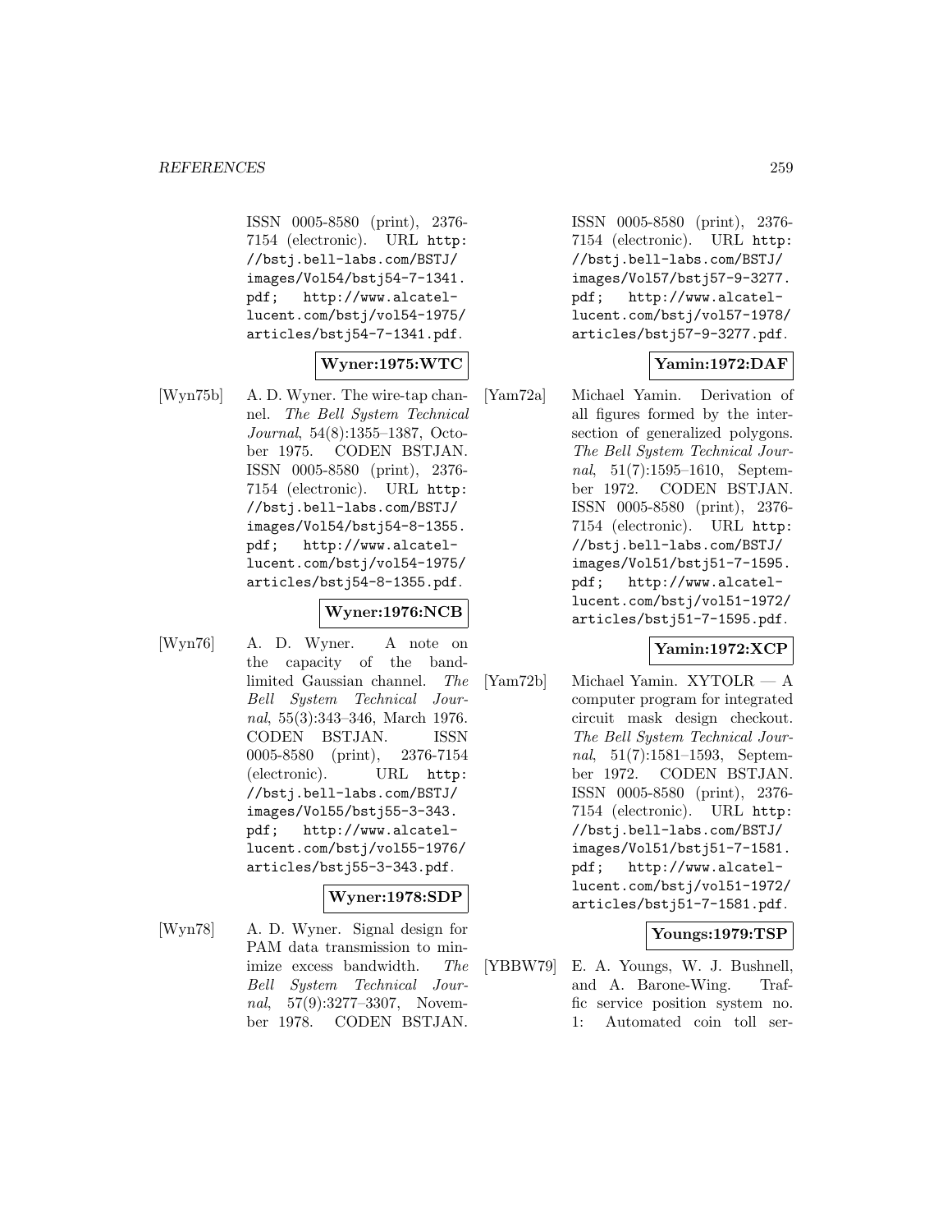ISSN 0005-8580 (print), 2376-7154 (electronic). URL http://bstj.bell-labs.com/BSTJ/images/Vol54/bstj54-7-1341.pdf; http://www.alcatel-lucent.com/bstj/vol54-1975/articles/bstj54-7-1341.pdf.

**Wyner:1975:WTC**

[Wyn75b] A. D. Wyner. The wire-tap channel. *The Bell System Technical Journal*, 54(8):1355–1387, October 1975. CODEN BSTJAN. ISSN 0005-8580 (print), 2376-7154 (electronic). URL http://bstj.bell-labs.com/BSTJ/images/Vol54/bstj54-8-1355.pdf; http://www.alcatel-lucent.com/bstj/vol54-1975/articles/bstj54-8-1355.pdf.

**Wyner:1976:NCB**

[Wyn76] A. D. Wyner. A note on the capacity of the band-limited Gaussian channel. *The Bell System Technical Journal*, 55(3):343–346, March 1976. CODEN BSTJAN. ISSN 0005-8580 (print), 2376-7154 (electronic). URL http://bstj.bell-labs.com/BSTJ/images/Vol55/bstj55-3-343.pdf; http://www.alcatel-lucent.com/bstj/vol55-1976/articles/bstj55-3-343.pdf.

**Wyner:1978:SDP**

[Wyn78] A. D. Wyner. Signal design for PAM data transmission to minimize excess bandwidth. *The Bell System Technical Journal*, 57(9):3277–3307, November 1978. CODEN BSTJAN. ISSN 0005-8580 (print), 2376-7154 (electronic). URL http://bstj.bell-labs.com/BSTJ/images/Vol57/bstj57-9-3277.pdf; http://www.alcatel-lucent.com/bstj/vol57-1978/articles/bstj57-9-3277.pdf.

**Yamin:1972:DAF**

[Yam72a] Michael Yamin. Derivation of all figures formed by the intersection of generalized polygons. *The Bell System Technical Journal*, 51(7):1595–1610, September 1972. CODEN BSTJAN. ISSN 0005-8580 (print), 2376-7154 (electronic). URL http://bstj.bell-labs.com/BSTJ/images/Vol51/bstj51-7-1595.pdf; http://www.alcatel-lucent.com/bstj/vol51-1972/articles/bstj51-7-1595.pdf.

**Yamin:1972:XCP**

[Yam72b] Michael Yamin. XYTOLR — A computer program for integrated circuit mask design checkout. *The Bell System Technical Journal*, 51(7):1581–1593, September 1972. CODEN BSTJAN. ISSN 0005-8580 (print), 2376-7154 (electronic). URL http://bstj.bell-labs.com/BSTJ/images/Vol51/bstj51-7-1581.pdf; http://www.alcatel-lucent.com/bstj/vol51-1972/articles/bstj51-7-1581.pdf.

**Youngs:1979:TSP**

[YBBW79] E. A. Youngs, W. J. Bushnell, and A. Barone-Wing. Traffic service position system no. 1: Automated coin toll ser-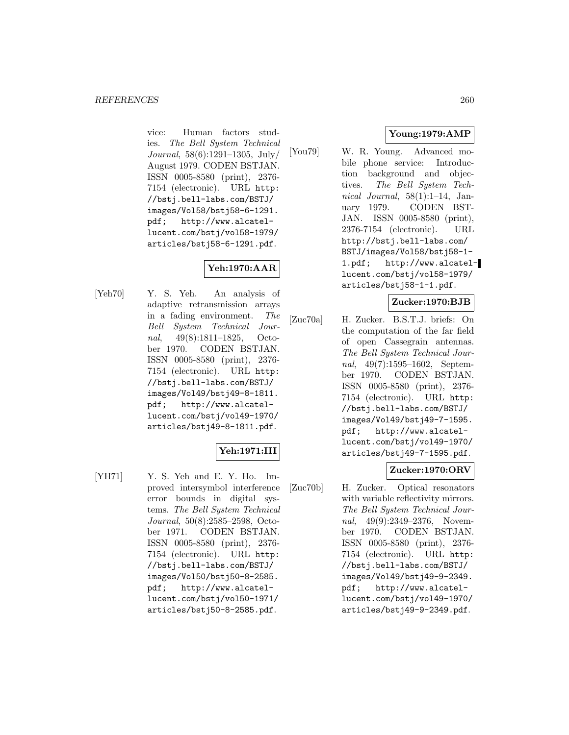vice: Human factors studies. *The Bell System Technical Journal*, 58(6):1291–1305, July/ August 1979. CODEN BSTJAN. ISSN 0005-8580 (print), 2376-7154 (electronic). URL http://bstj.bell-labs.com/BSTJ/images/Vol58/bstj58-6-1291.pdf; http://www.alcatel-lucent.com/bstj/vol58-1979/articles/bstj58-6-1291.pdf.

**Yeh:1970:AAR**

[Yeh70] Y. S. Yeh. An analysis of adaptive retransmission arrays in a fading environment. *The Bell System Technical Journal*, 49(8):1811–1825, October 1970. CODEN BSTJAN. ISSN 0005-8580 (print), 2376-7154 (electronic). URL http://bstj.bell-labs.com/BSTJ/images/Vol49/bstj49-8-1811.pdf; http://www.alcatel-lucent.com/bstj/vol49-1970/articles/bstj49-8-1811.pdf.

**Yeh:1971:III**

[YH71] Y. S. Yeh and E. Y. Ho. Improved intersymbol interference error bounds in digital systems. *The Bell System Technical Journal*, 50(8):2585–2598, October 1971. CODEN BSTJAN. ISSN 0005-8580 (print), 2376-7154 (electronic). URL http://bstj.bell-labs.com/BSTJ/images/Vol50/bstj50-8-2585.pdf; http://www.alcatel-lucent.com/bstj/vol50-1971/articles/bstj50-8-2585.pdf.

**Young:1979:AMP**

[You79] W. R. Young. Advanced mobile phone service: Introduction background and objectives. *The Bell System Technical Journal*, 58(1):1–14, January 1979. CODEN BSTJAN. ISSN 0005-8580 (print), 2376-7154 (electronic). URL http://bstj.bell-labs.com/BSTJ/images/Vol58/bstj58-1-1.pdf; http://www.alcatel-lucent.com/bstj/vol58-1979/articles/bstj58-1-1.pdf.

**Zucker:1970:BJB**

[Zuc70a] H. Zucker. B.S.T.J. briefs: On the computation of the far field of open Cassegrain antennas. *The Bell System Technical Journal*, 49(7):1595–1602, September 1970. CODEN BSTJAN. ISSN 0005-8580 (print), 2376-7154 (electronic). URL http://bstj.bell-labs.com/BSTJ/images/Vol49/bstj49-7-1595.pdf; http://www.alcatel-lucent.com/bstj/vol49-1970/articles/bstj49-7-1595.pdf.

**Zucker:1970:ORV**

[Zuc70b] H. Zucker. Optical resonators with variable reflectivity mirrors. *The Bell System Technical Journal*, 49(9):2349–2376, November 1970. CODEN BSTJAN. ISSN 0005-8580 (print), 2376-7154 (electronic). URL http://bstj.bell-labs.com/BSTJ/images/Vol49/bstj49-9-2349.pdf; http://www.alcatel-lucent.com/bstj/vol49-1970/articles/bstj49-9-2349.pdf.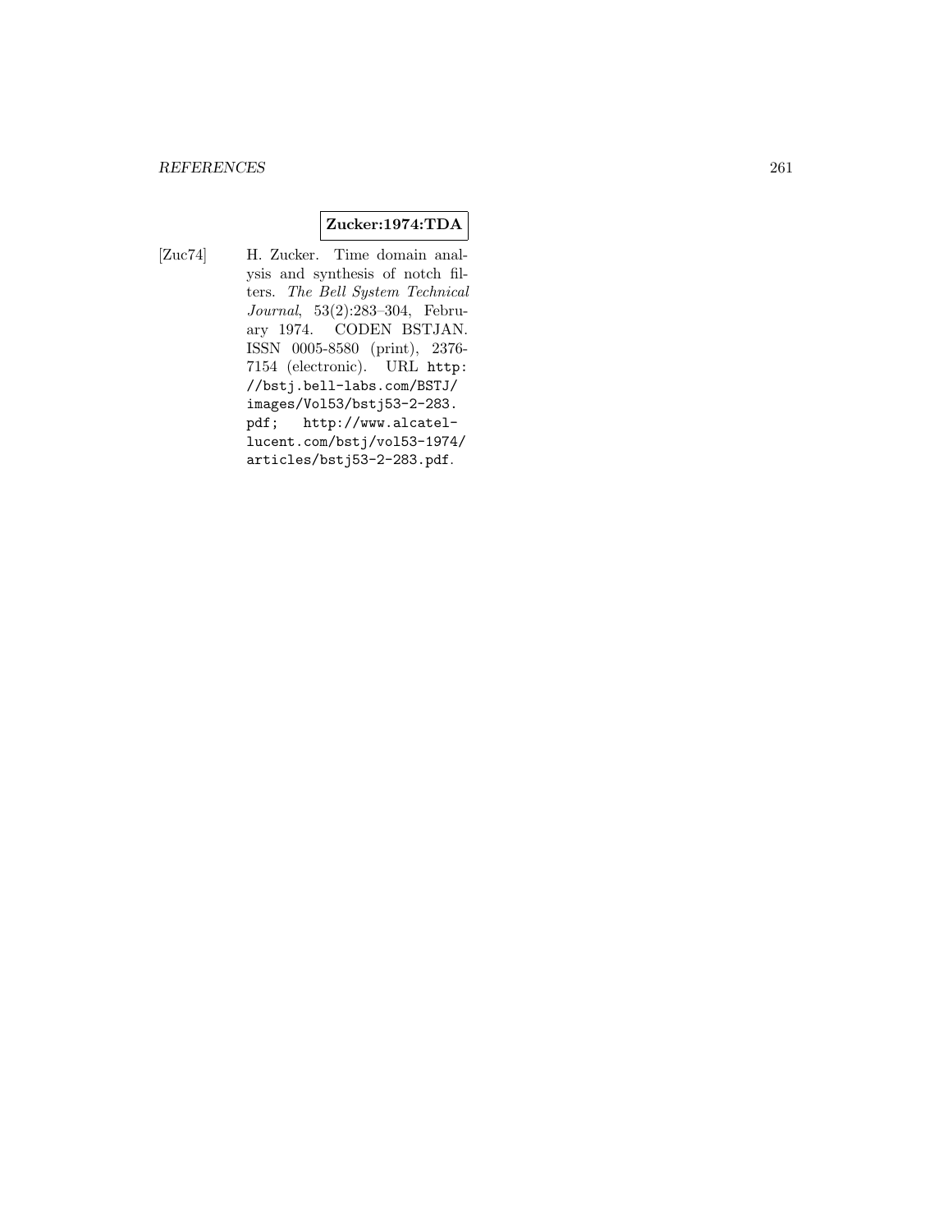**Zucker:1974:TDA**

[Zuc74] H. Zucker. Time domain analysis and synthesis of notch filters. *The Bell System Technical Journal*, 53(2):283–304, February 1974. CODEN BSTJAN. ISSN 0005-8580 (print), 2376-7154 (electronic). URL `http://bstj.bell-labs.com/BSTJ/images/Vol53/bstj53-2-283.pdf`; `http://www.alcatel-lucent.com/bstj/vol53-1974/articles/bstj53-2-283.pdf`.